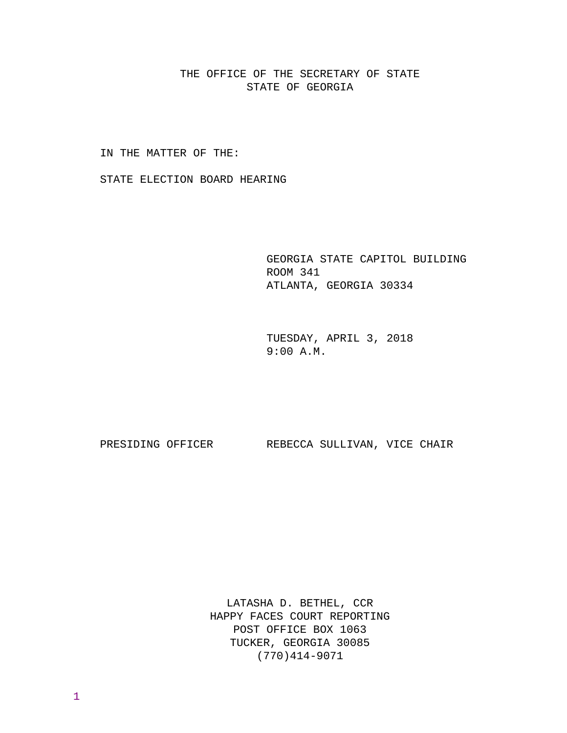THE OFFICE OF THE SECRETARY OF STATE
STATE OF GEORGIA

IN THE MATTER OF THE:

STATE ELECTION BOARD HEARING

GEORGIA STATE CAPITOL BUILDING
ROOM 341
ATLANTA, GEORGIA 30334

TUESDAY, APRIL 3, 2018
9:00 A.M.

PRESIDING OFFICER REBECCA SULLIVAN, VICE CHAIR

LATASHA D. BETHEL, CCR
HAPPY FACES COURT REPORTING
POST OFFICE BOX 1063
TUCKER, GEORGIA 30085
(770)414-9071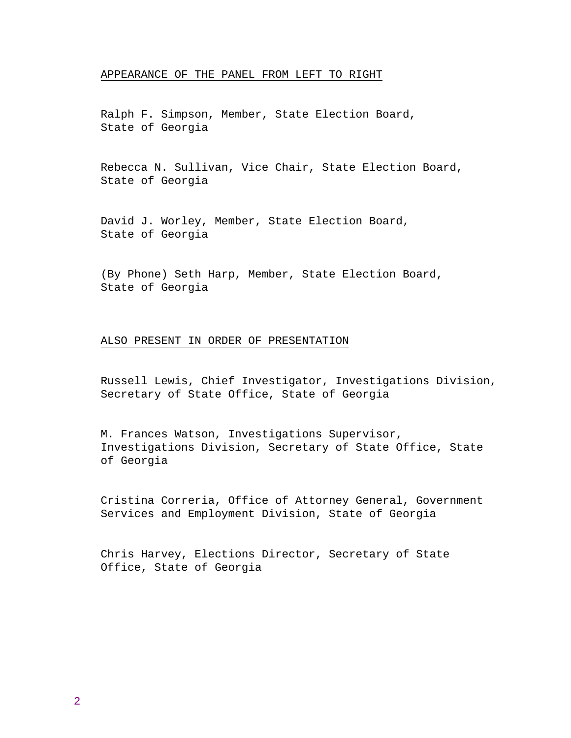APPEARANCE OF THE PANEL FROM LEFT TO RIGHT

Ralph F. Simpson, Member, State Election Board,
State of Georgia

Rebecca N. Sullivan, Vice Chair, State Election Board,
State of Georgia

David J. Worley, Member, State Election Board,
State of Georgia

(By Phone) Seth Harp, Member, State Election Board,
State of Georgia

ALSO PRESENT IN ORDER OF PRESENTATION

Russell Lewis, Chief Investigator, Investigations Division,
Secretary of State Office, State of Georgia

M. Frances Watson, Investigations Supervisor,
Investigations Division, Secretary of State Office, State
of Georgia

Cristina Correria, Office of Attorney General, Government
Services and Employment Division, State of Georgia

Chris Harvey, Elections Director, Secretary of State
Office, State of Georgia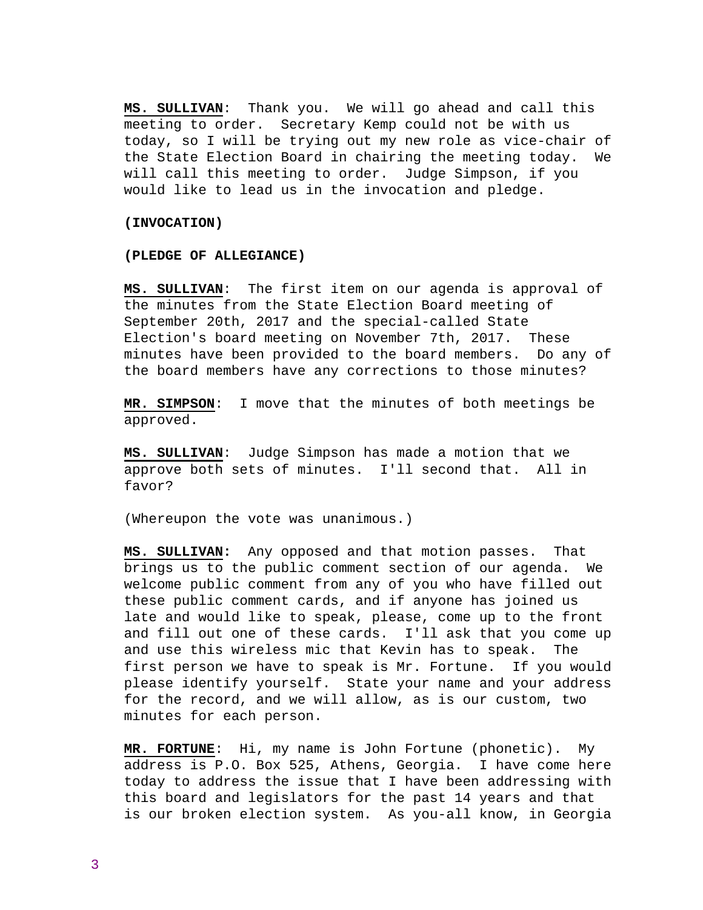**MS. SULLIVAN**: Thank you. We will go ahead and call this meeting to order. Secretary Kemp could not be with us today, so I will be trying out my new role as vice-chair of the State Election Board in chairing the meeting today. We will call this meeting to order. Judge Simpson, if you would like to lead us in the invocation and pledge.

**(INVOCATION)**

**(PLEDGE OF ALLEGIANCE)**

**MS. SULLIVAN**: The first item on our agenda is approval of the minutes from the State Election Board meeting of September 20th, 2017 and the special-called State Election's board meeting on November 7th, 2017. These minutes have been provided to the board members. Do any of the board members have any corrections to those minutes?

**MR. SIMPSON**: I move that the minutes of both meetings be approved.

**MS. SULLIVAN**: Judge Simpson has made a motion that we approve both sets of minutes. I'll second that. All in favor?

(Whereupon the vote was unanimous.)

**MS. SULLIVAN:** Any opposed and that motion passes. That brings us to the public comment section of our agenda. We welcome public comment from any of you who have filled out these public comment cards, and if anyone has joined us late and would like to speak, please, come up to the front and fill out one of these cards. I'll ask that you come up and use this wireless mic that Kevin has to speak. The first person we have to speak is Mr. Fortune. If you would please identify yourself. State your name and your address for the record, and we will allow, as is our custom, two minutes for each person.

**MR. FORTUNE**: Hi, my name is John Fortune (phonetic). My address is P.O. Box 525, Athens, Georgia. I have come here today to address the issue that I have been addressing with this board and legislators for the past 14 years and that is our broken election system. As you-all know, in Georgia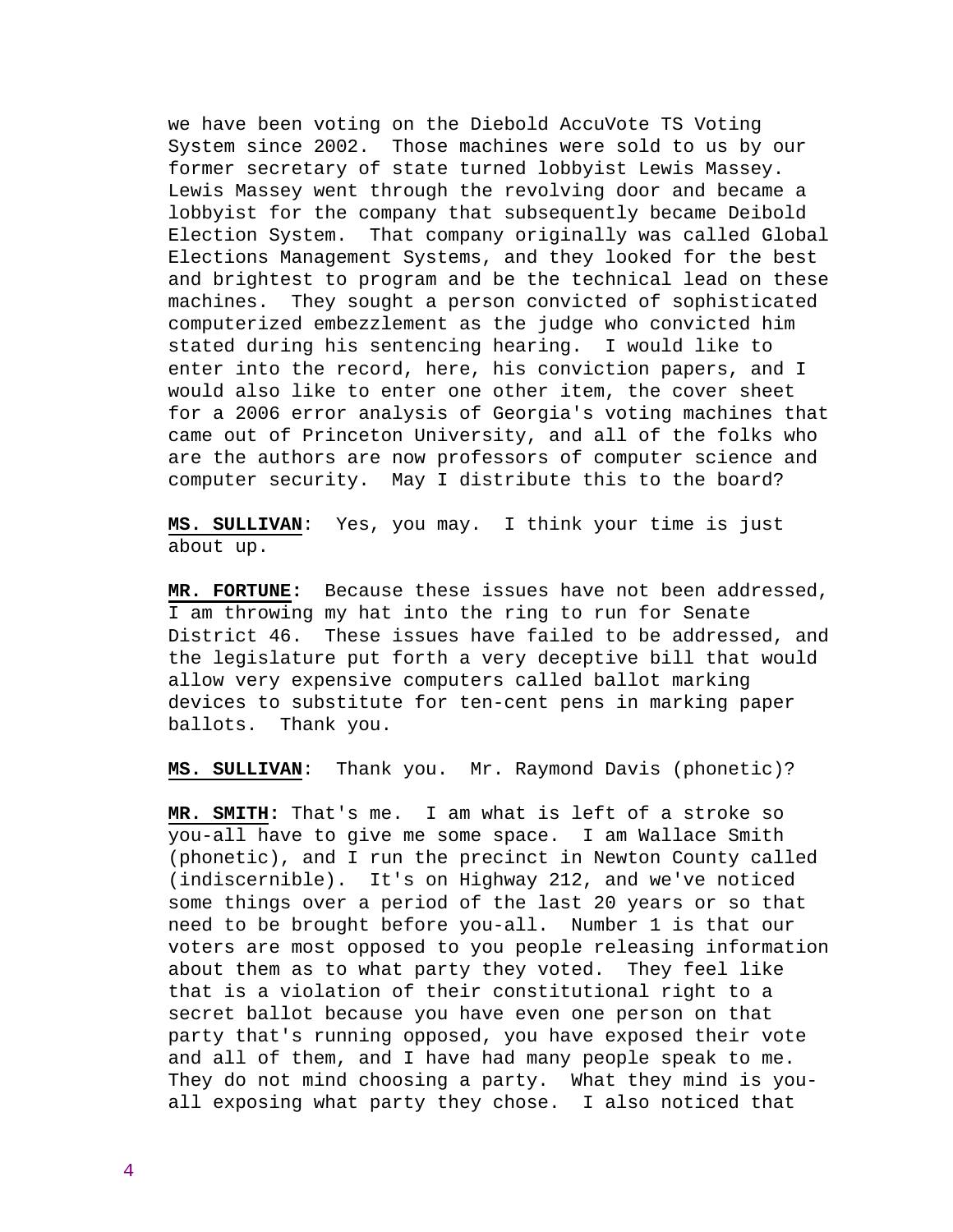we have been voting on the Diebold AccuVote TS Voting System since 2002. Those machines were sold to us by our former secretary of state turned lobbyist Lewis Massey. Lewis Massey went through the revolving door and became a lobbyist for the company that subsequently became Deibold Election System. That company originally was called Global Elections Management Systems, and they looked for the best and brightest to program and be the technical lead on these machines. They sought a person convicted of sophisticated computerized embezzlement as the judge who convicted him stated during his sentencing hearing. I would like to enter into the record, here, his conviction papers, and I would also like to enter one other item, the cover sheet for a 2006 error analysis of Georgia's voting machines that came out of Princeton University, and all of the folks who are the authors are now professors of computer science and computer security. May I distribute this to the board?

**MS. SULLIVAN**: Yes, you may. I think your time is just about up.

**MR. FORTUNE:** Because these issues have not been addressed, I am throwing my hat into the ring to run for Senate District 46. These issues have failed to be addressed, and the legislature put forth a very deceptive bill that would allow very expensive computers called ballot marking devices to substitute for ten-cent pens in marking paper ballots. Thank you.

**MS. SULLIVAN**: Thank you. Mr. Raymond Davis (phonetic)?

**MR. SMITH:** That's me. I am what is left of a stroke so you-all have to give me some space. I am Wallace Smith (phonetic), and I run the precinct in Newton County called (indiscernible). It's on Highway 212, and we've noticed some things over a period of the last 20 years or so that need to be brought before you-all. Number 1 is that our voters are most opposed to you people releasing information about them as to what party they voted. They feel like that is a violation of their constitutional right to a secret ballot because you have even one person on that party that's running opposed, you have exposed their vote and all of them, and I have had many people speak to me. They do not mind choosing a party. What they mind is you-all exposing what party they chose. I also noticed that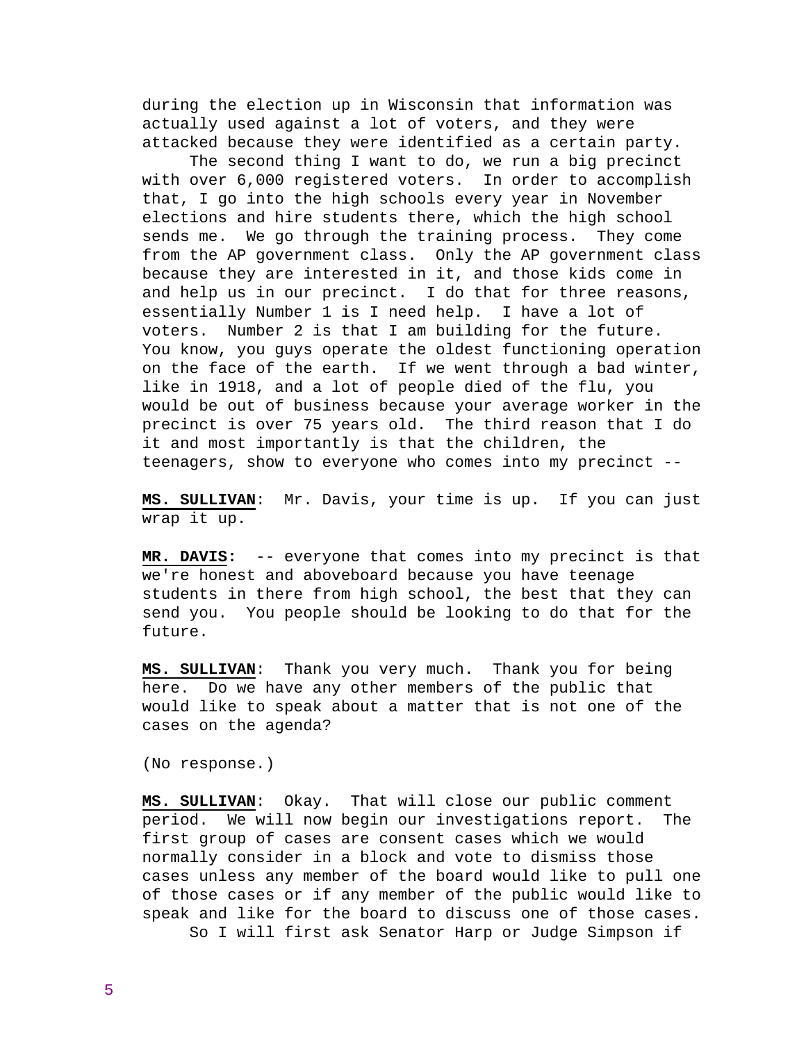during the election up in Wisconsin that information was actually used against a lot of voters, and they were attacked because they were identified as a certain party.

The second thing I want to do, we run a big precinct with over 6,000 registered voters. In order to accomplish that, I go into the high schools every year in November elections and hire students there, which the high school sends me. We go through the training process. They come from the AP government class. Only the AP government class because they are interested in it, and those kids come in and help us in our precinct. I do that for three reasons, essentially Number 1 is I need help. I have a lot of voters. Number 2 is that I am building for the future. You know, you guys operate the oldest functioning operation on the face of the earth. If we went through a bad winter, like in 1918, and a lot of people died of the flu, you would be out of business because your average worker in the precinct is over 75 years old. The third reason that I do it and most importantly is that the children, the teenagers, show to everyone who comes into my precinct --

**MS. SULLIVAN**: Mr. Davis, your time is up. If you can just wrap it up.

**MR. DAVIS:** -- everyone that comes into my precinct is that we're honest and aboveboard because you have teenage students in there from high school, the best that they can send you. You people should be looking to do that for the future.

**MS. SULLIVAN**: Thank you very much. Thank you for being here. Do we have any other members of the public that would like to speak about a matter that is not one of the cases on the agenda?

(No response.)

**MS. SULLIVAN**: Okay. That will close our public comment period. We will now begin our investigations report. The first group of cases are consent cases which we would normally consider in a block and vote to dismiss those cases unless any member of the board would like to pull one of those cases or if any member of the public would like to speak and like for the board to discuss one of those cases.

So I will first ask Senator Harp or Judge Simpson if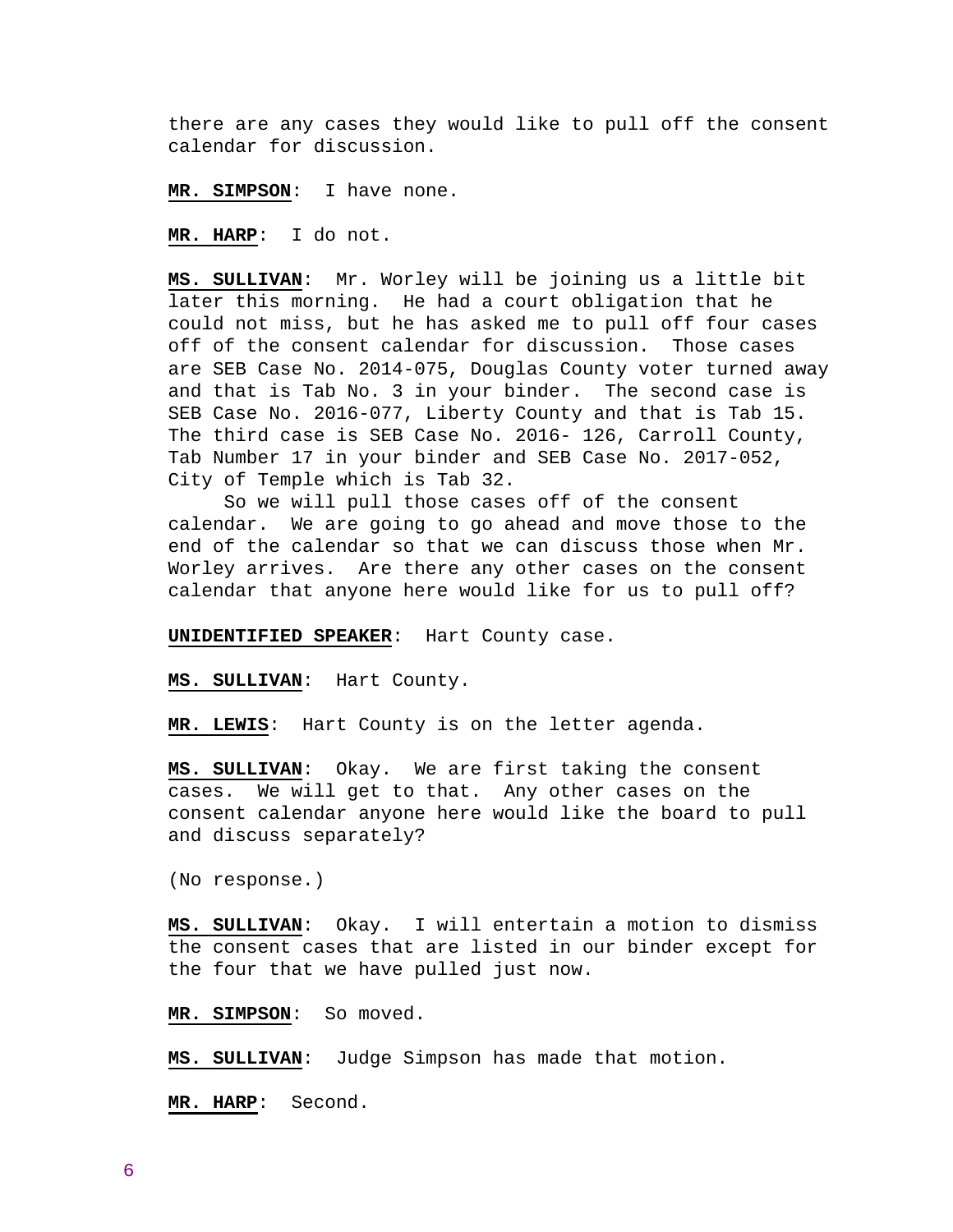there are any cases they would like to pull off the consent calendar for discussion.

**MR. SIMPSON**: I have none.

**MR. HARP**: I do not.

**MS. SULLIVAN**: Mr. Worley will be joining us a little bit later this morning. He had a court obligation that he could not miss, but he has asked me to pull off four cases off of the consent calendar for discussion. Those cases are SEB Case No. 2014-075, Douglas County voter turned away and that is Tab No. 3 in your binder. The second case is SEB Case No. 2016-077, Liberty County and that is Tab 15. The third case is SEB Case No. 2016- 126, Carroll County, Tab Number 17 in your binder and SEB Case No. 2017-052, City of Temple which is Tab 32.

So we will pull those cases off of the consent calendar. We are going to go ahead and move those to the end of the calendar so that we can discuss those when Mr. Worley arrives. Are there any other cases on the consent calendar that anyone here would like for us to pull off?

**UNIDENTIFIED SPEAKER**: Hart County case.

**MS. SULLIVAN**: Hart County.

**MR. LEWIS**: Hart County is on the letter agenda.

**MS. SULLIVAN**: Okay. We are first taking the consent cases. We will get to that. Any other cases on the consent calendar anyone here would like the board to pull and discuss separately?

(No response.)

**MS. SULLIVAN**: Okay. I will entertain a motion to dismiss the consent cases that are listed in our binder except for the four that we have pulled just now.

**MR. SIMPSON**: So moved.

**MS. SULLIVAN**: Judge Simpson has made that motion.

**MR. HARP**: Second.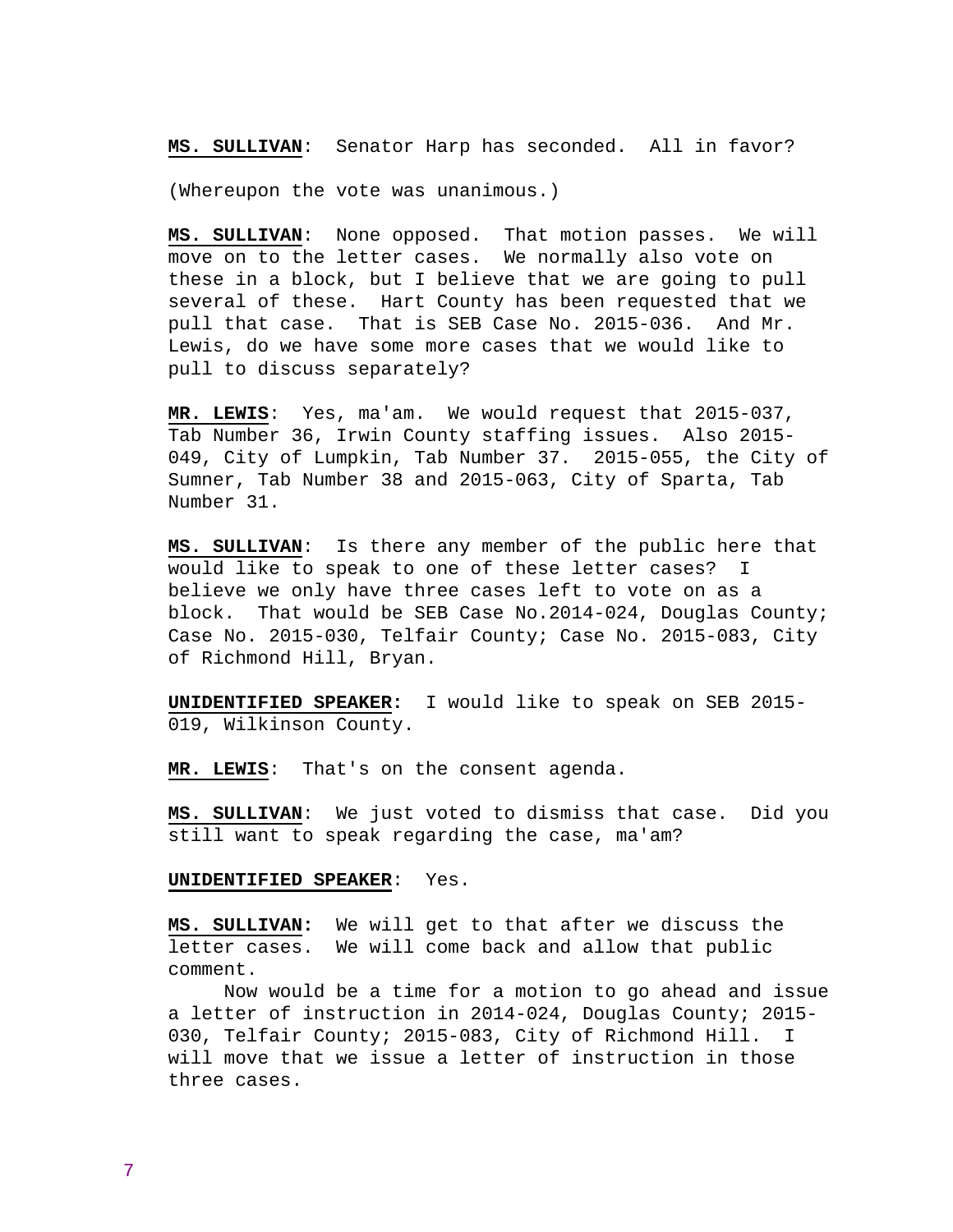**MS. SULLIVAN**: Senator Harp has seconded. All in favor?

(Whereupon the vote was unanimous.)

**MS. SULLIVAN**: None opposed. That motion passes. We will move on to the letter cases. We normally also vote on these in a block, but I believe that we are going to pull several of these. Hart County has been requested that we pull that case. That is SEB Case No. 2015-036. And Mr. Lewis, do we have some more cases that we would like to pull to discuss separately?

**MR. LEWIS**: Yes, ma'am. We would request that 2015-037, Tab Number 36, Irwin County staffing issues. Also 2015-049, City of Lumpkin, Tab Number 37. 2015-055, the City of Sumner, Tab Number 38 and 2015-063, City of Sparta, Tab Number 31.

**MS. SULLIVAN**: Is there any member of the public here that would like to speak to one of these letter cases? I believe we only have three cases left to vote on as a block. That would be SEB Case No.2014-024, Douglas County; Case No. 2015-030, Telfair County; Case No. 2015-083, City of Richmond Hill, Bryan.

**UNIDENTIFIED SPEAKER:** I would like to speak on SEB 2015-019, Wilkinson County.

**MR. LEWIS**: That's on the consent agenda.

**MS. SULLIVAN**: We just voted to dismiss that case. Did you still want to speak regarding the case, ma'am?

**UNIDENTIFIED SPEAKER**: Yes.

**MS. SULLIVAN:** We will get to that after we discuss the letter cases. We will come back and allow that public comment.

Now would be a time for a motion to go ahead and issue a letter of instruction in 2014-024, Douglas County; 2015-030, Telfair County; 2015-083, City of Richmond Hill. I will move that we issue a letter of instruction in those three cases.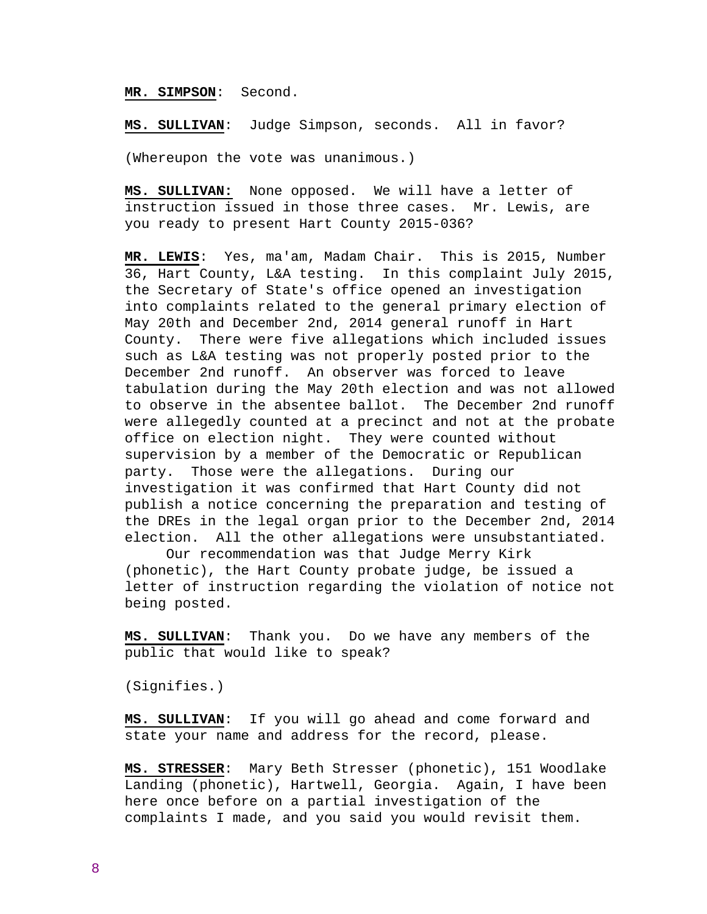**MR. SIMPSON**: Second.

**MS. SULLIVAN**: Judge Simpson, seconds. All in favor?

(Whereupon the vote was unanimous.)

**MS. SULLIVAN:** None opposed. We will have a letter of instruction issued in those three cases. Mr. Lewis, are you ready to present Hart County 2015-036?

**MR. LEWIS**: Yes, ma'am, Madam Chair. This is 2015, Number 36, Hart County, L&A testing. In this complaint July 2015, the Secretary of State's office opened an investigation into complaints related to the general primary election of May 20th and December 2nd, 2014 general runoff in Hart County. There were five allegations which included issues such as L&A testing was not properly posted prior to the December 2nd runoff. An observer was forced to leave tabulation during the May 20th election and was not allowed to observe in the absentee ballot. The December 2nd runoff were allegedly counted at a precinct and not at the probate office on election night. They were counted without supervision by a member of the Democratic or Republican party. Those were the allegations. During our investigation it was confirmed that Hart County did not publish a notice concerning the preparation and testing of the DREs in the legal organ prior to the December 2nd, 2014 election. All the other allegations were unsubstantiated.

Our recommendation was that Judge Merry Kirk (phonetic), the Hart County probate judge, be issued a letter of instruction regarding the violation of notice not being posted.

**MS. SULLIVAN**: Thank you. Do we have any members of the public that would like to speak?

(Signifies.)

**MS. SULLIVAN**: If you will go ahead and come forward and state your name and address for the record, please.

**MS. STRESSER**: Mary Beth Stresser (phonetic), 151 Woodlake Landing (phonetic), Hartwell, Georgia. Again, I have been here once before on a partial investigation of the complaints I made, and you said you would revisit them.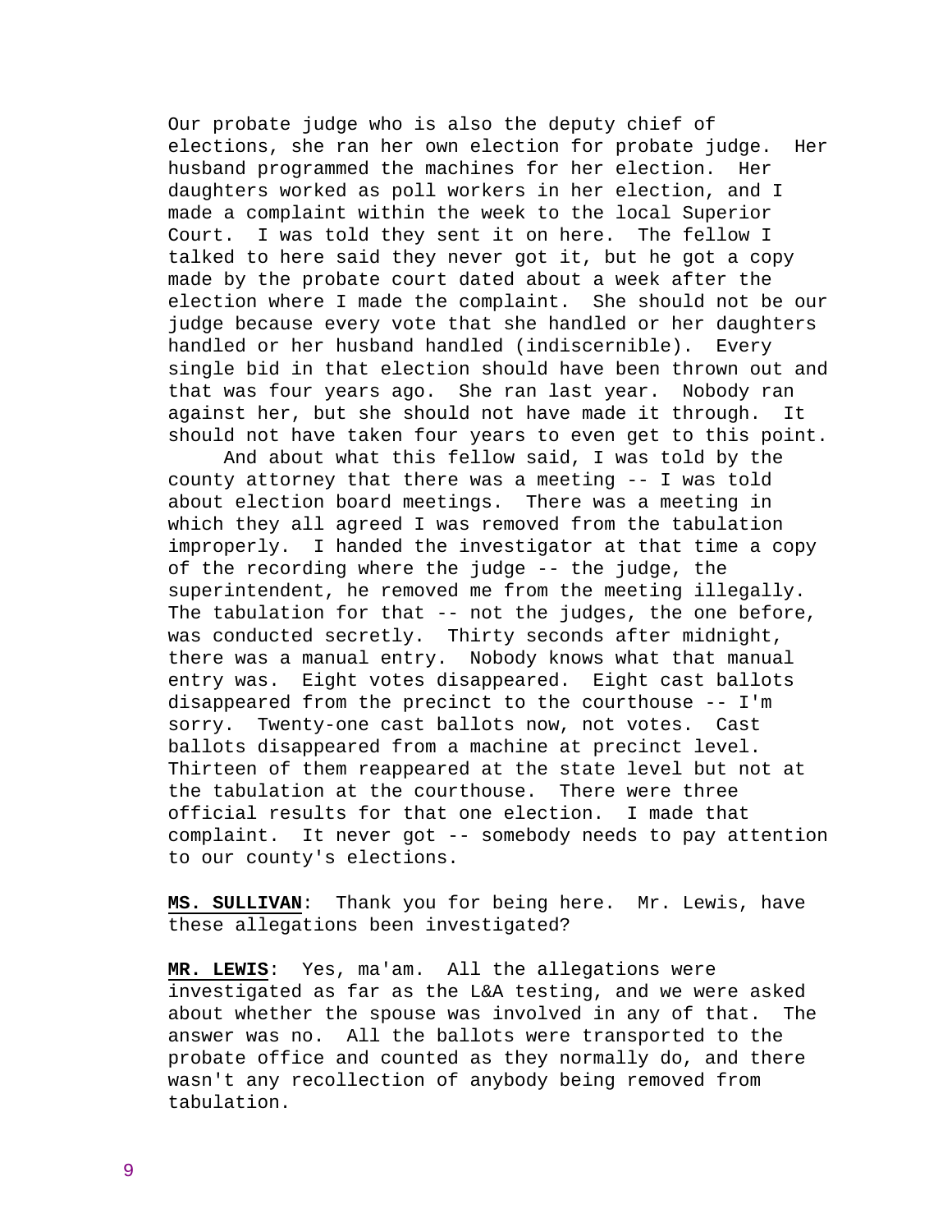Our probate judge who is also the deputy chief of elections, she ran her own election for probate judge. Her husband programmed the machines for her election. Her daughters worked as poll workers in her election, and I made a complaint within the week to the local Superior Court. I was told they sent it on here. The fellow I talked to here said they never got it, but he got a copy made by the probate court dated about a week after the election where I made the complaint. She should not be our judge because every vote that she handled or her daughters handled or her husband handled (indiscernible). Every single bid in that election should have been thrown out and that was four years ago. She ran last year. Nobody ran against her, but she should not have made it through. It should not have taken four years to even get to this point.

And about what this fellow said, I was told by the county attorney that there was a meeting -- I was told about election board meetings. There was a meeting in which they all agreed I was removed from the tabulation improperly. I handed the investigator at that time a copy of the recording where the judge -- the judge, the superintendent, he removed me from the meeting illegally. The tabulation for that -- not the judges, the one before, was conducted secretly. Thirty seconds after midnight, there was a manual entry. Nobody knows what that manual entry was. Eight votes disappeared. Eight cast ballots disappeared from the precinct to the courthouse -- I'm sorry. Twenty-one cast ballots now, not votes. Cast ballots disappeared from a machine at precinct level. Thirteen of them reappeared at the state level but not at the tabulation at the courthouse. There were three official results for that one election. I made that complaint. It never got -- somebody needs to pay attention to our county's elections.

**MS. SULLIVAN**: Thank you for being here. Mr. Lewis, have these allegations been investigated?

**MR. LEWIS**: Yes, ma'am. All the allegations were investigated as far as the L&A testing, and we were asked about whether the spouse was involved in any of that. The answer was no. All the ballots were transported to the probate office and counted as they normally do, and there wasn't any recollection of anybody being removed from tabulation.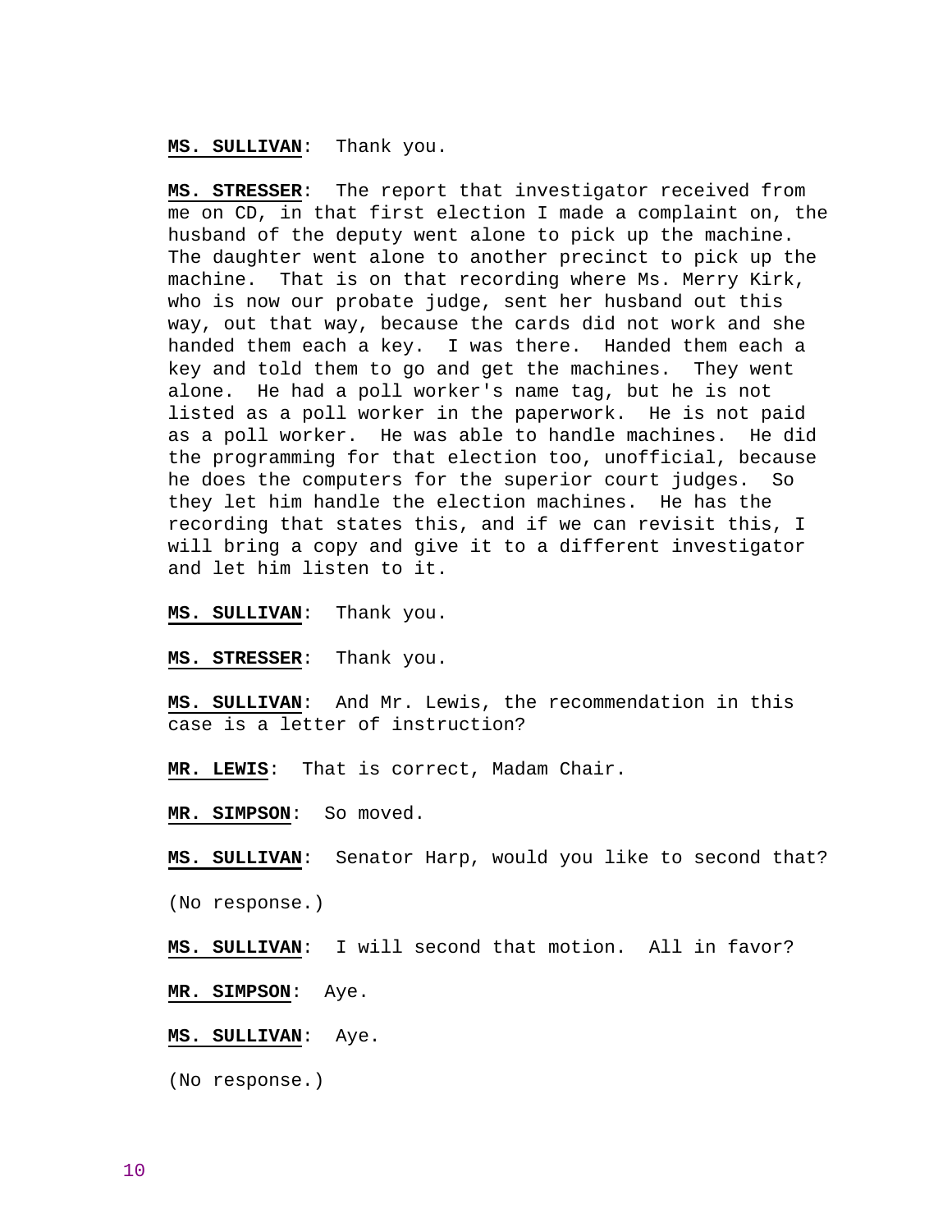**MS. SULLIVAN**: Thank you.

**MS. STRESSER**: The report that investigator received from me on CD, in that first election I made a complaint on, the husband of the deputy went alone to pick up the machine. The daughter went alone to another precinct to pick up the machine. That is on that recording where Ms. Merry Kirk, who is now our probate judge, sent her husband out this way, out that way, because the cards did not work and she handed them each a key. I was there. Handed them each a key and told them to go and get the machines. They went alone. He had a poll worker's name tag, but he is not listed as a poll worker in the paperwork. He is not paid as a poll worker. He was able to handle machines. He did the programming for that election too, unofficial, because he does the computers for the superior court judges. So they let him handle the election machines. He has the recording that states this, and if we can revisit this, I will bring a copy and give it to a different investigator and let him listen to it.

**MS. SULLIVAN**: Thank you.

**MS. STRESSER**: Thank you.

**MS. SULLIVAN**: And Mr. Lewis, the recommendation in this case is a letter of instruction?

**MR. LEWIS**: That is correct, Madam Chair.

**MR. SIMPSON**: So moved.

**MS. SULLIVAN**: Senator Harp, would you like to second that?

(No response.)

**MS. SULLIVAN**: I will second that motion. All in favor?

**MR. SIMPSON**: Aye.

**MS. SULLIVAN**: Aye.

(No response.)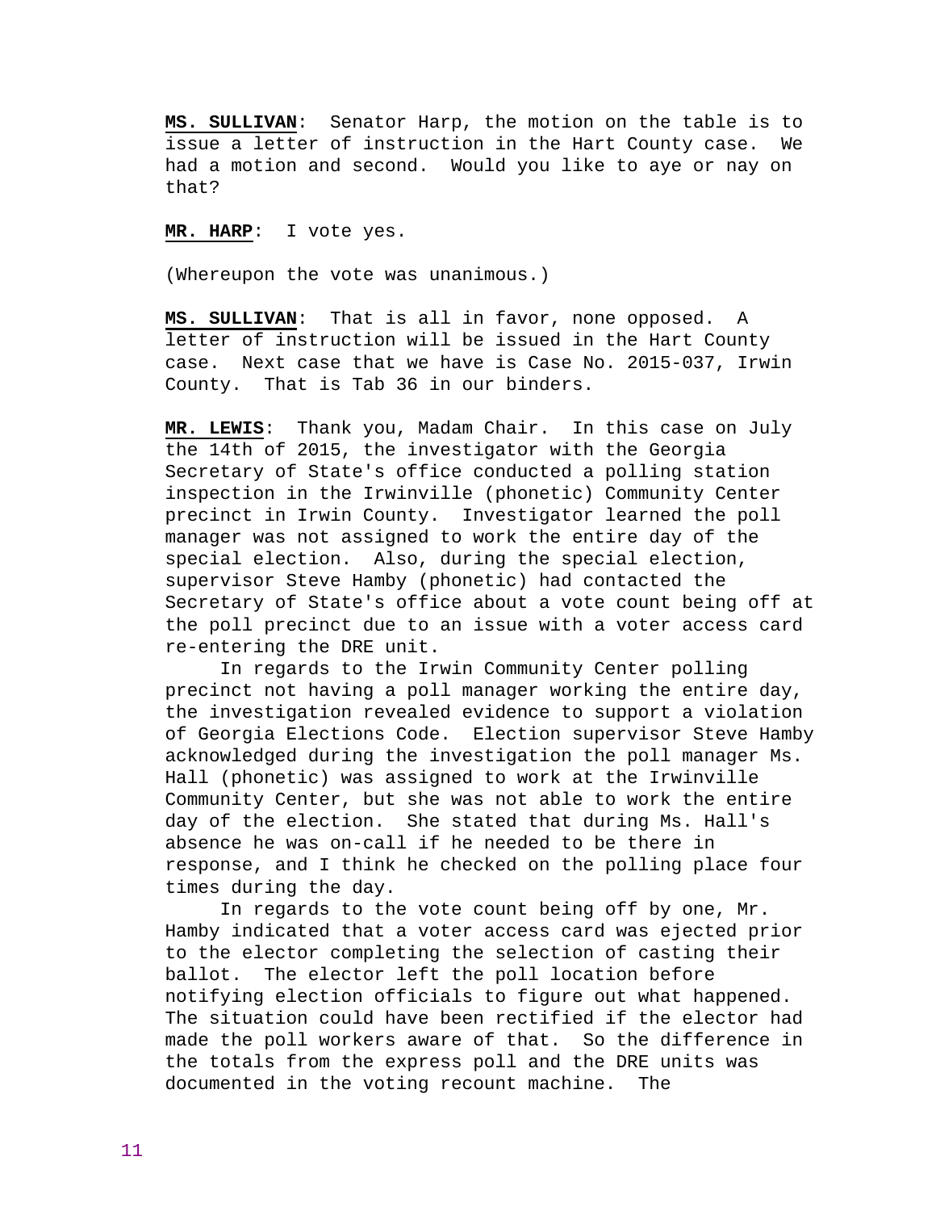**MS. SULLIVAN**: Senator Harp, the motion on the table is to issue a letter of instruction in the Hart County case. We had a motion and second. Would you like to aye or nay on that?

**MR. HARP**: I vote yes.

(Whereupon the vote was unanimous.)

**MS. SULLIVAN**: That is all in favor, none opposed. A letter of instruction will be issued in the Hart County case. Next case that we have is Case No. 2015-037, Irwin County. That is Tab 36 in our binders.

**MR. LEWIS**: Thank you, Madam Chair. In this case on July the 14th of 2015, the investigator with the Georgia Secretary of State's office conducted a polling station inspection in the Irwinville (phonetic) Community Center precinct in Irwin County. Investigator learned the poll manager was not assigned to work the entire day of the special election. Also, during the special election, supervisor Steve Hamby (phonetic) had contacted the Secretary of State's office about a vote count being off at the poll precinct due to an issue with a voter access card re-entering the DRE unit.

In regards to the Irwin Community Center polling precinct not having a poll manager working the entire day, the investigation revealed evidence to support a violation of Georgia Elections Code. Election supervisor Steve Hamby acknowledged during the investigation the poll manager Ms. Hall (phonetic) was assigned to work at the Irwinville Community Center, but she was not able to work the entire day of the election. She stated that during Ms. Hall's absence he was on-call if he needed to be there in response, and I think he checked on the polling place four times during the day.

In regards to the vote count being off by one, Mr. Hamby indicated that a voter access card was ejected prior to the elector completing the selection of casting their ballot. The elector left the poll location before notifying election officials to figure out what happened. The situation could have been rectified if the elector had made the poll workers aware of that. So the difference in the totals from the express poll and the DRE units was documented in the voting recount machine. The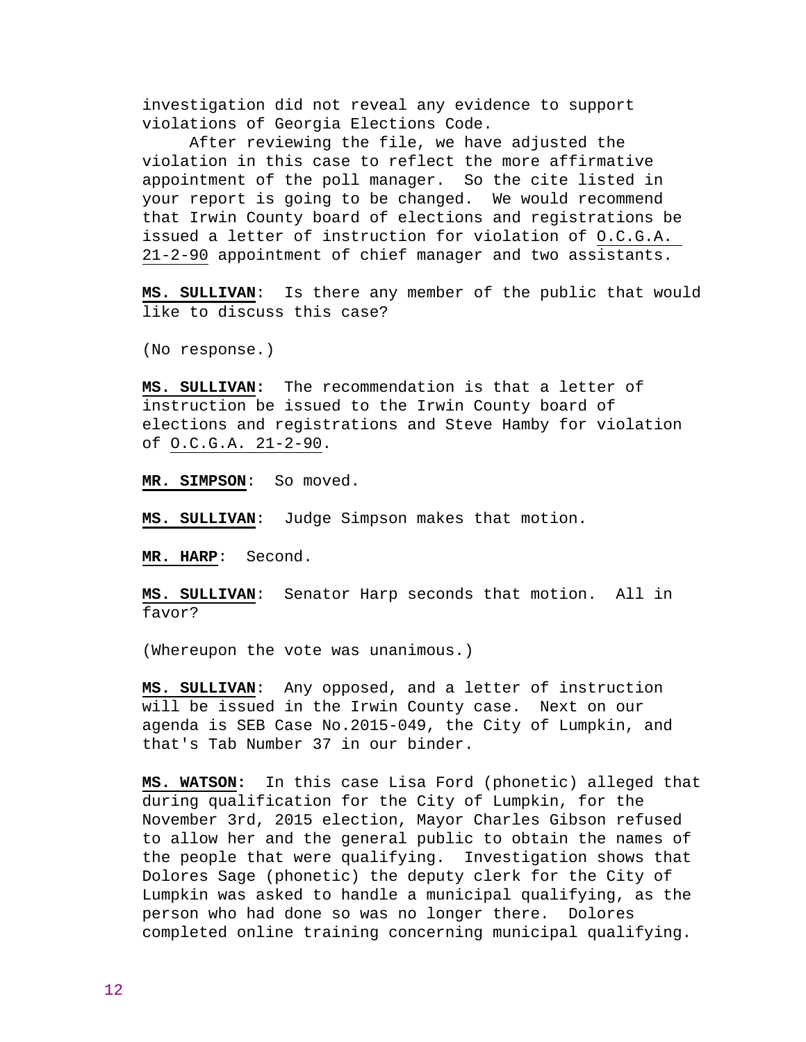investigation did not reveal any evidence to support violations of Georgia Elections Code.

After reviewing the file, we have adjusted the violation in this case to reflect the more affirmative appointment of the poll manager. So the cite listed in your report is going to be changed. We would recommend that Irwin County board of elections and registrations be issued a letter of instruction for violation of O.C.G.A. 21-2-90 appointment of chief manager and two assistants.

**MS. SULLIVAN**: Is there any member of the public that would like to discuss this case?

(No response.)

**MS. SULLIVAN:** The recommendation is that a letter of instruction be issued to the Irwin County board of elections and registrations and Steve Hamby for violation of O.C.G.A. 21-2-90.

**MR. SIMPSON**: So moved.

**MS. SULLIVAN**: Judge Simpson makes that motion.

**MR. HARP**: Second.

**MS. SULLIVAN**: Senator Harp seconds that motion. All in favor?

(Whereupon the vote was unanimous.)

**MS. SULLIVAN**: Any opposed, and a letter of instruction will be issued in the Irwin County case. Next on our agenda is SEB Case No.2015-049, the City of Lumpkin, and that's Tab Number 37 in our binder.

**MS. WATSON:** In this case Lisa Ford (phonetic) alleged that during qualification for the City of Lumpkin, for the November 3rd, 2015 election, Mayor Charles Gibson refused to allow her and the general public to obtain the names of the people that were qualifying. Investigation shows that Dolores Sage (phonetic) the deputy clerk for the City of Lumpkin was asked to handle a municipal qualifying, as the person who had done so was no longer there. Dolores completed online training concerning municipal qualifying.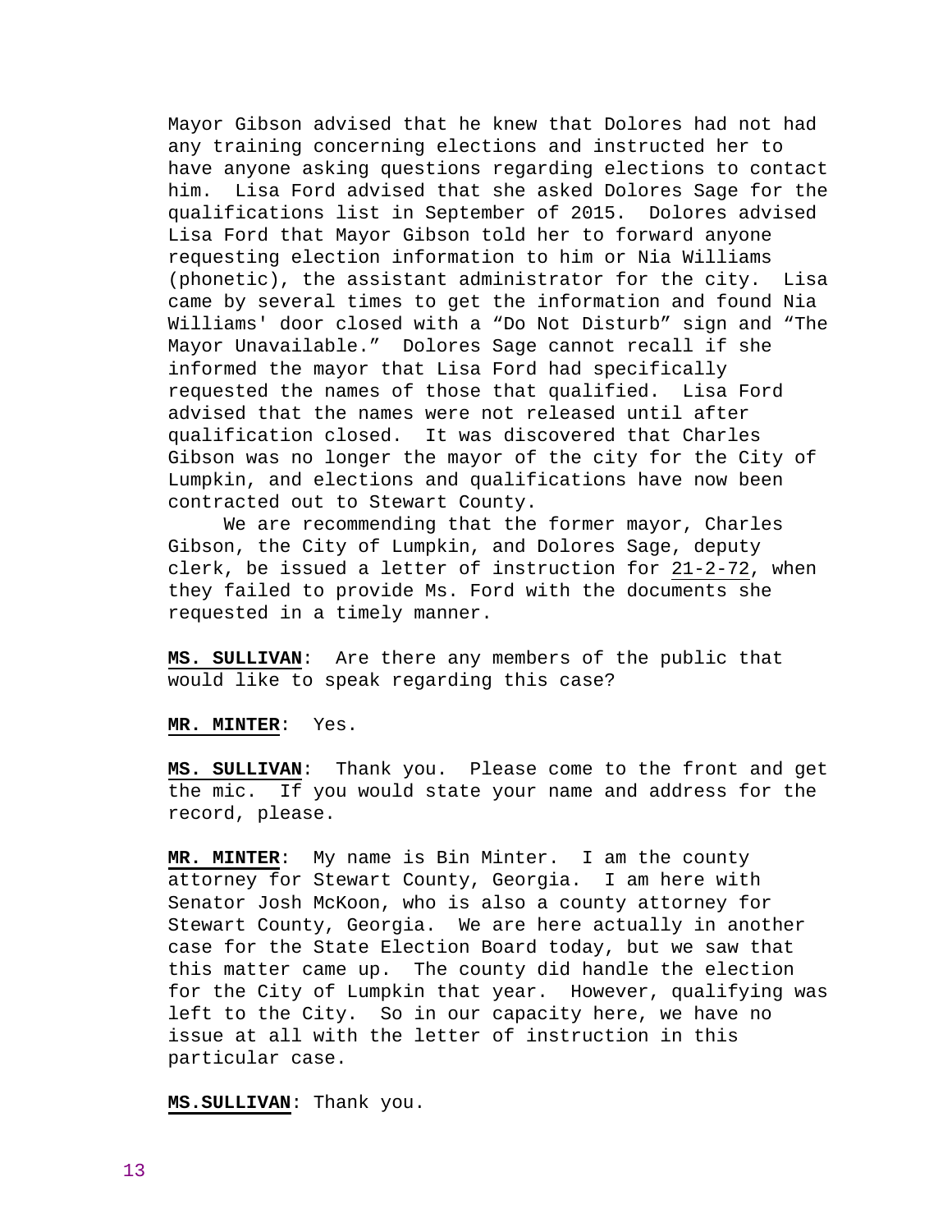Mayor Gibson advised that he knew that Dolores had not had any training concerning elections and instructed her to have anyone asking questions regarding elections to contact him.  Lisa Ford advised that she asked Dolores Sage for the qualifications list in September of 2015.  Dolores advised Lisa Ford that Mayor Gibson told her to forward anyone requesting election information to him or Nia Williams (phonetic), the assistant administrator for the city.  Lisa came by several times to get the information and found Nia Williams' door closed with a "Do Not Disturb" sign and "The Mayor Unavailable."  Dolores Sage cannot recall if she informed the mayor that Lisa Ford had specifically requested the names of those that qualified.  Lisa Ford advised that the names were not released until after qualification closed.  It was discovered that Charles Gibson was no longer the mayor of the city for the City of Lumpkin, and elections and qualifications have now been contracted out to Stewart County.

We are recommending that the former mayor, Charles Gibson, the City of Lumpkin, and Dolores Sage, deputy clerk, be issued a letter of instruction for 21-2-72, when they failed to provide Ms. Ford with the documents she requested in a timely manner.

**MS. SULLIVAN**:  Are there any members of the public that would like to speak regarding this case?

**MR. MINTER**:  Yes.

**MS. SULLIVAN**:  Thank you.  Please come to the front and get the mic.  If you would state your name and address for the record, please.

**MR. MINTER**:  My name is Bin Minter.  I am the county attorney for Stewart County, Georgia.  I am here with Senator Josh McKoon, who is also a county attorney for Stewart County, Georgia.  We are here actually in another case for the State Election Board today, but we saw that this matter came up.  The county did handle the election for the City of Lumpkin that year.  However, qualifying was left to the City.  So in our capacity here, we have no issue at all with the letter of instruction in this particular case.

**MS.SULLIVAN**: Thank you.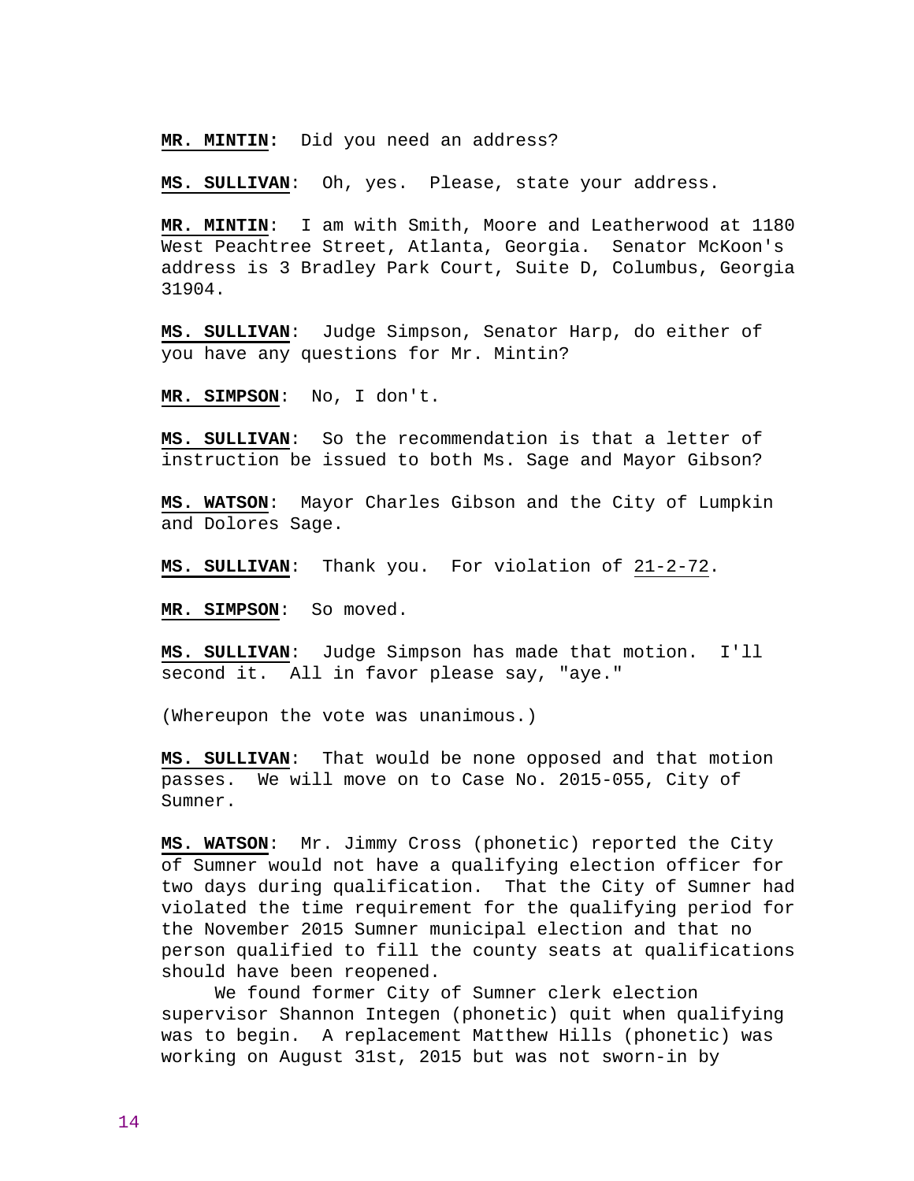**MR. MINTIN**: Did you need an address?

**MS. SULLIVAN**: Oh, yes. Please, state your address.

**MR. MINTIN**: I am with Smith, Moore and Leatherwood at 1180 West Peachtree Street, Atlanta, Georgia. Senator McKoon's address is 3 Bradley Park Court, Suite D, Columbus, Georgia 31904.

**MS. SULLIVAN**: Judge Simpson, Senator Harp, do either of you have any questions for Mr. Mintin?

**MR. SIMPSON**: No, I don't.

**MS. SULLIVAN**: So the recommendation is that a letter of instruction be issued to both Ms. Sage and Mayor Gibson?

**MS. WATSON**: Mayor Charles Gibson and the City of Lumpkin and Dolores Sage.

**MS. SULLIVAN**: Thank you. For violation of 21-2-72.

**MR. SIMPSON**: So moved.

**MS. SULLIVAN**: Judge Simpson has made that motion. I'll second it. All in favor please say, "aye."

(Whereupon the vote was unanimous.)

**MS. SULLIVAN**: That would be none opposed and that motion passes. We will move on to Case No. 2015-055, City of Sumner.

**MS. WATSON**: Mr. Jimmy Cross (phonetic) reported the City of Sumner would not have a qualifying election officer for two days during qualification. That the City of Sumner had violated the time requirement for the qualifying period for the November 2015 Sumner municipal election and that no person qualified to fill the county seats at qualifications should have been reopened.

We found former City of Sumner clerk election supervisor Shannon Integen (phonetic) quit when qualifying was to begin. A replacement Matthew Hills (phonetic) was working on August 31st, 2015 but was not sworn-in by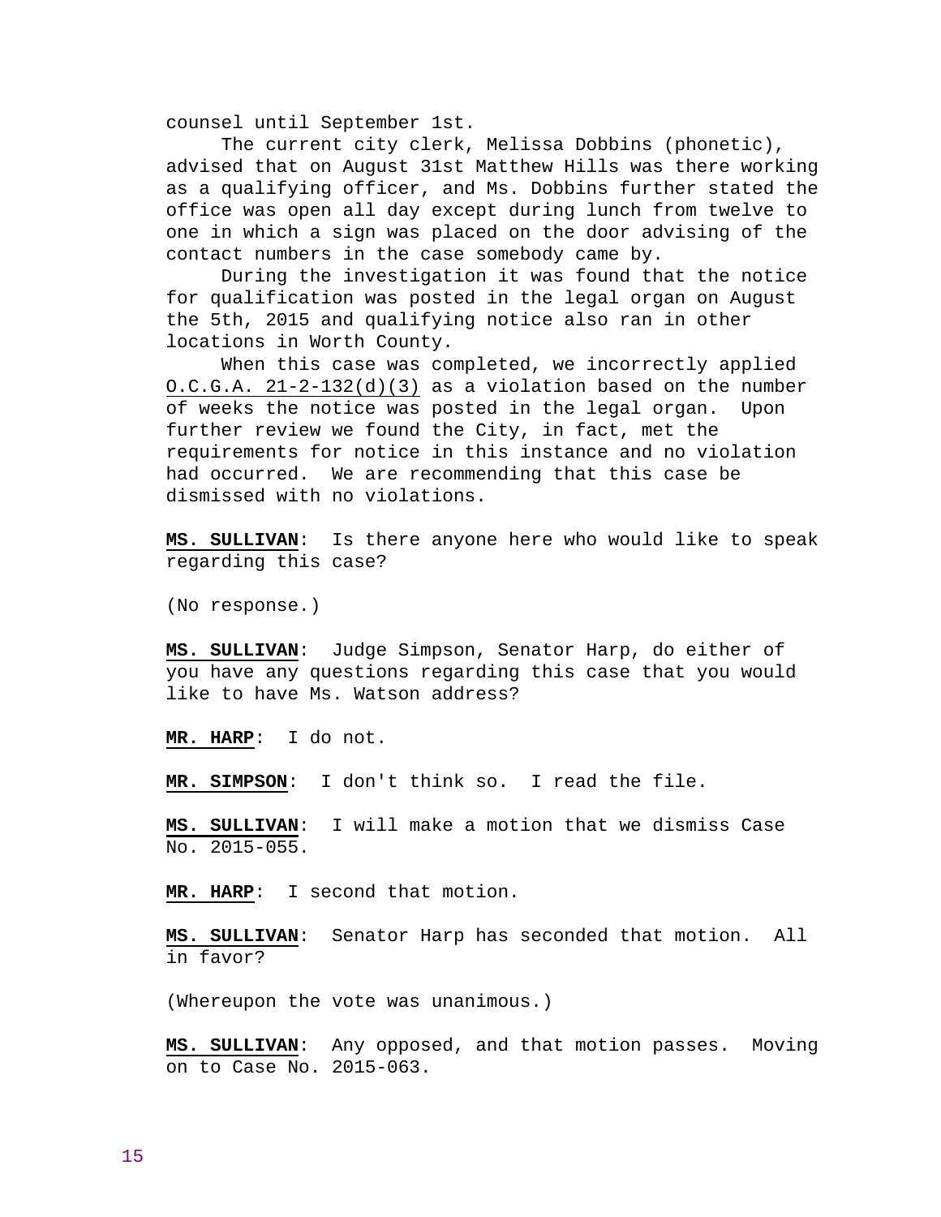counsel until September 1st.

The current city clerk, Melissa Dobbins (phonetic), advised that on August 31st Matthew Hills was there working as a qualifying officer, and Ms. Dobbins further stated the office was open all day except during lunch from twelve to one in which a sign was placed on the door advising of the contact numbers in the case somebody came by.

During the investigation it was found that the notice for qualification was posted in the legal organ on August the 5th, 2015 and qualifying notice also ran in other locations in Worth County.

When this case was completed, we incorrectly applied O.C.G.A. 21-2-132(d)(3) as a violation based on the number of weeks the notice was posted in the legal organ. Upon further review we found the City, in fact, met the requirements for notice in this instance and no violation had occurred. We are recommending that this case be dismissed with no violations.

**MS. SULLIVAN**: Is there anyone here who would like to speak regarding this case?

(No response.)

**MS. SULLIVAN**: Judge Simpson, Senator Harp, do either of you have any questions regarding this case that you would like to have Ms. Watson address?

**MR. HARP**: I do not.

**MR. SIMPSON**: I don't think so. I read the file.

**MS. SULLIVAN**: I will make a motion that we dismiss Case No. 2015-055.

**MR. HARP**: I second that motion.

**MS. SULLIVAN**: Senator Harp has seconded that motion. All in favor?

(Whereupon the vote was unanimous.)

**MS. SULLIVAN**: Any opposed, and that motion passes. Moving on to Case No. 2015-063.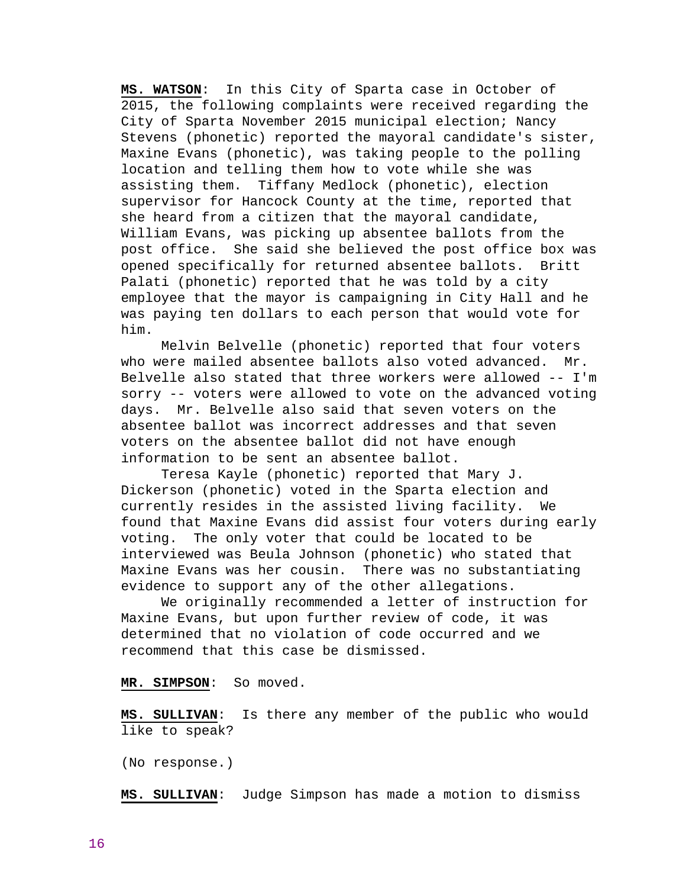**MS. WATSON**: In this City of Sparta case in October of 2015, the following complaints were received regarding the City of Sparta November 2015 municipal election; Nancy Stevens (phonetic) reported the mayoral candidate's sister, Maxine Evans (phonetic), was taking people to the polling location and telling them how to vote while she was assisting them. Tiffany Medlock (phonetic), election supervisor for Hancock County at the time, reported that she heard from a citizen that the mayoral candidate, William Evans, was picking up absentee ballots from the post office. She said she believed the post office box was opened specifically for returned absentee ballots. Britt Palati (phonetic) reported that he was told by a city employee that the mayor is campaigning in City Hall and he was paying ten dollars to each person that would vote for him.

Melvin Belvelle (phonetic) reported that four voters who were mailed absentee ballots also voted advanced. Mr. Belvelle also stated that three workers were allowed -- I'm sorry -- voters were allowed to vote on the advanced voting days. Mr. Belvelle also said that seven voters on the absentee ballot was incorrect addresses and that seven voters on the absentee ballot did not have enough information to be sent an absentee ballot.

Teresa Kayle (phonetic) reported that Mary J. Dickerson (phonetic) voted in the Sparta election and currently resides in the assisted living facility. We found that Maxine Evans did assist four voters during early voting. The only voter that could be located to be interviewed was Beula Johnson (phonetic) who stated that Maxine Evans was her cousin. There was no substantiating evidence to support any of the other allegations.

We originally recommended a letter of instruction for Maxine Evans, but upon further review of code, it was determined that no violation of code occurred and we recommend that this case be dismissed.

**MR. SIMPSON**: So moved.

**MS. SULLIVAN**: Is there any member of the public who would like to speak?

(No response.)

**MS. SULLIVAN**: Judge Simpson has made a motion to dismiss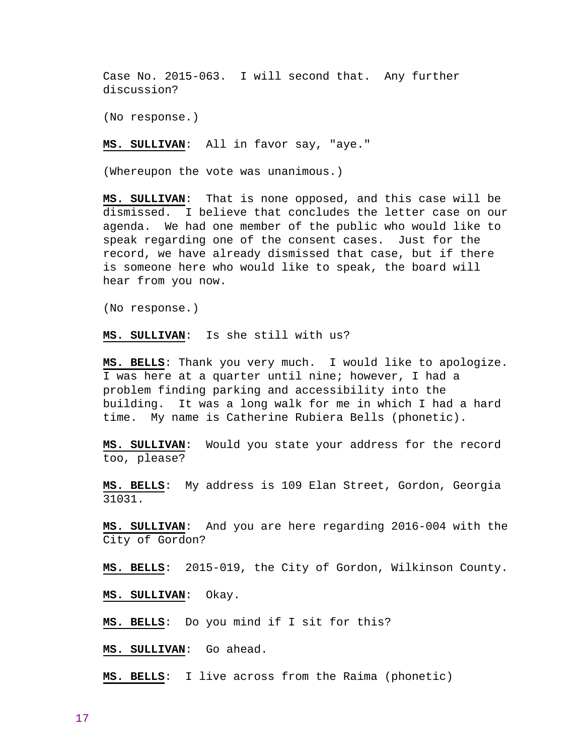Case No. 2015-063. I will second that. Any further discussion?

(No response.)

**MS. SULLIVAN**: All in favor say, "aye."

(Whereupon the vote was unanimous.)

**MS. SULLIVAN**: That is none opposed, and this case will be dismissed. I believe that concludes the letter case on our agenda. We had one member of the public who would like to speak regarding one of the consent cases. Just for the record, we have already dismissed that case, but if there is someone here who would like to speak, the board will hear from you now.

(No response.)

**MS. SULLIVAN**: Is she still with us?

**MS. BELLS**: Thank you very much. I would like to apologize. I was here at a quarter until nine; however, I had a problem finding parking and accessibility into the building. It was a long walk for me in which I had a hard time. My name is Catherine Rubiera Bells (phonetic).

**MS. SULLIVAN**: Would you state your address for the record too, please?

**MS. BELLS**: My address is 109 Elan Street, Gordon, Georgia 31031.

**MS. SULLIVAN**: And you are here regarding 2016-004 with the City of Gordon?

**MS. BELLS**: 2015-019, the City of Gordon, Wilkinson County.

**MS. SULLIVAN**: Okay.

**MS. BELLS**: Do you mind if I sit for this?

**MS. SULLIVAN**: Go ahead.

**MS. BELLS**: I live across from the Raima (phonetic)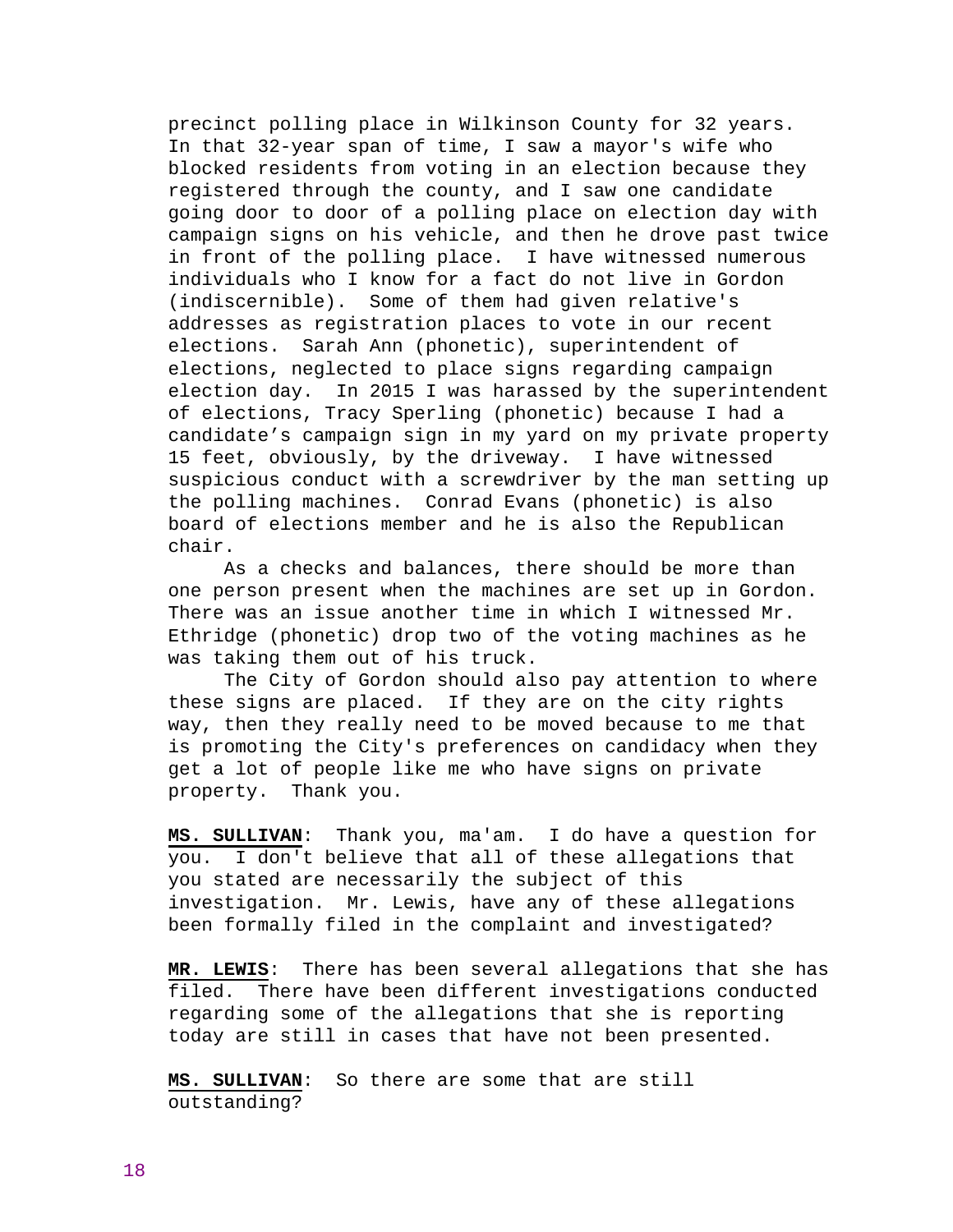precinct polling place in Wilkinson County for 32 years. In that 32-year span of time, I saw a mayor's wife who blocked residents from voting in an election because they registered through the county, and I saw one candidate going door to door of a polling place on election day with campaign signs on his vehicle, and then he drove past twice in front of the polling place. I have witnessed numerous individuals who I know for a fact do not live in Gordon (indiscernible). Some of them had given relative's addresses as registration places to vote in our recent elections. Sarah Ann (phonetic), superintendent of elections, neglected to place signs regarding campaign election day. In 2015 I was harassed by the superintendent of elections, Tracy Sperling (phonetic) because I had a candidate's campaign sign in my yard on my private property 15 feet, obviously, by the driveway. I have witnessed suspicious conduct with a screwdriver by the man setting up the polling machines. Conrad Evans (phonetic) is also board of elections member and he is also the Republican chair.

As a checks and balances, there should be more than one person present when the machines are set up in Gordon. There was an issue another time in which I witnessed Mr. Ethridge (phonetic) drop two of the voting machines as he was taking them out of his truck.

The City of Gordon should also pay attention to where these signs are placed. If they are on the city rights way, then they really need to be moved because to me that is promoting the City's preferences on candidacy when they get a lot of people like me who have signs on private property. Thank you.

**MS. SULLIVAN**: Thank you, ma'am. I do have a question for you. I don't believe that all of these allegations that you stated are necessarily the subject of this investigation. Mr. Lewis, have any of these allegations been formally filed in the complaint and investigated?

**MR. LEWIS**: There has been several allegations that she has filed. There have been different investigations conducted regarding some of the allegations that she is reporting today are still in cases that have not been presented.

**MS. SULLIVAN**: So there are some that are still outstanding?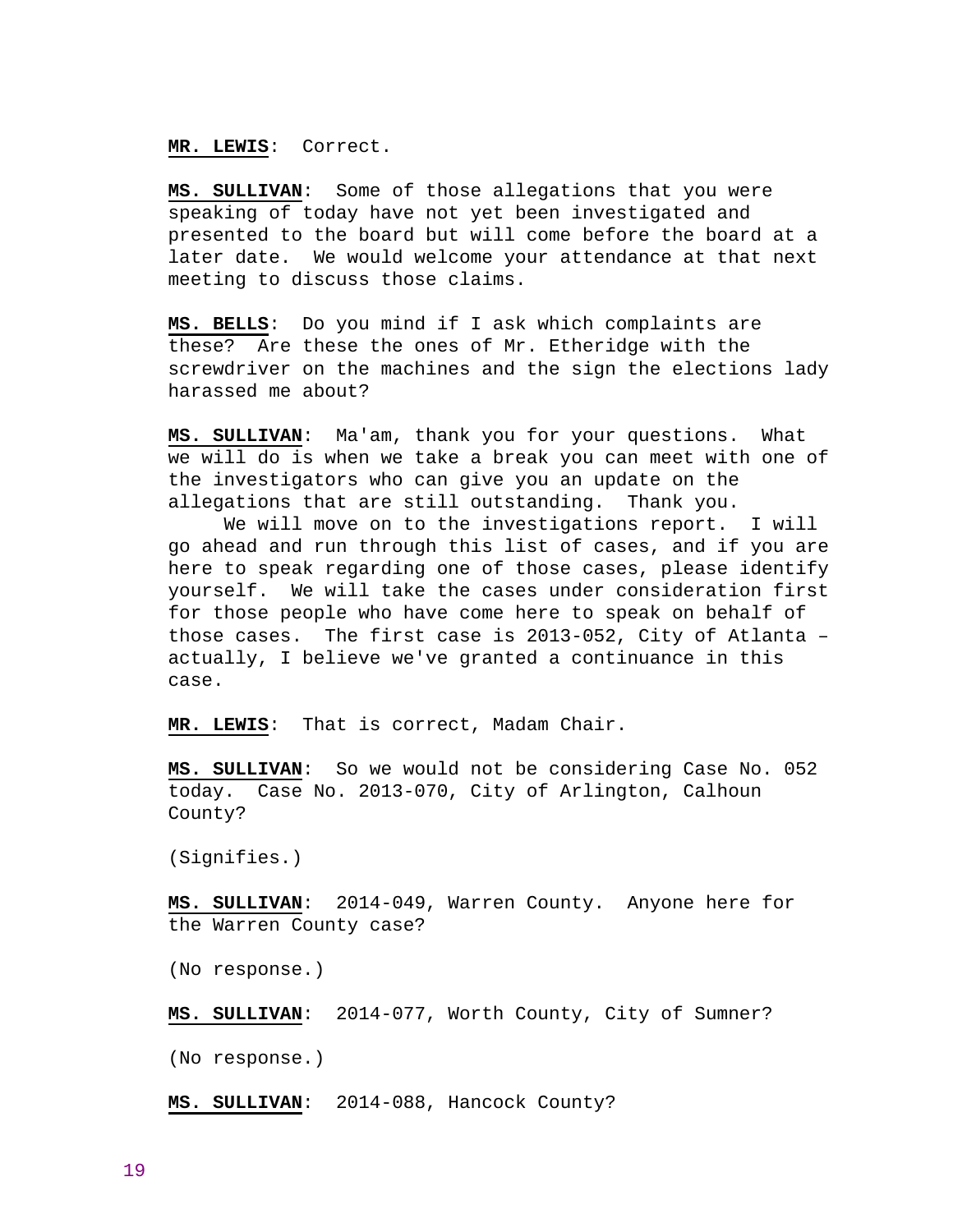**MR. LEWIS**: Correct.

**MS. SULLIVAN**: Some of those allegations that you were speaking of today have not yet been investigated and presented to the board but will come before the board at a later date. We would welcome your attendance at that next meeting to discuss those claims.

**MS. BELLS**: Do you mind if I ask which complaints are these? Are these the ones of Mr. Etheridge with the screwdriver on the machines and the sign the elections lady harassed me about?

**MS. SULLIVAN**: Ma'am, thank you for your questions. What we will do is when we take a break you can meet with one of the investigators who can give you an update on the allegations that are still outstanding. Thank you.

We will move on to the investigations report. I will go ahead and run through this list of cases, and if you are here to speak regarding one of those cases, please identify yourself. We will take the cases under consideration first for those people who have come here to speak on behalf of those cases. The first case is 2013-052, City of Atlanta – actually, I believe we've granted a continuance in this case.

**MR. LEWIS**: That is correct, Madam Chair.

**MS. SULLIVAN**: So we would not be considering Case No. 052 today. Case No. 2013-070, City of Arlington, Calhoun County?

(Signifies.)

**MS. SULLIVAN**: 2014-049, Warren County. Anyone here for the Warren County case?

(No response.)

**MS. SULLIVAN**: 2014-077, Worth County, City of Sumner?

(No response.)

**MS. SULLIVAN**: 2014-088, Hancock County?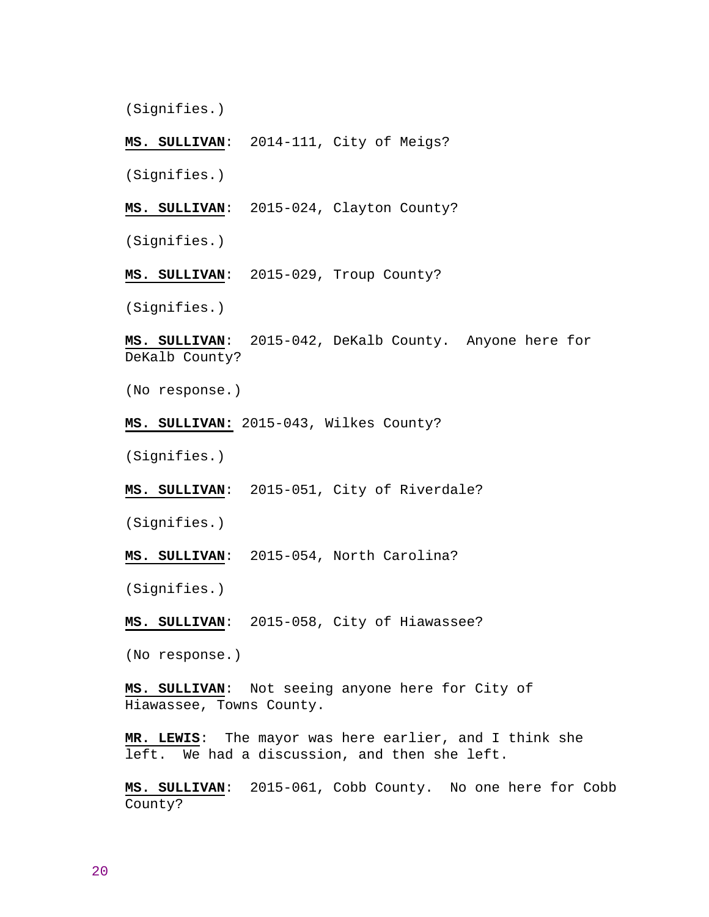(Signifies.)

**MS. SULLIVAN**: 2014-111, City of Meigs?

(Signifies.)

**MS. SULLIVAN**: 2015-024, Clayton County?

(Signifies.)

**MS. SULLIVAN**: 2015-029, Troup County?

(Signifies.)

**MS. SULLIVAN**: 2015-042, DeKalb County. Anyone here for DeKalb County?

(No response.)

**MS. SULLIVAN:** 2015-043, Wilkes County?

(Signifies.)

**MS. SULLIVAN**: 2015-051, City of Riverdale?

(Signifies.)

**MS. SULLIVAN**: 2015-054, North Carolina?

(Signifies.)

**MS. SULLIVAN**: 2015-058, City of Hiawassee?

(No response.)

**MS. SULLIVAN**: Not seeing anyone here for City of Hiawassee, Towns County.

**MR. LEWIS**: The mayor was here earlier, and I think she left. We had a discussion, and then she left.

**MS. SULLIVAN**: 2015-061, Cobb County. No one here for Cobb County?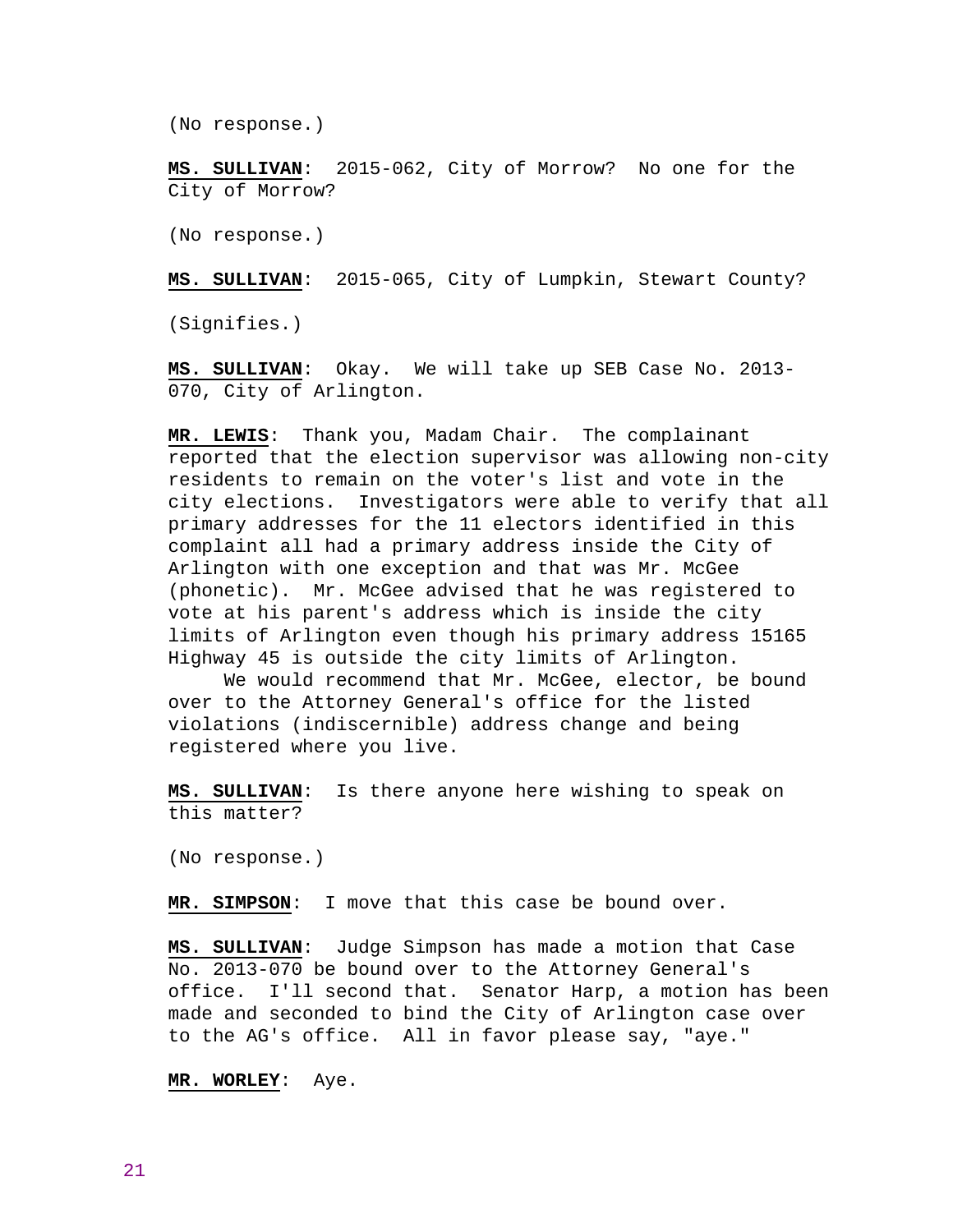(No response.)

**MS. SULLIVAN**: 2015-062, City of Morrow? No one for the City of Morrow?

(No response.)

**MS. SULLIVAN**: 2015-065, City of Lumpkin, Stewart County?

(Signifies.)

**MS. SULLIVAN**: Okay. We will take up SEB Case No. 2013-070, City of Arlington.

**MR. LEWIS**: Thank you, Madam Chair. The complainant reported that the election supervisor was allowing non-city residents to remain on the voter's list and vote in the city elections. Investigators were able to verify that all primary addresses for the 11 electors identified in this complaint all had a primary address inside the City of Arlington with one exception and that was Mr. McGee (phonetic). Mr. McGee advised that he was registered to vote at his parent's address which is inside the city limits of Arlington even though his primary address 15165 Highway 45 is outside the city limits of Arlington.

We would recommend that Mr. McGee, elector, be bound over to the Attorney General's office for the listed violations (indiscernible) address change and being registered where you live.

**MS. SULLIVAN**: Is there anyone here wishing to speak on this matter?

(No response.)

**MR. SIMPSON**: I move that this case be bound over.

**MS. SULLIVAN**: Judge Simpson has made a motion that Case No. 2013-070 be bound over to the Attorney General's office. I'll second that. Senator Harp, a motion has been made and seconded to bind the City of Arlington case over to the AG's office. All in favor please say, "aye."

**MR. WORLEY**: Aye.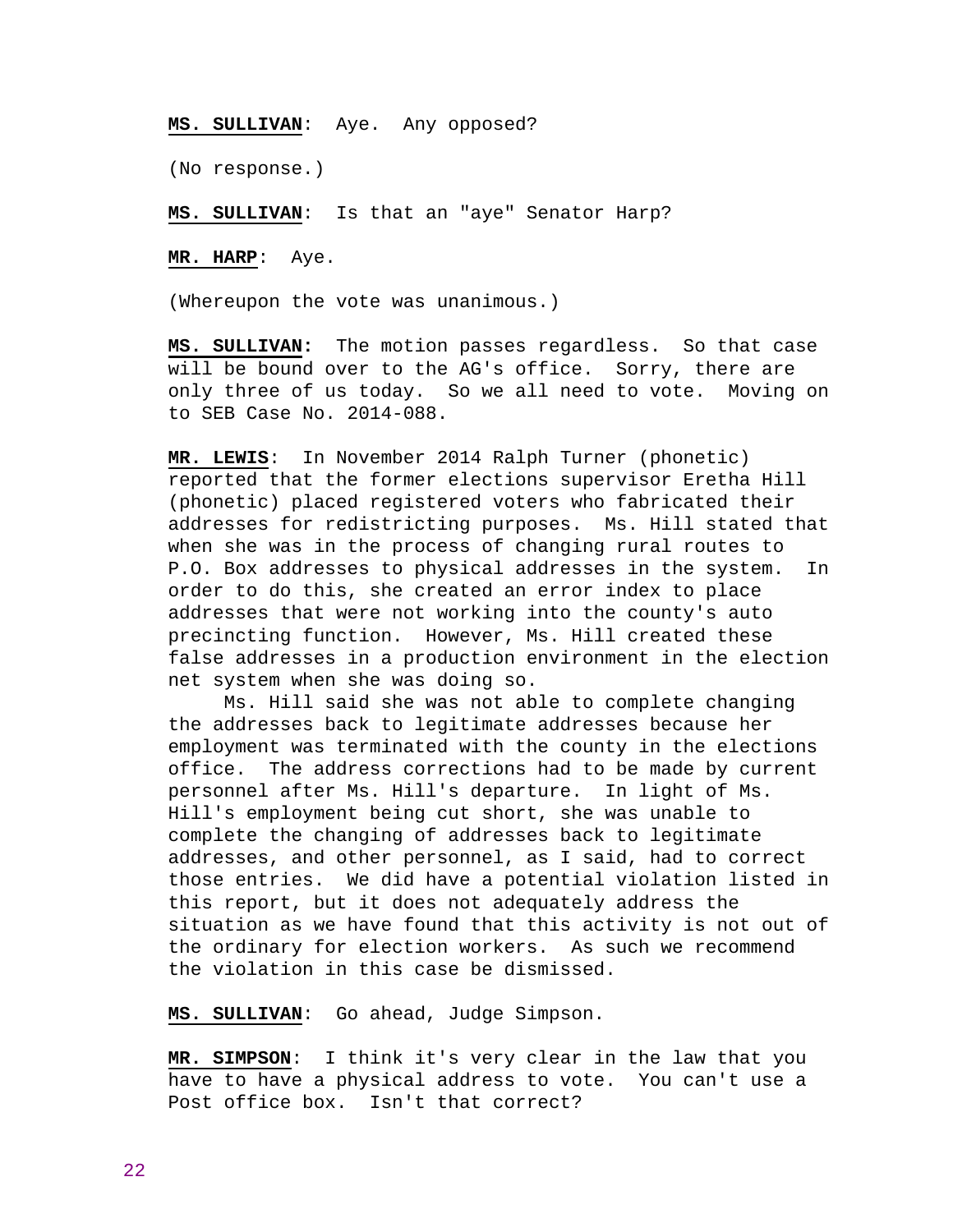**MS. SULLIVAN**: Aye. Any opposed?

(No response.)

**MS. SULLIVAN**: Is that an "aye" Senator Harp?

**MR. HARP**: Aye.

(Whereupon the vote was unanimous.)

**MS. SULLIVAN:** The motion passes regardless. So that case will be bound over to the AG's office. Sorry, there are only three of us today. So we all need to vote. Moving on to SEB Case No. 2014-088.

**MR. LEWIS**: In November 2014 Ralph Turner (phonetic) reported that the former elections supervisor Eretha Hill (phonetic) placed registered voters who fabricated their addresses for redistricting purposes. Ms. Hill stated that when she was in the process of changing rural routes to P.O. Box addresses to physical addresses in the system. In order to do this, she created an error index to place addresses that were not working into the county's auto precincting function. However, Ms. Hill created these false addresses in a production environment in the election net system when she was doing so.

Ms. Hill said she was not able to complete changing the addresses back to legitimate addresses because her employment was terminated with the county in the elections office. The address corrections had to be made by current personnel after Ms. Hill's departure. In light of Ms. Hill's employment being cut short, she was unable to complete the changing of addresses back to legitimate addresses, and other personnel, as I said, had to correct those entries. We did have a potential violation listed in this report, but it does not adequately address the situation as we have found that this activity is not out of the ordinary for election workers. As such we recommend the violation in this case be dismissed.

**MS. SULLIVAN**: Go ahead, Judge Simpson.

**MR. SIMPSON**: I think it's very clear in the law that you have to have a physical address to vote. You can't use a Post office box. Isn't that correct?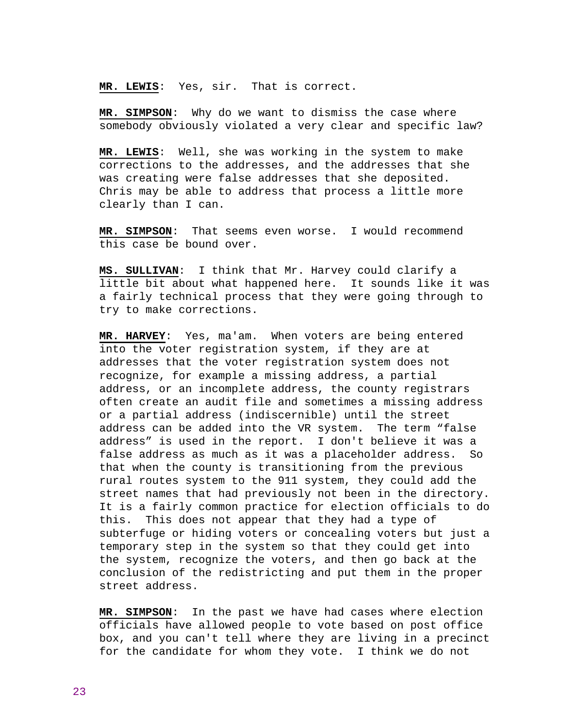**MR. LEWIS**: Yes, sir. That is correct.

**MR. SIMPSON**: Why do we want to dismiss the case where somebody obviously violated a very clear and specific law?

**MR. LEWIS**: Well, she was working in the system to make corrections to the addresses, and the addresses that she was creating were false addresses that she deposited. Chris may be able to address that process a little more clearly than I can.

**MR. SIMPSON**: That seems even worse. I would recommend this case be bound over.

**MS. SULLIVAN**: I think that Mr. Harvey could clarify a little bit about what happened here. It sounds like it was a fairly technical process that they were going through to try to make corrections.

**MR. HARVEY**: Yes, ma'am. When voters are being entered into the voter registration system, if they are at addresses that the voter registration system does not recognize, for example a missing address, a partial address, or an incomplete address, the county registrars often create an audit file and sometimes a missing address or a partial address (indiscernible) until the street address can be added into the VR system. The term "false address" is used in the report. I don't believe it was a false address as much as it was a placeholder address. So that when the county is transitioning from the previous rural routes system to the 911 system, they could add the street names that had previously not been in the directory. It is a fairly common practice for election officials to do this. This does not appear that they had a type of subterfuge or hiding voters or concealing voters but just a temporary step in the system so that they could get into the system, recognize the voters, and then go back at the conclusion of the redistricting and put them in the proper street address.

**MR. SIMPSON**: In the past we have had cases where election officials have allowed people to vote based on post office box, and you can't tell where they are living in a precinct for the candidate for whom they vote. I think we do not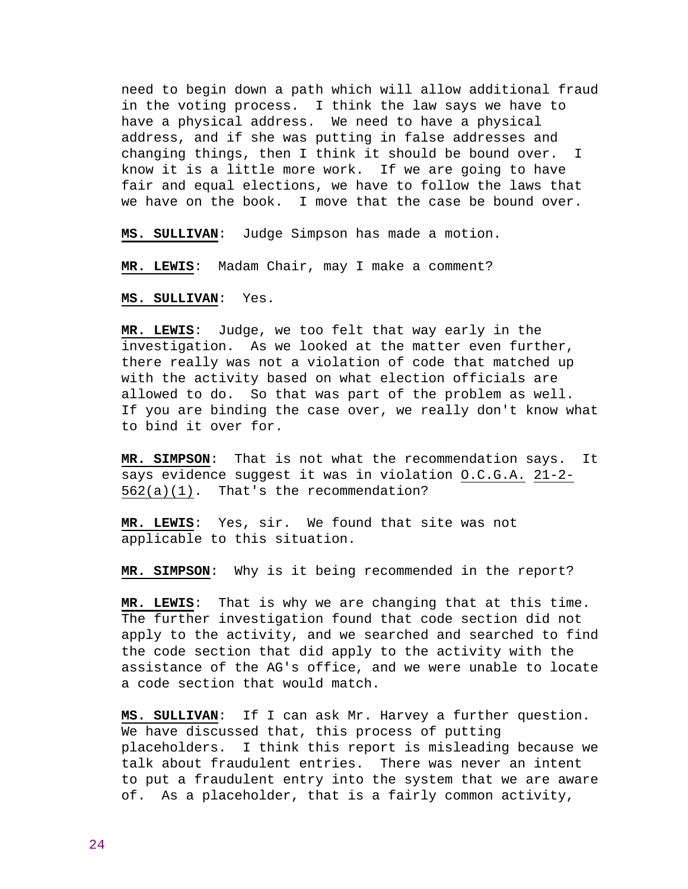need to begin down a path which will allow additional fraud in the voting process. I think the law says we have to have a physical address. We need to have a physical address, and if she was putting in false addresses and changing things, then I think it should be bound over. I know it is a little more work. If we are going to have fair and equal elections, we have to follow the laws that we have on the book. I move that the case be bound over.

**MS. SULLIVAN**: Judge Simpson has made a motion.

**MR. LEWIS**: Madam Chair, may I make a comment?

**MS. SULLIVAN**: Yes.

**MR. LEWIS**: Judge, we too felt that way early in the investigation. As we looked at the matter even further, there really was not a violation of code that matched up with the activity based on what election officials are allowed to do. So that was part of the problem as well. If you are binding the case over, we really don't know what to bind it over for.

**MR. SIMPSON**: That is not what the recommendation says. It says evidence suggest it was in violation O.C.G.A. 21-2-562(a)(1). That's the recommendation?

**MR. LEWIS**: Yes, sir. We found that site was not applicable to this situation.

**MR. SIMPSON**: Why is it being recommended in the report?

**MR. LEWIS**: That is why we are changing that at this time. The further investigation found that code section did not apply to the activity, and we searched and searched to find the code section that did apply to the activity with the assistance of the AG's office, and we were unable to locate a code section that would match.

**MS. SULLIVAN**: If I can ask Mr. Harvey a further question. We have discussed that, this process of putting placeholders. I think this report is misleading because we talk about fraudulent entries. There was never an intent to put a fraudulent entry into the system that we are aware of. As a placeholder, that is a fairly common activity,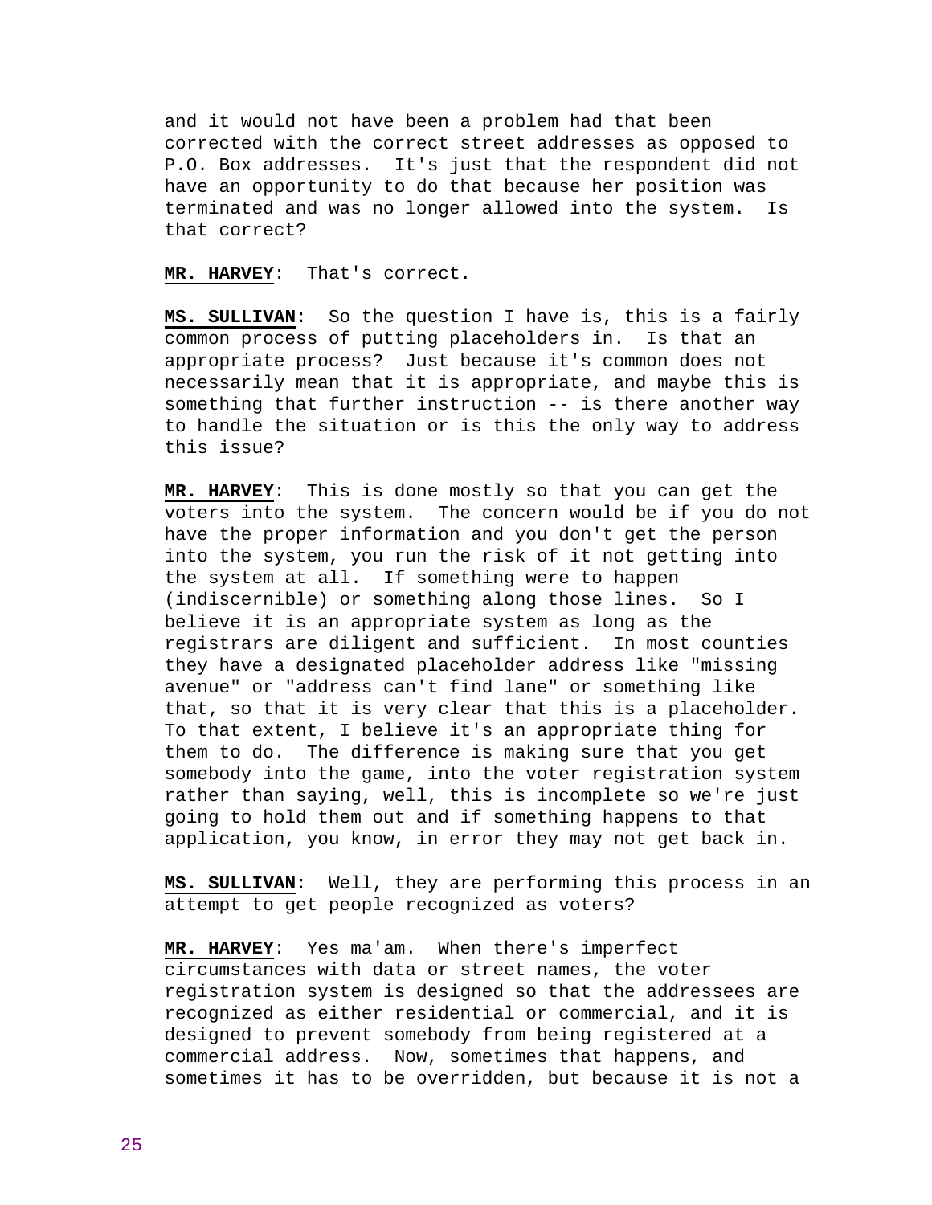and it would not have been a problem had that been corrected with the correct street addresses as opposed to P.O. Box addresses. It's just that the respondent did not have an opportunity to do that because her position was terminated and was no longer allowed into the system. Is that correct?

**MR. HARVEY**: That's correct.

**MS. SULLIVAN**: So the question I have is, this is a fairly common process of putting placeholders in. Is that an appropriate process? Just because it's common does not necessarily mean that it is appropriate, and maybe this is something that further instruction -- is there another way to handle the situation or is this the only way to address this issue?

**MR. HARVEY**: This is done mostly so that you can get the voters into the system. The concern would be if you do not have the proper information and you don't get the person into the system, you run the risk of it not getting into the system at all. If something were to happen (indiscernible) or something along those lines. So I believe it is an appropriate system as long as the registrars are diligent and sufficient. In most counties they have a designated placeholder address like "missing avenue" or "address can't find lane" or something like that, so that it is very clear that this is a placeholder. To that extent, I believe it's an appropriate thing for them to do. The difference is making sure that you get somebody into the game, into the voter registration system rather than saying, well, this is incomplete so we're just going to hold them out and if something happens to that application, you know, in error they may not get back in.

**MS. SULLIVAN**: Well, they are performing this process in an attempt to get people recognized as voters?

**MR. HARVEY**: Yes ma'am. When there's imperfect circumstances with data or street names, the voter registration system is designed so that the addressees are recognized as either residential or commercial, and it is designed to prevent somebody from being registered at a commercial address. Now, sometimes that happens, and sometimes it has to be overridden, but because it is not a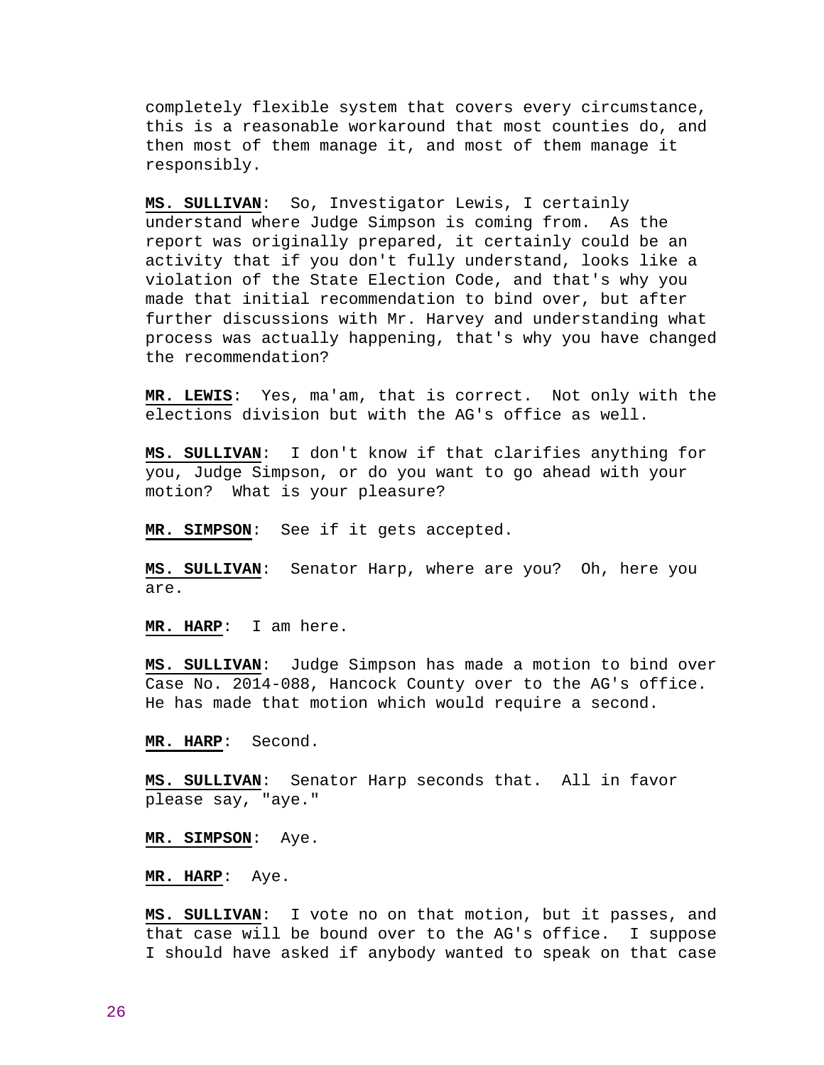completely flexible system that covers every circumstance, this is a reasonable workaround that most counties do, and then most of them manage it, and most of them manage it responsibly.

**MS. SULLIVAN**: So, Investigator Lewis, I certainly understand where Judge Simpson is coming from. As the report was originally prepared, it certainly could be an activity that if you don't fully understand, looks like a violation of the State Election Code, and that's why you made that initial recommendation to bind over, but after further discussions with Mr. Harvey and understanding what process was actually happening, that's why you have changed the recommendation?

**MR. LEWIS**: Yes, ma'am, that is correct. Not only with the elections division but with the AG's office as well.

**MS. SULLIVAN**: I don't know if that clarifies anything for you, Judge Simpson, or do you want to go ahead with your motion? What is your pleasure?

**MR. SIMPSON**: See if it gets accepted.

**MS. SULLIVAN**: Senator Harp, where are you? Oh, here you are.

**MR. HARP**: I am here.

**MS. SULLIVAN**: Judge Simpson has made a motion to bind over Case No. 2014-088, Hancock County over to the AG's office. He has made that motion which would require a second.

**MR. HARP**: Second.

**MS. SULLIVAN**: Senator Harp seconds that. All in favor please say, "aye."

**MR. SIMPSON**: Aye.

**MR. HARP**: Aye.

**MS. SULLIVAN**: I vote no on that motion, but it passes, and that case will be bound over to the AG's office. I suppose I should have asked if anybody wanted to speak on that case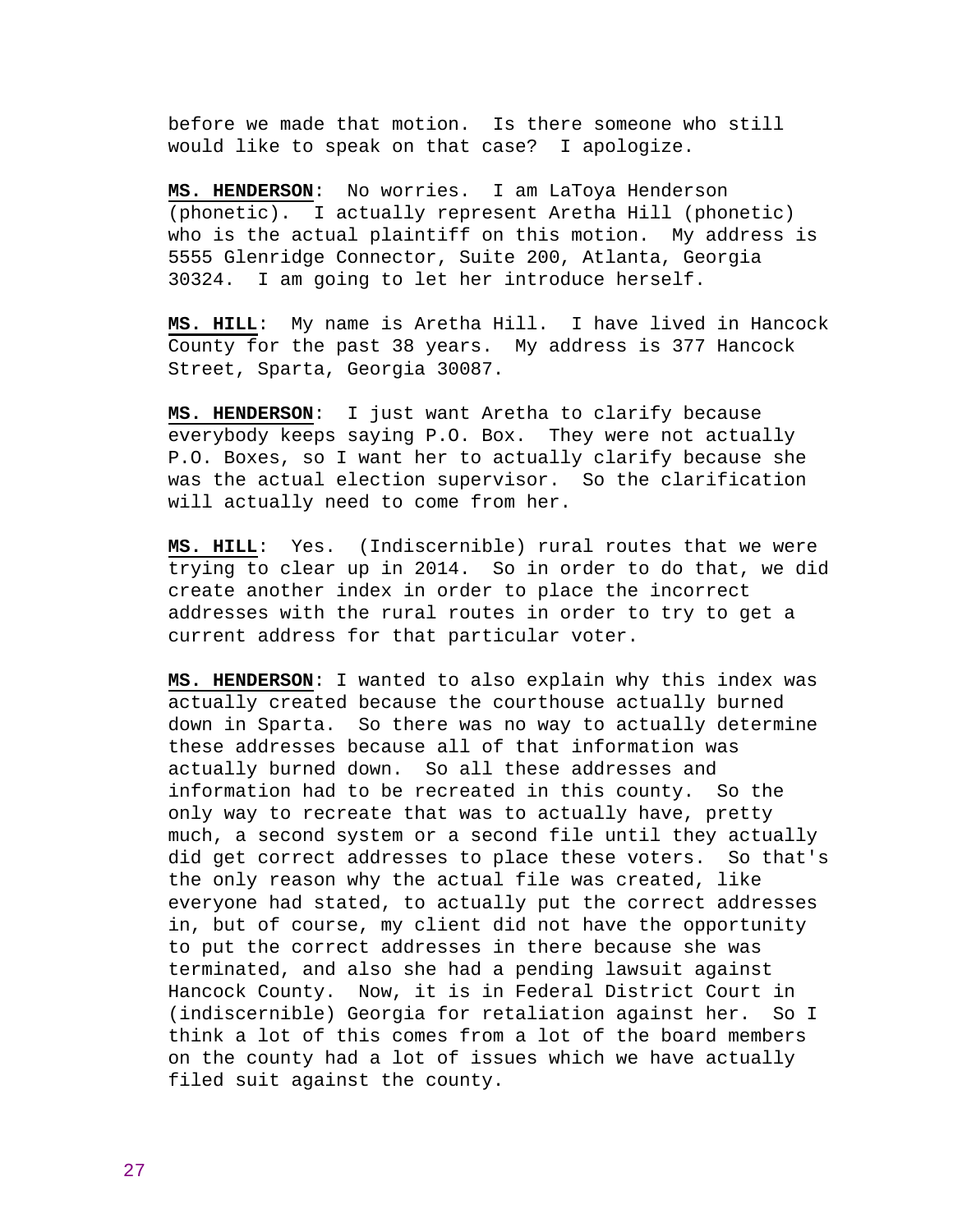before we made that motion. Is there someone who still would like to speak on that case? I apologize.

**MS. HENDERSON**: No worries. I am LaToya Henderson (phonetic). I actually represent Aretha Hill (phonetic) who is the actual plaintiff on this motion. My address is 5555 Glenridge Connector, Suite 200, Atlanta, Georgia 30324. I am going to let her introduce herself.

**MS. HILL**: My name is Aretha Hill. I have lived in Hancock County for the past 38 years. My address is 377 Hancock Street, Sparta, Georgia 30087.

**MS. HENDERSON**: I just want Aretha to clarify because everybody keeps saying P.O. Box. They were not actually P.O. Boxes, so I want her to actually clarify because she was the actual election supervisor. So the clarification will actually need to come from her.

**MS. HILL**: Yes. (Indiscernible) rural routes that we were trying to clear up in 2014. So in order to do that, we did create another index in order to place the incorrect addresses with the rural routes in order to try to get a current address for that particular voter.

**MS. HENDERSON**: I wanted to also explain why this index was actually created because the courthouse actually burned down in Sparta. So there was no way to actually determine these addresses because all of that information was actually burned down. So all these addresses and information had to be recreated in this county. So the only way to recreate that was to actually have, pretty much, a second system or a second file until they actually did get correct addresses to place these voters. So that's the only reason why the actual file was created, like everyone had stated, to actually put the correct addresses in, but of course, my client did not have the opportunity to put the correct addresses in there because she was terminated, and also she had a pending lawsuit against Hancock County. Now, it is in Federal District Court in (indiscernible) Georgia for retaliation against her. So I think a lot of this comes from a lot of the board members on the county had a lot of issues which we have actually filed suit against the county.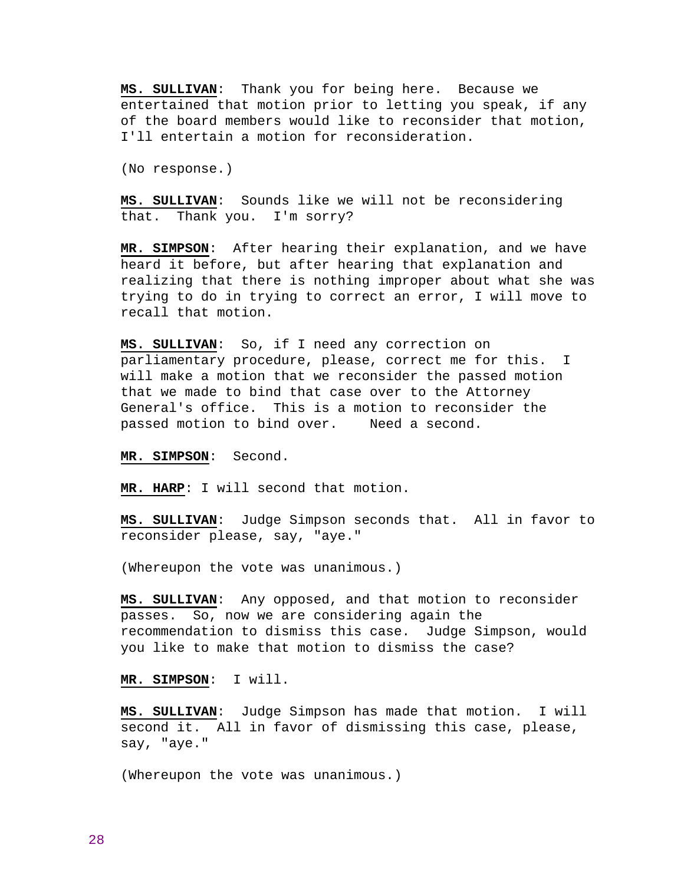**MS. SULLIVAN**: Thank you for being here. Because we entertained that motion prior to letting you speak, if any of the board members would like to reconsider that motion, I'll entertain a motion for reconsideration.

(No response.)

**MS. SULLIVAN**: Sounds like we will not be reconsidering that. Thank you. I'm sorry?

**MR. SIMPSON**: After hearing their explanation, and we have heard it before, but after hearing that explanation and realizing that there is nothing improper about what she was trying to do in trying to correct an error, I will move to recall that motion.

**MS. SULLIVAN**: So, if I need any correction on parliamentary procedure, please, correct me for this. I will make a motion that we reconsider the passed motion that we made to bind that case over to the Attorney General's office. This is a motion to reconsider the passed motion to bind over. Need a second.

**MR. SIMPSON**: Second.

**MR. HARP**: I will second that motion.

**MS. SULLIVAN**: Judge Simpson seconds that. All in favor to reconsider please, say, "aye."

(Whereupon the vote was unanimous.)

**MS. SULLIVAN**: Any opposed, and that motion to reconsider passes. So, now we are considering again the recommendation to dismiss this case. Judge Simpson, would you like to make that motion to dismiss the case?

**MR. SIMPSON**: I will.

**MS. SULLIVAN**: Judge Simpson has made that motion. I will second it. All in favor of dismissing this case, please, say, "aye."

(Whereupon the vote was unanimous.)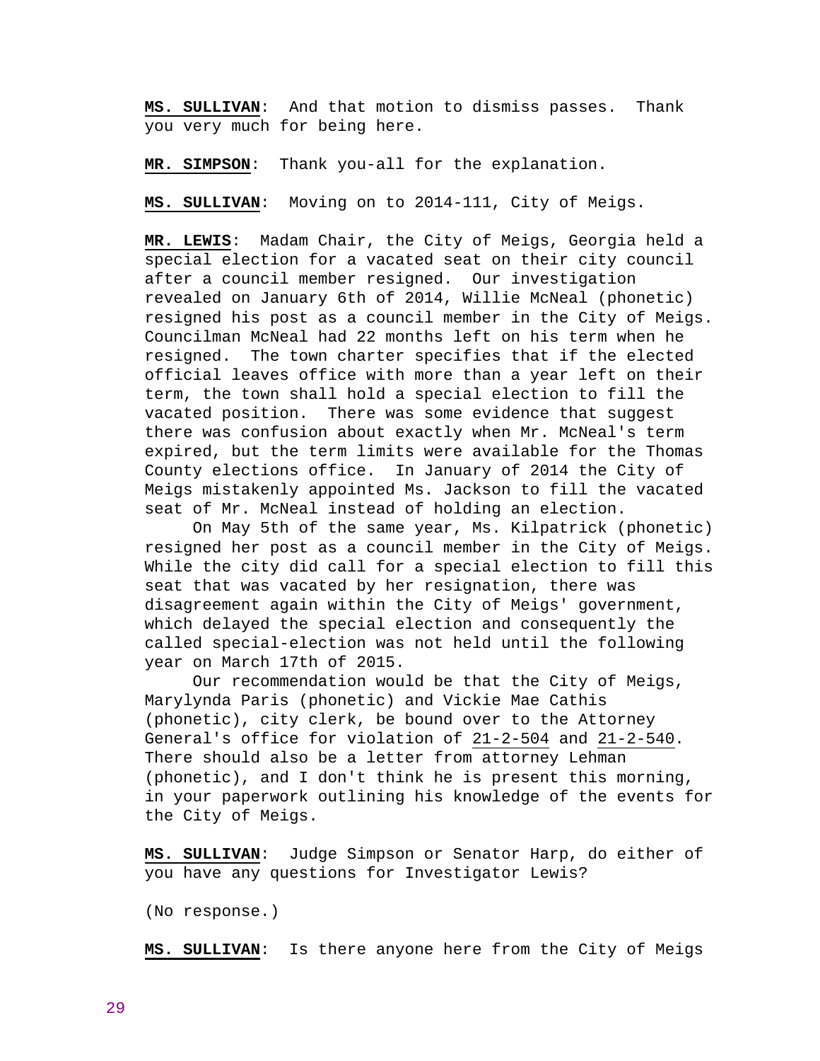**MS. SULLIVAN**: And that motion to dismiss passes. Thank you very much for being here.

**MR. SIMPSON**: Thank you-all for the explanation.

**MS. SULLIVAN**: Moving on to 2014-111, City of Meigs.

**MR. LEWIS**: Madam Chair, the City of Meigs, Georgia held a special election for a vacated seat on their city council after a council member resigned. Our investigation revealed on January 6th of 2014, Willie McNeal (phonetic) resigned his post as a council member in the City of Meigs. Councilman McNeal had 22 months left on his term when he resigned. The town charter specifies that if the elected official leaves office with more than a year left on their term, the town shall hold a special election to fill the vacated position. There was some evidence that suggest there was confusion about exactly when Mr. McNeal's term expired, but the term limits were available for the Thomas County elections office. In January of 2014 the City of Meigs mistakenly appointed Ms. Jackson to fill the vacated seat of Mr. McNeal instead of holding an election.

On May 5th of the same year, Ms. Kilpatrick (phonetic) resigned her post as a council member in the City of Meigs. While the city did call for a special election to fill this seat that was vacated by her resignation, there was disagreement again within the City of Meigs' government, which delayed the special election and consequently the called special-election was not held until the following year on March 17th of 2015.

Our recommendation would be that the City of Meigs, Marylynda Paris (phonetic) and Vickie Mae Cathis (phonetic), city clerk, be bound over to the Attorney General's office for violation of 21-2-504 and 21-2-540. There should also be a letter from attorney Lehman (phonetic), and I don't think he is present this morning, in your paperwork outlining his knowledge of the events for the City of Meigs.

**MS. SULLIVAN**: Judge Simpson or Senator Harp, do either of you have any questions for Investigator Lewis?

(No response.)

**MS. SULLIVAN**: Is there anyone here from the City of Meigs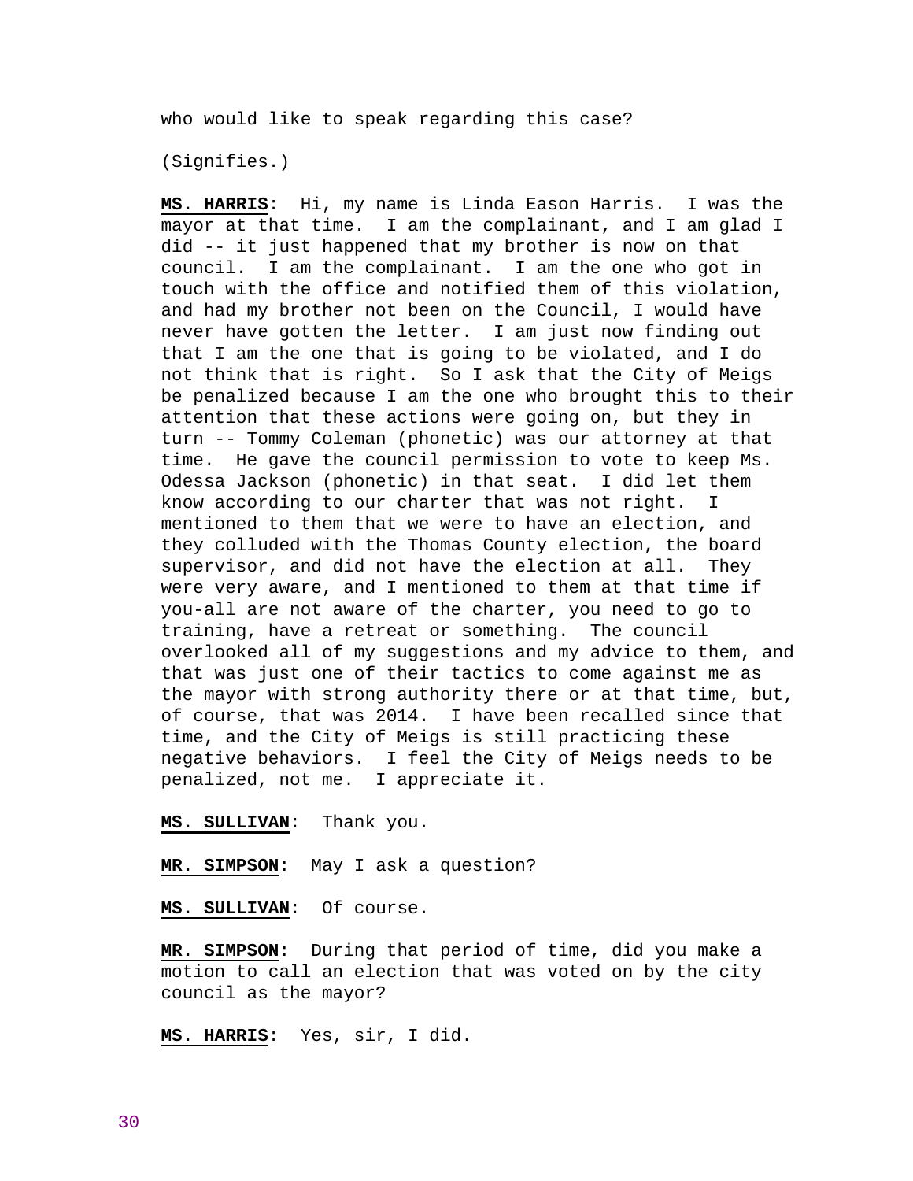who would like to speak regarding this case?

(Signifies.)

**MS. HARRIS**: Hi, my name is Linda Eason Harris. I was the mayor at that time. I am the complainant, and I am glad I did -- it just happened that my brother is now on that council. I am the complainant. I am the one who got in touch with the office and notified them of this violation, and had my brother not been on the Council, I would have never have gotten the letter. I am just now finding out that I am the one that is going to be violated, and I do not think that is right. So I ask that the City of Meigs be penalized because I am the one who brought this to their attention that these actions were going on, but they in turn -- Tommy Coleman (phonetic) was our attorney at that time. He gave the council permission to vote to keep Ms. Odessa Jackson (phonetic) in that seat. I did let them know according to our charter that was not right. I mentioned to them that we were to have an election, and they colluded with the Thomas County election, the board supervisor, and did not have the election at all. They were very aware, and I mentioned to them at that time if you-all are not aware of the charter, you need to go to training, have a retreat or something. The council overlooked all of my suggestions and my advice to them, and that was just one of their tactics to come against me as the mayor with strong authority there or at that time, but, of course, that was 2014. I have been recalled since that time, and the City of Meigs is still practicing these negative behaviors. I feel the City of Meigs needs to be penalized, not me. I appreciate it.

**MS. SULLIVAN**: Thank you.

**MR. SIMPSON**: May I ask a question?

**MS. SULLIVAN**: Of course.

**MR. SIMPSON**: During that period of time, did you make a motion to call an election that was voted on by the city council as the mayor?

**MS. HARRIS**: Yes, sir, I did.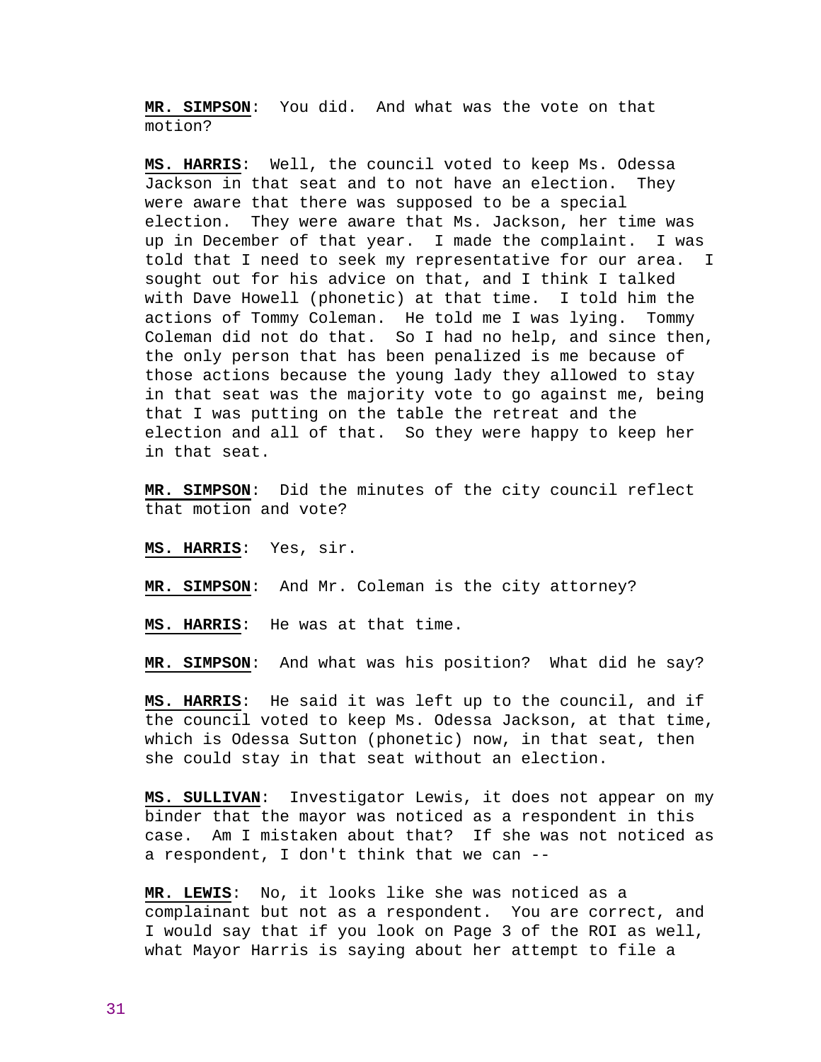**MR. SIMPSON**: You did. And what was the vote on that motion?

**MS. HARRIS**: Well, the council voted to keep Ms. Odessa Jackson in that seat and to not have an election. They were aware that there was supposed to be a special election. They were aware that Ms. Jackson, her time was up in December of that year. I made the complaint. I was told that I need to seek my representative for our area. I sought out for his advice on that, and I think I talked with Dave Howell (phonetic) at that time. I told him the actions of Tommy Coleman. He told me I was lying. Tommy Coleman did not do that. So I had no help, and since then, the only person that has been penalized is me because of those actions because the young lady they allowed to stay in that seat was the majority vote to go against me, being that I was putting on the table the retreat and the election and all of that. So they were happy to keep her in that seat.

**MR. SIMPSON**: Did the minutes of the city council reflect that motion and vote?

**MS. HARRIS**: Yes, sir.

**MR. SIMPSON**: And Mr. Coleman is the city attorney?

**MS. HARRIS**: He was at that time.

**MR. SIMPSON**: And what was his position? What did he say?

**MS. HARRIS**: He said it was left up to the council, and if the council voted to keep Ms. Odessa Jackson, at that time, which is Odessa Sutton (phonetic) now, in that seat, then she could stay in that seat without an election.

**MS. SULLIVAN**: Investigator Lewis, it does not appear on my binder that the mayor was noticed as a respondent in this case. Am I mistaken about that? If she was not noticed as a respondent, I don't think that we can --

**MR. LEWIS**: No, it looks like she was noticed as a complainant but not as a respondent. You are correct, and I would say that if you look on Page 3 of the ROI as well, what Mayor Harris is saying about her attempt to file a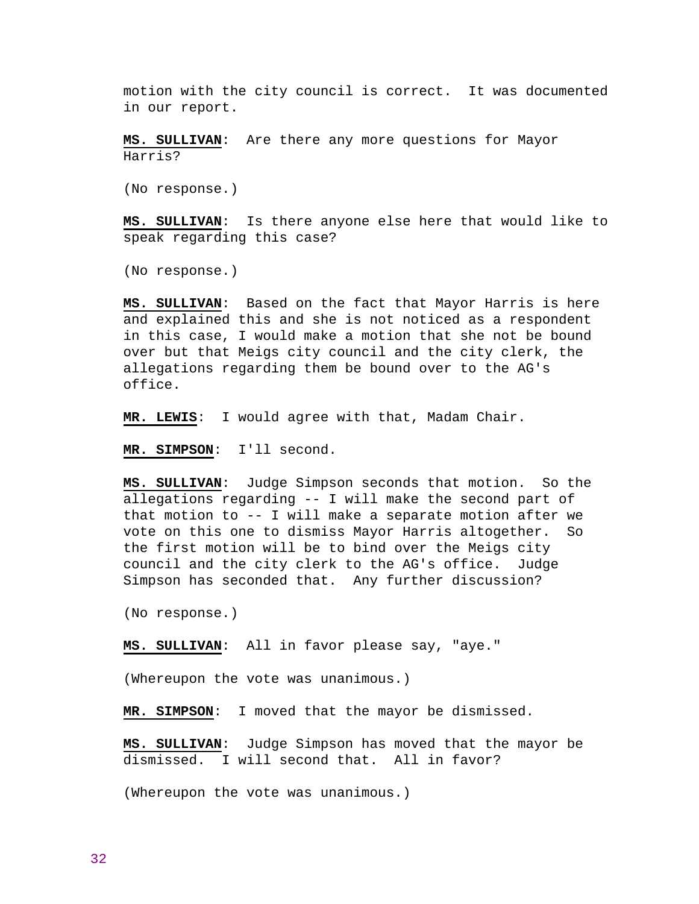motion with the city council is correct. It was documented in our report.

**MS. SULLIVAN**: Are there any more questions for Mayor Harris?

(No response.)

**MS. SULLIVAN**: Is there anyone else here that would like to speak regarding this case?

(No response.)

**MS. SULLIVAN**: Based on the fact that Mayor Harris is here and explained this and she is not noticed as a respondent in this case, I would make a motion that she not be bound over but that Meigs city council and the city clerk, the allegations regarding them be bound over to the AG's office.

**MR. LEWIS**: I would agree with that, Madam Chair.

**MR. SIMPSON**: I'll second.

**MS. SULLIVAN**: Judge Simpson seconds that motion. So the allegations regarding -- I will make the second part of that motion to -- I will make a separate motion after we vote on this one to dismiss Mayor Harris altogether. So the first motion will be to bind over the Meigs city council and the city clerk to the AG's office. Judge Simpson has seconded that. Any further discussion?

(No response.)

**MS. SULLIVAN**: All in favor please say, "aye."

(Whereupon the vote was unanimous.)

**MR. SIMPSON**: I moved that the mayor be dismissed.

**MS. SULLIVAN**: Judge Simpson has moved that the mayor be dismissed. I will second that. All in favor?

(Whereupon the vote was unanimous.)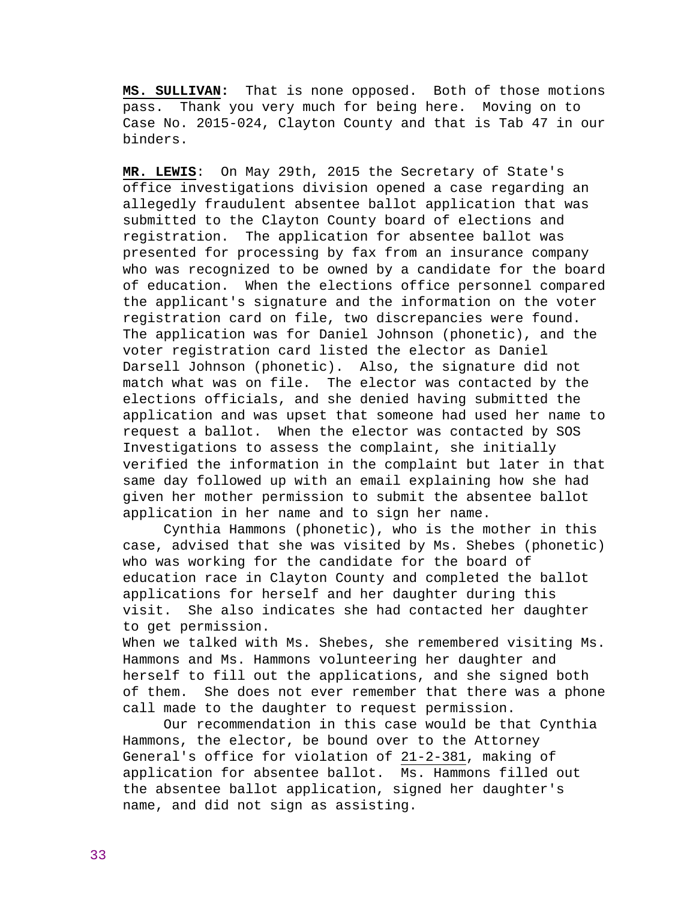**MS. SULLIVAN:** That is none opposed. Both of those motions pass. Thank you very much for being here. Moving on to Case No. 2015-024, Clayton County and that is Tab 47 in our binders.

**MR. LEWIS**: On May 29th, 2015 the Secretary of State's office investigations division opened a case regarding an allegedly fraudulent absentee ballot application that was submitted to the Clayton County board of elections and registration. The application for absentee ballot was presented for processing by fax from an insurance company who was recognized to be owned by a candidate for the board of education. When the elections office personnel compared the applicant's signature and the information on the voter registration card on file, two discrepancies were found. The application was for Daniel Johnson (phonetic), and the voter registration card listed the elector as Daniel Darsell Johnson (phonetic). Also, the signature did not match what was on file. The elector was contacted by the elections officials, and she denied having submitted the application and was upset that someone had used her name to request a ballot. When the elector was contacted by SOS Investigations to assess the complaint, she initially verified the information in the complaint but later in that same day followed up with an email explaining how she had given her mother permission to submit the absentee ballot application in her name and to sign her name.

Cynthia Hammons (phonetic), who is the mother in this case, advised that she was visited by Ms. Shebes (phonetic) who was working for the candidate for the board of education race in Clayton County and completed the ballot applications for herself and her daughter during this visit. She also indicates she had contacted her daughter to get permission.

When we talked with Ms. Shebes, she remembered visiting Ms. Hammons and Ms. Hammons volunteering her daughter and herself to fill out the applications, and she signed both of them. She does not ever remember that there was a phone call made to the daughter to request permission.

Our recommendation in this case would be that Cynthia Hammons, the elector, be bound over to the Attorney General's office for violation of 21-2-381, making of application for absentee ballot. Ms. Hammons filled out the absentee ballot application, signed her daughter's name, and did not sign as assisting.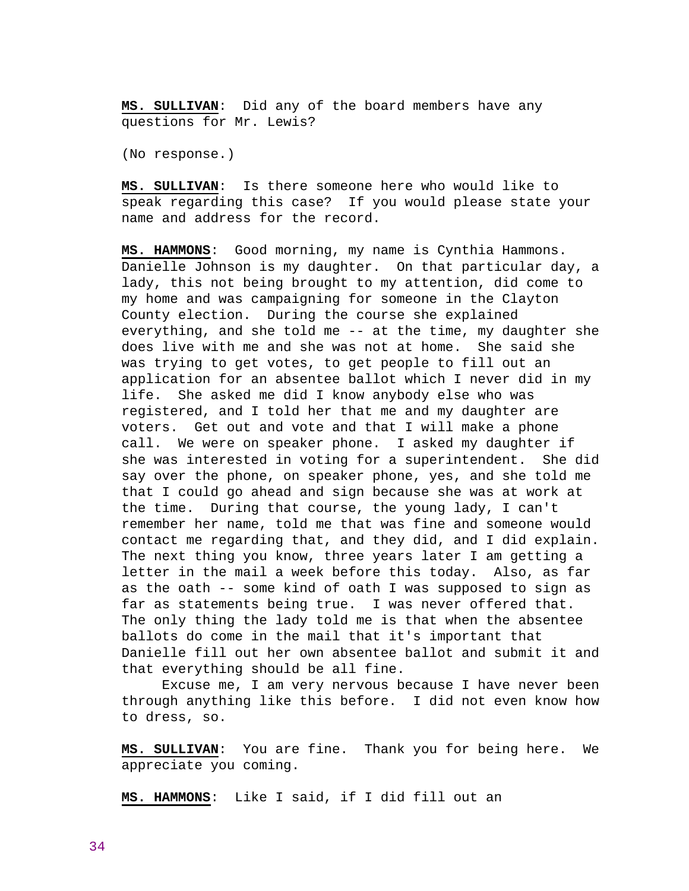**MS. SULLIVAN**: Did any of the board members have any questions for Mr. Lewis?

(No response.)

**MS. SULLIVAN**: Is there someone here who would like to speak regarding this case? If you would please state your name and address for the record.

**MS. HAMMONS**: Good morning, my name is Cynthia Hammons. Danielle Johnson is my daughter. On that particular day, a lady, this not being brought to my attention, did come to my home and was campaigning for someone in the Clayton County election. During the course she explained everything, and she told me -- at the time, my daughter she does live with me and she was not at home. She said she was trying to get votes, to get people to fill out an application for an absentee ballot which I never did in my life. She asked me did I know anybody else who was registered, and I told her that me and my daughter are voters. Get out and vote and that I will make a phone call. We were on speaker phone. I asked my daughter if she was interested in voting for a superintendent. She did say over the phone, on speaker phone, yes, and she told me that I could go ahead and sign because she was at work at the time. During that course, the young lady, I can't remember her name, told me that was fine and someone would contact me regarding that, and they did, and I did explain. The next thing you know, three years later I am getting a letter in the mail a week before this today. Also, as far as the oath -- some kind of oath I was supposed to sign as far as statements being true. I was never offered that. The only thing the lady told me is that when the absentee ballots do come in the mail that it's important that Danielle fill out her own absentee ballot and submit it and that everything should be all fine.

Excuse me, I am very nervous because I have never been through anything like this before. I did not even know how to dress, so.

**MS. SULLIVAN**: You are fine. Thank you for being here. We appreciate you coming.

**MS. HAMMONS**: Like I said, if I did fill out an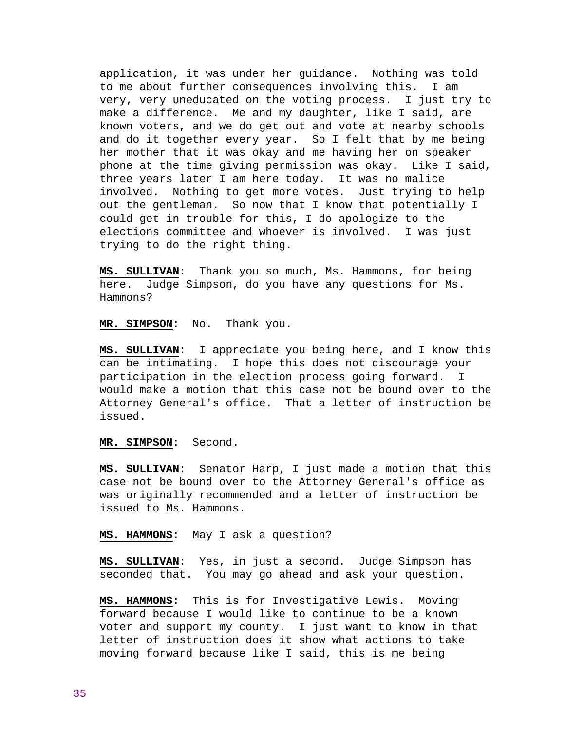application, it was under her guidance. Nothing was told to me about further consequences involving this. I am very, very uneducated on the voting process. I just try to make a difference. Me and my daughter, like I said, are known voters, and we do get out and vote at nearby schools and do it together every year. So I felt that by me being her mother that it was okay and me having her on speaker phone at the time giving permission was okay. Like I said, three years later I am here today. It was no malice involved. Nothing to get more votes. Just trying to help out the gentleman. So now that I know that potentially I could get in trouble for this, I do apologize to the elections committee and whoever is involved. I was just trying to do the right thing.

**MS. SULLIVAN**: Thank you so much, Ms. Hammons, for being here. Judge Simpson, do you have any questions for Ms. Hammons?

**MR. SIMPSON**: No. Thank you.

**MS. SULLIVAN**: I appreciate you being here, and I know this can be intimating. I hope this does not discourage your participation in the election process going forward. I would make a motion that this case not be bound over to the Attorney General's office. That a letter of instruction be issued.

**MR. SIMPSON**: Second.

**MS. SULLIVAN**: Senator Harp, I just made a motion that this case not be bound over to the Attorney General's office as was originally recommended and a letter of instruction be issued to Ms. Hammons.

**MS. HAMMONS**: May I ask a question?

**MS. SULLIVAN**: Yes, in just a second. Judge Simpson has seconded that. You may go ahead and ask your question.

**MS. HAMMONS**: This is for Investigative Lewis. Moving forward because I would like to continue to be a known voter and support my county. I just want to know in that letter of instruction does it show what actions to take moving forward because like I said, this is me being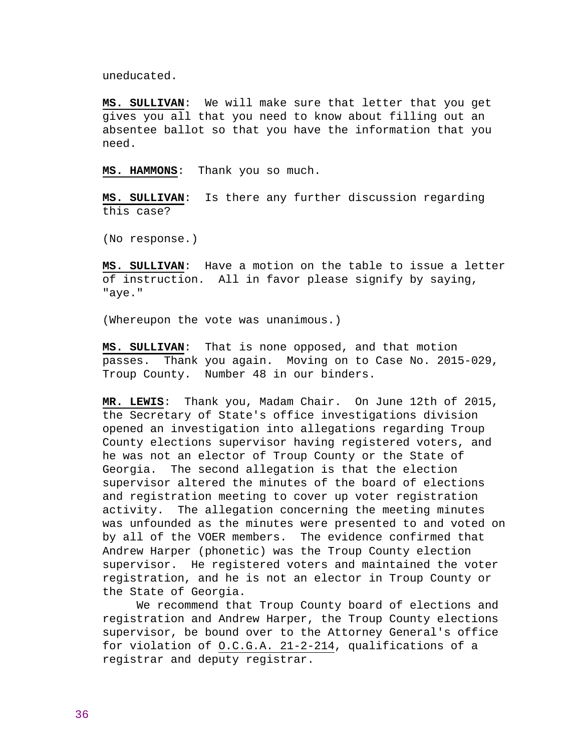uneducated.

**MS. SULLIVAN**: We will make sure that letter that you get gives you all that you need to know about filling out an absentee ballot so that you have the information that you need.

**MS. HAMMONS**: Thank you so much.

**MS. SULLIVAN**: Is there any further discussion regarding this case?

(No response.)

**MS. SULLIVAN**: Have a motion on the table to issue a letter of instruction. All in favor please signify by saying, "aye."

(Whereupon the vote was unanimous.)

**MS. SULLIVAN**: That is none opposed, and that motion passes. Thank you again. Moving on to Case No. 2015-029, Troup County. Number 48 in our binders.

**MR. LEWIS**: Thank you, Madam Chair. On June 12th of 2015, the Secretary of State's office investigations division opened an investigation into allegations regarding Troup County elections supervisor having registered voters, and he was not an elector of Troup County or the State of Georgia. The second allegation is that the election supervisor altered the minutes of the board of elections and registration meeting to cover up voter registration activity. The allegation concerning the meeting minutes was unfounded as the minutes were presented to and voted on by all of the VOER members. The evidence confirmed that Andrew Harper (phonetic) was the Troup County election supervisor. He registered voters and maintained the voter registration, and he is not an elector in Troup County or the State of Georgia.

We recommend that Troup County board of elections and registration and Andrew Harper, the Troup County elections supervisor, be bound over to the Attorney General's office for violation of O.C.G.A. 21-2-214, qualifications of a registrar and deputy registrar.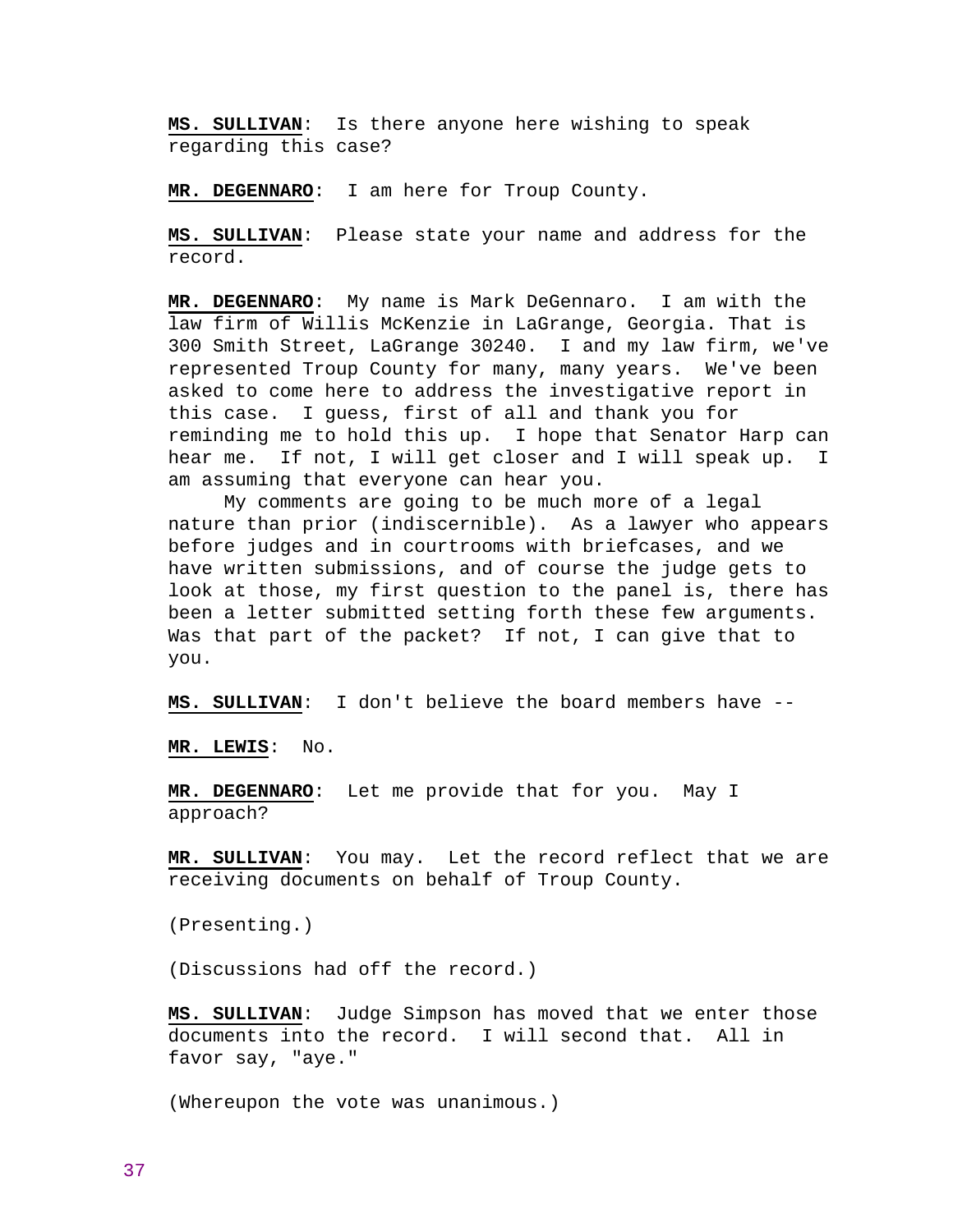**MS. SULLIVAN**: Is there anyone here wishing to speak regarding this case?

**MR. DEGENNARO**: I am here for Troup County.

**MS. SULLIVAN**: Please state your name and address for the record.

**MR. DEGENNARO**: My name is Mark DeGennaro. I am with the law firm of Willis McKenzie in LaGrange, Georgia. That is 300 Smith Street, LaGrange 30240. I and my law firm, we've represented Troup County for many, many years. We've been asked to come here to address the investigative report in this case. I guess, first of all and thank you for reminding me to hold this up. I hope that Senator Harp can hear me. If not, I will get closer and I will speak up. I am assuming that everyone can hear you.

My comments are going to be much more of a legal nature than prior (indiscernible). As a lawyer who appears before judges and in courtrooms with briefcases, and we have written submissions, and of course the judge gets to look at those, my first question to the panel is, there has been a letter submitted setting forth these few arguments. Was that part of the packet? If not, I can give that to you.

**MS. SULLIVAN**: I don't believe the board members have --

**MR. LEWIS**: No.

**MR. DEGENNARO**: Let me provide that for you. May I approach?

**MR. SULLIVAN**: You may. Let the record reflect that we are receiving documents on behalf of Troup County.

(Presenting.)

(Discussions had off the record.)

**MS. SULLIVAN**: Judge Simpson has moved that we enter those documents into the record. I will second that. All in favor say, "aye."

(Whereupon the vote was unanimous.)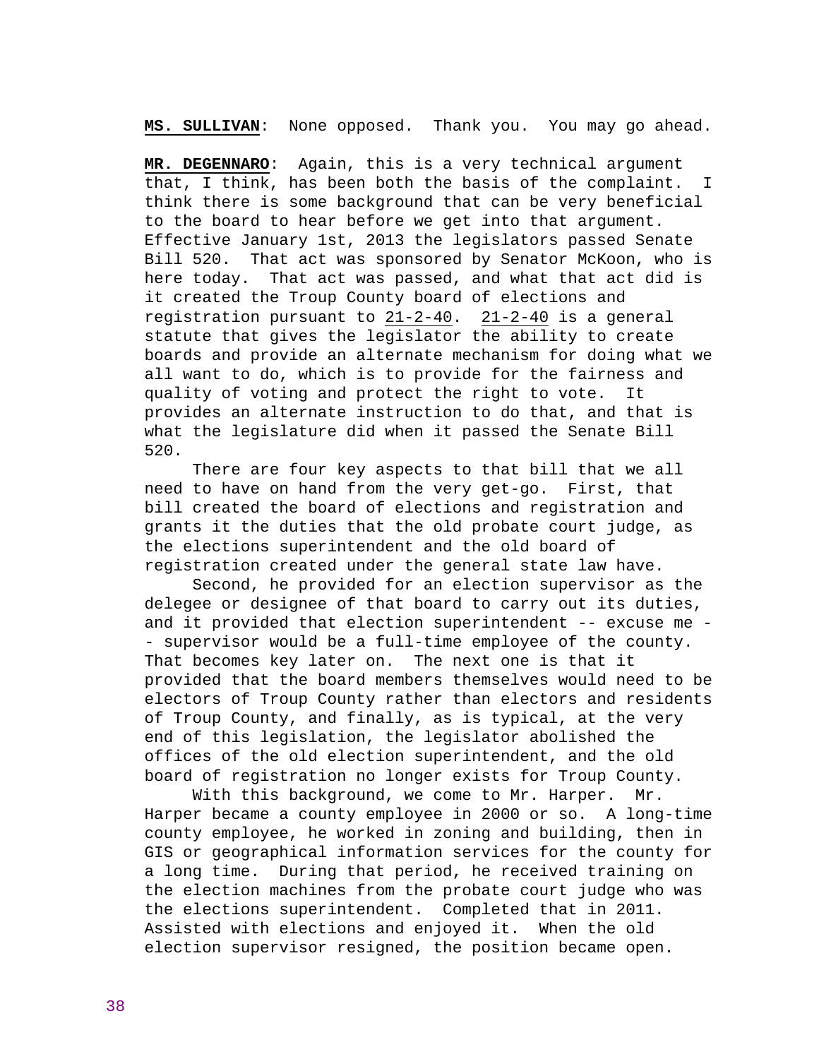**MS. SULLIVAN**: None opposed. Thank you. You may go ahead.

**MR. DEGENNARO**: Again, this is a very technical argument that, I think, has been both the basis of the complaint. I think there is some background that can be very beneficial to the board to hear before we get into that argument. Effective January 1st, 2013 the legislators passed Senate Bill 520. That act was sponsored by Senator McKoon, who is here today. That act was passed, and what that act did is it created the Troup County board of elections and registration pursuant to <u>21-2-40</u>. <u>21-2-40</u> is a general statute that gives the legislator the ability to create boards and provide an alternate mechanism for doing what we all want to do, which is to provide for the fairness and quality of voting and protect the right to vote. It provides an alternate instruction to do that, and that is what the legislature did when it passed the Senate Bill 520.

There are four key aspects to that bill that we all need to have on hand from the very get-go. First, that bill created the board of elections and registration and grants it the duties that the old probate court judge, as the elections superintendent and the old board of registration created under the general state law have.

Second, he provided for an election supervisor as the delegee or designee of that board to carry out its duties, and it provided that election superintendent -- excuse me -- supervisor would be a full-time employee of the county. That becomes key later on. The next one is that it provided that the board members themselves would need to be electors of Troup County rather than electors and residents of Troup County, and finally, as is typical, at the very end of this legislation, the legislator abolished the offices of the old election superintendent, and the old board of registration no longer exists for Troup County.

With this background, we come to Mr. Harper. Mr. Harper became a county employee in 2000 or so. A long-time county employee, he worked in zoning and building, then in GIS or geographical information services for the county for a long time. During that period, he received training on the election machines from the probate court judge who was the elections superintendent. Completed that in 2011. Assisted with elections and enjoyed it. When the old election supervisor resigned, the position became open.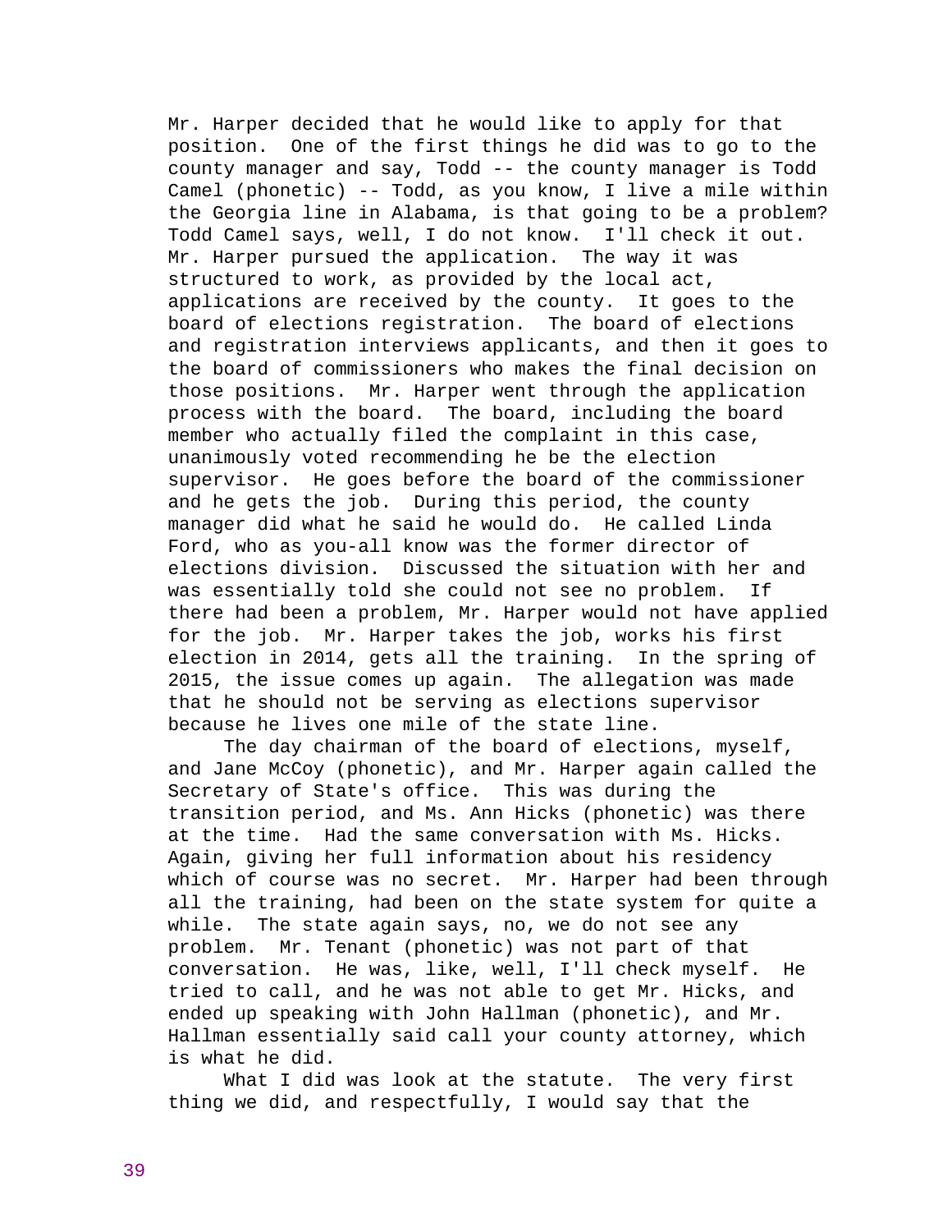Mr. Harper decided that he would like to apply for that position. One of the first things he did was to go to the county manager and say, Todd -- the county manager is Todd Camel (phonetic) -- Todd, as you know, I live a mile within the Georgia line in Alabama, is that going to be a problem? Todd Camel says, well, I do not know. I'll check it out. Mr. Harper pursued the application. The way it was structured to work, as provided by the local act, applications are received by the county. It goes to the board of elections registration. The board of elections and registration interviews applicants, and then it goes to the board of commissioners who makes the final decision on those positions. Mr. Harper went through the application process with the board. The board, including the board member who actually filed the complaint in this case, unanimously voted recommending he be the election supervisor. He goes before the board of the commissioner and he gets the job. During this period, the county manager did what he said he would do. He called Linda Ford, who as you-all know was the former director of elections division. Discussed the situation with her and was essentially told she could not see no problem. If there had been a problem, Mr. Harper would not have applied for the job. Mr. Harper takes the job, works his first election in 2014, gets all the training. In the spring of 2015, the issue comes up again. The allegation was made that he should not be serving as elections supervisor because he lives one mile of the state line.

The day chairman of the board of elections, myself, and Jane McCoy (phonetic), and Mr. Harper again called the Secretary of State's office. This was during the transition period, and Ms. Ann Hicks (phonetic) was there at the time. Had the same conversation with Ms. Hicks. Again, giving her full information about his residency which of course was no secret. Mr. Harper had been through all the training, had been on the state system for quite a while. The state again says, no, we do not see any problem. Mr. Tenant (phonetic) was not part of that conversation. He was, like, well, I'll check myself. He tried to call, and he was not able to get Mr. Hicks, and ended up speaking with John Hallman (phonetic), and Mr. Hallman essentially said call your county attorney, which is what he did.

What I did was look at the statute. The very first thing we did, and respectfully, I would say that the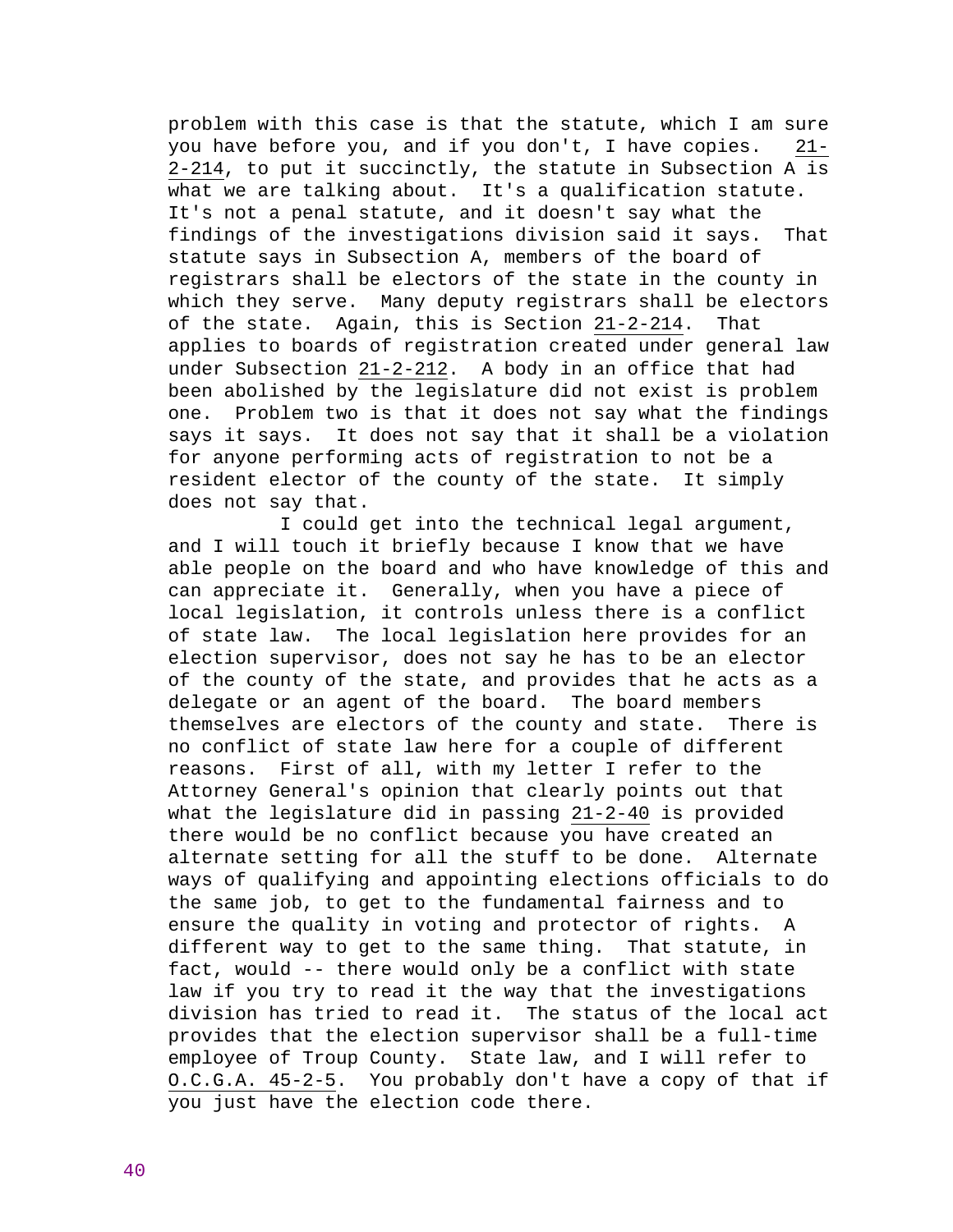problem with this case is that the statute, which I am sure you have before you, and if you don't, I have copies. 21-2-214, to put it succinctly, the statute in Subsection A is what we are talking about. It's a qualification statute. It's not a penal statute, and it doesn't say what the findings of the investigations division said it says. That statute says in Subsection A, members of the board of registrars shall be electors of the state in the county in which they serve. Many deputy registrars shall be electors of the state. Again, this is Section 21-2-214. That applies to boards of registration created under general law under Subsection 21-2-212. A body in an office that had been abolished by the legislature did not exist is problem one. Problem two is that it does not say what the findings says it says. It does not say that it shall be a violation for anyone performing acts of registration to not be a resident elector of the county of the state. It simply does not say that.

I could get into the technical legal argument, and I will touch it briefly because I know that we have able people on the board and who have knowledge of this and can appreciate it. Generally, when you have a piece of local legislation, it controls unless there is a conflict of state law. The local legislation here provides for an election supervisor, does not say he has to be an elector of the county of the state, and provides that he acts as a delegate or an agent of the board. The board members themselves are electors of the county and state. There is no conflict of state law here for a couple of different reasons. First of all, with my letter I refer to the Attorney General's opinion that clearly points out that what the legislature did in passing 21-2-40 is provided there would be no conflict because you have created an alternate setting for all the stuff to be done. Alternate ways of qualifying and appointing elections officials to do the same job, to get to the fundamental fairness and to ensure the quality in voting and protector of rights. A different way to get to the same thing. That statute, in fact, would -- there would only be a conflict with state law if you try to read it the way that the investigations division has tried to read it. The status of the local act provides that the election supervisor shall be a full-time employee of Troup County. State law, and I will refer to O.C.G.A. 45-2-5. You probably don't have a copy of that if you just have the election code there.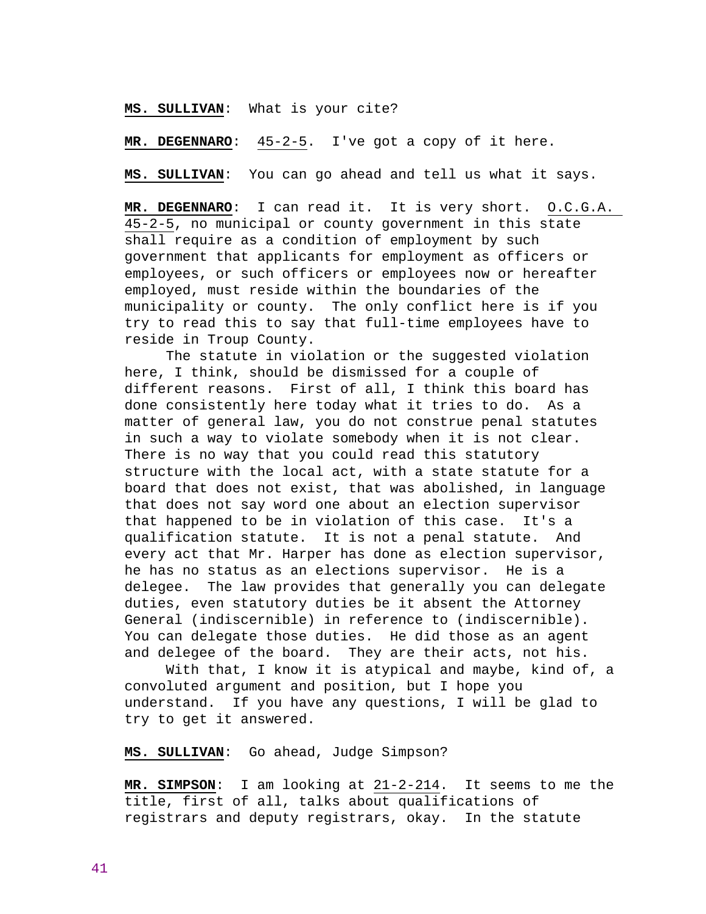**MS. SULLIVAN**: What is your cite?

**MR. DEGENNARO**: 45-2-5. I've got a copy of it here.

**MS. SULLIVAN**: You can go ahead and tell us what it says.

**MR. DEGENNARO**: I can read it. It is very short. O.C.G.A. 45-2-5, no municipal or county government in this state shall require as a condition of employment by such government that applicants for employment as officers or employees, or such officers or employees now or hereafter employed, must reside within the boundaries of the municipality or county. The only conflict here is if you try to read this to say that full-time employees have to reside in Troup County.

The statute in violation or the suggested violation here, I think, should be dismissed for a couple of different reasons. First of all, I think this board has done consistently here today what it tries to do. As a matter of general law, you do not construe penal statutes in such a way to violate somebody when it is not clear. There is no way that you could read this statutory structure with the local act, with a state statute for a board that does not exist, that was abolished, in language that does not say word one about an election supervisor that happened to be in violation of this case. It's a qualification statute. It is not a penal statute. And every act that Mr. Harper has done as election supervisor, he has no status as an elections supervisor. He is a delegee. The law provides that generally you can delegate duties, even statutory duties be it absent the Attorney General (indiscernible) in reference to (indiscernible). You can delegate those duties. He did those as an agent and delegee of the board. They are their acts, not his.

With that, I know it is atypical and maybe, kind of, a convoluted argument and position, but I hope you understand. If you have any questions, I will be glad to try to get it answered.

**MS. SULLIVAN**: Go ahead, Judge Simpson?

**MR. SIMPSON**: I am looking at 21-2-214. It seems to me the title, first of all, talks about qualifications of registrars and deputy registrars, okay. In the statute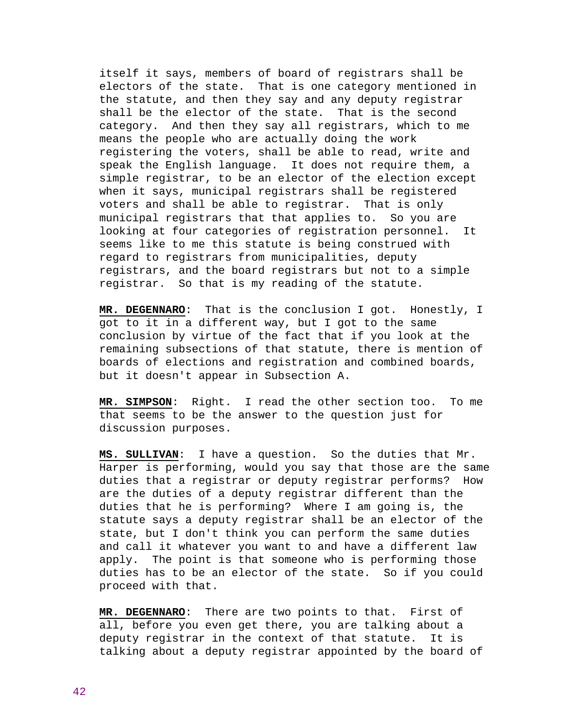itself it says, members of board of registrars shall be electors of the state. That is one category mentioned in the statute, and then they say and any deputy registrar shall be the elector of the state. That is the second category. And then they say all registrars, which to me means the people who are actually doing the work registering the voters, shall be able to read, write and speak the English language. It does not require them, a simple registrar, to be an elector of the election except when it says, municipal registrars shall be registered voters and shall be able to registrar. That is only municipal registrars that that applies to. So you are looking at four categories of registration personnel. It seems like to me this statute is being construed with regard to registrars from municipalities, deputy registrars, and the board registrars but not to a simple registrar. So that is my reading of the statute.

**MR. DEGENNARO**: That is the conclusion I got. Honestly, I got to it in a different way, but I got to the same conclusion by virtue of the fact that if you look at the remaining subsections of that statute, there is mention of boards of elections and registration and combined boards, but it doesn't appear in Subsection A.

**MR. SIMPSON**: Right. I read the other section too. To me that seems to be the answer to the question just for discussion purposes.

**MS. SULLIVAN**: I have a question. So the duties that Mr. Harper is performing, would you say that those are the same duties that a registrar or deputy registrar performs? How are the duties of a deputy registrar different than the duties that he is performing? Where I am going is, the statute says a deputy registrar shall be an elector of the state, but I don't think you can perform the same duties and call it whatever you want to and have a different law apply. The point is that someone who is performing those duties has to be an elector of the state. So if you could proceed with that.

**MR. DEGENNARO**: There are two points to that. First of all, before you even get there, you are talking about a deputy registrar in the context of that statute. It is talking about a deputy registrar appointed by the board of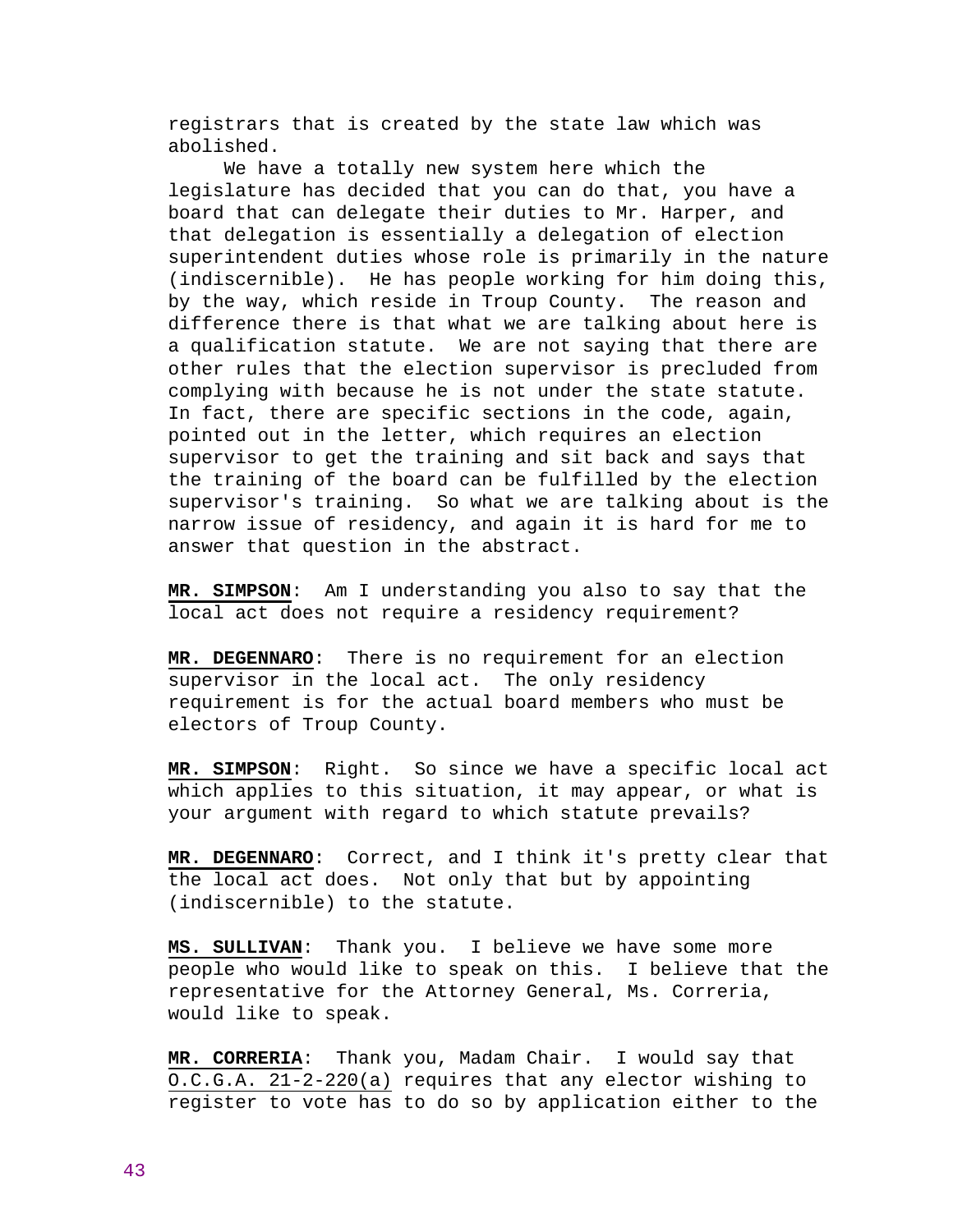registrars that is created by the state law which was abolished.

We have a totally new system here which the legislature has decided that you can do that, you have a board that can delegate their duties to Mr. Harper, and that delegation is essentially a delegation of election superintendent duties whose role is primarily in the nature (indiscernible). He has people working for him doing this, by the way, which reside in Troup County. The reason and difference there is that what we are talking about here is a qualification statute. We are not saying that there are other rules that the election supervisor is precluded from complying with because he is not under the state statute. In fact, there are specific sections in the code, again, pointed out in the letter, which requires an election supervisor to get the training and sit back and says that the training of the board can be fulfilled by the election supervisor's training. So what we are talking about is the narrow issue of residency, and again it is hard for me to answer that question in the abstract.

**MR. SIMPSON**: Am I understanding you also to say that the local act does not require a residency requirement?

**MR. DEGENNARO**: There is no requirement for an election supervisor in the local act. The only residency requirement is for the actual board members who must be electors of Troup County.

**MR. SIMPSON**: Right. So since we have a specific local act which applies to this situation, it may appear, or what is your argument with regard to which statute prevails?

**MR. DEGENNARO**: Correct, and I think it's pretty clear that the local act does. Not only that but by appointing (indiscernible) to the statute.

**MS. SULLIVAN**: Thank you. I believe we have some more people who would like to speak on this. I believe that the representative for the Attorney General, Ms. Correria, would like to speak.

**MR. CORRERIA**: Thank you, Madam Chair. I would say that O.C.G.A. 21-2-220(a) requires that any elector wishing to register to vote has to do so by application either to the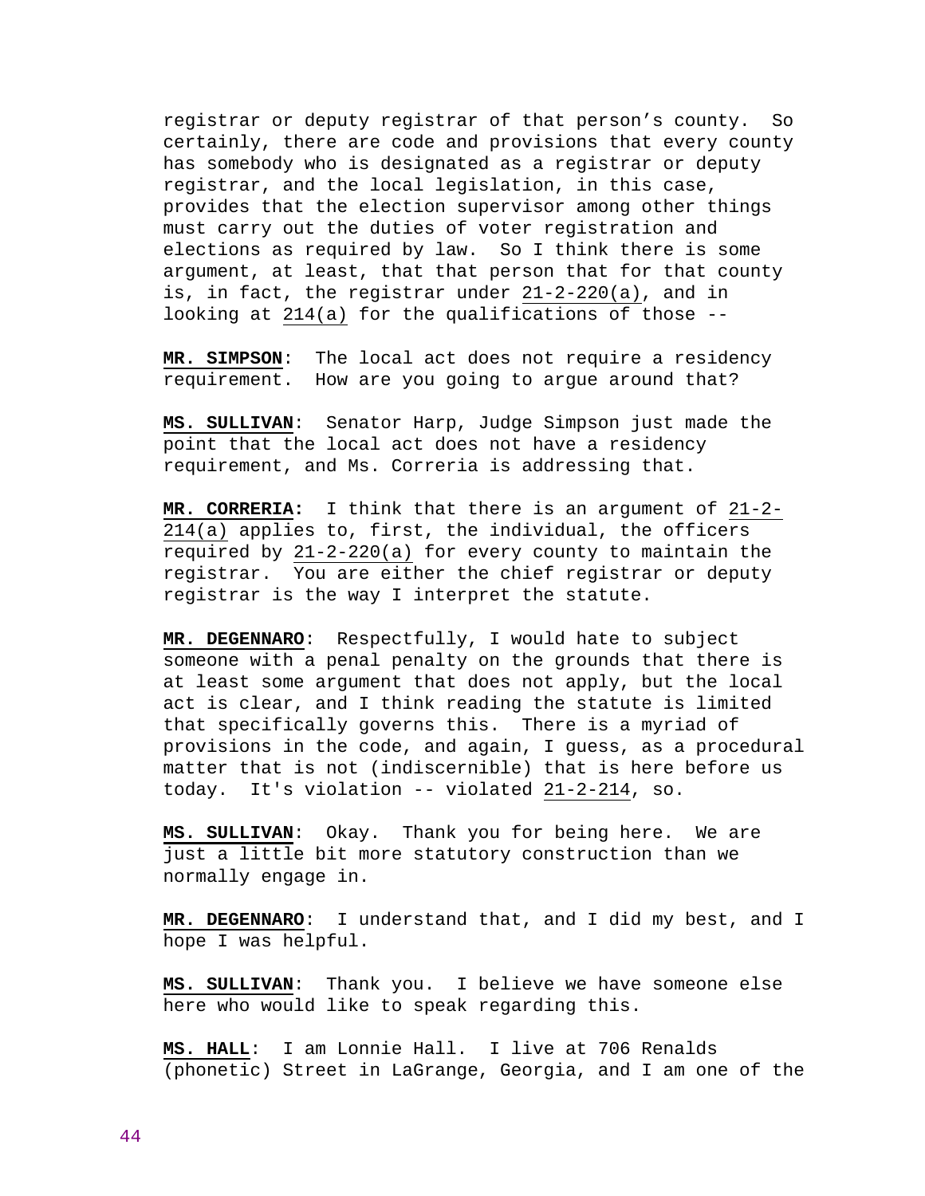registrar or deputy registrar of that person's county. So certainly, there are code and provisions that every county has somebody who is designated as a registrar or deputy registrar, and the local legislation, in this case, provides that the election supervisor among other things must carry out the duties of voter registration and elections as required by law. So I think there is some argument, at least, that that person that for that county is, in fact, the registrar under 21-2-220(a), and in looking at 214(a) for the qualifications of those --

**MR. SIMPSON**: The local act does not require a residency requirement. How are you going to argue around that?

**MS. SULLIVAN**: Senator Harp, Judge Simpson just made the point that the local act does not have a residency requirement, and Ms. Correria is addressing that.

**MR. CORRERIA:** I think that there is an argument of 21-2-214(a) applies to, first, the individual, the officers required by 21-2-220(a) for every county to maintain the registrar. You are either the chief registrar or deputy registrar is the way I interpret the statute.

**MR. DEGENNARO**: Respectfully, I would hate to subject someone with a penal penalty on the grounds that there is at least some argument that does not apply, but the local act is clear, and I think reading the statute is limited that specifically governs this. There is a myriad of provisions in the code, and again, I guess, as a procedural matter that is not (indiscernible) that is here before us today. It's violation -- violated 21-2-214, so.

**MS. SULLIVAN**: Okay. Thank you for being here. We are just a little bit more statutory construction than we normally engage in.

**MR. DEGENNARO**: I understand that, and I did my best, and I hope I was helpful.

**MS. SULLIVAN**: Thank you. I believe we have someone else here who would like to speak regarding this.

**MS. HALL**: I am Lonnie Hall. I live at 706 Renalds (phonetic) Street in LaGrange, Georgia, and I am one of the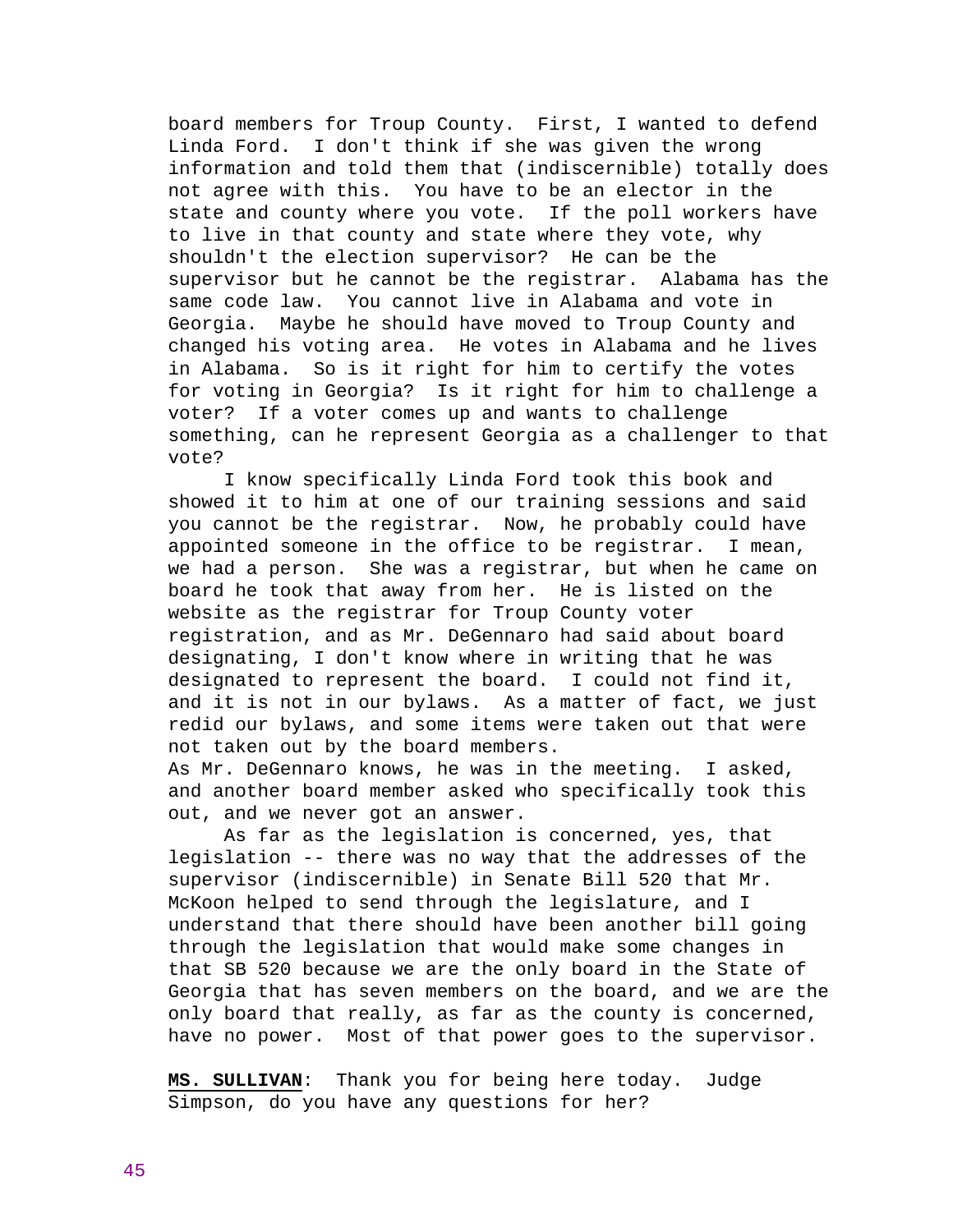board members for Troup County. First, I wanted to defend Linda Ford. I don't think if she was given the wrong information and told them that (indiscernible) totally does not agree with this. You have to be an elector in the state and county where you vote. If the poll workers have to live in that county and state where they vote, why shouldn't the election supervisor? He can be the supervisor but he cannot be the registrar. Alabama has the same code law. You cannot live in Alabama and vote in Georgia. Maybe he should have moved to Troup County and changed his voting area. He votes in Alabama and he lives in Alabama. So is it right for him to certify the votes for voting in Georgia? Is it right for him to challenge a voter? If a voter comes up and wants to challenge something, can he represent Georgia as a challenger to that vote?

I know specifically Linda Ford took this book and showed it to him at one of our training sessions and said you cannot be the registrar. Now, he probably could have appointed someone in the office to be registrar. I mean, we had a person. She was a registrar, but when he came on board he took that away from her. He is listed on the website as the registrar for Troup County voter registration, and as Mr. DeGennaro had said about board designating, I don't know where in writing that he was designated to represent the board. I could not find it, and it is not in our bylaws. As a matter of fact, we just redid our bylaws, and some items were taken out that were not taken out by the board members.

As Mr. DeGennaro knows, he was in the meeting. I asked, and another board member asked who specifically took this out, and we never got an answer.

As far as the legislation is concerned, yes, that legislation -- there was no way that the addresses of the supervisor (indiscernible) in Senate Bill 520 that Mr. McKoon helped to send through the legislature, and I understand that there should have been another bill going through the legislation that would make some changes in that SB 520 because we are the only board in the State of Georgia that has seven members on the board, and we are the only board that really, as far as the county is concerned, have no power. Most of that power goes to the supervisor.

**MS. SULLIVAN**: Thank you for being here today. Judge Simpson, do you have any questions for her?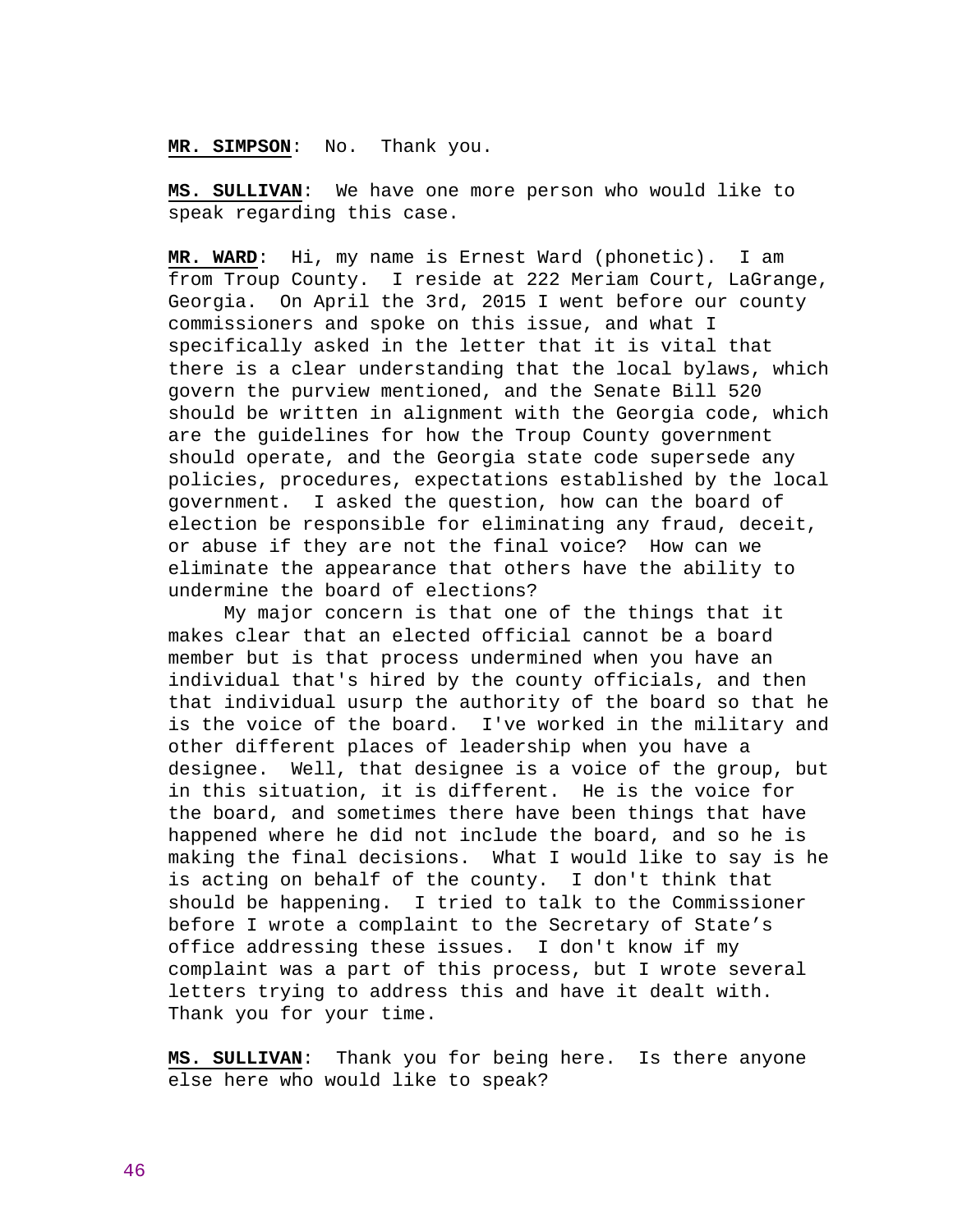**MR. SIMPSON**: No. Thank you.

**MS. SULLIVAN**: We have one more person who would like to speak regarding this case.

**MR. WARD**: Hi, my name is Ernest Ward (phonetic). I am from Troup County. I reside at 222 Meriam Court, LaGrange, Georgia. On April the 3rd, 2015 I went before our county commissioners and spoke on this issue, and what I specifically asked in the letter that it is vital that there is a clear understanding that the local bylaws, which govern the purview mentioned, and the Senate Bill 520 should be written in alignment with the Georgia code, which are the guidelines for how the Troup County government should operate, and the Georgia state code supersede any policies, procedures, expectations established by the local government. I asked the question, how can the board of election be responsible for eliminating any fraud, deceit, or abuse if they are not the final voice? How can we eliminate the appearance that others have the ability to undermine the board of elections?

My major concern is that one of the things that it makes clear that an elected official cannot be a board member but is that process undermined when you have an individual that's hired by the county officials, and then that individual usurp the authority of the board so that he is the voice of the board. I've worked in the military and other different places of leadership when you have a designee. Well, that designee is a voice of the group, but in this situation, it is different. He is the voice for the board, and sometimes there have been things that have happened where he did not include the board, and so he is making the final decisions. What I would like to say is he is acting on behalf of the county. I don't think that should be happening. I tried to talk to the Commissioner before I wrote a complaint to the Secretary of State's office addressing these issues. I don't know if my complaint was a part of this process, but I wrote several letters trying to address this and have it dealt with. Thank you for your time.

**MS. SULLIVAN**: Thank you for being here. Is there anyone else here who would like to speak?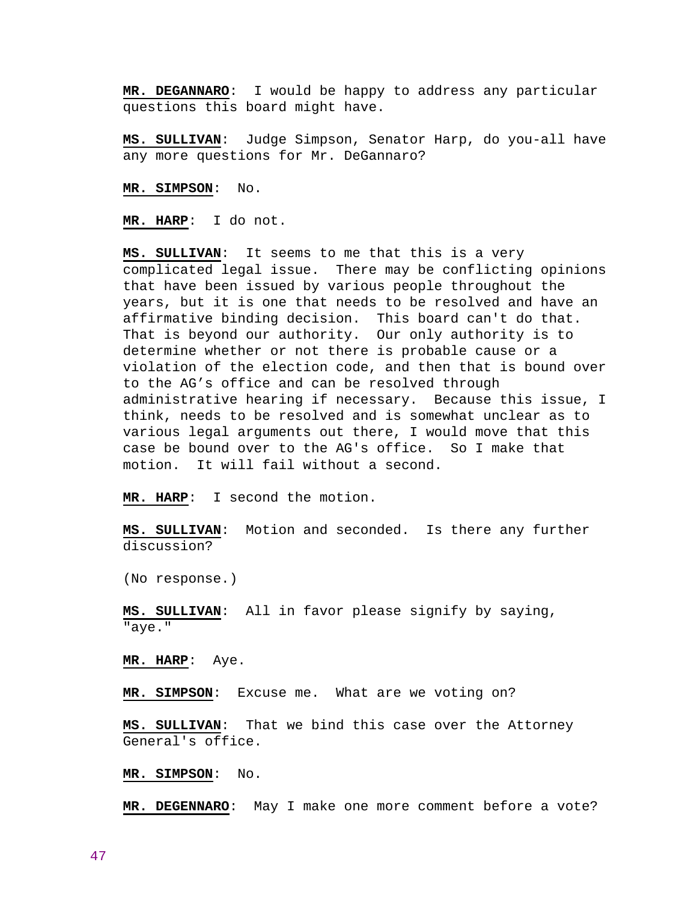**MR. DEGANNARO**: I would be happy to address any particular questions this board might have.

**MS. SULLIVAN**: Judge Simpson, Senator Harp, do you-all have any more questions for Mr. DeGannaro?

**MR. SIMPSON**: No.

**MR. HARP**: I do not.

**MS. SULLIVAN**: It seems to me that this is a very complicated legal issue. There may be conflicting opinions that have been issued by various people throughout the years, but it is one that needs to be resolved and have an affirmative binding decision. This board can't do that. That is beyond our authority. Our only authority is to determine whether or not there is probable cause or a violation of the election code, and then that is bound over to the AG's office and can be resolved through administrative hearing if necessary. Because this issue, I think, needs to be resolved and is somewhat unclear as to various legal arguments out there, I would move that this case be bound over to the AG's office. So I make that motion. It will fail without a second.

**MR. HARP**: I second the motion.

**MS. SULLIVAN**: Motion and seconded. Is there any further discussion?

(No response.)

**MS. SULLIVAN**: All in favor please signify by saying, "aye."

**MR. HARP**: Aye.

**MR. SIMPSON**: Excuse me. What are we voting on?

**MS. SULLIVAN**: That we bind this case over the Attorney General's office.

**MR. SIMPSON**: No.

**MR. DEGENNARO**: May I make one more comment before a vote?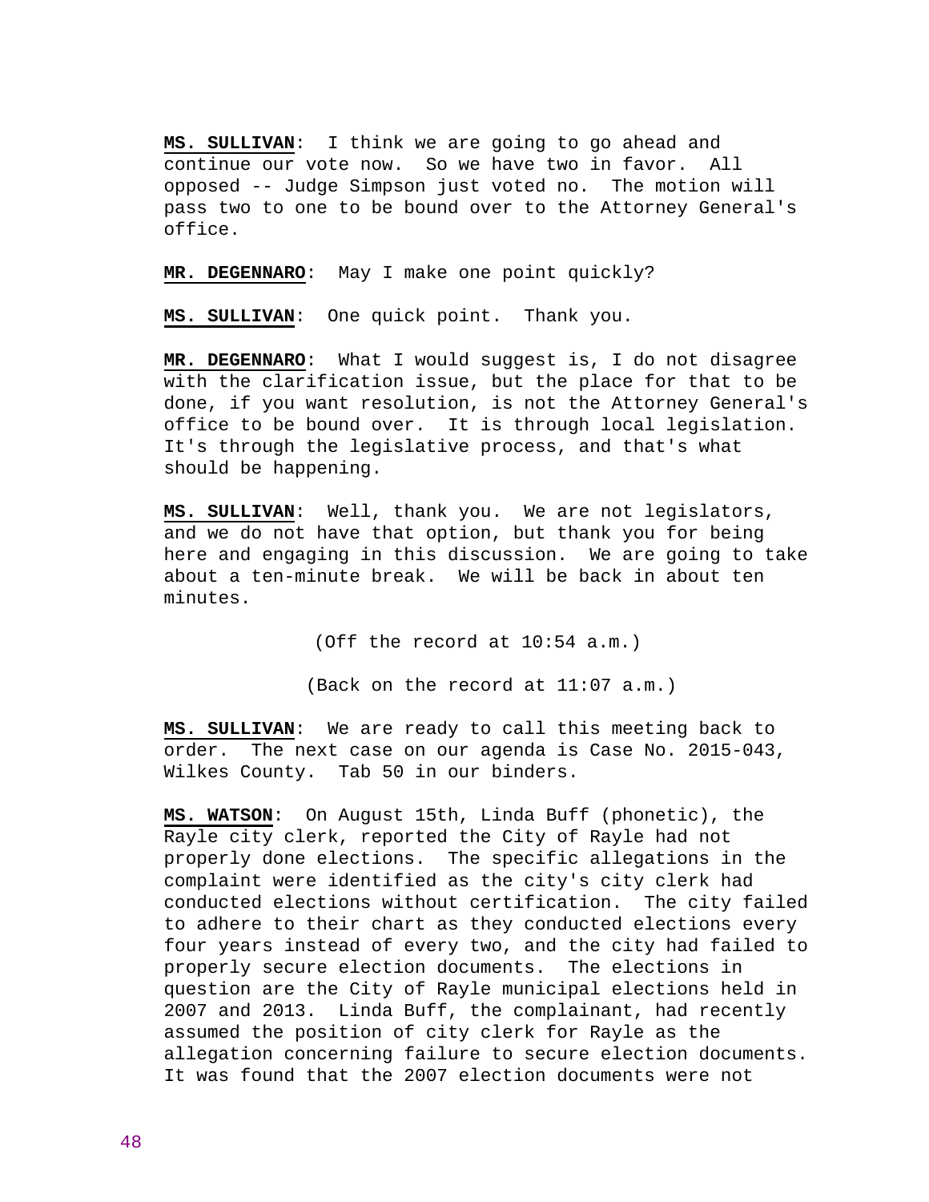**MS. SULLIVAN**: I think we are going to go ahead and continue our vote now. So we have two in favor. All opposed -- Judge Simpson just voted no. The motion will pass two to one to be bound over to the Attorney General's office.

**MR. DEGENNARO**: May I make one point quickly?

**MS. SULLIVAN**: One quick point. Thank you.

**MR. DEGENNARO**: What I would suggest is, I do not disagree with the clarification issue, but the place for that to be done, if you want resolution, is not the Attorney General's office to be bound over. It is through local legislation. It's through the legislative process, and that's what should be happening.

**MS. SULLIVAN**: Well, thank you. We are not legislators, and we do not have that option, but thank you for being here and engaging in this discussion. We are going to take about a ten-minute break. We will be back in about ten minutes.

(Off the record at 10:54 a.m.)

(Back on the record at 11:07 a.m.)

**MS. SULLIVAN**: We are ready to call this meeting back to order. The next case on our agenda is Case No. 2015-043, Wilkes County. Tab 50 in our binders.

**MS. WATSON**: On August 15th, Linda Buff (phonetic), the Rayle city clerk, reported the City of Rayle had not properly done elections. The specific allegations in the complaint were identified as the city's city clerk had conducted elections without certification. The city failed to adhere to their chart as they conducted elections every four years instead of every two, and the city had failed to properly secure election documents. The elections in question are the City of Rayle municipal elections held in 2007 and 2013. Linda Buff, the complainant, had recently assumed the position of city clerk for Rayle as the allegation concerning failure to secure election documents. It was found that the 2007 election documents were not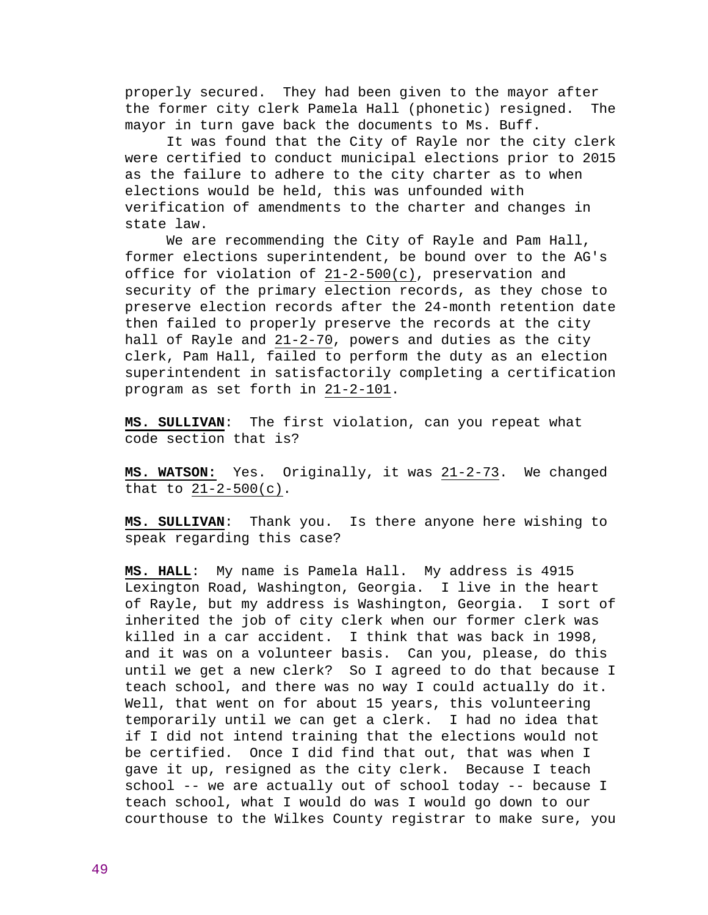properly secured. They had been given to the mayor after the former city clerk Pamela Hall (phonetic) resigned. The mayor in turn gave back the documents to Ms. Buff.

It was found that the City of Rayle nor the city clerk were certified to conduct municipal elections prior to 2015 as the failure to adhere to the city charter as to when elections would be held, this was unfounded with verification of amendments to the charter and changes in state law.

We are recommending the City of Rayle and Pam Hall, former elections superintendent, be bound over to the AG's office for violation of 21-2-500(c), preservation and security of the primary election records, as they chose to preserve election records after the 24-month retention date then failed to properly preserve the records at the city hall of Rayle and 21-2-70, powers and duties as the city clerk, Pam Hall, failed to perform the duty as an election superintendent in satisfactorily completing a certification program as set forth in 21-2-101.

**MS. SULLIVAN**: The first violation, can you repeat what code section that is?

**MS. WATSON:** Yes. Originally, it was 21-2-73. We changed that to 21-2-500(c).

**MS. SULLIVAN**: Thank you. Is there anyone here wishing to speak regarding this case?

**MS. HALL**: My name is Pamela Hall. My address is 4915 Lexington Road, Washington, Georgia. I live in the heart of Rayle, but my address is Washington, Georgia. I sort of inherited the job of city clerk when our former clerk was killed in a car accident. I think that was back in 1998, and it was on a volunteer basis. Can you, please, do this until we get a new clerk? So I agreed to do that because I teach school, and there was no way I could actually do it. Well, that went on for about 15 years, this volunteering temporarily until we can get a clerk. I had no idea that if I did not intend training that the elections would not be certified. Once I did find that out, that was when I gave it up, resigned as the city clerk. Because I teach school -- we are actually out of school today -- because I teach school, what I would do was I would go down to our courthouse to the Wilkes County registrar to make sure, you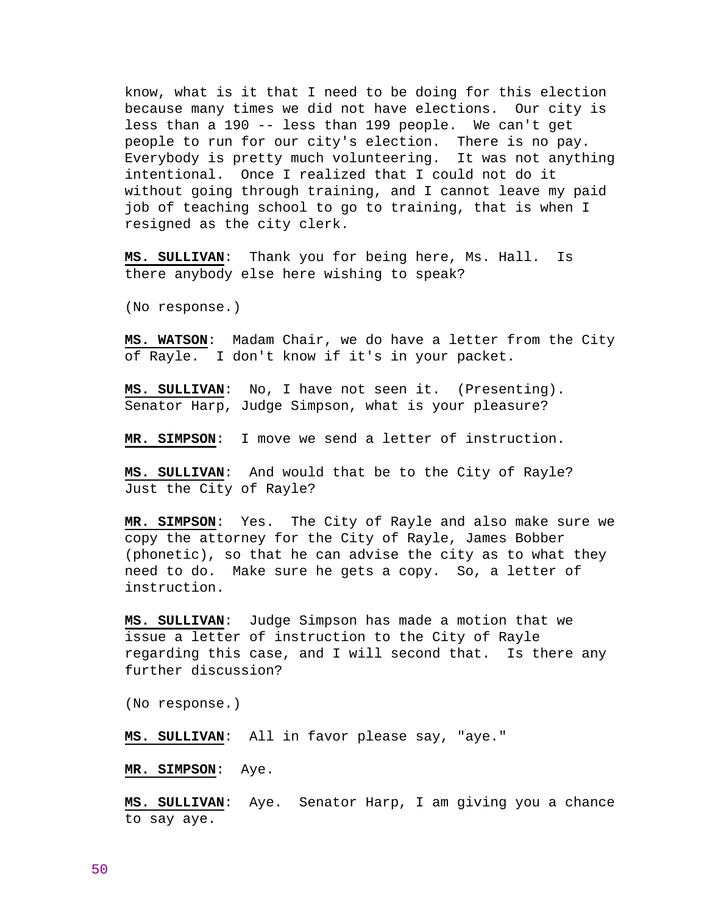know, what is it that I need to be doing for this election because many times we did not have elections. Our city is less than a 190 -- less than 199 people. We can't get people to run for our city's election. There is no pay. Everybody is pretty much volunteering. It was not anything intentional. Once I realized that I could not do it without going through training, and I cannot leave my paid job of teaching school to go to training, that is when I resigned as the city clerk.

**MS. SULLIVAN**: Thank you for being here, Ms. Hall. Is there anybody else here wishing to speak?

(No response.)

**MS. WATSON**: Madam Chair, we do have a letter from the City of Rayle. I don't know if it's in your packet.

**MS. SULLIVAN**: No, I have not seen it. (Presenting). Senator Harp, Judge Simpson, what is your pleasure?

**MR. SIMPSON**: I move we send a letter of instruction.

**MS. SULLIVAN**: And would that be to the City of Rayle? Just the City of Rayle?

**MR. SIMPSON**: Yes. The City of Rayle and also make sure we copy the attorney for the City of Rayle, James Bobber (phonetic), so that he can advise the city as to what they need to do. Make sure he gets a copy. So, a letter of instruction.

**MS. SULLIVAN**: Judge Simpson has made a motion that we issue a letter of instruction to the City of Rayle regarding this case, and I will second that. Is there any further discussion?

(No response.)

**MS. SULLIVAN**: All in favor please say, "aye."

**MR. SIMPSON**: Aye.

**MS. SULLIVAN**: Aye. Senator Harp, I am giving you a chance to say aye.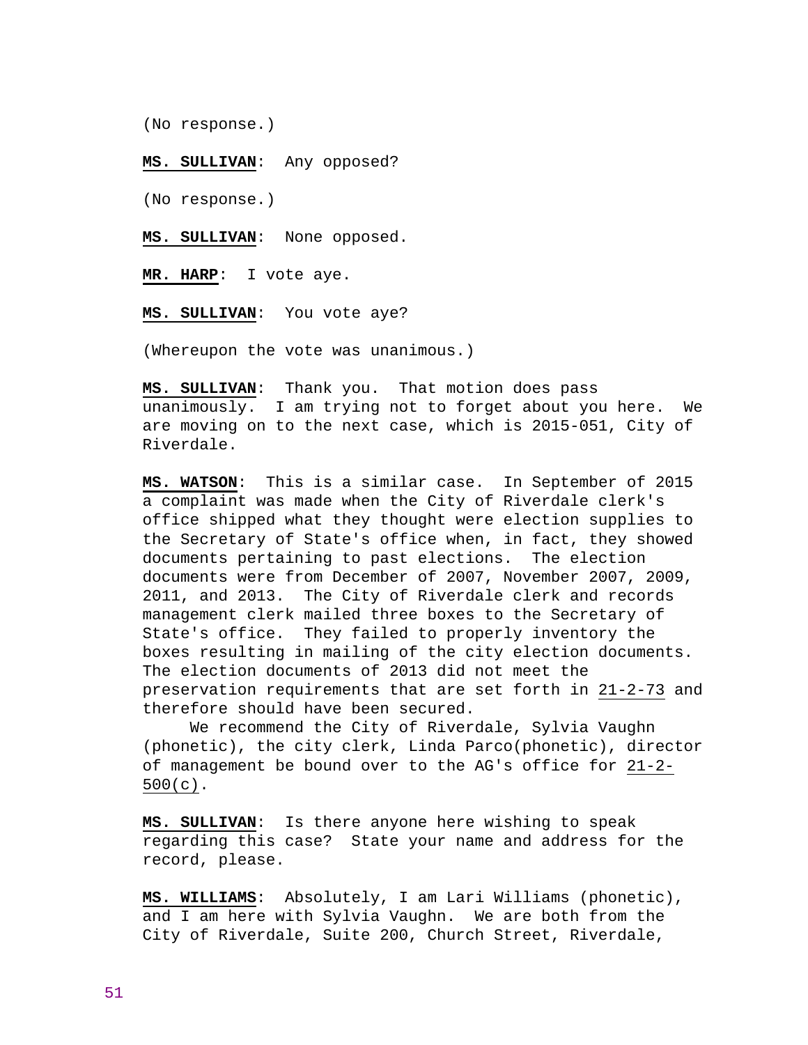(No response.)

**MS. SULLIVAN**: Any opposed?

(No response.)

**MS. SULLIVAN**: None opposed.

**MR. HARP**: I vote aye.

**MS. SULLIVAN**: You vote aye?

(Whereupon the vote was unanimous.)

**MS. SULLIVAN**: Thank you. That motion does pass unanimously. I am trying not to forget about you here. We are moving on to the next case, which is 2015-051, City of Riverdale.

**MS. WATSON**: This is a similar case. In September of 2015 a complaint was made when the City of Riverdale clerk's office shipped what they thought were election supplies to the Secretary of State's office when, in fact, they showed documents pertaining to past elections. The election documents were from December of 2007, November 2007, 2009, 2011, and 2013. The City of Riverdale clerk and records management clerk mailed three boxes to the Secretary of State's office. They failed to properly inventory the boxes resulting in mailing of the city election documents. The election documents of 2013 did not meet the preservation requirements that are set forth in 21-2-73 and therefore should have been secured.

We recommend the City of Riverdale, Sylvia Vaughn (phonetic), the city clerk, Linda Parco(phonetic), director of management be bound over to the AG's office for 21-2-500(c).

**MS. SULLIVAN**: Is there anyone here wishing to speak regarding this case? State your name and address for the record, please.

**MS. WILLIAMS**: Absolutely, I am Lari Williams (phonetic), and I am here with Sylvia Vaughn. We are both from the City of Riverdale, Suite 200, Church Street, Riverdale,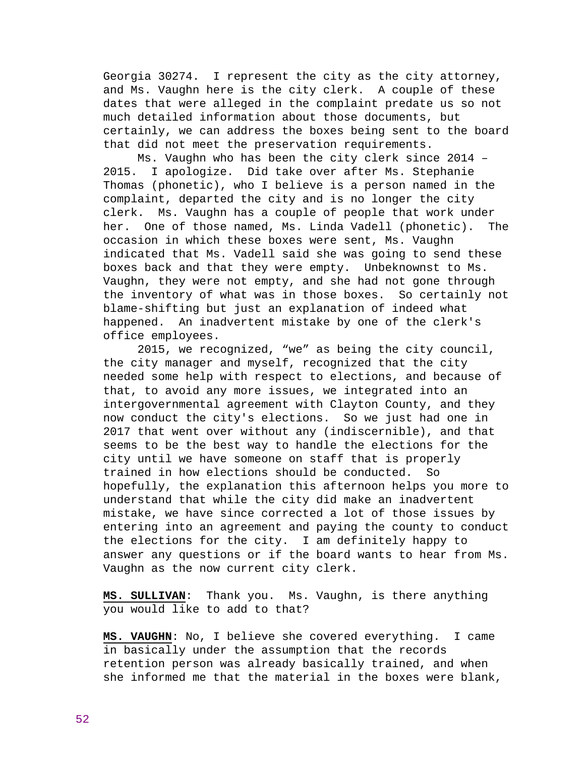Georgia 30274. I represent the city as the city attorney, and Ms. Vaughn here is the city clerk. A couple of these dates that were alleged in the complaint predate us so not much detailed information about those documents, but certainly, we can address the boxes being sent to the board that did not meet the preservation requirements.

Ms. Vaughn who has been the city clerk since 2014 – 2015. I apologize. Did take over after Ms. Stephanie Thomas (phonetic), who I believe is a person named in the complaint, departed the city and is no longer the city clerk. Ms. Vaughn has a couple of people that work under her. One of those named, Ms. Linda Vadell (phonetic). The occasion in which these boxes were sent, Ms. Vaughn indicated that Ms. Vadell said she was going to send these boxes back and that they were empty. Unbeknownst to Ms. Vaughn, they were not empty, and she had not gone through the inventory of what was in those boxes. So certainly not blame-shifting but just an explanation of indeed what happened. An inadvertent mistake by one of the clerk's office employees.

2015, we recognized, “we” as being the city council, the city manager and myself, recognized that the city needed some help with respect to elections, and because of that, to avoid any more issues, we integrated into an intergovernmental agreement with Clayton County, and they now conduct the city's elections. So we just had one in 2017 that went over without any (indiscernible), and that seems to be the best way to handle the elections for the city until we have someone on staff that is properly trained in how elections should be conducted. So hopefully, the explanation this afternoon helps you more to understand that while the city did make an inadvertent mistake, we have since corrected a lot of those issues by entering into an agreement and paying the county to conduct the elections for the city. I am definitely happy to answer any questions or if the board wants to hear from Ms. Vaughn as the now current city clerk.

**MS. SULLIVAN**: Thank you. Ms. Vaughn, is there anything you would like to add to that?

**MS. VAUGHN**: No, I believe she covered everything. I came in basically under the assumption that the records retention person was already basically trained, and when she informed me that the material in the boxes were blank,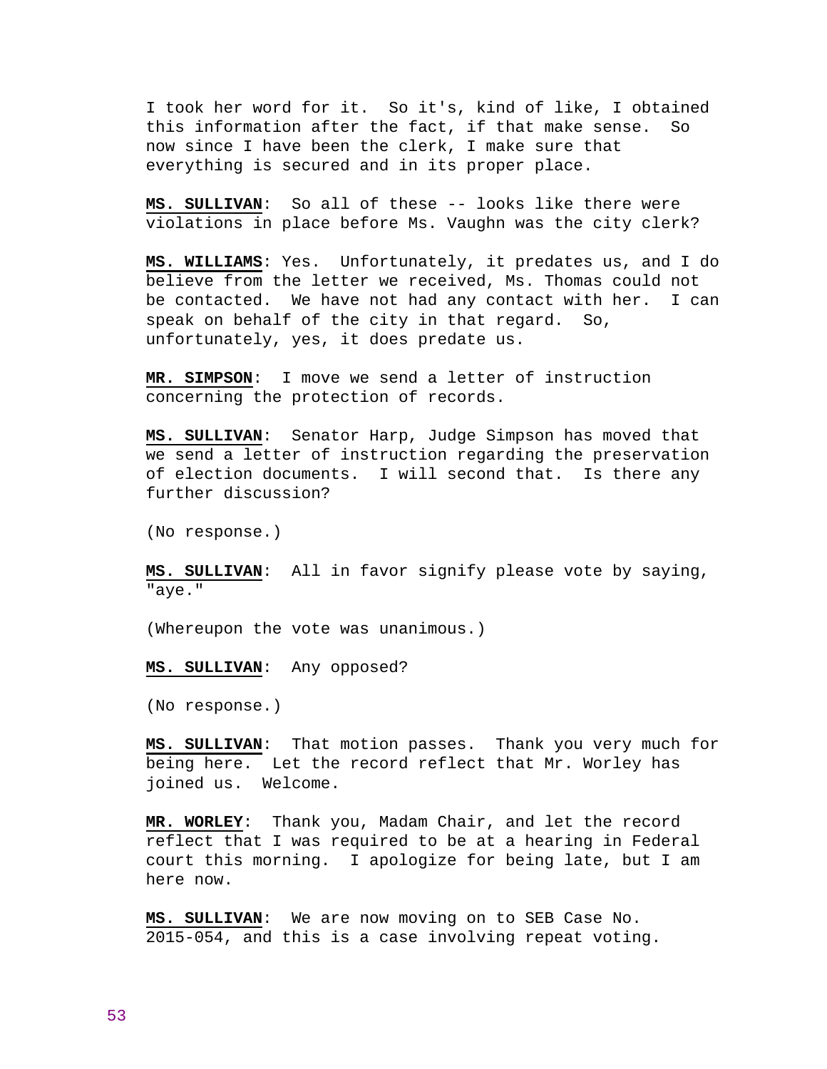I took her word for it.  So it's, kind of like, I obtained this information after the fact, if that make sense.  So now since I have been the clerk, I make sure that everything is secured and in its proper place.

**MS. SULLIVAN**:  So all of these -- looks like there were violations in place before Ms. Vaughn was the city clerk?

**MS. WILLIAMS**: Yes.  Unfortunately, it predates us, and I do believe from the letter we received, Ms. Thomas could not be contacted.  We have not had any contact with her.  I can speak on behalf of the city in that regard.  So, unfortunately, yes, it does predate us.

**MR. SIMPSON**:  I move we send a letter of instruction concerning the protection of records.

**MS. SULLIVAN**:  Senator Harp, Judge Simpson has moved that we send a letter of instruction regarding the preservation of election documents.  I will second that.  Is there any further discussion?

(No response.)

**MS. SULLIVAN**:  All in favor signify please vote by saying, "aye."

(Whereupon the vote was unanimous.)

**MS. SULLIVAN**:  Any opposed?

(No response.)

**MS. SULLIVAN**:  That motion passes.  Thank you very much for being here.  Let the record reflect that Mr. Worley has joined us.  Welcome.

**MR. WORLEY**:  Thank you, Madam Chair, and let the record reflect that I was required to be at a hearing in Federal court this morning.  I apologize for being late, but I am here now.

**MS. SULLIVAN**:  We are now moving on to SEB Case No. 2015-054, and this is a case involving repeat voting.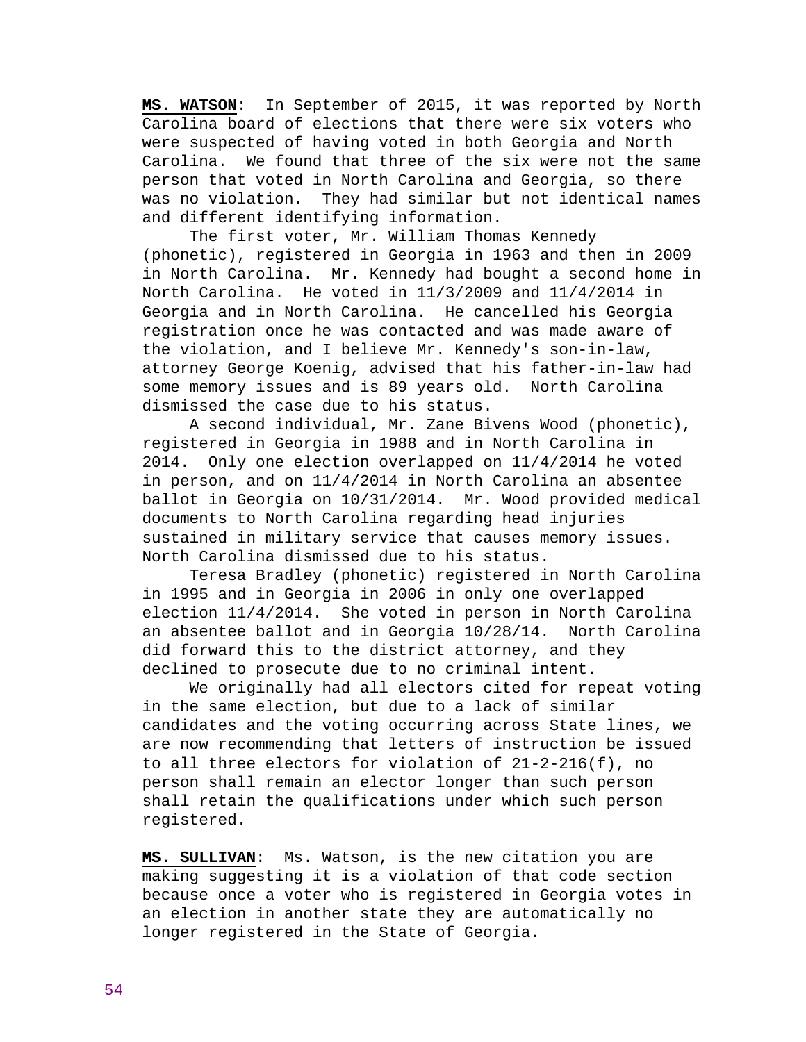**MS. WATSON**: In September of 2015, it was reported by North Carolina board of elections that there were six voters who were suspected of having voted in both Georgia and North Carolina. We found that three of the six were not the same person that voted in North Carolina and Georgia, so there was no violation. They had similar but not identical names and different identifying information.

The first voter, Mr. William Thomas Kennedy (phonetic), registered in Georgia in 1963 and then in 2009 in North Carolina. Mr. Kennedy had bought a second home in North Carolina. He voted in 11/3/2009 and 11/4/2014 in Georgia and in North Carolina. He cancelled his Georgia registration once he was contacted and was made aware of the violation, and I believe Mr. Kennedy's son-in-law, attorney George Koenig, advised that his father-in-law had some memory issues and is 89 years old. North Carolina dismissed the case due to his status.

A second individual, Mr. Zane Bivens Wood (phonetic), registered in Georgia in 1988 and in North Carolina in 2014. Only one election overlapped on 11/4/2014 he voted in person, and on 11/4/2014 in North Carolina an absentee ballot in Georgia on 10/31/2014. Mr. Wood provided medical documents to North Carolina regarding head injuries sustained in military service that causes memory issues. North Carolina dismissed due to his status.

Teresa Bradley (phonetic) registered in North Carolina in 1995 and in Georgia in 2006 in only one overlapped election 11/4/2014. She voted in person in North Carolina an absentee ballot and in Georgia 10/28/14. North Carolina did forward this to the district attorney, and they declined to prosecute due to no criminal intent.

We originally had all electors cited for repeat voting in the same election, but due to a lack of similar candidates and the voting occurring across State lines, we are now recommending that letters of instruction be issued to all three electors for violation of <u>21-2-216(f)</u>, no person shall remain an elector longer than such person shall retain the qualifications under which such person registered.

**MS. SULLIVAN**: Ms. Watson, is the new citation you are making suggesting it is a violation of that code section because once a voter who is registered in Georgia votes in an election in another state they are automatically no longer registered in the State of Georgia.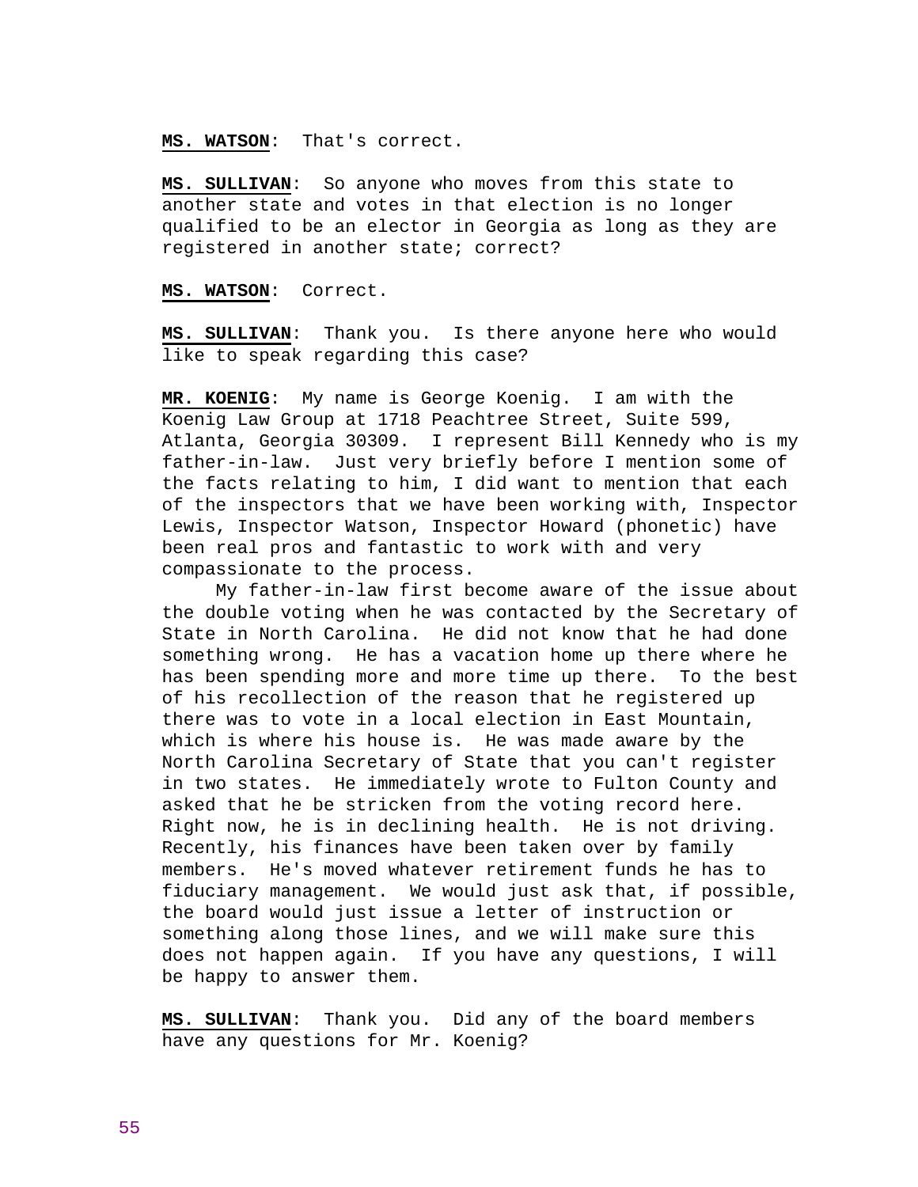**MS. WATSON**: That's correct.

**MS. SULLIVAN**: So anyone who moves from this state to another state and votes in that election is no longer qualified to be an elector in Georgia as long as they are registered in another state; correct?

**MS. WATSON**: Correct.

**MS. SULLIVAN**: Thank you. Is there anyone here who would like to speak regarding this case?

**MR. KOENIG**: My name is George Koenig. I am with the Koenig Law Group at 1718 Peachtree Street, Suite 599, Atlanta, Georgia 30309. I represent Bill Kennedy who is my father-in-law. Just very briefly before I mention some of the facts relating to him, I did want to mention that each of the inspectors that we have been working with, Inspector Lewis, Inspector Watson, Inspector Howard (phonetic) have been real pros and fantastic to work with and very compassionate to the process.

My father-in-law first become aware of the issue about the double voting when he was contacted by the Secretary of State in North Carolina. He did not know that he had done something wrong. He has a vacation home up there where he has been spending more and more time up there. To the best of his recollection of the reason that he registered up there was to vote in a local election in East Mountain, which is where his house is. He was made aware by the North Carolina Secretary of State that you can't register in two states. He immediately wrote to Fulton County and asked that he be stricken from the voting record here. Right now, he is in declining health. He is not driving. Recently, his finances have been taken over by family members. He's moved whatever retirement funds he has to fiduciary management. We would just ask that, if possible, the board would just issue a letter of instruction or something along those lines, and we will make sure this does not happen again. If you have any questions, I will be happy to answer them.

**MS. SULLIVAN**: Thank you. Did any of the board members have any questions for Mr. Koenig?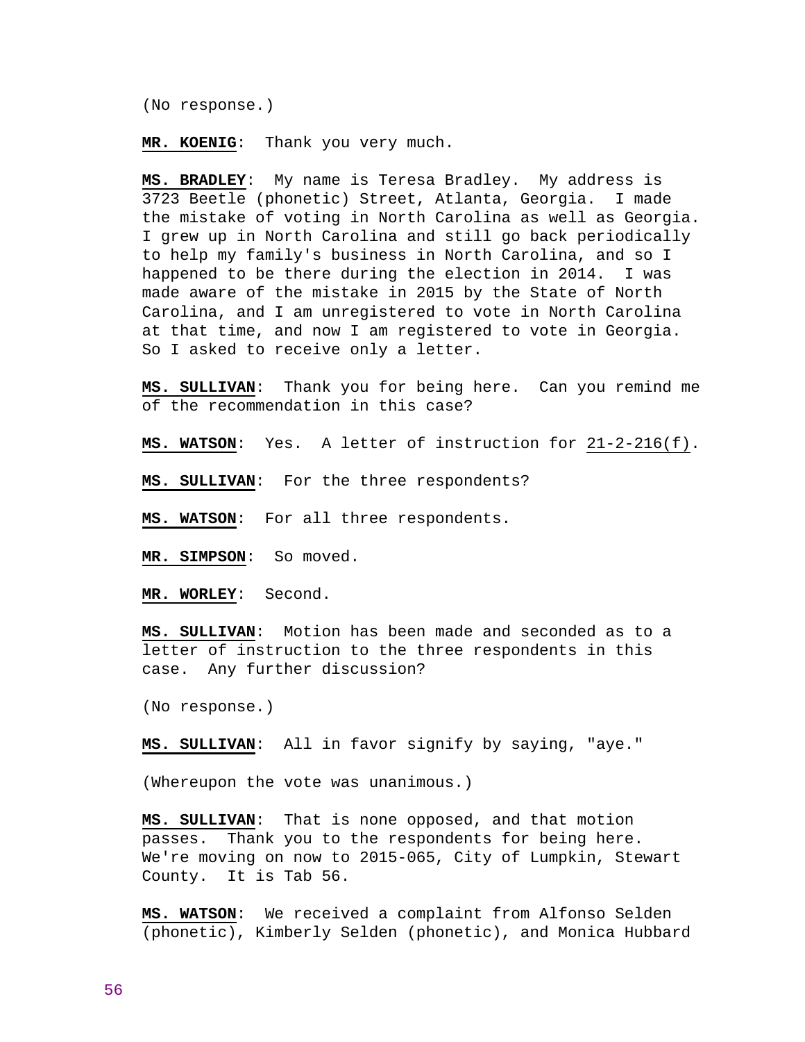(No response.)

**MR. KOENIG**: Thank you very much.

**MS. BRADLEY**: My name is Teresa Bradley. My address is 3723 Beetle (phonetic) Street, Atlanta, Georgia. I made the mistake of voting in North Carolina as well as Georgia. I grew up in North Carolina and still go back periodically to help my family's business in North Carolina, and so I happened to be there during the election in 2014. I was made aware of the mistake in 2015 by the State of North Carolina, and I am unregistered to vote in North Carolina at that time, and now I am registered to vote in Georgia. So I asked to receive only a letter.

**MS. SULLIVAN**: Thank you for being here. Can you remind me of the recommendation in this case?

**MS. WATSON**: Yes. A letter of instruction for 21-2-216(f).

**MS. SULLIVAN**: For the three respondents?

**MS. WATSON**: For all three respondents.

**MR. SIMPSON**: So moved.

**MR. WORLEY**: Second.

**MS. SULLIVAN**: Motion has been made and seconded as to a letter of instruction to the three respondents in this case. Any further discussion?

(No response.)

**MS. SULLIVAN**: All in favor signify by saying, "aye."

(Whereupon the vote was unanimous.)

**MS. SULLIVAN**: That is none opposed, and that motion passes. Thank you to the respondents for being here. We're moving on now to 2015-065, City of Lumpkin, Stewart County. It is Tab 56.

**MS. WATSON**: We received a complaint from Alfonso Selden (phonetic), Kimberly Selden (phonetic), and Monica Hubbard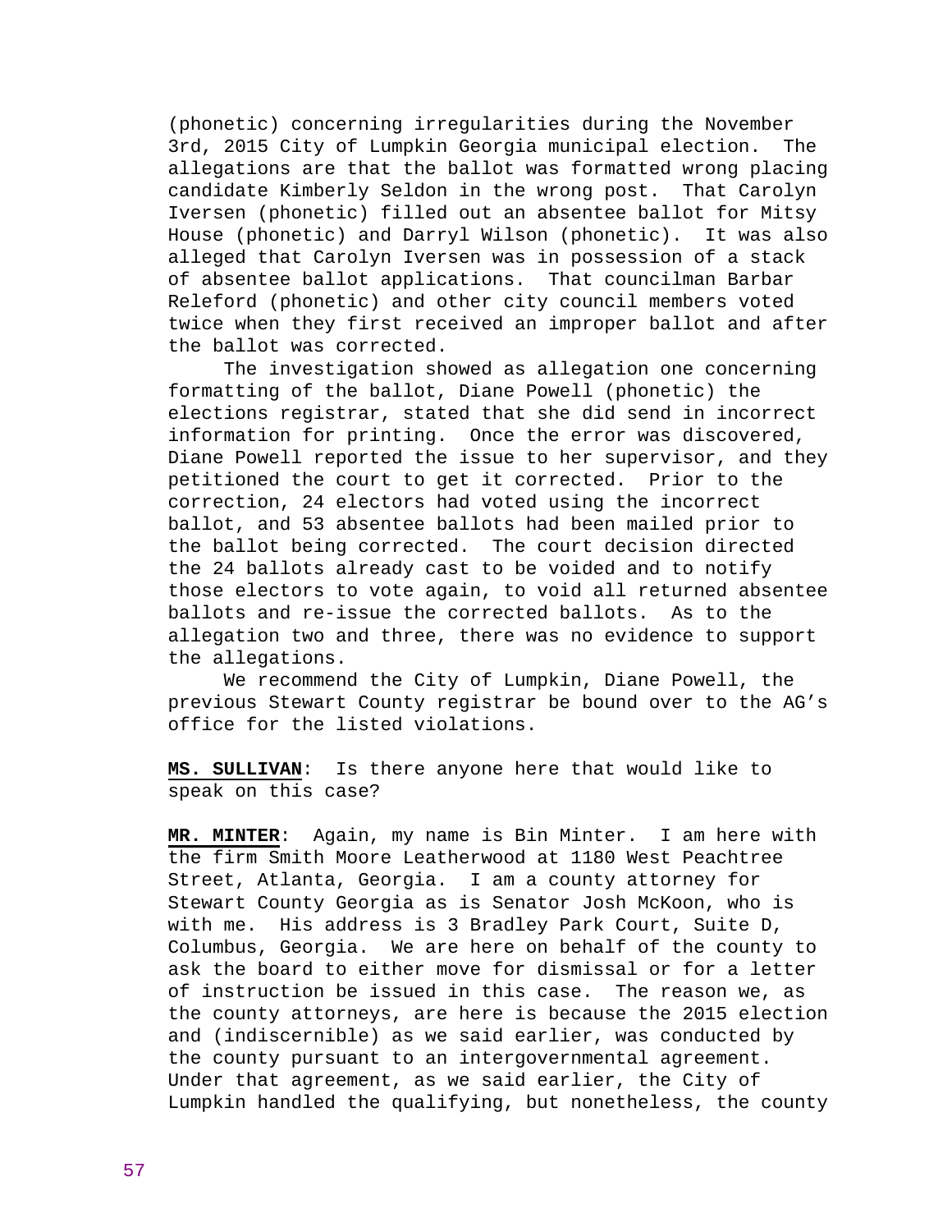(phonetic) concerning irregularities during the November 3rd, 2015 City of Lumpkin Georgia municipal election. The allegations are that the ballot was formatted wrong placing candidate Kimberly Seldon in the wrong post. That Carolyn Iversen (phonetic) filled out an absentee ballot for Mitsy House (phonetic) and Darryl Wilson (phonetic). It was also alleged that Carolyn Iversen was in possession of a stack of absentee ballot applications. That councilman Barbar Releford (phonetic) and other city council members voted twice when they first received an improper ballot and after the ballot was corrected.

The investigation showed as allegation one concerning formatting of the ballot, Diane Powell (phonetic) the elections registrar, stated that she did send in incorrect information for printing. Once the error was discovered, Diane Powell reported the issue to her supervisor, and they petitioned the court to get it corrected. Prior to the correction, 24 electors had voted using the incorrect ballot, and 53 absentee ballots had been mailed prior to the ballot being corrected. The court decision directed the 24 ballots already cast to be voided and to notify those electors to vote again, to void all returned absentee ballots and re-issue the corrected ballots. As to the allegation two and three, there was no evidence to support the allegations.

We recommend the City of Lumpkin, Diane Powell, the previous Stewart County registrar be bound over to the AG's office for the listed violations.

**MS. SULLIVAN**: Is there anyone here that would like to speak on this case?

**MR. MINTER**: Again, my name is Bin Minter. I am here with the firm Smith Moore Leatherwood at 1180 West Peachtree Street, Atlanta, Georgia. I am a county attorney for Stewart County Georgia as is Senator Josh McKoon, who is with me. His address is 3 Bradley Park Court, Suite D, Columbus, Georgia. We are here on behalf of the county to ask the board to either move for dismissal or for a letter of instruction be issued in this case. The reason we, as the county attorneys, are here is because the 2015 election and (indiscernible) as we said earlier, was conducted by the county pursuant to an intergovernmental agreement. Under that agreement, as we said earlier, the City of Lumpkin handled the qualifying, but nonetheless, the county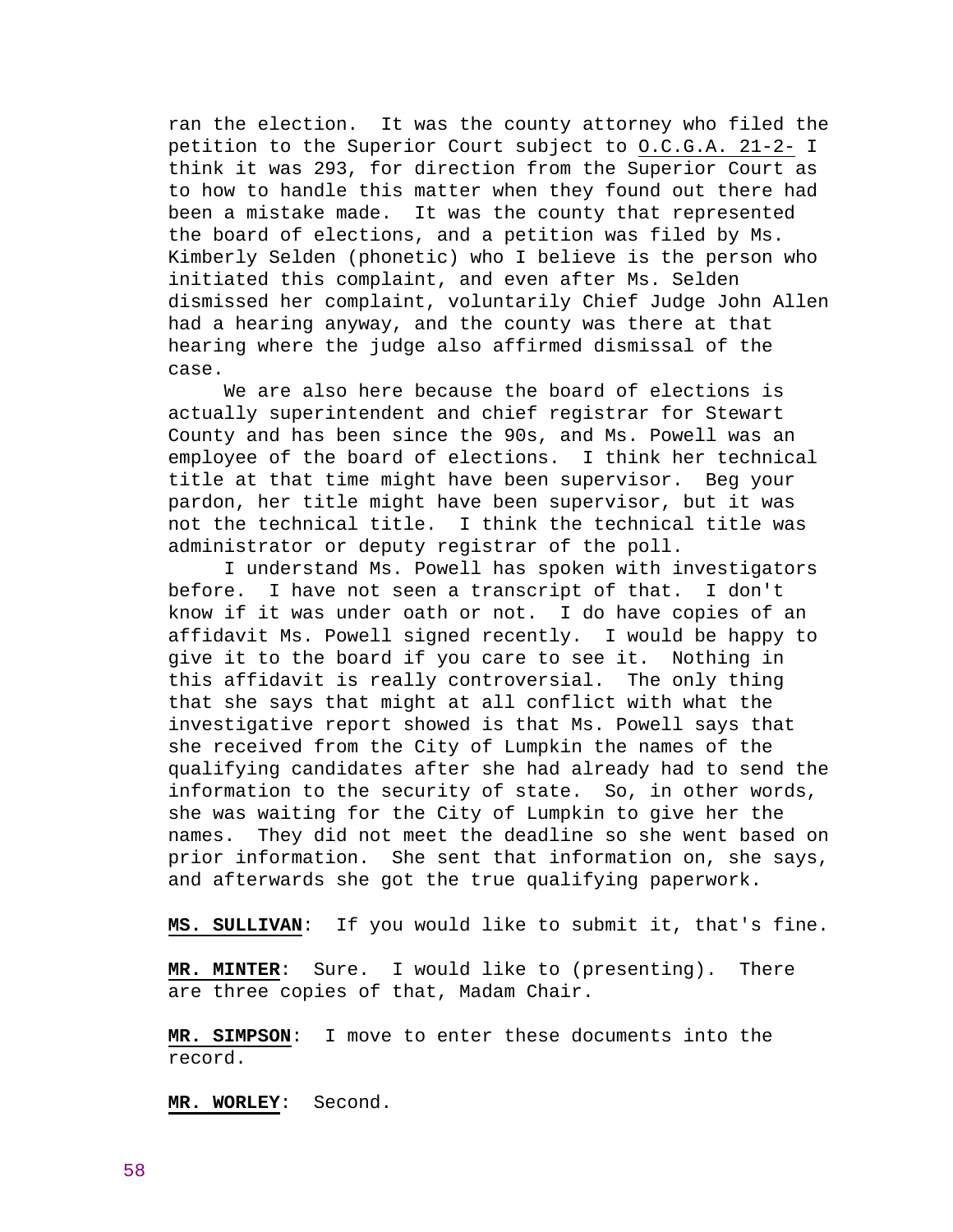ran the election. It was the county attorney who filed the petition to the Superior Court subject to O.C.G.A. 21-2- I think it was 293, for direction from the Superior Court as to how to handle this matter when they found out there had been a mistake made. It was the county that represented the board of elections, and a petition was filed by Ms. Kimberly Selden (phonetic) who I believe is the person who initiated this complaint, and even after Ms. Selden dismissed her complaint, voluntarily Chief Judge John Allen had a hearing anyway, and the county was there at that hearing where the judge also affirmed dismissal of the case.

We are also here because the board of elections is actually superintendent and chief registrar for Stewart County and has been since the 90s, and Ms. Powell was an employee of the board of elections. I think her technical title at that time might have been supervisor. Beg your pardon, her title might have been supervisor, but it was not the technical title. I think the technical title was administrator or deputy registrar of the poll.

I understand Ms. Powell has spoken with investigators before. I have not seen a transcript of that. I don't know if it was under oath or not. I do have copies of an affidavit Ms. Powell signed recently. I would be happy to give it to the board if you care to see it. Nothing in this affidavit is really controversial. The only thing that she says that might at all conflict with what the investigative report showed is that Ms. Powell says that she received from the City of Lumpkin the names of the qualifying candidates after she had already had to send the information to the security of state. So, in other words, she was waiting for the City of Lumpkin to give her the names. They did not meet the deadline so she went based on prior information. She sent that information on, she says, and afterwards she got the true qualifying paperwork.

**MS. SULLIVAN**: If you would like to submit it, that's fine.

**MR. MINTER**: Sure. I would like to (presenting). There are three copies of that, Madam Chair.

**MR. SIMPSON**: I move to enter these documents into the record.

**MR. WORLEY**: Second.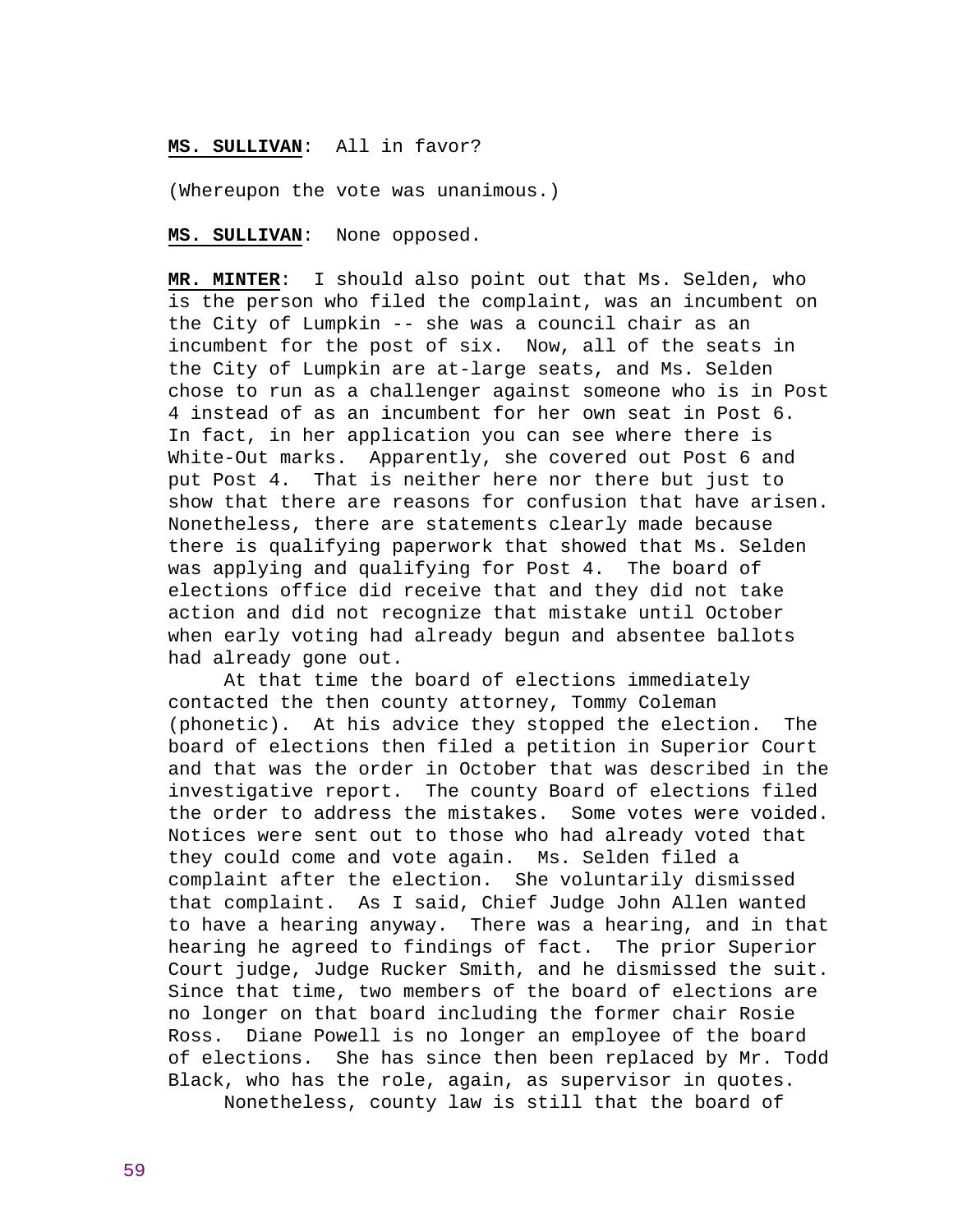**MS. SULLIVAN**: All in favor?

(Whereupon the vote was unanimous.)

**MS. SULLIVAN**: None opposed.

**MR. MINTER**: I should also point out that Ms. Selden, who is the person who filed the complaint, was an incumbent on the City of Lumpkin -- she was a council chair as an incumbent for the post of six. Now, all of the seats in the City of Lumpkin are at-large seats, and Ms. Selden chose to run as a challenger against someone who is in Post 4 instead of as an incumbent for her own seat in Post 6. In fact, in her application you can see where there is White-Out marks. Apparently, she covered out Post 6 and put Post 4. That is neither here nor there but just to show that there are reasons for confusion that have arisen. Nonetheless, there are statements clearly made because there is qualifying paperwork that showed that Ms. Selden was applying and qualifying for Post 4. The board of elections office did receive that and they did not take action and did not recognize that mistake until October when early voting had already begun and absentee ballots had already gone out.

At that time the board of elections immediately contacted the then county attorney, Tommy Coleman (phonetic). At his advice they stopped the election. The board of elections then filed a petition in Superior Court and that was the order in October that was described in the investigative report. The county Board of elections filed the order to address the mistakes. Some votes were voided. Notices were sent out to those who had already voted that they could come and vote again. Ms. Selden filed a complaint after the election. She voluntarily dismissed that complaint. As I said, Chief Judge John Allen wanted to have a hearing anyway. There was a hearing, and in that hearing he agreed to findings of fact. The prior Superior Court judge, Judge Rucker Smith, and he dismissed the suit. Since that time, two members of the board of elections are no longer on that board including the former chair Rosie Ross. Diane Powell is no longer an employee of the board of elections. She has since then been replaced by Mr. Todd Black, who has the role, again, as supervisor in quotes.

Nonetheless, county law is still that the board of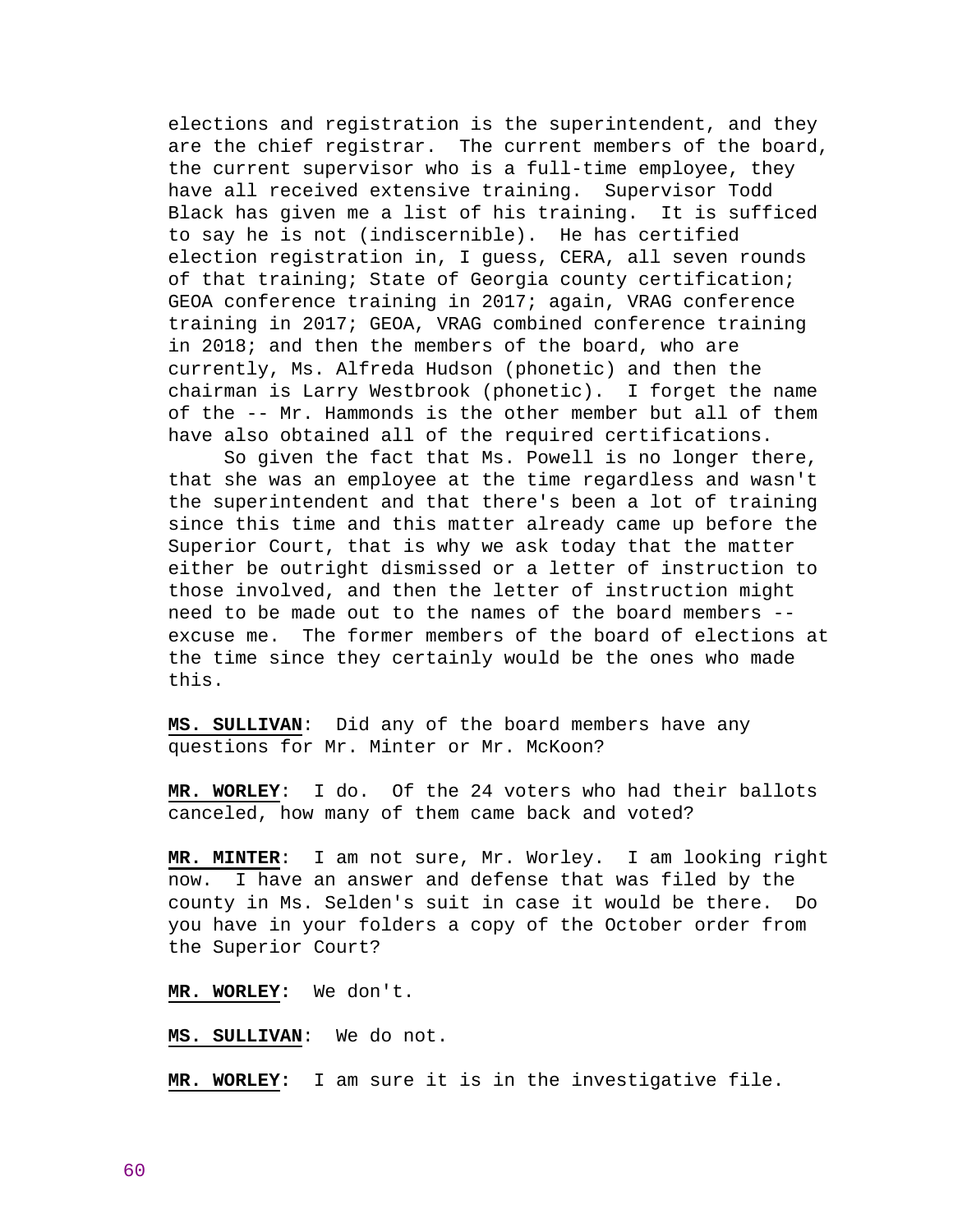elections and registration is the superintendent, and they are the chief registrar. The current members of the board, the current supervisor who is a full-time employee, they have all received extensive training. Supervisor Todd Black has given me a list of his training. It is sufficed to say he is not (indiscernible). He has certified election registration in, I guess, CERA, all seven rounds of that training; State of Georgia county certification; GEOA conference training in 2017; again, VRAG conference training in 2017; GEOA, VRAG combined conference training in 2018; and then the members of the board, who are currently, Ms. Alfreda Hudson (phonetic) and then the chairman is Larry Westbrook (phonetic). I forget the name of the -- Mr. Hammonds is the other member but all of them have also obtained all of the required certifications.

So given the fact that Ms. Powell is no longer there, that she was an employee at the time regardless and wasn't the superintendent and that there's been a lot of training since this time and this matter already came up before the Superior Court, that is why we ask today that the matter either be outright dismissed or a letter of instruction to those involved, and then the letter of instruction might need to be made out to the names of the board members -- excuse me. The former members of the board of elections at the time since they certainly would be the ones who made this.

**MS. SULLIVAN**: Did any of the board members have any questions for Mr. Minter or Mr. McKoon?

**MR. WORLEY**: I do. Of the 24 voters who had their ballots canceled, how many of them came back and voted?

**MR. MINTER**: I am not sure, Mr. Worley. I am looking right now. I have an answer and defense that was filed by the county in Ms. Selden's suit in case it would be there. Do you have in your folders a copy of the October order from the Superior Court?

**MR. WORLEY**: We don't.

**MS. SULLIVAN**: We do not.

**MR. WORLEY**: I am sure it is in the investigative file.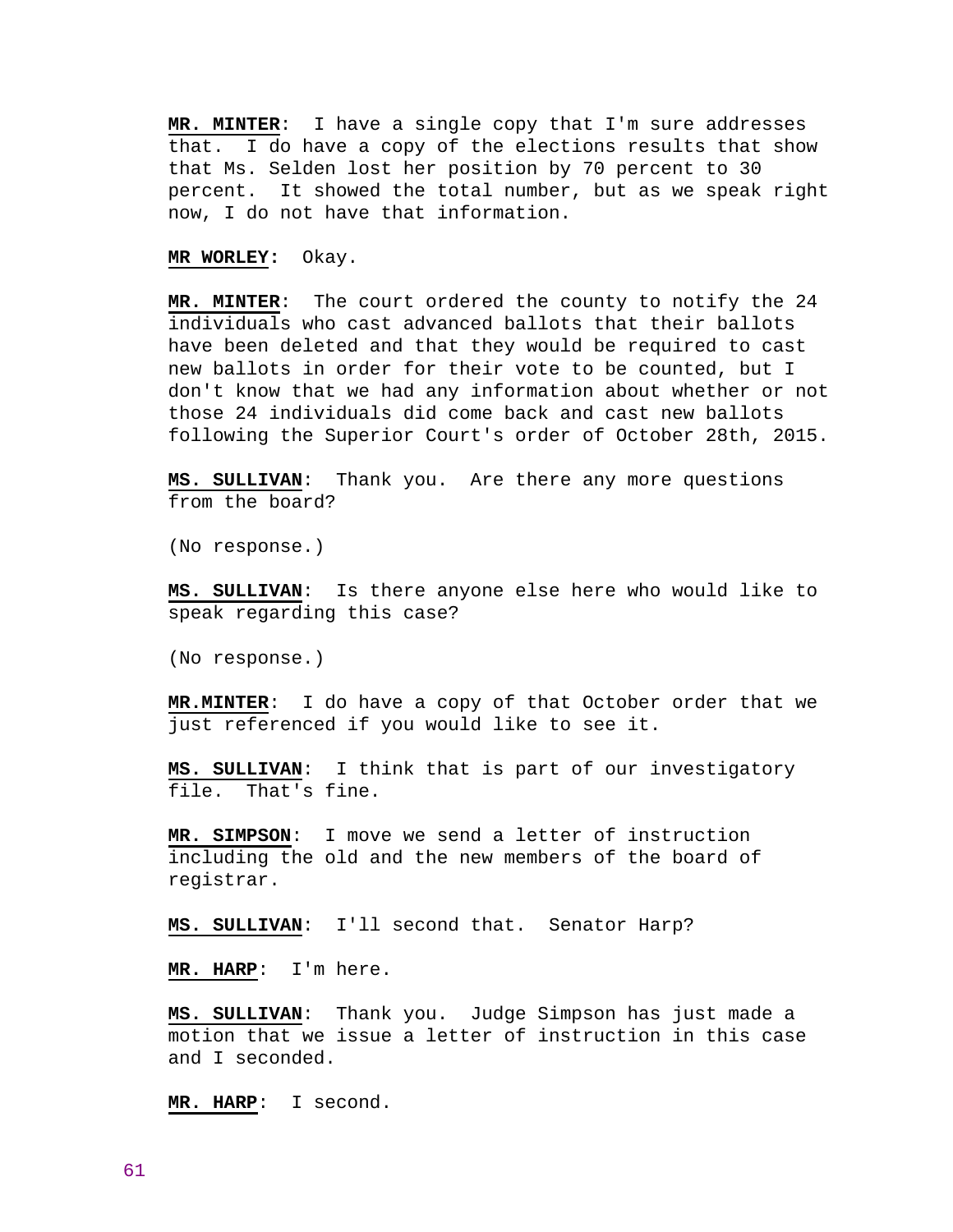**MR. MINTER**: I have a single copy that I'm sure addresses that. I do have a copy of the elections results that show that Ms. Selden lost her position by 70 percent to 30 percent. It showed the total number, but as we speak right now, I do not have that information.

**MR WORLEY:** Okay.

**MR. MINTER**: The court ordered the county to notify the 24 individuals who cast advanced ballots that their ballots have been deleted and that they would be required to cast new ballots in order for their vote to be counted, but I don't know that we had any information about whether or not those 24 individuals did come back and cast new ballots following the Superior Court's order of October 28th, 2015.

**MS. SULLIVAN**: Thank you. Are there any more questions from the board?

(No response.)

**MS. SULLIVAN**: Is there anyone else here who would like to speak regarding this case?

(No response.)

**MR.MINTER**: I do have a copy of that October order that we just referenced if you would like to see it.

**MS. SULLIVAN**: I think that is part of our investigatory file. That's fine.

**MR. SIMPSON**: I move we send a letter of instruction including the old and the new members of the board of registrar.

**MS. SULLIVAN**: I'll second that. Senator Harp?

**MR. HARP**: I'm here.

**MS. SULLIVAN**: Thank you. Judge Simpson has just made a motion that we issue a letter of instruction in this case and I seconded.

**MR. HARP**: I second.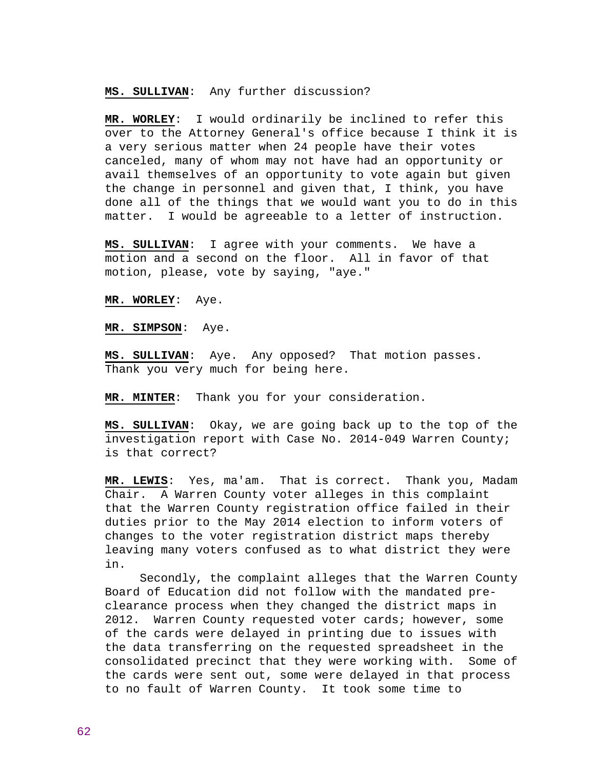**MS. SULLIVAN**: Any further discussion?

**MR. WORLEY**: I would ordinarily be inclined to refer this over to the Attorney General's office because I think it is a very serious matter when 24 people have their votes canceled, many of whom may not have had an opportunity or avail themselves of an opportunity to vote again but given the change in personnel and given that, I think, you have done all of the things that we would want you to do in this matter. I would be agreeable to a letter of instruction.

**MS. SULLIVAN**: I agree with your comments. We have a motion and a second on the floor. All in favor of that motion, please, vote by saying, "aye."

**MR. WORLEY**: Aye.

**MR. SIMPSON**: Aye.

**MS. SULLIVAN**: Aye. Any opposed? That motion passes. Thank you very much for being here.

**MR. MINTER**: Thank you for your consideration.

**MS. SULLIVAN**: Okay, we are going back up to the top of the investigation report with Case No. 2014-049 Warren County; is that correct?

**MR. LEWIS**: Yes, ma'am. That is correct. Thank you, Madam Chair. A Warren County voter alleges in this complaint that the Warren County registration office failed in their duties prior to the May 2014 election to inform voters of changes to the voter registration district maps thereby leaving many voters confused as to what district they were in.

Secondly, the complaint alleges that the Warren County Board of Education did not follow with the mandated pre-clearance process when they changed the district maps in 2012. Warren County requested voter cards; however, some of the cards were delayed in printing due to issues with the data transferring on the requested spreadsheet in the consolidated precinct that they were working with. Some of the cards were sent out, some were delayed in that process to no fault of Warren County. It took some time to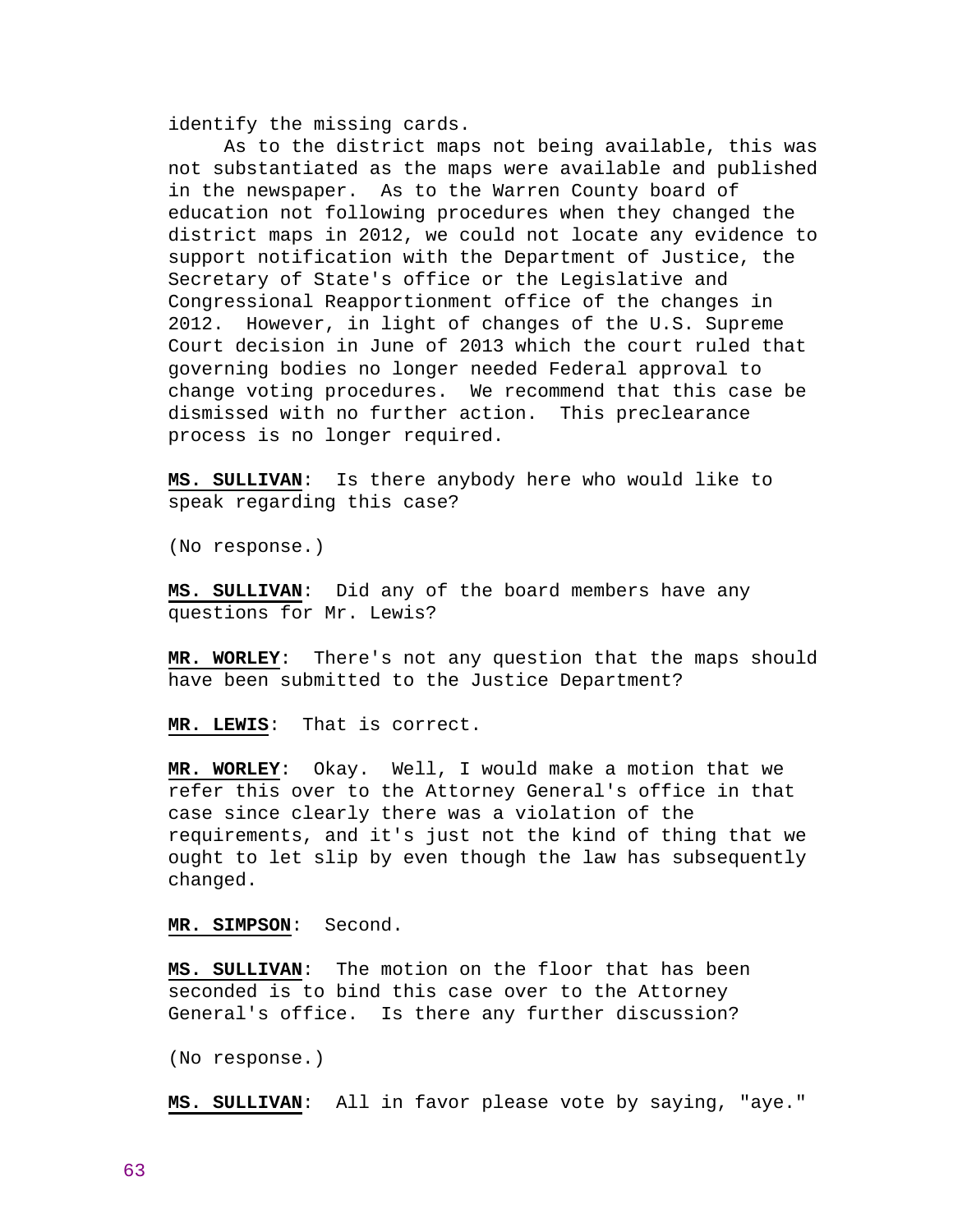identify the missing cards.

As to the district maps not being available, this was not substantiated as the maps were available and published in the newspaper. As to the Warren County board of education not following procedures when they changed the district maps in 2012, we could not locate any evidence to support notification with the Department of Justice, the Secretary of State's office or the Legislative and Congressional Reapportionment office of the changes in 2012. However, in light of changes of the U.S. Supreme Court decision in June of 2013 which the court ruled that governing bodies no longer needed Federal approval to change voting procedures. We recommend that this case be dismissed with no further action. This preclearance process is no longer required.

**MS. SULLIVAN**: Is there anybody here who would like to speak regarding this case?

(No response.)

**MS. SULLIVAN**: Did any of the board members have any questions for Mr. Lewis?

**MR. WORLEY**: There's not any question that the maps should have been submitted to the Justice Department?

**MR. LEWIS**: That is correct.

**MR. WORLEY**: Okay. Well, I would make a motion that we refer this over to the Attorney General's office in that case since clearly there was a violation of the requirements, and it's just not the kind of thing that we ought to let slip by even though the law has subsequently changed.

**MR. SIMPSON**: Second.

**MS. SULLIVAN**: The motion on the floor that has been seconded is to bind this case over to the Attorney General's office. Is there any further discussion?

(No response.)

**MS. SULLIVAN**: All in favor please vote by saying, "aye."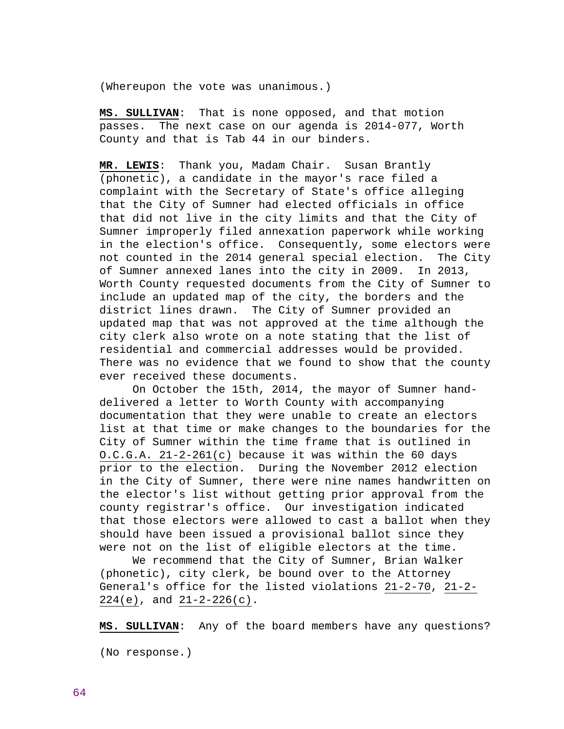(Whereupon the vote was unanimous.)

**MS. SULLIVAN**: That is none opposed, and that motion passes. The next case on our agenda is 2014-077, Worth County and that is Tab 44 in our binders.

**MR. LEWIS**: Thank you, Madam Chair. Susan Brantly (phonetic), a candidate in the mayor's race filed a complaint with the Secretary of State's office alleging that the City of Sumner had elected officials in office that did not live in the city limits and that the City of Sumner improperly filed annexation paperwork while working in the election's office. Consequently, some electors were not counted in the 2014 general special election. The City of Sumner annexed lanes into the city in 2009. In 2013, Worth County requested documents from the City of Sumner to include an updated map of the city, the borders and the district lines drawn. The City of Sumner provided an updated map that was not approved at the time although the city clerk also wrote on a note stating that the list of residential and commercial addresses would be provided. There was no evidence that we found to show that the county ever received these documents.

On October the 15th, 2014, the mayor of Sumner hand-delivered a letter to Worth County with accompanying documentation that they were unable to create an electors list at that time or make changes to the boundaries for the City of Sumner within the time frame that is outlined in O.C.G.A. 21-2-261(c) because it was within the 60 days prior to the election. During the November 2012 election in the City of Sumner, there were nine names handwritten on the elector's list without getting prior approval from the county registrar's office. Our investigation indicated that those electors were allowed to cast a ballot when they should have been issued a provisional ballot since they were not on the list of eligible electors at the time.

We recommend that the City of Sumner, Brian Walker (phonetic), city clerk, be bound over to the Attorney General's office for the listed violations 21-2-70, 21-2-224(e), and 21-2-226(c).

**MS. SULLIVAN**: Any of the board members have any questions?

(No response.)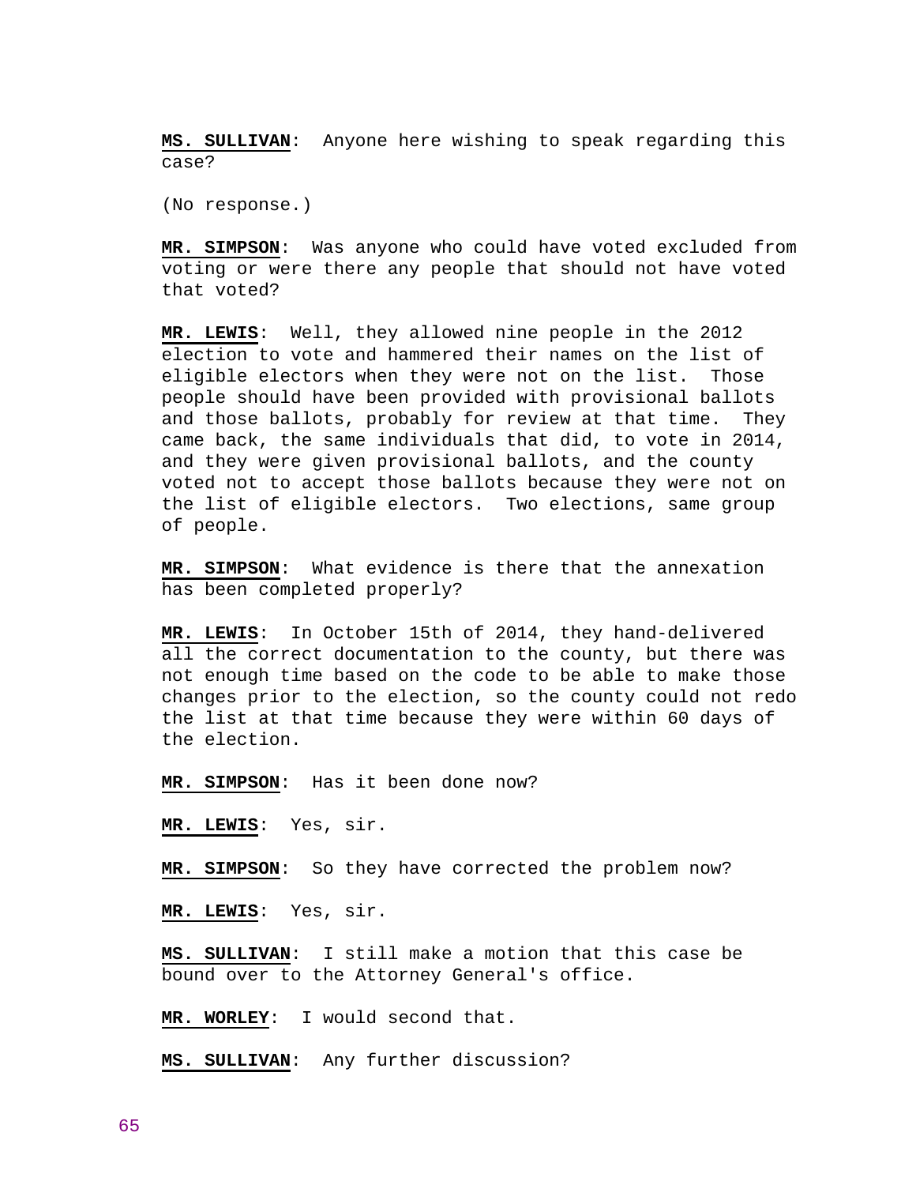**MS. SULLIVAN**: Anyone here wishing to speak regarding this case?

(No response.)

**MR. SIMPSON**: Was anyone who could have voted excluded from voting or were there any people that should not have voted that voted?

**MR. LEWIS**: Well, they allowed nine people in the 2012 election to vote and hammered their names on the list of eligible electors when they were not on the list. Those people should have been provided with provisional ballots and those ballots, probably for review at that time. They came back, the same individuals that did, to vote in 2014, and they were given provisional ballots, and the county voted not to accept those ballots because they were not on the list of eligible electors. Two elections, same group of people.

**MR. SIMPSON**: What evidence is there that the annexation has been completed properly?

**MR. LEWIS**: In October 15th of 2014, they hand-delivered all the correct documentation to the county, but there was not enough time based on the code to be able to make those changes prior to the election, so the county could not redo the list at that time because they were within 60 days of the election.

**MR. SIMPSON**: Has it been done now?

**MR. LEWIS**: Yes, sir.

**MR. SIMPSON**: So they have corrected the problem now?

**MR. LEWIS**: Yes, sir.

**MS. SULLIVAN**: I still make a motion that this case be bound over to the Attorney General's office.

**MR. WORLEY**: I would second that.

**MS. SULLIVAN**: Any further discussion?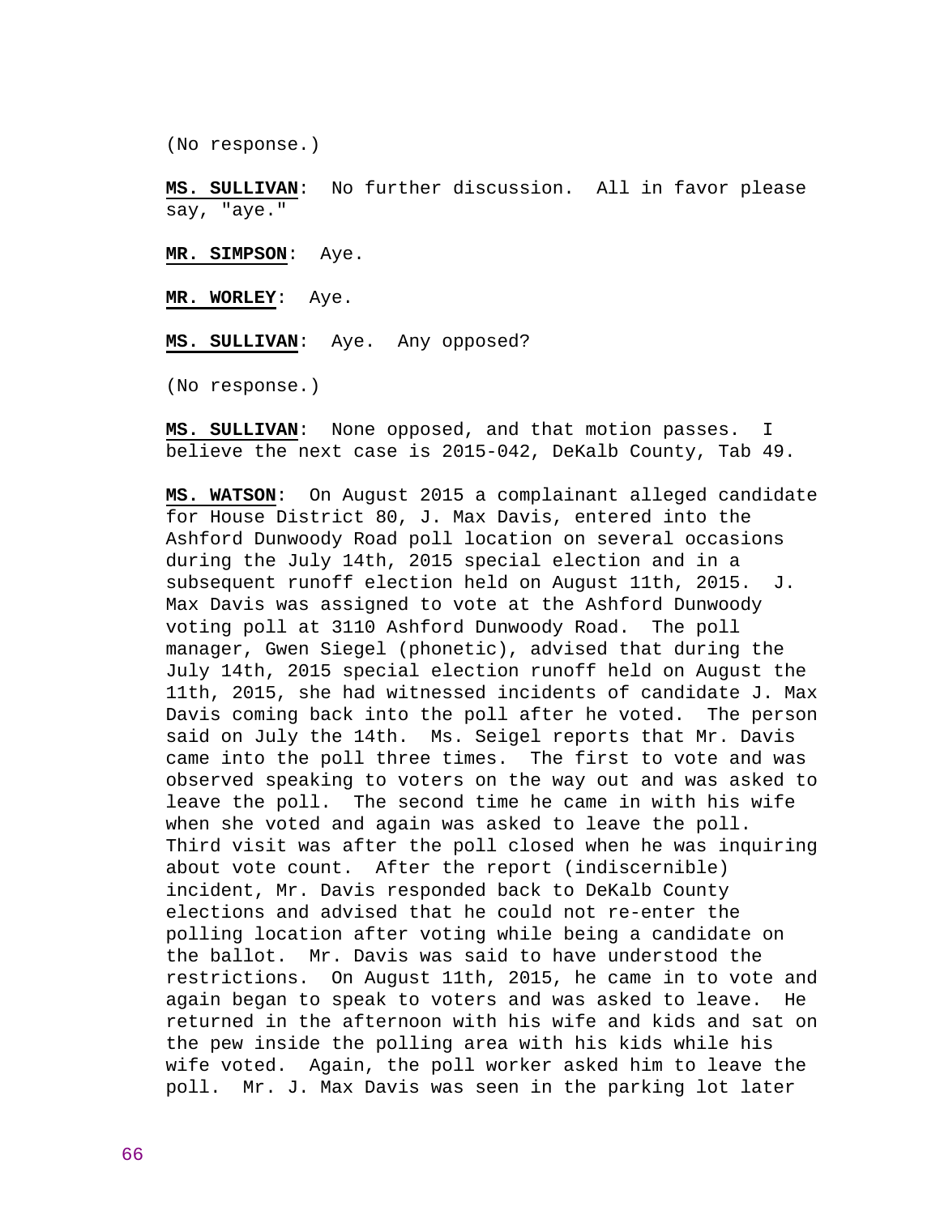(No response.)

**MS. SULLIVAN**: No further discussion. All in favor please say, "aye."

**MR. SIMPSON**: Aye.

**MR. WORLEY**: Aye.

**MS. SULLIVAN**: Aye. Any opposed?

(No response.)

**MS. SULLIVAN**: None opposed, and that motion passes. I believe the next case is 2015-042, DeKalb County, Tab 49.

**MS. WATSON**: On August 2015 a complainant alleged candidate for House District 80, J. Max Davis, entered into the Ashford Dunwoody Road poll location on several occasions during the July 14th, 2015 special election and in a subsequent runoff election held on August 11th, 2015. J. Max Davis was assigned to vote at the Ashford Dunwoody voting poll at 3110 Ashford Dunwoody Road. The poll manager, Gwen Siegel (phonetic), advised that during the July 14th, 2015 special election runoff held on August the 11th, 2015, she had witnessed incidents of candidate J. Max Davis coming back into the poll after he voted. The person said on July the 14th. Ms. Seigel reports that Mr. Davis came into the poll three times. The first to vote and was observed speaking to voters on the way out and was asked to leave the poll. The second time he came in with his wife when she voted and again was asked to leave the poll. Third visit was after the poll closed when he was inquiring about vote count. After the report (indiscernible) incident, Mr. Davis responded back to DeKalb County elections and advised that he could not re-enter the polling location after voting while being a candidate on the ballot. Mr. Davis was said to have understood the restrictions. On August 11th, 2015, he came in to vote and again began to speak to voters and was asked to leave. He returned in the afternoon with his wife and kids and sat on the pew inside the polling area with his kids while his wife voted. Again, the poll worker asked him to leave the poll. Mr. J. Max Davis was seen in the parking lot later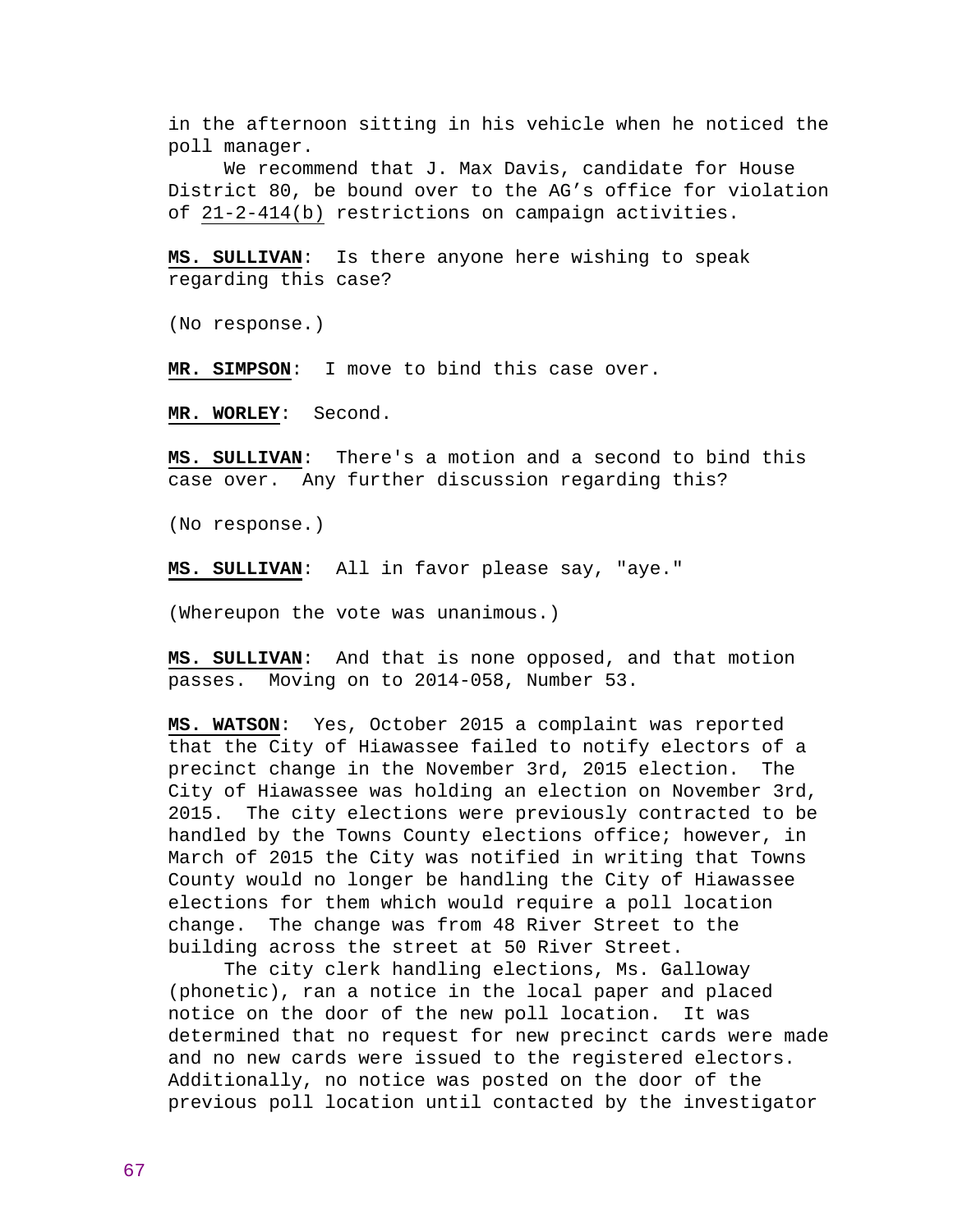in the afternoon sitting in his vehicle when he noticed the poll manager.

We recommend that J. Max Davis, candidate for House District 80, be bound over to the AG's office for violation of 21-2-414(b) restrictions on campaign activities.

**MS. SULLIVAN**: Is there anyone here wishing to speak regarding this case?

(No response.)

**MR. SIMPSON**: I move to bind this case over.

**MR. WORLEY**: Second.

**MS. SULLIVAN**: There's a motion and a second to bind this case over. Any further discussion regarding this?

(No response.)

**MS. SULLIVAN**: All in favor please say, "aye."

(Whereupon the vote was unanimous.)

**MS. SULLIVAN**: And that is none opposed, and that motion passes. Moving on to 2014-058, Number 53.

**MS. WATSON**: Yes, October 2015 a complaint was reported that the City of Hiawassee failed to notify electors of a precinct change in the November 3rd, 2015 election. The City of Hiawassee was holding an election on November 3rd, 2015. The city elections were previously contracted to be handled by the Towns County elections office; however, in March of 2015 the City was notified in writing that Towns County would no longer be handling the City of Hiawassee elections for them which would require a poll location change. The change was from 48 River Street to the building across the street at 50 River Street.

The city clerk handling elections, Ms. Galloway (phonetic), ran a notice in the local paper and placed notice on the door of the new poll location. It was determined that no request for new precinct cards were made and no new cards were issued to the registered electors. Additionally, no notice was posted on the door of the previous poll location until contacted by the investigator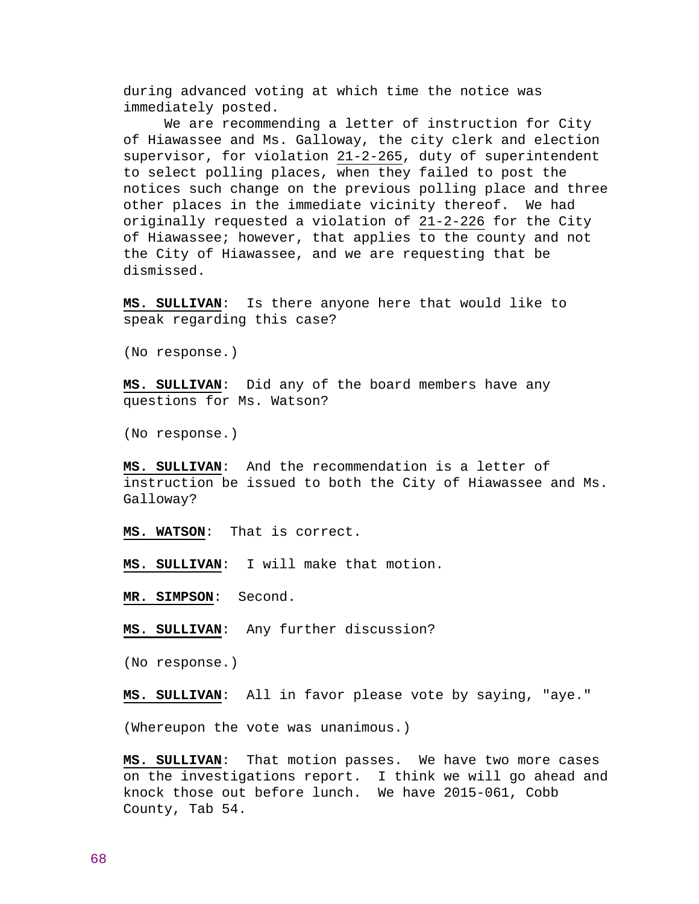during advanced voting at which time the notice was immediately posted.

We are recommending a letter of instruction for City of Hiawassee and Ms. Galloway, the city clerk and election supervisor, for violation 21-2-265, duty of superintendent to select polling places, when they failed to post the notices such change on the previous polling place and three other places in the immediate vicinity thereof. We had originally requested a violation of 21-2-226 for the City of Hiawassee; however, that applies to the county and not the City of Hiawassee, and we are requesting that be dismissed.

**MS. SULLIVAN**: Is there anyone here that would like to speak regarding this case?

(No response.)

**MS. SULLIVAN**: Did any of the board members have any questions for Ms. Watson?

(No response.)

**MS. SULLIVAN**: And the recommendation is a letter of instruction be issued to both the City of Hiawassee and Ms. Galloway?

**MS. WATSON**: That is correct.

**MS. SULLIVAN**: I will make that motion.

**MR. SIMPSON**: Second.

**MS. SULLIVAN**: Any further discussion?

(No response.)

**MS. SULLIVAN**: All in favor please vote by saying, "aye."

(Whereupon the vote was unanimous.)

**MS. SULLIVAN**: That motion passes. We have two more cases on the investigations report. I think we will go ahead and knock those out before lunch. We have 2015-061, Cobb County, Tab 54.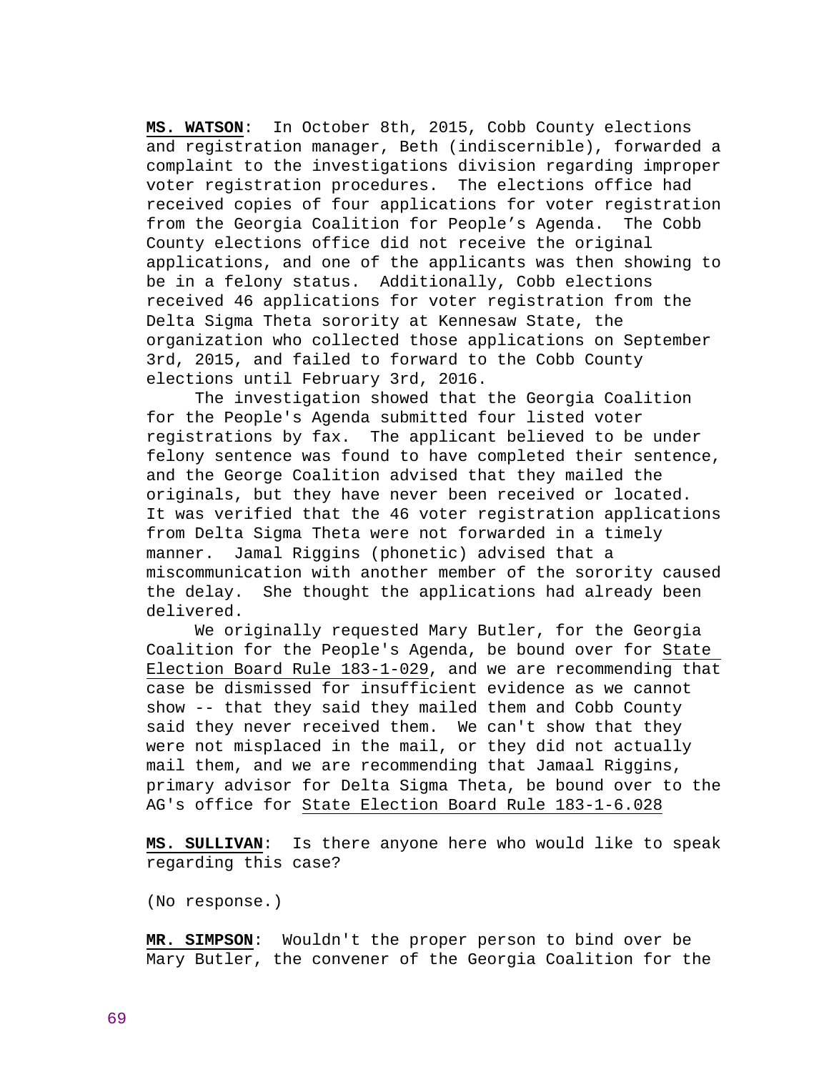**MS. WATSON**: In October 8th, 2015, Cobb County elections and registration manager, Beth (indiscernible), forwarded a complaint to the investigations division regarding improper voter registration procedures. The elections office had received copies of four applications for voter registration from the Georgia Coalition for People's Agenda. The Cobb County elections office did not receive the original applications, and one of the applicants was then showing to be in a felony status. Additionally, Cobb elections received 46 applications for voter registration from the Delta Sigma Theta sorority at Kennesaw State, the organization who collected those applications on September 3rd, 2015, and failed to forward to the Cobb County elections until February 3rd, 2016.

The investigation showed that the Georgia Coalition for the People's Agenda submitted four listed voter registrations by fax. The applicant believed to be under felony sentence was found to have completed their sentence, and the George Coalition advised that they mailed the originals, but they have never been received or located. It was verified that the 46 voter registration applications from Delta Sigma Theta were not forwarded in a timely manner. Jamal Riggins (phonetic) advised that a miscommunication with another member of the sorority caused the delay. She thought the applications had already been delivered.

We originally requested Mary Butler, for the Georgia Coalition for the People's Agenda, be bound over for State Election Board Rule 183-1-029, and we are recommending that case be dismissed for insufficient evidence as we cannot show -- that they said they mailed them and Cobb County said they never received them. We can't show that they were not misplaced in the mail, or they did not actually mail them, and we are recommending that Jamaal Riggins, primary advisor for Delta Sigma Theta, be bound over to the AG's office for State Election Board Rule 183-1-6.028

**MS. SULLIVAN**: Is there anyone here who would like to speak regarding this case?

(No response.)

**MR. SIMPSON**: Wouldn't the proper person to bind over be Mary Butler, the convener of the Georgia Coalition for the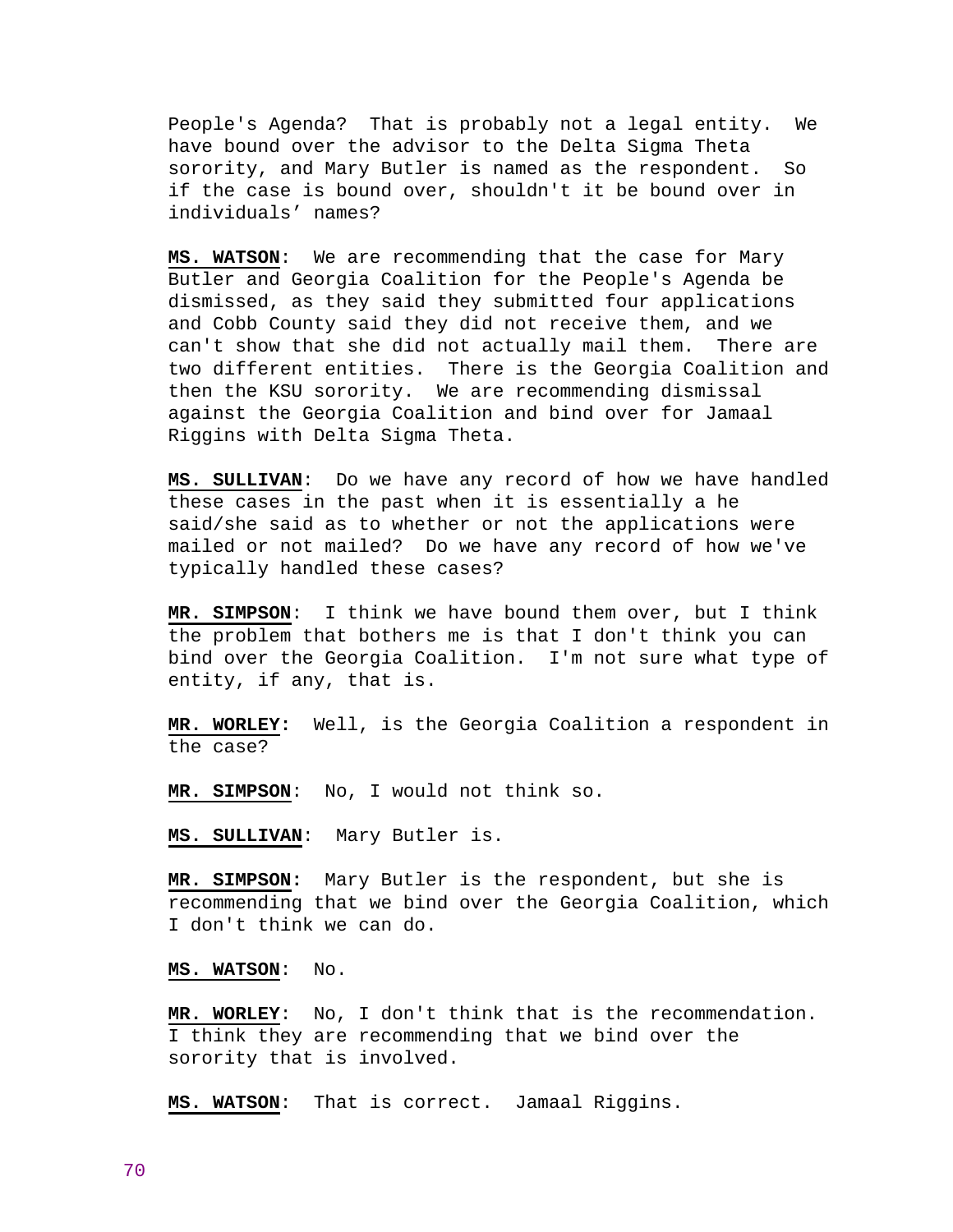People's Agenda? That is probably not a legal entity. We have bound over the advisor to the Delta Sigma Theta sorority, and Mary Butler is named as the respondent. So if the case is bound over, shouldn't it be bound over in individuals' names?

**MS. WATSON**: We are recommending that the case for Mary Butler and Georgia Coalition for the People's Agenda be dismissed, as they said they submitted four applications and Cobb County said they did not receive them, and we can't show that she did not actually mail them. There are two different entities. There is the Georgia Coalition and then the KSU sorority. We are recommending dismissal against the Georgia Coalition and bind over for Jamaal Riggins with Delta Sigma Theta.

**MS. SULLIVAN**: Do we have any record of how we have handled these cases in the past when it is essentially a he said/she said as to whether or not the applications were mailed or not mailed? Do we have any record of how we've typically handled these cases?

**MR. SIMPSON**: I think we have bound them over, but I think the problem that bothers me is that I don't think you can bind over the Georgia Coalition. I'm not sure what type of entity, if any, that is.

**MR. WORLEY:** Well, is the Georgia Coalition a respondent in the case?

**MR. SIMPSON**: No, I would not think so.

**MS. SULLIVAN**: Mary Butler is.

**MR. SIMPSON:** Mary Butler is the respondent, but she is recommending that we bind over the Georgia Coalition, which I don't think we can do.

**MS. WATSON**: No.

**MR. WORLEY**: No, I don't think that is the recommendation. I think they are recommending that we bind over the sorority that is involved.

**MS. WATSON**: That is correct. Jamaal Riggins.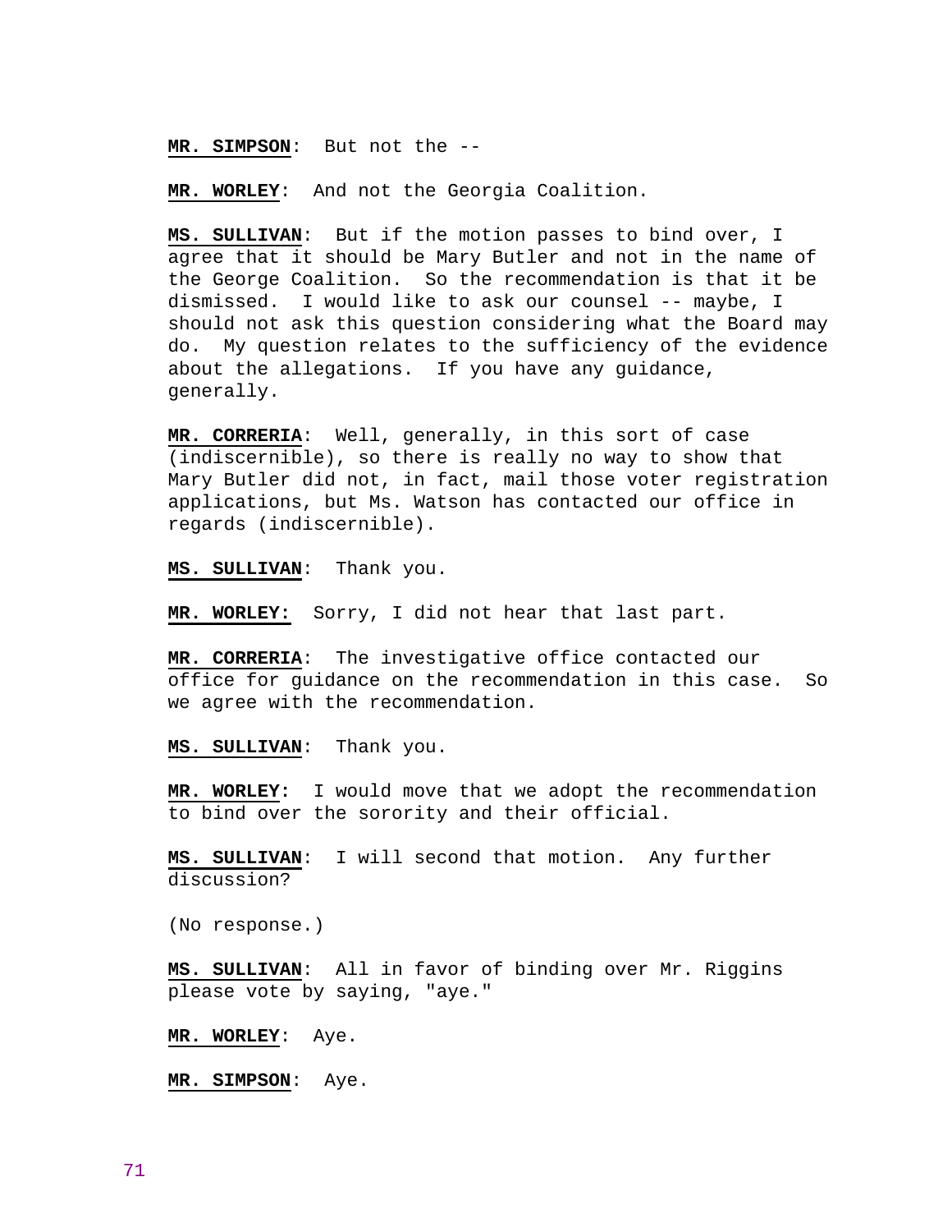**MR. SIMPSON**: But not the --

**MR. WORLEY**: And not the Georgia Coalition.

**MS. SULLIVAN**: But if the motion passes to bind over, I agree that it should be Mary Butler and not in the name of the George Coalition. So the recommendation is that it be dismissed. I would like to ask our counsel -- maybe, I should not ask this question considering what the Board may do. My question relates to the sufficiency of the evidence about the allegations. If you have any guidance, generally.

**MR. CORRERIA**: Well, generally, in this sort of case (indiscernible), so there is really no way to show that Mary Butler did not, in fact, mail those voter registration applications, but Ms. Watson has contacted our office in regards (indiscernible).

**MS. SULLIVAN**: Thank you.

**MR. WORLEY:** Sorry, I did not hear that last part.

**MR. CORRERIA**: The investigative office contacted our office for guidance on the recommendation in this case. So we agree with the recommendation.

**MS. SULLIVAN**: Thank you.

**MR. WORLEY**: I would move that we adopt the recommendation to bind over the sorority and their official.

**MS. SULLIVAN**: I will second that motion. Any further discussion?

(No response.)

**MS. SULLIVAN**: All in favor of binding over Mr. Riggins please vote by saying, "aye."

**MR. WORLEY**: Aye.

**MR. SIMPSON**: Aye.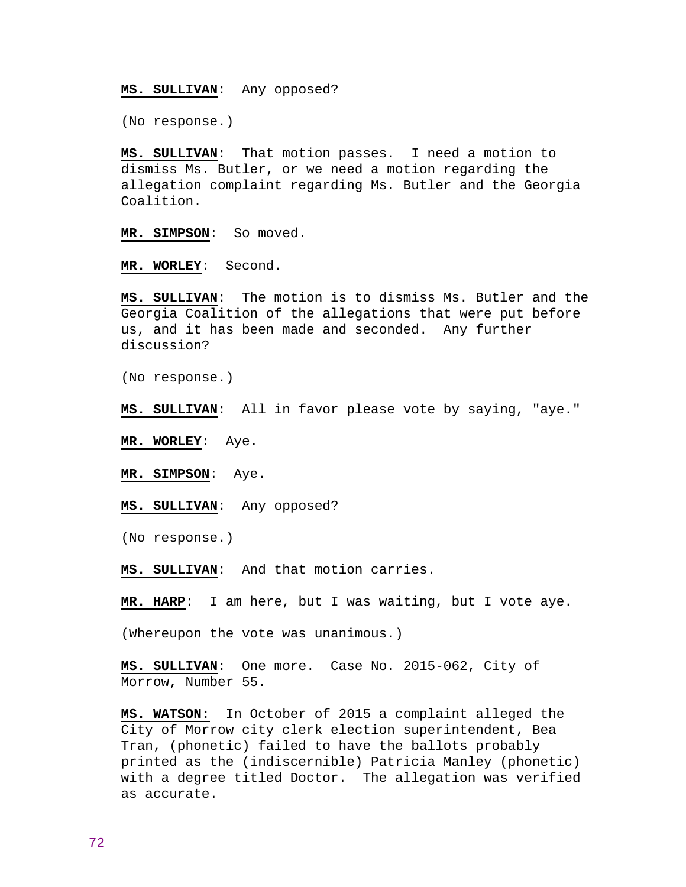**MS. SULLIVAN**: Any opposed?

(No response.)

**MS. SULLIVAN**: That motion passes. I need a motion to dismiss Ms. Butler, or we need a motion regarding the allegation complaint regarding Ms. Butler and the Georgia Coalition.

**MR. SIMPSON**: So moved.

**MR. WORLEY**: Second.

**MS. SULLIVAN**: The motion is to dismiss Ms. Butler and the Georgia Coalition of the allegations that were put before us, and it has been made and seconded. Any further discussion?

(No response.)

**MS. SULLIVAN**: All in favor please vote by saying, "aye."

**MR. WORLEY**: Aye.

**MR. SIMPSON**: Aye.

**MS. SULLIVAN**: Any opposed?

(No response.)

**MS. SULLIVAN**: And that motion carries.

**MR. HARP**: I am here, but I was waiting, but I vote aye.

(Whereupon the vote was unanimous.)

**MS. SULLIVAN**: One more. Case No. 2015-062, City of Morrow, Number 55.

**MS. WATSON:** In October of 2015 a complaint alleged the City of Morrow city clerk election superintendent, Bea Tran, (phonetic) failed to have the ballots probably printed as the (indiscernible) Patricia Manley (phonetic) with a degree titled Doctor. The allegation was verified as accurate.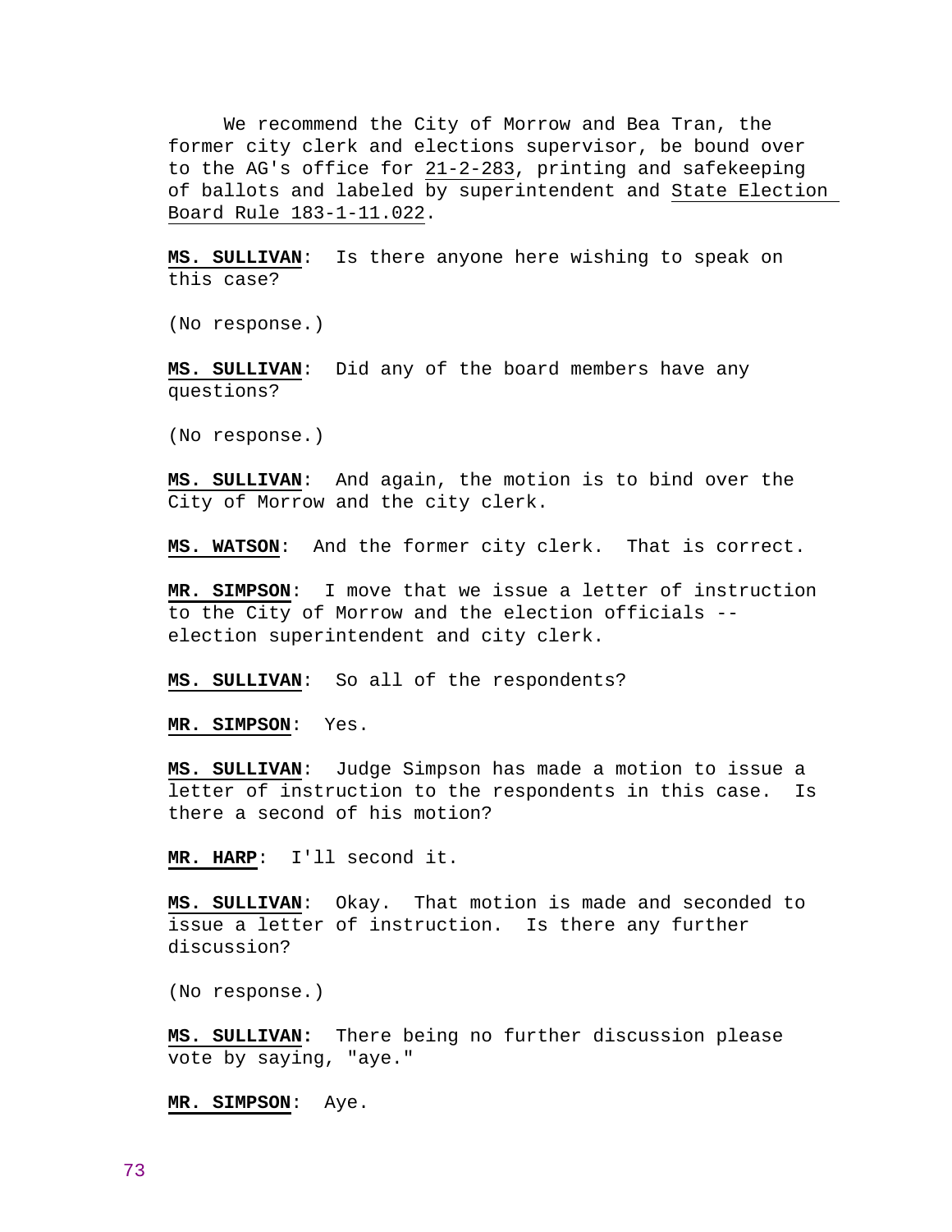We recommend the City of Morrow and Bea Tran, the former city clerk and elections supervisor, be bound over to the AG's office for 21-2-283, printing and safekeeping of ballots and labeled by superintendent and State Election Board Rule 183-1-11.022.

**MS. SULLIVAN**: Is there anyone here wishing to speak on this case?

(No response.)

**MS. SULLIVAN**: Did any of the board members have any questions?

(No response.)

**MS. SULLIVAN**: And again, the motion is to bind over the City of Morrow and the city clerk.

**MS. WATSON**: And the former city clerk. That is correct.

**MR. SIMPSON**: I move that we issue a letter of instruction to the City of Morrow and the election officials -- election superintendent and city clerk.

**MS. SULLIVAN**: So all of the respondents?

**MR. SIMPSON**: Yes.

**MS. SULLIVAN**: Judge Simpson has made a motion to issue a letter of instruction to the respondents in this case. Is there a second of his motion?

**MR. HARP**: I'll second it.

**MS. SULLIVAN**: Okay. That motion is made and seconded to issue a letter of instruction. Is there any further discussion?

(No response.)

**MS. SULLIVAN:** There being no further discussion please vote by saying, "aye."

**MR. SIMPSON**: Aye.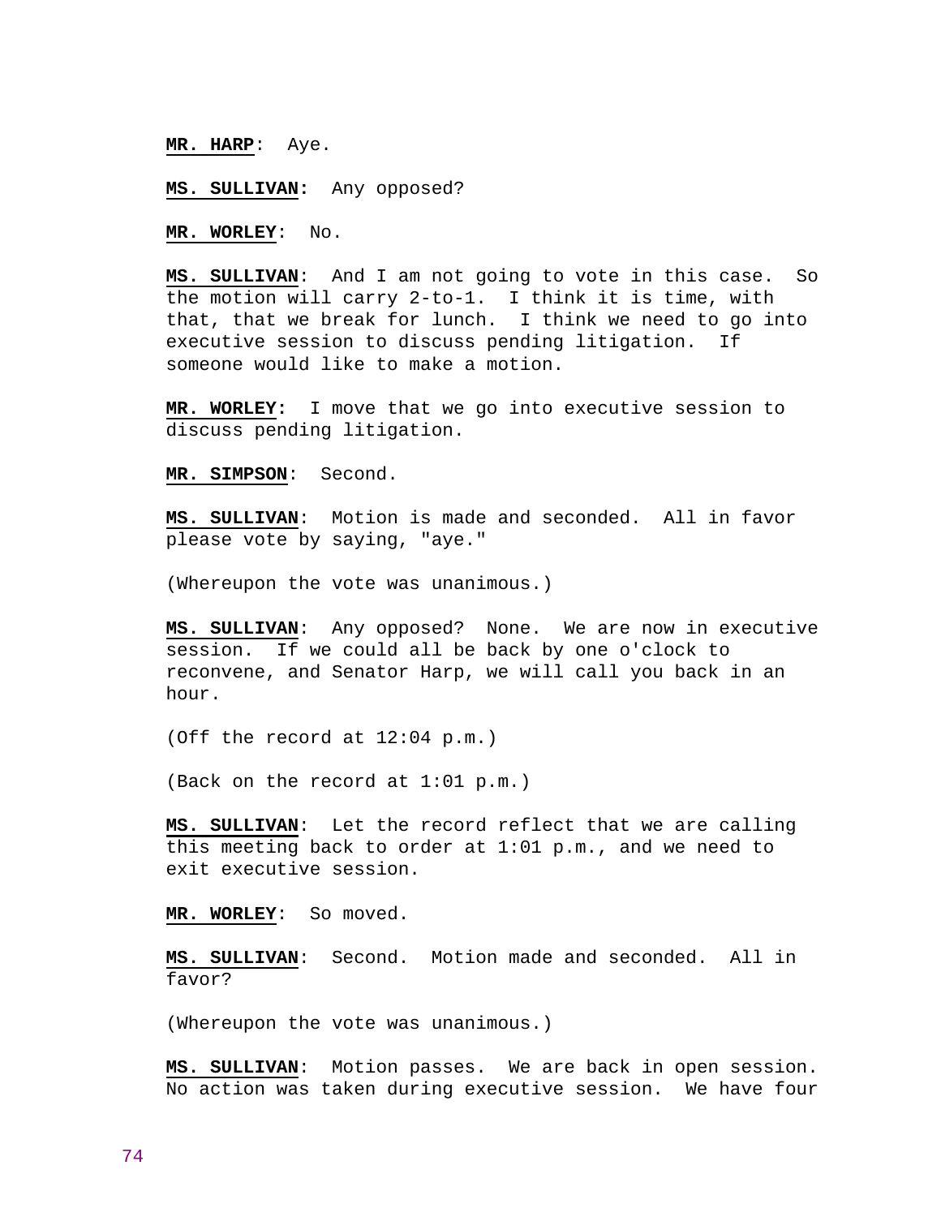**MR. HARP**: Aye.

**MS. SULLIVAN:** Any opposed?

**MR. WORLEY**: No.

**MS. SULLIVAN**: And I am not going to vote in this case. So the motion will carry 2-to-1. I think it is time, with that, that we break for lunch. I think we need to go into executive session to discuss pending litigation. If someone would like to make a motion.

**MR. WORLEY:** I move that we go into executive session to discuss pending litigation.

**MR. SIMPSON**: Second.

**MS. SULLIVAN**: Motion is made and seconded. All in favor please vote by saying, "aye."

(Whereupon the vote was unanimous.)

**MS. SULLIVAN**: Any opposed? None. We are now in executive session. If we could all be back by one o'clock to reconvene, and Senator Harp, we will call you back in an hour.

(Off the record at 12:04 p.m.)

(Back on the record at 1:01 p.m.)

**MS. SULLIVAN**: Let the record reflect that we are calling this meeting back to order at 1:01 p.m., and we need to exit executive session.

**MR. WORLEY**: So moved.

**MS. SULLIVAN**: Second. Motion made and seconded. All in favor?

(Whereupon the vote was unanimous.)

**MS. SULLIVAN**: Motion passes. We are back in open session. No action was taken during executive session. We have four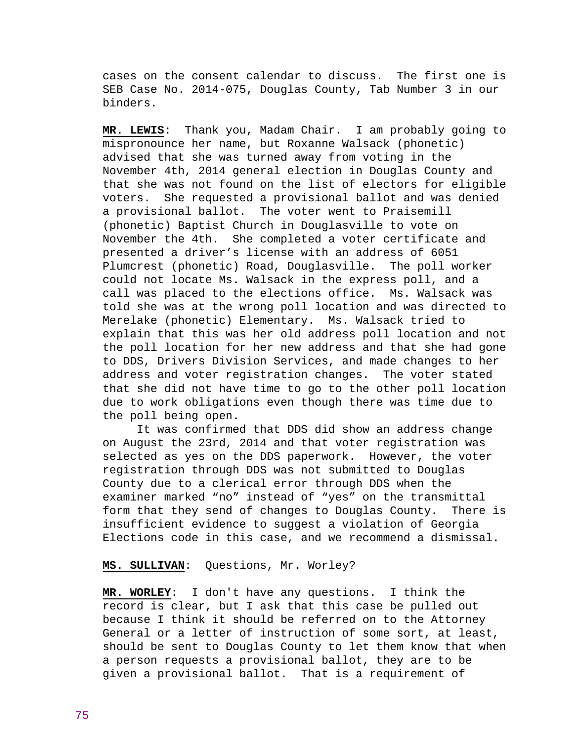cases on the consent calendar to discuss. The first one is SEB Case No. 2014-075, Douglas County, Tab Number 3 in our binders.

**MR. LEWIS**: Thank you, Madam Chair. I am probably going to mispronounce her name, but Roxanne Walsack (phonetic) advised that she was turned away from voting in the November 4th, 2014 general election in Douglas County and that she was not found on the list of electors for eligible voters. She requested a provisional ballot and was denied a provisional ballot. The voter went to Praisemill (phonetic) Baptist Church in Douglasville to vote on November the 4th. She completed a voter certificate and presented a driver's license with an address of 6051 Plumcrest (phonetic) Road, Douglasville. The poll worker could not locate Ms. Walsack in the express poll, and a call was placed to the elections office. Ms. Walsack was told she was at the wrong poll location and was directed to Merelake (phonetic) Elementary. Ms. Walsack tried to explain that this was her old address poll location and not the poll location for her new address and that she had gone to DDS, Drivers Division Services, and made changes to her address and voter registration changes. The voter stated that she did not have time to go to the other poll location due to work obligations even though there was time due to the poll being open.

It was confirmed that DDS did show an address change on August the 23rd, 2014 and that voter registration was selected as yes on the DDS paperwork. However, the voter registration through DDS was not submitted to Douglas County due to a clerical error through DDS when the examiner marked "no" instead of "yes" on the transmittal form that they send of changes to Douglas County. There is insufficient evidence to suggest a violation of Georgia Elections code in this case, and we recommend a dismissal.

**MS. SULLIVAN**: Questions, Mr. Worley?

**MR. WORLEY**: I don't have any questions. I think the record is clear, but I ask that this case be pulled out because I think it should be referred on to the Attorney General or a letter of instruction of some sort, at least, should be sent to Douglas County to let them know that when a person requests a provisional ballot, they are to be given a provisional ballot. That is a requirement of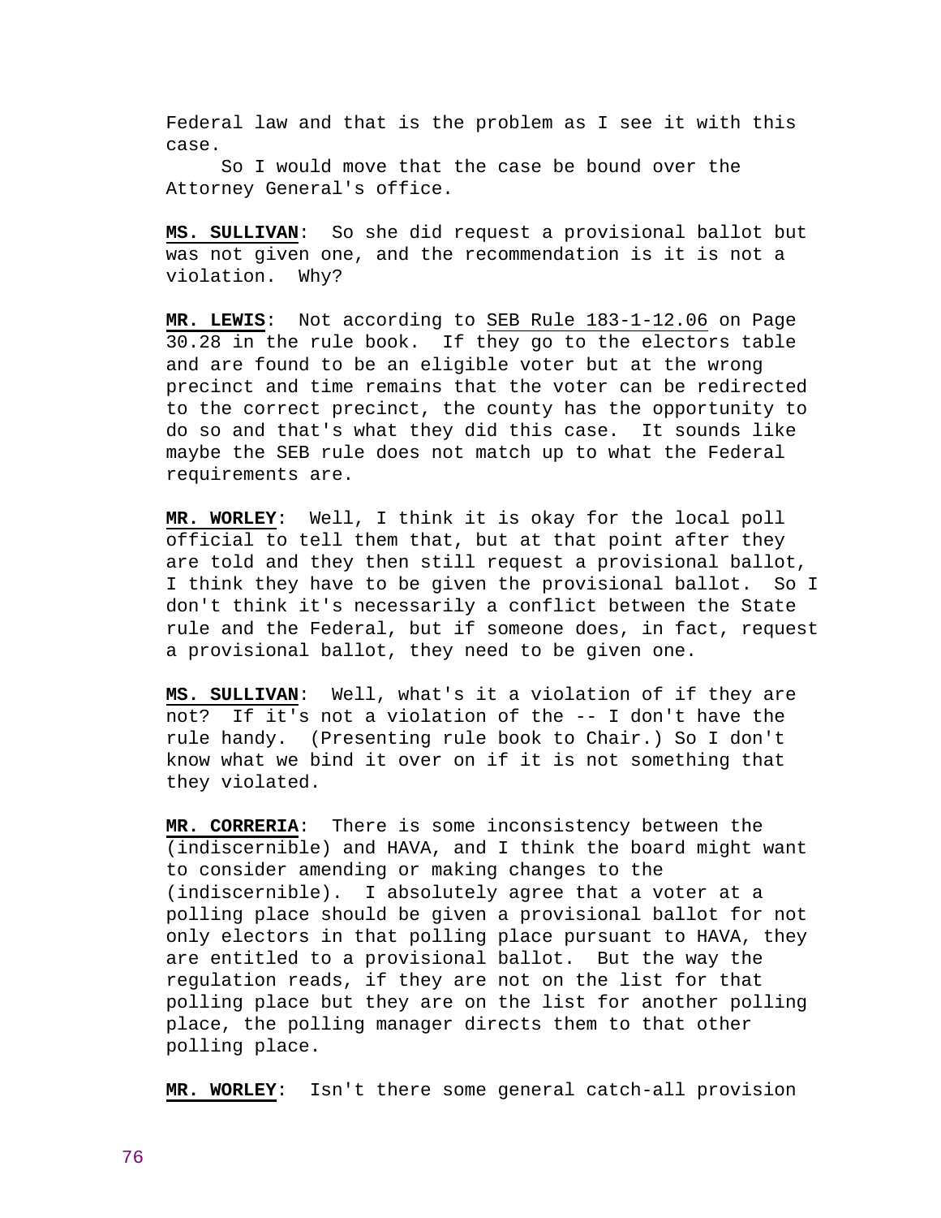Federal law and that is the problem as I see it with this case.

So I would move that the case be bound over the Attorney General's office.

**MS. SULLIVAN**: So she did request a provisional ballot but was not given one, and the recommendation is it is not a violation. Why?

**MR. LEWIS**: Not according to SEB Rule 183-1-12.06 on Page 30.28 in the rule book. If they go to the electors table and are found to be an eligible voter but at the wrong precinct and time remains that the voter can be redirected to the correct precinct, the county has the opportunity to do so and that's what they did this case. It sounds like maybe the SEB rule does not match up to what the Federal requirements are.

**MR. WORLEY**: Well, I think it is okay for the local poll official to tell them that, but at that point after they are told and they then still request a provisional ballot, I think they have to be given the provisional ballot. So I don't think it's necessarily a conflict between the State rule and the Federal, but if someone does, in fact, request a provisional ballot, they need to be given one.

**MS. SULLIVAN**: Well, what's it a violation of if they are not? If it's not a violation of the -- I don't have the rule handy. (Presenting rule book to Chair.) So I don't know what we bind it over on if it is not something that they violated.

**MR. CORRERIA**: There is some inconsistency between the (indiscernible) and HAVA, and I think the board might want to consider amending or making changes to the (indiscernible). I absolutely agree that a voter at a polling place should be given a provisional ballot for not only electors in that polling place pursuant to HAVA, they are entitled to a provisional ballot. But the way the regulation reads, if they are not on the list for that polling place but they are on the list for another polling place, the polling manager directs them to that other polling place.

**MR. WORLEY**: Isn't there some general catch-all provision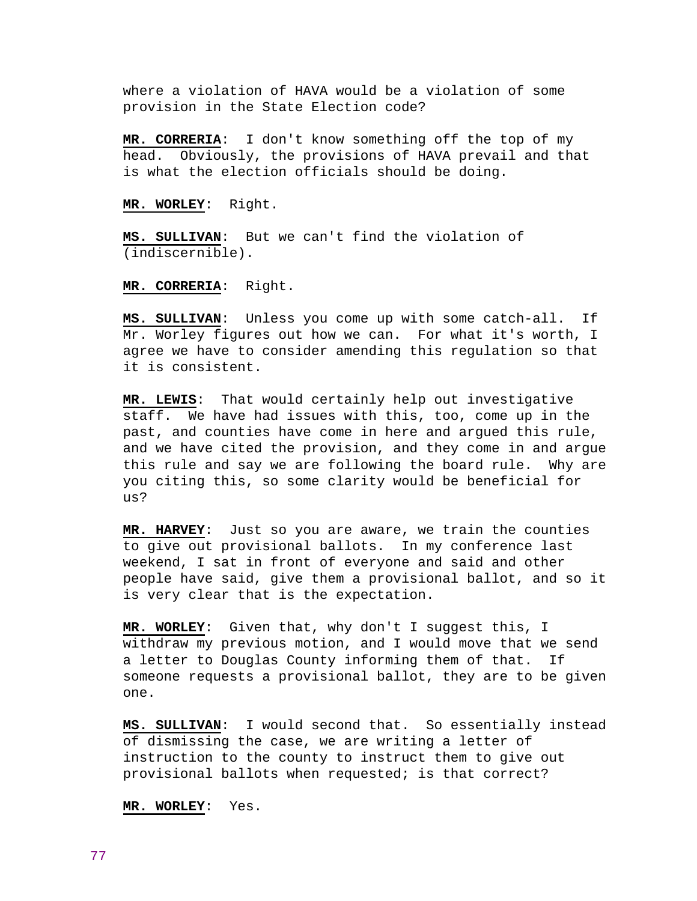where a violation of HAVA would be a violation of some provision in the State Election code?

**MR. CORRERIA**: I don't know something off the top of my head. Obviously, the provisions of HAVA prevail and that is what the election officials should be doing.

**MR. WORLEY**: Right.

**MS. SULLIVAN**: But we can't find the violation of (indiscernible).

**MR. CORRERIA**: Right.

**MS. SULLIVAN**: Unless you come up with some catch-all. If Mr. Worley figures out how we can. For what it's worth, I agree we have to consider amending this regulation so that it is consistent.

**MR. LEWIS**: That would certainly help out investigative staff. We have had issues with this, too, come up in the past, and counties have come in here and argued this rule, and we have cited the provision, and they come in and argue this rule and say we are following the board rule. Why are you citing this, so some clarity would be beneficial for us?

**MR. HARVEY**: Just so you are aware, we train the counties to give out provisional ballots. In my conference last weekend, I sat in front of everyone and said and other people have said, give them a provisional ballot, and so it is very clear that is the expectation.

**MR. WORLEY**: Given that, why don't I suggest this, I withdraw my previous motion, and I would move that we send a letter to Douglas County informing them of that. If someone requests a provisional ballot, they are to be given one.

**MS. SULLIVAN**: I would second that. So essentially instead of dismissing the case, we are writing a letter of instruction to the county to instruct them to give out provisional ballots when requested; is that correct?

**MR. WORLEY**: Yes.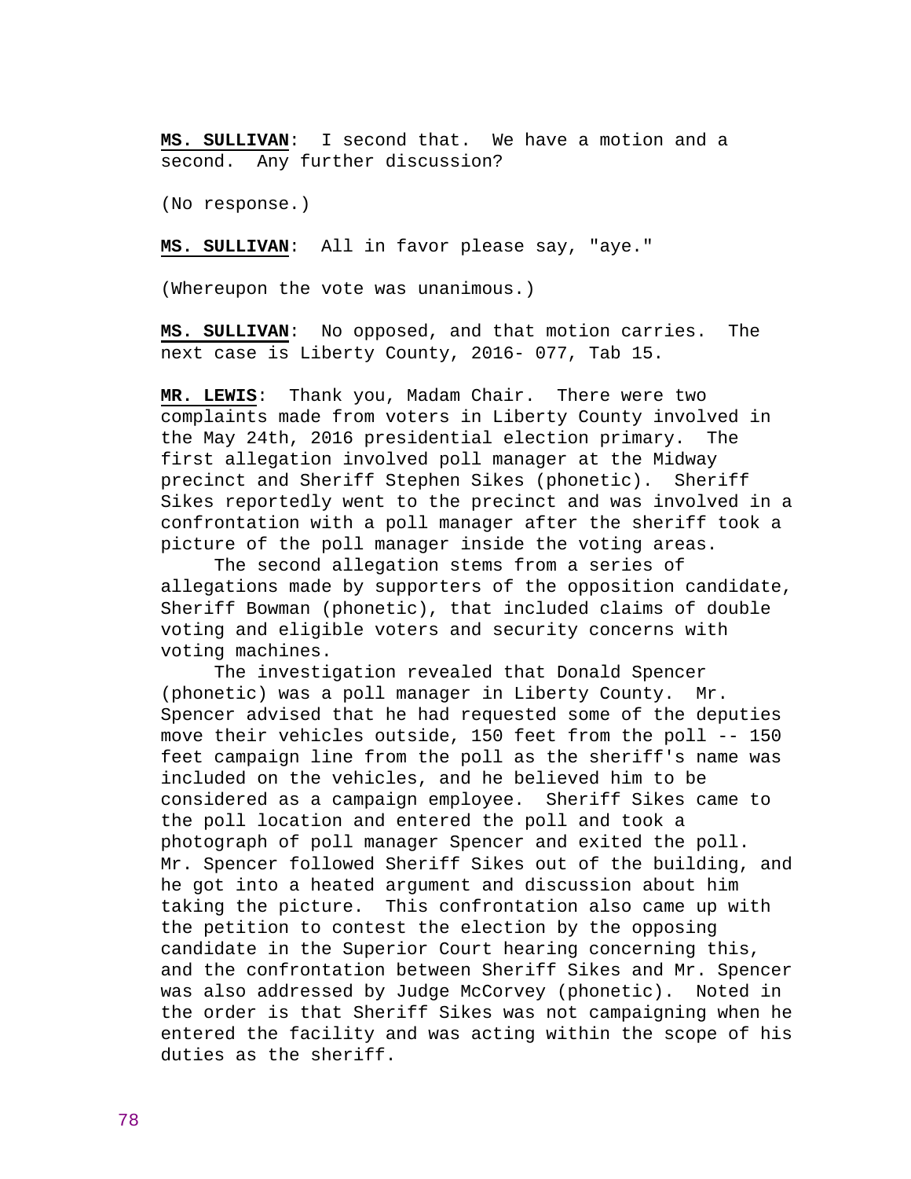**MS. SULLIVAN**: I second that. We have a motion and a second. Any further discussion?

(No response.)

**MS. SULLIVAN**: All in favor please say, "aye."

(Whereupon the vote was unanimous.)

**MS. SULLIVAN**: No opposed, and that motion carries. The next case is Liberty County, 2016- 077, Tab 15.

**MR. LEWIS**: Thank you, Madam Chair. There were two complaints made from voters in Liberty County involved in the May 24th, 2016 presidential election primary. The first allegation involved poll manager at the Midway precinct and Sheriff Stephen Sikes (phonetic). Sheriff Sikes reportedly went to the precinct and was involved in a confrontation with a poll manager after the sheriff took a picture of the poll manager inside the voting areas.

The second allegation stems from a series of allegations made by supporters of the opposition candidate, Sheriff Bowman (phonetic), that included claims of double voting and eligible voters and security concerns with voting machines.

The investigation revealed that Donald Spencer (phonetic) was a poll manager in Liberty County. Mr. Spencer advised that he had requested some of the deputies move their vehicles outside, 150 feet from the poll -- 150 feet campaign line from the poll as the sheriff's name was included on the vehicles, and he believed him to be considered as a campaign employee. Sheriff Sikes came to the poll location and entered the poll and took a photograph of poll manager Spencer and exited the poll. Mr. Spencer followed Sheriff Sikes out of the building, and he got into a heated argument and discussion about him taking the picture. This confrontation also came up with the petition to contest the election by the opposing candidate in the Superior Court hearing concerning this, and the confrontation between Sheriff Sikes and Mr. Spencer was also addressed by Judge McCorvey (phonetic). Noted in the order is that Sheriff Sikes was not campaigning when he entered the facility and was acting within the scope of his duties as the sheriff.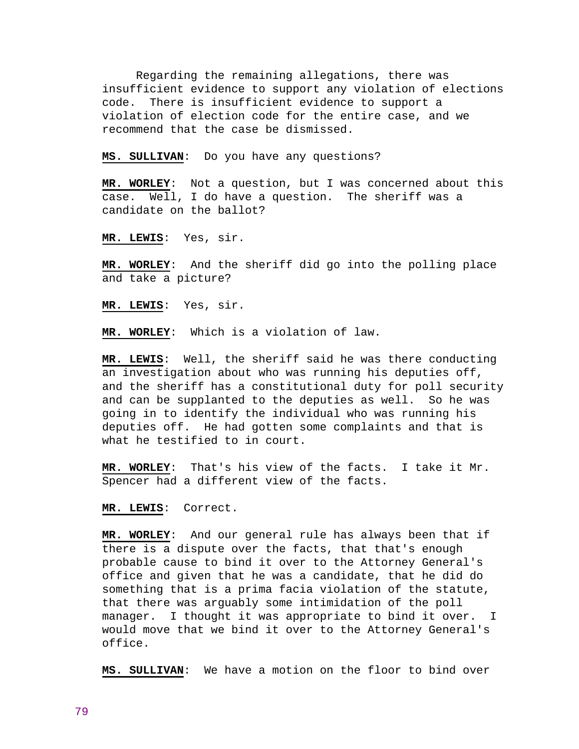Regarding the remaining allegations, there was insufficient evidence to support any violation of elections code. There is insufficient evidence to support a violation of election code for the entire case, and we recommend that the case be dismissed.

**MS. SULLIVAN**: Do you have any questions?

**MR. WORLEY**: Not a question, but I was concerned about this case. Well, I do have a question. The sheriff was a candidate on the ballot?

**MR. LEWIS**: Yes, sir.

**MR. WORLEY**: And the sheriff did go into the polling place and take a picture?

**MR. LEWIS**: Yes, sir.

**MR. WORLEY**: Which is a violation of law.

**MR. LEWIS**: Well, the sheriff said he was there conducting an investigation about who was running his deputies off, and the sheriff has a constitutional duty for poll security and can be supplanted to the deputies as well. So he was going in to identify the individual who was running his deputies off. He had gotten some complaints and that is what he testified to in court.

**MR. WORLEY**: That's his view of the facts. I take it Mr. Spencer had a different view of the facts.

**MR. LEWIS**: Correct.

**MR. WORLEY**: And our general rule has always been that if there is a dispute over the facts, that that's enough probable cause to bind it over to the Attorney General's office and given that he was a candidate, that he did do something that is a prima facia violation of the statute, that there was arguably some intimidation of the poll manager. I thought it was appropriate to bind it over. I would move that we bind it over to the Attorney General's office.

**MS. SULLIVAN**: We have a motion on the floor to bind over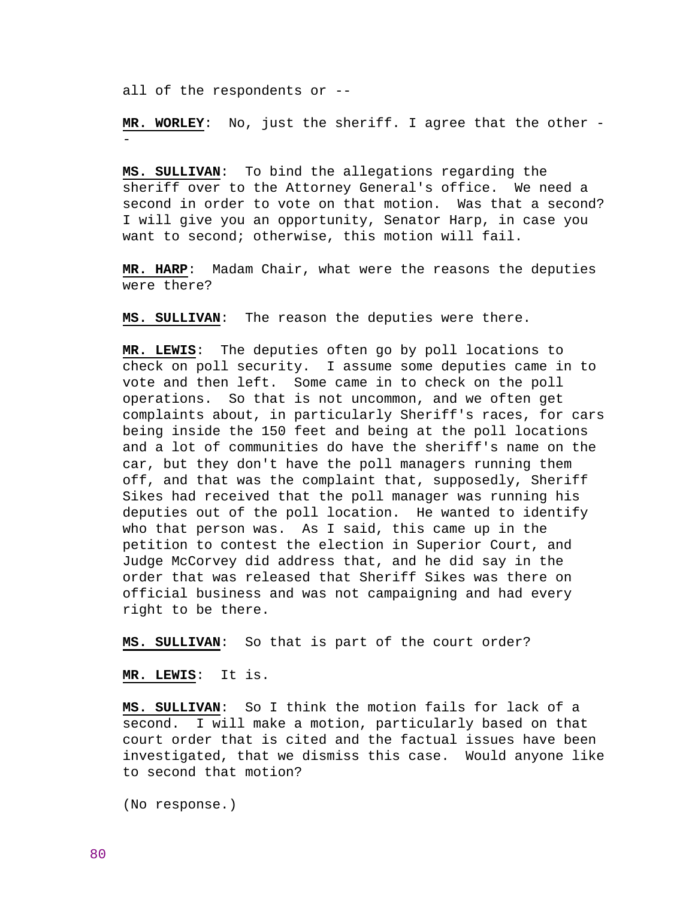all of the respondents or --

**MR. WORLEY**: No, just the sheriff. I agree that the other --

**MS. SULLIVAN**: To bind the allegations regarding the sheriff over to the Attorney General's office. We need a second in order to vote on that motion. Was that a second? I will give you an opportunity, Senator Harp, in case you want to second; otherwise, this motion will fail.

**MR. HARP**: Madam Chair, what were the reasons the deputies were there?

**MS. SULLIVAN**: The reason the deputies were there.

**MR. LEWIS**: The deputies often go by poll locations to check on poll security. I assume some deputies came in to vote and then left. Some came in to check on the poll operations. So that is not uncommon, and we often get complaints about, in particularly Sheriff's races, for cars being inside the 150 feet and being at the poll locations and a lot of communities do have the sheriff's name on the car, but they don't have the poll managers running them off, and that was the complaint that, supposedly, Sheriff Sikes had received that the poll manager was running his deputies out of the poll location. He wanted to identify who that person was. As I said, this came up in the petition to contest the election in Superior Court, and Judge McCorvey did address that, and he did say in the order that was released that Sheriff Sikes was there on official business and was not campaigning and had every right to be there.

**MS. SULLIVAN**: So that is part of the court order?

**MR. LEWIS**: It is.

**MS. SULLIVAN**: So I think the motion fails for lack of a second. I will make a motion, particularly based on that court order that is cited and the factual issues have been investigated, that we dismiss this case. Would anyone like to second that motion?

(No response.)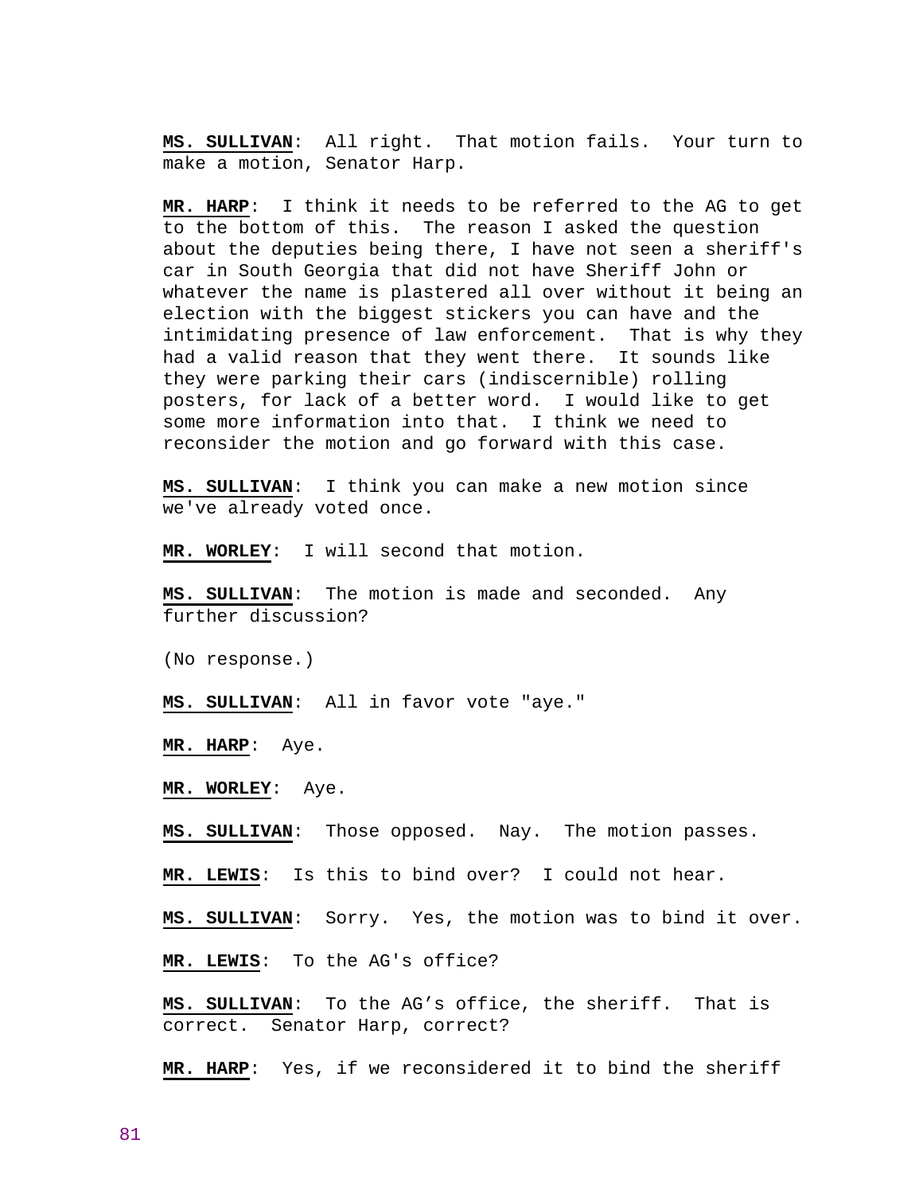**MS. SULLIVAN**: All right. That motion fails. Your turn to make a motion, Senator Harp.

**MR. HARP**: I think it needs to be referred to the AG to get to the bottom of this. The reason I asked the question about the deputies being there, I have not seen a sheriff's car in South Georgia that did not have Sheriff John or whatever the name is plastered all over without it being an election with the biggest stickers you can have and the intimidating presence of law enforcement. That is why they had a valid reason that they went there. It sounds like they were parking their cars (indiscernible) rolling posters, for lack of a better word. I would like to get some more information into that. I think we need to reconsider the motion and go forward with this case.

**MS. SULLIVAN**: I think you can make a new motion since we've already voted once.

**MR. WORLEY**: I will second that motion.

**MS. SULLIVAN**: The motion is made and seconded. Any further discussion?

(No response.)

**MS. SULLIVAN**: All in favor vote "aye."

**MR. HARP**: Aye.

**MR. WORLEY**: Aye.

**MS. SULLIVAN**: Those opposed. Nay. The motion passes.

**MR. LEWIS**: Is this to bind over? I could not hear.

**MS. SULLIVAN**: Sorry. Yes, the motion was to bind it over.

**MR. LEWIS**: To the AG's office?

**MS. SULLIVAN**: To the AG's office, the sheriff. That is correct. Senator Harp, correct?

**MR. HARP**: Yes, if we reconsidered it to bind the sheriff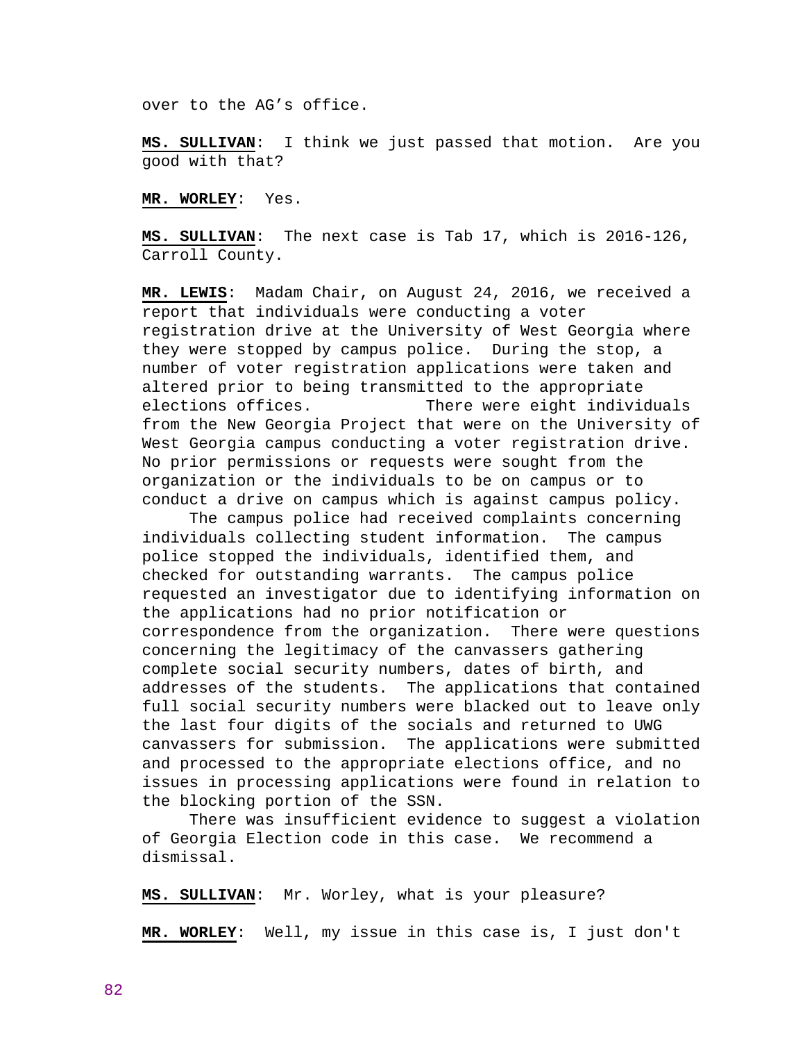over to the AG's office.

**MS. SULLIVAN**: I think we just passed that motion. Are you good with that?

**MR. WORLEY**: Yes.

**MS. SULLIVAN**: The next case is Tab 17, which is 2016-126, Carroll County.

**MR. LEWIS**: Madam Chair, on August 24, 2016, we received a report that individuals were conducting a voter registration drive at the University of West Georgia where they were stopped by campus police. During the stop, a number of voter registration applications were taken and altered prior to being transmitted to the appropriate elections offices. There were eight individuals from the New Georgia Project that were on the University of West Georgia campus conducting a voter registration drive. No prior permissions or requests were sought from the organization or the individuals to be on campus or to conduct a drive on campus which is against campus policy.

The campus police had received complaints concerning individuals collecting student information. The campus police stopped the individuals, identified them, and checked for outstanding warrants. The campus police requested an investigator due to identifying information on the applications had no prior notification or correspondence from the organization. There were questions concerning the legitimacy of the canvassers gathering complete social security numbers, dates of birth, and addresses of the students. The applications that contained full social security numbers were blacked out to leave only the last four digits of the socials and returned to UWG canvassers for submission. The applications were submitted and processed to the appropriate elections office, and no issues in processing applications were found in relation to the blocking portion of the SSN.

There was insufficient evidence to suggest a violation of Georgia Election code in this case. We recommend a dismissal.

**MS. SULLIVAN**: Mr. Worley, what is your pleasure?

**MR. WORLEY**: Well, my issue in this case is, I just don't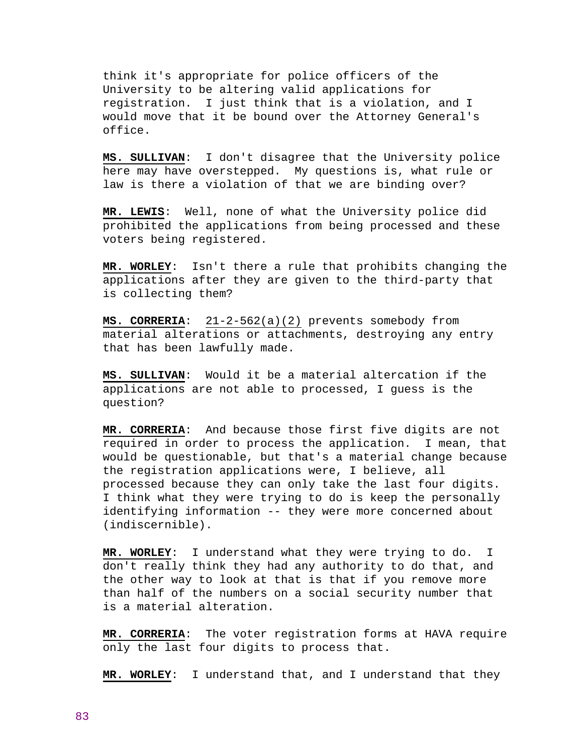think it's appropriate for police officers of the University to be altering valid applications for registration. I just think that is a violation, and I would move that it be bound over the Attorney General's office.

**MS. SULLIVAN**: I don't disagree that the University police here may have overstepped. My questions is, what rule or law is there a violation of that we are binding over?

**MR. LEWIS**: Well, none of what the University police did prohibited the applications from being processed and these voters being registered.

**MR. WORLEY**: Isn't there a rule that prohibits changing the applications after they are given to the third-party that is collecting them?

**MS. CORRERIA**: 21-2-562(a)(2) prevents somebody from material alterations or attachments, destroying any entry that has been lawfully made.

**MS. SULLIVAN**: Would it be a material altercation if the applications are not able to processed, I guess is the question?

**MR. CORRERIA**: And because those first five digits are not required in order to process the application. I mean, that would be questionable, but that's a material change because the registration applications were, I believe, all processed because they can only take the last four digits. I think what they were trying to do is keep the personally identifying information -- they were more concerned about (indiscernible).

**MR. WORLEY**: I understand what they were trying to do. I don't really think they had any authority to do that, and the other way to look at that is that if you remove more than half of the numbers on a social security number that is a material alteration.

**MR. CORRERIA**: The voter registration forms at HAVA require only the last four digits to process that.

**MR. WORLEY**: I understand that, and I understand that they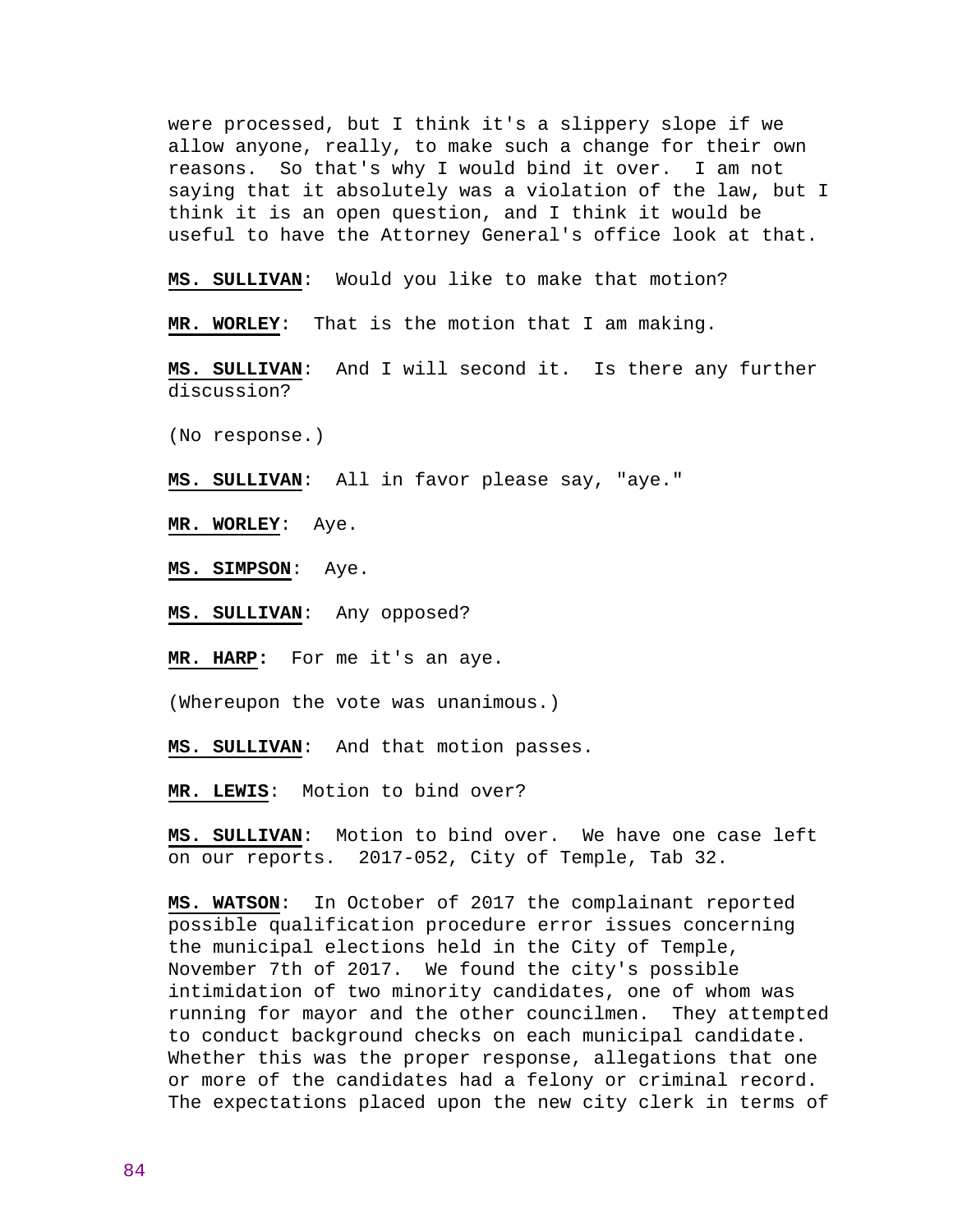were processed, but I think it's a slippery slope if we allow anyone, really, to make such a change for their own reasons. So that's why I would bind it over. I am not saying that it absolutely was a violation of the law, but I think it is an open question, and I think it would be useful to have the Attorney General's office look at that.

**MS. SULLIVAN**: Would you like to make that motion?

**MR. WORLEY**: That is the motion that I am making.

**MS. SULLIVAN**: And I will second it. Is there any further discussion?

(No response.)

**MS. SULLIVAN**: All in favor please say, "aye."

**MR. WORLEY**: Aye.

**MS. SIMPSON**: Aye.

**MS. SULLIVAN**: Any opposed?

**MR. HARP**: For me it's an aye.

(Whereupon the vote was unanimous.)

**MS. SULLIVAN**: And that motion passes.

**MR. LEWIS**: Motion to bind over?

**MS. SULLIVAN**: Motion to bind over. We have one case left on our reports. 2017-052, City of Temple, Tab 32.

**MS. WATSON**: In October of 2017 the complainant reported possible qualification procedure error issues concerning the municipal elections held in the City of Temple, November 7th of 2017. We found the city's possible intimidation of two minority candidates, one of whom was running for mayor and the other councilmen. They attempted to conduct background checks on each municipal candidate. Whether this was the proper response, allegations that one or more of the candidates had a felony or criminal record. The expectations placed upon the new city clerk in terms of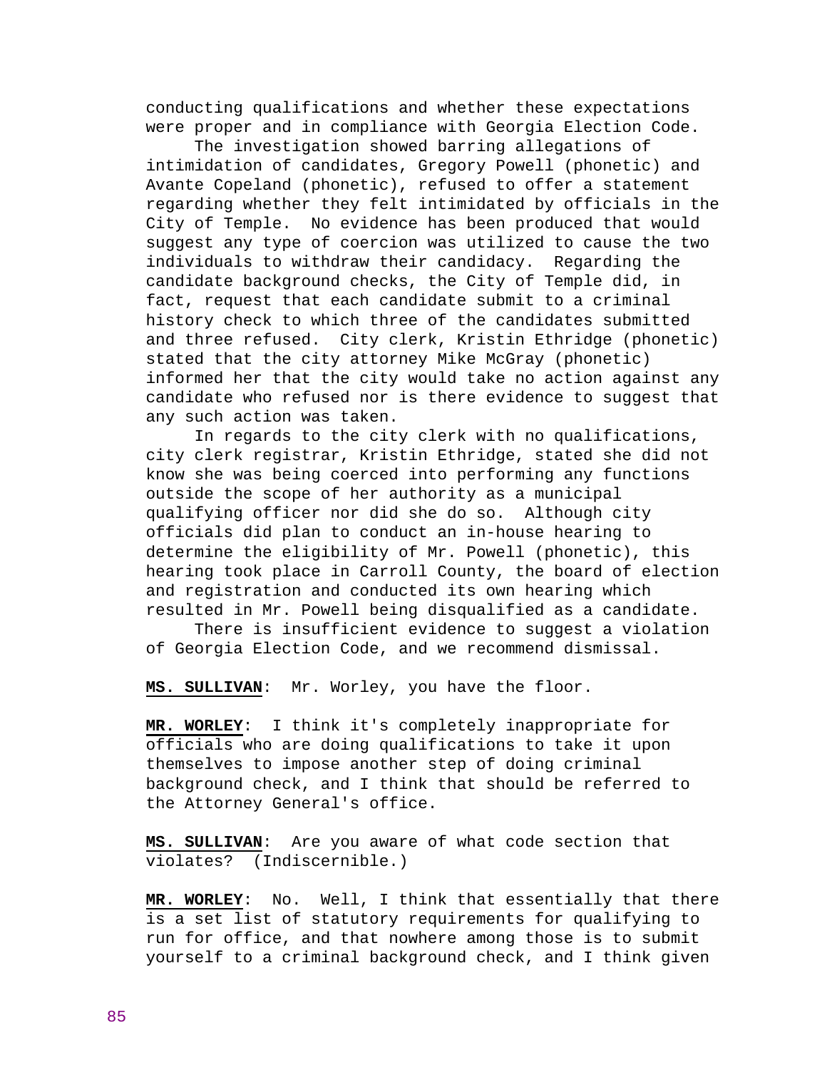conducting qualifications and whether these expectations were proper and in compliance with Georgia Election Code.

The investigation showed barring allegations of intimidation of candidates, Gregory Powell (phonetic) and Avante Copeland (phonetic), refused to offer a statement regarding whether they felt intimidated by officials in the City of Temple. No evidence has been produced that would suggest any type of coercion was utilized to cause the two individuals to withdraw their candidacy. Regarding the candidate background checks, the City of Temple did, in fact, request that each candidate submit to a criminal history check to which three of the candidates submitted and three refused. City clerk, Kristin Ethridge (phonetic) stated that the city attorney Mike McGray (phonetic) informed her that the city would take no action against any candidate who refused nor is there evidence to suggest that any such action was taken.

In regards to the city clerk with no qualifications, city clerk registrar, Kristin Ethridge, stated she did not know she was being coerced into performing any functions outside the scope of her authority as a municipal qualifying officer nor did she do so. Although city officials did plan to conduct an in-house hearing to determine the eligibility of Mr. Powell (phonetic), this hearing took place in Carroll County, the board of election and registration and conducted its own hearing which resulted in Mr. Powell being disqualified as a candidate.

There is insufficient evidence to suggest a violation of Georgia Election Code, and we recommend dismissal.

**MS. SULLIVAN**: Mr. Worley, you have the floor.

**MR. WORLEY**: I think it's completely inappropriate for officials who are doing qualifications to take it upon themselves to impose another step of doing criminal background check, and I think that should be referred to the Attorney General's office.

**MS. SULLIVAN**: Are you aware of what code section that violates? (Indiscernible.)

**MR. WORLEY**: No. Well, I think that essentially that there is a set list of statutory requirements for qualifying to run for office, and that nowhere among those is to submit yourself to a criminal background check, and I think given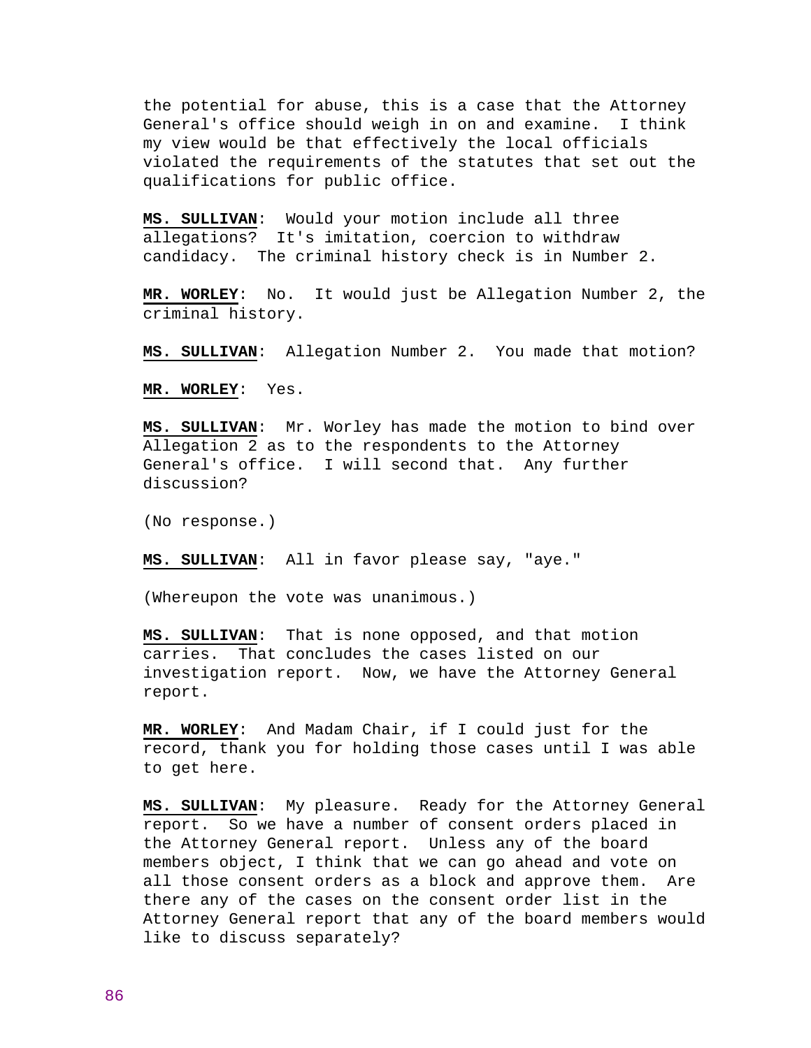the potential for abuse, this is a case that the Attorney General's office should weigh in on and examine. I think my view would be that effectively the local officials violated the requirements of the statutes that set out the qualifications for public office.

**MS. SULLIVAN**: Would your motion include all three allegations? It's imitation, coercion to withdraw candidacy. The criminal history check is in Number 2.

**MR. WORLEY**: No. It would just be Allegation Number 2, the criminal history.

**MS. SULLIVAN**: Allegation Number 2. You made that motion?

**MR. WORLEY**: Yes.

**MS. SULLIVAN**: Mr. Worley has made the motion to bind over Allegation 2 as to the respondents to the Attorney General's office. I will second that. Any further discussion?

(No response.)

**MS. SULLIVAN**: All in favor please say, "aye."

(Whereupon the vote was unanimous.)

**MS. SULLIVAN**: That is none opposed, and that motion carries. That concludes the cases listed on our investigation report. Now, we have the Attorney General report.

**MR. WORLEY**: And Madam Chair, if I could just for the record, thank you for holding those cases until I was able to get here.

**MS. SULLIVAN**: My pleasure. Ready for the Attorney General report. So we have a number of consent orders placed in the Attorney General report. Unless any of the board members object, I think that we can go ahead and vote on all those consent orders as a block and approve them. Are there any of the cases on the consent order list in the Attorney General report that any of the board members would like to discuss separately?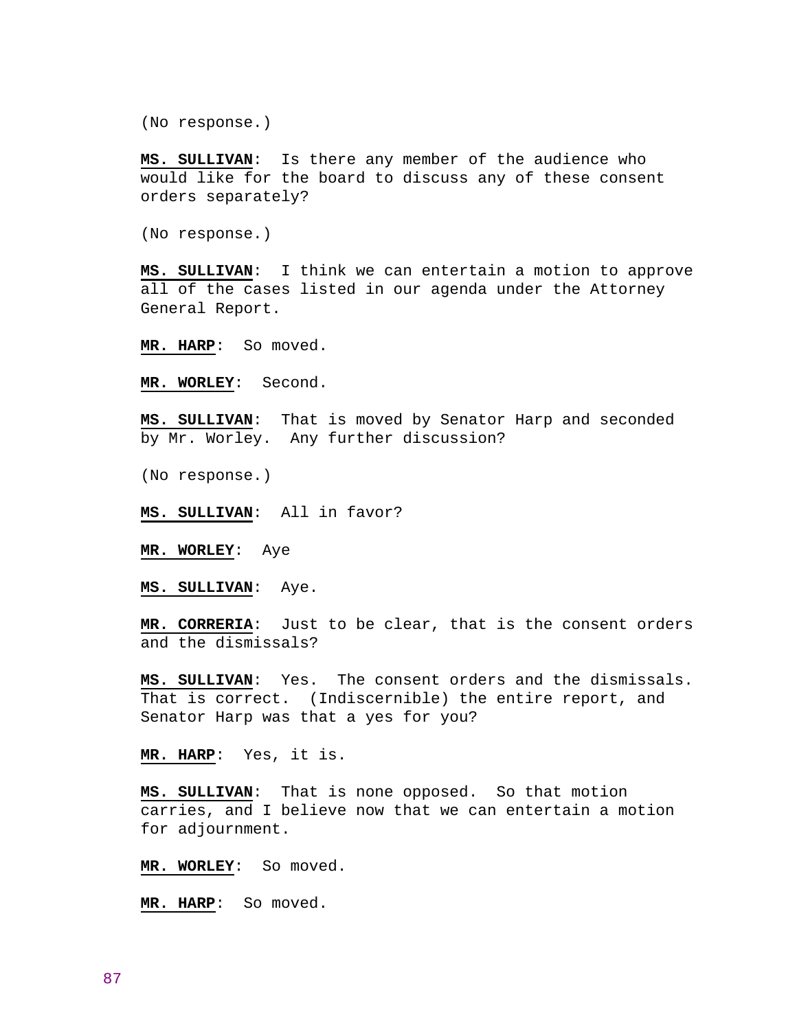(No response.)

**MS. SULLIVAN**: Is there any member of the audience who would like for the board to discuss any of these consent orders separately?

(No response.)

**MS. SULLIVAN**: I think we can entertain a motion to approve all of the cases listed in our agenda under the Attorney General Report.

**MR. HARP**: So moved.

**MR. WORLEY**: Second.

**MS. SULLIVAN**: That is moved by Senator Harp and seconded by Mr. Worley. Any further discussion?

(No response.)

**MS. SULLIVAN**: All in favor?

**MR. WORLEY**: Aye

**MS. SULLIVAN**: Aye.

**MR. CORRERIA**: Just to be clear, that is the consent orders and the dismissals?

**MS. SULLIVAN**: Yes. The consent orders and the dismissals. That is correct. (Indiscernible) the entire report, and Senator Harp was that a yes for you?

**MR. HARP**: Yes, it is.

**MS. SULLIVAN**: That is none opposed. So that motion carries, and I believe now that we can entertain a motion for adjournment.

**MR. WORLEY**: So moved.

**MR. HARP**: So moved.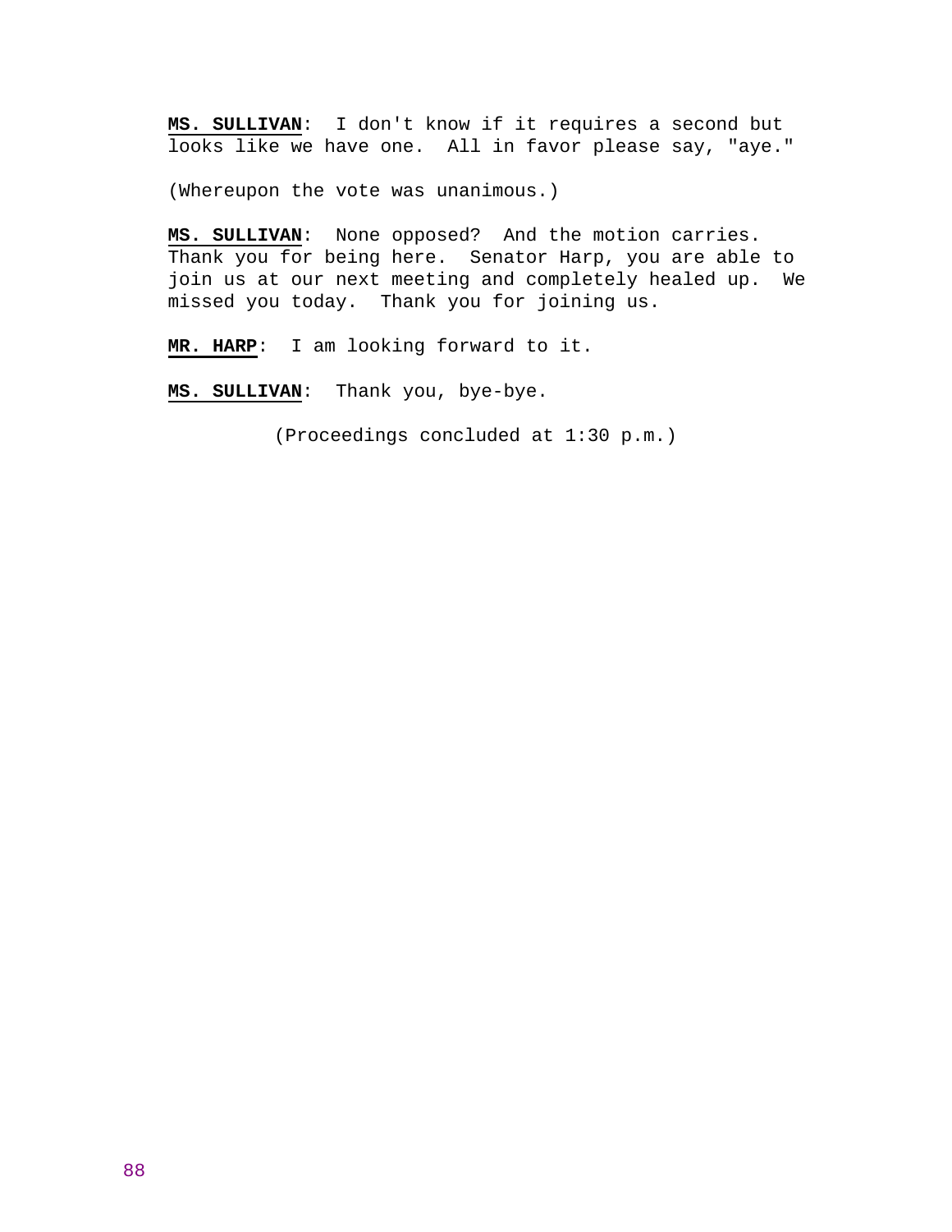**MS. SULLIVAN**: I don't know if it requires a second but looks like we have one. All in favor please say, "aye."

(Whereupon the vote was unanimous.)

**MS. SULLIVAN**: None opposed? And the motion carries. Thank you for being here. Senator Harp, you are able to join us at our next meeting and completely healed up. We missed you today. Thank you for joining us.

**MR. HARP**: I am looking forward to it.

**MS. SULLIVAN**: Thank you, bye-bye.

(Proceedings concluded at 1:30 p.m.)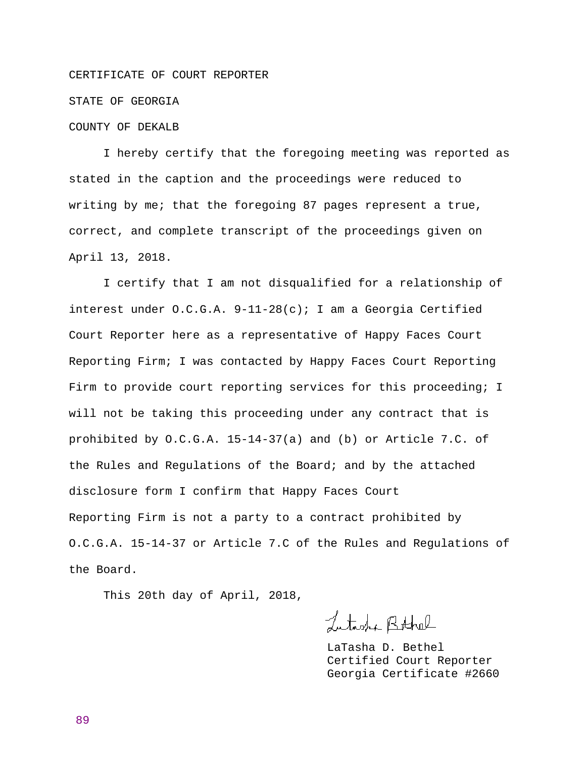CERTIFICATE OF COURT REPORTER

STATE OF GEORGIA

COUNTY OF DEKALB

I hereby certify that the foregoing meeting was reported as stated in the caption and the proceedings were reduced to writing by me; that the foregoing 87 pages represent a true, correct, and complete transcript of the proceedings given on April 13, 2018.

I certify that I am not disqualified for a relationship of interest under O.C.G.A. 9-11-28(c); I am a Georgia Certified Court Reporter here as a representative of Happy Faces Court Reporting Firm; I was contacted by Happy Faces Court Reporting Firm to provide court reporting services for this proceeding; I will not be taking this proceeding under any contract that is prohibited by O.C.G.A. 15-14-37(a) and (b) or Article 7.C. of the Rules and Regulations of the Board; and by the attached disclosure form I confirm that Happy Faces Court Reporting Firm is not a party to a contract prohibited by O.C.G.A. 15-14-37 or Article 7.C of the Rules and Regulations of the Board.

This 20th day of April, 2018,

LaTasha D. Bethel
Certified Court Reporter
Georgia Certificate #2660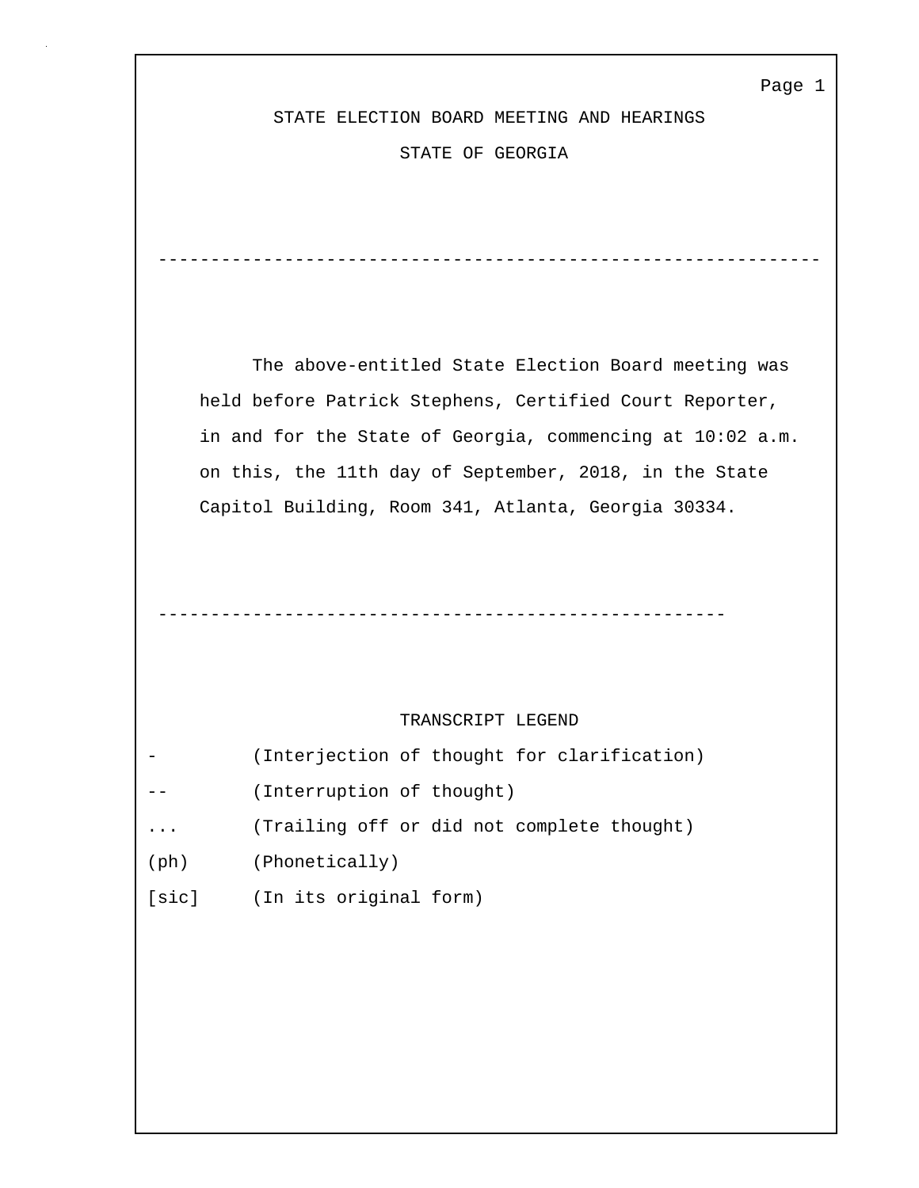# STATE ELECTION BOARD MEETING AND HEARINGS

## STATE OF GEORGIA

---

The above-entitled State Election Board meeting was held before Patrick Stephens, Certified Court Reporter, in and for the State of Georgia, commencing at 10:02 a.m. on this, the 11th day of September, 2018, in the State Capitol Building, Room 341, Atlanta, Georgia 30334.

---

### TRANSCRIPT LEGEND

| | |
|---|---|
| - | (Interjection of thought for clarification) |
| -- | (Interruption of thought) |
| ... | (Trailing off or did not complete thought) |
| (ph) | (Phonetically) |
| [sic] | (In its original form) |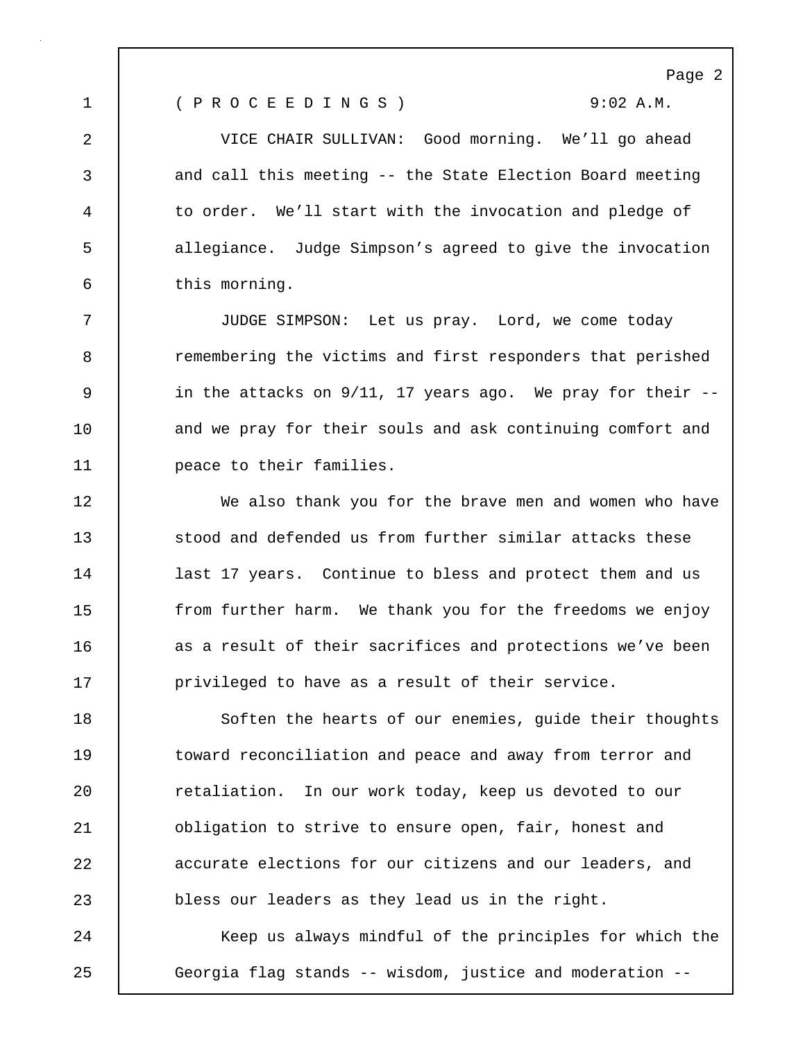( P R O C E E D I N G S ) 9:02 A.M.

VICE CHAIR SULLIVAN: Good morning. We'll go ahead and call this meeting -- the State Election Board meeting to order. We'll start with the invocation and pledge of allegiance. Judge Simpson's agreed to give the invocation this morning.

JUDGE SIMPSON: Let us pray. Lord, we come today remembering the victims and first responders that perished in the attacks on 9/11, 17 years ago. We pray for their -- and we pray for their souls and ask continuing comfort and peace to their families.

We also thank you for the brave men and women who have stood and defended us from further similar attacks these last 17 years. Continue to bless and protect them and us from further harm. We thank you for the freedoms we enjoy as a result of their sacrifices and protections we've been privileged to have as a result of their service.

Soften the hearts of our enemies, guide their thoughts toward reconciliation and peace and away from terror and retaliation. In our work today, keep us devoted to our obligation to strive to ensure open, fair, honest and accurate elections for our citizens and our leaders, and bless our leaders as they lead us in the right.

Keep us always mindful of the principles for which the Georgia flag stands -- wisdom, justice and moderation --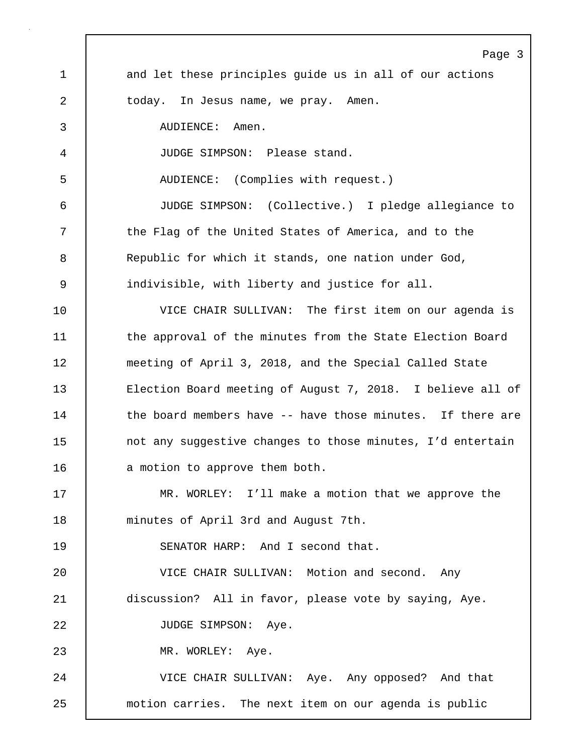and let these principles guide us in all of our actions today. In Jesus name, we pray. Amen.

AUDIENCE: Amen.

JUDGE SIMPSON: Please stand.

AUDIENCE: (Complies with request.)

JUDGE SIMPSON: (Collective.) I pledge allegiance to the Flag of the United States of America, and to the Republic for which it stands, one nation under God, indivisible, with liberty and justice for all.

VICE CHAIR SULLIVAN: The first item on our agenda is the approval of the minutes from the State Election Board meeting of April 3, 2018, and the Special Called State Election Board meeting of August 7, 2018. I believe all of the board members have -- have those minutes. If there are not any suggestive changes to those minutes, I'd entertain a motion to approve them both.

MR. WORLEY: I'll make a motion that we approve the minutes of April 3rd and August 7th.

SENATOR HARP: And I second that.

VICE CHAIR SULLIVAN: Motion and second. Any discussion? All in favor, please vote by saying, Aye.

JUDGE SIMPSON: Aye.

MR. WORLEY: Aye.

VICE CHAIR SULLIVAN: Aye. Any opposed? And that motion carries. The next item on our agenda is public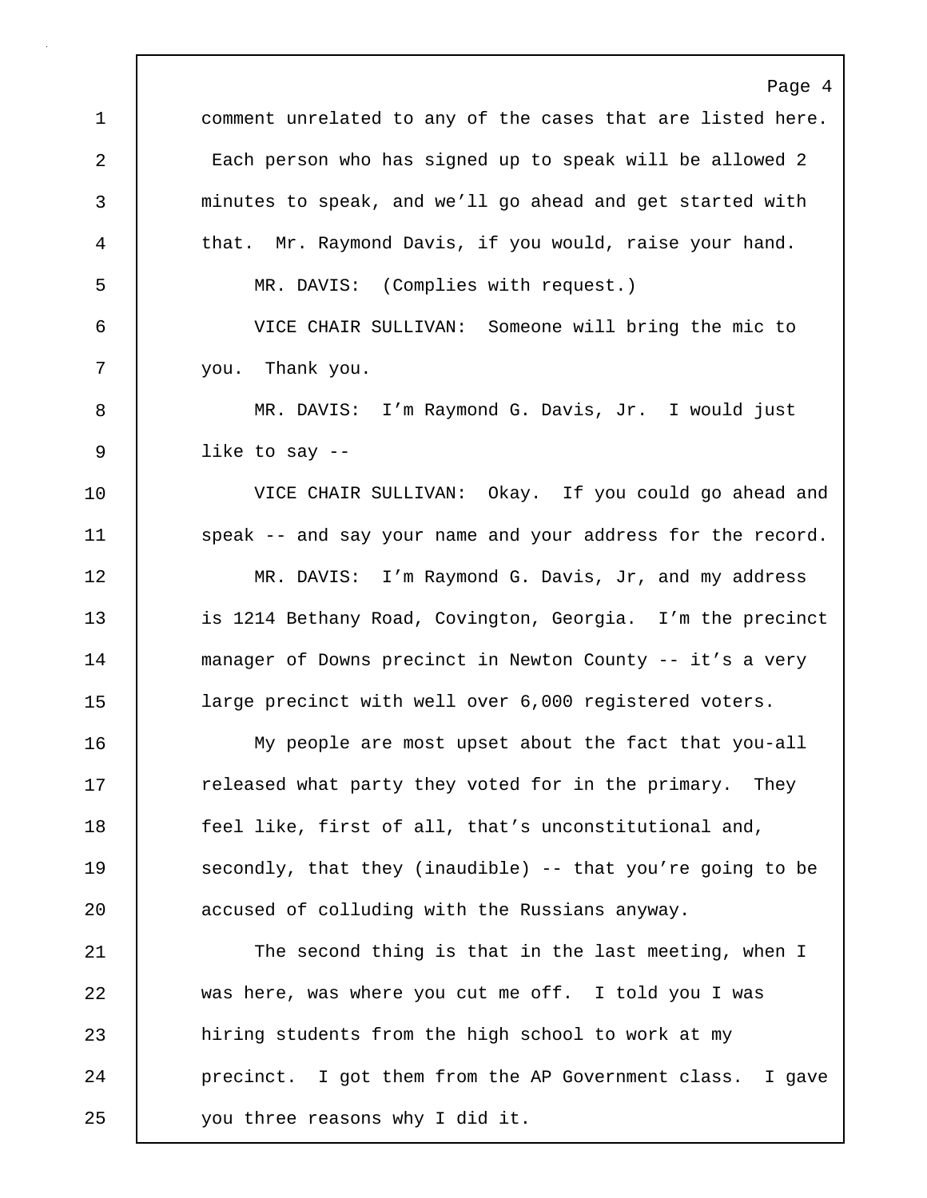comment unrelated to any of the cases that are listed here. Each person who has signed up to speak will be allowed 2 minutes to speak, and we'll go ahead and get started with that. Mr. Raymond Davis, if you would, raise your hand.

MR. DAVIS: (Complies with request.)

VICE CHAIR SULLIVAN: Someone will bring the mic to you. Thank you.

MR. DAVIS: I'm Raymond G. Davis, Jr. I would just like to say --

VICE CHAIR SULLIVAN: Okay. If you could go ahead and speak -- and say your name and your address for the record.

MR. DAVIS: I'm Raymond G. Davis, Jr, and my address is 1214 Bethany Road, Covington, Georgia. I'm the precinct manager of Downs precinct in Newton County -- it's a very large precinct with well over 6,000 registered voters.

My people are most upset about the fact that you-all released what party they voted for in the primary. They feel like, first of all, that's unconstitutional and, secondly, that they (inaudible) -- that you're going to be accused of colluding with the Russians anyway.

The second thing is that in the last meeting, when I was here, was where you cut me off. I told you I was hiring students from the high school to work at my precinct. I got them from the AP Government class. I gave you three reasons why I did it.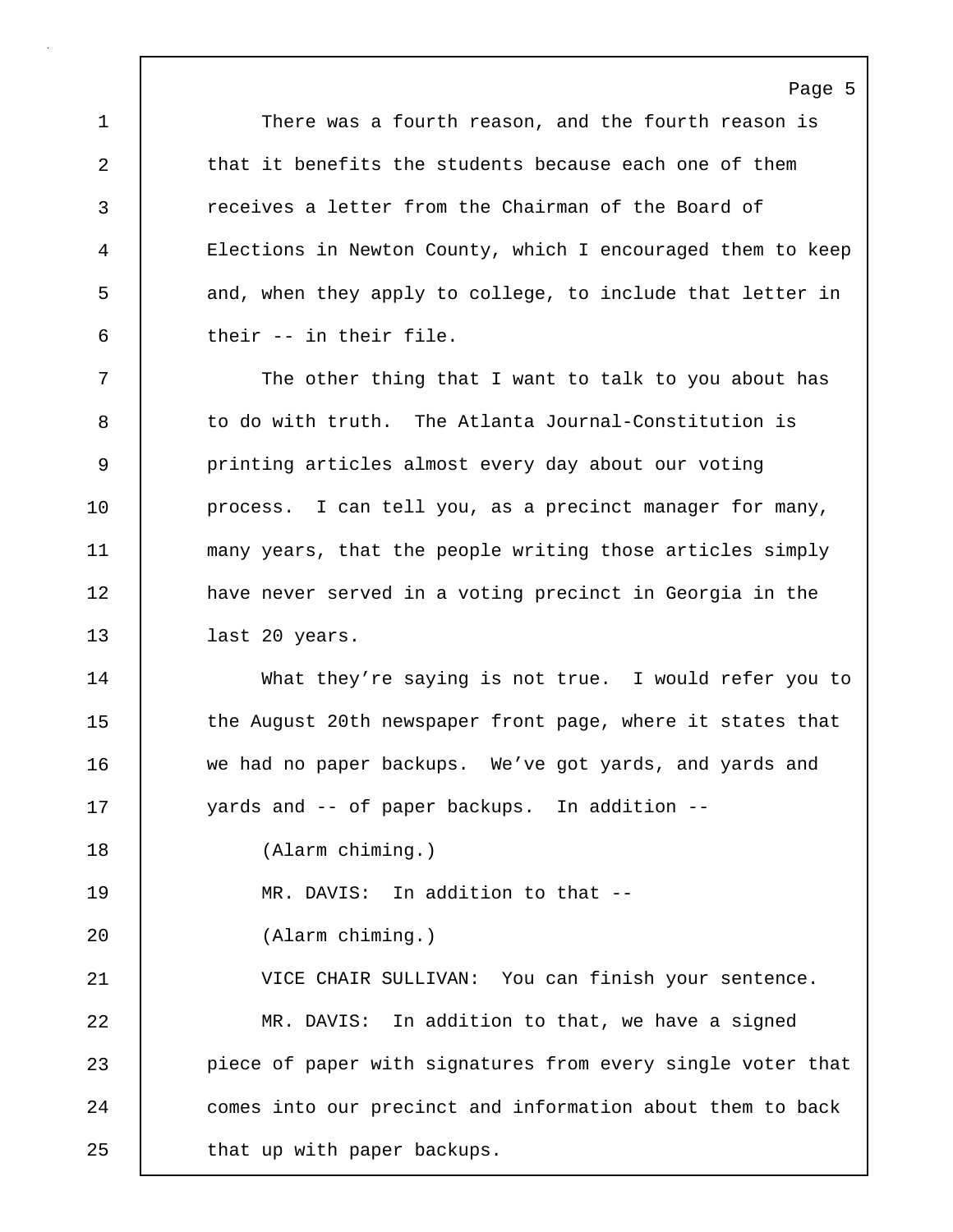There was a fourth reason, and the fourth reason is that it benefits the students because each one of them receives a letter from the Chairman of the Board of Elections in Newton County, which I encouraged them to keep and, when they apply to college, to include that letter in their -- in their file.

The other thing that I want to talk to you about has to do with truth. The Atlanta Journal-Constitution is printing articles almost every day about our voting process. I can tell you, as a precinct manager for many, many years, that the people writing those articles simply have never served in a voting precinct in Georgia in the last 20 years.

What they're saying is not true. I would refer you to the August 20th newspaper front page, where it states that we had no paper backups. We've got yards, and yards and yards and -- of paper backups. In addition --

(Alarm chiming.)

MR. DAVIS: In addition to that --

(Alarm chiming.)

VICE CHAIR SULLIVAN: You can finish your sentence.

MR. DAVIS: In addition to that, we have a signed piece of paper with signatures from every single voter that comes into our precinct and information about them to back that up with paper backups.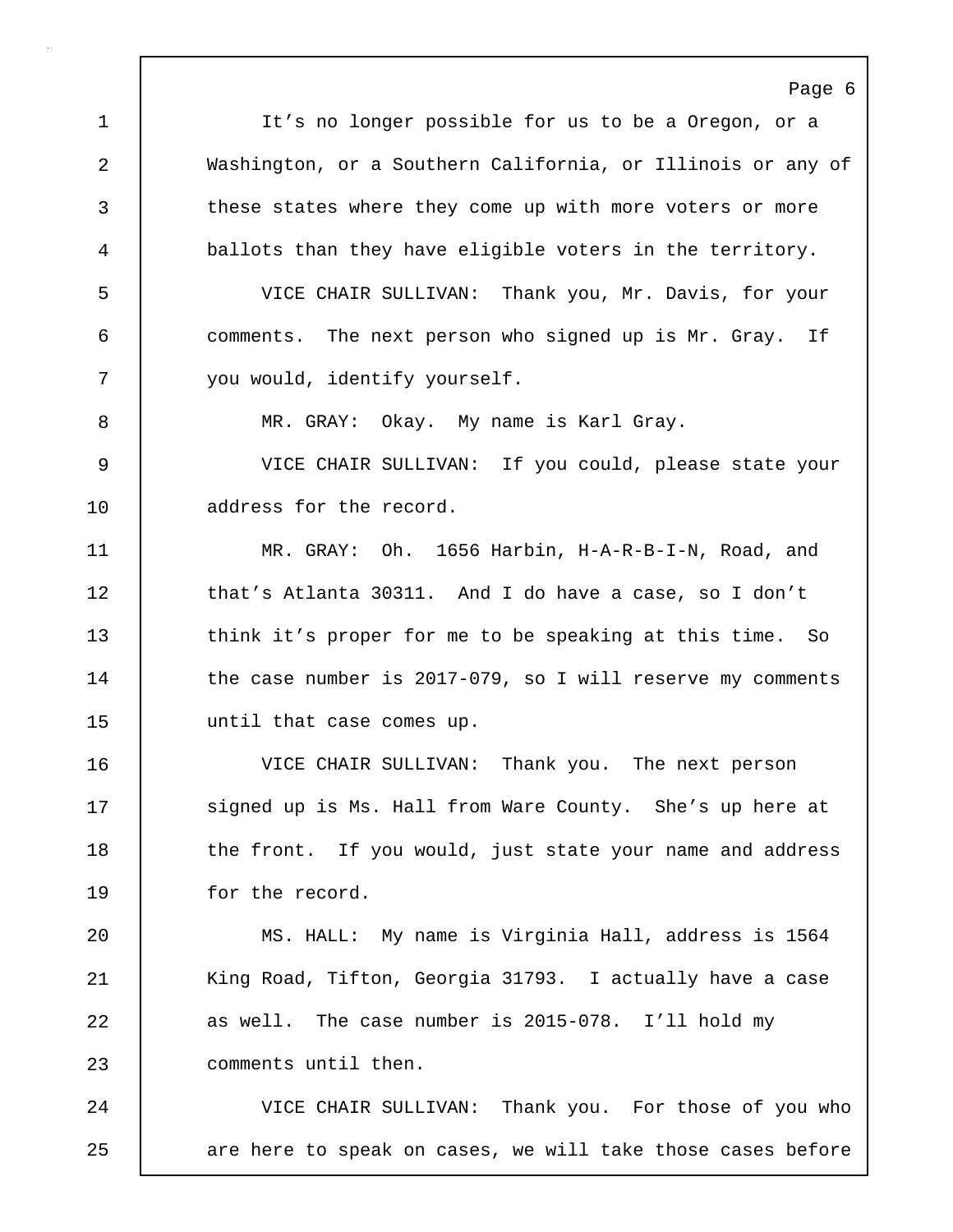It’s no longer possible for us to be a Oregon, or a Washington, or a Southern California, or Illinois or any of these states where they come up with more voters or more ballots than they have eligible voters in the territory.

VICE CHAIR SULLIVAN: Thank you, Mr. Davis, for your comments. The next person who signed up is Mr. Gray. If you would, identify yourself.

MR. GRAY: Okay. My name is Karl Gray.

VICE CHAIR SULLIVAN: If you could, please state your address for the record.

MR. GRAY: Oh. 1656 Harbin, H-A-R-B-I-N, Road, and that’s Atlanta 30311. And I do have a case, so I don’t think it’s proper for me to be speaking at this time. So the case number is 2017-079, so I will reserve my comments until that case comes up.

VICE CHAIR SULLIVAN: Thank you. The next person signed up is Ms. Hall from Ware County. She’s up here at the front. If you would, just state your name and address for the record.

MS. HALL: My name is Virginia Hall, address is 1564 King Road, Tifton, Georgia 31793. I actually have a case as well. The case number is 2015-078. I’ll hold my comments until then.

VICE CHAIR SULLIVAN: Thank you. For those of you who are here to speak on cases, we will take those cases before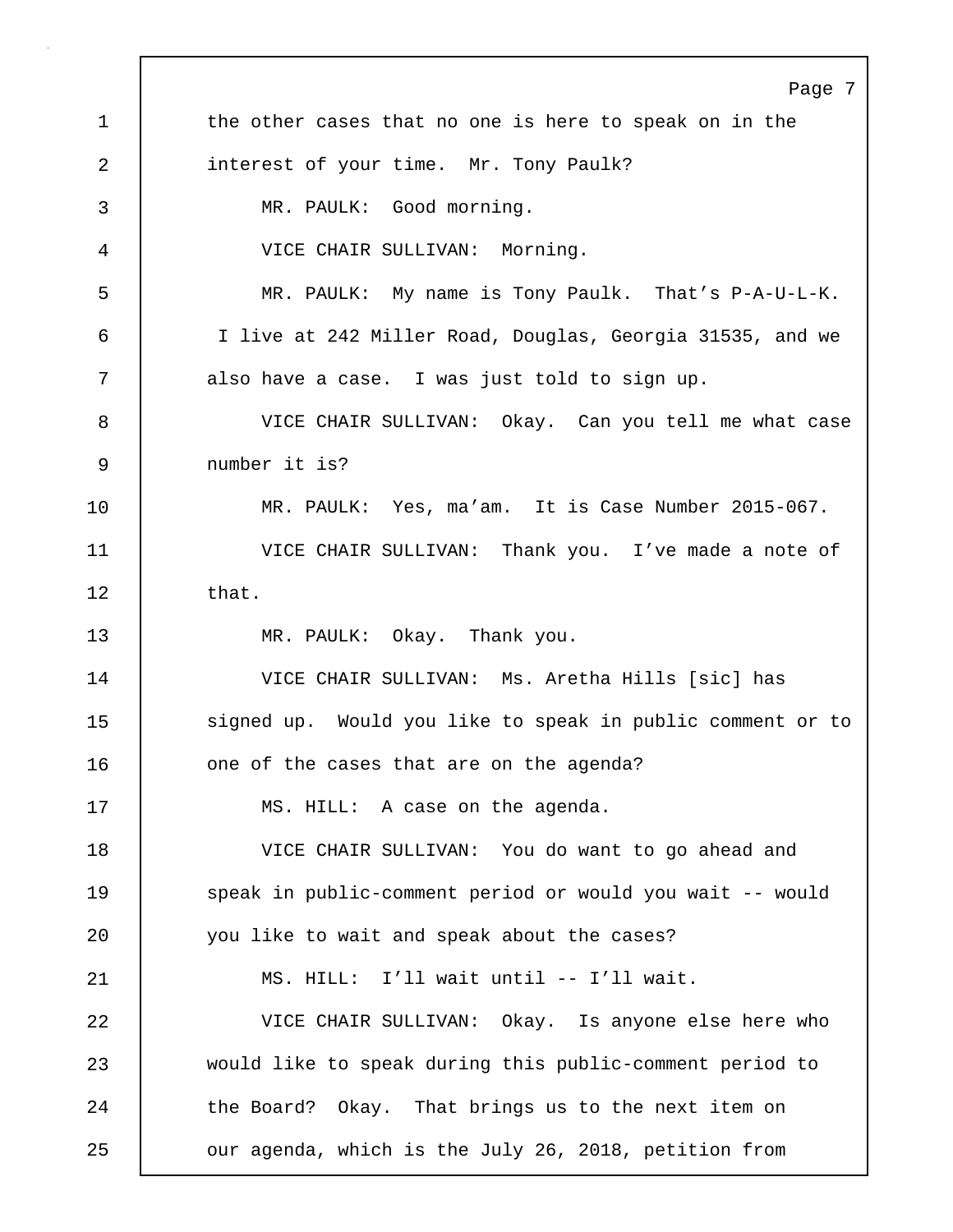the other cases that no one is here to speak on in the interest of your time. Mr. Tony Paulk?

MR. PAULK: Good morning.

VICE CHAIR SULLIVAN: Morning.

MR. PAULK: My name is Tony Paulk. That's P-A-U-L-K. I live at 242 Miller Road, Douglas, Georgia 31535, and we also have a case. I was just told to sign up.

VICE CHAIR SULLIVAN: Okay. Can you tell me what case number it is?

MR. PAULK: Yes, ma'am. It is Case Number 2015-067.

VICE CHAIR SULLIVAN: Thank you. I've made a note of that.

MR. PAULK: Okay. Thank you.

VICE CHAIR SULLIVAN: Ms. Aretha Hills [sic] has signed up. Would you like to speak in public comment or to one of the cases that are on the agenda?

MS. HILL: A case on the agenda.

VICE CHAIR SULLIVAN: You do want to go ahead and speak in public-comment period or would you wait -- would you like to wait and speak about the cases?

MS. HILL: I'll wait until -- I'll wait.

VICE CHAIR SULLIVAN: Okay. Is anyone else here who would like to speak during this public-comment period to the Board? Okay. That brings us to the next item on our agenda, which is the July 26, 2018, petition from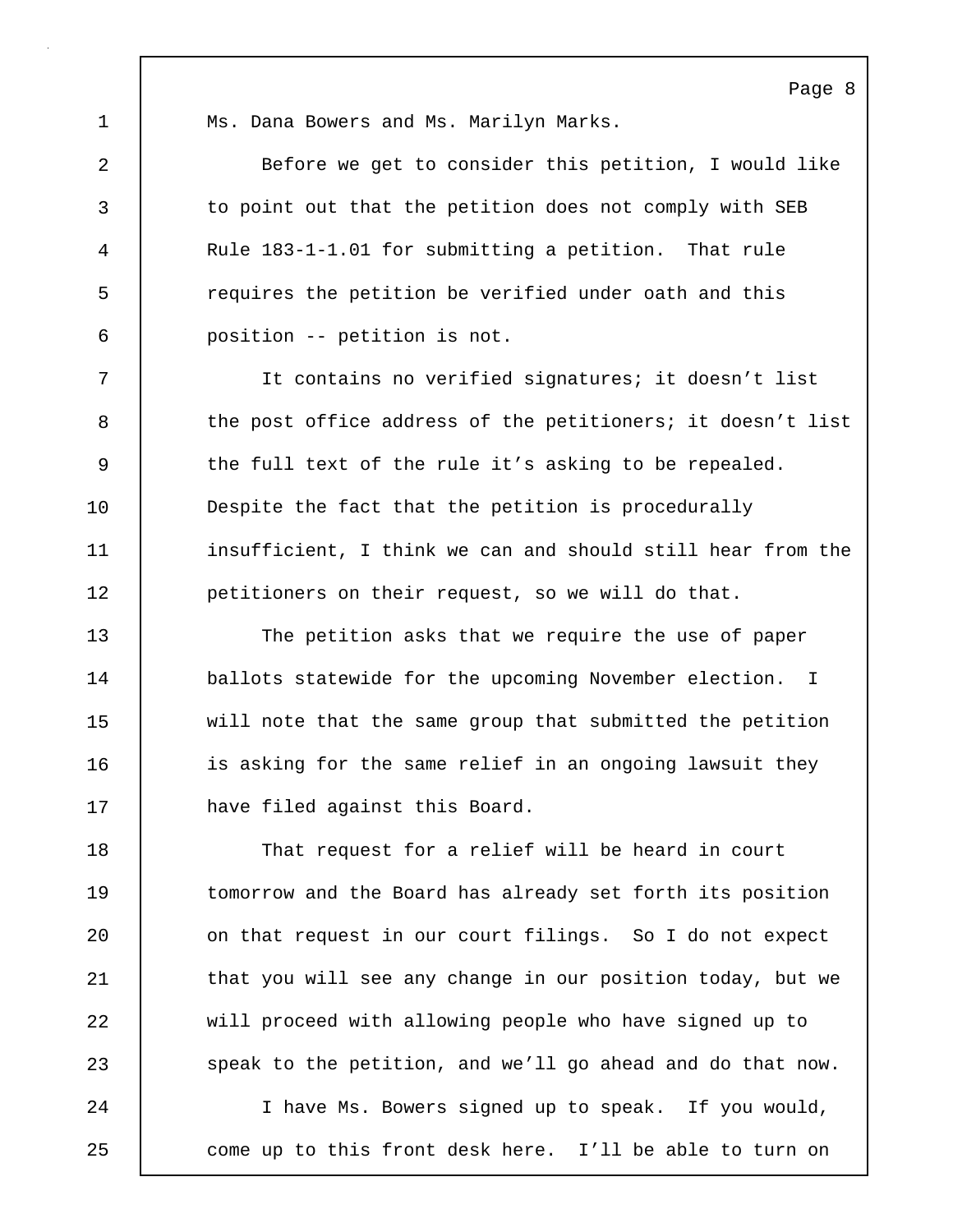Ms. Dana Bowers and Ms. Marilyn Marks.

Before we get to consider this petition, I would like to point out that the petition does not comply with SEB Rule 183-1-1.01 for submitting a petition. That rule requires the petition be verified under oath and this position -- petition is not.

It contains no verified signatures; it doesn't list the post office address of the petitioners; it doesn't list the full text of the rule it's asking to be repealed. Despite the fact that the petition is procedurally insufficient, I think we can and should still hear from the petitioners on their request, so we will do that.

The petition asks that we require the use of paper ballots statewide for the upcoming November election. I will note that the same group that submitted the petition is asking for the same relief in an ongoing lawsuit they have filed against this Board.

That request for a relief will be heard in court tomorrow and the Board has already set forth its position on that request in our court filings. So I do not expect that you will see any change in our position today, but we will proceed with allowing people who have signed up to speak to the petition, and we'll go ahead and do that now.

I have Ms. Bowers signed up to speak. If you would, come up to this front desk here. I'll be able to turn on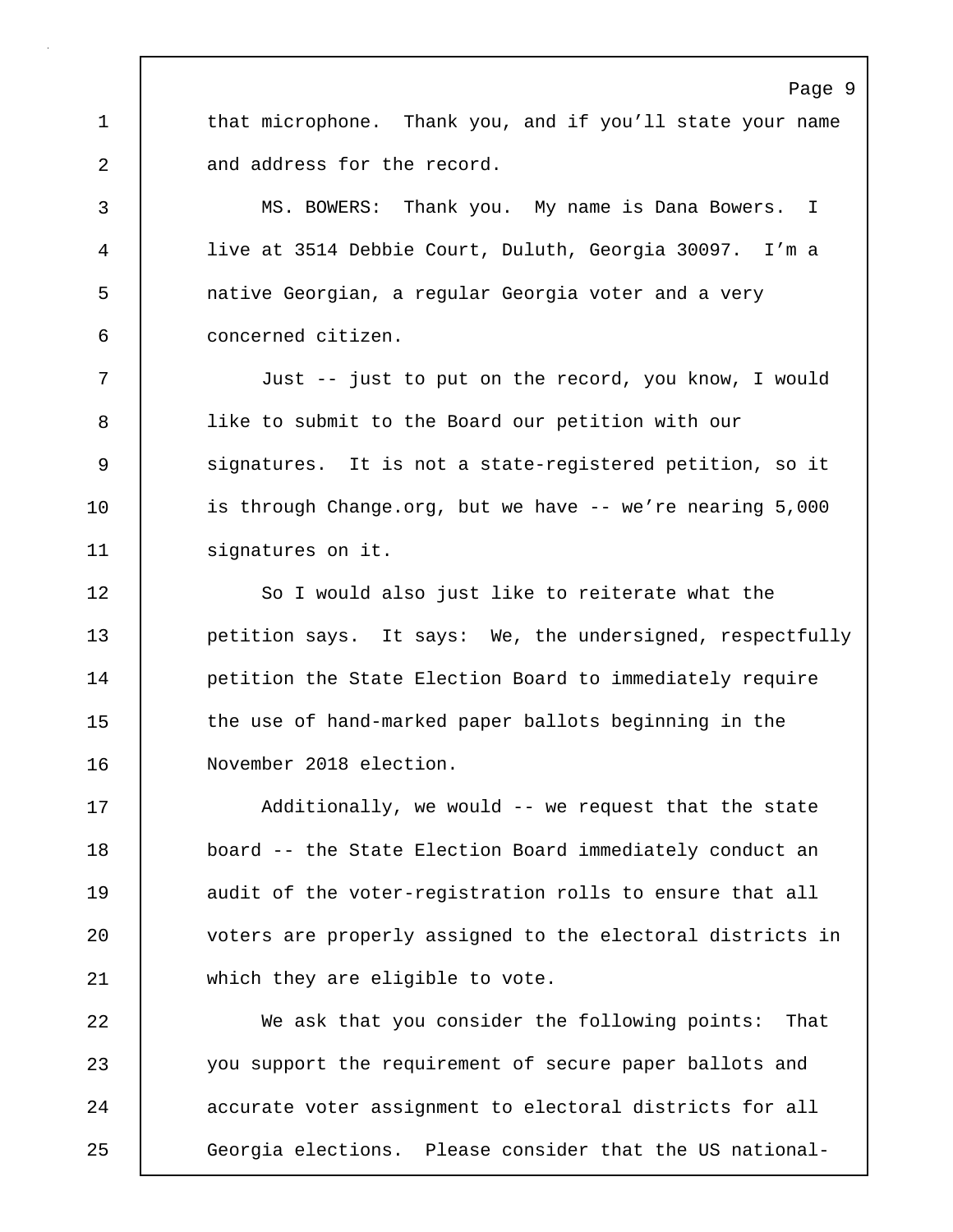that microphone. Thank you, and if you'll state your name and address for the record.

MS. BOWERS: Thank you. My name is Dana Bowers. I live at 3514 Debbie Court, Duluth, Georgia 30097. I'm a native Georgian, a regular Georgia voter and a very concerned citizen.

Just -- just to put on the record, you know, I would like to submit to the Board our petition with our signatures. It is not a state-registered petition, so it is through Change.org, but we have -- we're nearing 5,000 signatures on it.

So I would also just like to reiterate what the petition says. It says: We, the undersigned, respectfully petition the State Election Board to immediately require the use of hand-marked paper ballots beginning in the November 2018 election.

Additionally, we would -- we request that the state board -- the State Election Board immediately conduct an audit of the voter-registration rolls to ensure that all voters are properly assigned to the electoral districts in which they are eligible to vote.

We ask that you consider the following points: That you support the requirement of secure paper ballots and accurate voter assignment to electoral districts for all Georgia elections. Please consider that the US national-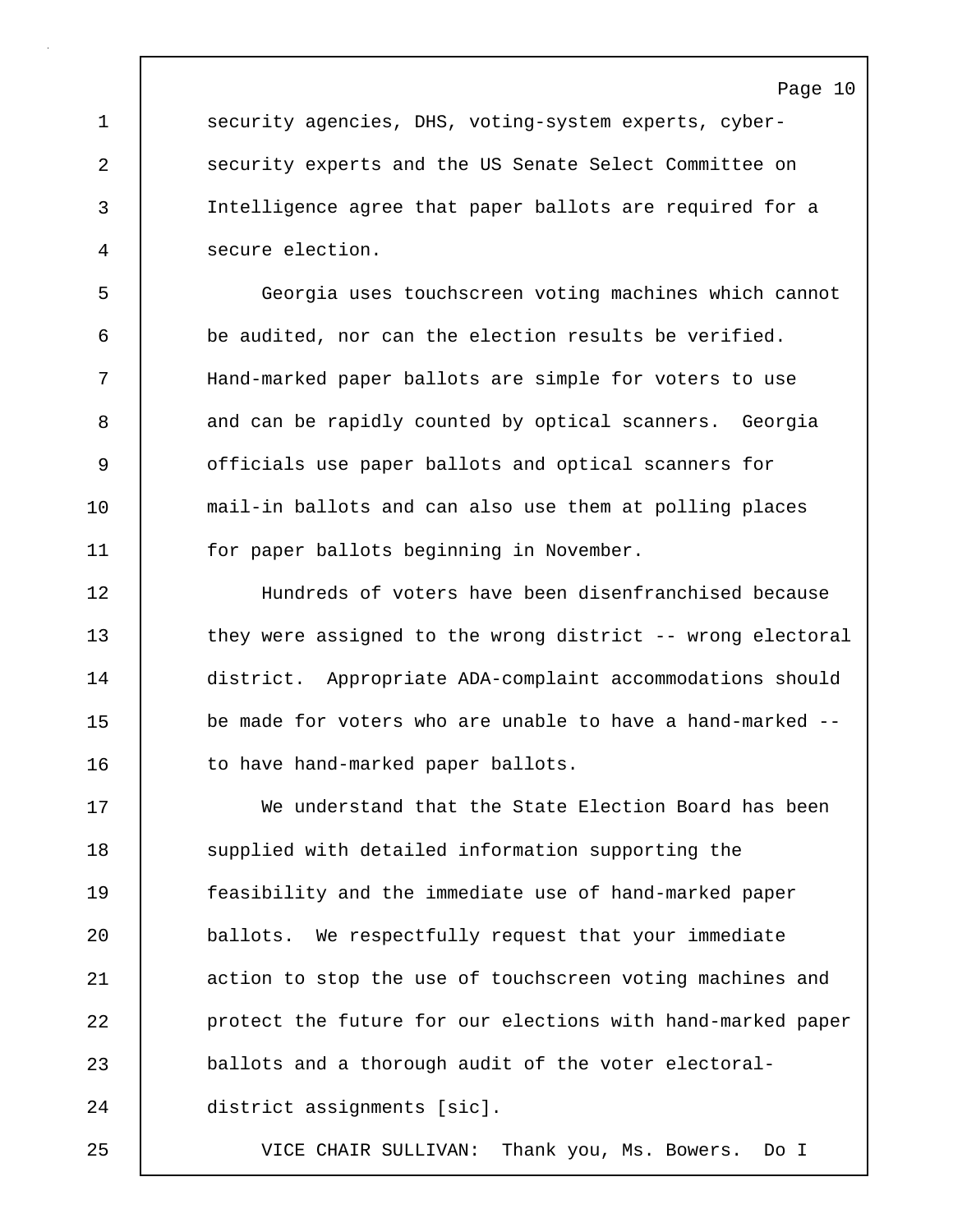security agencies, DHS, voting-system experts, cyber-security experts and the US Senate Select Committee on Intelligence agree that paper ballots are required for a secure election.

Georgia uses touchscreen voting machines which cannot be audited, nor can the election results be verified. Hand-marked paper ballots are simple for voters to use and can be rapidly counted by optical scanners. Georgia officials use paper ballots and optical scanners for mail-in ballots and can also use them at polling places for paper ballots beginning in November.

Hundreds of voters have been disenfranchised because they were assigned to the wrong district -- wrong electoral district. Appropriate ADA-complaint accommodations should be made for voters who are unable to have a hand-marked -- to have hand-marked paper ballots.

We understand that the State Election Board has been supplied with detailed information supporting the feasibility and the immediate use of hand-marked paper ballots. We respectfully request that your immediate action to stop the use of touchscreen voting machines and protect the future for our elections with hand-marked paper ballots and a thorough audit of the voter electoral-district assignments [sic].

VICE CHAIR SULLIVAN: Thank you, Ms. Bowers. Do I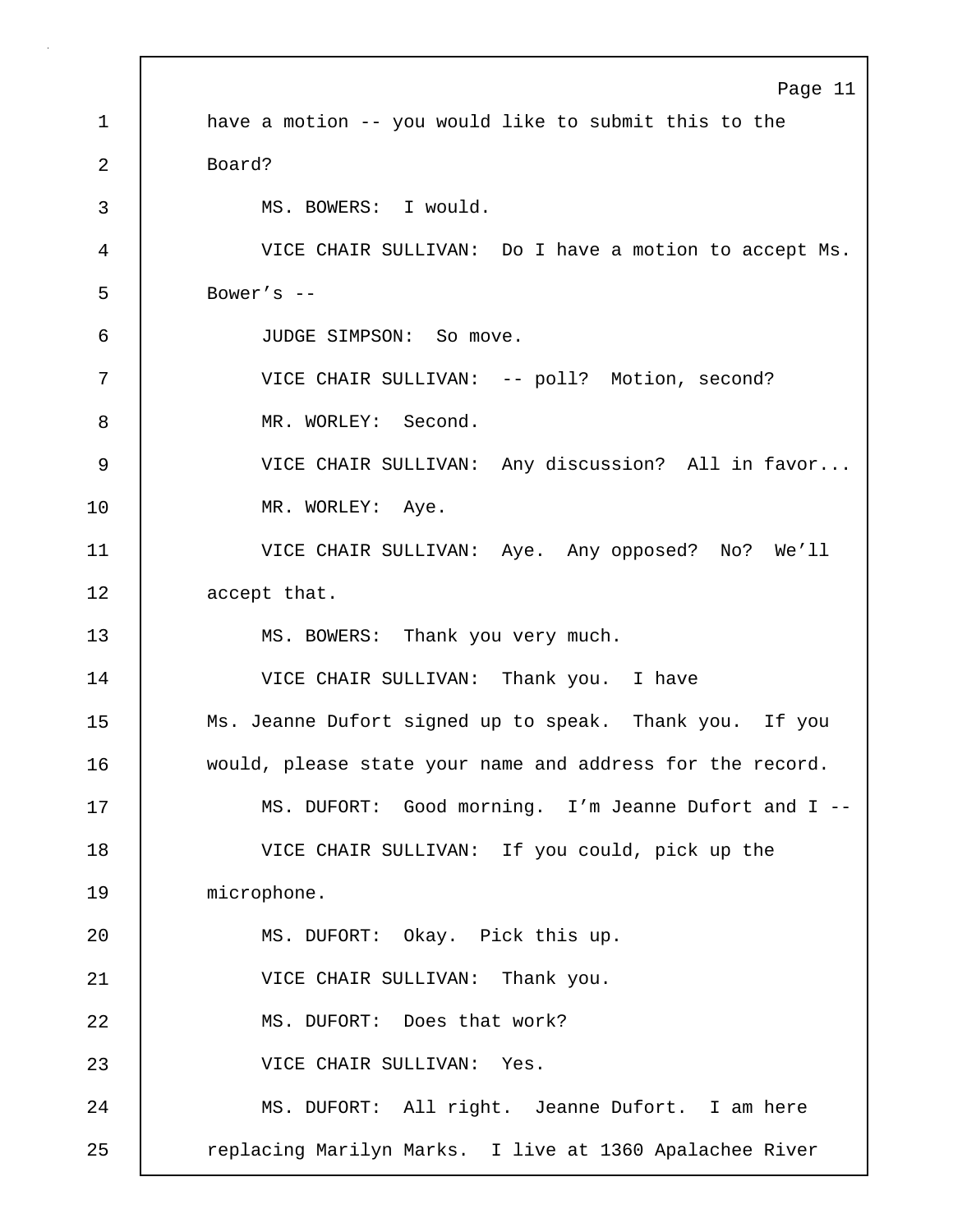have a motion -- you would like to submit this to the Board?

MS. BOWERS: I would.

VICE CHAIR SULLIVAN: Do I have a motion to accept Ms. Bower's --

JUDGE SIMPSON: So move.

VICE CHAIR SULLIVAN: -- poll? Motion, second?

MR. WORLEY: Second.

VICE CHAIR SULLIVAN: Any discussion? All in favor...

MR. WORLEY: Aye.

VICE CHAIR SULLIVAN: Aye. Any opposed? No? We'll accept that.

MS. BOWERS: Thank you very much.

VICE CHAIR SULLIVAN: Thank you. I have Ms. Jeanne Dufort signed up to speak. Thank you. If you would, please state your name and address for the record.

MS. DUFORT: Good morning. I'm Jeanne Dufort and I --

VICE CHAIR SULLIVAN: If you could, pick up the microphone.

MS. DUFORT: Okay. Pick this up.

VICE CHAIR SULLIVAN: Thank you.

MS. DUFORT: Does that work?

VICE CHAIR SULLIVAN: Yes.

MS. DUFORT: All right. Jeanne Dufort. I am here replacing Marilyn Marks. I live at 1360 Apalachee River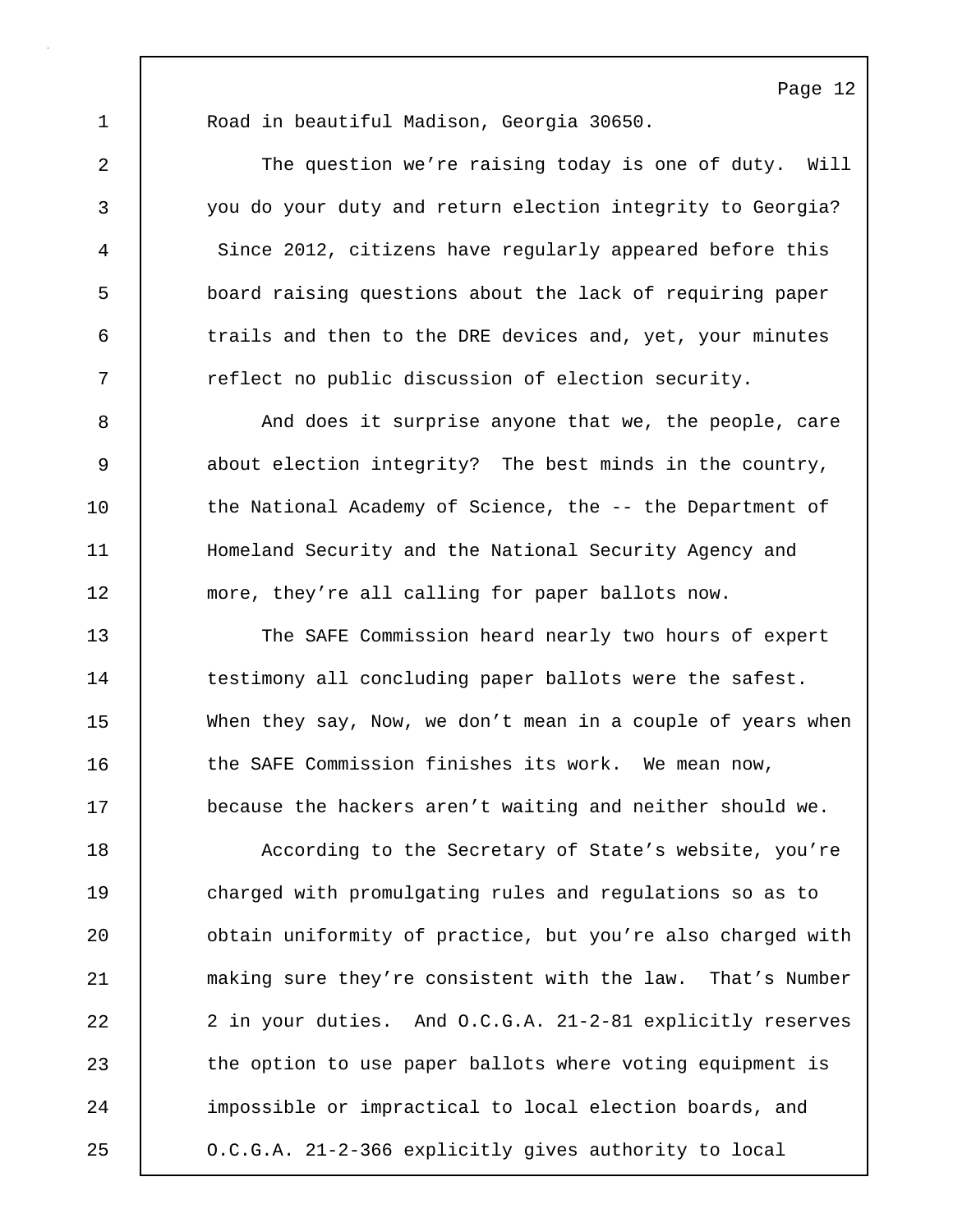Road in beautiful Madison, Georgia 30650.

The question we're raising today is one of duty. Will you do your duty and return election integrity to Georgia? Since 2012, citizens have regularly appeared before this board raising questions about the lack of requiring paper trails and then to the DRE devices and, yet, your minutes reflect no public discussion of election security.

And does it surprise anyone that we, the people, care about election integrity? The best minds in the country, the National Academy of Science, the -- the Department of Homeland Security and the National Security Agency and more, they're all calling for paper ballots now.

The SAFE Commission heard nearly two hours of expert testimony all concluding paper ballots were the safest. When they say, Now, we don't mean in a couple of years when the SAFE Commission finishes its work. We mean now, because the hackers aren't waiting and neither should we.

According to the Secretary of State's website, you're charged with promulgating rules and regulations so as to obtain uniformity of practice, but you're also charged with making sure they're consistent with the law. That's Number 2 in your duties. And O.C.G.A. 21-2-81 explicitly reserves the option to use paper ballots where voting equipment is impossible or impractical to local election boards, and O.C.G.A. 21-2-366 explicitly gives authority to local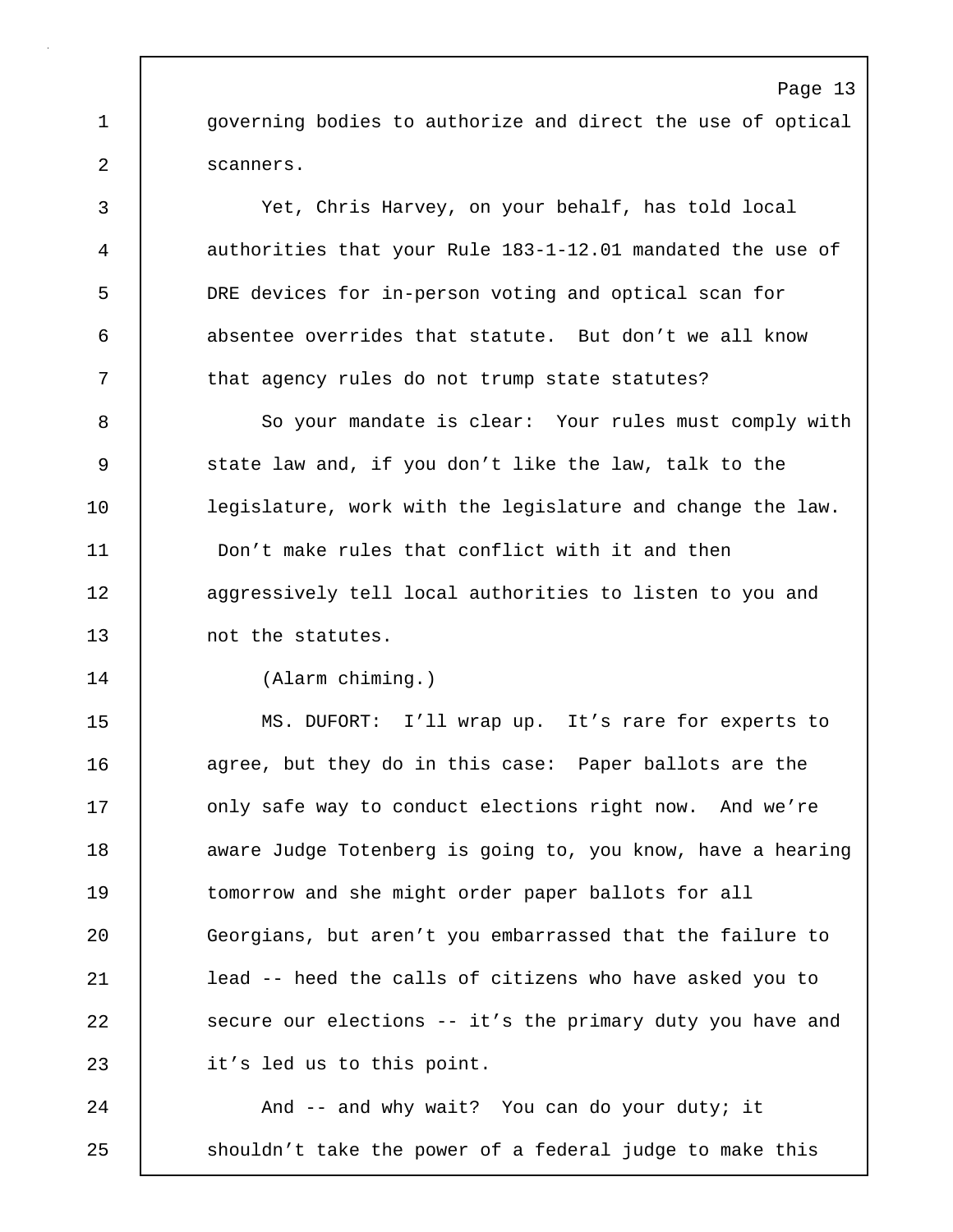governing bodies to authorize and direct the use of optical scanners.

Yet, Chris Harvey, on your behalf, has told local authorities that your Rule 183-1-12.01 mandated the use of DRE devices for in-person voting and optical scan for absentee overrides that statute. But don't we all know that agency rules do not trump state statutes?

So your mandate is clear: Your rules must comply with state law and, if you don't like the law, talk to the legislature, work with the legislature and change the law. Don't make rules that conflict with it and then aggressively tell local authorities to listen to you and not the statutes.

(Alarm chiming.)

MS. DUFORT: I'll wrap up. It's rare for experts to agree, but they do in this case: Paper ballots are the only safe way to conduct elections right now. And we're aware Judge Totenberg is going to, you know, have a hearing tomorrow and she might order paper ballots for all Georgians, but aren't you embarrassed that the failure to lead -- heed the calls of citizens who have asked you to secure our elections -- it's the primary duty you have and it's led us to this point.

And -- and why wait? You can do your duty; it shouldn't take the power of a federal judge to make this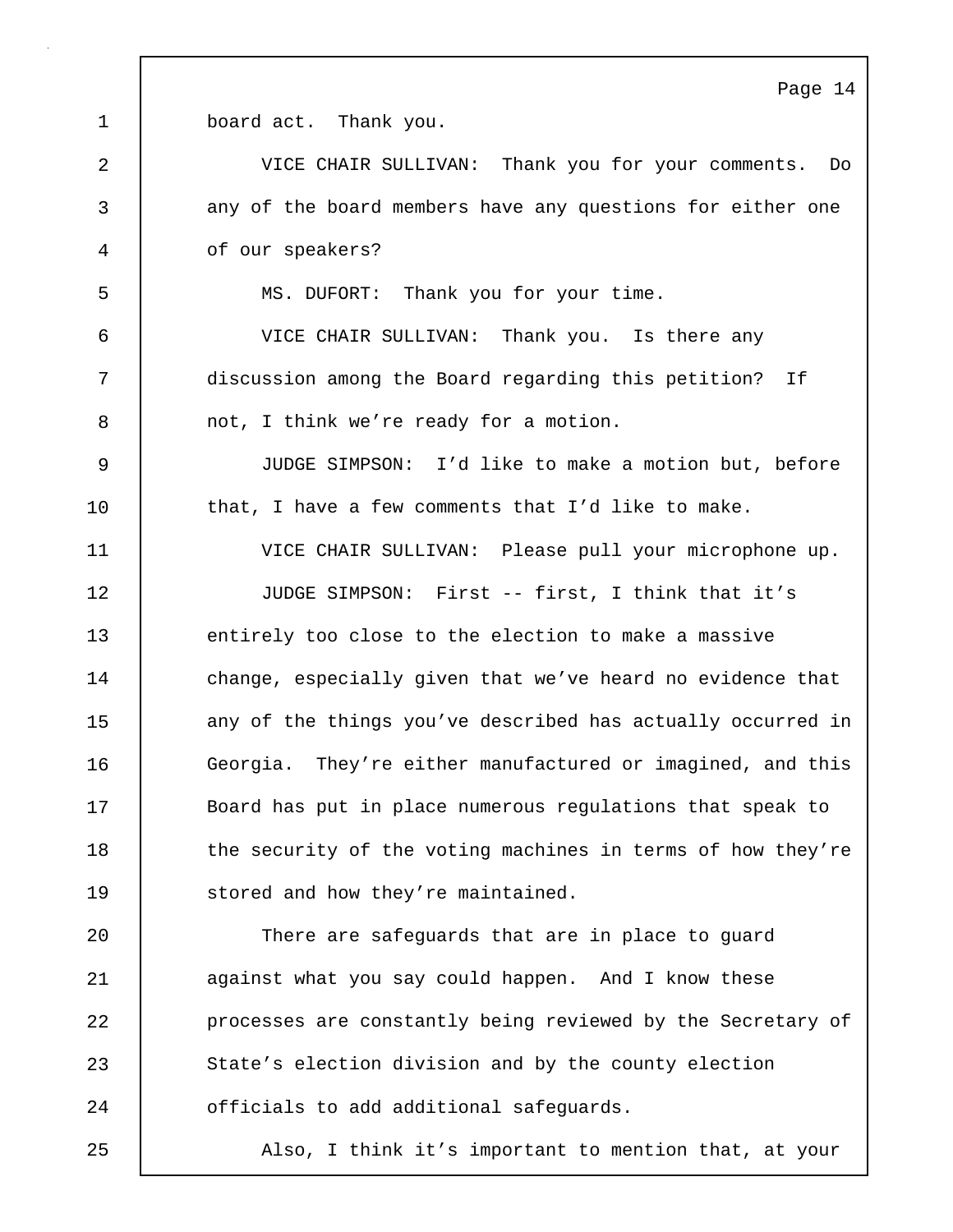board act. Thank you.

VICE CHAIR SULLIVAN: Thank you for your comments. Do any of the board members have any questions for either one of our speakers?

MS. DUFORT: Thank you for your time.

VICE CHAIR SULLIVAN: Thank you. Is there any discussion among the Board regarding this petition? If not, I think we're ready for a motion.

JUDGE SIMPSON: I'd like to make a motion but, before that, I have a few comments that I'd like to make.

VICE CHAIR SULLIVAN: Please pull your microphone up.

JUDGE SIMPSON: First -- first, I think that it's entirely too close to the election to make a massive change, especially given that we've heard no evidence that any of the things you've described has actually occurred in Georgia. They're either manufactured or imagined, and this Board has put in place numerous regulations that speak to the security of the voting machines in terms of how they're stored and how they're maintained.

There are safeguards that are in place to guard against what you say could happen. And I know these processes are constantly being reviewed by the Secretary of State's election division and by the county election officials to add additional safeguards.

Also, I think it's important to mention that, at your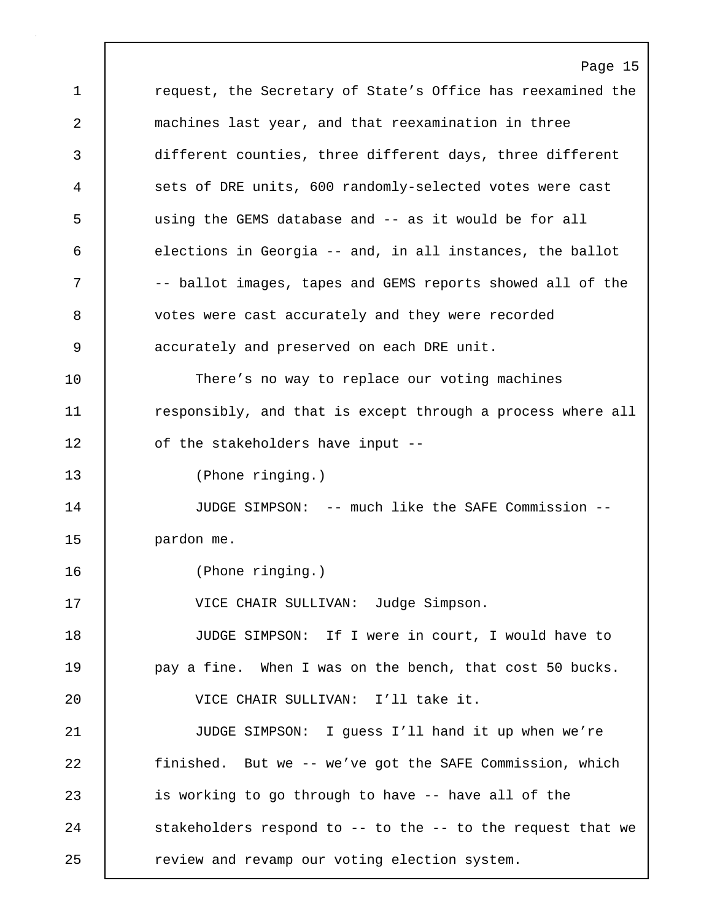1 request, the Secretary of State's Office has reexamined the
2 machines last year, and that reexamination in three
3 different counties, three different days, three different
4 sets of DRE units, 600 randomly-selected votes were cast
5 using the GEMS database and -- as it would be for all
6 elections in Georgia -- and, in all instances, the ballot
7 -- ballot images, tapes and GEMS reports showed all of the
8 votes were cast accurately and they were recorded
9 accurately and preserved on each DRE unit.
10 There's no way to replace our voting machines
11 responsibly, and that is except through a process where all
12 of the stakeholders have input --
13 (Phone ringing.)
14 JUDGE SIMPSON: -- much like the SAFE Commission --
15 pardon me.
16 (Phone ringing.)
17 VICE CHAIR SULLIVAN: Judge Simpson.
18 JUDGE SIMPSON: If I were in court, I would have to
19 pay a fine. When I was on the bench, that cost 50 bucks.
20 VICE CHAIR SULLIVAN: I'll take it.
21 JUDGE SIMPSON: I guess I'll hand it up when we're
22 finished. But we -- we've got the SAFE Commission, which
23 is working to go through to have -- have all of the
24 stakeholders respond to -- to the -- to the request that we
25 review and revamp our voting election system.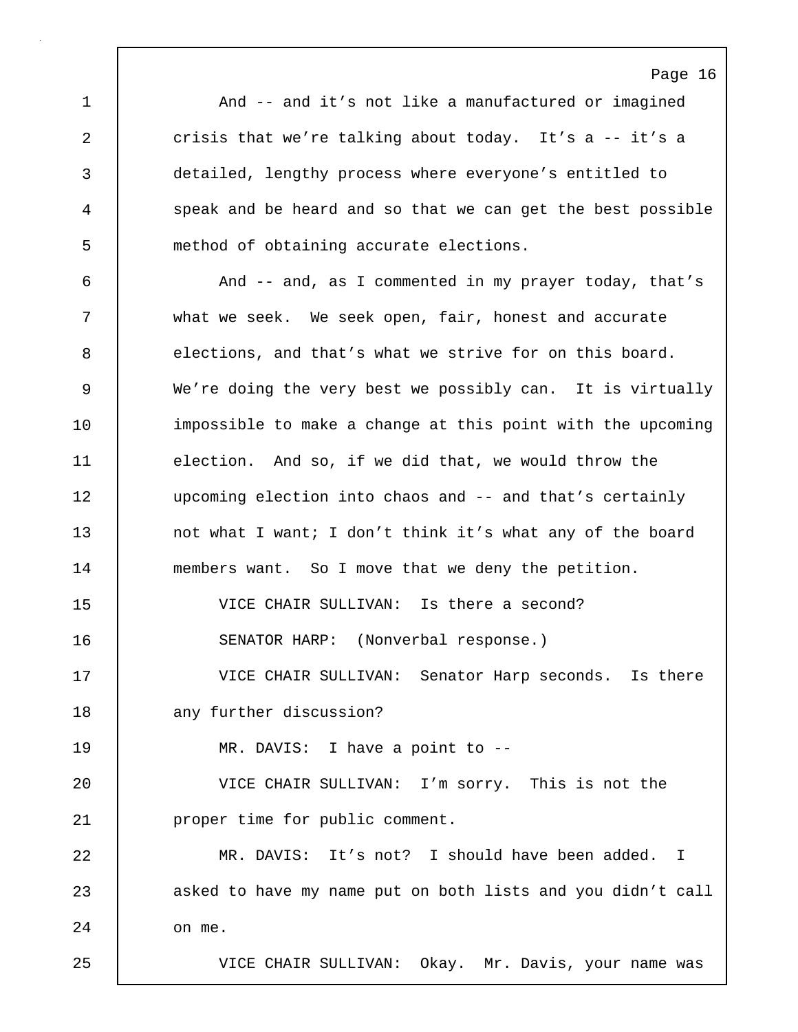And -- and it's not like a manufactured or imagined crisis that we're talking about today. It's a -- it's a detailed, lengthy process where everyone's entitled to speak and be heard and so that we can get the best possible method of obtaining accurate elections.

And -- and, as I commented in my prayer today, that's what we seek. We seek open, fair, honest and accurate elections, and that's what we strive for on this board. We're doing the very best we possibly can. It is virtually impossible to make a change at this point with the upcoming election. And so, if we did that, we would throw the upcoming election into chaos and -- and that's certainly not what I want; I don't think it's what any of the board members want. So I move that we deny the petition.

VICE CHAIR SULLIVAN: Is there a second?

SENATOR HARP: (Nonverbal response.)

VICE CHAIR SULLIVAN: Senator Harp seconds. Is there any further discussion?

MR. DAVIS: I have a point to --

VICE CHAIR SULLIVAN: I'm sorry. This is not the proper time for public comment.

MR. DAVIS: It's not? I should have been added. I asked to have my name put on both lists and you didn't call on me.

VICE CHAIR SULLIVAN: Okay. Mr. Davis, your name was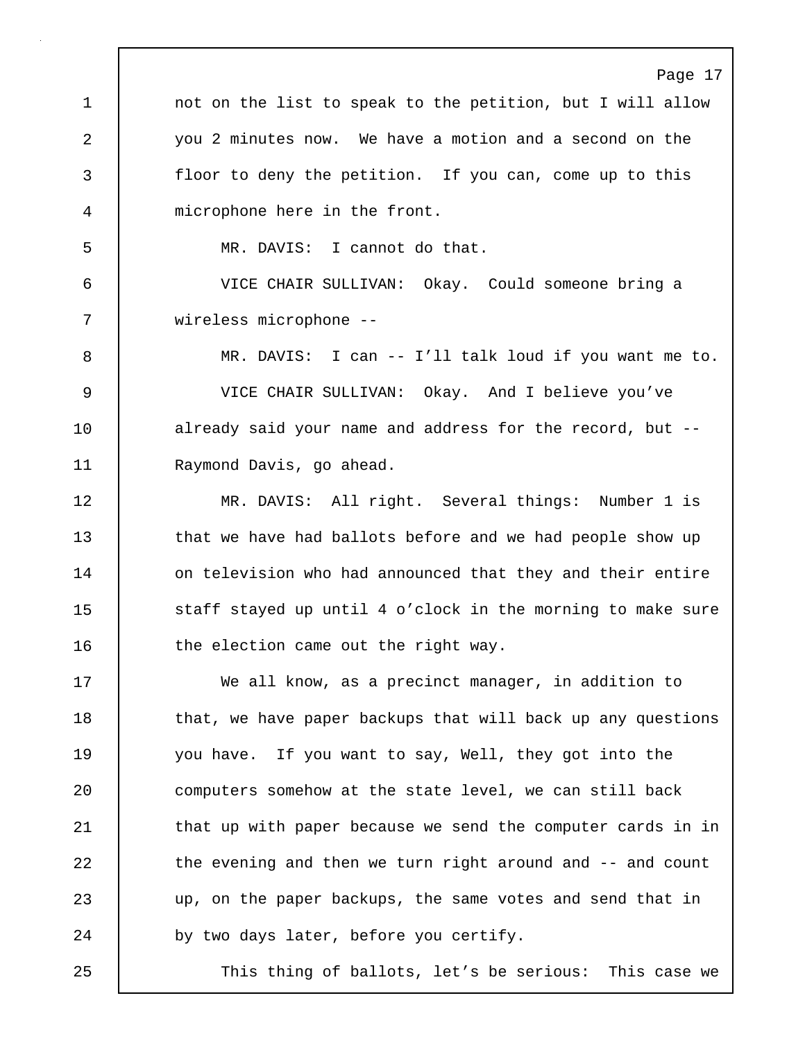not on the list to speak to the petition, but I will allow you 2 minutes now. We have a motion and a second on the floor to deny the petition. If you can, come up to this microphone here in the front.

MR. DAVIS: I cannot do that.

VICE CHAIR SULLIVAN: Okay. Could someone bring a wireless microphone --

MR. DAVIS: I can -- I'll talk loud if you want me to.

VICE CHAIR SULLIVAN: Okay. And I believe you've already said your name and address for the record, but -- Raymond Davis, go ahead.

MR. DAVIS: All right. Several things: Number 1 is that we have had ballots before and we had people show up on television who had announced that they and their entire staff stayed up until 4 o'clock in the morning to make sure the election came out the right way.

We all know, as a precinct manager, in addition to that, we have paper backups that will back up any questions you have. If you want to say, Well, they got into the computers somehow at the state level, we can still back that up with paper because we send the computer cards in in the evening and then we turn right around and -- and count up, on the paper backups, the same votes and send that in by two days later, before you certify.

This thing of ballots, let's be serious: This case we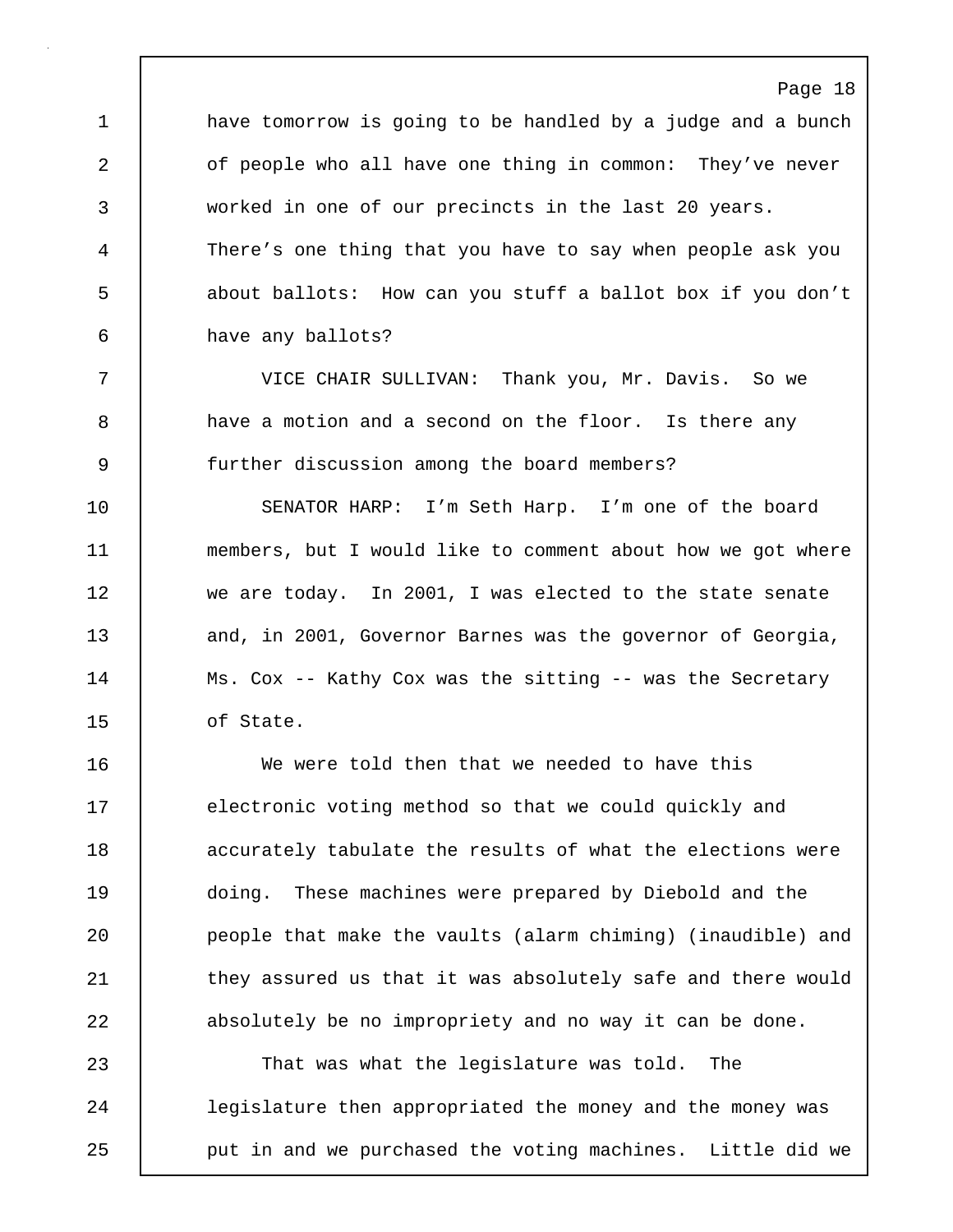have tomorrow is going to be handled by a judge and a bunch of people who all have one thing in common: They've never worked in one of our precincts in the last 20 years. There's one thing that you have to say when people ask you about ballots: How can you stuff a ballot box if you don't have any ballots?

VICE CHAIR SULLIVAN: Thank you, Mr. Davis. So we have a motion and a second on the floor. Is there any further discussion among the board members?

SENATOR HARP: I'm Seth Harp. I'm one of the board members, but I would like to comment about how we got where we are today. In 2001, I was elected to the state senate and, in 2001, Governor Barnes was the governor of Georgia, Ms. Cox -- Kathy Cox was the sitting -- was the Secretary of State.

We were told then that we needed to have this electronic voting method so that we could quickly and accurately tabulate the results of what the elections were doing. These machines were prepared by Diebold and the people that make the vaults (alarm chiming) (inaudible) and they assured us that it was absolutely safe and there would absolutely be no impropriety and no way it can be done.

That was what the legislature was told. The legislature then appropriated the money and the money was put in and we purchased the voting machines. Little did we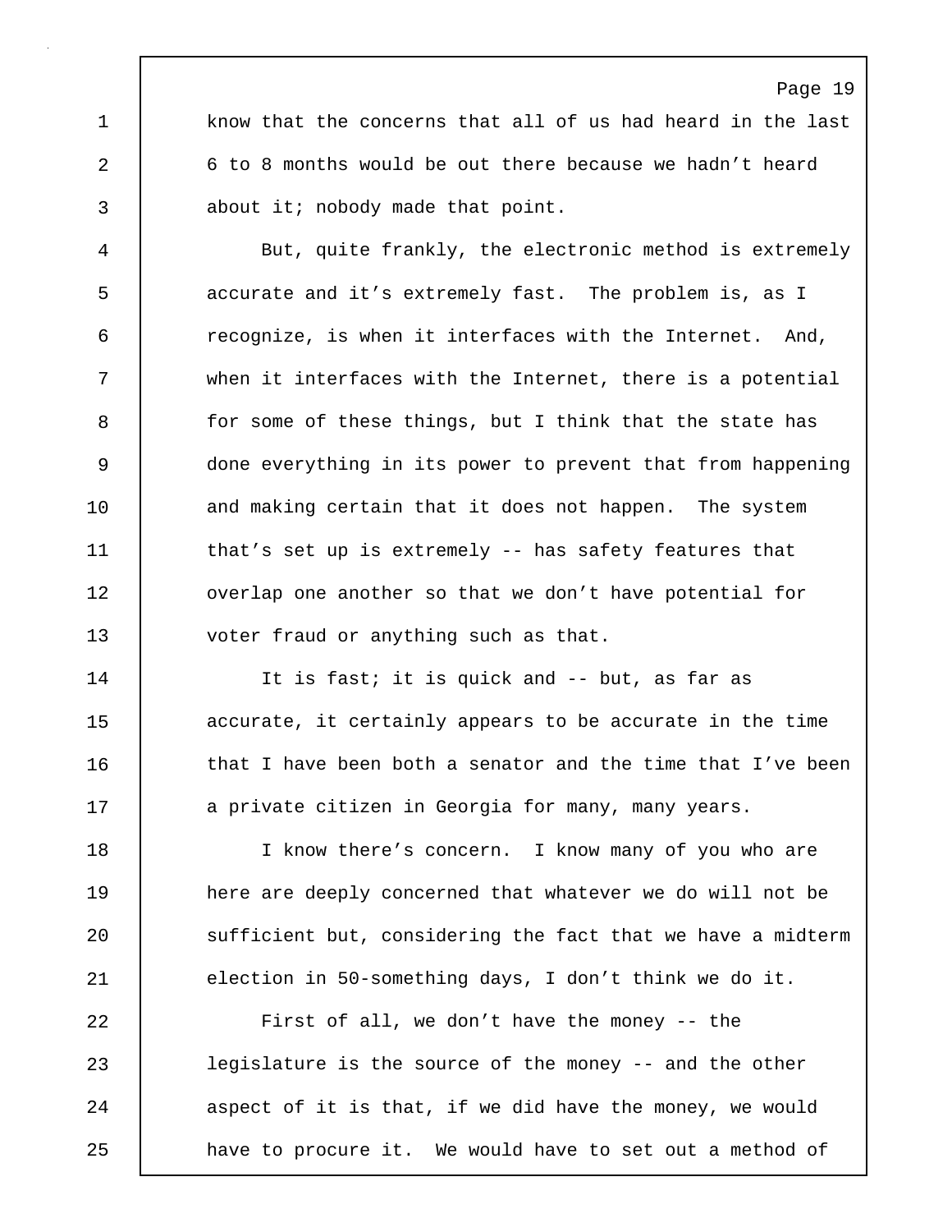know that the concerns that all of us had heard in the last 6 to 8 months would be out there because we hadn't heard about it; nobody made that point.

But, quite frankly, the electronic method is extremely accurate and it's extremely fast. The problem is, as I recognize, is when it interfaces with the Internet. And, when it interfaces with the Internet, there is a potential for some of these things, but I think that the state has done everything in its power to prevent that from happening and making certain that it does not happen. The system that's set up is extremely -- has safety features that overlap one another so that we don't have potential for voter fraud or anything such as that.

It is fast; it is quick and -- but, as far as accurate, it certainly appears to be accurate in the time that I have been both a senator and the time that I've been a private citizen in Georgia for many, many years.

I know there's concern. I know many of you who are here are deeply concerned that whatever we do will not be sufficient but, considering the fact that we have a midterm election in 50-something days, I don't think we do it.

First of all, we don't have the money -- the legislature is the source of the money -- and the other aspect of it is that, if we did have the money, we would have to procure it. We would have to set out a method of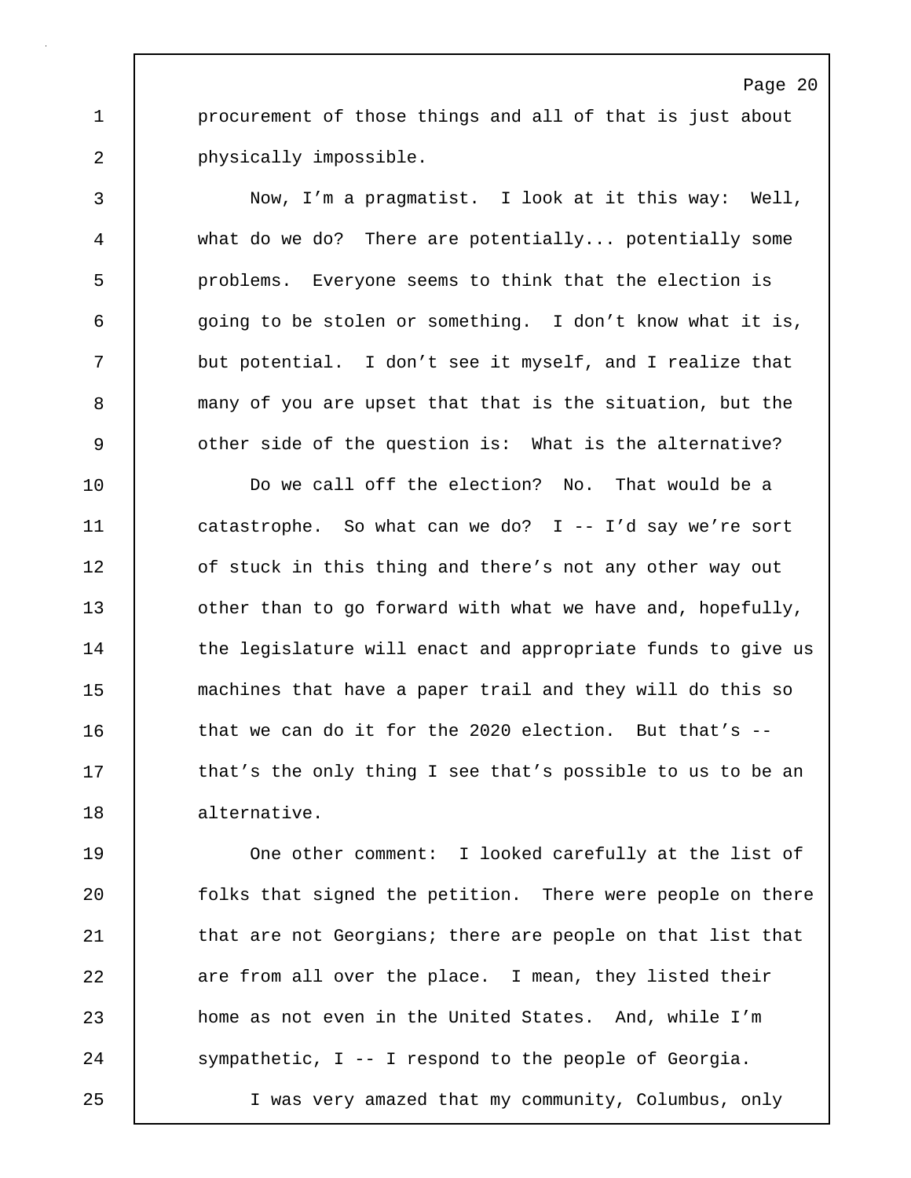procurement of those things and all of that is just about physically impossible.

Now, I'm a pragmatist. I look at it this way: Well, what do we do? There are potentially... potentially some problems. Everyone seems to think that the election is going to be stolen or something. I don't know what it is, but potential. I don't see it myself, and I realize that many of you are upset that that is the situation, but the other side of the question is: What is the alternative?

Do we call off the election? No. That would be a catastrophe. So what can we do? I -- I'd say we're sort of stuck in this thing and there's not any other way out other than to go forward with what we have and, hopefully, the legislature will enact and appropriate funds to give us machines that have a paper trail and they will do this so that we can do it for the 2020 election. But that's -- that's the only thing I see that's possible to us to be an alternative.

One other comment: I looked carefully at the list of folks that signed the petition. There were people on there that are not Georgians; there are people on that list that are from all over the place. I mean, they listed their home as not even in the United States. And, while I'm sympathetic, I -- I respond to the people of Georgia.

I was very amazed that my community, Columbus, only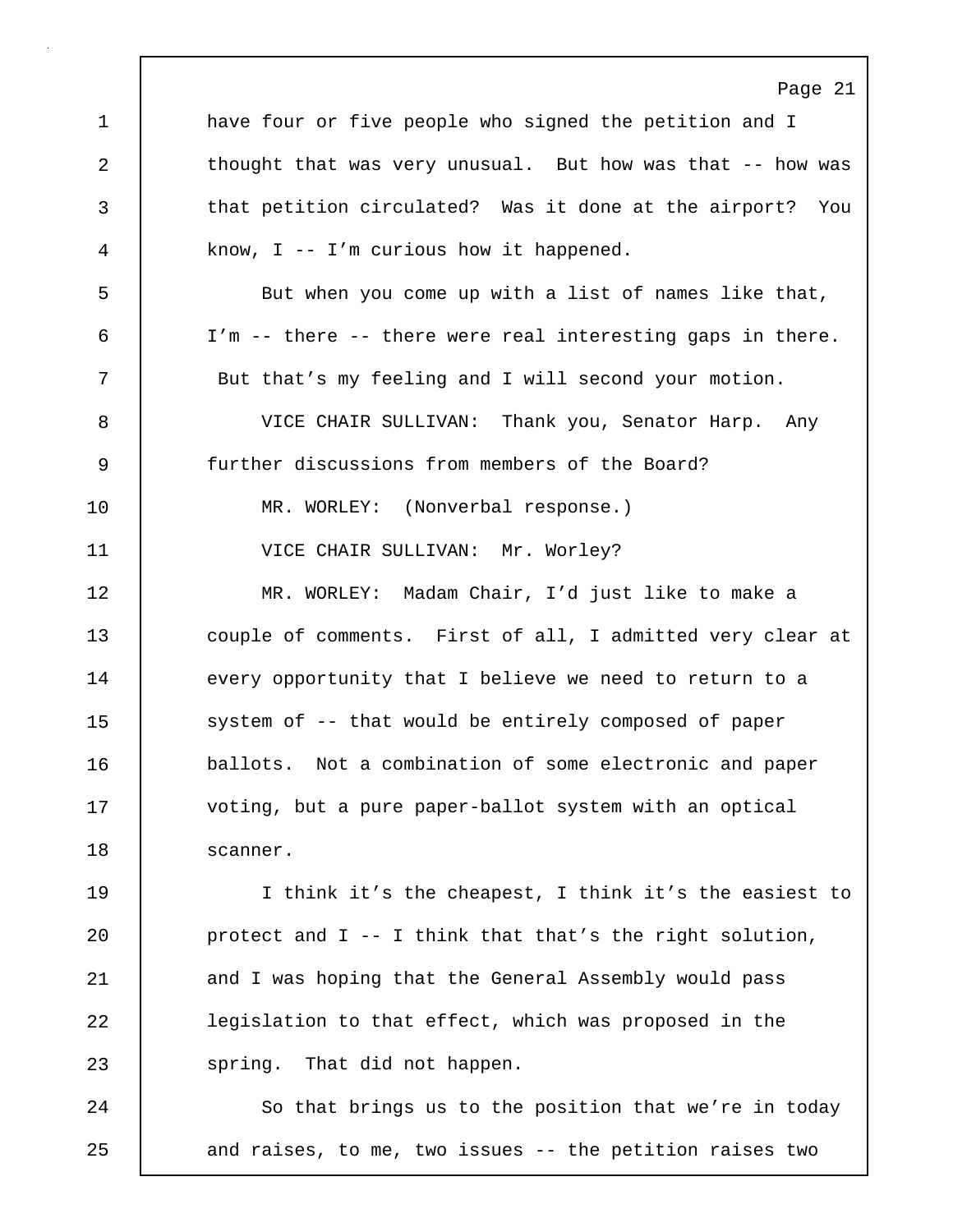have four or five people who signed the petition and I thought that was very unusual. But how was that -- how was that petition circulated? Was it done at the airport? You know, I -- I'm curious how it happened.

But when you come up with a list of names like that, I'm -- there -- there were real interesting gaps in there. But that's my feeling and I will second your motion.

VICE CHAIR SULLIVAN: Thank you, Senator Harp. Any further discussions from members of the Board?

MR. WORLEY: (Nonverbal response.)

VICE CHAIR SULLIVAN: Mr. Worley?

MR. WORLEY: Madam Chair, I'd just like to make a couple of comments. First of all, I admitted very clear at every opportunity that I believe we need to return to a system of -- that would be entirely composed of paper ballots. Not a combination of some electronic and paper voting, but a pure paper-ballot system with an optical scanner.

I think it's the cheapest, I think it's the easiest to protect and I -- I think that that's the right solution, and I was hoping that the General Assembly would pass legislation to that effect, which was proposed in the spring. That did not happen.

So that brings us to the position that we're in today and raises, to me, two issues -- the petition raises two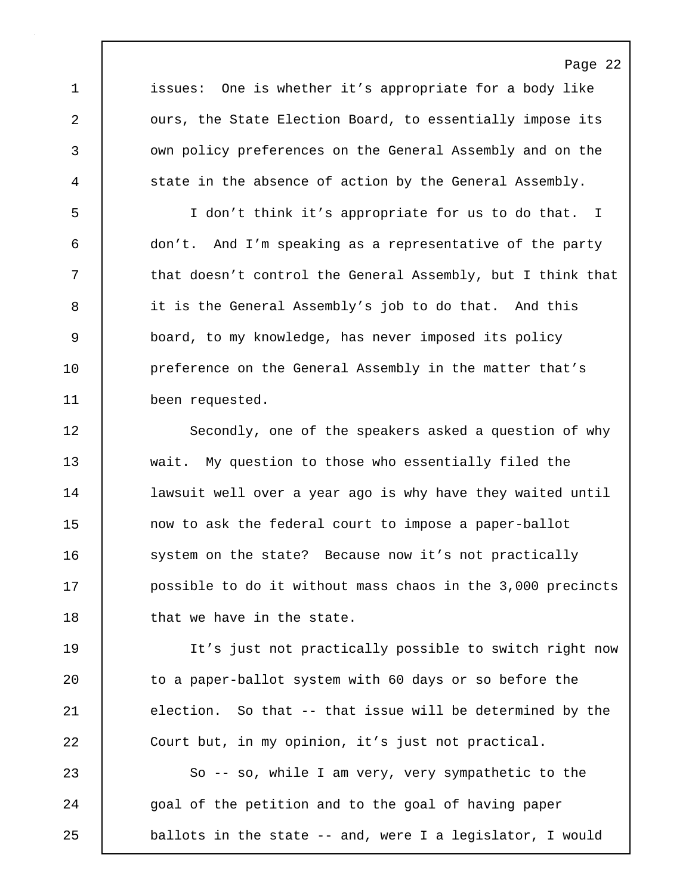issues: One is whether it's appropriate for a body like ours, the State Election Board, to essentially impose its own policy preferences on the General Assembly and on the state in the absence of action by the General Assembly.

I don't think it's appropriate for us to do that. I don't. And I'm speaking as a representative of the party that doesn't control the General Assembly, but I think that it is the General Assembly's job to do that. And this board, to my knowledge, has never imposed its policy preference on the General Assembly in the matter that's been requested.

Secondly, one of the speakers asked a question of why wait. My question to those who essentially filed the lawsuit well over a year ago is why have they waited until now to ask the federal court to impose a paper-ballot system on the state? Because now it's not practically possible to do it without mass chaos in the 3,000 precincts that we have in the state.

It's just not practically possible to switch right now to a paper-ballot system with 60 days or so before the election. So that -- that issue will be determined by the Court but, in my opinion, it's just not practical.

So -- so, while I am very, very sympathetic to the goal of the petition and to the goal of having paper ballots in the state -- and, were I a legislator, I would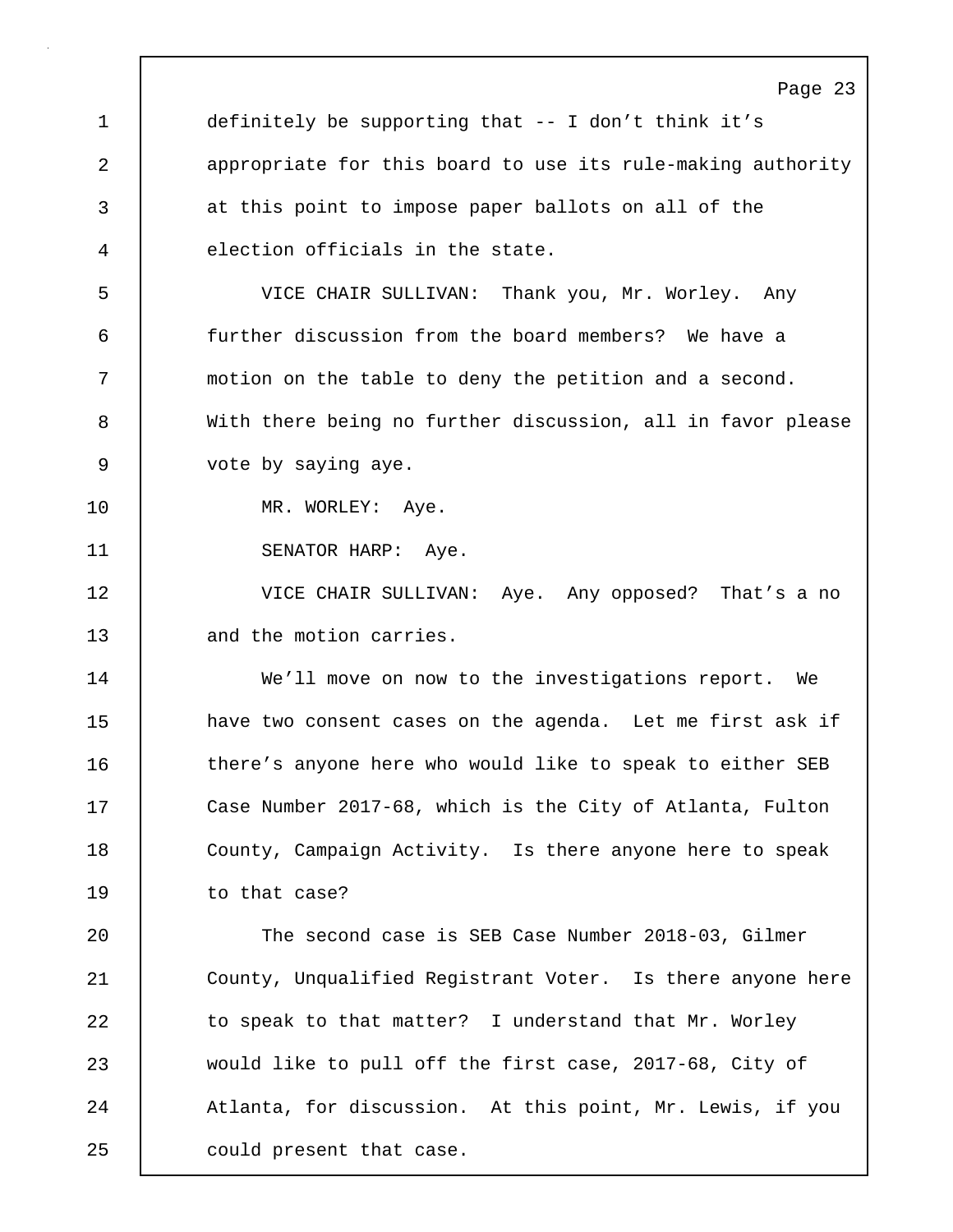definitely be supporting that -- I don't think it's appropriate for this board to use its rule-making authority at this point to impose paper ballots on all of the election officials in the state.

VICE CHAIR SULLIVAN: Thank you, Mr. Worley. Any further discussion from the board members? We have a motion on the table to deny the petition and a second. With there being no further discussion, all in favor please vote by saying aye.

MR. WORLEY: Aye.

SENATOR HARP: Aye.

VICE CHAIR SULLIVAN: Aye. Any opposed? That's a no and the motion carries.

We'll move on now to the investigations report. We have two consent cases on the agenda. Let me first ask if there's anyone here who would like to speak to either SEB Case Number 2017-68, which is the City of Atlanta, Fulton County, Campaign Activity. Is there anyone here to speak to that case?

The second case is SEB Case Number 2018-03, Gilmer County, Unqualified Registrant Voter. Is there anyone here to speak to that matter? I understand that Mr. Worley would like to pull off the first case, 2017-68, City of Atlanta, for discussion. At this point, Mr. Lewis, if you could present that case.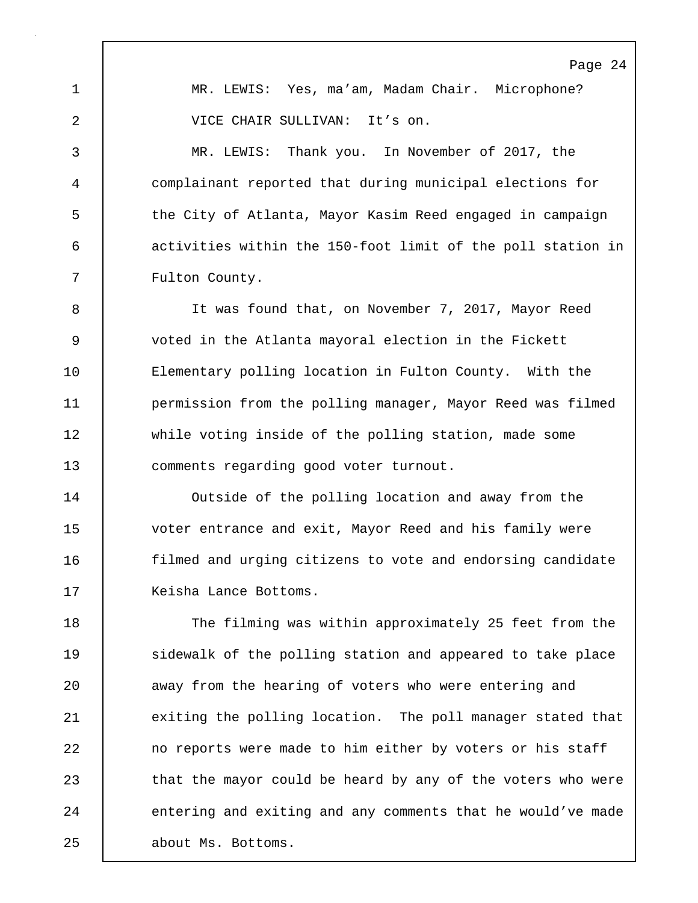MR. LEWIS: Yes, ma'am, Madam Chair. Microphone?

VICE CHAIR SULLIVAN: It's on.

MR. LEWIS: Thank you. In November of 2017, the complainant reported that during municipal elections for the City of Atlanta, Mayor Kasim Reed engaged in campaign activities within the 150-foot limit of the poll station in Fulton County.

It was found that, on November 7, 2017, Mayor Reed voted in the Atlanta mayoral election in the Fickett Elementary polling location in Fulton County. With the permission from the polling manager, Mayor Reed was filmed while voting inside of the polling station, made some comments regarding good voter turnout.

Outside of the polling location and away from the voter entrance and exit, Mayor Reed and his family were filmed and urging citizens to vote and endorsing candidate Keisha Lance Bottoms.

The filming was within approximately 25 feet from the sidewalk of the polling station and appeared to take place away from the hearing of voters who were entering and exiting the polling location. The poll manager stated that no reports were made to him either by voters or his staff that the mayor could be heard by any of the voters who were entering and exiting and any comments that he would've made about Ms. Bottoms.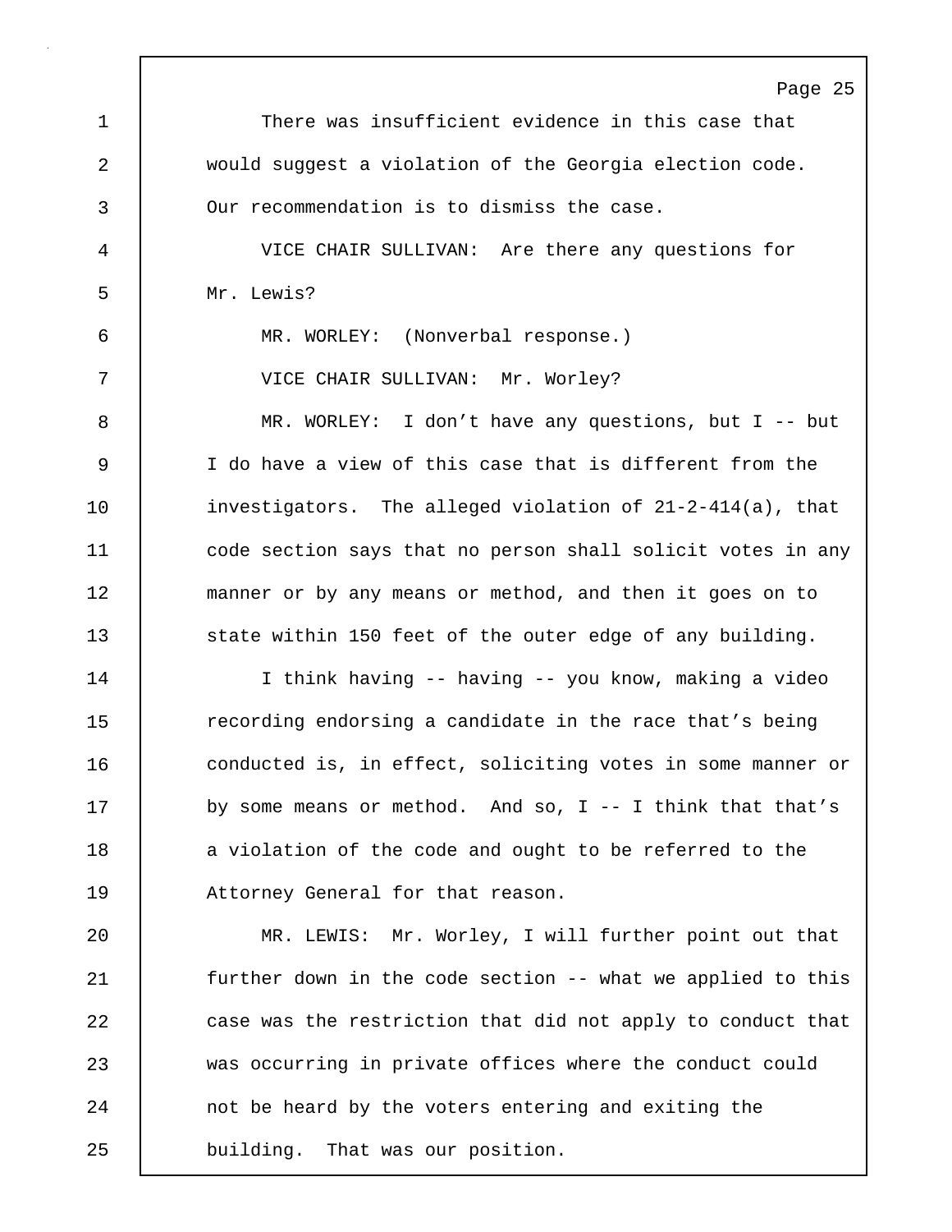There was insufficient evidence in this case that would suggest a violation of the Georgia election code. Our recommendation is to dismiss the case.

VICE CHAIR SULLIVAN: Are there any questions for Mr. Lewis?

MR. WORLEY: (Nonverbal response.)

VICE CHAIR SULLIVAN: Mr. Worley?

MR. WORLEY: I don’t have any questions, but I -- but I do have a view of this case that is different from the investigators. The alleged violation of 21-2-414(a), that code section says that no person shall solicit votes in any manner or by any means or method, and then it goes on to state within 150 feet of the outer edge of any building.

I think having -- having -- you know, making a video recording endorsing a candidate in the race that’s being conducted is, in effect, soliciting votes in some manner or by some means or method. And so, I -- I think that that’s a violation of the code and ought to be referred to the Attorney General for that reason.

MR. LEWIS: Mr. Worley, I will further point out that further down in the code section -- what we applied to this case was the restriction that did not apply to conduct that was occurring in private offices where the conduct could not be heard by the voters entering and exiting the building. That was our position.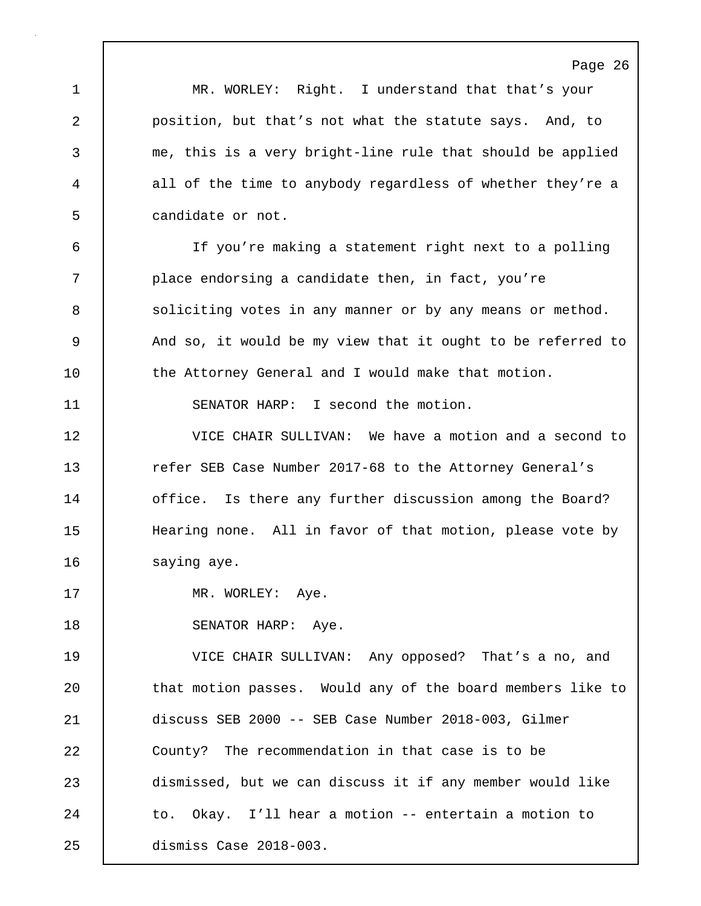MR. WORLEY: Right. I understand that that's your position, but that's not what the statute says. And, to me, this is a very bright-line rule that should be applied all of the time to anybody regardless of whether they're a candidate or not.

If you're making a statement right next to a polling place endorsing a candidate then, in fact, you're soliciting votes in any manner or by any means or method. And so, it would be my view that it ought to be referred to the Attorney General and I would make that motion.

SENATOR HARP: I second the motion.

VICE CHAIR SULLIVAN: We have a motion and a second to refer SEB Case Number 2017-68 to the Attorney General's office. Is there any further discussion among the Board? Hearing none. All in favor of that motion, please vote by saying aye.

MR. WORLEY: Aye.

SENATOR HARP: Aye.

VICE CHAIR SULLIVAN: Any opposed? That's a no, and that motion passes. Would any of the board members like to discuss SEB 2000 -- SEB Case Number 2018-003, Gilmer County? The recommendation in that case is to be dismissed, but we can discuss it if any member would like to. Okay. I'll hear a motion -- entertain a motion to dismiss Case 2018-003.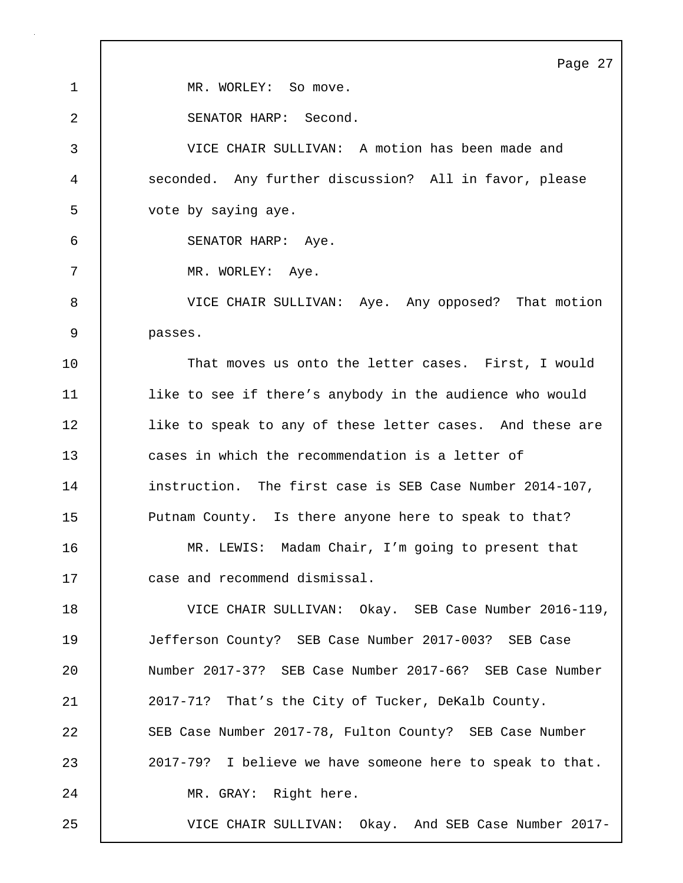MR. WORLEY: So move.

SENATOR HARP: Second.

VICE CHAIR SULLIVAN: A motion has been made and seconded. Any further discussion? All in favor, please vote by saying aye.

SENATOR HARP: Aye.

MR. WORLEY: Aye.

VICE CHAIR SULLIVAN: Aye. Any opposed? That motion passes.

That moves us onto the letter cases. First, I would like to see if there's anybody in the audience who would like to speak to any of these letter cases. And these are cases in which the recommendation is a letter of instruction. The first case is SEB Case Number 2014-107, Putnam County. Is there anyone here to speak to that?

MR. LEWIS: Madam Chair, I'm going to present that case and recommend dismissal.

VICE CHAIR SULLIVAN: Okay. SEB Case Number 2016-119, Jefferson County? SEB Case Number 2017-003? SEB Case Number 2017-37? SEB Case Number 2017-66? SEB Case Number 2017-71? That's the City of Tucker, DeKalb County. SEB Case Number 2017-78, Fulton County? SEB Case Number 2017-79? I believe we have someone here to speak to that.

MR. GRAY: Right here.

VICE CHAIR SULLIVAN: Okay. And SEB Case Number 2017-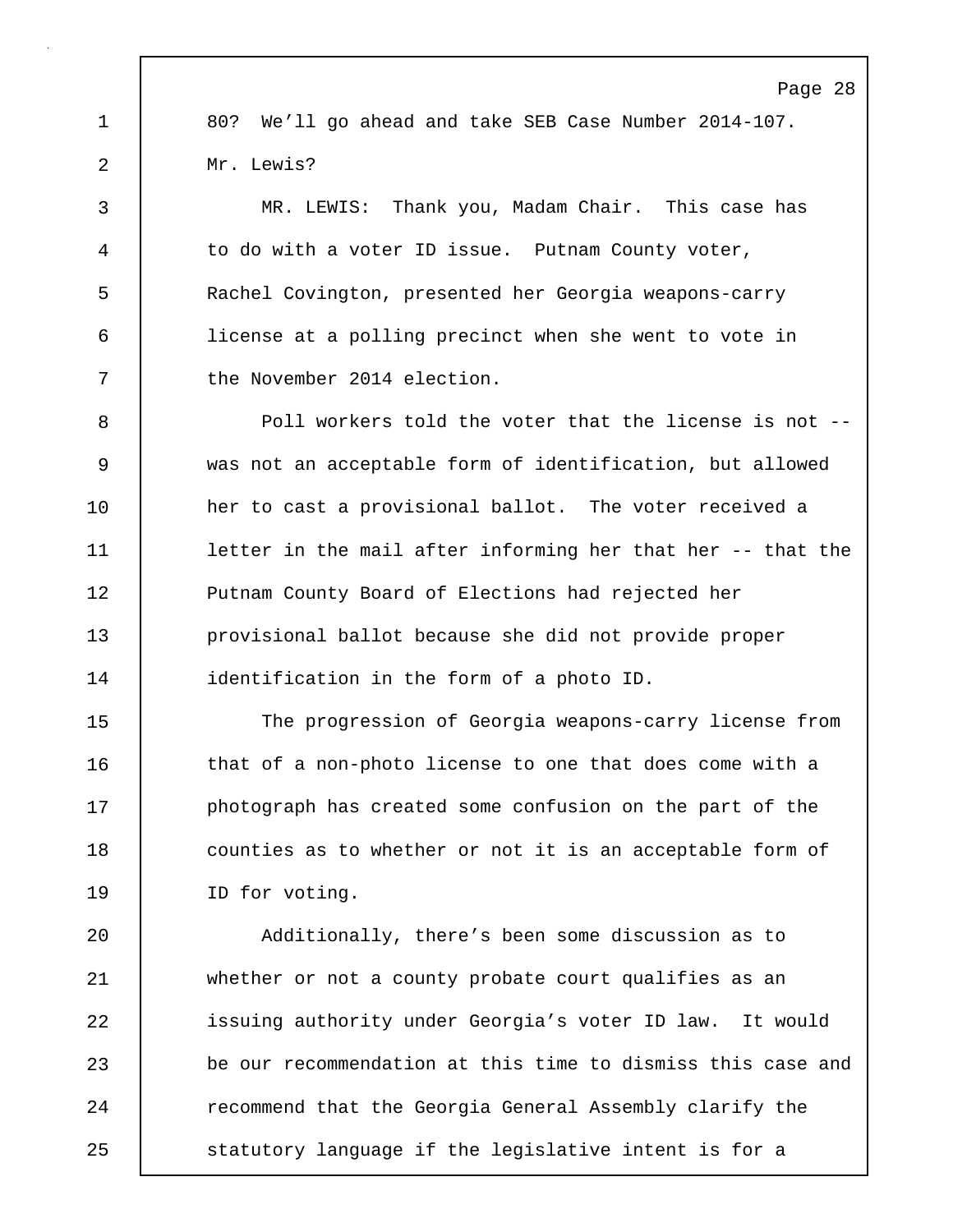80? We'll go ahead and take SEB Case Number 2014-107. Mr. Lewis?

MR. LEWIS: Thank you, Madam Chair. This case has to do with a voter ID issue. Putnam County voter, Rachel Covington, presented her Georgia weapons-carry license at a polling precinct when she went to vote in the November 2014 election.

Poll workers told the voter that the license is not -- was not an acceptable form of identification, but allowed her to cast a provisional ballot. The voter received a letter in the mail after informing her that her -- that the Putnam County Board of Elections had rejected her provisional ballot because she did not provide proper identification in the form of a photo ID.

The progression of Georgia weapons-carry license from that of a non-photo license to one that does come with a photograph has created some confusion on the part of the counties as to whether or not it is an acceptable form of ID for voting.

Additionally, there's been some discussion as to whether or not a county probate court qualifies as an issuing authority under Georgia's voter ID law. It would be our recommendation at this time to dismiss this case and recommend that the Georgia General Assembly clarify the statutory language if the legislative intent is for a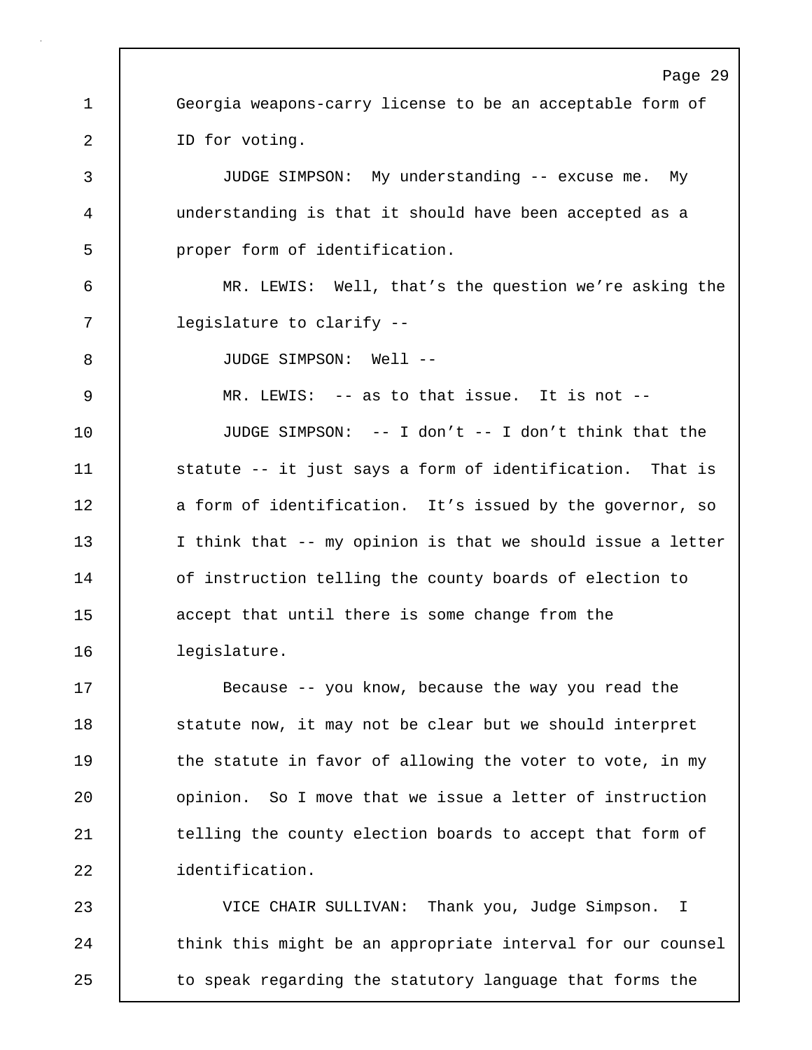Georgia weapons-carry license to be an acceptable form of ID for voting.

JUDGE SIMPSON: My understanding -- excuse me. My understanding is that it should have been accepted as a proper form of identification.

MR. LEWIS: Well, that’s the question we’re asking the legislature to clarify --

JUDGE SIMPSON: Well --

MR. LEWIS: -- as to that issue. It is not --

JUDGE SIMPSON: -- I don’t -- I don’t think that the statute -- it just says a form of identification. That is a form of identification. It’s issued by the governor, so I think that -- my opinion is that we should issue a letter of instruction telling the county boards of election to accept that until there is some change from the legislature.

Because -- you know, because the way you read the statute now, it may not be clear but we should interpret the statute in favor of allowing the voter to vote, in my opinion. So I move that we issue a letter of instruction telling the county election boards to accept that form of identification.

VICE CHAIR SULLIVAN: Thank you, Judge Simpson. I think this might be an appropriate interval for our counsel to speak regarding the statutory language that forms the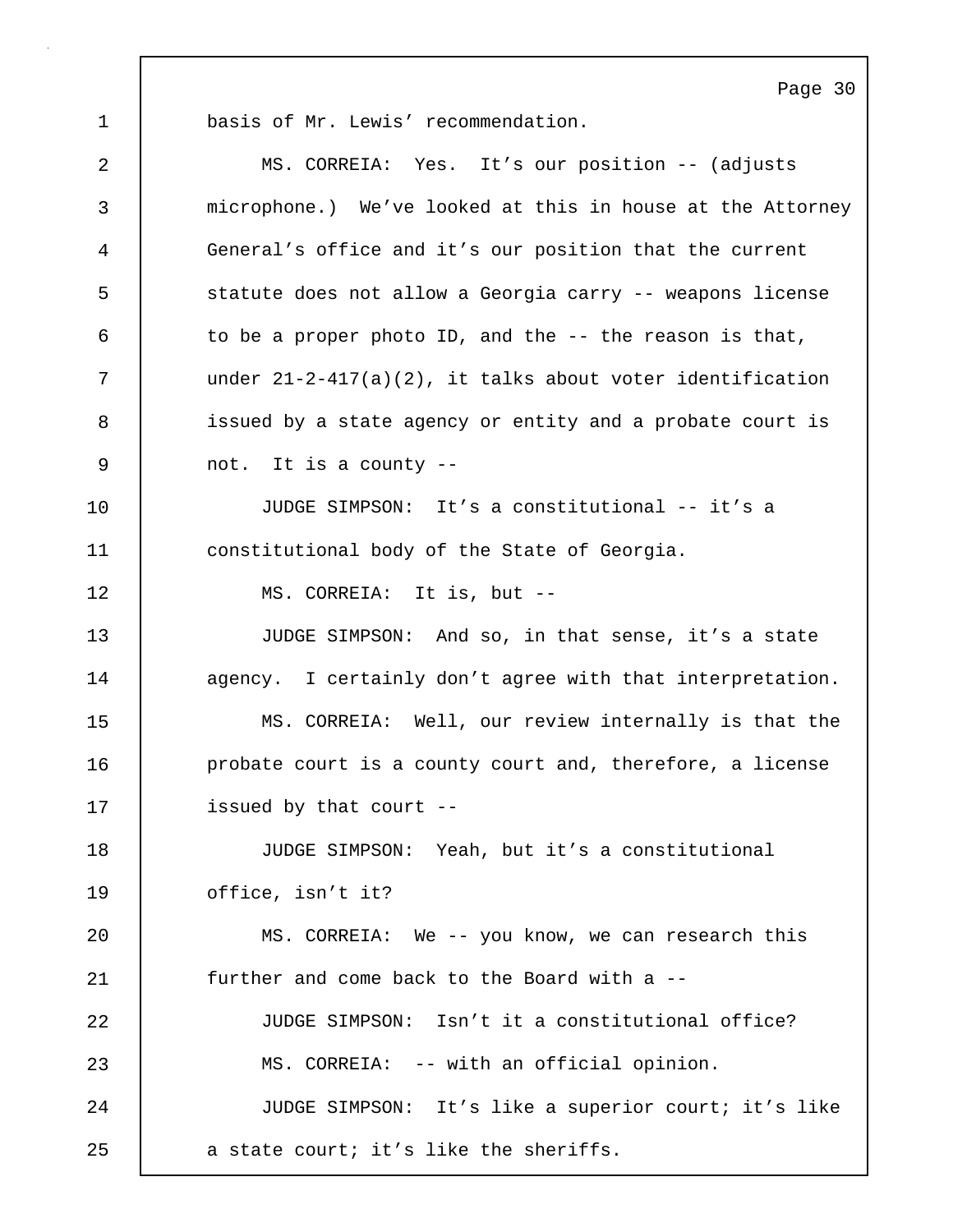basis of Mr. Lewis' recommendation.

MS. CORREIA: Yes. It's our position -- (adjusts microphone.) We've looked at this in house at the Attorney General's office and it's our position that the current statute does not allow a Georgia carry -- weapons license to be a proper photo ID, and the -- the reason is that, under 21-2-417(a)(2), it talks about voter identification issued by a state agency or entity and a probate court is not. It is a county --

JUDGE SIMPSON: It's a constitutional -- it's a constitutional body of the State of Georgia.

MS. CORREIA: It is, but --

JUDGE SIMPSON: And so, in that sense, it's a state agency. I certainly don't agree with that interpretation.

MS. CORREIA: Well, our review internally is that the probate court is a county court and, therefore, a license issued by that court --

JUDGE SIMPSON: Yeah, but it's a constitutional office, isn't it?

MS. CORREIA: We -- you know, we can research this further and come back to the Board with a --

JUDGE SIMPSON: Isn't it a constitutional office?

MS. CORREIA: -- with an official opinion.

JUDGE SIMPSON: It's like a superior court; it's like a state court; it's like the sheriffs.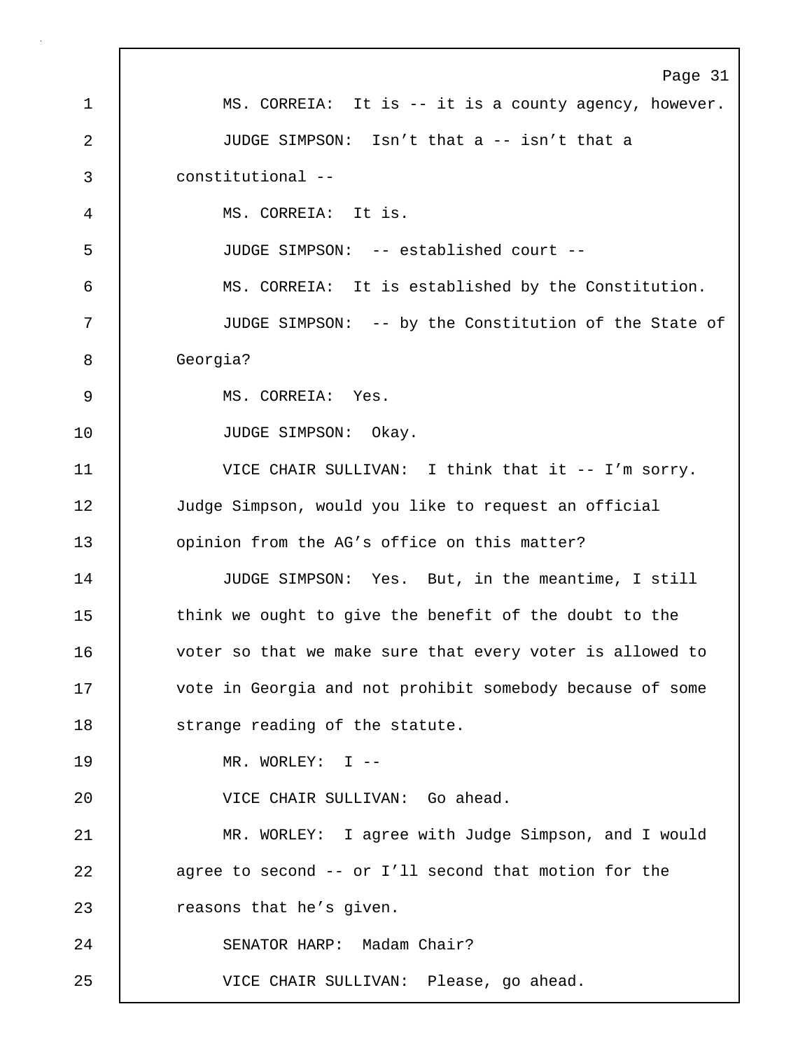MS. CORREIA: It is -- it is a county agency, however.

JUDGE SIMPSON: Isn't that a -- isn't that a constitutional --

MS. CORREIA: It is.

JUDGE SIMPSON: -- established court --

MS. CORREIA: It is established by the Constitution.

JUDGE SIMPSON: -- by the Constitution of the State of Georgia?

MS. CORREIA: Yes.

JUDGE SIMPSON: Okay.

VICE CHAIR SULLIVAN: I think that it -- I'm sorry. Judge Simpson, would you like to request an official opinion from the AG's office on this matter?

JUDGE SIMPSON: Yes. But, in the meantime, I still think we ought to give the benefit of the doubt to the voter so that we make sure that every voter is allowed to vote in Georgia and not prohibit somebody because of some strange reading of the statute.

MR. WORLEY: I --

VICE CHAIR SULLIVAN: Go ahead.

MR. WORLEY: I agree with Judge Simpson, and I would agree to second -- or I'll second that motion for the reasons that he's given.

SENATOR HARP: Madam Chair?

VICE CHAIR SULLIVAN: Please, go ahead.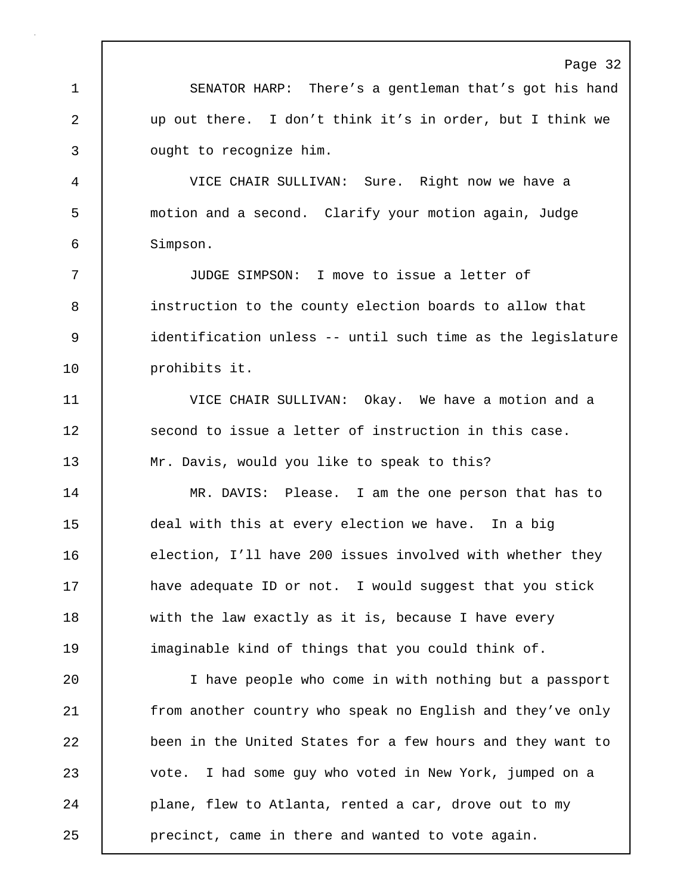SENATOR HARP: There's a gentleman that's got his hand up out there. I don't think it's in order, but I think we ought to recognize him.

VICE CHAIR SULLIVAN: Sure. Right now we have a motion and a second. Clarify your motion again, Judge Simpson.

JUDGE SIMPSON: I move to issue a letter of instruction to the county election boards to allow that identification unless -- until such time as the legislature prohibits it.

VICE CHAIR SULLIVAN: Okay. We have a motion and a second to issue a letter of instruction in this case. Mr. Davis, would you like to speak to this?

MR. DAVIS: Please. I am the one person that has to deal with this at every election we have. In a big election, I'll have 200 issues involved with whether they have adequate ID or not. I would suggest that you stick with the law exactly as it is, because I have every imaginable kind of things that you could think of.

I have people who come in with nothing but a passport from another country who speak no English and they've only been in the United States for a few hours and they want to vote. I had some guy who voted in New York, jumped on a plane, flew to Atlanta, rented a car, drove out to my precinct, came in there and wanted to vote again.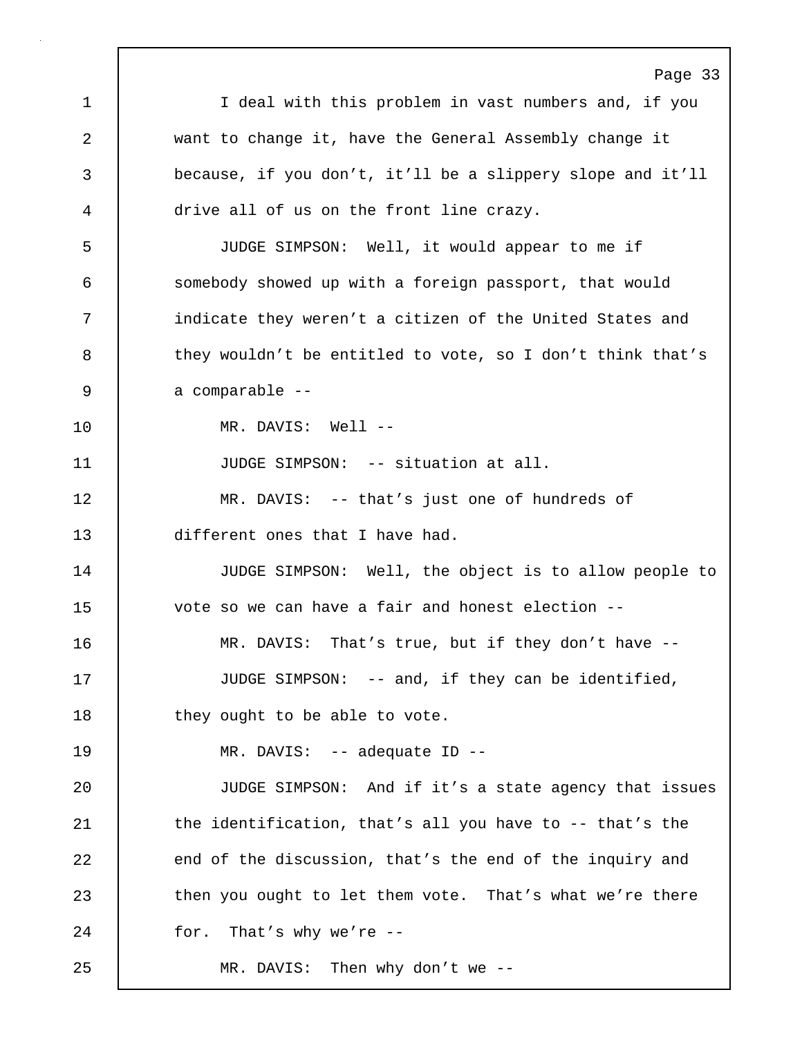I deal with this problem in vast numbers and, if you want to change it, have the General Assembly change it because, if you don't, it'll be a slippery slope and it'll drive all of us on the front line crazy.

JUDGE SIMPSON: Well, it would appear to me if somebody showed up with a foreign passport, that would indicate they weren't a citizen of the United States and they wouldn't be entitled to vote, so I don't think that's a comparable --

MR. DAVIS: Well --

JUDGE SIMPSON: -- situation at all.

MR. DAVIS: -- that's just one of hundreds of different ones that I have had.

JUDGE SIMPSON: Well, the object is to allow people to vote so we can have a fair and honest election --

MR. DAVIS: That's true, but if they don't have --

JUDGE SIMPSON: -- and, if they can be identified, they ought to be able to vote.

MR. DAVIS: -- adequate ID --

JUDGE SIMPSON: And if it's a state agency that issues the identification, that's all you have to -- that's the end of the discussion, that's the end of the inquiry and then you ought to let them vote. That's what we're there for. That's why we're --

MR. DAVIS: Then why don't we --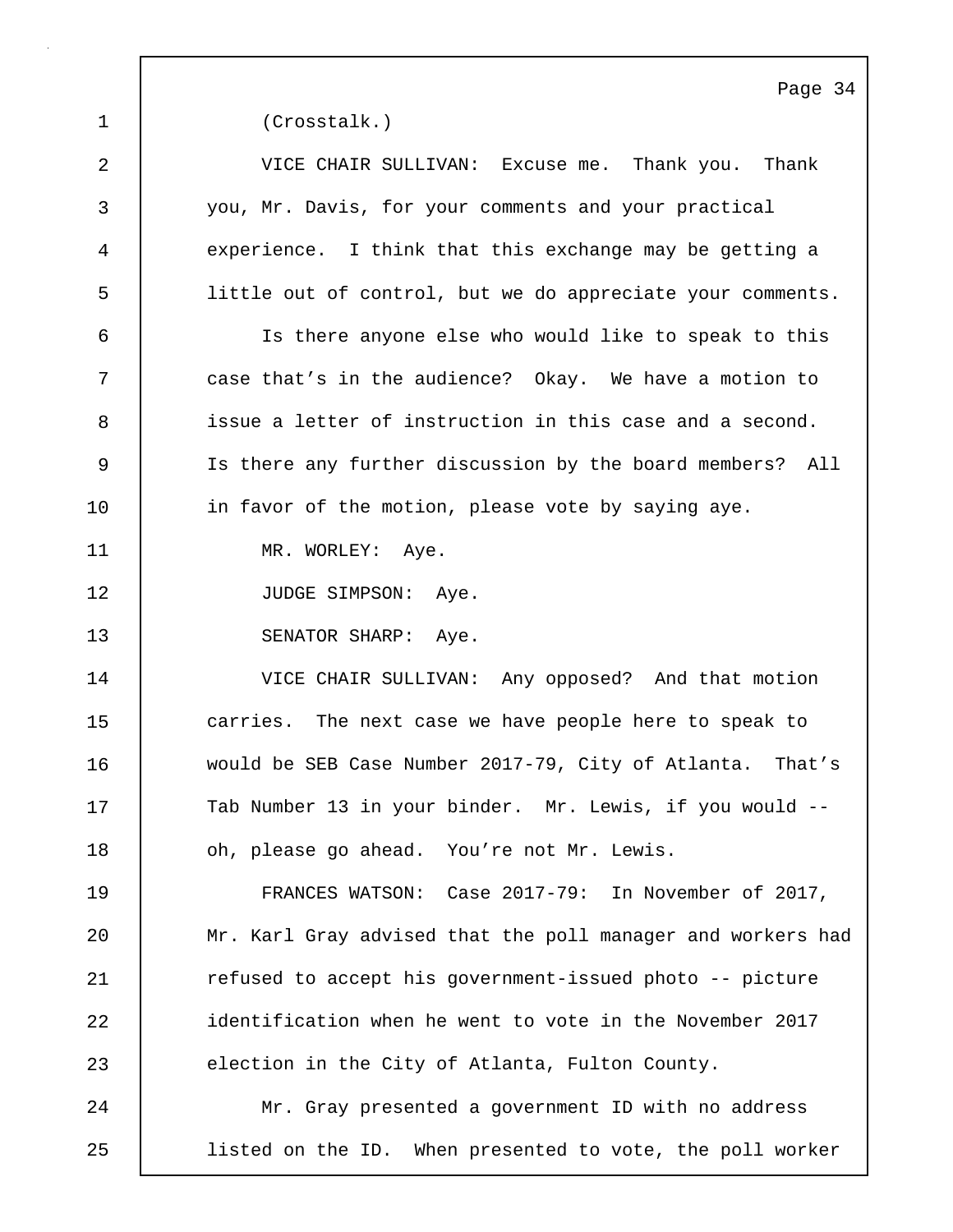(Crosstalk.)

VICE CHAIR SULLIVAN: Excuse me. Thank you. Thank you, Mr. Davis, for your comments and your practical experience. I think that this exchange may be getting a little out of control, but we do appreciate your comments.

Is there anyone else who would like to speak to this case that's in the audience? Okay. We have a motion to issue a letter of instruction in this case and a second. Is there any further discussion by the board members? All in favor of the motion, please vote by saying aye.

MR. WORLEY: Aye.

JUDGE SIMPSON: Aye.

SENATOR SHARP: Aye.

VICE CHAIR SULLIVAN: Any opposed? And that motion carries. The next case we have people here to speak to would be SEB Case Number 2017-79, City of Atlanta. That's Tab Number 13 in your binder. Mr. Lewis, if you would -- oh, please go ahead. You're not Mr. Lewis.

FRANCES WATSON: Case 2017-79: In November of 2017, Mr. Karl Gray advised that the poll manager and workers had refused to accept his government-issued photo -- picture identification when he went to vote in the November 2017 election in the City of Atlanta, Fulton County.

Mr. Gray presented a government ID with no address listed on the ID. When presented to vote, the poll worker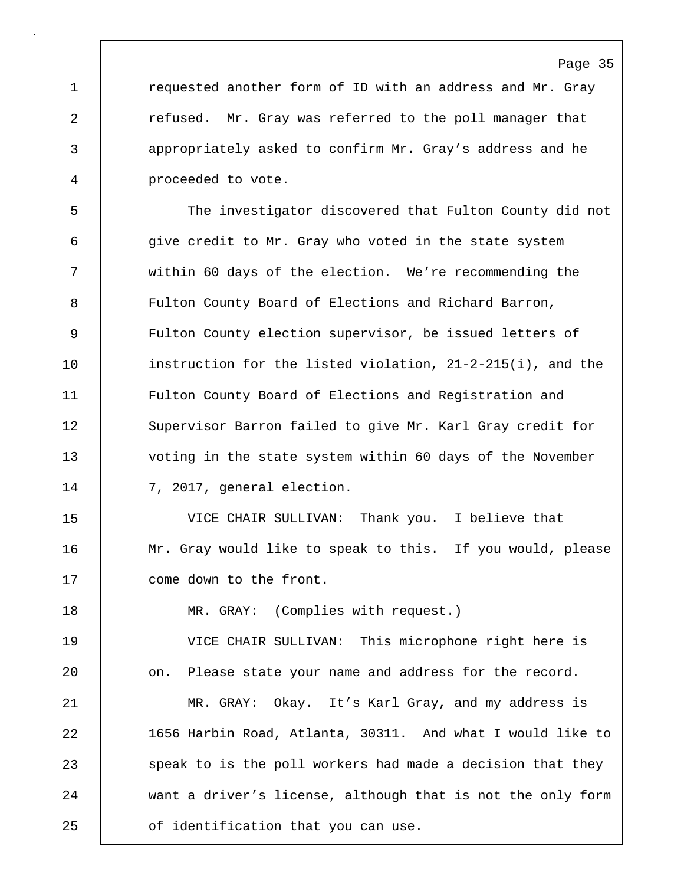requested another form of ID with an address and Mr. Gray refused. Mr. Gray was referred to the poll manager that appropriately asked to confirm Mr. Gray's address and he proceeded to vote.

The investigator discovered that Fulton County did not give credit to Mr. Gray who voted in the state system within 60 days of the election. We're recommending the Fulton County Board of Elections and Richard Barron, Fulton County election supervisor, be issued letters of instruction for the listed violation, 21-2-215(i), and the Fulton County Board of Elections and Registration and Supervisor Barron failed to give Mr. Karl Gray credit for voting in the state system within 60 days of the November 7, 2017, general election.

VICE CHAIR SULLIVAN: Thank you. I believe that Mr. Gray would like to speak to this. If you would, please come down to the front.

MR. GRAY: (Complies with request.)

VICE CHAIR SULLIVAN: This microphone right here is on. Please state your name and address for the record.

MR. GRAY: Okay. It's Karl Gray, and my address is 1656 Harbin Road, Atlanta, 30311. And what I would like to speak to is the poll workers had made a decision that they want a driver's license, although that is not the only form of identification that you can use.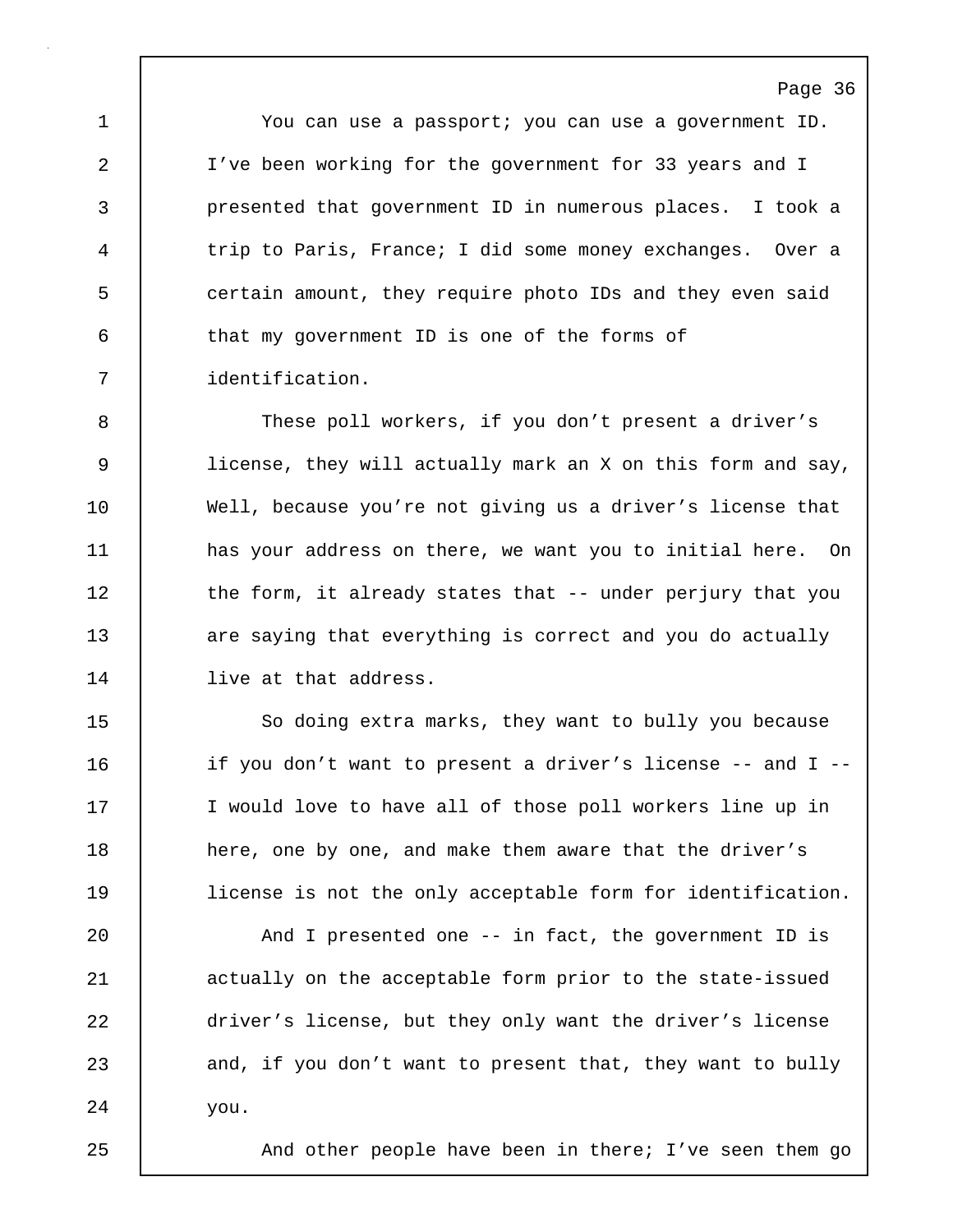You can use a passport; you can use a government ID. I've been working for the government for 33 years and I presented that government ID in numerous places. I took a trip to Paris, France; I did some money exchanges. Over a certain amount, they require photo IDs and they even said that my government ID is one of the forms of identification.

These poll workers, if you don't present a driver's license, they will actually mark an X on this form and say, Well, because you're not giving us a driver's license that has your address on there, we want you to initial here. On the form, it already states that -- under perjury that you are saying that everything is correct and you do actually live at that address.

So doing extra marks, they want to bully you because if you don't want to present a driver's license -- and I -- I would love to have all of those poll workers line up in here, one by one, and make them aware that the driver's license is not the only acceptable form for identification.

And I presented one -- in fact, the government ID is actually on the acceptable form prior to the state-issued driver's license, but they only want the driver's license and, if you don't want to present that, they want to bully you.

And other people have been in there; I've seen them go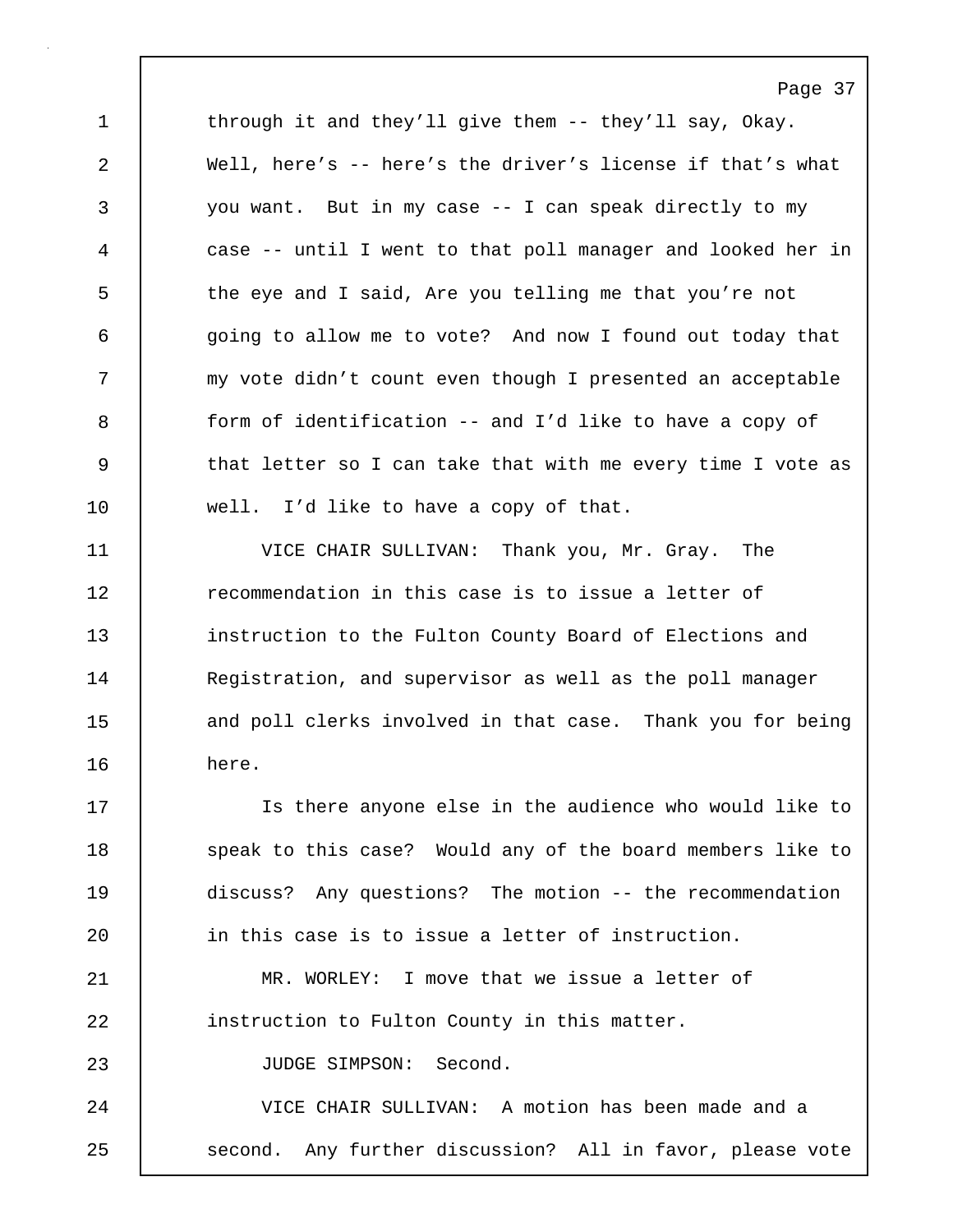through it and they'll give them -- they'll say, Okay. Well, here's -- here's the driver's license if that's what you want. But in my case -- I can speak directly to my case -- until I went to that poll manager and looked her in the eye and I said, Are you telling me that you're not going to allow me to vote? And now I found out today that my vote didn't count even though I presented an acceptable form of identification -- and I'd like to have a copy of that letter so I can take that with me every time I vote as well. I'd like to have a copy of that.

VICE CHAIR SULLIVAN: Thank you, Mr. Gray. The recommendation in this case is to issue a letter of instruction to the Fulton County Board of Elections and Registration, and supervisor as well as the poll manager and poll clerks involved in that case. Thank you for being here.

Is there anyone else in the audience who would like to speak to this case? Would any of the board members like to discuss? Any questions? The motion -- the recommendation in this case is to issue a letter of instruction.

MR. WORLEY: I move that we issue a letter of instruction to Fulton County in this matter.

JUDGE SIMPSON: Second.

VICE CHAIR SULLIVAN: A motion has been made and a second. Any further discussion? All in favor, please vote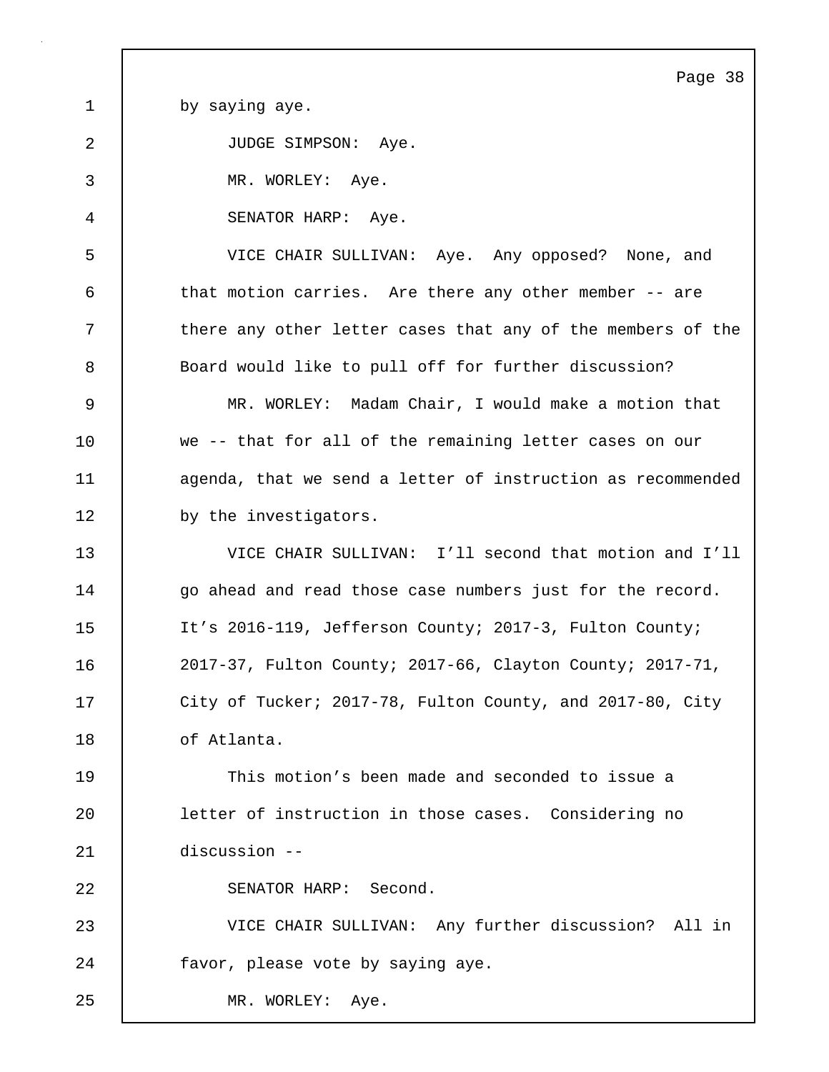by saying aye.

JUDGE SIMPSON: Aye.

MR. WORLEY: Aye.

SENATOR HARP: Aye.

VICE CHAIR SULLIVAN: Aye. Any opposed? None, and that motion carries. Are there any other member -- are there any other letter cases that any of the members of the Board would like to pull off for further discussion?

MR. WORLEY: Madam Chair, I would make a motion that we -- that for all of the remaining letter cases on our agenda, that we send a letter of instruction as recommended by the investigators.

VICE CHAIR SULLIVAN: I'll second that motion and I'll go ahead and read those case numbers just for the record. It's 2016-119, Jefferson County; 2017-3, Fulton County; 2017-37, Fulton County; 2017-66, Clayton County; 2017-71, City of Tucker; 2017-78, Fulton County, and 2017-80, City of Atlanta.

This motion's been made and seconded to issue a letter of instruction in those cases. Considering no discussion --

SENATOR HARP: Second.

VICE CHAIR SULLIVAN: Any further discussion? All in favor, please vote by saying aye.

MR. WORLEY: Aye.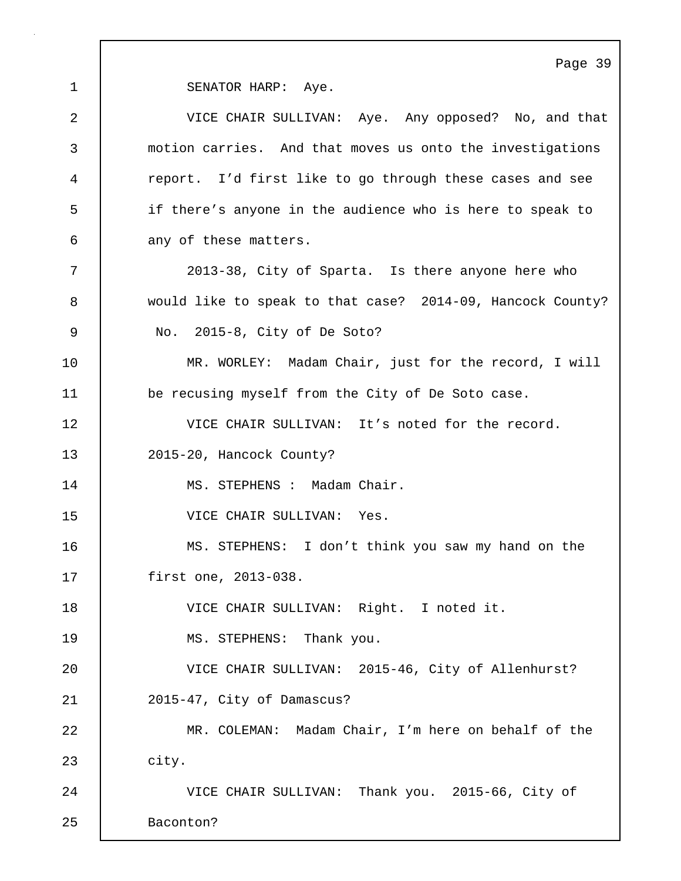SENATOR HARP: Aye.

VICE CHAIR SULLIVAN: Aye. Any opposed? No, and that motion carries. And that moves us onto the investigations report. I'd first like to go through these cases and see if there's anyone in the audience who is here to speak to any of these matters.

2013-38, City of Sparta. Is there anyone here who would like to speak to that case? 2014-09, Hancock County? No. 2015-8, City of De Soto?

MR. WORLEY: Madam Chair, just for the record, I will be recusing myself from the City of De Soto case.

VICE CHAIR SULLIVAN: It's noted for the record. 2015-20, Hancock County?

MS. STEPHENS : Madam Chair.

VICE CHAIR SULLIVAN: Yes.

MS. STEPHENS: I don't think you saw my hand on the first one, 2013-038.

VICE CHAIR SULLIVAN: Right. I noted it.

MS. STEPHENS: Thank you.

VICE CHAIR SULLIVAN: 2015-46, City of Allenhurst? 2015-47, City of Damascus?

MR. COLEMAN: Madam Chair, I'm here on behalf of the city.

VICE CHAIR SULLIVAN: Thank you. 2015-66, City of Baconton?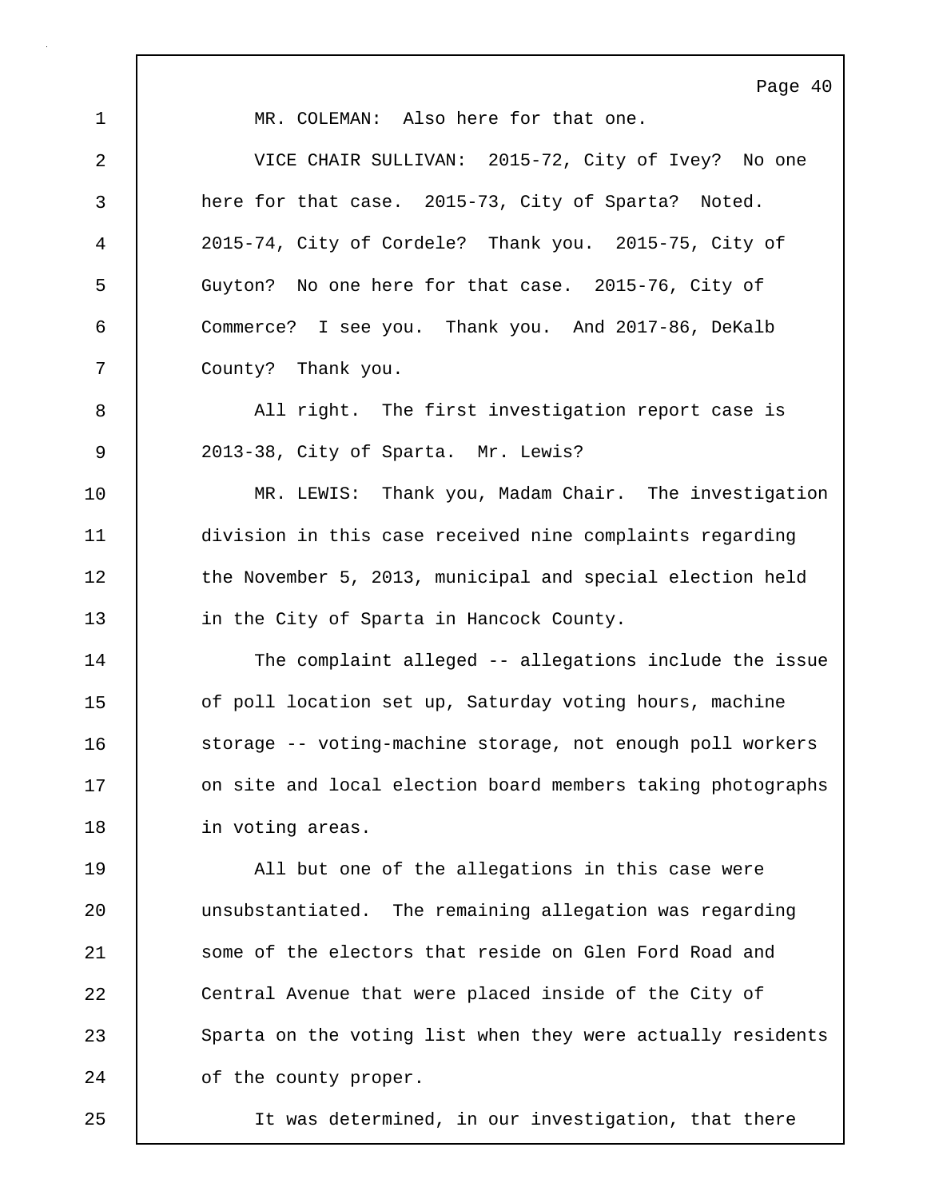MR. COLEMAN: Also here for that one.

VICE CHAIR SULLIVAN: 2015-72, City of Ivey? No one here for that case. 2015-73, City of Sparta? Noted. 2015-74, City of Cordele? Thank you. 2015-75, City of Guyton? No one here for that case. 2015-76, City of Commerce? I see you. Thank you. And 2017-86, DeKalb County? Thank you.

All right. The first investigation report case is 2013-38, City of Sparta. Mr. Lewis?

MR. LEWIS: Thank you, Madam Chair. The investigation division in this case received nine complaints regarding the November 5, 2013, municipal and special election held in the City of Sparta in Hancock County.

The complaint alleged -- allegations include the issue of poll location set up, Saturday voting hours, machine storage -- voting-machine storage, not enough poll workers on site and local election board members taking photographs in voting areas.

All but one of the allegations in this case were unsubstantiated. The remaining allegation was regarding some of the electors that reside on Glen Ford Road and Central Avenue that were placed inside of the City of Sparta on the voting list when they were actually residents of the county proper.

It was determined, in our investigation, that there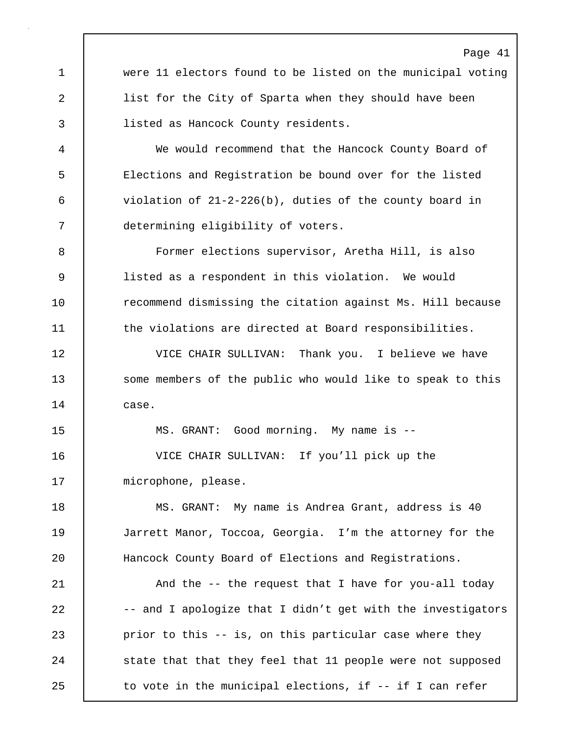were 11 electors found to be listed on the municipal voting list for the City of Sparta when they should have been listed as Hancock County residents.

We would recommend that the Hancock County Board of Elections and Registration be bound over for the listed violation of 21-2-226(b), duties of the county board in determining eligibility of voters.

Former elections supervisor, Aretha Hill, is also listed as a respondent in this violation. We would recommend dismissing the citation against Ms. Hill because the violations are directed at Board responsibilities.

VICE CHAIR SULLIVAN: Thank you. I believe we have some members of the public who would like to speak to this case.

MS. GRANT: Good morning. My name is --

VICE CHAIR SULLIVAN: If you'll pick up the microphone, please.

MS. GRANT: My name is Andrea Grant, address is 40 Jarrett Manor, Toccoa, Georgia. I'm the attorney for the Hancock County Board of Elections and Registrations.

And the -- the request that I have for you-all today -- and I apologize that I didn't get with the investigators prior to this -- is, on this particular case where they state that that they feel that 11 people were not supposed to vote in the municipal elections, if -- if I can refer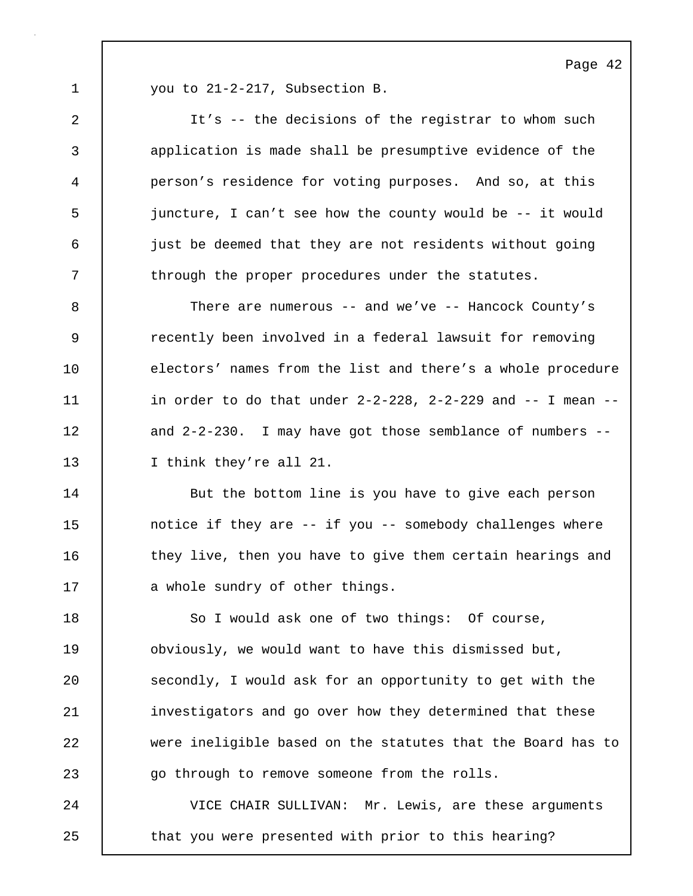you to 21-2-217, Subsection B.

It’s -- the decisions of the registrar to whom such application is made shall be presumptive evidence of the person’s residence for voting purposes. And so, at this juncture, I can’t see how the county would be -- it would just be deemed that they are not residents without going through the proper procedures under the statutes.

There are numerous -- and we’ve -- Hancock County’s recently been involved in a federal lawsuit for removing electors’ names from the list and there’s a whole procedure in order to do that under 2-2-228, 2-2-229 and -- I mean -- and 2-2-230. I may have got those semblance of numbers -- I think they’re all 21.

But the bottom line is you have to give each person notice if they are -- if you -- somebody challenges where they live, then you have to give them certain hearings and a whole sundry of other things.

So I would ask one of two things: Of course, obviously, we would want to have this dismissed but, secondly, I would ask for an opportunity to get with the investigators and go over how they determined that these were ineligible based on the statutes that the Board has to go through to remove someone from the rolls.

VICE CHAIR SULLIVAN: Mr. Lewis, are these arguments that you were presented with prior to this hearing?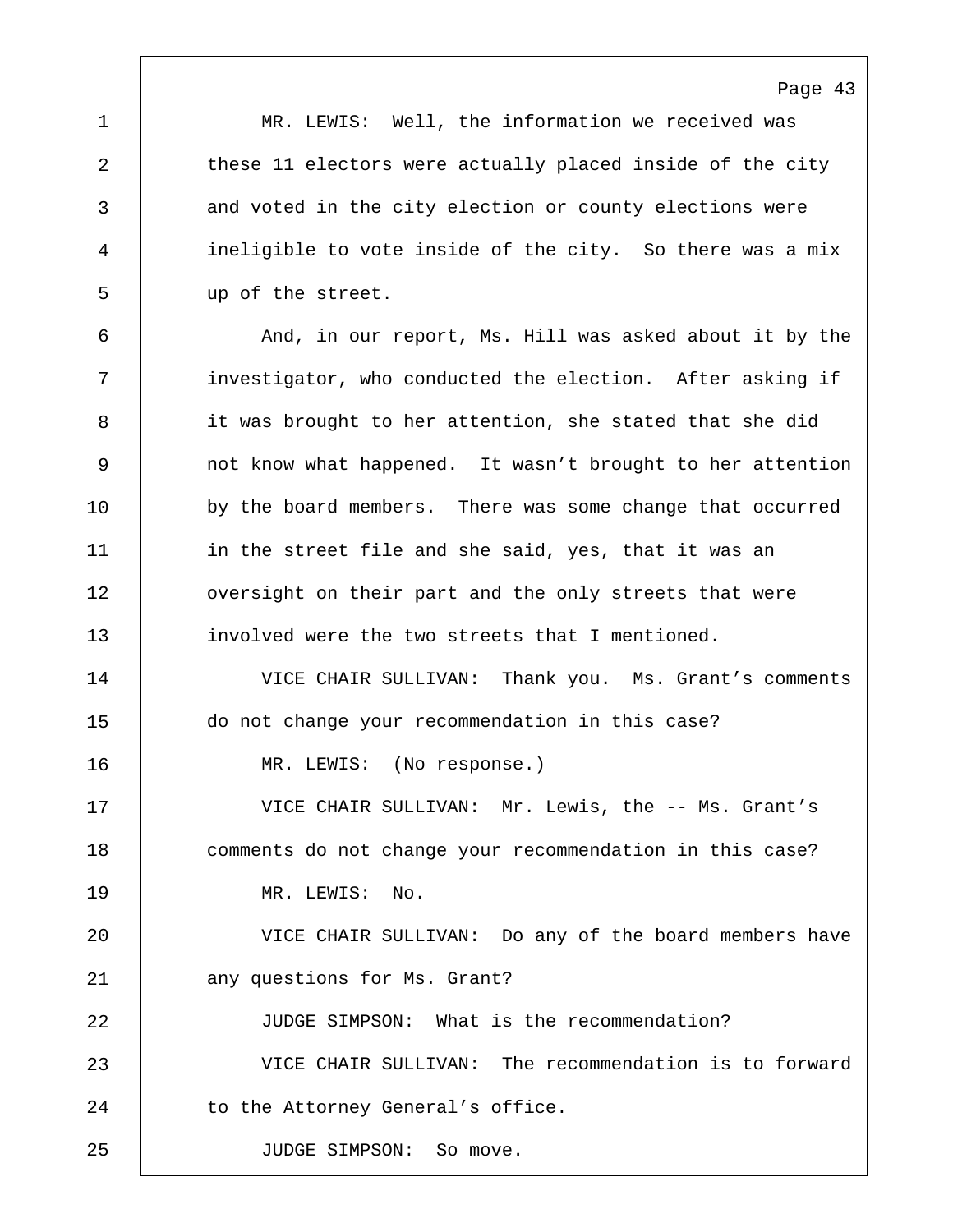MR. LEWIS: Well, the information we received was these 11 electors were actually placed inside of the city and voted in the city election or county elections were ineligible to vote inside of the city. So there was a mix up of the street.

And, in our report, Ms. Hill was asked about it by the investigator, who conducted the election. After asking if it was brought to her attention, she stated that she did not know what happened. It wasn’t brought to her attention by the board members. There was some change that occurred in the street file and she said, yes, that it was an oversight on their part and the only streets that were involved were the two streets that I mentioned.

VICE CHAIR SULLIVAN: Thank you. Ms. Grant’s comments do not change your recommendation in this case?

MR. LEWIS: (No response.)

VICE CHAIR SULLIVAN: Mr. Lewis, the -- Ms. Grant’s comments do not change your recommendation in this case?

MR. LEWIS: No.

VICE CHAIR SULLIVAN: Do any of the board members have any questions for Ms. Grant?

JUDGE SIMPSON: What is the recommendation?

VICE CHAIR SULLIVAN: The recommendation is to forward to the Attorney General’s office.

JUDGE SIMPSON: So move.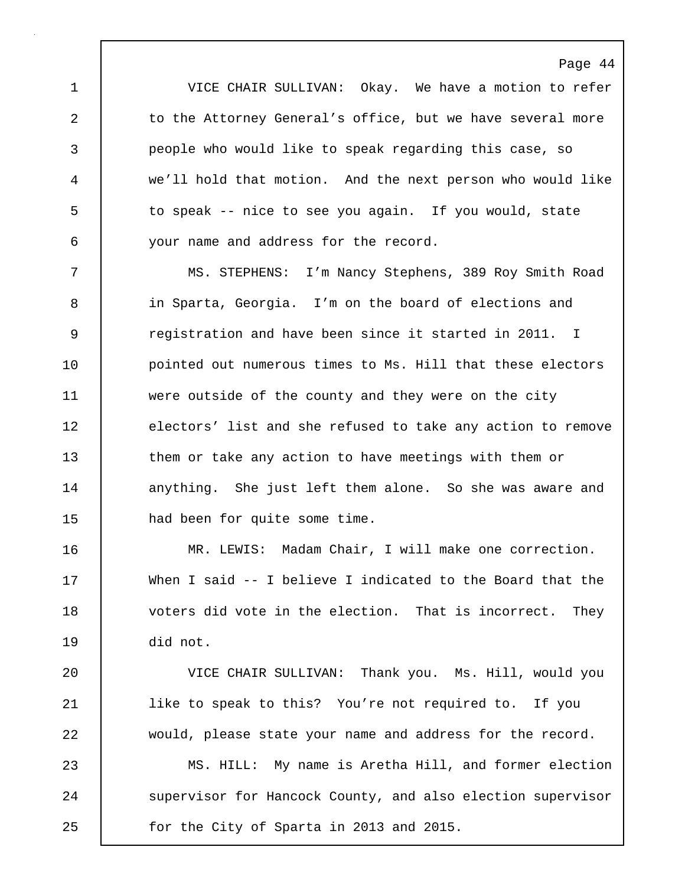VICE CHAIR SULLIVAN: Okay. We have a motion to refer to the Attorney General's office, but we have several more people who would like to speak regarding this case, so we'll hold that motion. And the next person who would like to speak -- nice to see you again. If you would, state your name and address for the record.

MS. STEPHENS: I'm Nancy Stephens, 389 Roy Smith Road in Sparta, Georgia. I'm on the board of elections and registration and have been since it started in 2011. I pointed out numerous times to Ms. Hill that these electors were outside of the county and they were on the city electors' list and she refused to take any action to remove them or take any action to have meetings with them or anything. She just left them alone. So she was aware and had been for quite some time.

MR. LEWIS: Madam Chair, I will make one correction. When I said -- I believe I indicated to the Board that the voters did vote in the election. That is incorrect. They did not.

VICE CHAIR SULLIVAN: Thank you. Ms. Hill, would you like to speak to this? You're not required to. If you would, please state your name and address for the record.

MS. HILL: My name is Aretha Hill, and former election supervisor for Hancock County, and also election supervisor for the City of Sparta in 2013 and 2015.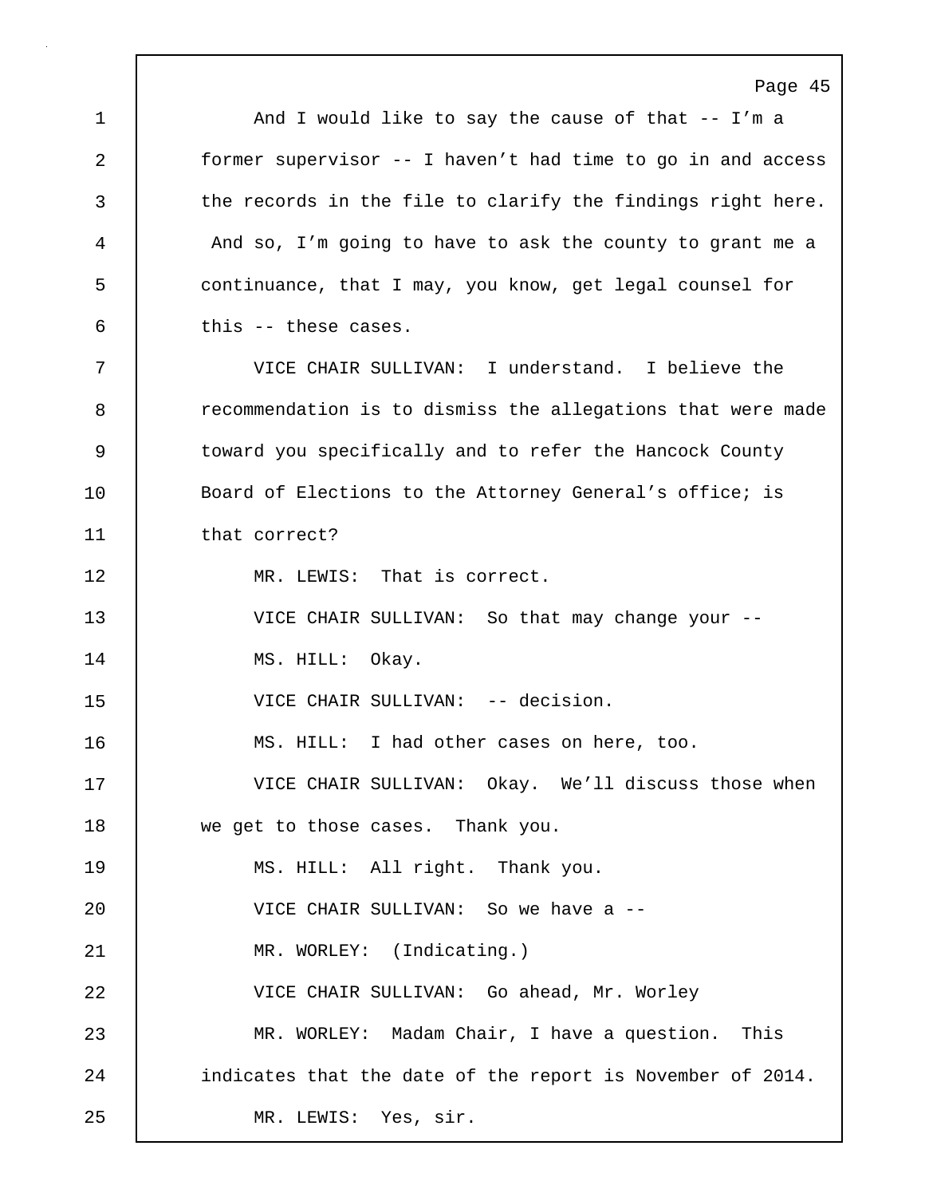And I would like to say the cause of that -- I'm a former supervisor -- I haven't had time to go in and access the records in the file to clarify the findings right here. And so, I'm going to have to ask the county to grant me a continuance, that I may, you know, get legal counsel for this -- these cases.

VICE CHAIR SULLIVAN: I understand. I believe the recommendation is to dismiss the allegations that were made toward you specifically and to refer the Hancock County Board of Elections to the Attorney General's office; is that correct?

MR. LEWIS: That is correct.

VICE CHAIR SULLIVAN: So that may change your --

MS. HILL: Okay.

VICE CHAIR SULLIVAN: -- decision.

MS. HILL: I had other cases on here, too.

VICE CHAIR SULLIVAN: Okay. We'll discuss those when we get to those cases. Thank you.

MS. HILL: All right. Thank you.

VICE CHAIR SULLIVAN: So we have a --

MR. WORLEY: (Indicating.)

VICE CHAIR SULLIVAN: Go ahead, Mr. Worley

MR. WORLEY: Madam Chair, I have a question. This indicates that the date of the report is November of 2014.

MR. LEWIS: Yes, sir.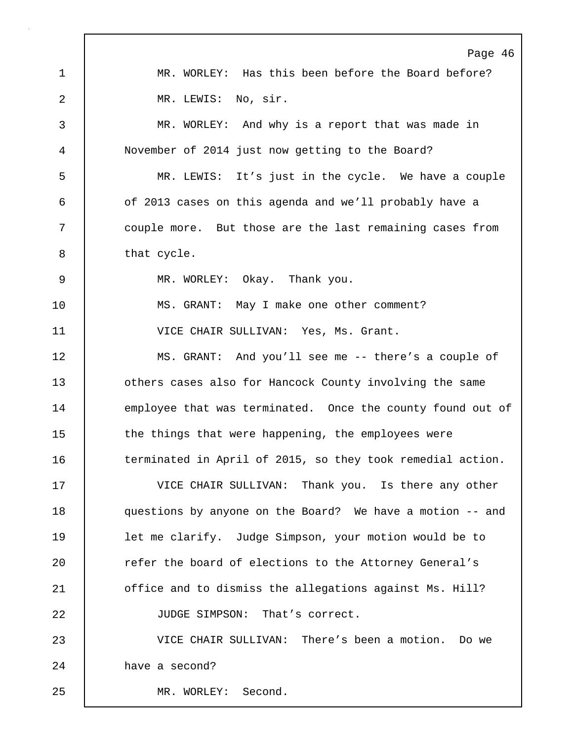MR. WORLEY: Has this been before the Board before?

MR. LEWIS: No, sir.

MR. WORLEY: And why is a report that was made in November of 2014 just now getting to the Board?

MR. LEWIS: It's just in the cycle. We have a couple of 2013 cases on this agenda and we'll probably have a couple more. But those are the last remaining cases from that cycle.

MR. WORLEY: Okay. Thank you.

MS. GRANT: May I make one other comment?

VICE CHAIR SULLIVAN: Yes, Ms. Grant.

MS. GRANT: And you'll see me -- there's a couple of others cases also for Hancock County involving the same employee that was terminated. Once the county found out of the things that were happening, the employees were terminated in April of 2015, so they took remedial action.

VICE CHAIR SULLIVAN: Thank you. Is there any other questions by anyone on the Board? We have a motion -- and let me clarify. Judge Simpson, your motion would be to refer the board of elections to the Attorney General's office and to dismiss the allegations against Ms. Hill?

JUDGE SIMPSON: That's correct.

VICE CHAIR SULLIVAN: There's been a motion. Do we have a second?

MR. WORLEY: Second.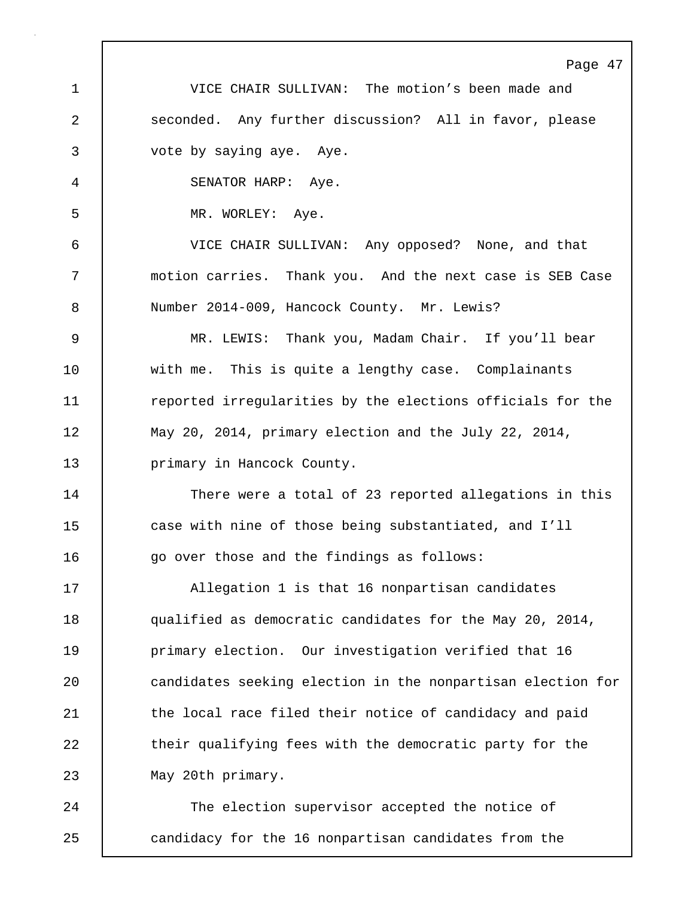VICE CHAIR SULLIVAN: The motion's been made and seconded. Any further discussion? All in favor, please vote by saying aye. Aye.

SENATOR HARP: Aye.

MR. WORLEY: Aye.

VICE CHAIR SULLIVAN: Any opposed? None, and that motion carries. Thank you. And the next case is SEB Case Number 2014-009, Hancock County. Mr. Lewis?

MR. LEWIS: Thank you, Madam Chair. If you'll bear with me. This is quite a lengthy case. Complainants reported irregularities by the elections officials for the May 20, 2014, primary election and the July 22, 2014, primary in Hancock County.

There were a total of 23 reported allegations in this case with nine of those being substantiated, and I'll go over those and the findings as follows:

Allegation 1 is that 16 nonpartisan candidates qualified as democratic candidates for the May 20, 2014, primary election. Our investigation verified that 16 candidates seeking election in the nonpartisan election for the local race filed their notice of candidacy and paid their qualifying fees with the democratic party for the May 20th primary.

The election supervisor accepted the notice of candidacy for the 16 nonpartisan candidates from the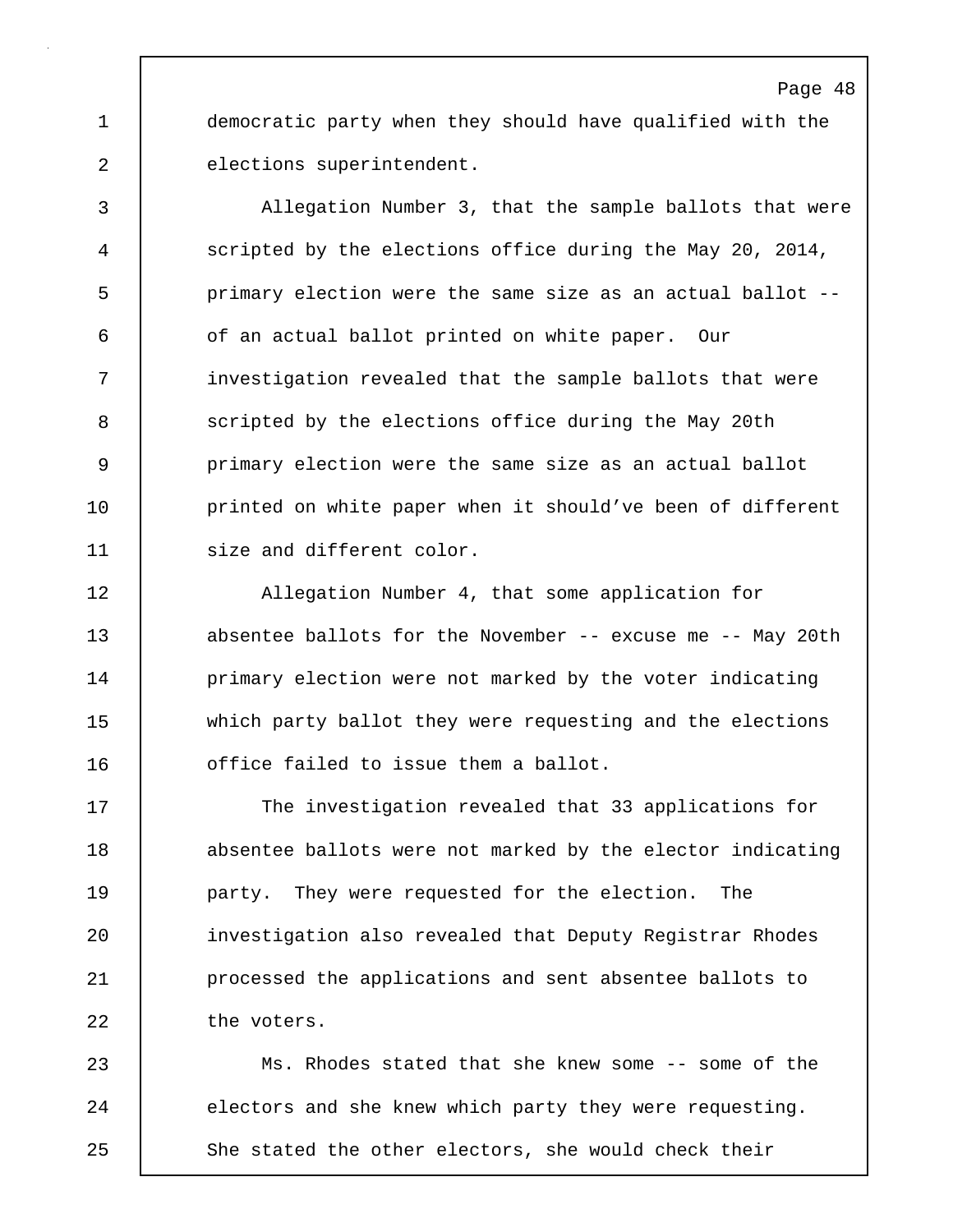democratic party when they should have qualified with the elections superintendent.

Allegation Number 3, that the sample ballots that were scripted by the elections office during the May 20, 2014, primary election were the same size as an actual ballot -- of an actual ballot printed on white paper. Our investigation revealed that the sample ballots that were scripted by the elections office during the May 20th primary election were the same size as an actual ballot printed on white paper when it should've been of different size and different color.

Allegation Number 4, that some application for absentee ballots for the November -- excuse me -- May 20th primary election were not marked by the voter indicating which party ballot they were requesting and the elections office failed to issue them a ballot.

The investigation revealed that 33 applications for absentee ballots were not marked by the elector indicating party. They were requested for the election. The investigation also revealed that Deputy Registrar Rhodes processed the applications and sent absentee ballots to the voters.

Ms. Rhodes stated that she knew some -- some of the electors and she knew which party they were requesting. She stated the other electors, she would check their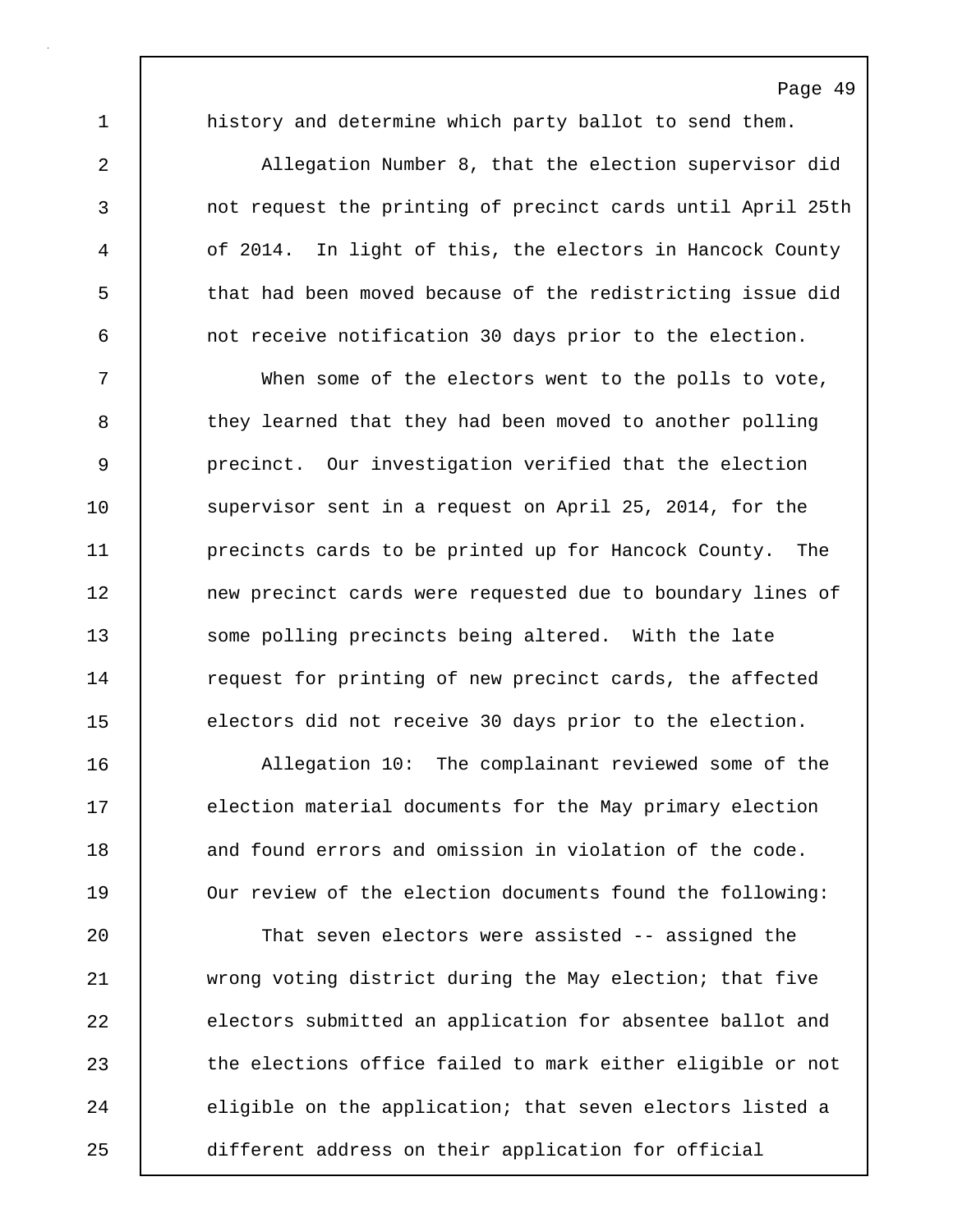history and determine which party ballot to send them.

Allegation Number 8, that the election supervisor did not request the printing of precinct cards until April 25th of 2014. In light of this, the electors in Hancock County that had been moved because of the redistricting issue did not receive notification 30 days prior to the election.

When some of the electors went to the polls to vote, they learned that they had been moved to another polling precinct. Our investigation verified that the election supervisor sent in a request on April 25, 2014, for the precincts cards to be printed up for Hancock County. The new precinct cards were requested due to boundary lines of some polling precincts being altered. With the late request for printing of new precinct cards, the affected electors did not receive 30 days prior to the election.

Allegation 10: The complainant reviewed some of the election material documents for the May primary election and found errors and omission in violation of the code. Our review of the election documents found the following:

That seven electors were assisted -- assigned the wrong voting district during the May election; that five electors submitted an application for absentee ballot and the elections office failed to mark either eligible or not eligible on the application; that seven electors listed a different address on their application for official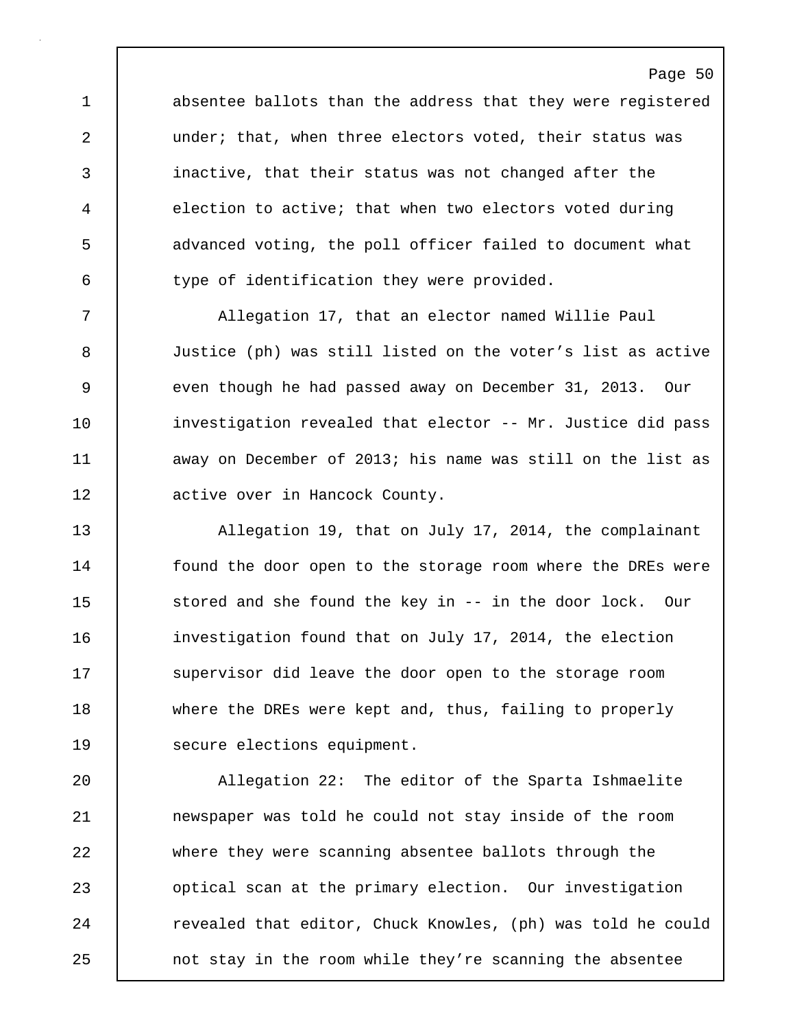absentee ballots than the address that they were registered under; that, when three electors voted, their status was inactive, that their status was not changed after the election to active; that when two electors voted during advanced voting, the poll officer failed to document what type of identification they were provided.

Allegation 17, that an elector named Willie Paul Justice (ph) was still listed on the voter's list as active even though he had passed away on December 31, 2013. Our investigation revealed that elector -- Mr. Justice did pass away on December of 2013; his name was still on the list as active over in Hancock County.

Allegation 19, that on July 17, 2014, the complainant found the door open to the storage room where the DREs were stored and she found the key in -- in the door lock. Our investigation found that on July 17, 2014, the election supervisor did leave the door open to the storage room where the DREs were kept and, thus, failing to properly secure elections equipment.

Allegation 22: The editor of the Sparta Ishmaelite newspaper was told he could not stay inside of the room where they were scanning absentee ballots through the optical scan at the primary election. Our investigation revealed that editor, Chuck Knowles, (ph) was told he could not stay in the room while they're scanning the absentee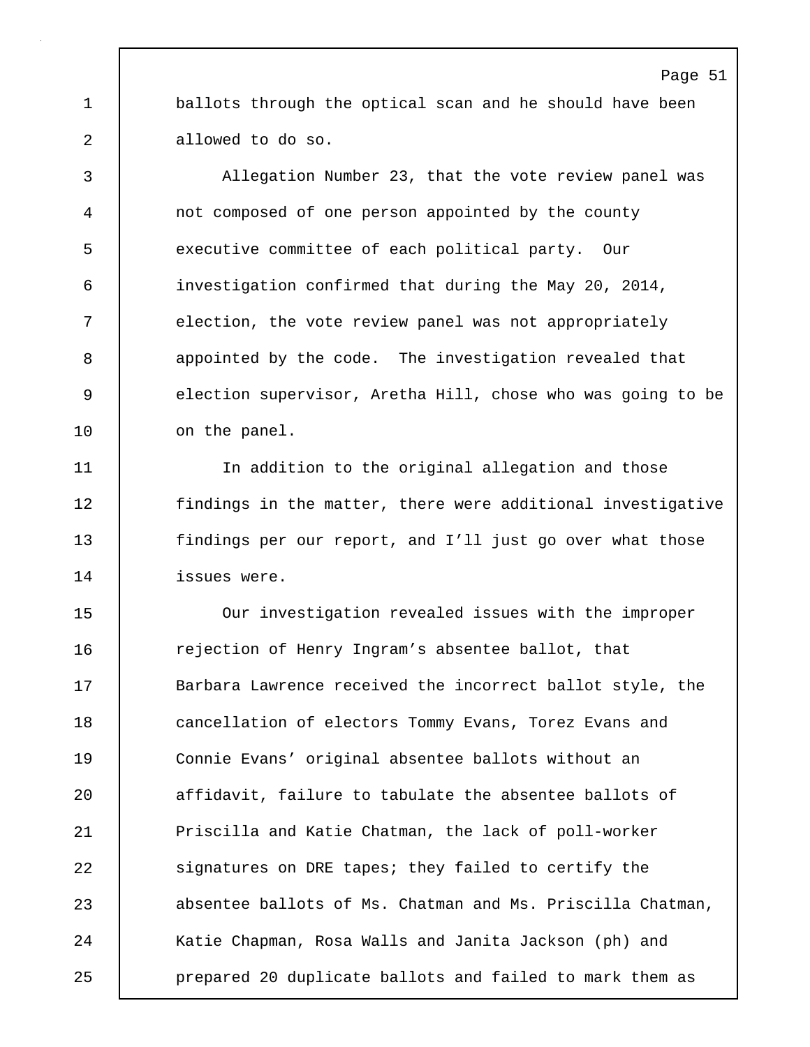ballots through the optical scan and he should have been allowed to do so.

Allegation Number 23, that the vote review panel was not composed of one person appointed by the county executive committee of each political party. Our investigation confirmed that during the May 20, 2014, election, the vote review panel was not appropriately appointed by the code. The investigation revealed that election supervisor, Aretha Hill, chose who was going to be on the panel.

In addition to the original allegation and those findings in the matter, there were additional investigative findings per our report, and I'll just go over what those issues were.

Our investigation revealed issues with the improper rejection of Henry Ingram's absentee ballot, that Barbara Lawrence received the incorrect ballot style, the cancellation of electors Tommy Evans, Torez Evans and Connie Evans' original absentee ballots without an affidavit, failure to tabulate the absentee ballots of Priscilla and Katie Chatman, the lack of poll-worker signatures on DRE tapes; they failed to certify the absentee ballots of Ms. Chatman and Ms. Priscilla Chatman, Katie Chapman, Rosa Walls and Janita Jackson (ph) and prepared 20 duplicate ballots and failed to mark them as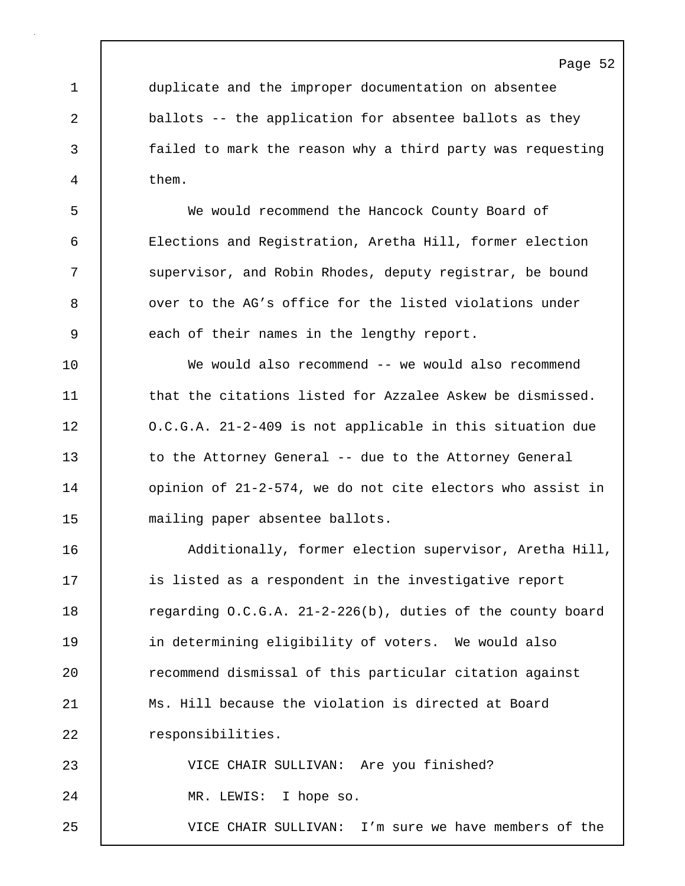duplicate and the improper documentation on absentee ballots -- the application for absentee ballots as they failed to mark the reason why a third party was requesting them.

We would recommend the Hancock County Board of Elections and Registration, Aretha Hill, former election supervisor, and Robin Rhodes, deputy registrar, be bound over to the AG's office for the listed violations under each of their names in the lengthy report.

We would also recommend -- we would also recommend that the citations listed for Azzalee Askew be dismissed. O.C.G.A. 21-2-409 is not applicable in this situation due to the Attorney General -- due to the Attorney General opinion of 21-2-574, we do not cite electors who assist in mailing paper absentee ballots.

Additionally, former election supervisor, Aretha Hill, is listed as a respondent in the investigative report regarding O.C.G.A. 21-2-226(b), duties of the county board in determining eligibility of voters. We would also recommend dismissal of this particular citation against Ms. Hill because the violation is directed at Board responsibilities.

VICE CHAIR SULLIVAN: Are you finished?

MR. LEWIS: I hope so.

VICE CHAIR SULLIVAN: I'm sure we have members of the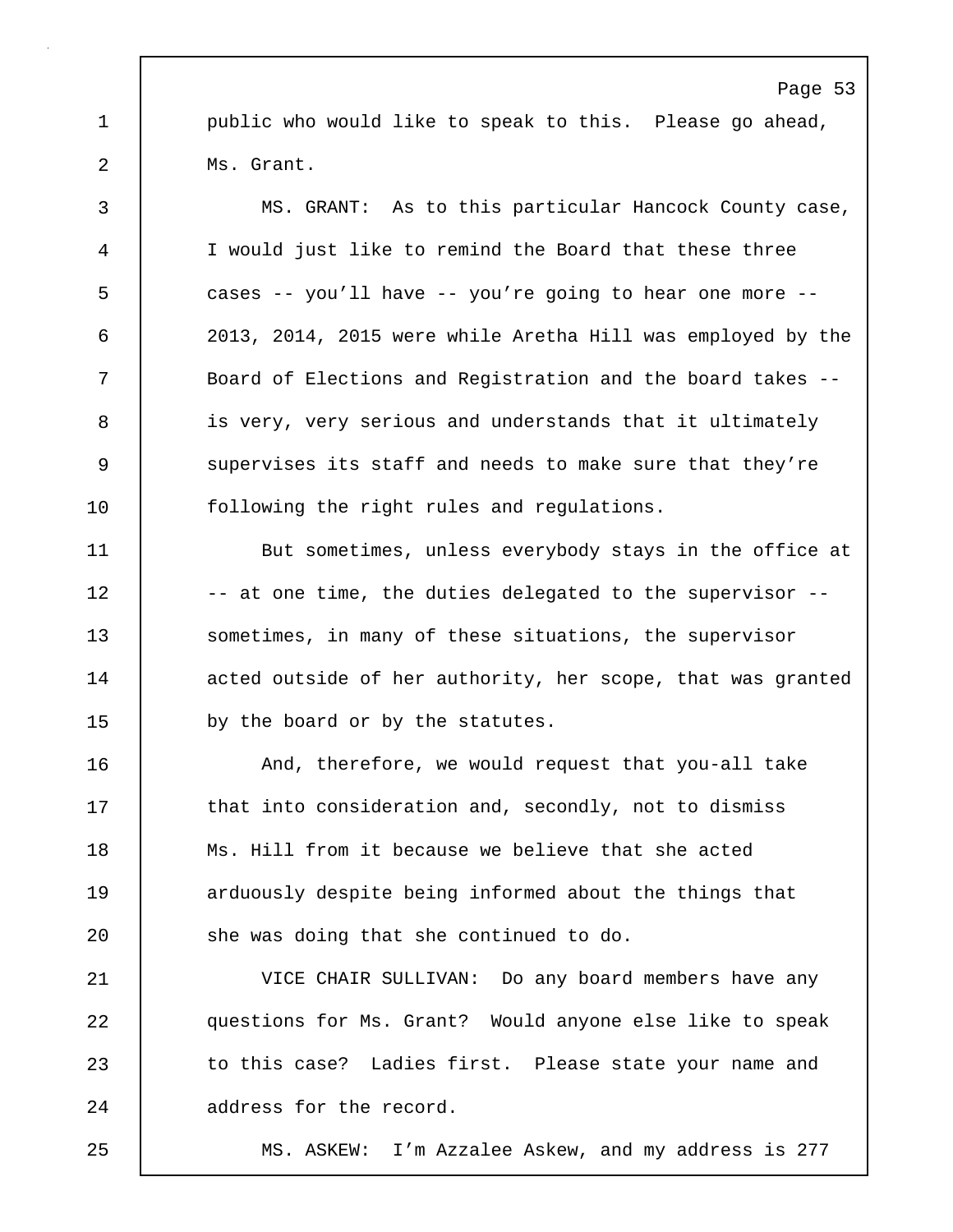public who would like to speak to this. Please go ahead, Ms. Grant.

MS. GRANT: As to this particular Hancock County case, I would just like to remind the Board that these three cases -- you'll have -- you're going to hear one more -- 2013, 2014, 2015 were while Aretha Hill was employed by the Board of Elections and Registration and the board takes -- is very, very serious and understands that it ultimately supervises its staff and needs to make sure that they're following the right rules and regulations.

But sometimes, unless everybody stays in the office at -- at one time, the duties delegated to the supervisor -- sometimes, in many of these situations, the supervisor acted outside of her authority, her scope, that was granted by the board or by the statutes.

And, therefore, we would request that you-all take that into consideration and, secondly, not to dismiss Ms. Hill from it because we believe that she acted arduously despite being informed about the things that she was doing that she continued to do.

VICE CHAIR SULLIVAN: Do any board members have any questions for Ms. Grant? Would anyone else like to speak to this case? Ladies first. Please state your name and address for the record.

MS. ASKEW: I'm Azzalee Askew, and my address is 277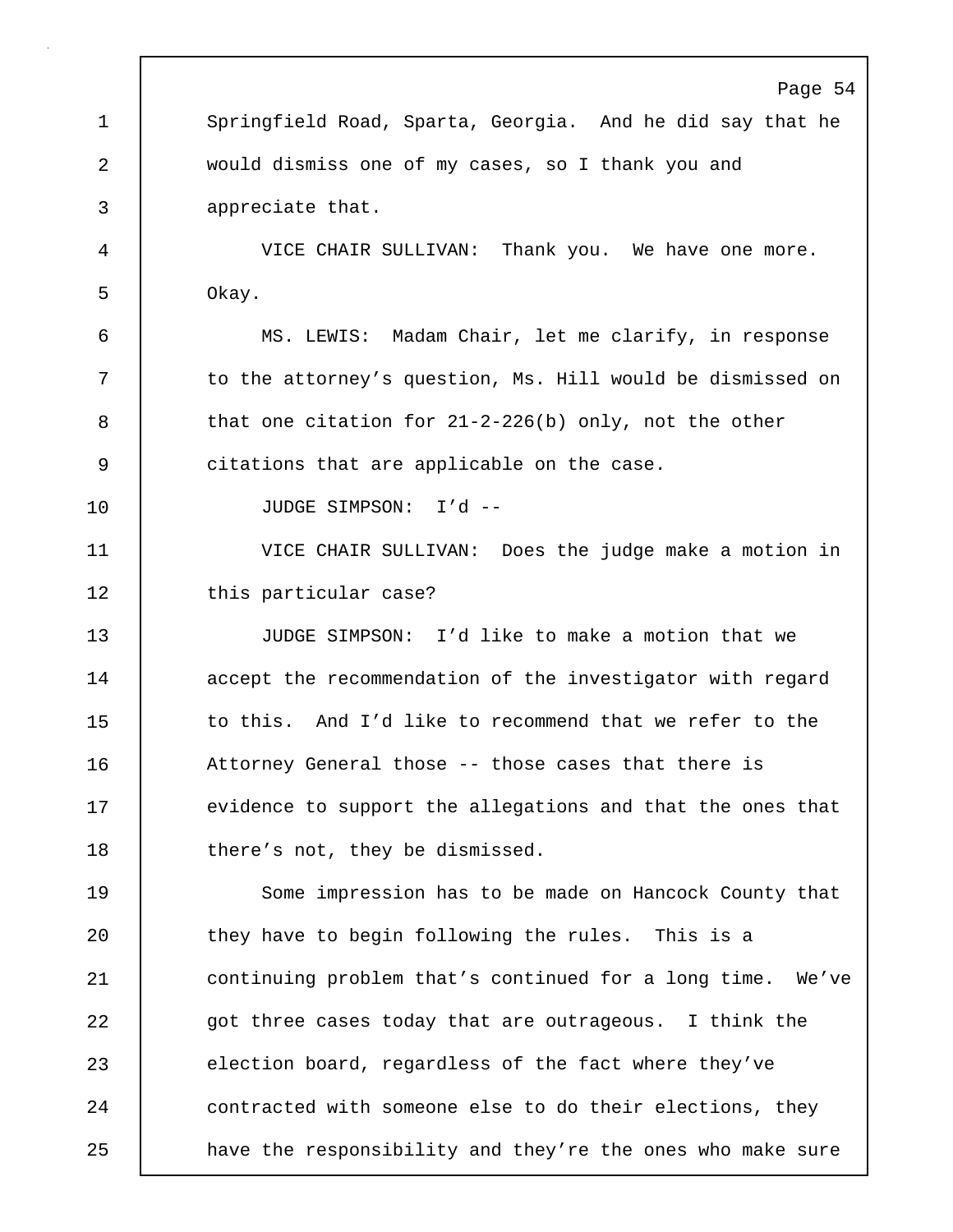Springfield Road, Sparta, Georgia. And he did say that he would dismiss one of my cases, so I thank you and appreciate that.

VICE CHAIR SULLIVAN: Thank you. We have one more. Okay.

MS. LEWIS: Madam Chair, let me clarify, in response to the attorney's question, Ms. Hill would be dismissed on that one citation for 21-2-226(b) only, not the other citations that are applicable on the case.

JUDGE SIMPSON: I'd --

VICE CHAIR SULLIVAN: Does the judge make a motion in this particular case?

JUDGE SIMPSON: I'd like to make a motion that we accept the recommendation of the investigator with regard to this. And I'd like to recommend that we refer to the Attorney General those -- those cases that there is evidence to support the allegations and that the ones that there's not, they be dismissed.

Some impression has to be made on Hancock County that they have to begin following the rules. This is a continuing problem that's continued for a long time. We've got three cases today that are outrageous. I think the election board, regardless of the fact where they've contracted with someone else to do their elections, they have the responsibility and they're the ones who make sure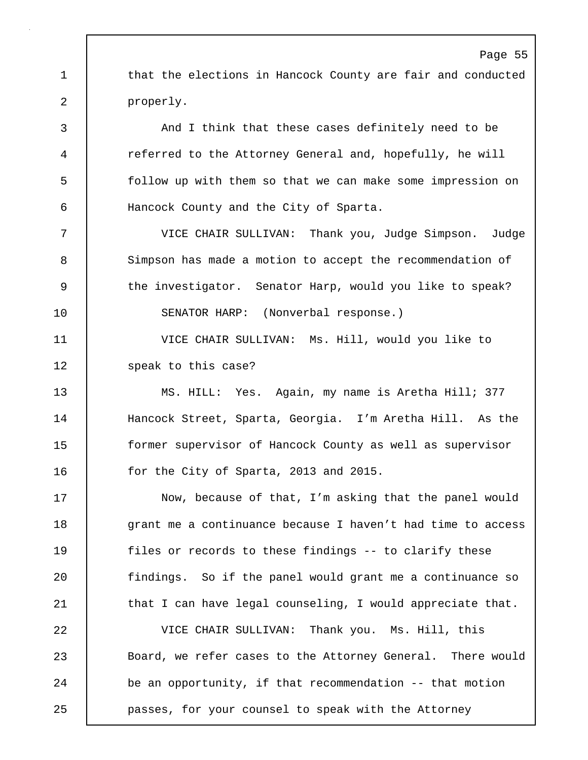that the elections in Hancock County are fair and conducted properly.

And I think that these cases definitely need to be referred to the Attorney General and, hopefully, he will follow up with them so that we can make some impression on Hancock County and the City of Sparta.

VICE CHAIR SULLIVAN: Thank you, Judge Simpson. Judge Simpson has made a motion to accept the recommendation of the investigator. Senator Harp, would you like to speak?

SENATOR HARP: (Nonverbal response.)

VICE CHAIR SULLIVAN: Ms. Hill, would you like to speak to this case?

MS. HILL: Yes. Again, my name is Aretha Hill; 377 Hancock Street, Sparta, Georgia. I'm Aretha Hill. As the former supervisor of Hancock County as well as supervisor for the City of Sparta, 2013 and 2015.

Now, because of that, I'm asking that the panel would grant me a continuance because I haven't had time to access files or records to these findings -- to clarify these findings. So if the panel would grant me a continuance so that I can have legal counseling, I would appreciate that.

VICE CHAIR SULLIVAN: Thank you. Ms. Hill, this Board, we refer cases to the Attorney General. There would be an opportunity, if that recommendation -- that motion passes, for your counsel to speak with the Attorney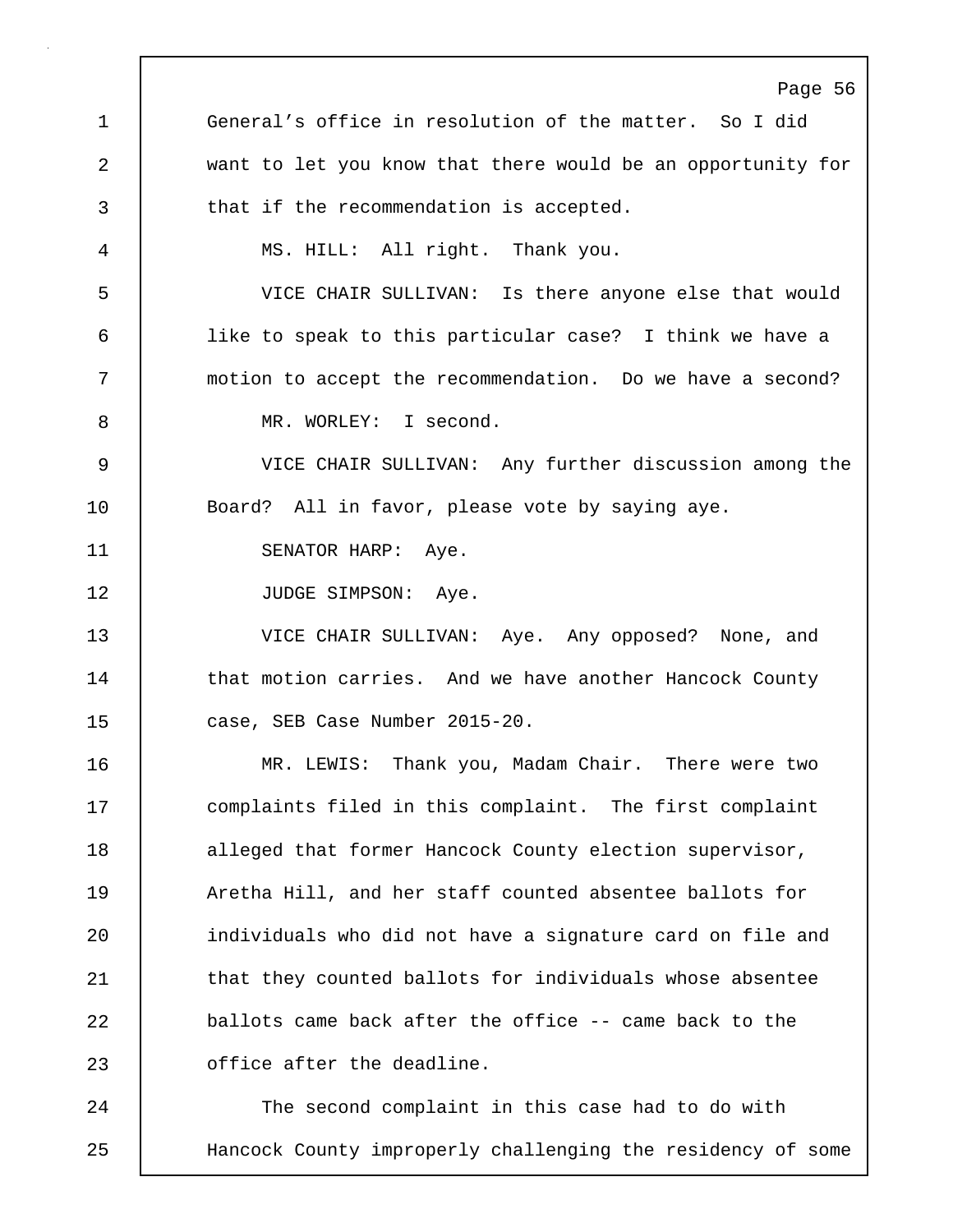General's office in resolution of the matter. So I did want to let you know that there would be an opportunity for that if the recommendation is accepted.

MS. HILL: All right. Thank you.

VICE CHAIR SULLIVAN: Is there anyone else that would like to speak to this particular case? I think we have a motion to accept the recommendation. Do we have a second?

MR. WORLEY: I second.

VICE CHAIR SULLIVAN: Any further discussion among the Board? All in favor, please vote by saying aye.

SENATOR HARP: Aye.

JUDGE SIMPSON: Aye.

VICE CHAIR SULLIVAN: Aye. Any opposed? None, and that motion carries. And we have another Hancock County case, SEB Case Number 2015-20.

MR. LEWIS: Thank you, Madam Chair. There were two complaints filed in this complaint. The first complaint alleged that former Hancock County election supervisor, Aretha Hill, and her staff counted absentee ballots for individuals who did not have a signature card on file and that they counted ballots for individuals whose absentee ballots came back after the office -- came back to the office after the deadline.

The second complaint in this case had to do with Hancock County improperly challenging the residency of some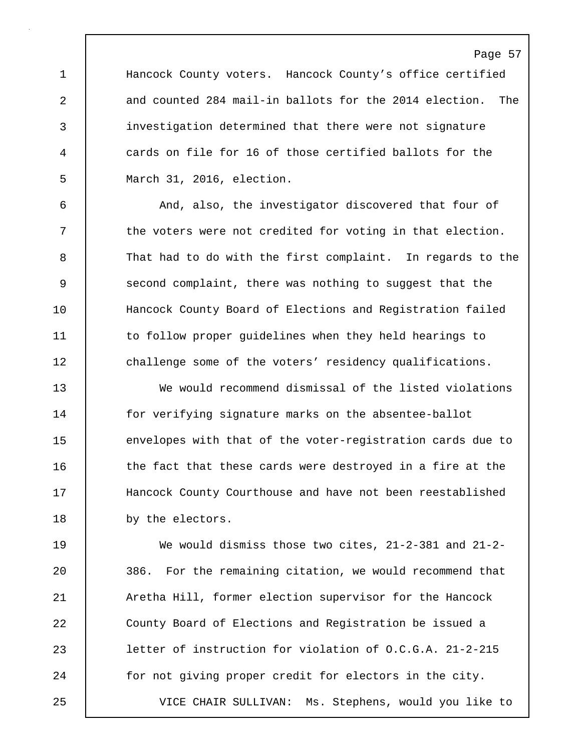Hancock County voters. Hancock County's office certified and counted 284 mail-in ballots for the 2014 election. The investigation determined that there were not signature cards on file for 16 of those certified ballots for the March 31, 2016, election.

And, also, the investigator discovered that four of the voters were not credited for voting in that election. That had to do with the first complaint. In regards to the second complaint, there was nothing to suggest that the Hancock County Board of Elections and Registration failed to follow proper guidelines when they held hearings to challenge some of the voters' residency qualifications.

We would recommend dismissal of the listed violations for verifying signature marks on the absentee-ballot envelopes with that of the voter-registration cards due to the fact that these cards were destroyed in a fire at the Hancock County Courthouse and have not been reestablished by the electors.

We would dismiss those two cites, 21-2-381 and 21-2-386. For the remaining citation, we would recommend that Aretha Hill, former election supervisor for the Hancock County Board of Elections and Registration be issued a letter of instruction for violation of O.C.G.A. 21-2-215 for not giving proper credit for electors in the city.

VICE CHAIR SULLIVAN: Ms. Stephens, would you like to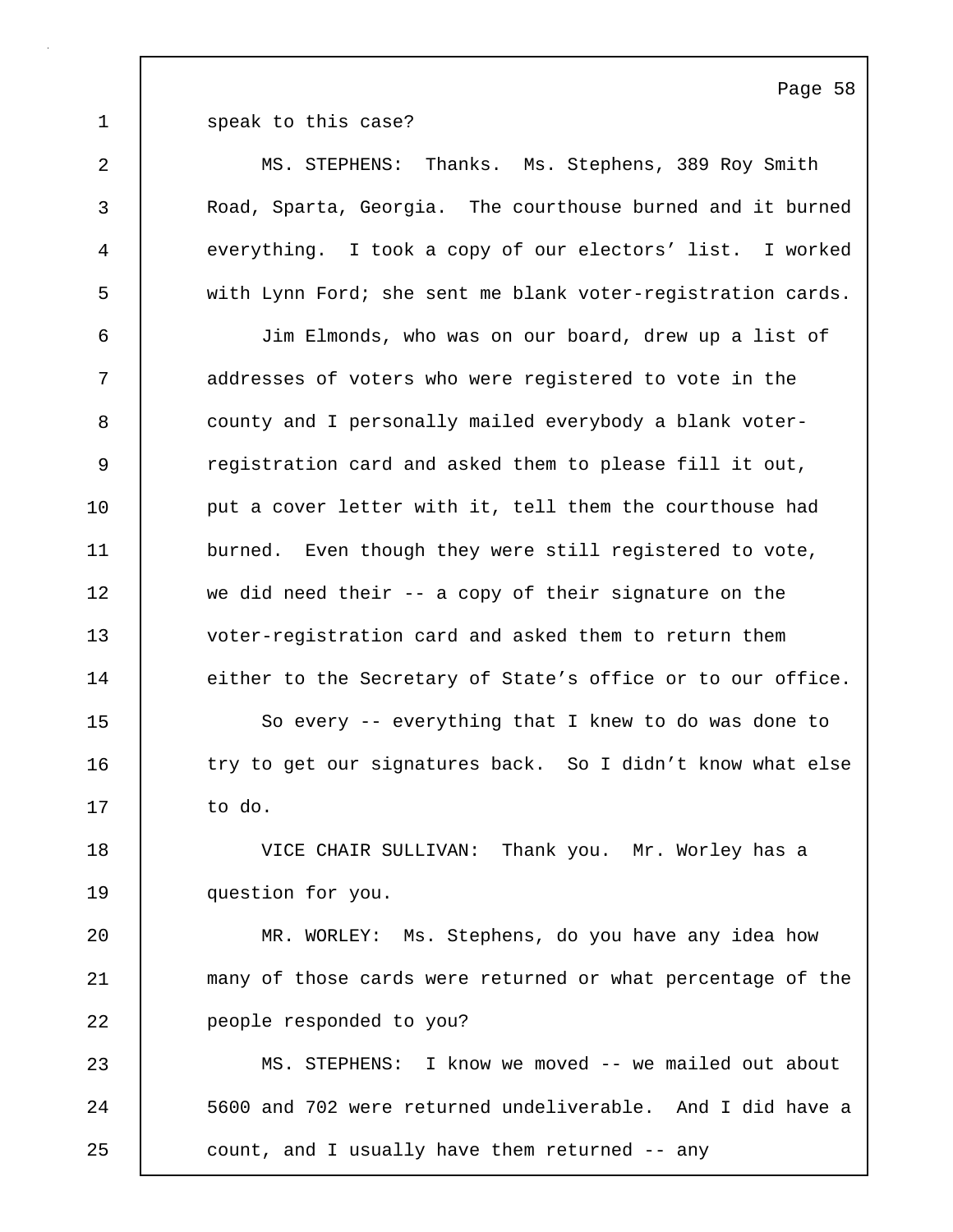speak to this case?

MS. STEPHENS: Thanks. Ms. Stephens, 389 Roy Smith Road, Sparta, Georgia. The courthouse burned and it burned everything. I took a copy of our electors' list. I worked with Lynn Ford; she sent me blank voter-registration cards.

Jim Elmonds, who was on our board, drew up a list of addresses of voters who were registered to vote in the county and I personally mailed everybody a blank voter-registration card and asked them to please fill it out, put a cover letter with it, tell them the courthouse had burned. Even though they were still registered to vote, we did need their -- a copy of their signature on the voter-registration card and asked them to return them either to the Secretary of State's office or to our office.

So every -- everything that I knew to do was done to try to get our signatures back. So I didn't know what else to do.

VICE CHAIR SULLIVAN: Thank you. Mr. Worley has a question for you.

MR. WORLEY: Ms. Stephens, do you have any idea how many of those cards were returned or what percentage of the people responded to you?

MS. STEPHENS: I know we moved -- we mailed out about 5600 and 702 were returned undeliverable. And I did have a count, and I usually have them returned -- any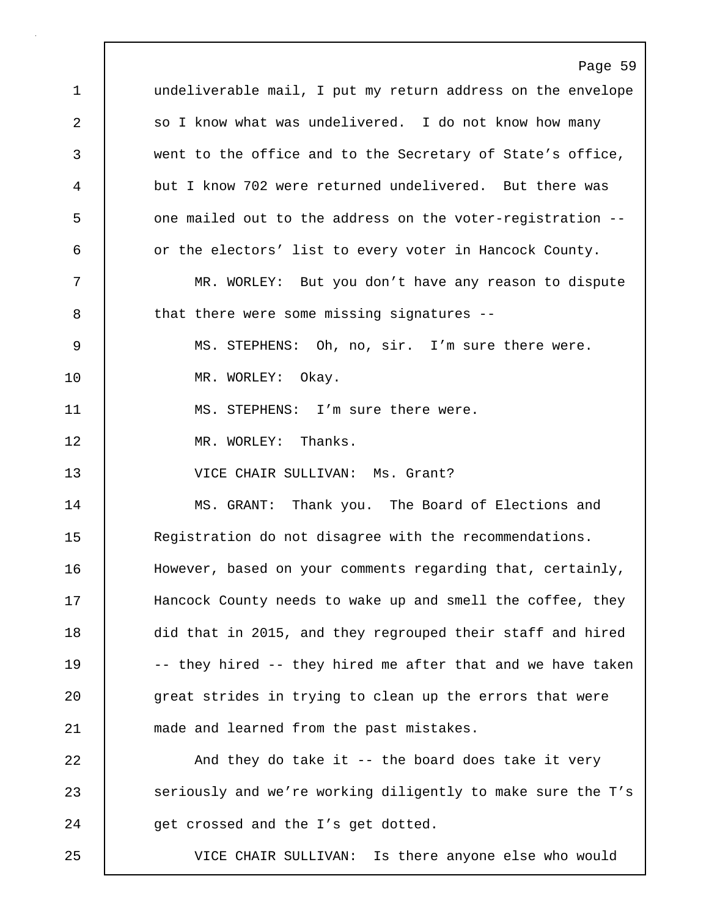undeliverable mail, I put my return address on the envelope so I know what was undelivered. I do not know how many went to the office and to the Secretary of State's office, but I know 702 were returned undelivered. But there was one mailed out to the address on the voter-registration -- or the electors' list to every voter in Hancock County.

MR. WORLEY: But you don't have any reason to dispute that there were some missing signatures --

MS. STEPHENS: Oh, no, sir. I'm sure there were.

MR. WORLEY: Okay.

MS. STEPHENS: I'm sure there were.

MR. WORLEY: Thanks.

VICE CHAIR SULLIVAN: Ms. Grant?

MS. GRANT: Thank you. The Board of Elections and Registration do not disagree with the recommendations. However, based on your comments regarding that, certainly, Hancock County needs to wake up and smell the coffee, they did that in 2015, and they regrouped their staff and hired -- they hired -- they hired me after that and we have taken great strides in trying to clean up the errors that were made and learned from the past mistakes.

And they do take it -- the board does take it very seriously and we're working diligently to make sure the T's get crossed and the I's get dotted.

VICE CHAIR SULLIVAN: Is there anyone else who would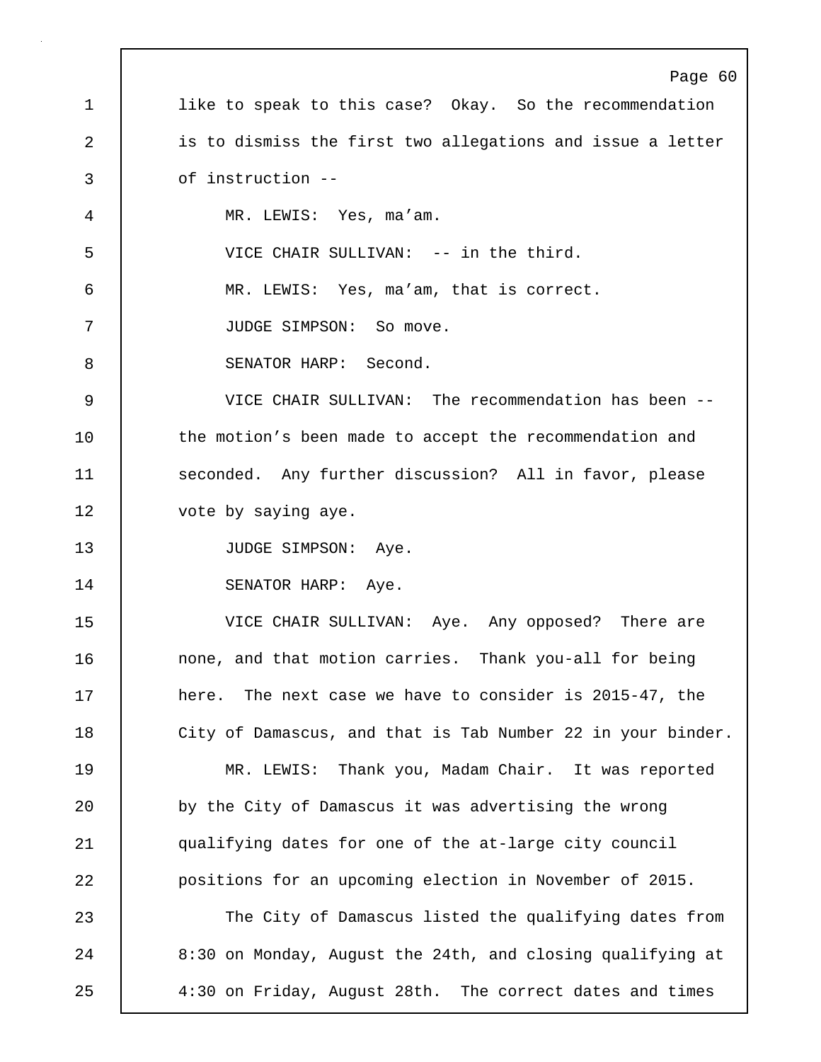like to speak to this case? Okay. So the recommendation is to dismiss the first two allegations and issue a letter of instruction --

MR. LEWIS: Yes, ma’am.

VICE CHAIR SULLIVAN: -- in the third.

MR. LEWIS: Yes, ma’am, that is correct.

JUDGE SIMPSON: So move.

SENATOR HARP: Second.

VICE CHAIR SULLIVAN: The recommendation has been -- the motion’s been made to accept the recommendation and seconded. Any further discussion? All in favor, please vote by saying aye.

JUDGE SIMPSON: Aye.

SENATOR HARP: Aye.

VICE CHAIR SULLIVAN: Aye. Any opposed? There are none, and that motion carries. Thank you-all for being here. The next case we have to consider is 2015-47, the City of Damascus, and that is Tab Number 22 in your binder.

MR. LEWIS: Thank you, Madam Chair. It was reported by the City of Damascus it was advertising the wrong qualifying dates for one of the at-large city council positions for an upcoming election in November of 2015.

The City of Damascus listed the qualifying dates from 8:30 on Monday, August the 24th, and closing qualifying at 4:30 on Friday, August 28th. The correct dates and times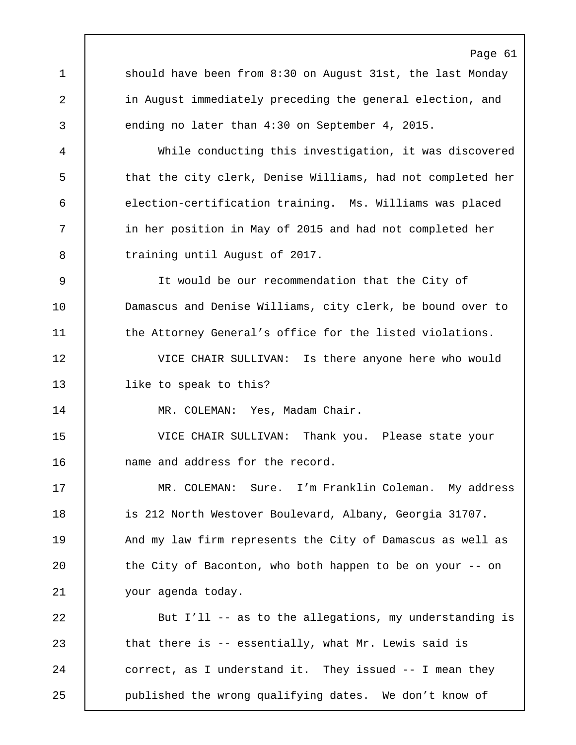should have been from 8:30 on August 31st, the last Monday in August immediately preceding the general election, and ending no later than 4:30 on September 4, 2015.

While conducting this investigation, it was discovered that the city clerk, Denise Williams, had not completed her election-certification training. Ms. Williams was placed in her position in May of 2015 and had not completed her training until August of 2017.

It would be our recommendation that the City of Damascus and Denise Williams, city clerk, be bound over to the Attorney General's office for the listed violations.

VICE CHAIR SULLIVAN: Is there anyone here who would like to speak to this?

MR. COLEMAN: Yes, Madam Chair.

VICE CHAIR SULLIVAN: Thank you. Please state your name and address for the record.

MR. COLEMAN: Sure. I'm Franklin Coleman. My address is 212 North Westover Boulevard, Albany, Georgia 31707. And my law firm represents the City of Damascus as well as the City of Baconton, who both happen to be on your -- on your agenda today.

But I'll -- as to the allegations, my understanding is that there is -- essentially, what Mr. Lewis said is correct, as I understand it. They issued -- I mean they published the wrong qualifying dates. We don't know of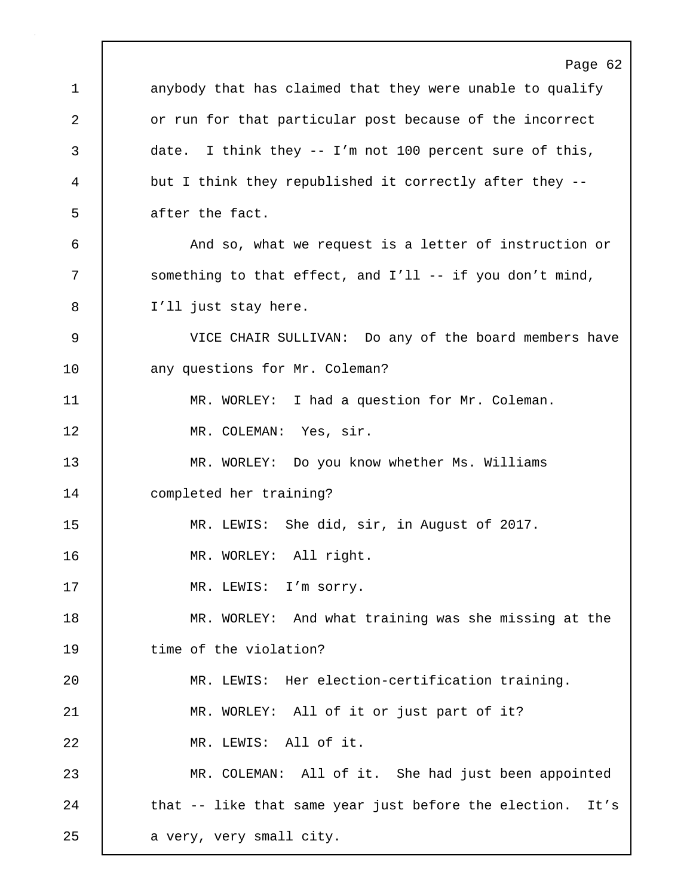anybody that has claimed that they were unable to qualify or run for that particular post because of the incorrect date. I think they -- I'm not 100 percent sure of this, but I think they republished it correctly after they -- after the fact.

And so, what we request is a letter of instruction or something to that effect, and I'll -- if you don't mind, I'll just stay here.

VICE CHAIR SULLIVAN: Do any of the board members have any questions for Mr. Coleman?

MR. WORLEY: I had a question for Mr. Coleman.

MR. COLEMAN: Yes, sir.

MR. WORLEY: Do you know whether Ms. Williams completed her training?

MR. LEWIS: She did, sir, in August of 2017.

MR. WORLEY: All right.

MR. LEWIS: I'm sorry.

MR. WORLEY: And what training was she missing at the time of the violation?

MR. LEWIS: Her election-certification training.

MR. WORLEY: All of it or just part of it?

MR. LEWIS: All of it.

MR. COLEMAN: All of it. She had just been appointed that -- like that same year just before the election. It's a very, very small city.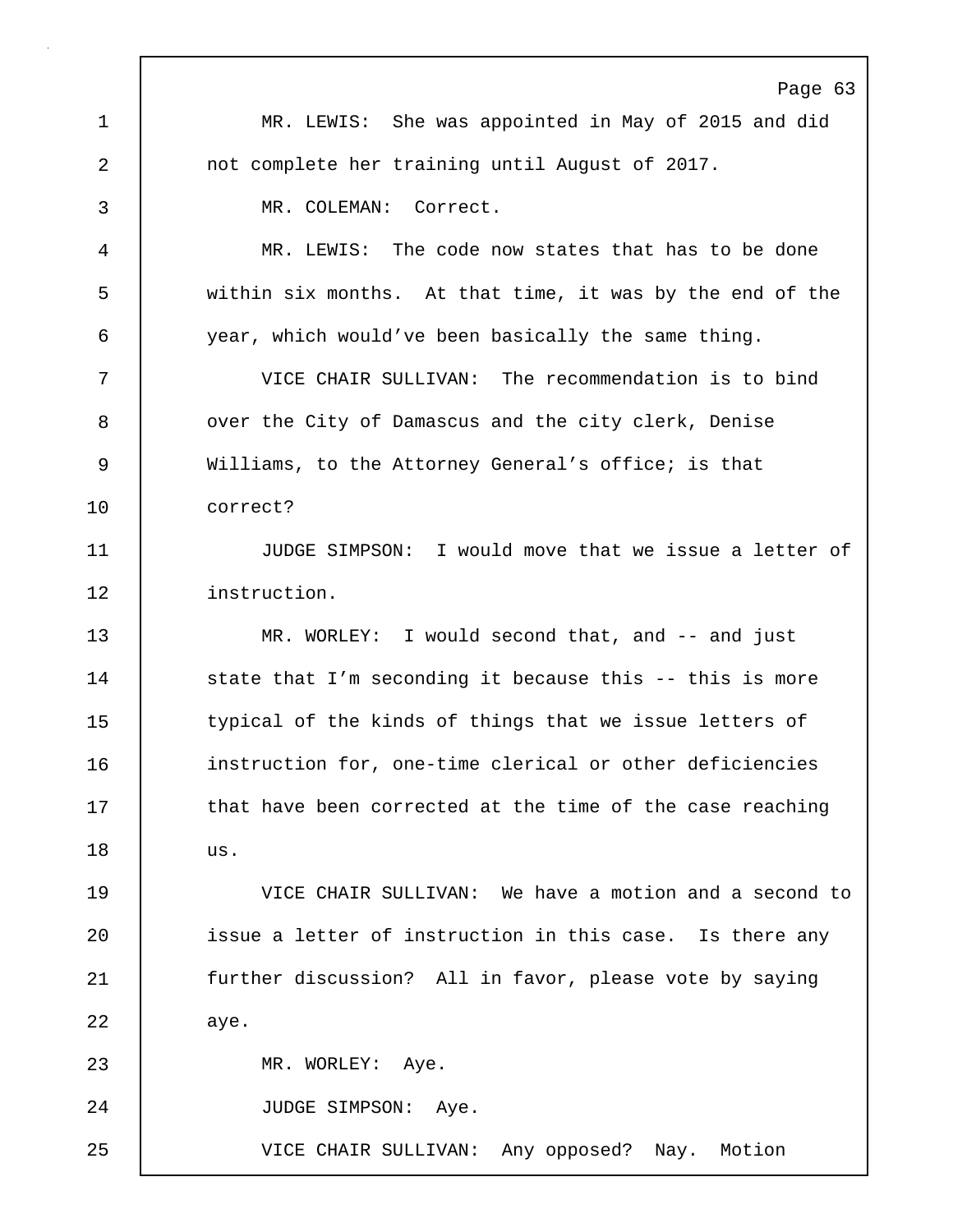MR. LEWIS: She was appointed in May of 2015 and did not complete her training until August of 2017.

MR. COLEMAN: Correct.

MR. LEWIS: The code now states that has to be done within six months. At that time, it was by the end of the year, which would've been basically the same thing.

VICE CHAIR SULLIVAN: The recommendation is to bind over the City of Damascus and the city clerk, Denise Williams, to the Attorney General's office; is that correct?

JUDGE SIMPSON: I would move that we issue a letter of instruction.

MR. WORLEY: I would second that, and -- and just state that I'm seconding it because this -- this is more typical of the kinds of things that we issue letters of instruction for, one-time clerical or other deficiencies that have been corrected at the time of the case reaching us.

VICE CHAIR SULLIVAN: We have a motion and a second to issue a letter of instruction in this case. Is there any further discussion? All in favor, please vote by saying aye.

MR. WORLEY: Aye.

JUDGE SIMPSON: Aye.

VICE CHAIR SULLIVAN: Any opposed? Nay. Motion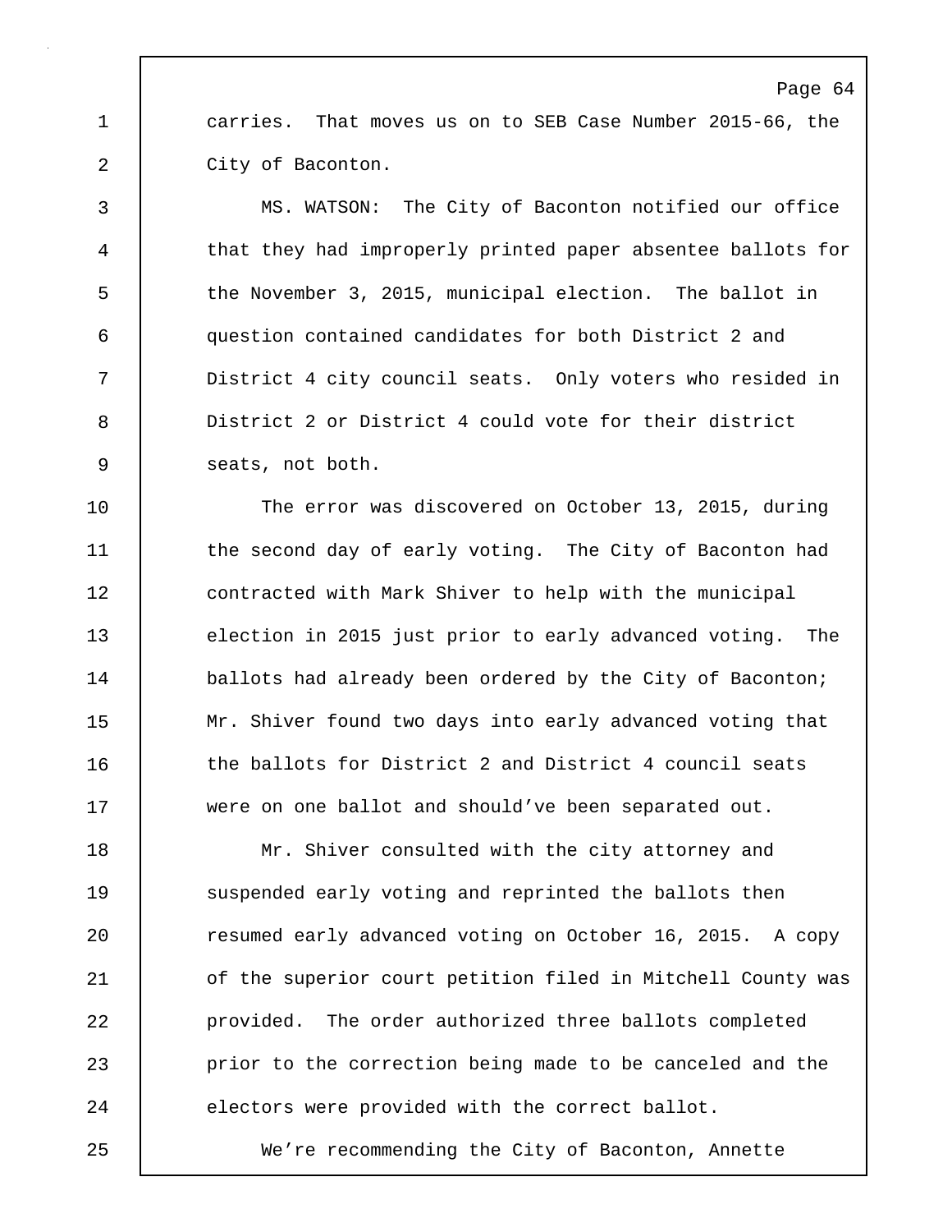carries. That moves us on to SEB Case Number 2015-66, the City of Baconton.

MS. WATSON: The City of Baconton notified our office that they had improperly printed paper absentee ballots for the November 3, 2015, municipal election. The ballot in question contained candidates for both District 2 and District 4 city council seats. Only voters who resided in District 2 or District 4 could vote for their district seats, not both.

The error was discovered on October 13, 2015, during the second day of early voting. The City of Baconton had contracted with Mark Shiver to help with the municipal election in 2015 just prior to early advanced voting. The ballots had already been ordered by the City of Baconton; Mr. Shiver found two days into early advanced voting that the ballots for District 2 and District 4 council seats were on one ballot and should've been separated out.

Mr. Shiver consulted with the city attorney and suspended early voting and reprinted the ballots then resumed early advanced voting on October 16, 2015. A copy of the superior court petition filed in Mitchell County was provided. The order authorized three ballots completed prior to the correction being made to be canceled and the electors were provided with the correct ballot.

We're recommending the City of Baconton, Annette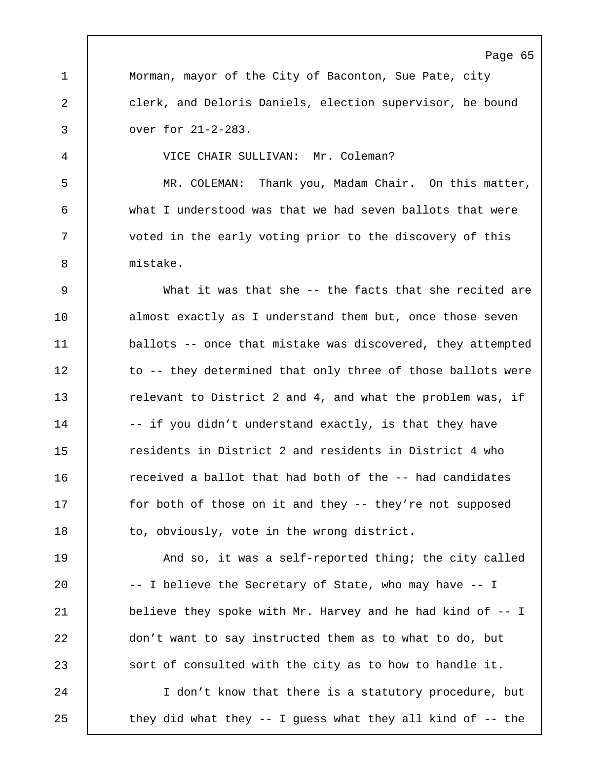Morman, mayor of the City of Baconton, Sue Pate, city clerk, and Deloris Daniels, election supervisor, be bound over for 21-2-283.

VICE CHAIR SULLIVAN: Mr. Coleman?

MR. COLEMAN: Thank you, Madam Chair. On this matter, what I understood was that we had seven ballots that were voted in the early voting prior to the discovery of this mistake.

What it was that she -- the facts that she recited are almost exactly as I understand them but, once those seven ballots -- once that mistake was discovered, they attempted to -- they determined that only three of those ballots were relevant to District 2 and 4, and what the problem was, if -- if you didn't understand exactly, is that they have residents in District 2 and residents in District 4 who received a ballot that had both of the -- had candidates for both of those on it and they -- they're not supposed to, obviously, vote in the wrong district.

And so, it was a self-reported thing; the city called -- I believe the Secretary of State, who may have -- I believe they spoke with Mr. Harvey and he had kind of -- I don't want to say instructed them as to what to do, but sort of consulted with the city as to how to handle it.

I don't know that there is a statutory procedure, but they did what they -- I guess what they all kind of -- the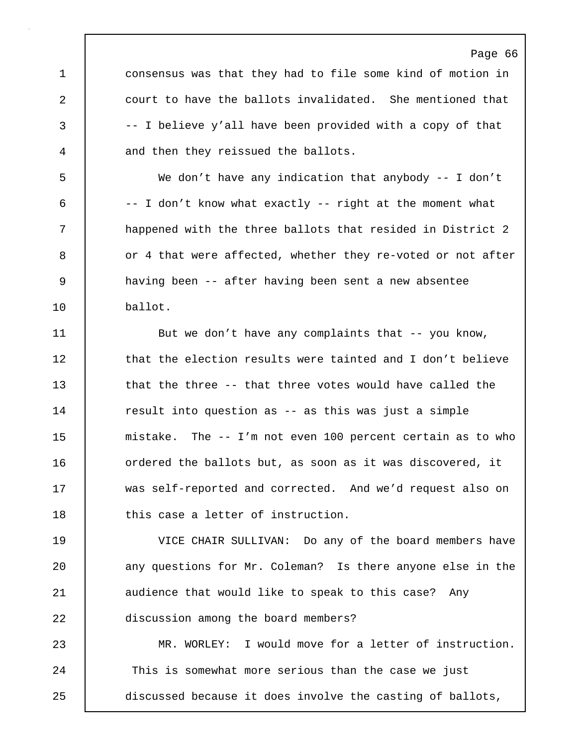consensus was that they had to file some kind of motion in court to have the ballots invalidated. She mentioned that -- I believe y'all have been provided with a copy of that and then they reissued the ballots.

We don't have any indication that anybody -- I don't -- I don't know what exactly -- right at the moment what happened with the three ballots that resided in District 2 or 4 that were affected, whether they re-voted or not after having been -- after having been sent a new absentee ballot.

But we don't have any complaints that -- you know, that the election results were tainted and I don't believe that the three -- that three votes would have called the result into question as -- as this was just a simple mistake. The -- I'm not even 100 percent certain as to who ordered the ballots but, as soon as it was discovered, it was self-reported and corrected. And we'd request also on this case a letter of instruction.

VICE CHAIR SULLIVAN: Do any of the board members have any questions for Mr. Coleman? Is there anyone else in the audience that would like to speak to this case? Any discussion among the board members?

MR. WORLEY: I would move for a letter of instruction. This is somewhat more serious than the case we just discussed because it does involve the casting of ballots,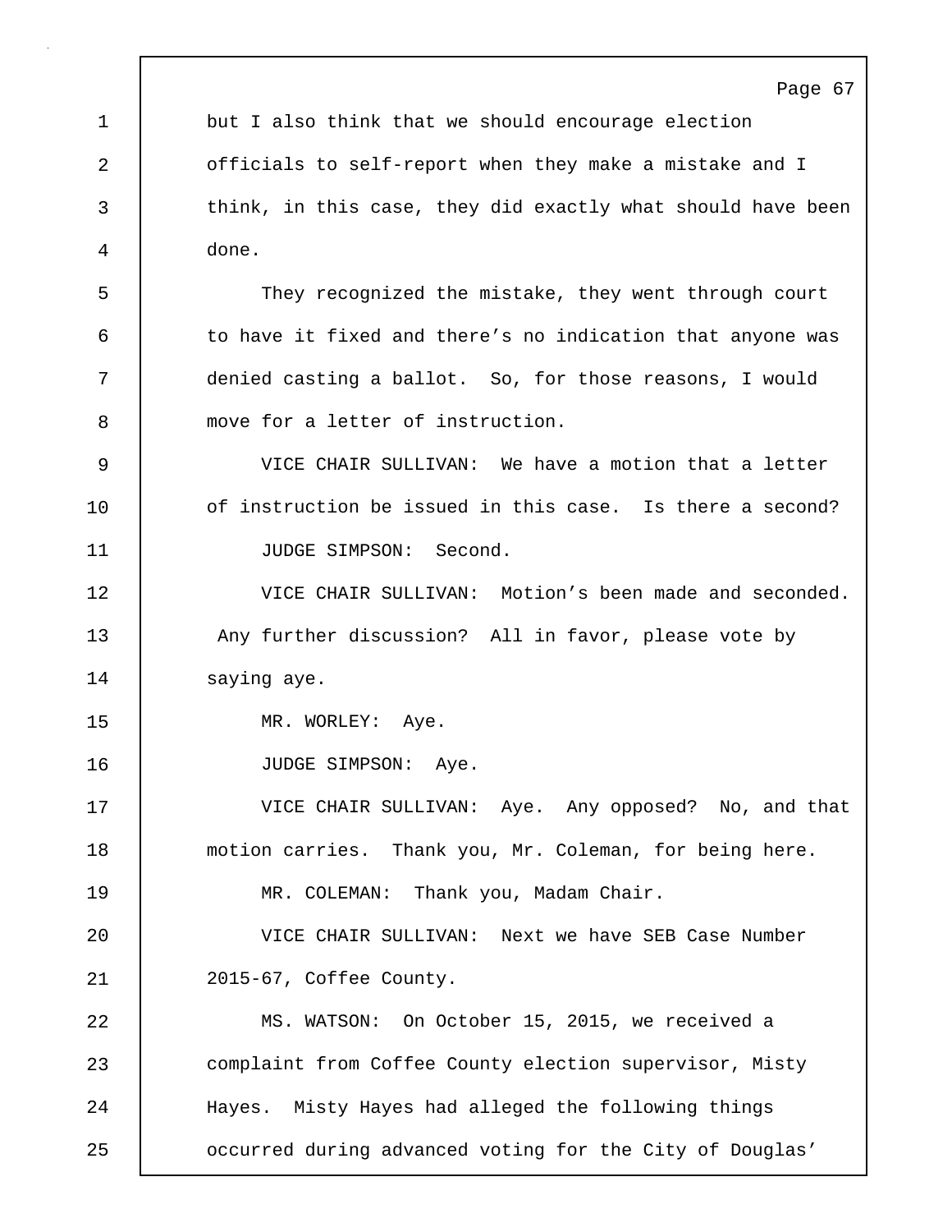but I also think that we should encourage election officials to self-report when they make a mistake and I think, in this case, they did exactly what should have been done.

They recognized the mistake, they went through court to have it fixed and there's no indication that anyone was denied casting a ballot. So, for those reasons, I would move for a letter of instruction.

VICE CHAIR SULLIVAN: We have a motion that a letter of instruction be issued in this case. Is there a second?

JUDGE SIMPSON: Second.

VICE CHAIR SULLIVAN: Motion's been made and seconded. Any further discussion? All in favor, please vote by saying aye.

MR. WORLEY: Aye.

JUDGE SIMPSON: Aye.

VICE CHAIR SULLIVAN: Aye. Any opposed? No, and that motion carries. Thank you, Mr. Coleman, for being here.

MR. COLEMAN: Thank you, Madam Chair.

VICE CHAIR SULLIVAN: Next we have SEB Case Number 2015-67, Coffee County.

MS. WATSON: On October 15, 2015, we received a complaint from Coffee County election supervisor, Misty Hayes. Misty Hayes had alleged the following things occurred during advanced voting for the City of Douglas'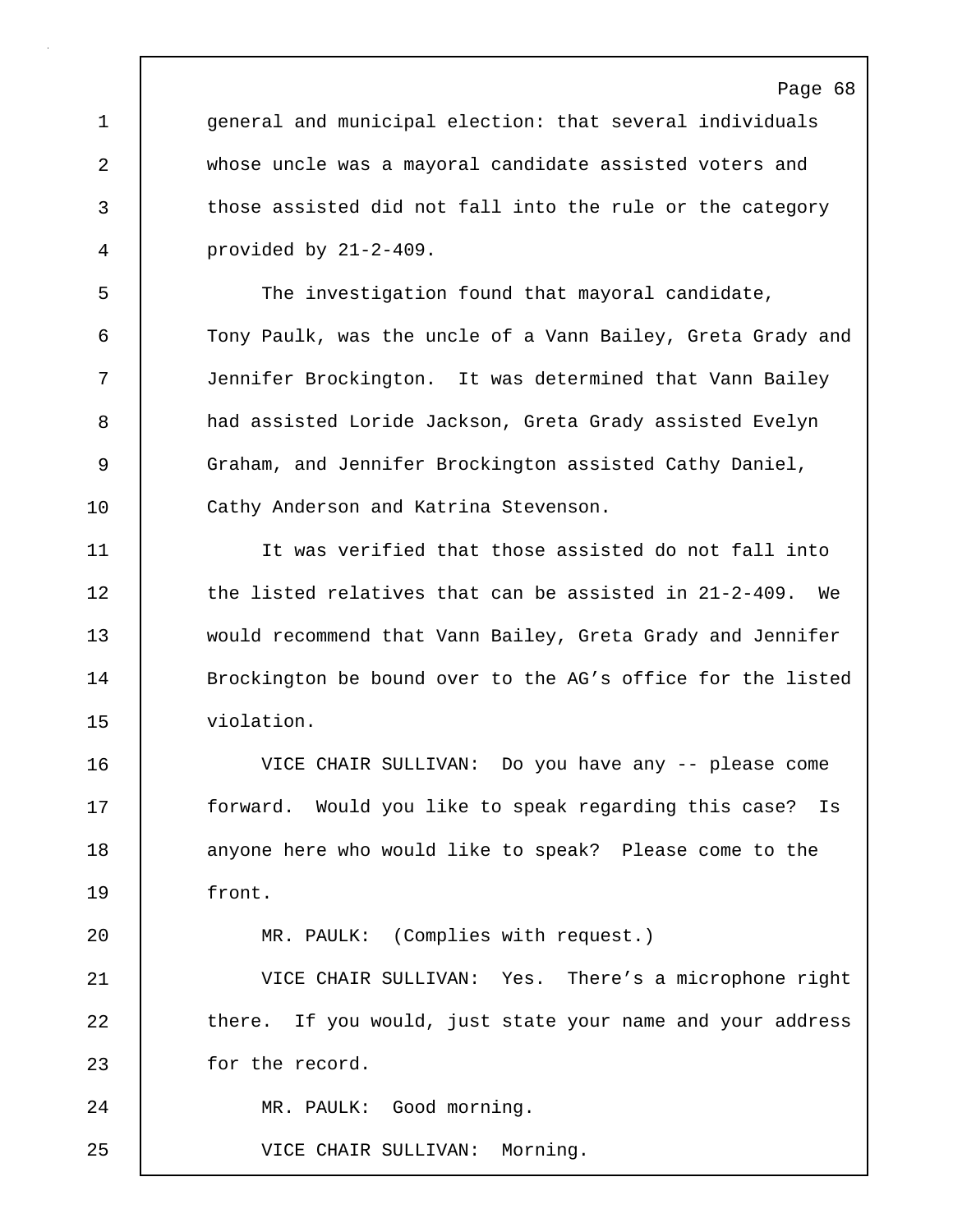general and municipal election: that several individuals whose uncle was a mayoral candidate assisted voters and those assisted did not fall into the rule or the category provided by 21-2-409.

The investigation found that mayoral candidate, Tony Paulk, was the uncle of a Vann Bailey, Greta Grady and Jennifer Brockington. It was determined that Vann Bailey had assisted Loride Jackson, Greta Grady assisted Evelyn Graham, and Jennifer Brockington assisted Cathy Daniel, Cathy Anderson and Katrina Stevenson.

It was verified that those assisted do not fall into the listed relatives that can be assisted in 21-2-409. We would recommend that Vann Bailey, Greta Grady and Jennifer Brockington be bound over to the AG's office for the listed violation.

VICE CHAIR SULLIVAN: Do you have any -- please come forward. Would you like to speak regarding this case? Is anyone here who would like to speak? Please come to the front.

MR. PAULK: (Complies with request.)

VICE CHAIR SULLIVAN: Yes. There's a microphone right there. If you would, just state your name and your address for the record.

MR. PAULK: Good morning.

VICE CHAIR SULLIVAN: Morning.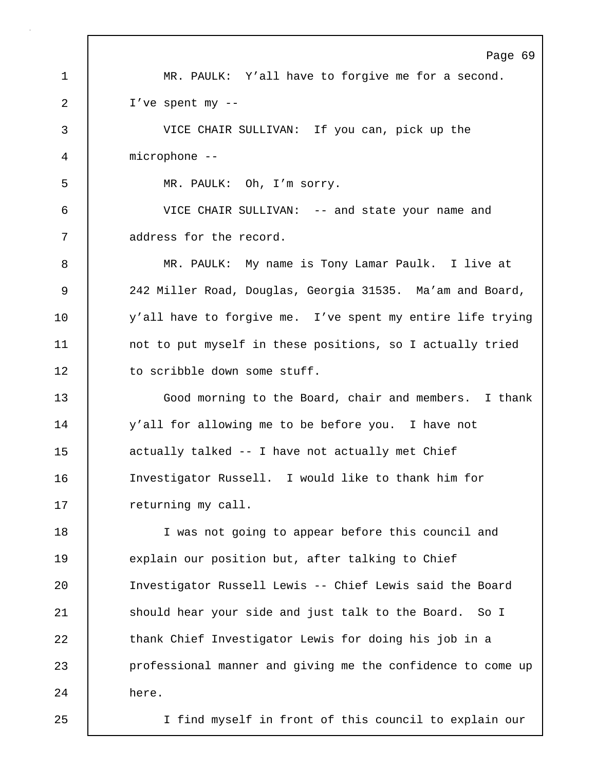MR. PAULK: Y'all have to forgive me for a second. I've spent my --

VICE CHAIR SULLIVAN: If you can, pick up the microphone --

MR. PAULK: Oh, I'm sorry.

VICE CHAIR SULLIVAN: -- and state your name and address for the record.

MR. PAULK: My name is Tony Lamar Paulk. I live at 242 Miller Road, Douglas, Georgia 31535. Ma'am and Board, y'all have to forgive me. I've spent my entire life trying not to put myself in these positions, so I actually tried to scribble down some stuff.

Good morning to the Board, chair and members. I thank y'all for allowing me to be before you. I have not actually talked -- I have not actually met Chief Investigator Russell. I would like to thank him for returning my call.

I was not going to appear before this council and explain our position but, after talking to Chief Investigator Russell Lewis -- Chief Lewis said the Board should hear your side and just talk to the Board. So I thank Chief Investigator Lewis for doing his job in a professional manner and giving me the confidence to come up here.

I find myself in front of this council to explain our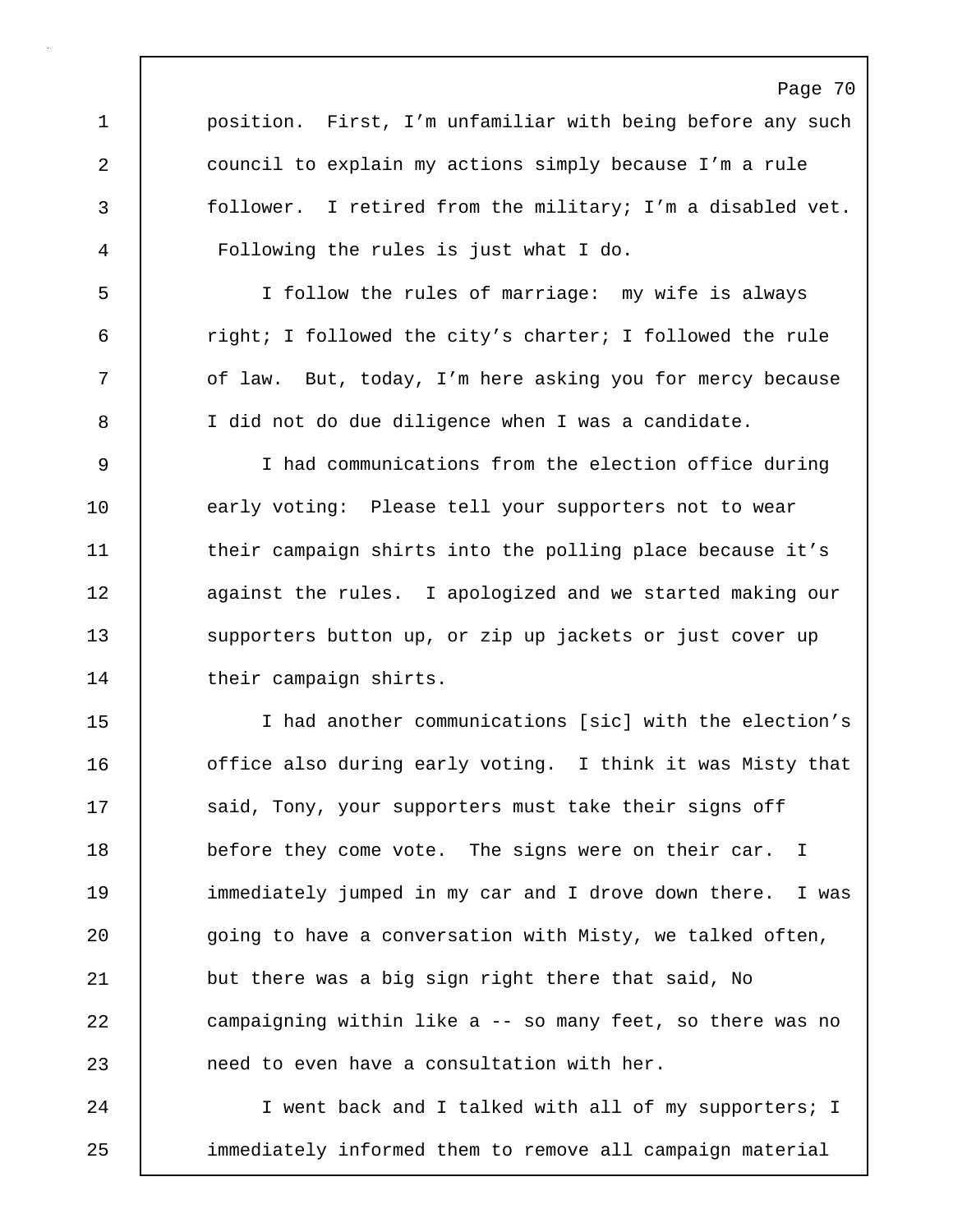position. First, I'm unfamiliar with being before any such council to explain my actions simply because I'm a rule follower. I retired from the military; I'm a disabled vet. Following the rules is just what I do.

I follow the rules of marriage: my wife is always right; I followed the city's charter; I followed the rule of law. But, today, I'm here asking you for mercy because I did not do due diligence when I was a candidate.

I had communications from the election office during early voting: Please tell your supporters not to wear their campaign shirts into the polling place because it's against the rules. I apologized and we started making our supporters button up, or zip up jackets or just cover up their campaign shirts.

I had another communications [sic] with the election's office also during early voting. I think it was Misty that said, Tony, your supporters must take their signs off before they come vote. The signs were on their car. I immediately jumped in my car and I drove down there. I was going to have a conversation with Misty, we talked often, but there was a big sign right there that said, No campaigning within like a -- so many feet, so there was no need to even have a consultation with her.

I went back and I talked with all of my supporters; I immediately informed them to remove all campaign material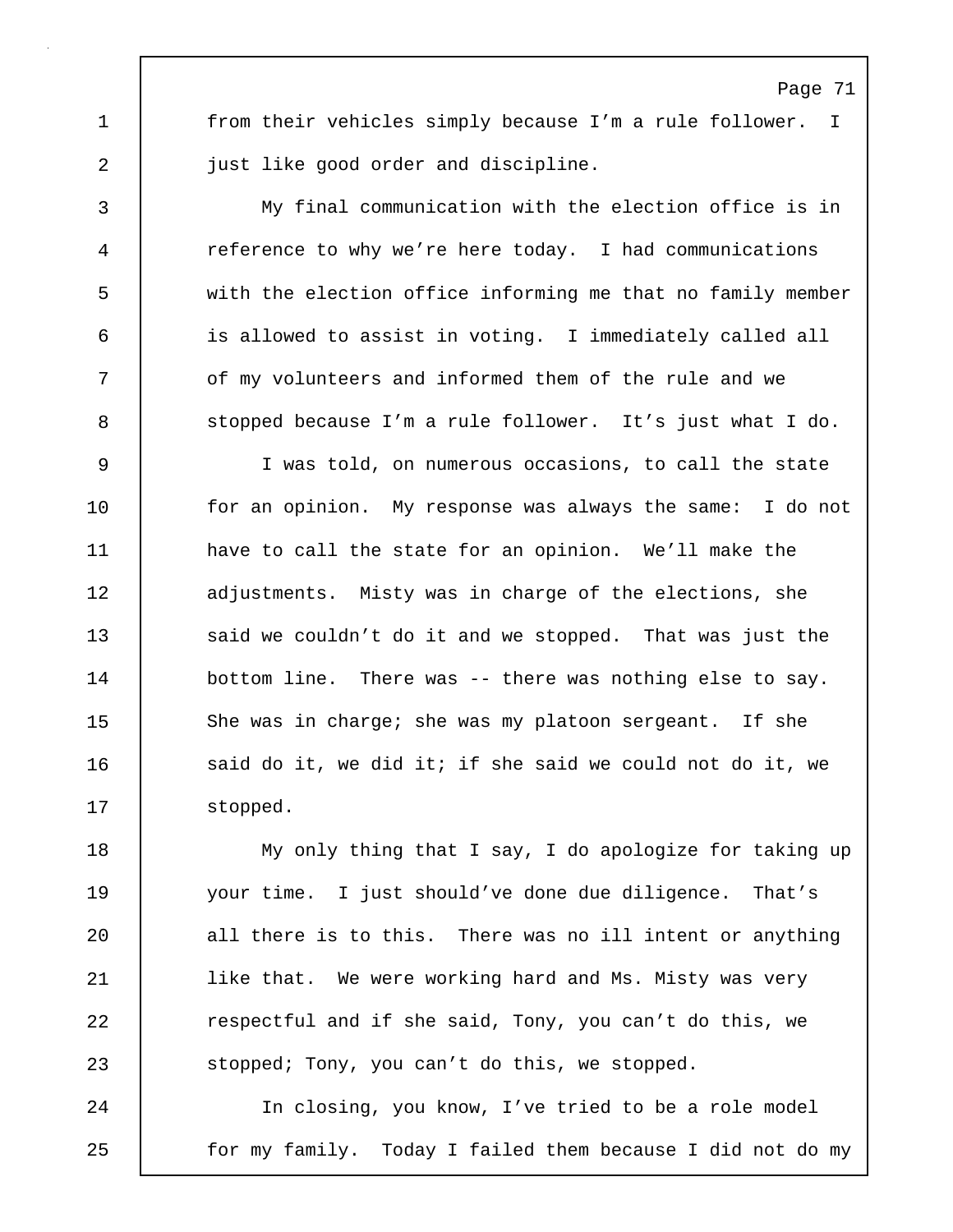from their vehicles simply because I’m a rule follower. I just like good order and discipline.

My final communication with the election office is in reference to why we’re here today. I had communications with the election office informing me that no family member is allowed to assist in voting. I immediately called all of my volunteers and informed them of the rule and we stopped because I’m a rule follower. It’s just what I do.

I was told, on numerous occasions, to call the state for an opinion. My response was always the same: I do not have to call the state for an opinion. We’ll make the adjustments. Misty was in charge of the elections, she said we couldn’t do it and we stopped. That was just the bottom line. There was -- there was nothing else to say. She was in charge; she was my platoon sergeant. If she said do it, we did it; if she said we could not do it, we stopped.

My only thing that I say, I do apologize for taking up your time. I just should’ve done due diligence. That’s all there is to this. There was no ill intent or anything like that. We were working hard and Ms. Misty was very respectful and if she said, Tony, you can’t do this, we stopped; Tony, you can’t do this, we stopped.

In closing, you know, I’ve tried to be a role model for my family. Today I failed them because I did not do my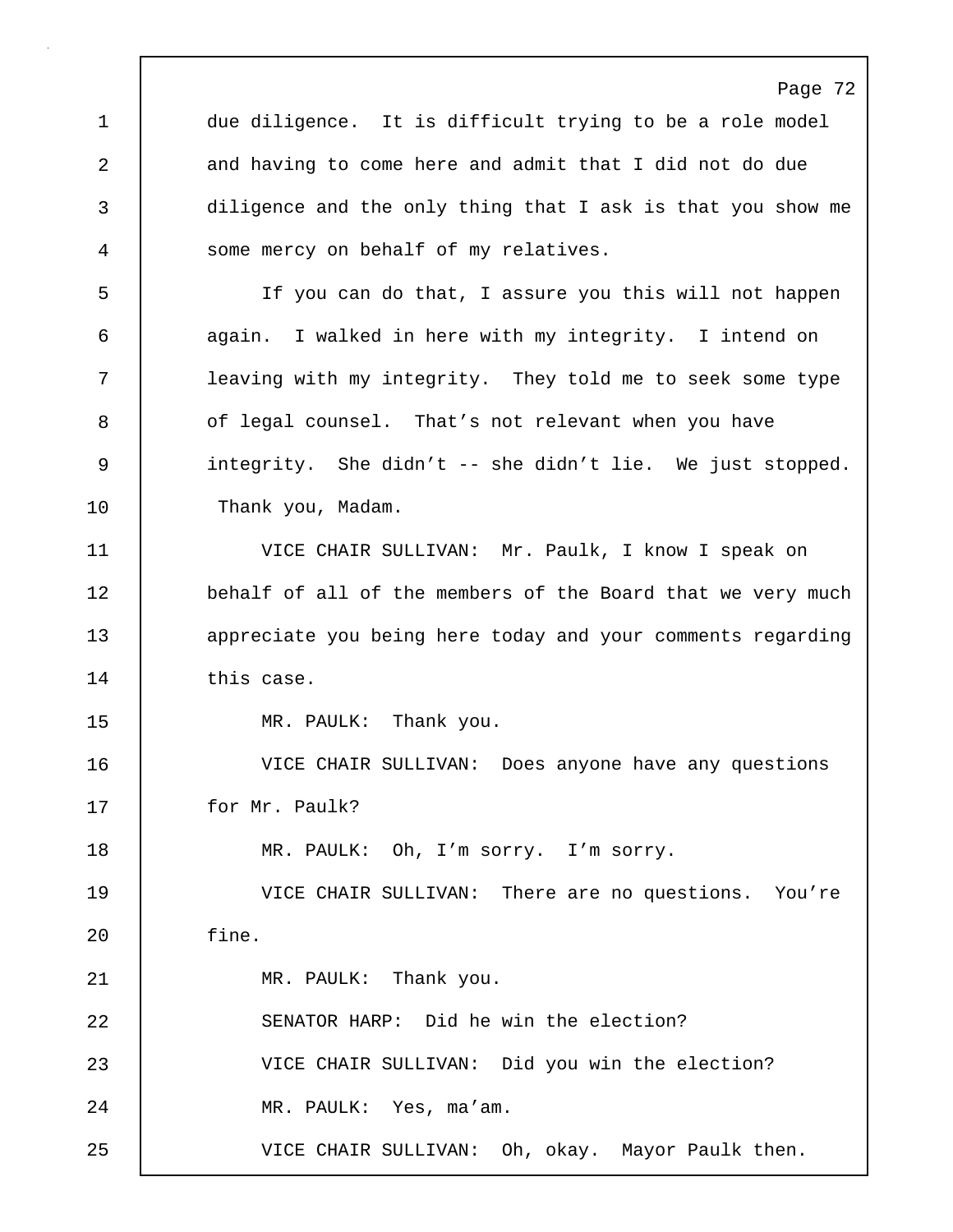due diligence. It is difficult trying to be a role model and having to come here and admit that I did not do due diligence and the only thing that I ask is that you show me some mercy on behalf of my relatives.

If you can do that, I assure you this will not happen again. I walked in here with my integrity. I intend on leaving with my integrity. They told me to seek some type of legal counsel. That's not relevant when you have integrity. She didn't -- she didn't lie. We just stopped. Thank you, Madam.

VICE CHAIR SULLIVAN: Mr. Paulk, I know I speak on behalf of all of the members of the Board that we very much appreciate you being here today and your comments regarding this case.

MR. PAULK: Thank you.

VICE CHAIR SULLIVAN: Does anyone have any questions for Mr. Paulk?

MR. PAULK: Oh, I'm sorry. I'm sorry.

VICE CHAIR SULLIVAN: There are no questions. You're fine.

MR. PAULK: Thank you.

SENATOR HARP: Did he win the election?

VICE CHAIR SULLIVAN: Did you win the election?

MR. PAULK: Yes, ma'am.

VICE CHAIR SULLIVAN: Oh, okay. Mayor Paulk then.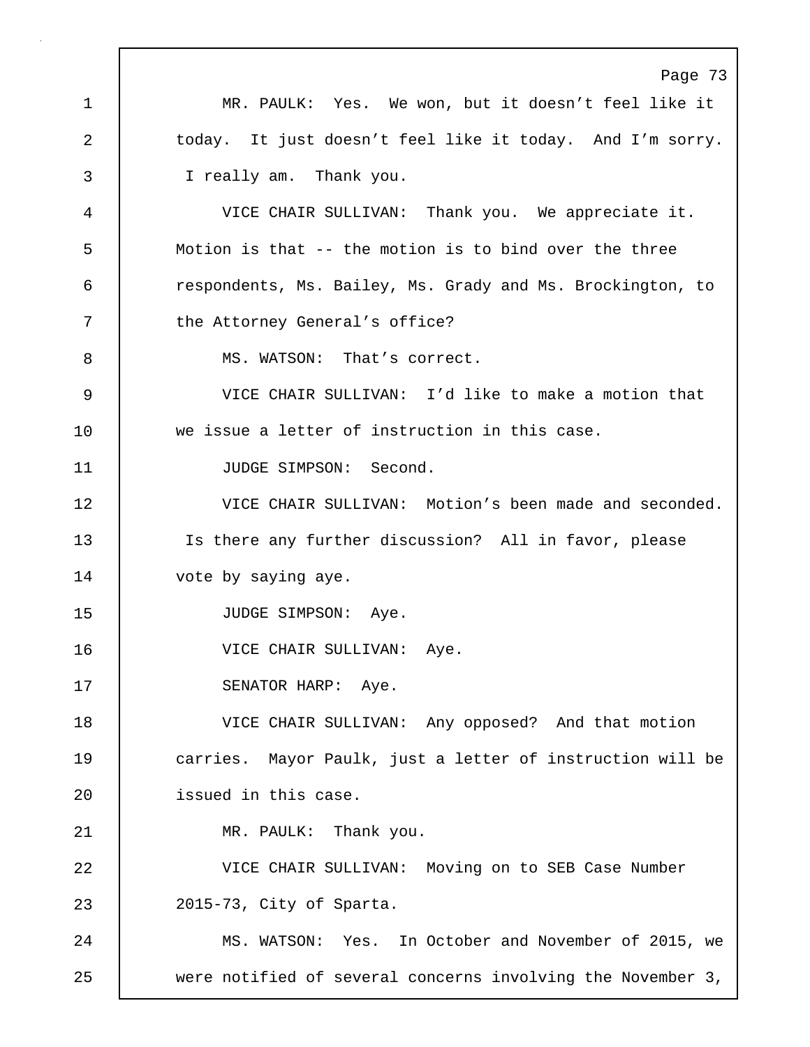MR. PAULK: Yes. We won, but it doesn't feel like it today. It just doesn't feel like it today. And I'm sorry. I really am. Thank you.

VICE CHAIR SULLIVAN: Thank you. We appreciate it. Motion is that -- the motion is to bind over the three respondents, Ms. Bailey, Ms. Grady and Ms. Brockington, to the Attorney General's office?

MS. WATSON: That's correct.

VICE CHAIR SULLIVAN: I'd like to make a motion that we issue a letter of instruction in this case.

JUDGE SIMPSON: Second.

VICE CHAIR SULLIVAN: Motion's been made and seconded. Is there any further discussion? All in favor, please vote by saying aye.

JUDGE SIMPSON: Aye.

VICE CHAIR SULLIVAN: Aye.

SENATOR HARP: Aye.

VICE CHAIR SULLIVAN: Any opposed? And that motion carries. Mayor Paulk, just a letter of instruction will be issued in this case.

MR. PAULK: Thank you.

VICE CHAIR SULLIVAN: Moving on to SEB Case Number 2015-73, City of Sparta.

MS. WATSON: Yes. In October and November of 2015, we were notified of several concerns involving the November 3,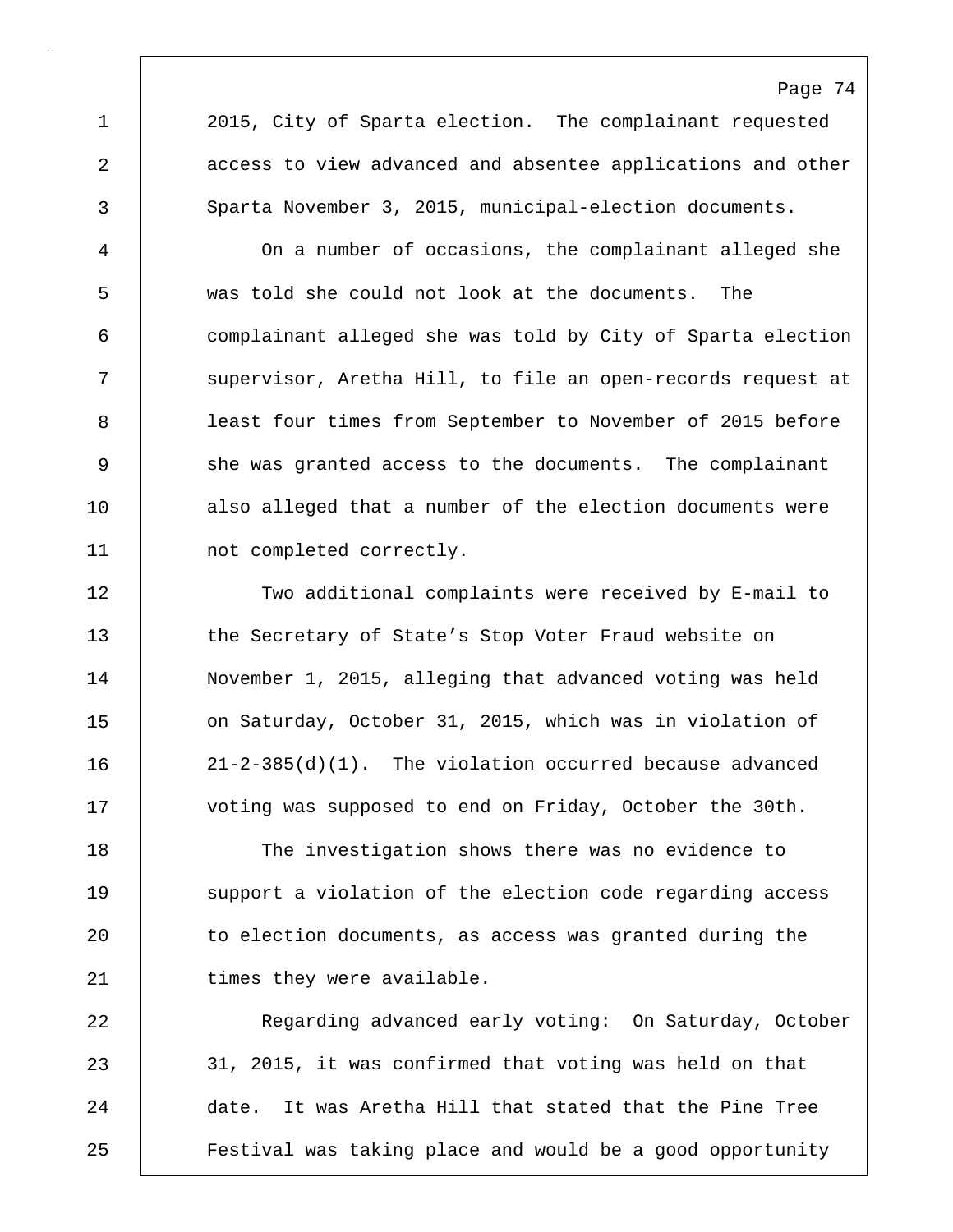2015, City of Sparta election. The complainant requested access to view advanced and absentee applications and other Sparta November 3, 2015, municipal-election documents.

On a number of occasions, the complainant alleged she was told she could not look at the documents. The complainant alleged she was told by City of Sparta election supervisor, Aretha Hill, to file an open-records request at least four times from September to November of 2015 before she was granted access to the documents. The complainant also alleged that a number of the election documents were not completed correctly.

Two additional complaints were received by E-mail to the Secretary of State's Stop Voter Fraud website on November 1, 2015, alleging that advanced voting was held on Saturday, October 31, 2015, which was in violation of 21-2-385(d)(1). The violation occurred because advanced voting was supposed to end on Friday, October the 30th.

The investigation shows there was no evidence to support a violation of the election code regarding access to election documents, as access was granted during the times they were available.

Regarding advanced early voting: On Saturday, October 31, 2015, it was confirmed that voting was held on that date. It was Aretha Hill that stated that the Pine Tree Festival was taking place and would be a good opportunity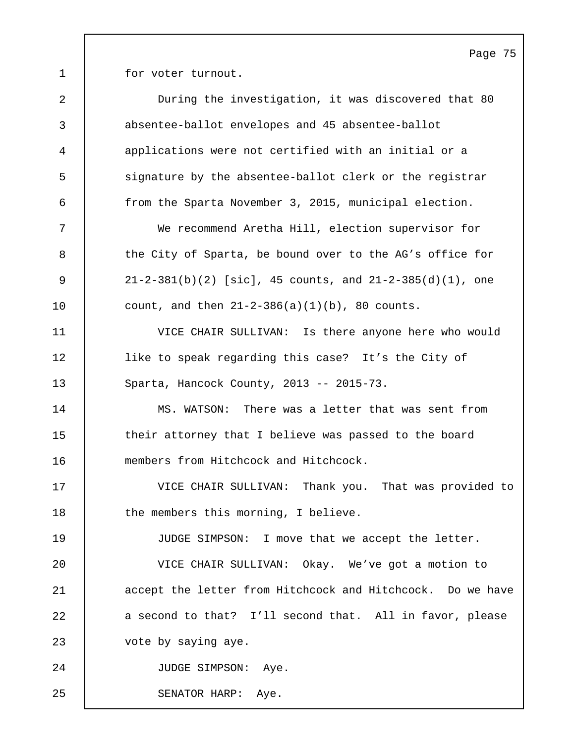for voter turnout.

During the investigation, it was discovered that 80 absentee-ballot envelopes and 45 absentee-ballot applications were not certified with an initial or a signature by the absentee-ballot clerk or the registrar from the Sparta November 3, 2015, municipal election.

We recommend Aretha Hill, election supervisor for the City of Sparta, be bound over to the AG's office for 21-2-381(b)(2) [sic], 45 counts, and 21-2-385(d)(1), one count, and then 21-2-386(a)(1)(b), 80 counts.

VICE CHAIR SULLIVAN: Is there anyone here who would like to speak regarding this case? It's the City of Sparta, Hancock County, 2013 -- 2015-73.

MS. WATSON: There was a letter that was sent from their attorney that I believe was passed to the board members from Hitchcock and Hitchcock.

VICE CHAIR SULLIVAN: Thank you. That was provided to the members this morning, I believe.

JUDGE SIMPSON: I move that we accept the letter.

VICE CHAIR SULLIVAN: Okay. We've got a motion to accept the letter from Hitchcock and Hitchcock. Do we have a second to that? I'll second that. All in favor, please vote by saying aye.

JUDGE SIMPSON: Aye.

SENATOR HARP: Aye.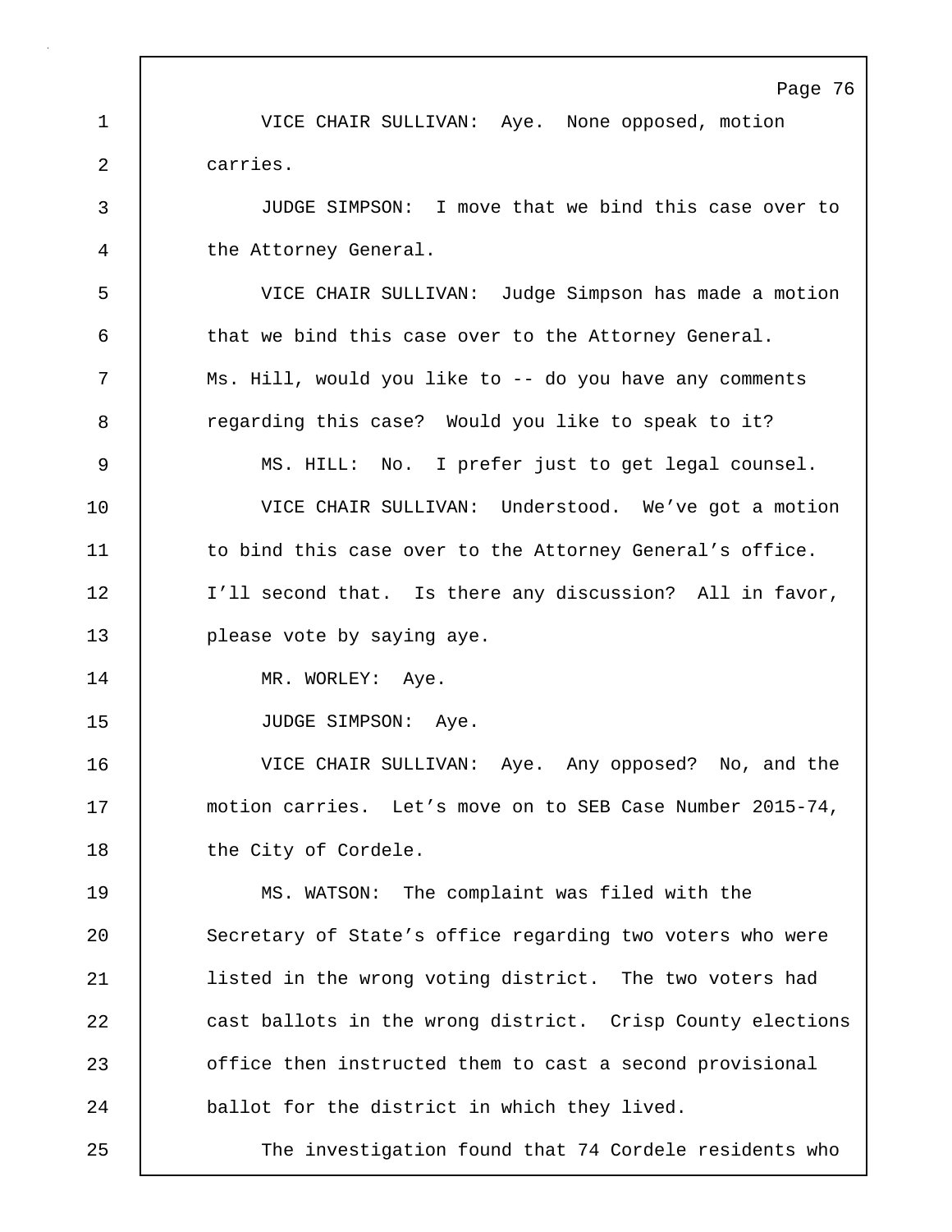1 VICE CHAIR SULLIVAN: Aye. None opposed, motion
2 carries.
3 JUDGE SIMPSON: I move that we bind this case over to
4 the Attorney General.
5 VICE CHAIR SULLIVAN: Judge Simpson has made a motion
6 that we bind this case over to the Attorney General.
7 Ms. Hill, would you like to -- do you have any comments
8 regarding this case? Would you like to speak to it?
9 MS. HILL: No. I prefer just to get legal counsel.
10 VICE CHAIR SULLIVAN: Understood. We've got a motion
11 to bind this case over to the Attorney General's office.
12 I'll second that. Is there any discussion? All in favor,
13 please vote by saying aye.
14 MR. WORLEY: Aye.
15 JUDGE SIMPSON: Aye.
16 VICE CHAIR SULLIVAN: Aye. Any opposed? No, and the
17 motion carries. Let's move on to SEB Case Number 2015-74,
18 the City of Cordele.
19 MS. WATSON: The complaint was filed with the
20 Secretary of State's office regarding two voters who were
21 listed in the wrong voting district. The two voters had
22 cast ballots in the wrong district. Crisp County elections
23 office then instructed them to cast a second provisional
24 ballot for the district in which they lived.
25 The investigation found that 74 Cordele residents who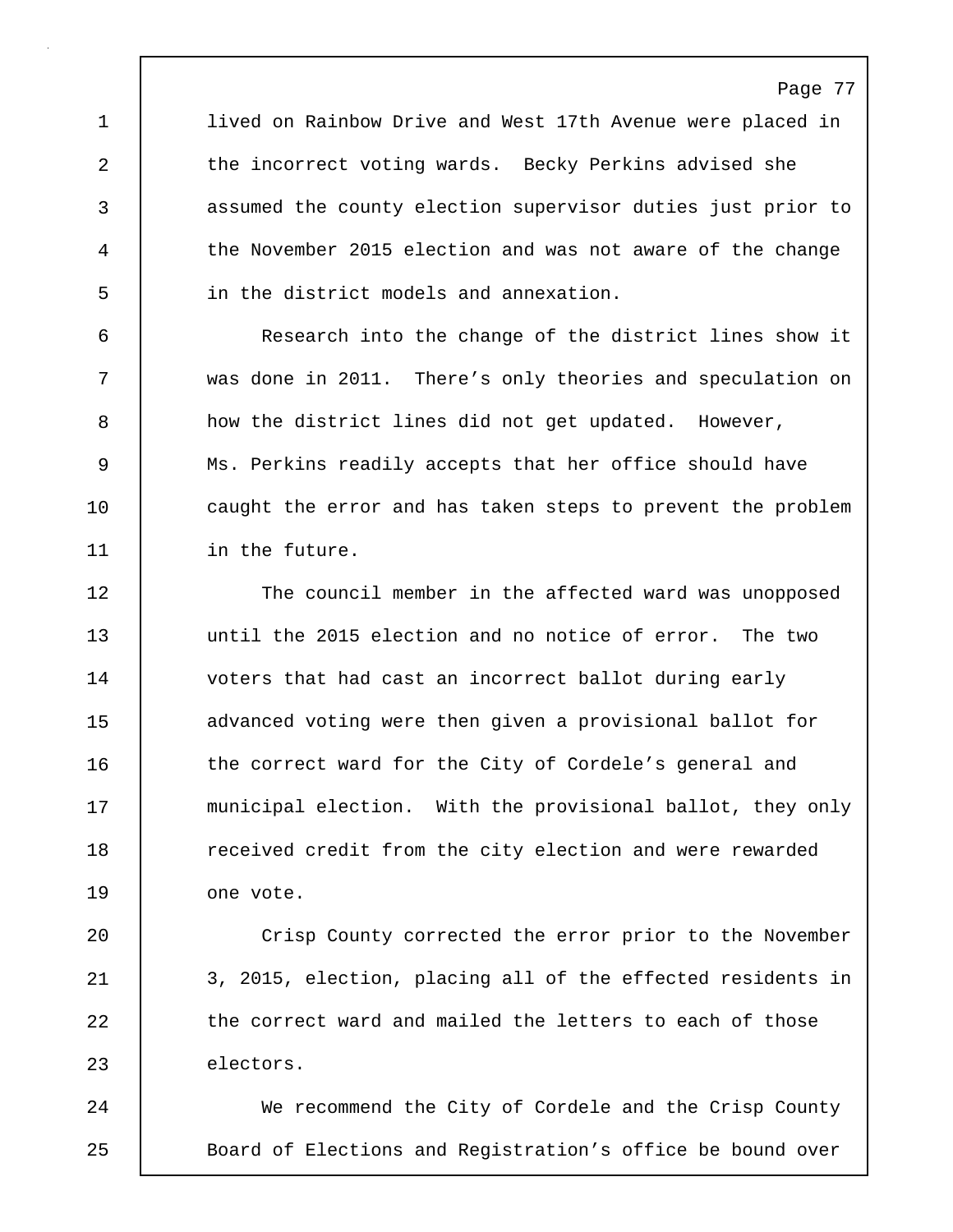lived on Rainbow Drive and West 17th Avenue were placed in the incorrect voting wards. Becky Perkins advised she assumed the county election supervisor duties just prior to the November 2015 election and was not aware of the change in the district models and annexation.

Research into the change of the district lines show it was done in 2011. There's only theories and speculation on how the district lines did not get updated. However, Ms. Perkins readily accepts that her office should have caught the error and has taken steps to prevent the problem in the future.

The council member in the affected ward was unopposed until the 2015 election and no notice of error. The two voters that had cast an incorrect ballot during early advanced voting were then given a provisional ballot for the correct ward for the City of Cordele's general and municipal election. With the provisional ballot, they only received credit from the city election and were rewarded one vote.

Crisp County corrected the error prior to the November 3, 2015, election, placing all of the effected residents in the correct ward and mailed the letters to each of those electors.

We recommend the City of Cordele and the Crisp County Board of Elections and Registration's office be bound over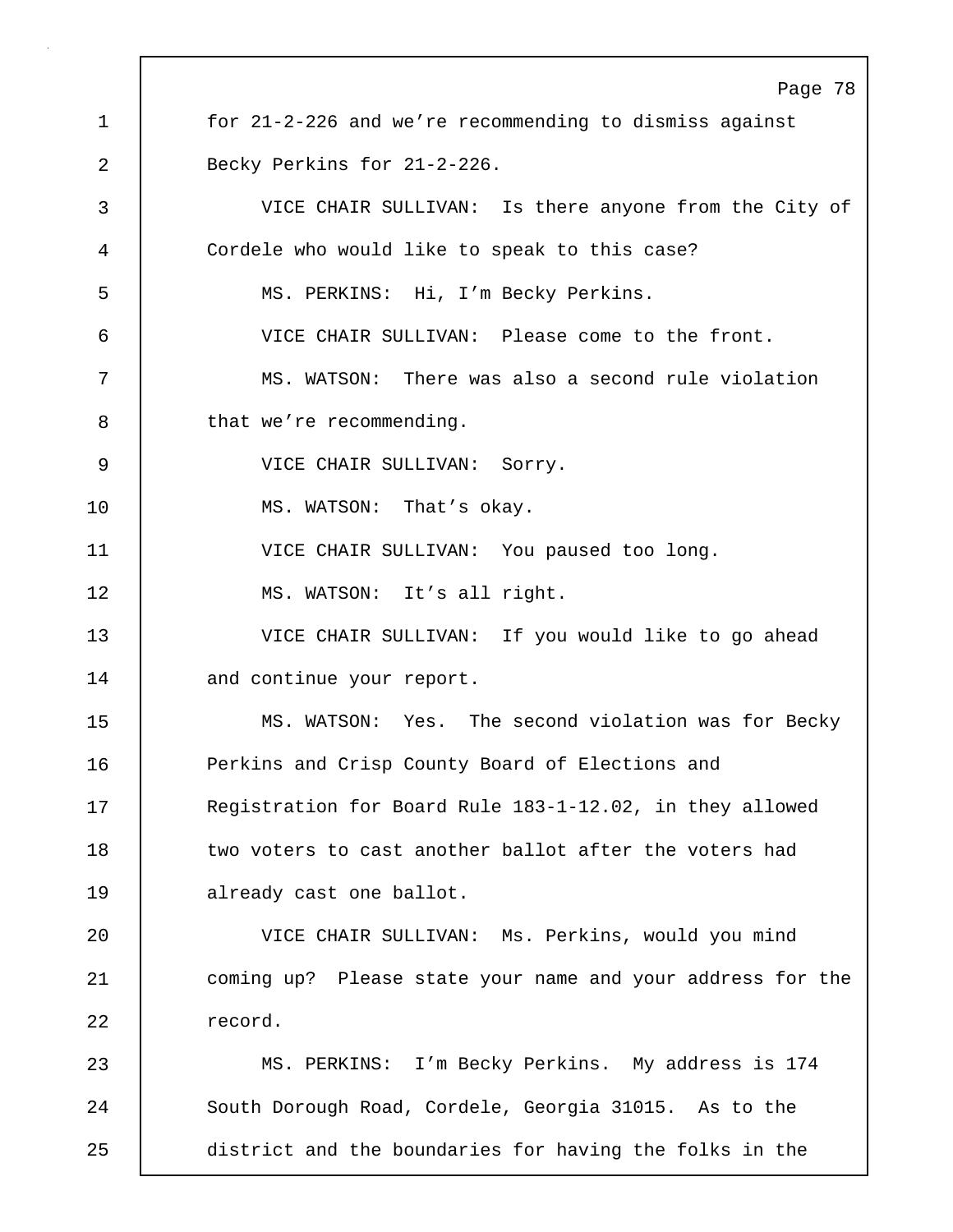1 for 21-2-226 and we're recommending to dismiss against

2 Becky Perkins for 21-2-226.

3 VICE CHAIR SULLIVAN: Is there anyone from the City of

4 Cordele who would like to speak to this case?

5 MS. PERKINS: Hi, I'm Becky Perkins.

6 VICE CHAIR SULLIVAN: Please come to the front.

7 MS. WATSON: There was also a second rule violation

8 that we're recommending.

9 VICE CHAIR SULLIVAN: Sorry.

10 MS. WATSON: That's okay.

11 VICE CHAIR SULLIVAN: You paused too long.

12 MS. WATSON: It's all right.

13 VICE CHAIR SULLIVAN: If you would like to go ahead

14 and continue your report.

15 MS. WATSON: Yes. The second violation was for Becky

16 Perkins and Crisp County Board of Elections and

17 Registration for Board Rule 183-1-12.02, in they allowed

18 two voters to cast another ballot after the voters had

19 already cast one ballot.

20 VICE CHAIR SULLIVAN: Ms. Perkins, would you mind

21 coming up? Please state your name and your address for the

22 record.

23 MS. PERKINS: I'm Becky Perkins. My address is 174

24 South Dorough Road, Cordele, Georgia 31015. As to the

25 district and the boundaries for having the folks in the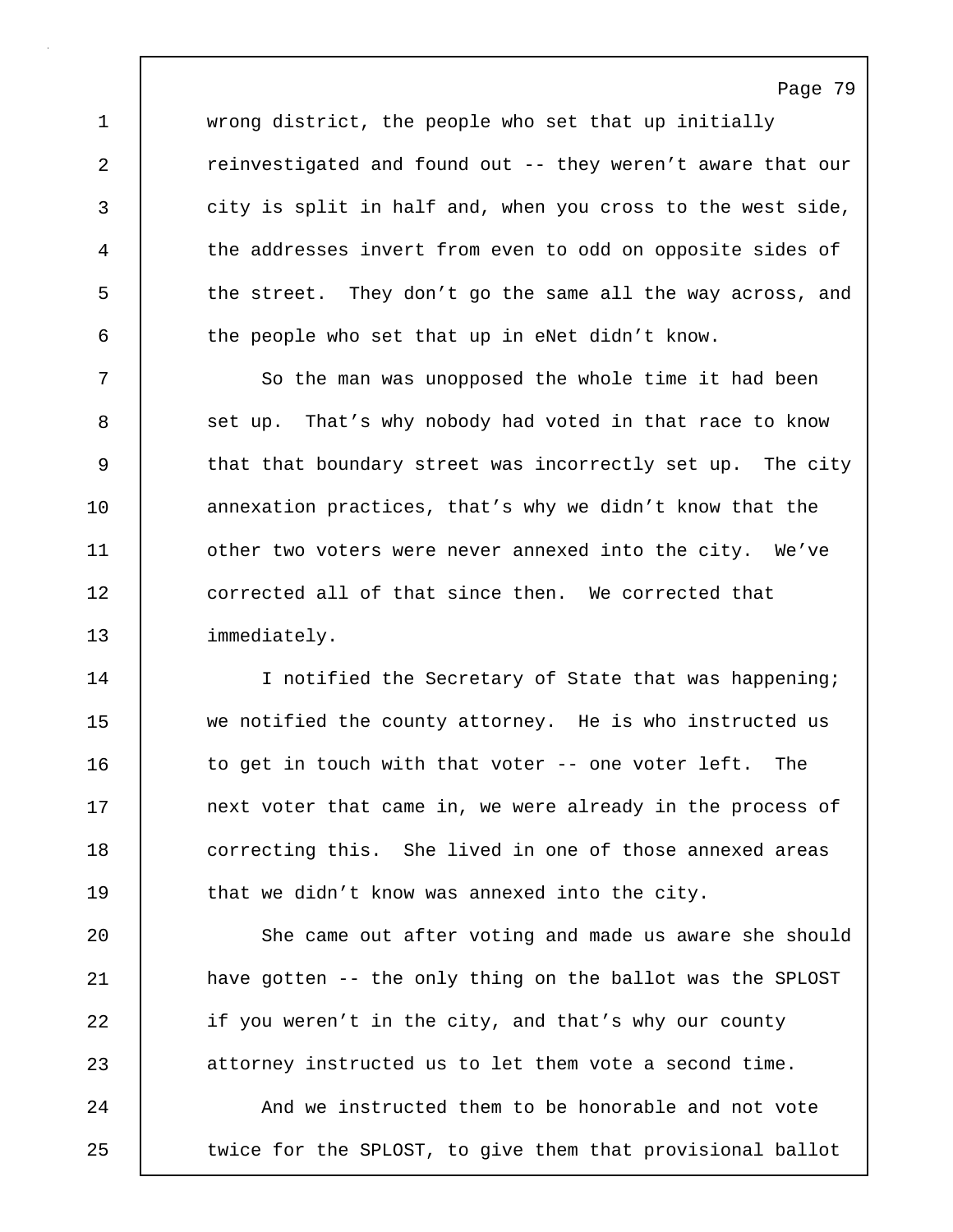wrong district, the people who set that up initially reinvestigated and found out -- they weren't aware that our city is split in half and, when you cross to the west side, the addresses invert from even to odd on opposite sides of the street. They don't go the same all the way across, and the people who set that up in eNet didn't know.

So the man was unopposed the whole time it had been set up. That's why nobody had voted in that race to know that that boundary street was incorrectly set up. The city annexation practices, that's why we didn't know that the other two voters were never annexed into the city. We've corrected all of that since then. We corrected that immediately.

I notified the Secretary of State that was happening; we notified the county attorney. He is who instructed us to get in touch with that voter -- one voter left. The next voter that came in, we were already in the process of correcting this. She lived in one of those annexed areas that we didn't know was annexed into the city.

She came out after voting and made us aware she should have gotten -- the only thing on the ballot was the SPLOST if you weren't in the city, and that's why our county attorney instructed us to let them vote a second time.

And we instructed them to be honorable and not vote twice for the SPLOST, to give them that provisional ballot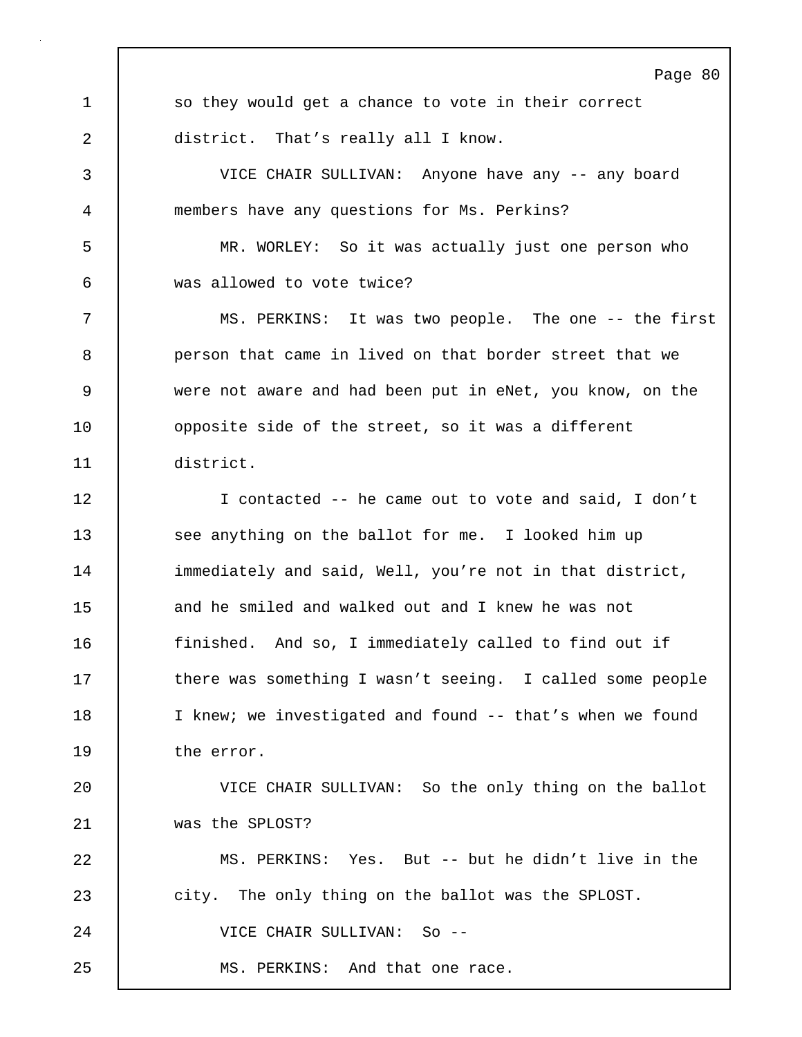so they would get a chance to vote in their correct district. That's really all I know.

VICE CHAIR SULLIVAN: Anyone have any -- any board members have any questions for Ms. Perkins?

MR. WORLEY: So it was actually just one person who was allowed to vote twice?

MS. PERKINS: It was two people. The one -- the first person that came in lived on that border street that we were not aware and had been put in eNet, you know, on the opposite side of the street, so it was a different district.

I contacted -- he came out to vote and said, I don't see anything on the ballot for me. I looked him up immediately and said, Well, you're not in that district, and he smiled and walked out and I knew he was not finished. And so, I immediately called to find out if there was something I wasn't seeing. I called some people I knew; we investigated and found -- that's when we found the error.

VICE CHAIR SULLIVAN: So the only thing on the ballot was the SPLOST?

MS. PERKINS: Yes. But -- but he didn't live in the city. The only thing on the ballot was the SPLOST.

VICE CHAIR SULLIVAN: So --

MS. PERKINS: And that one race.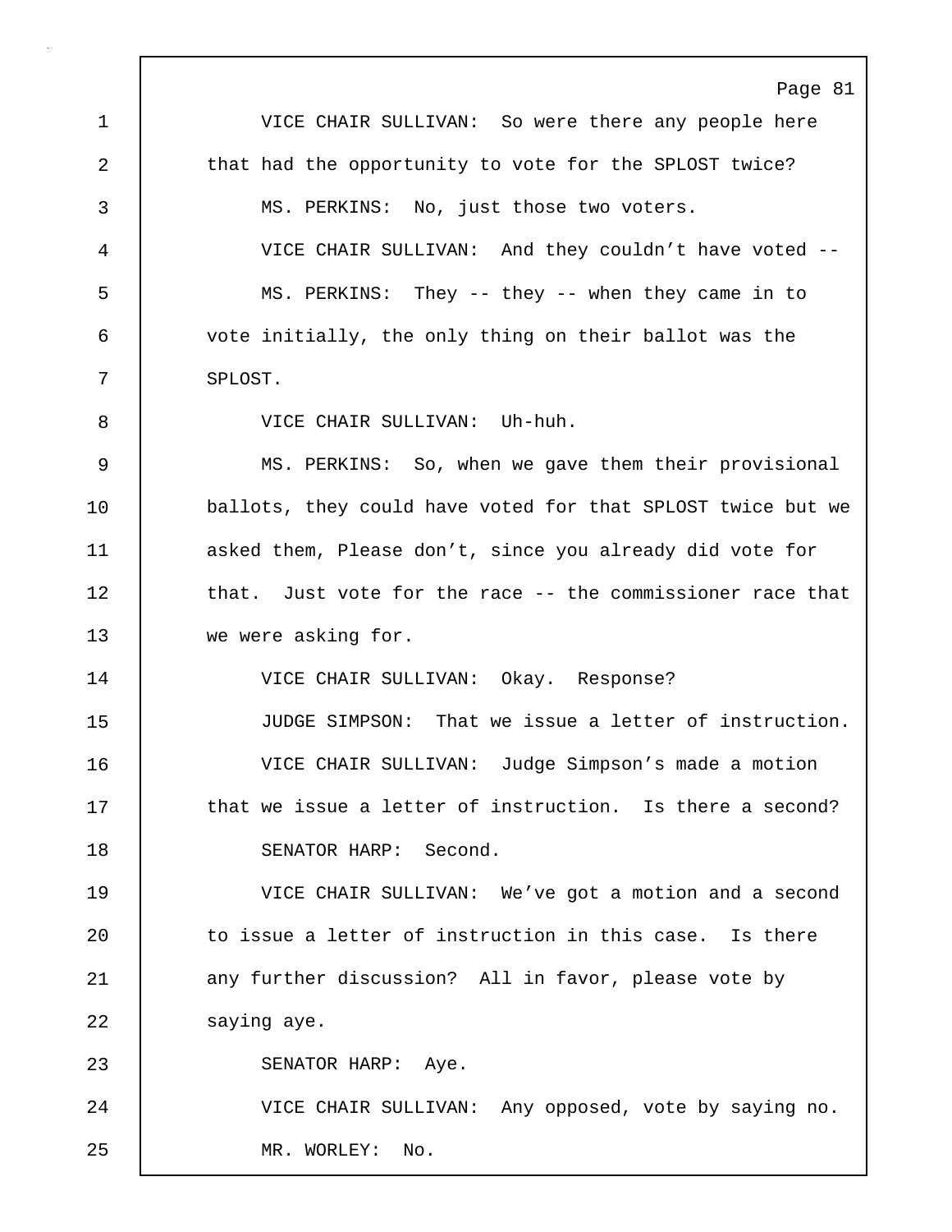VICE CHAIR SULLIVAN: So were there any people here that had the opportunity to vote for the SPLOST twice?

MS. PERKINS: No, just those two voters.

VICE CHAIR SULLIVAN: And they couldn't have voted --

MS. PERKINS: They -- they -- when they came in to vote initially, the only thing on their ballot was the SPLOST.

VICE CHAIR SULLIVAN: Uh-huh.

MS. PERKINS: So, when we gave them their provisional ballots, they could have voted for that SPLOST twice but we asked them, Please don't, since you already did vote for that. Just vote for the race -- the commissioner race that we were asking for.

VICE CHAIR SULLIVAN: Okay. Response?

JUDGE SIMPSON: That we issue a letter of instruction.

VICE CHAIR SULLIVAN: Judge Simpson's made a motion that we issue a letter of instruction. Is there a second?

SENATOR HARP: Second.

VICE CHAIR SULLIVAN: We've got a motion and a second to issue a letter of instruction in this case. Is there any further discussion? All in favor, please vote by saying aye.

SENATOR HARP: Aye.

VICE CHAIR SULLIVAN: Any opposed, vote by saying no.

MR. WORLEY: No.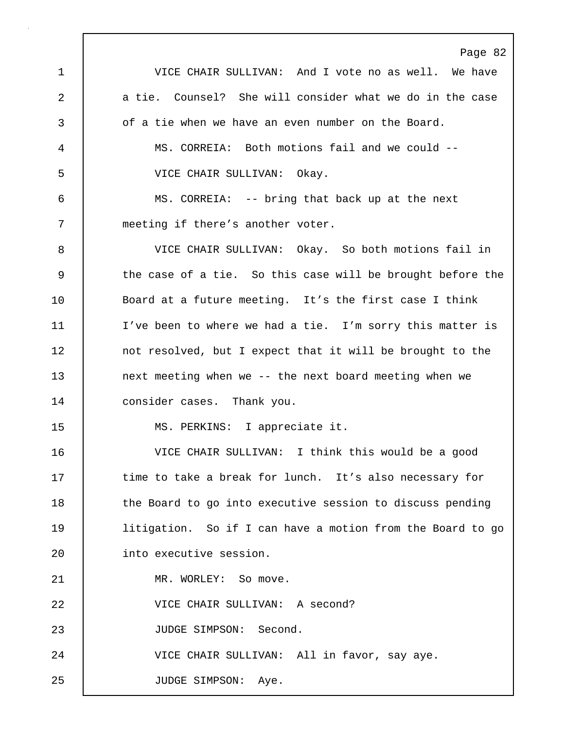VICE CHAIR SULLIVAN: And I vote no as well. We have a tie. Counsel? She will consider what we do in the case of a tie when we have an even number on the Board.

MS. CORREIA: Both motions fail and we could --

VICE CHAIR SULLIVAN: Okay.

MS. CORREIA: -- bring that back up at the next meeting if there’s another voter.

VICE CHAIR SULLIVAN: Okay. So both motions fail in the case of a tie. So this case will be brought before the Board at a future meeting. It’s the first case I think I’ve been to where we had a tie. I’m sorry this matter is not resolved, but I expect that it will be brought to the next meeting when we -- the next board meeting when we consider cases. Thank you.

MS. PERKINS: I appreciate it.

VICE CHAIR SULLIVAN: I think this would be a good time to take a break for lunch. It’s also necessary for the Board to go into executive session to discuss pending litigation. So if I can have a motion from the Board to go into executive session.

MR. WORLEY: So move.

VICE CHAIR SULLIVAN: A second?

JUDGE SIMPSON: Second.

VICE CHAIR SULLIVAN: All in favor, say aye.

JUDGE SIMPSON: Aye.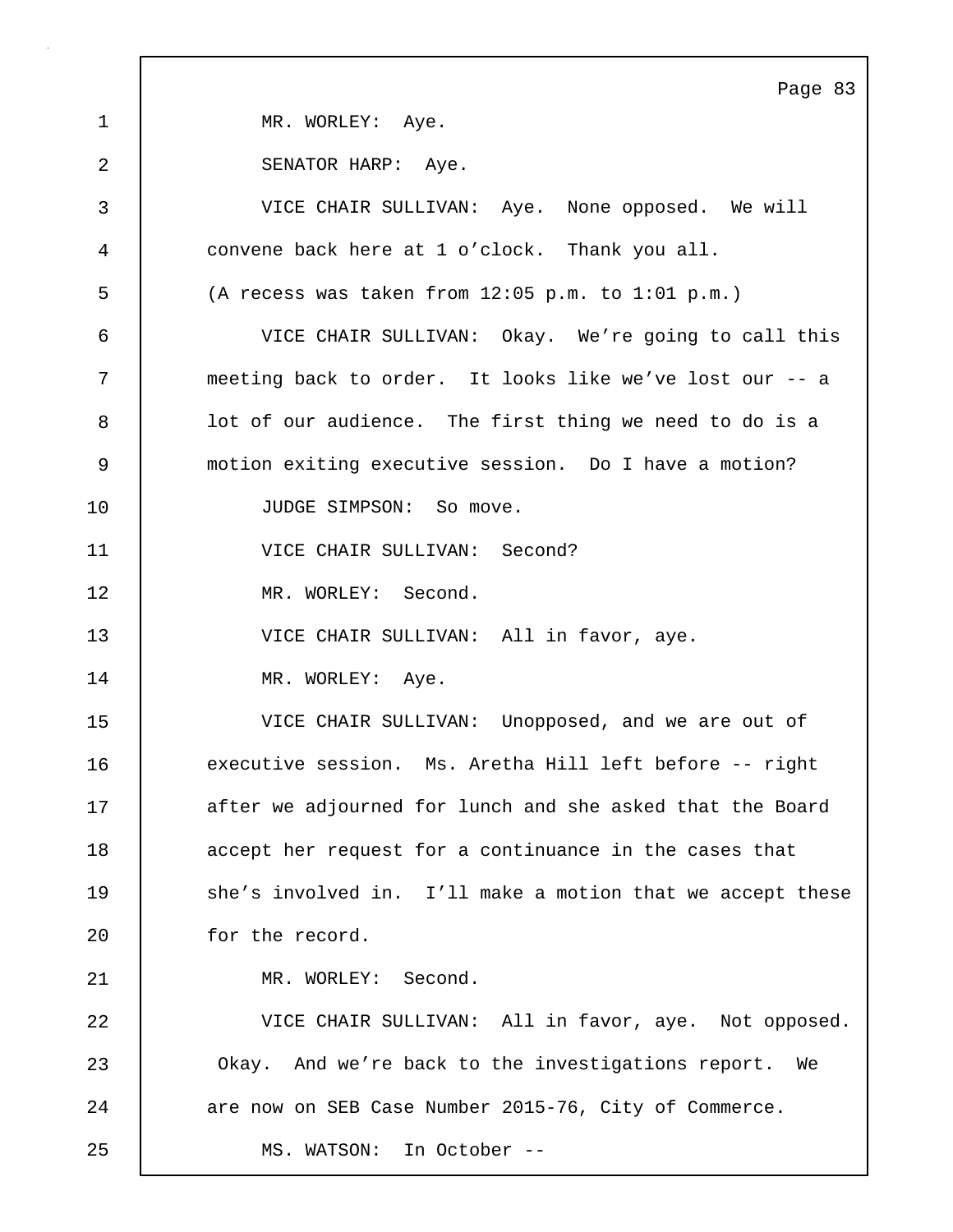MR. WORLEY: Aye.

SENATOR HARP: Aye.

VICE CHAIR SULLIVAN: Aye. None opposed. We will convene back here at 1 o'clock. Thank you all.

(A recess was taken from 12:05 p.m. to 1:01 p.m.)

VICE CHAIR SULLIVAN: Okay. We're going to call this meeting back to order. It looks like we've lost our -- a lot of our audience. The first thing we need to do is a motion exiting executive session. Do I have a motion?

JUDGE SIMPSON: So move.

VICE CHAIR SULLIVAN: Second?

MR. WORLEY: Second.

VICE CHAIR SULLIVAN: All in favor, aye.

MR. WORLEY: Aye.

VICE CHAIR SULLIVAN: Unopposed, and we are out of executive session. Ms. Aretha Hill left before -- right after we adjourned for lunch and she asked that the Board accept her request for a continuance in the cases that she's involved in. I'll make a motion that we accept these for the record.

MR. WORLEY: Second.

VICE CHAIR SULLIVAN: All in favor, aye. Not opposed. Okay. And we're back to the investigations report. We are now on SEB Case Number 2015-76, City of Commerce.

MS. WATSON: In October --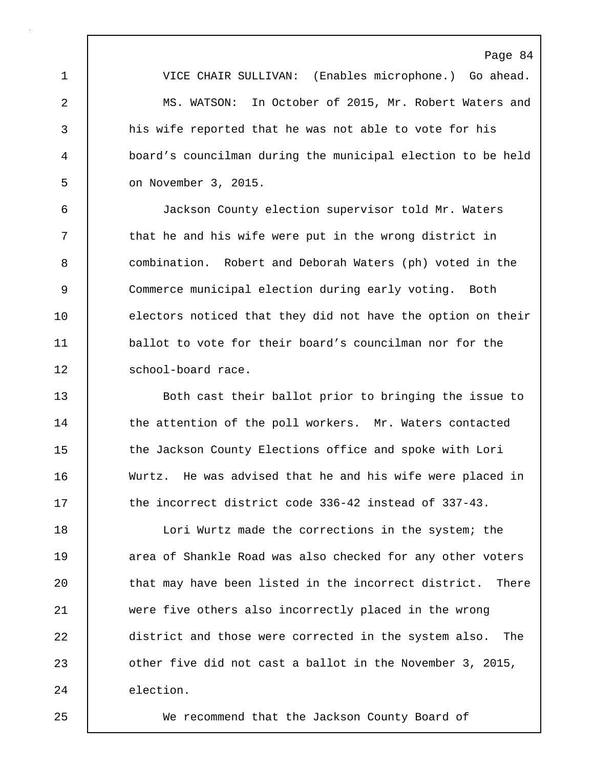VICE CHAIR SULLIVAN: (Enables microphone.) Go ahead.

MS. WATSON: In October of 2015, Mr. Robert Waters and his wife reported that he was not able to vote for his board's councilman during the municipal election to be held on November 3, 2015.

Jackson County election supervisor told Mr. Waters that he and his wife were put in the wrong district in combination. Robert and Deborah Waters (ph) voted in the Commerce municipal election during early voting. Both electors noticed that they did not have the option on their ballot to vote for their board's councilman nor for the school-board race.

Both cast their ballot prior to bringing the issue to the attention of the poll workers. Mr. Waters contacted the Jackson County Elections office and spoke with Lori Wurtz. He was advised that he and his wife were placed in the incorrect district code 336-42 instead of 337-43.

Lori Wurtz made the corrections in the system; the area of Shankle Road was also checked for any other voters that may have been listed in the incorrect district. There were five others also incorrectly placed in the wrong district and those were corrected in the system also. The other five did not cast a ballot in the November 3, 2015, election.

We recommend that the Jackson County Board of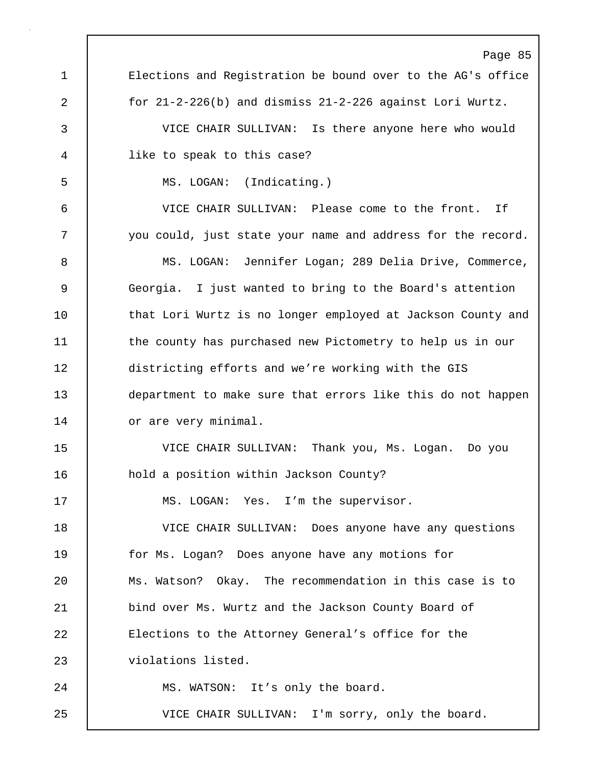Elections and Registration be bound over to the AG's office for 21-2-226(b) and dismiss 21-2-226 against Lori Wurtz.

VICE CHAIR SULLIVAN: Is there anyone here who would like to speak to this case?

MS. LOGAN: (Indicating.)

VICE CHAIR SULLIVAN: Please come to the front. If you could, just state your name and address for the record.

MS. LOGAN: Jennifer Logan; 289 Delia Drive, Commerce, Georgia. I just wanted to bring to the Board's attention that Lori Wurtz is no longer employed at Jackson County and the county has purchased new Pictometry to help us in our districting efforts and we're working with the GIS department to make sure that errors like this do not happen or are very minimal.

VICE CHAIR SULLIVAN: Thank you, Ms. Logan. Do you hold a position within Jackson County?

MS. LOGAN: Yes. I'm the supervisor.

VICE CHAIR SULLIVAN: Does anyone have any questions for Ms. Logan? Does anyone have any motions for Ms. Watson? Okay. The recommendation in this case is to bind over Ms. Wurtz and the Jackson County Board of Elections to the Attorney General's office for the violations listed.

MS. WATSON: It's only the board.

VICE CHAIR SULLIVAN: I'm sorry, only the board.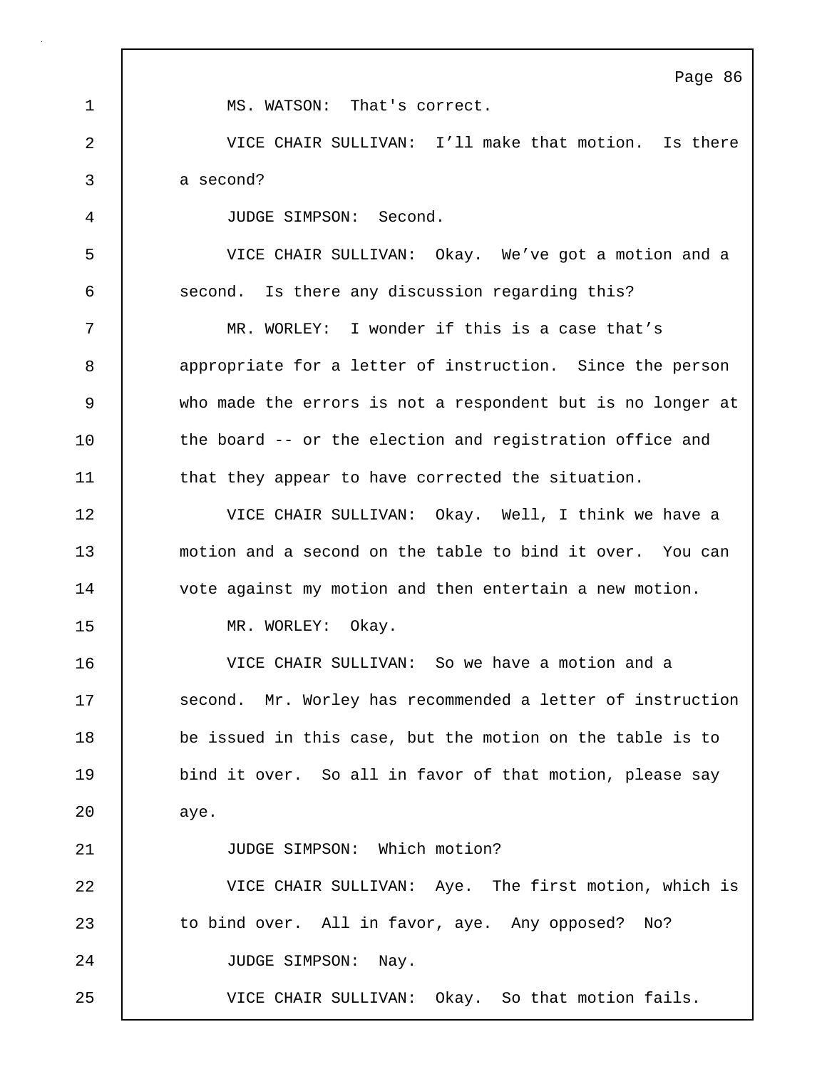MS. WATSON: That's correct.

VICE CHAIR SULLIVAN: I'll make that motion. Is there a second?

JUDGE SIMPSON: Second.

VICE CHAIR SULLIVAN: Okay. We've got a motion and a second. Is there any discussion regarding this?

MR. WORLEY: I wonder if this is a case that's appropriate for a letter of instruction. Since the person who made the errors is not a respondent but is no longer at the board -- or the election and registration office and that they appear to have corrected the situation.

VICE CHAIR SULLIVAN: Okay. Well, I think we have a motion and a second on the table to bind it over. You can vote against my motion and then entertain a new motion.

MR. WORLEY: Okay.

VICE CHAIR SULLIVAN: So we have a motion and a second. Mr. Worley has recommended a letter of instruction be issued in this case, but the motion on the table is to bind it over. So all in favor of that motion, please say aye.

JUDGE SIMPSON: Which motion?

VICE CHAIR SULLIVAN: Aye. The first motion, which is to bind over. All in favor, aye. Any opposed? No?

JUDGE SIMPSON: Nay.

VICE CHAIR SULLIVAN: Okay. So that motion fails.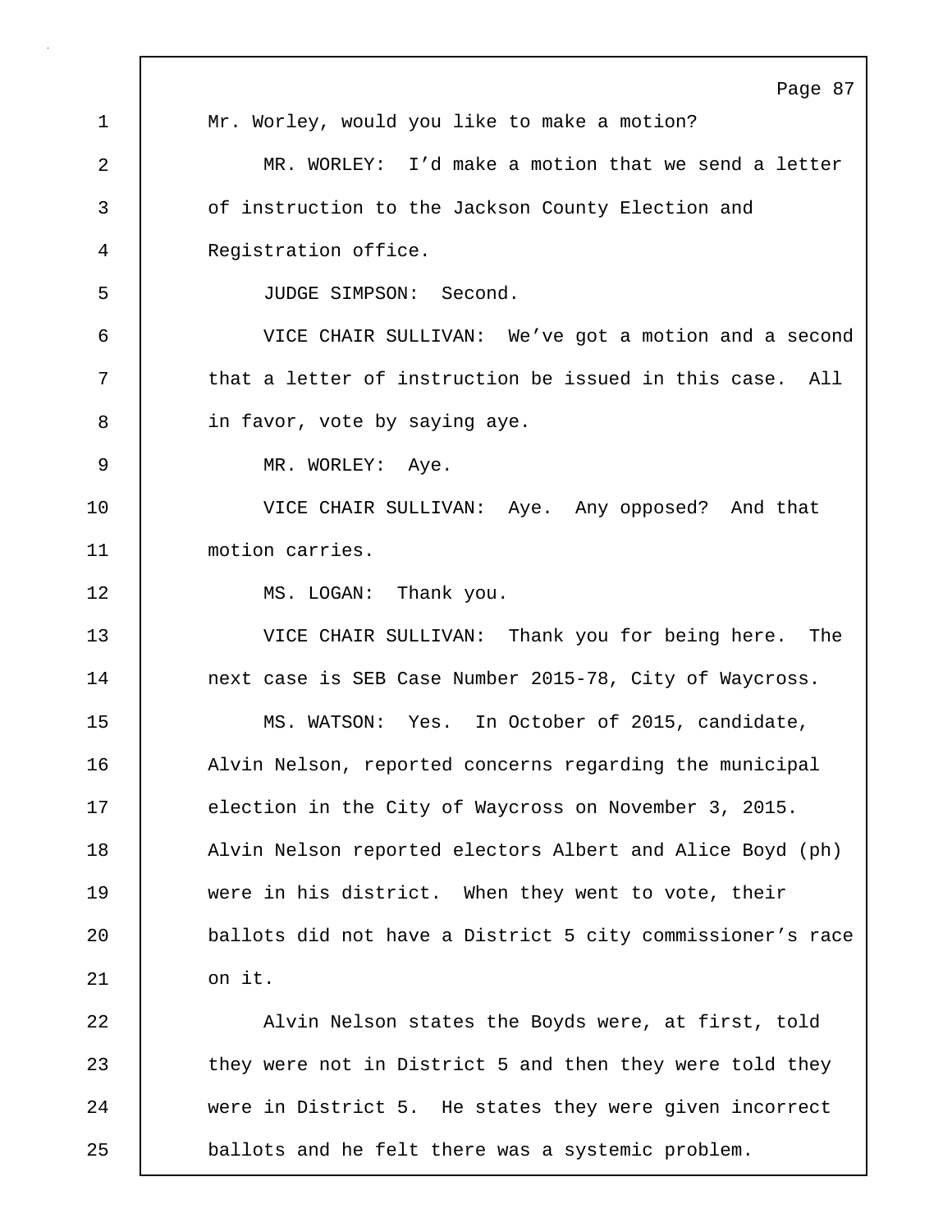Mr. Worley, would you like to make a motion?

MR. WORLEY: I'd make a motion that we send a letter of instruction to the Jackson County Election and Registration office.

JUDGE SIMPSON: Second.

VICE CHAIR SULLIVAN: We've got a motion and a second that a letter of instruction be issued in this case. All in favor, vote by saying aye.

MR. WORLEY: Aye.

VICE CHAIR SULLIVAN: Aye. Any opposed? And that motion carries.

MS. LOGAN: Thank you.

VICE CHAIR SULLIVAN: Thank you for being here. The next case is SEB Case Number 2015-78, City of Waycross.

MS. WATSON: Yes. In October of 2015, candidate, Alvin Nelson, reported concerns regarding the municipal election in the City of Waycross on November 3, 2015. Alvin Nelson reported electors Albert and Alice Boyd (ph) were in his district. When they went to vote, their ballots did not have a District 5 city commissioner's race on it.

Alvin Nelson states the Boyds were, at first, told they were not in District 5 and then they were told they were in District 5. He states they were given incorrect ballots and he felt there was a systemic problem.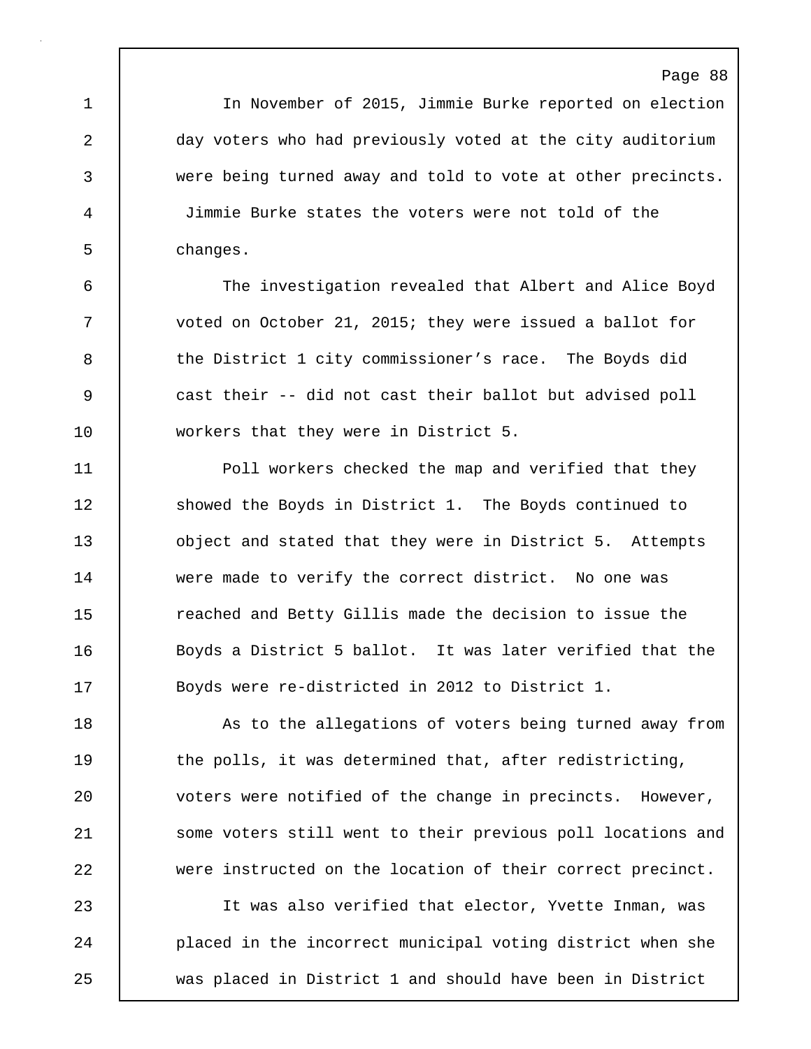In November of 2015, Jimmie Burke reported on election day voters who had previously voted at the city auditorium were being turned away and told to vote at other precincts. Jimmie Burke states the voters were not told of the changes.

The investigation revealed that Albert and Alice Boyd voted on October 21, 2015; they were issued a ballot for the District 1 city commissioner's race. The Boyds did cast their -- did not cast their ballot but advised poll workers that they were in District 5.

Poll workers checked the map and verified that they showed the Boyds in District 1. The Boyds continued to object and stated that they were in District 5. Attempts were made to verify the correct district. No one was reached and Betty Gillis made the decision to issue the Boyds a District 5 ballot. It was later verified that the Boyds were re-districted in 2012 to District 1.

As to the allegations of voters being turned away from the polls, it was determined that, after redistricting, voters were notified of the change in precincts. However, some voters still went to their previous poll locations and were instructed on the location of their correct precinct.

It was also verified that elector, Yvette Inman, was placed in the incorrect municipal voting district when she was placed in District 1 and should have been in District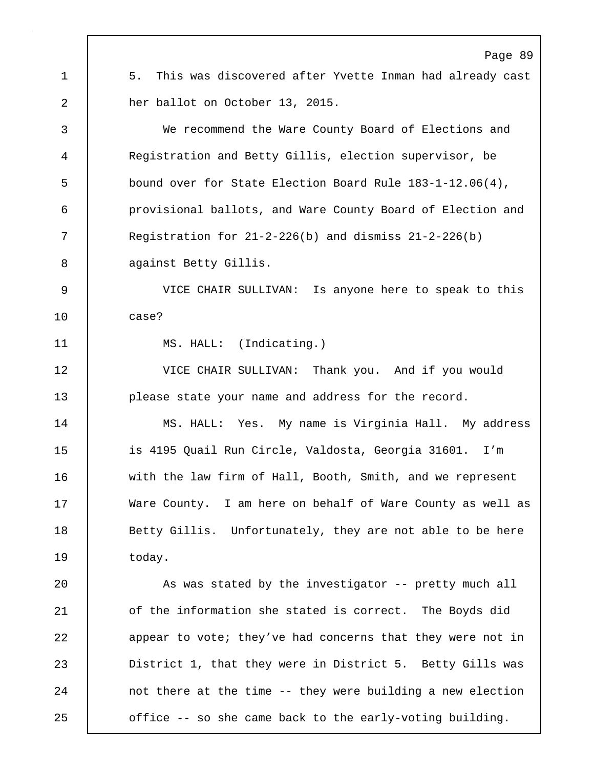5. This was discovered after Yvette Inman had already cast her ballot on October 13, 2015.

We recommend the Ware County Board of Elections and Registration and Betty Gillis, election supervisor, be bound over for State Election Board Rule 183-1-12.06(4), provisional ballots, and Ware County Board of Election and Registration for 21-2-226(b) and dismiss 21-2-226(b) against Betty Gillis.

VICE CHAIR SULLIVAN: Is anyone here to speak to this case?

MS. HALL: (Indicating.)

VICE CHAIR SULLIVAN: Thank you. And if you would please state your name and address for the record.

MS. HALL: Yes. My name is Virginia Hall. My address is 4195 Quail Run Circle, Valdosta, Georgia 31601. I'm with the law firm of Hall, Booth, Smith, and we represent Ware County. I am here on behalf of Ware County as well as Betty Gillis. Unfortunately, they are not able to be here today.

As was stated by the investigator -- pretty much all of the information she stated is correct. The Boyds did appear to vote; they've had concerns that they were not in District 1, that they were in District 5. Betty Gills was not there at the time -- they were building a new election office -- so she came back to the early-voting building.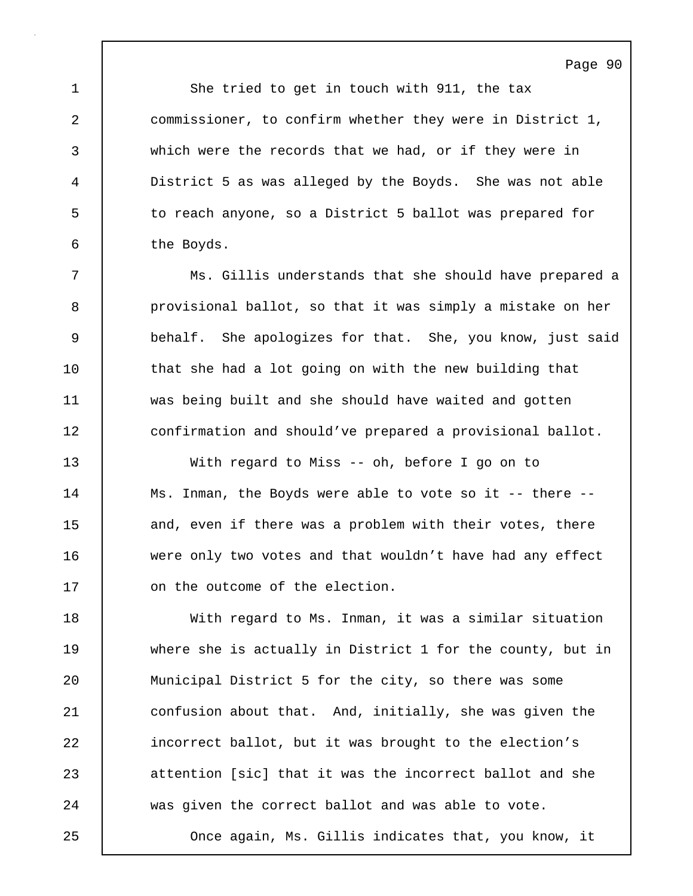She tried to get in touch with 911, the tax commissioner, to confirm whether they were in District 1, which were the records that we had, or if they were in District 5 as was alleged by the Boyds. She was not able to reach anyone, so a District 5 ballot was prepared for the Boyds.

Ms. Gillis understands that she should have prepared a provisional ballot, so that it was simply a mistake on her behalf. She apologizes for that. She, you know, just said that she had a lot going on with the new building that was being built and she should have waited and gotten confirmation and should've prepared a provisional ballot.

With regard to Miss -- oh, before I go on to Ms. Inman, the Boyds were able to vote so it -- there -- and, even if there was a problem with their votes, there were only two votes and that wouldn't have had any effect on the outcome of the election.

With regard to Ms. Inman, it was a similar situation where she is actually in District 1 for the county, but in Municipal District 5 for the city, so there was some confusion about that. And, initially, she was given the incorrect ballot, but it was brought to the election's attention [sic] that it was the incorrect ballot and she was given the correct ballot and was able to vote.

Once again, Ms. Gillis indicates that, you know, it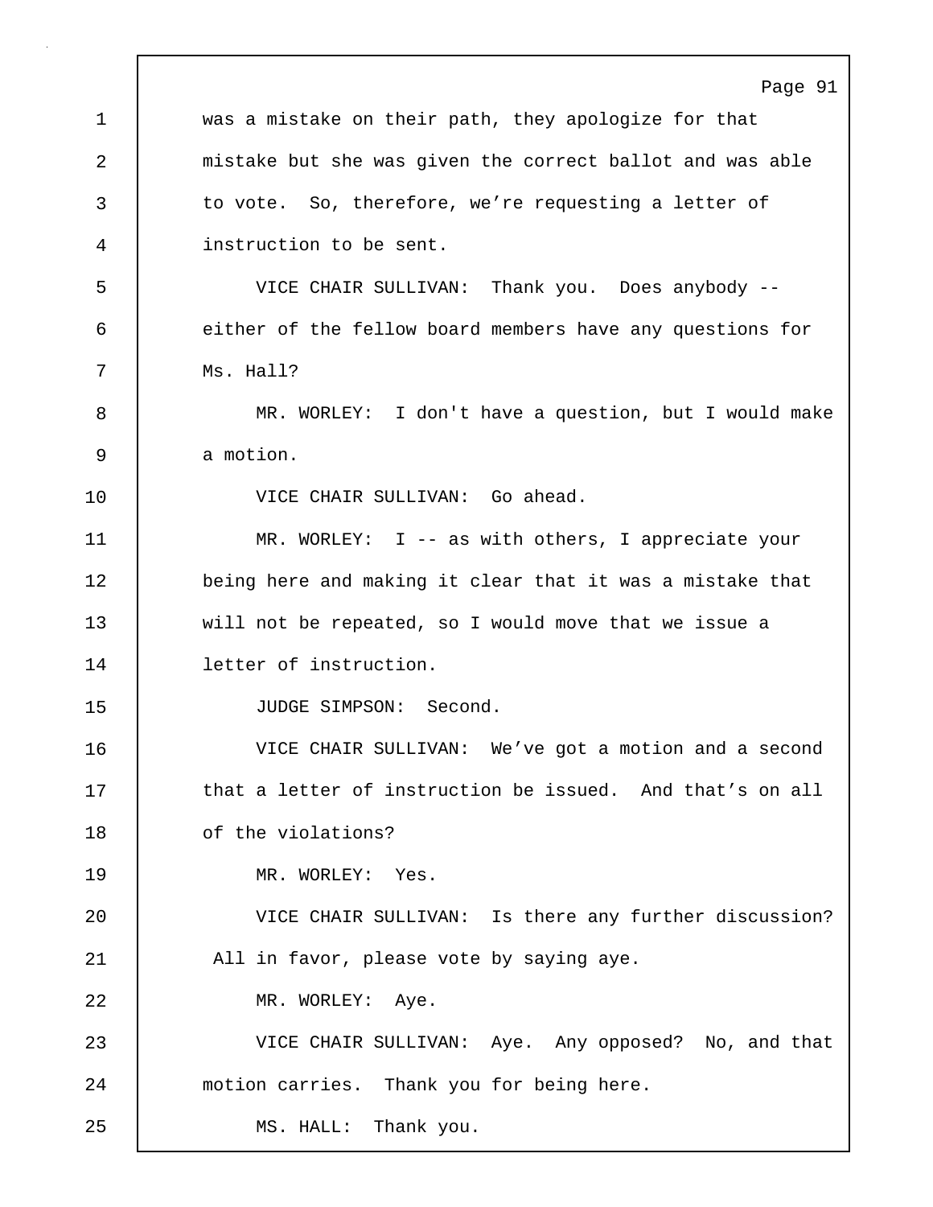was a mistake on their path, they apologize for that mistake but she was given the correct ballot and was able to vote. So, therefore, we’re requesting a letter of instruction to be sent.

VICE CHAIR SULLIVAN: Thank you. Does anybody -- either of the fellow board members have any questions for Ms. Hall?

MR. WORLEY: I don't have a question, but I would make a motion.

VICE CHAIR SULLIVAN: Go ahead.

MR. WORLEY: I -- as with others, I appreciate your being here and making it clear that it was a mistake that will not be repeated, so I would move that we issue a letter of instruction.

JUDGE SIMPSON: Second.

VICE CHAIR SULLIVAN: We’ve got a motion and a second that a letter of instruction be issued. And that’s on all of the violations?

MR. WORLEY: Yes.

VICE CHAIR SULLIVAN: Is there any further discussion? All in favor, please vote by saying aye.

MR. WORLEY: Aye.

VICE CHAIR SULLIVAN: Aye. Any opposed? No, and that motion carries. Thank you for being here.

MS. HALL: Thank you.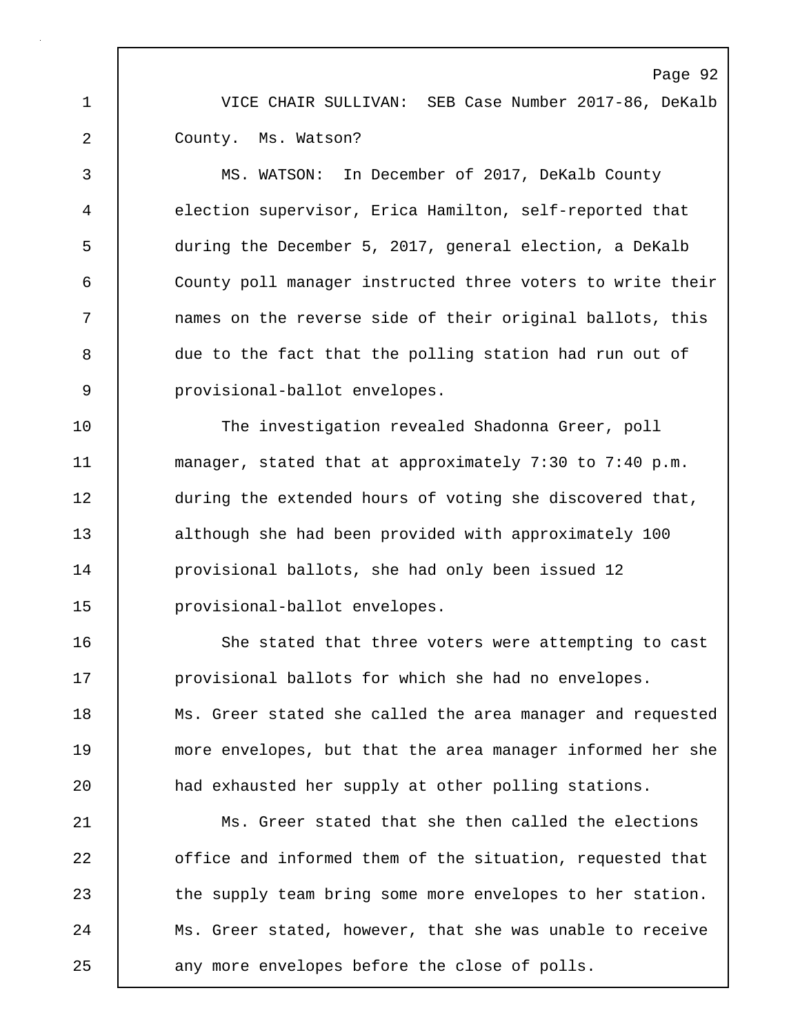VICE CHAIR SULLIVAN: SEB Case Number 2017-86, DeKalb County. Ms. Watson?

MS. WATSON: In December of 2017, DeKalb County election supervisor, Erica Hamilton, self-reported that during the December 5, 2017, general election, a DeKalb County poll manager instructed three voters to write their names on the reverse side of their original ballots, this due to the fact that the polling station had run out of provisional-ballot envelopes.

The investigation revealed Shadonna Greer, poll manager, stated that at approximately 7:30 to 7:40 p.m. during the extended hours of voting she discovered that, although she had been provided with approximately 100 provisional ballots, she had only been issued 12 provisional-ballot envelopes.

She stated that three voters were attempting to cast provisional ballots for which she had no envelopes. Ms. Greer stated she called the area manager and requested more envelopes, but that the area manager informed her she had exhausted her supply at other polling stations.

Ms. Greer stated that she then called the elections office and informed them of the situation, requested that the supply team bring some more envelopes to her station. Ms. Greer stated, however, that she was unable to receive any more envelopes before the close of polls.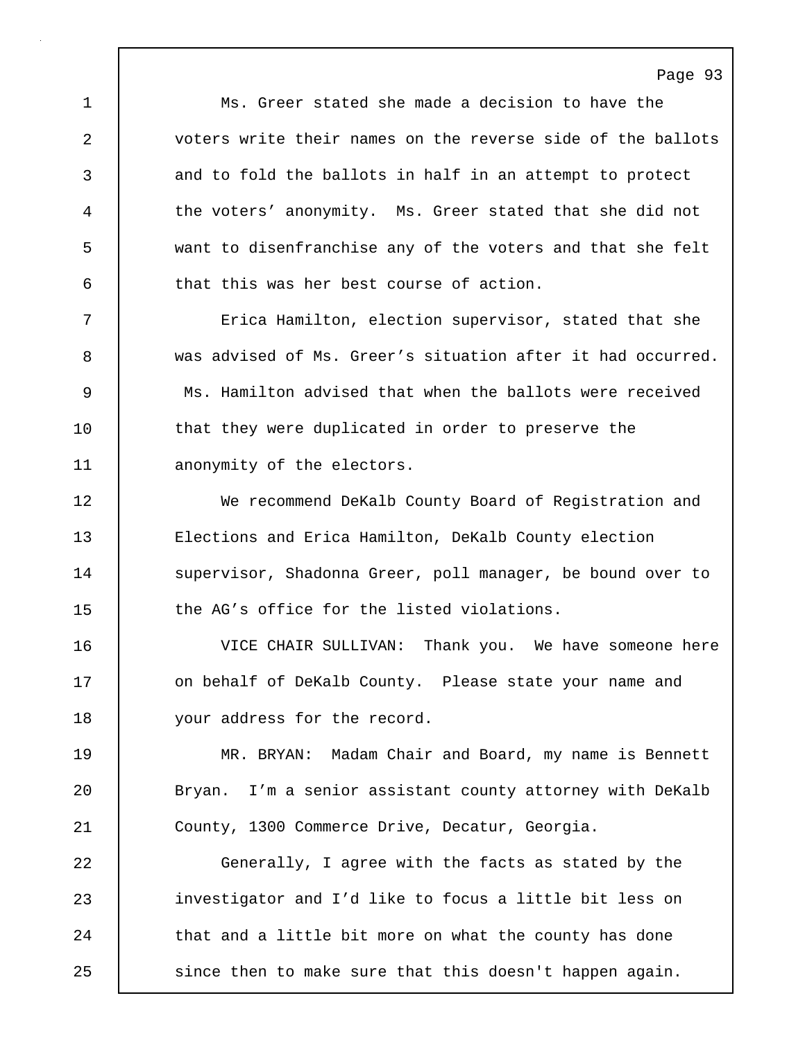Ms. Greer stated she made a decision to have the voters write their names on the reverse side of the ballots and to fold the ballots in half in an attempt to protect the voters' anonymity. Ms. Greer stated that she did not want to disenfranchise any of the voters and that she felt that this was her best course of action.

Erica Hamilton, election supervisor, stated that she was advised of Ms. Greer's situation after it had occurred. Ms. Hamilton advised that when the ballots were received that they were duplicated in order to preserve the anonymity of the electors.

We recommend DeKalb County Board of Registration and Elections and Erica Hamilton, DeKalb County election supervisor, Shadonna Greer, poll manager, be bound over to the AG's office for the listed violations.

VICE CHAIR SULLIVAN: Thank you. We have someone here on behalf of DeKalb County. Please state your name and your address for the record.

MR. BRYAN: Madam Chair and Board, my name is Bennett Bryan. I'm a senior assistant county attorney with DeKalb County, 1300 Commerce Drive, Decatur, Georgia.

Generally, I agree with the facts as stated by the investigator and I'd like to focus a little bit less on that and a little bit more on what the county has done since then to make sure that this doesn't happen again.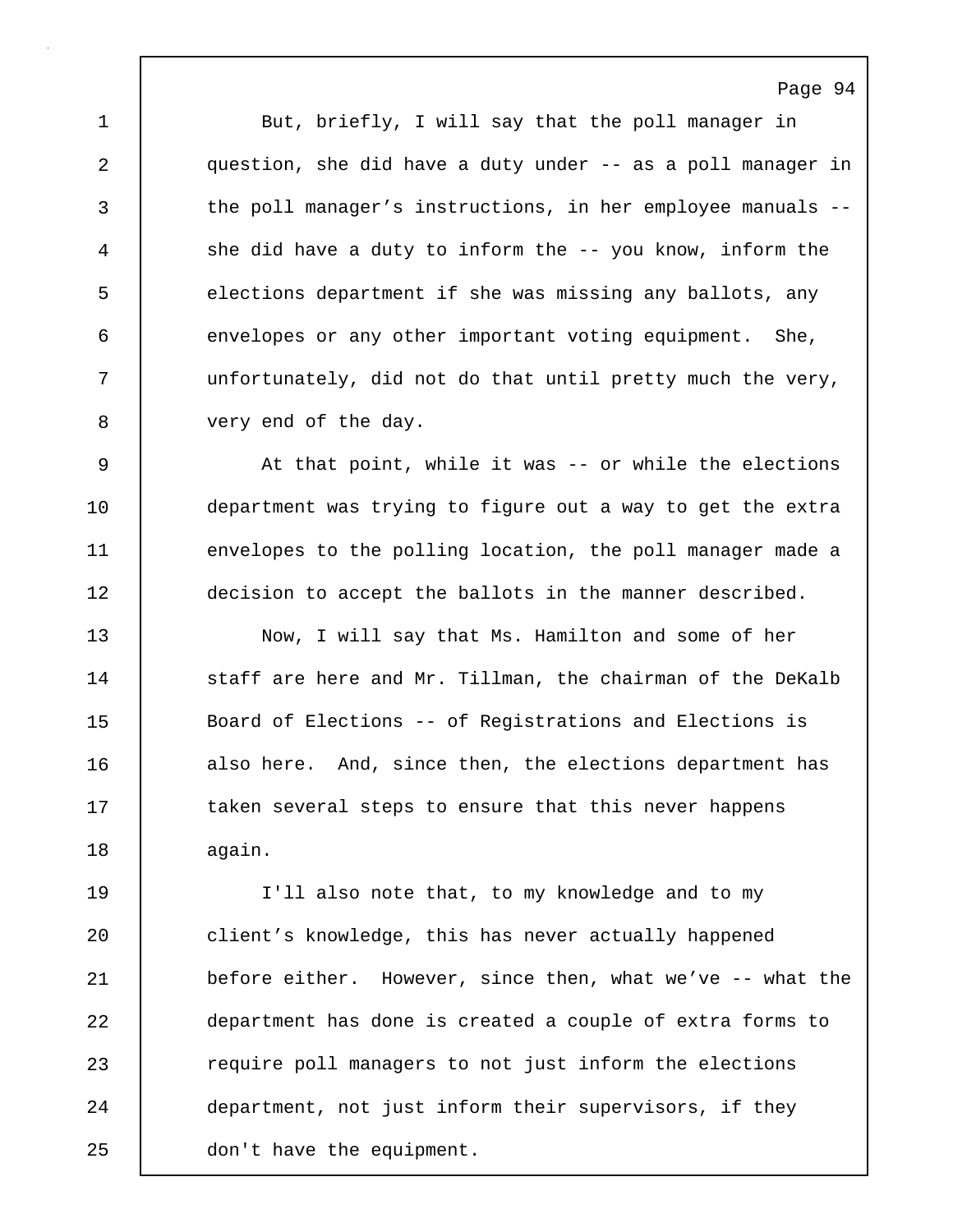But, briefly, I will say that the poll manager in question, she did have a duty under -- as a poll manager in the poll manager's instructions, in her employee manuals -- she did have a duty to inform the -- you know, inform the elections department if she was missing any ballots, any envelopes or any other important voting equipment. She, unfortunately, did not do that until pretty much the very, very end of the day.

At that point, while it was -- or while the elections department was trying to figure out a way to get the extra envelopes to the polling location, the poll manager made a decision to accept the ballots in the manner described.

Now, I will say that Ms. Hamilton and some of her staff are here and Mr. Tillman, the chairman of the DeKalb Board of Elections -- of Registrations and Elections is also here. And, since then, the elections department has taken several steps to ensure that this never happens again.

I'll also note that, to my knowledge and to my client's knowledge, this has never actually happened before either. However, since then, what we've -- what the department has done is created a couple of extra forms to require poll managers to not just inform the elections department, not just inform their supervisors, if they don't have the equipment.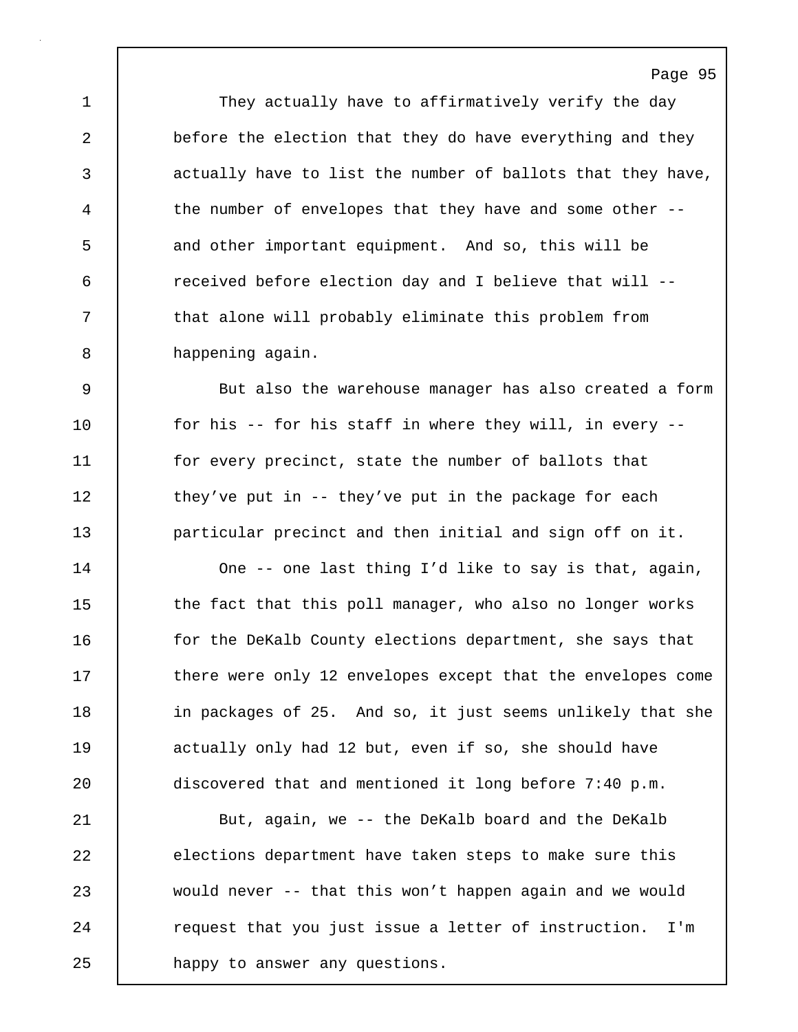They actually have to affirmatively verify the day before the election that they do have everything and they actually have to list the number of ballots that they have, the number of envelopes that they have and some other -- and other important equipment. And so, this will be received before election day and I believe that will -- that alone will probably eliminate this problem from happening again.

But also the warehouse manager has also created a form for his -- for his staff in where they will, in every -- for every precinct, state the number of ballots that they've put in -- they've put in the package for each particular precinct and then initial and sign off on it.

One -- one last thing I'd like to say is that, again, the fact that this poll manager, who also no longer works for the DeKalb County elections department, she says that there were only 12 envelopes except that the envelopes come in packages of 25. And so, it just seems unlikely that she actually only had 12 but, even if so, she should have discovered that and mentioned it long before 7:40 p.m.

But, again, we -- the DeKalb board and the DeKalb elections department have taken steps to make sure this would never -- that this won't happen again and we would request that you just issue a letter of instruction. I'm happy to answer any questions.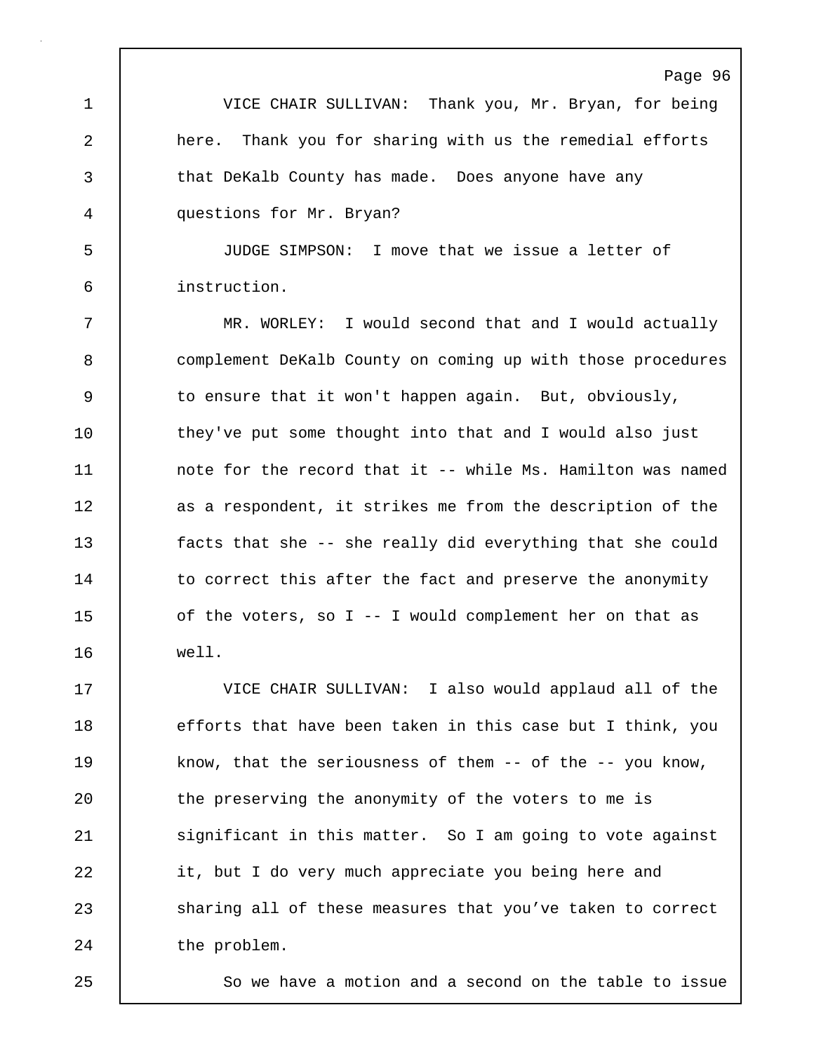VICE CHAIR SULLIVAN: Thank you, Mr. Bryan, for being here. Thank you for sharing with us the remedial efforts that DeKalb County has made. Does anyone have any questions for Mr. Bryan?

JUDGE SIMPSON: I move that we issue a letter of instruction.

MR. WORLEY: I would second that and I would actually complement DeKalb County on coming up with those procedures to ensure that it won't happen again. But, obviously, they've put some thought into that and I would also just note for the record that it -- while Ms. Hamilton was named as a respondent, it strikes me from the description of the facts that she -- she really did everything that she could to correct this after the fact and preserve the anonymity of the voters, so I -- I would complement her on that as well.

VICE CHAIR SULLIVAN: I also would applaud all of the efforts that have been taken in this case but I think, you know, that the seriousness of them -- of the -- you know, the preserving the anonymity of the voters to me is significant in this matter. So I am going to vote against it, but I do very much appreciate you being here and sharing all of these measures that you've taken to correct the problem.

So we have a motion and a second on the table to issue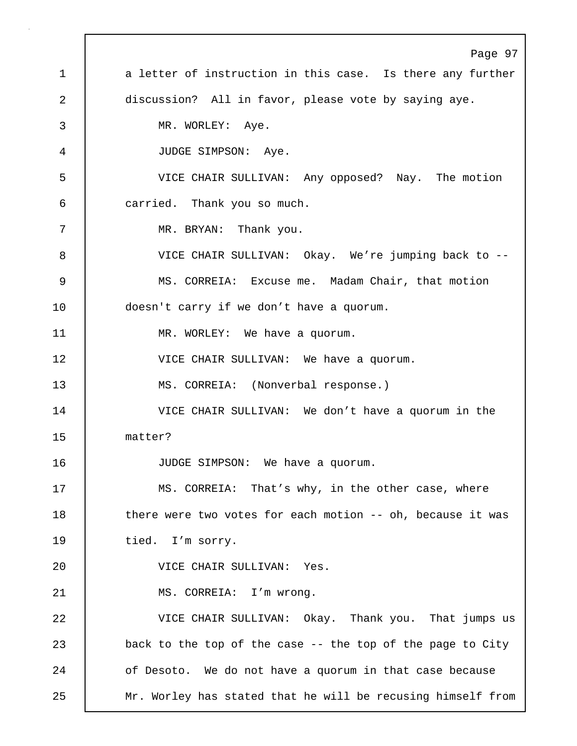a letter of instruction in this case. Is there any further discussion? All in favor, please vote by saying aye.

MR. WORLEY: Aye.

JUDGE SIMPSON: Aye.

VICE CHAIR SULLIVAN: Any opposed? Nay. The motion carried. Thank you so much.

MR. BRYAN: Thank you.

VICE CHAIR SULLIVAN: Okay. We're jumping back to --

MS. CORREIA: Excuse me. Madam Chair, that motion doesn't carry if we don't have a quorum.

MR. WORLEY: We have a quorum.

VICE CHAIR SULLIVAN: We have a quorum.

MS. CORREIA: (Nonverbal response.)

VICE CHAIR SULLIVAN: We don't have a quorum in the matter?

JUDGE SIMPSON: We have a quorum.

MS. CORREIA: That's why, in the other case, where there were two votes for each motion -- oh, because it was tied. I'm sorry.

VICE CHAIR SULLIVAN: Yes.

MS. CORREIA: I'm wrong.

VICE CHAIR SULLIVAN: Okay. Thank you. That jumps us back to the top of the case -- the top of the page to City of Desoto. We do not have a quorum in that case because Mr. Worley has stated that he will be recusing himself from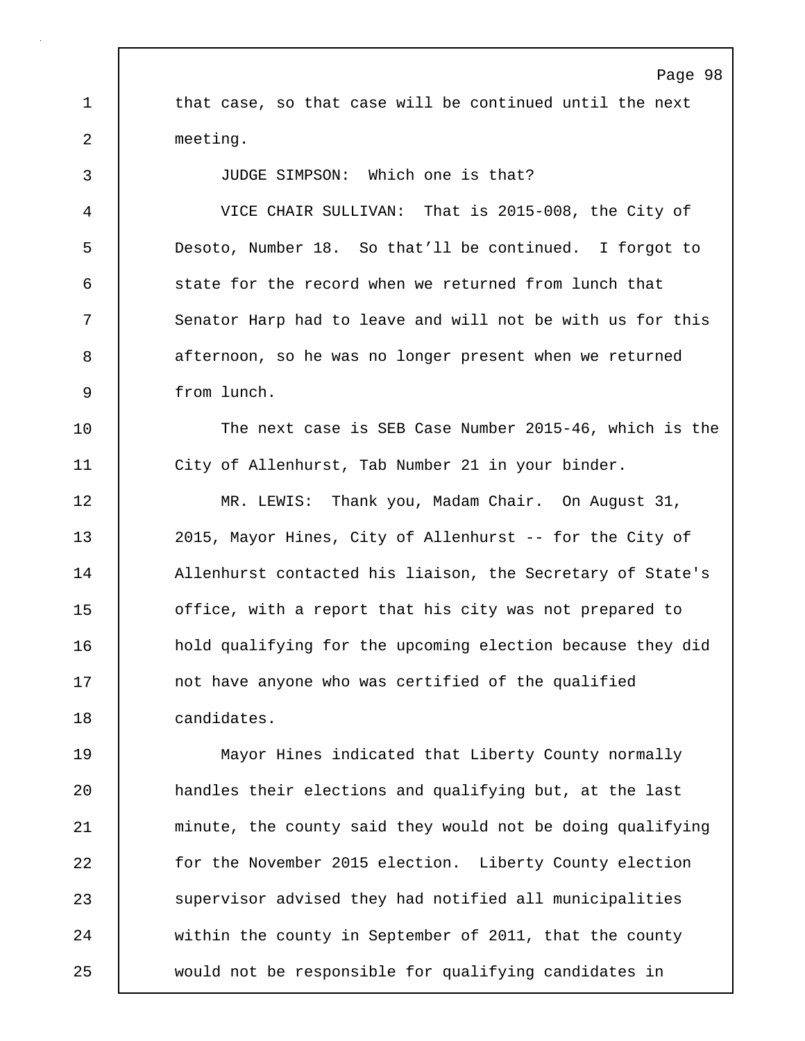that case, so that case will be continued until the next meeting.

JUDGE SIMPSON: Which one is that?

VICE CHAIR SULLIVAN: That is 2015-008, the City of Desoto, Number 18. So that'll be continued. I forgot to state for the record when we returned from lunch that Senator Harp had to leave and will not be with us for this afternoon, so he was no longer present when we returned from lunch.

The next case is SEB Case Number 2015-46, which is the City of Allenhurst, Tab Number 21 in your binder.

MR. LEWIS: Thank you, Madam Chair. On August 31, 2015, Mayor Hines, City of Allenhurst -- for the City of Allenhurst contacted his liaison, the Secretary of State's office, with a report that his city was not prepared to hold qualifying for the upcoming election because they did not have anyone who was certified of the qualified candidates.

Mayor Hines indicated that Liberty County normally handles their elections and qualifying but, at the last minute, the county said they would not be doing qualifying for the November 2015 election. Liberty County election supervisor advised they had notified all municipalities within the county in September of 2011, that the county would not be responsible for qualifying candidates in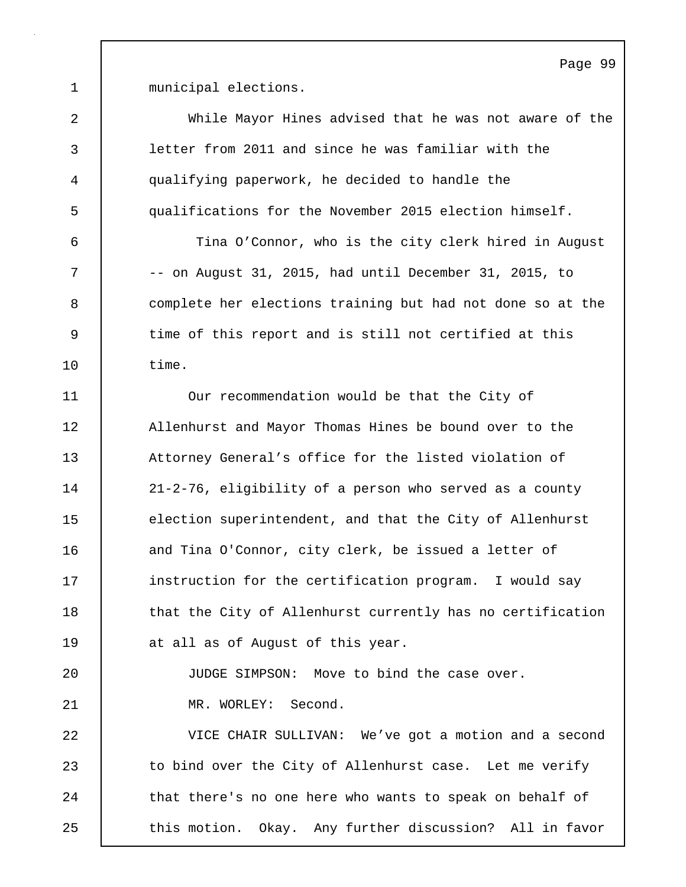municipal elections.

While Mayor Hines advised that he was not aware of the letter from 2011 and since he was familiar with the qualifying paperwork, he decided to handle the qualifications for the November 2015 election himself.

Tina O’Connor, who is the city clerk hired in August -- on August 31, 2015, had until December 31, 2015, to complete her elections training but had not done so at the time of this report and is still not certified at this time.

Our recommendation would be that the City of Allenhurst and Mayor Thomas Hines be bound over to the Attorney General’s office for the listed violation of 21-2-76, eligibility of a person who served as a county election superintendent, and that the City of Allenhurst and Tina O'Connor, city clerk, be issued a letter of instruction for the certification program. I would say that the City of Allenhurst currently has no certification at all as of August of this year.

JUDGE SIMPSON: Move to bind the case over.

MR. WORLEY: Second.

VICE CHAIR SULLIVAN: We’ve got a motion and a second to bind over the City of Allenhurst case. Let me verify that there's no one here who wants to speak on behalf of this motion. Okay. Any further discussion? All in favor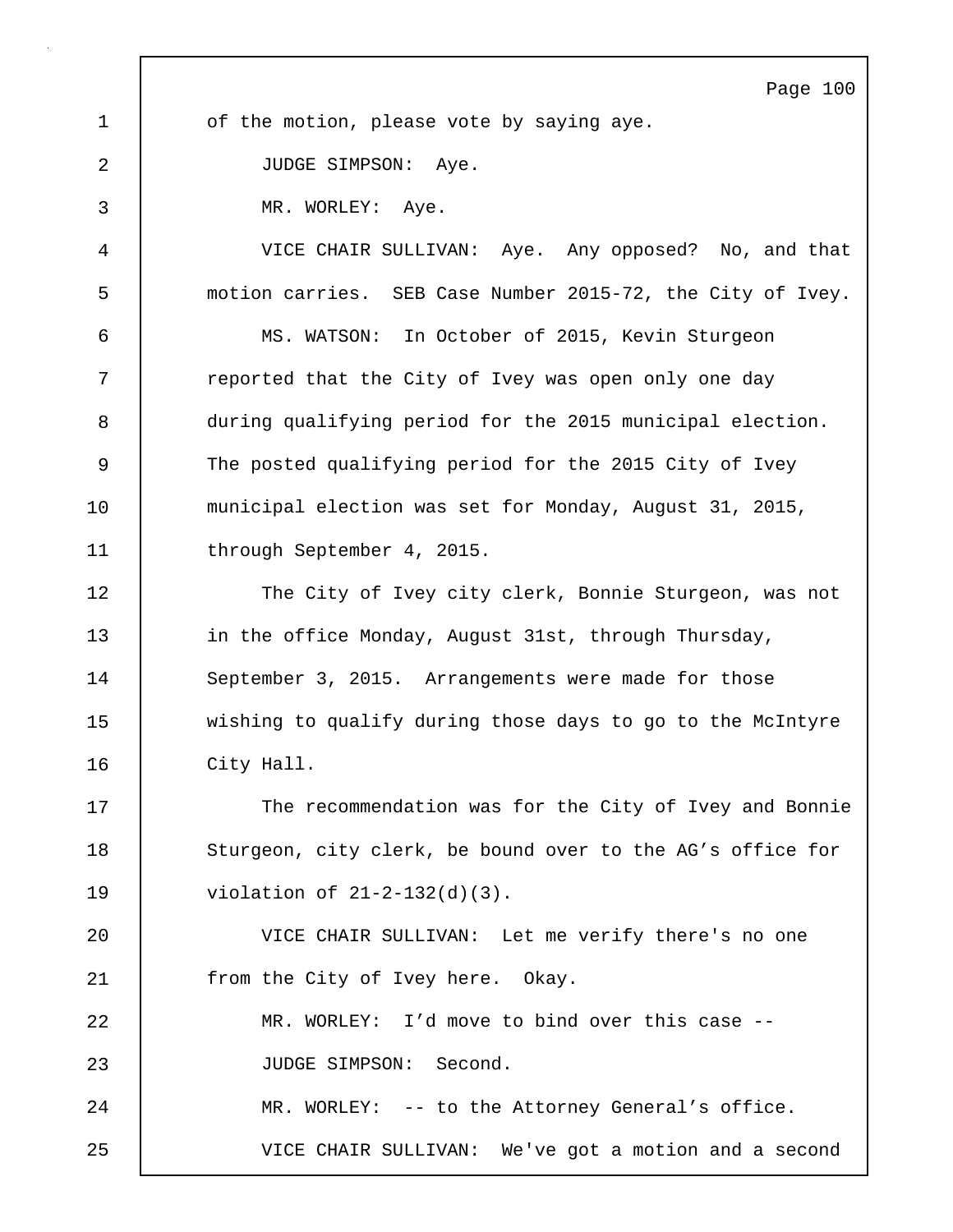of the motion, please vote by saying aye.

JUDGE SIMPSON: Aye.

MR. WORLEY: Aye.

VICE CHAIR SULLIVAN: Aye. Any opposed? No, and that motion carries. SEB Case Number 2015-72, the City of Ivey.

MS. WATSON: In October of 2015, Kevin Sturgeon reported that the City of Ivey was open only one day during qualifying period for the 2015 municipal election. The posted qualifying period for the 2015 City of Ivey municipal election was set for Monday, August 31, 2015, through September 4, 2015.

The City of Ivey city clerk, Bonnie Sturgeon, was not in the office Monday, August 31st, through Thursday, September 3, 2015. Arrangements were made for those wishing to qualify during those days to go to the McIntyre City Hall.

The recommendation was for the City of Ivey and Bonnie Sturgeon, city clerk, be bound over to the AG's office for violation of 21-2-132(d)(3).

VICE CHAIR SULLIVAN: Let me verify there's no one from the City of Ivey here. Okay.

MR. WORLEY: I'd move to bind over this case --

JUDGE SIMPSON: Second.

MR. WORLEY: -- to the Attorney General's office.

VICE CHAIR SULLIVAN: We've got a motion and a second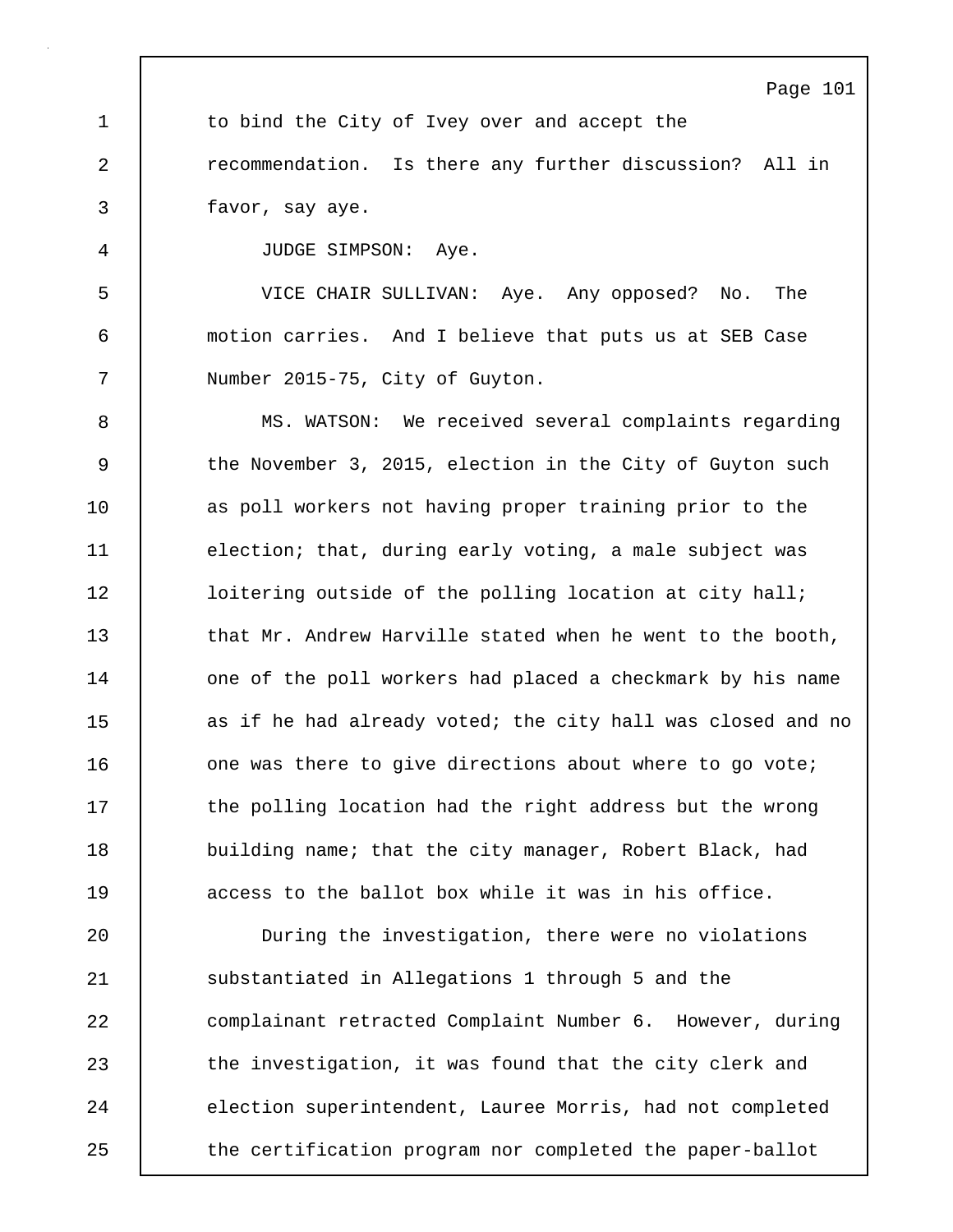to bind the City of Ivey over and accept the recommendation. Is there any further discussion? All in favor, say aye.

JUDGE SIMPSON: Aye.

VICE CHAIR SULLIVAN: Aye. Any opposed? No. The motion carries. And I believe that puts us at SEB Case Number 2015-75, City of Guyton.

MS. WATSON: We received several complaints regarding the November 3, 2015, election in the City of Guyton such as poll workers not having proper training prior to the election; that, during early voting, a male subject was loitering outside of the polling location at city hall; that Mr. Andrew Harville stated when he went to the booth, one of the poll workers had placed a checkmark by his name as if he had already voted; the city hall was closed and no one was there to give directions about where to go vote; the polling location had the right address but the wrong building name; that the city manager, Robert Black, had access to the ballot box while it was in his office.

During the investigation, there were no violations substantiated in Allegations 1 through 5 and the complainant retracted Complaint Number 6. However, during the investigation, it was found that the city clerk and election superintendent, Lauree Morris, had not completed the certification program nor completed the paper-ballot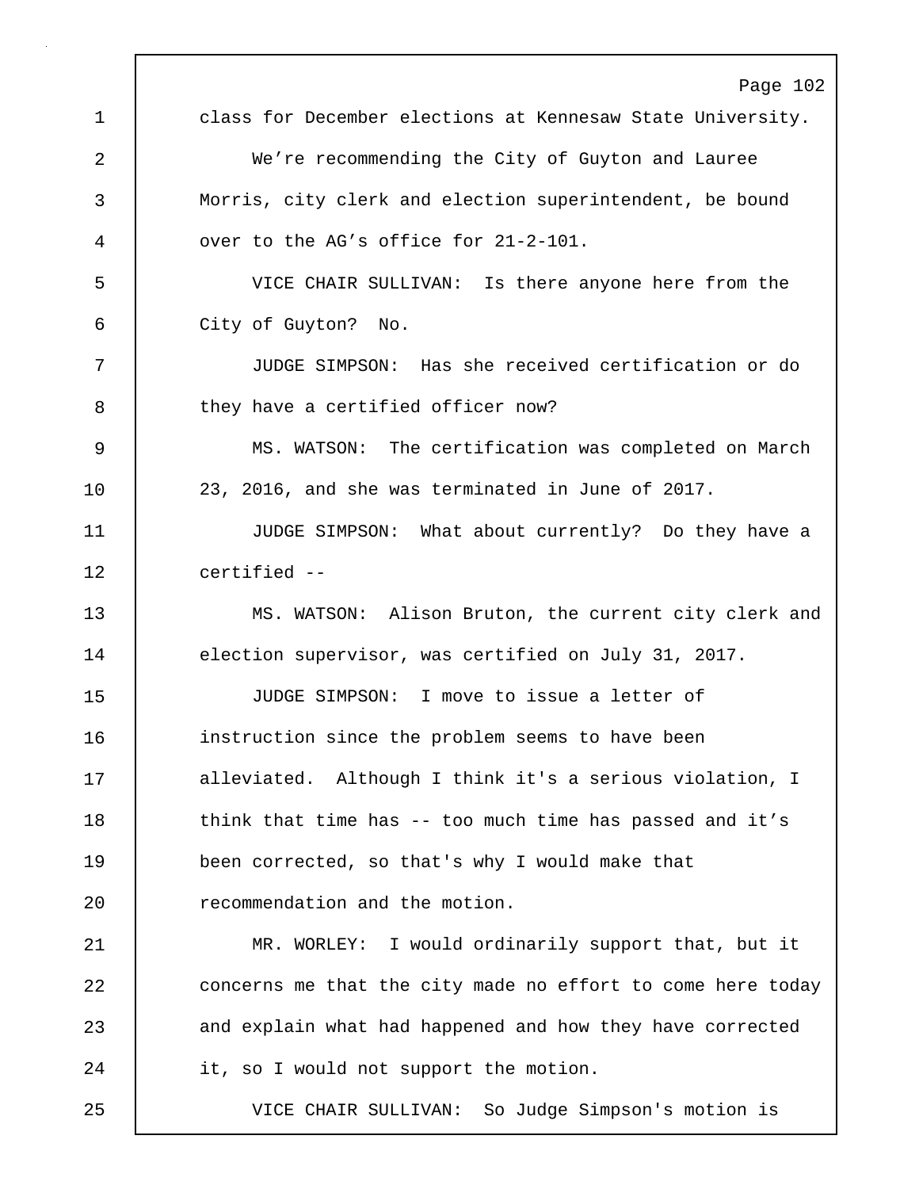class for December elections at Kennesaw State University.

We’re recommending the City of Guyton and Lauree Morris, city clerk and election superintendent, be bound over to the AG’s office for 21-2-101.

VICE CHAIR SULLIVAN: Is there anyone here from the City of Guyton? No.

JUDGE SIMPSON: Has she received certification or do they have a certified officer now?

MS. WATSON: The certification was completed on March 23, 2016, and she was terminated in June of 2017.

JUDGE SIMPSON: What about currently? Do they have a certified --

MS. WATSON: Alison Bruton, the current city clerk and election supervisor, was certified on July 31, 2017.

JUDGE SIMPSON: I move to issue a letter of instruction since the problem seems to have been alleviated. Although I think it's a serious violation, I think that time has -- too much time has passed and it’s been corrected, so that's why I would make that recommendation and the motion.

MR. WORLEY: I would ordinarily support that, but it concerns me that the city made no effort to come here today and explain what had happened and how they have corrected it, so I would not support the motion.

VICE CHAIR SULLIVAN: So Judge Simpson's motion is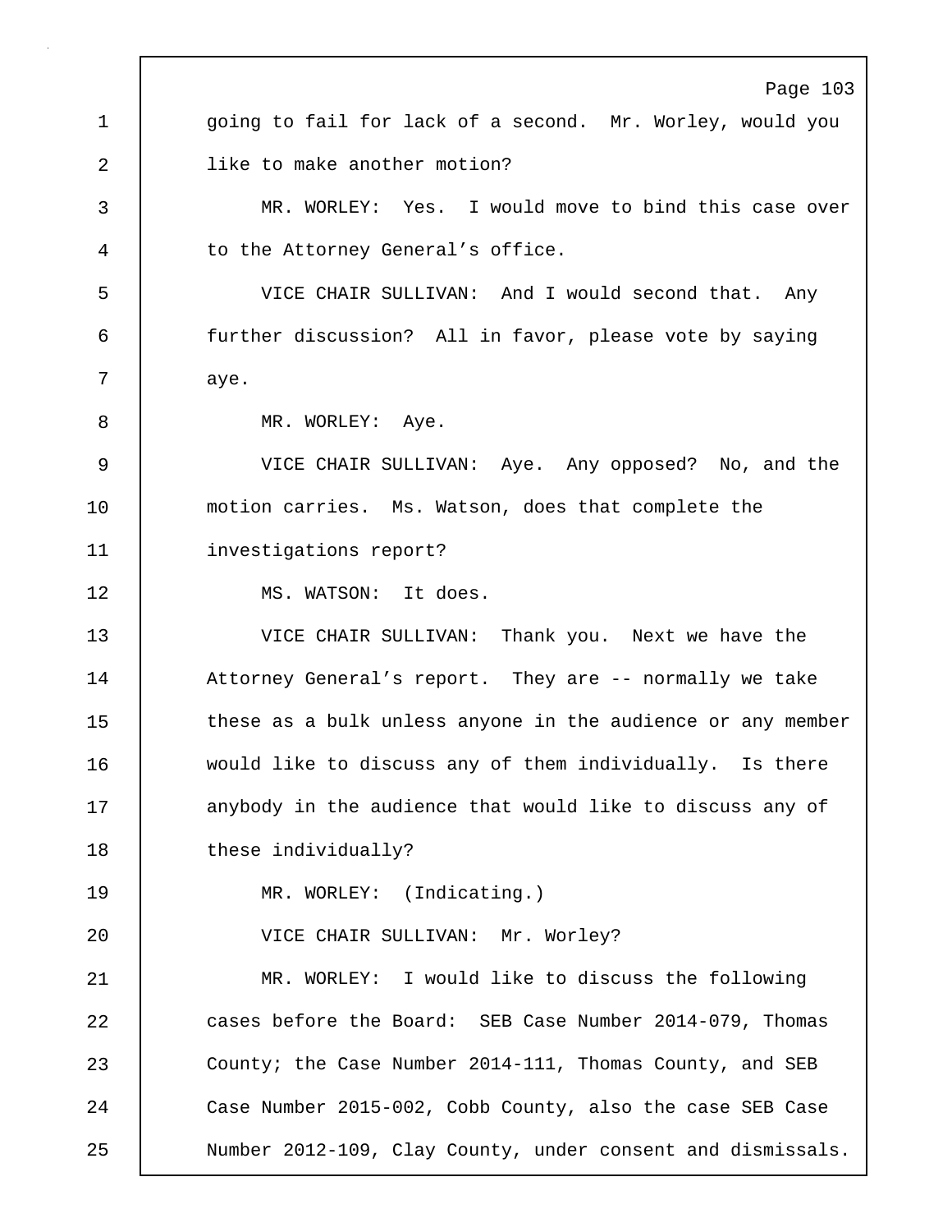going to fail for lack of a second. Mr. Worley, would you like to make another motion?

MR. WORLEY: Yes. I would move to bind this case over to the Attorney General's office.

VICE CHAIR SULLIVAN: And I would second that. Any further discussion? All in favor, please vote by saying aye.

MR. WORLEY: Aye.

VICE CHAIR SULLIVAN: Aye. Any opposed? No, and the motion carries. Ms. Watson, does that complete the investigations report?

MS. WATSON: It does.

VICE CHAIR SULLIVAN: Thank you. Next we have the Attorney General's report. They are -- normally we take these as a bulk unless anyone in the audience or any member would like to discuss any of them individually. Is there anybody in the audience that would like to discuss any of these individually?

MR. WORLEY: (Indicating.)

VICE CHAIR SULLIVAN: Mr. Worley?

MR. WORLEY: I would like to discuss the following cases before the Board: SEB Case Number 2014-079, Thomas County; the Case Number 2014-111, Thomas County, and SEB Case Number 2015-002, Cobb County, also the case SEB Case Number 2012-109, Clay County, under consent and dismissals.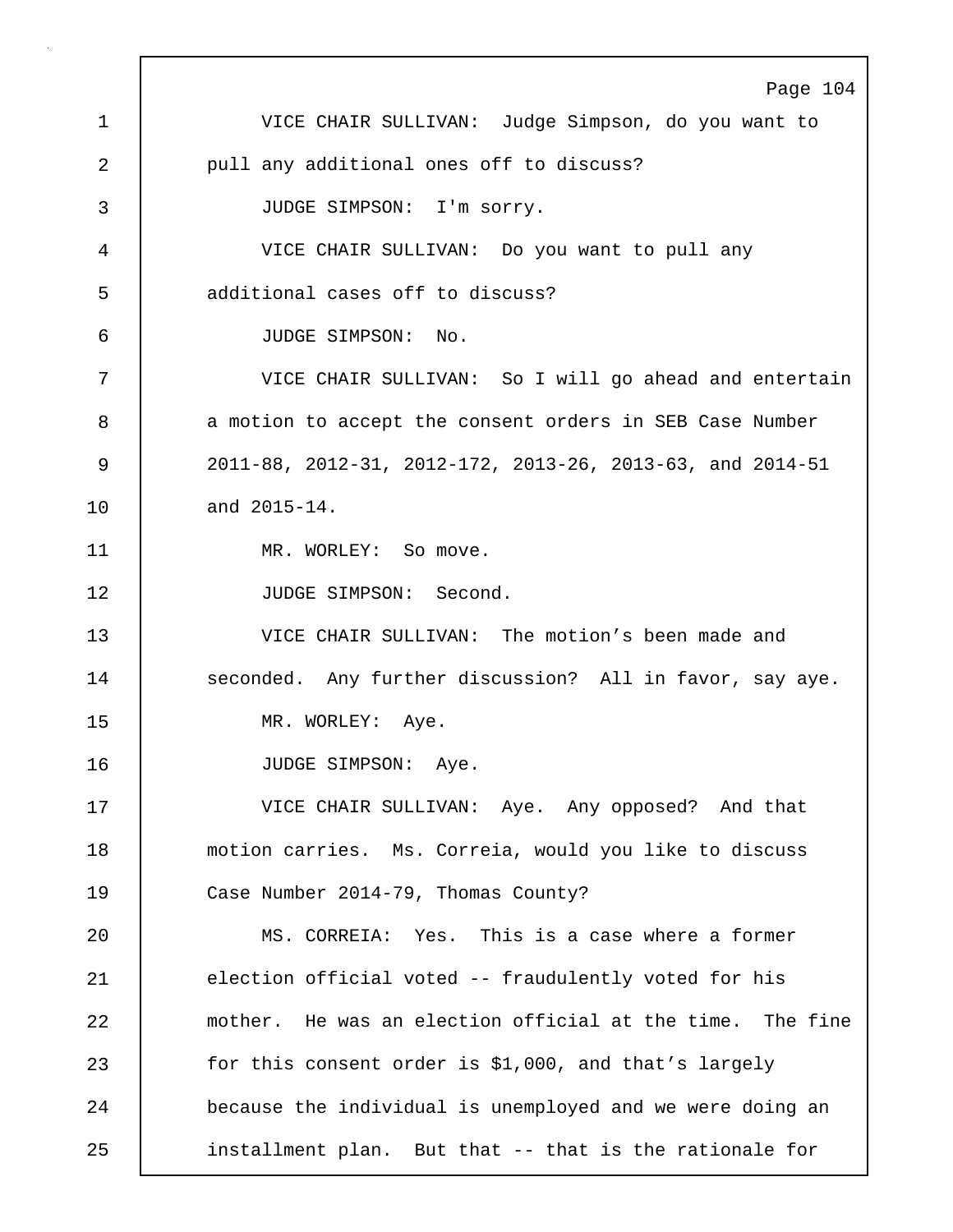VICE CHAIR SULLIVAN: Judge Simpson, do you want to pull any additional ones off to discuss?

JUDGE SIMPSON: I'm sorry.

VICE CHAIR SULLIVAN: Do you want to pull any additional cases off to discuss?

JUDGE SIMPSON: No.

VICE CHAIR SULLIVAN: So I will go ahead and entertain a motion to accept the consent orders in SEB Case Number 2011-88, 2012-31, 2012-172, 2013-26, 2013-63, and 2014-51 and 2015-14.

MR. WORLEY: So move.

JUDGE SIMPSON: Second.

VICE CHAIR SULLIVAN: The motion's been made and seconded. Any further discussion? All in favor, say aye.

MR. WORLEY: Aye.

JUDGE SIMPSON: Aye.

VICE CHAIR SULLIVAN: Aye. Any opposed? And that motion carries. Ms. Correia, would you like to discuss Case Number 2014-79, Thomas County?

MS. CORREIA: Yes. This is a case where a former election official voted -- fraudulently voted for his mother. He was an election official at the time. The fine for this consent order is $1,000, and that's largely because the individual is unemployed and we were doing an installment plan. But that -- that is the rationale for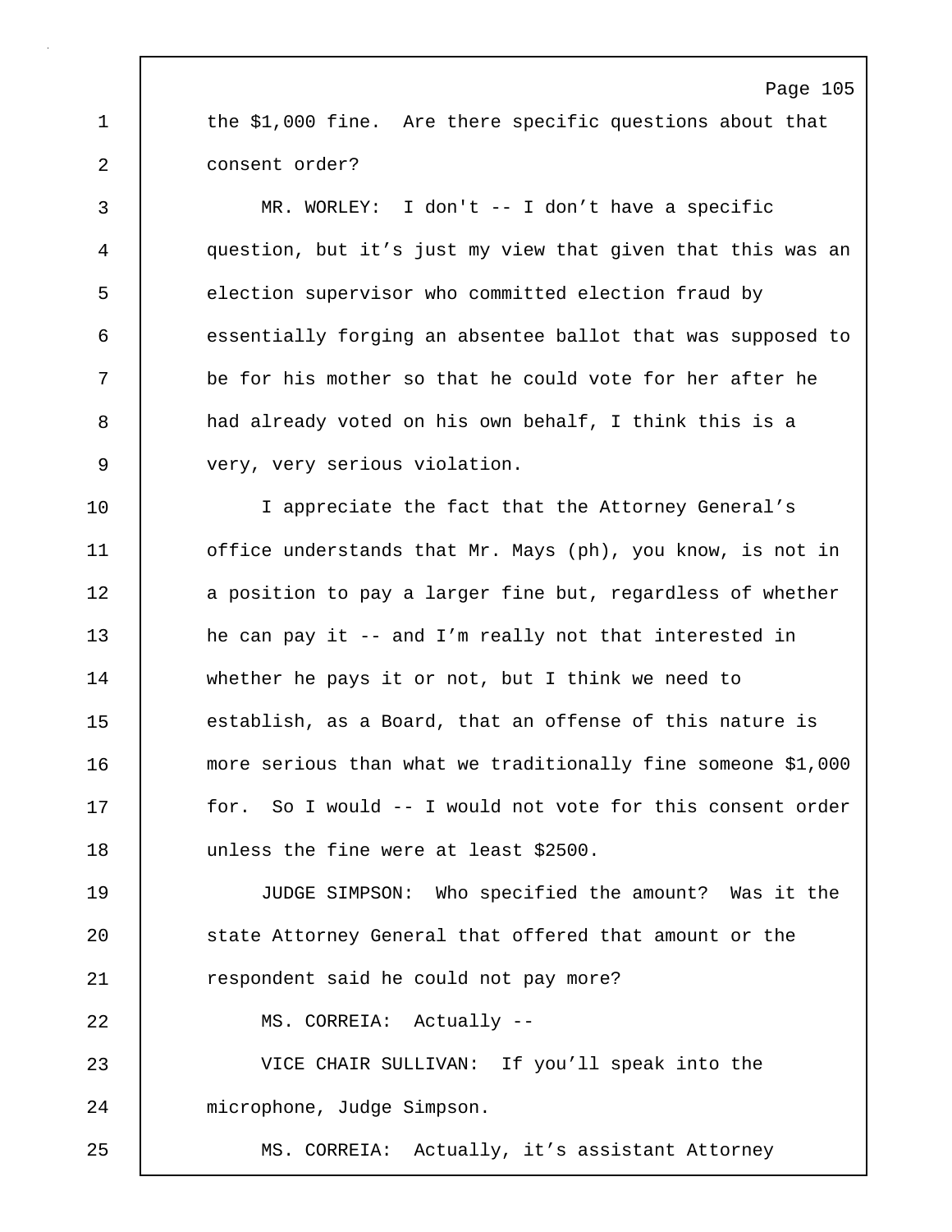the $1,000 fine. Are there specific questions about that consent order?

MR. WORLEY: I don't -- I don't have a specific question, but it's just my view that given that this was an election supervisor who committed election fraud by essentially forging an absentee ballot that was supposed to be for his mother so that he could vote for her after he had already voted on his own behalf, I think this is a very, very serious violation.

I appreciate the fact that the Attorney General's office understands that Mr. Mays (ph), you know, is not in a position to pay a larger fine but, regardless of whether he can pay it -- and I'm really not that interested in whether he pays it or not, but I think we need to establish, as a Board, that an offense of this nature is more serious than what we traditionally fine someone $1,000 for. So I would -- I would not vote for this consent order unless the fine were at least $2500.

JUDGE SIMPSON: Who specified the amount? Was it the state Attorney General that offered that amount or the respondent said he could not pay more?

MS. CORREIA: Actually --

VICE CHAIR SULLIVAN: If you'll speak into the microphone, Judge Simpson.

MS. CORREIA: Actually, it's assistant Attorney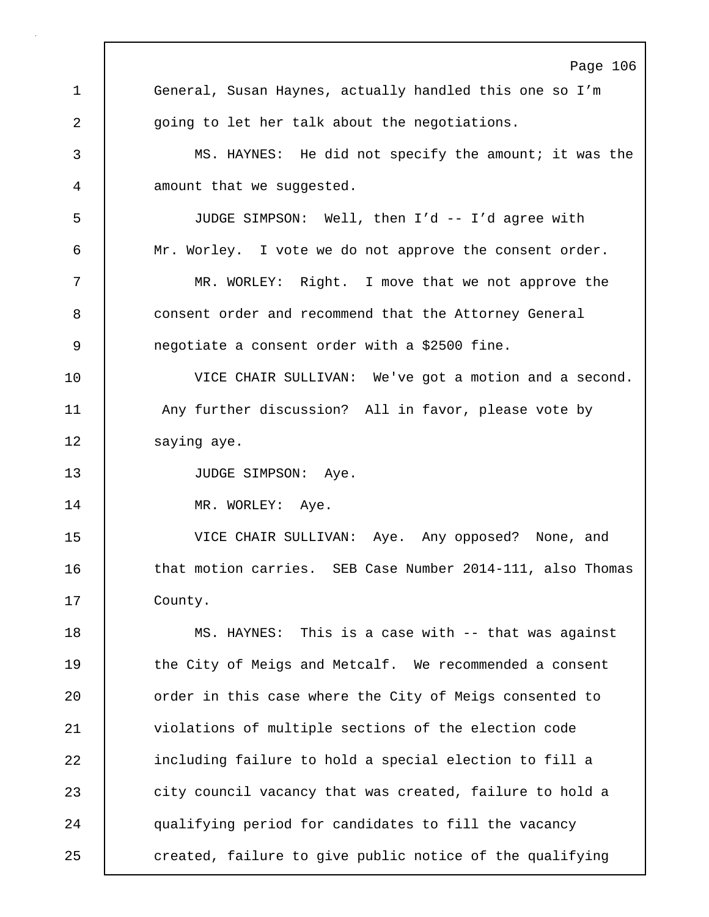General, Susan Haynes, actually handled this one so I'm going to let her talk about the negotiations.

MS. HAYNES: He did not specify the amount; it was the amount that we suggested.

JUDGE SIMPSON: Well, then I'd -- I'd agree with Mr. Worley. I vote we do not approve the consent order.

MR. WORLEY: Right. I move that we not approve the consent order and recommend that the Attorney General negotiate a consent order with a $2500 fine.

VICE CHAIR SULLIVAN: We've got a motion and a second. Any further discussion? All in favor, please vote by saying aye.

JUDGE SIMPSON: Aye.

MR. WORLEY: Aye.

VICE CHAIR SULLIVAN: Aye. Any opposed? None, and that motion carries. SEB Case Number 2014-111, also Thomas County.

MS. HAYNES: This is a case with -- that was against the City of Meigs and Metcalf. We recommended a consent order in this case where the City of Meigs consented to violations of multiple sections of the election code including failure to hold a special election to fill a city council vacancy that was created, failure to hold a qualifying period for candidates to fill the vacancy created, failure to give public notice of the qualifying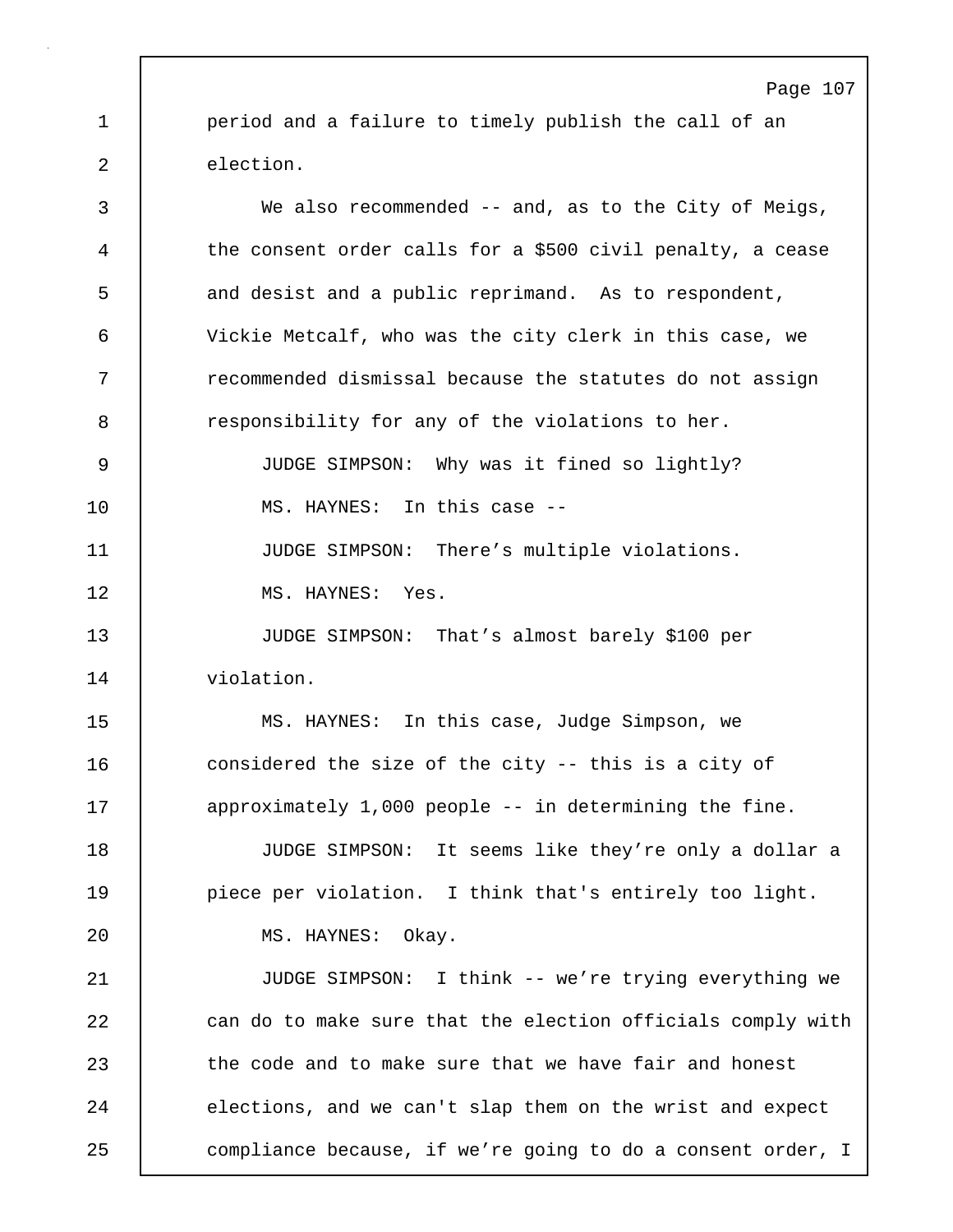period and a failure to timely publish the call of an election.

We also recommended -- and, as to the City of Meigs, the consent order calls for a $500 civil penalty, a cease and desist and a public reprimand. As to respondent, Vickie Metcalf, who was the city clerk in this case, we recommended dismissal because the statutes do not assign responsibility for any of the violations to her.

JUDGE SIMPSON: Why was it fined so lightly?

MS. HAYNES: In this case --

JUDGE SIMPSON: There's multiple violations.

MS. HAYNES: Yes.

JUDGE SIMPSON: That's almost barely $100 per violation.

MS. HAYNES: In this case, Judge Simpson, we considered the size of the city -- this is a city of approximately 1,000 people -- in determining the fine.

JUDGE SIMPSON: It seems like they're only a dollar a piece per violation. I think that's entirely too light.

MS. HAYNES: Okay.

JUDGE SIMPSON: I think -- we're trying everything we can do to make sure that the election officials comply with the code and to make sure that we have fair and honest elections, and we can't slap them on the wrist and expect compliance because, if we're going to do a consent order, I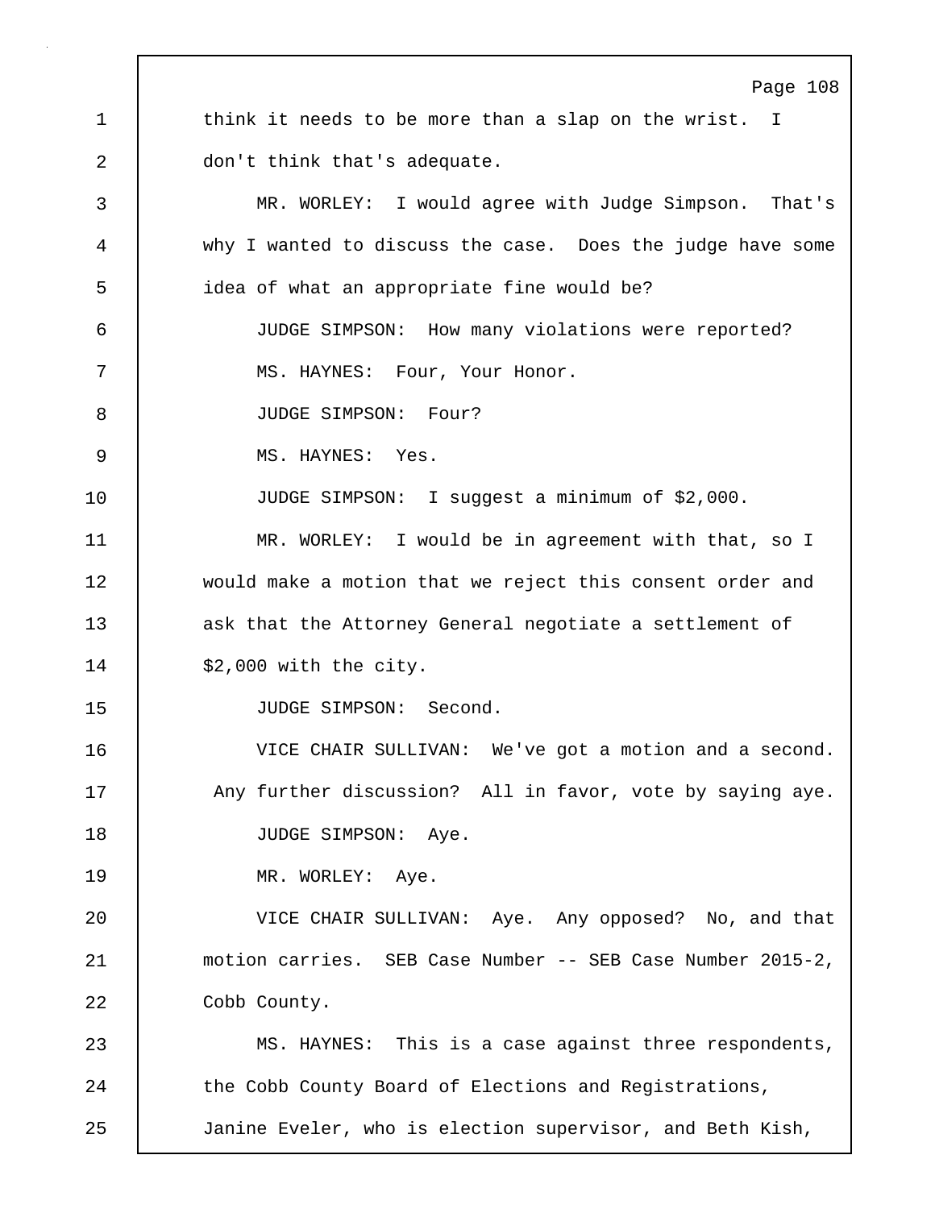think it needs to be more than a slap on the wrist. I don't think that's adequate.

MR. WORLEY: I would agree with Judge Simpson. That's why I wanted to discuss the case. Does the judge have some idea of what an appropriate fine would be?

JUDGE SIMPSON: How many violations were reported?

MS. HAYNES: Four, Your Honor.

JUDGE SIMPSON: Four?

MS. HAYNES: Yes.

JUDGE SIMPSON: I suggest a minimum of $2,000.

MR. WORLEY: I would be in agreement with that, so I would make a motion that we reject this consent order and ask that the Attorney General negotiate a settlement of $2,000 with the city.

JUDGE SIMPSON: Second.

VICE CHAIR SULLIVAN: We've got a motion and a second. Any further discussion? All in favor, vote by saying aye.

JUDGE SIMPSON: Aye.

MR. WORLEY: Aye.

VICE CHAIR SULLIVAN: Aye. Any opposed? No, and that motion carries. SEB Case Number -- SEB Case Number 2015-2, Cobb County.

MS. HAYNES: This is a case against three respondents, the Cobb County Board of Elections and Registrations, Janine Eveler, who is election supervisor, and Beth Kish,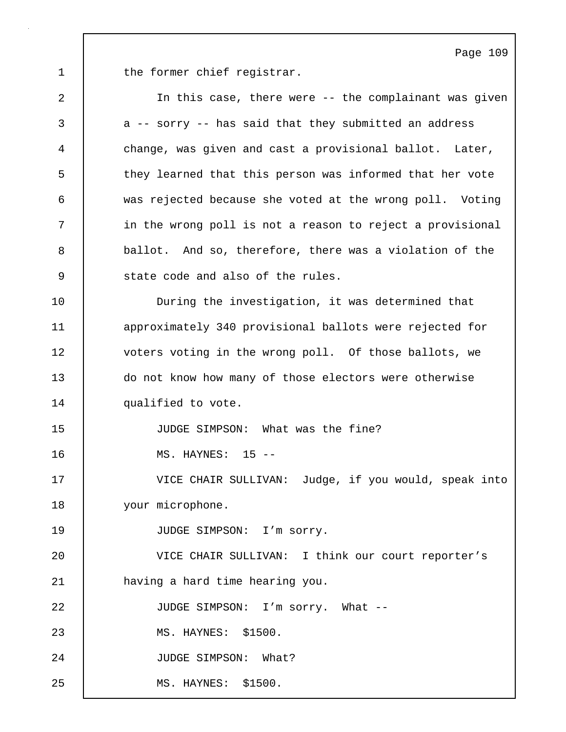the former chief registrar.

In this case, there were -- the complainant was given a -- sorry -- has said that they submitted an address change, was given and cast a provisional ballot. Later, they learned that this person was informed that her vote was rejected because she voted at the wrong poll. Voting in the wrong poll is not a reason to reject a provisional ballot. And so, therefore, there was a violation of the state code and also of the rules.

During the investigation, it was determined that approximately 340 provisional ballots were rejected for voters voting in the wrong poll. Of those ballots, we do not know how many of those electors were otherwise qualified to vote.

JUDGE SIMPSON: What was the fine?

MS. HAYNES: 15 --

VICE CHAIR SULLIVAN: Judge, if you would, speak into your microphone.

JUDGE SIMPSON: I'm sorry.

VICE CHAIR SULLIVAN: I think our court reporter's having a hard time hearing you.

JUDGE SIMPSON: I'm sorry. What --

MS. HAYNES: $1500.

JUDGE SIMPSON: What?

MS. HAYNES: $1500.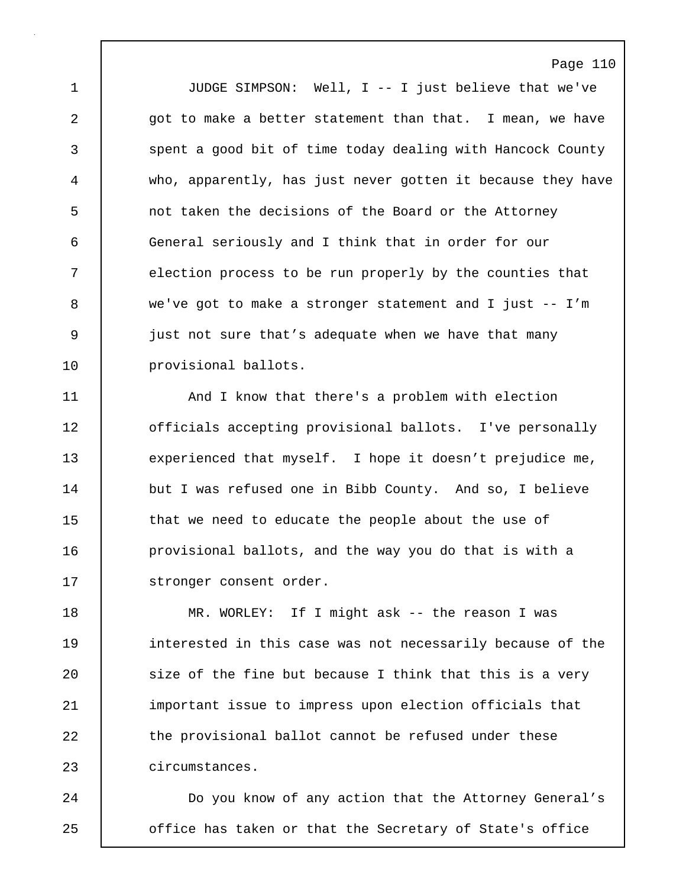JUDGE SIMPSON: Well, I -- I just believe that we've got to make a better statement than that. I mean, we have spent a good bit of time today dealing with Hancock County who, apparently, has just never gotten it because they have not taken the decisions of the Board or the Attorney General seriously and I think that in order for our election process to be run properly by the counties that we've got to make a stronger statement and I just -- I'm just not sure that's adequate when we have that many provisional ballots.

And I know that there's a problem with election officials accepting provisional ballots. I've personally experienced that myself. I hope it doesn't prejudice me, but I was refused one in Bibb County. And so, I believe that we need to educate the people about the use of provisional ballots, and the way you do that is with a stronger consent order.

MR. WORLEY: If I might ask -- the reason I was interested in this case was not necessarily because of the size of the fine but because I think that this is a very important issue to impress upon election officials that the provisional ballot cannot be refused under these circumstances.

Do you know of any action that the Attorney General's office has taken or that the Secretary of State's office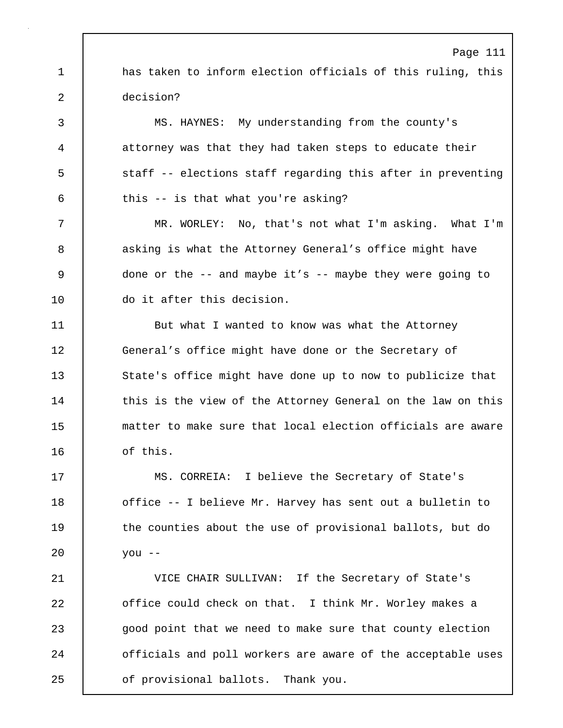has taken to inform election officials of this ruling, this decision?

MS. HAYNES: My understanding from the county's attorney was that they had taken steps to educate their staff -- elections staff regarding this after in preventing this -- is that what you're asking?

MR. WORLEY: No, that's not what I'm asking. What I'm asking is what the Attorney General’s office might have done or the -- and maybe it’s -- maybe they were going to do it after this decision.

But what I wanted to know was what the Attorney General’s office might have done or the Secretary of State's office might have done up to now to publicize that this is the view of the Attorney General on the law on this matter to make sure that local election officials are aware of this.

MS. CORREIA: I believe the Secretary of State's office -- I believe Mr. Harvey has sent out a bulletin to the counties about the use of provisional ballots, but do you --

VICE CHAIR SULLIVAN: If the Secretary of State's office could check on that. I think Mr. Worley makes a good point that we need to make sure that county election officials and poll workers are aware of the acceptable uses of provisional ballots. Thank you.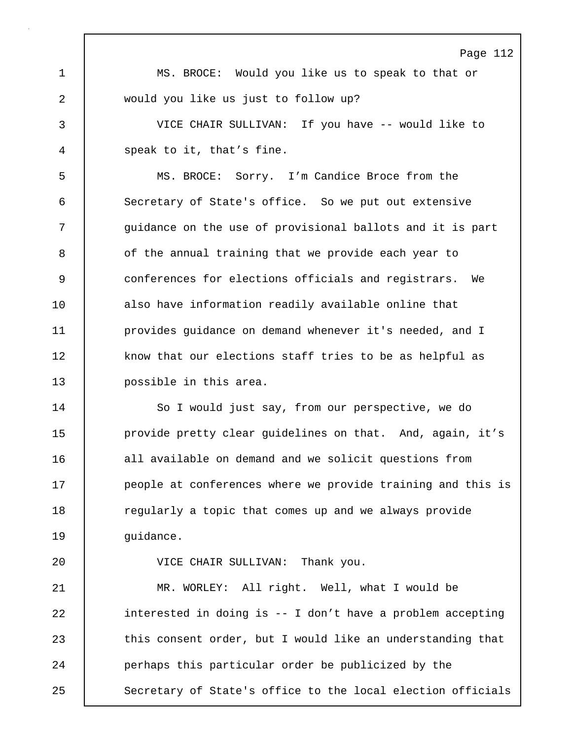MS. BROCE: Would you like us to speak to that or would you like us just to follow up?

VICE CHAIR SULLIVAN: If you have -- would like to speak to it, that’s fine.

MS. BROCE: Sorry. I’m Candice Broce from the Secretary of State's office. So we put out extensive guidance on the use of provisional ballots and it is part of the annual training that we provide each year to conferences for elections officials and registrars. We also have information readily available online that provides guidance on demand whenever it's needed, and I know that our elections staff tries to be as helpful as possible in this area.

So I would just say, from our perspective, we do provide pretty clear guidelines on that. And, again, it’s all available on demand and we solicit questions from people at conferences where we provide training and this is regularly a topic that comes up and we always provide guidance.

VICE CHAIR SULLIVAN: Thank you.

MR. WORLEY: All right. Well, what I would be interested in doing is -- I don’t have a problem accepting this consent order, but I would like an understanding that perhaps this particular order be publicized by the Secretary of State's office to the local election officials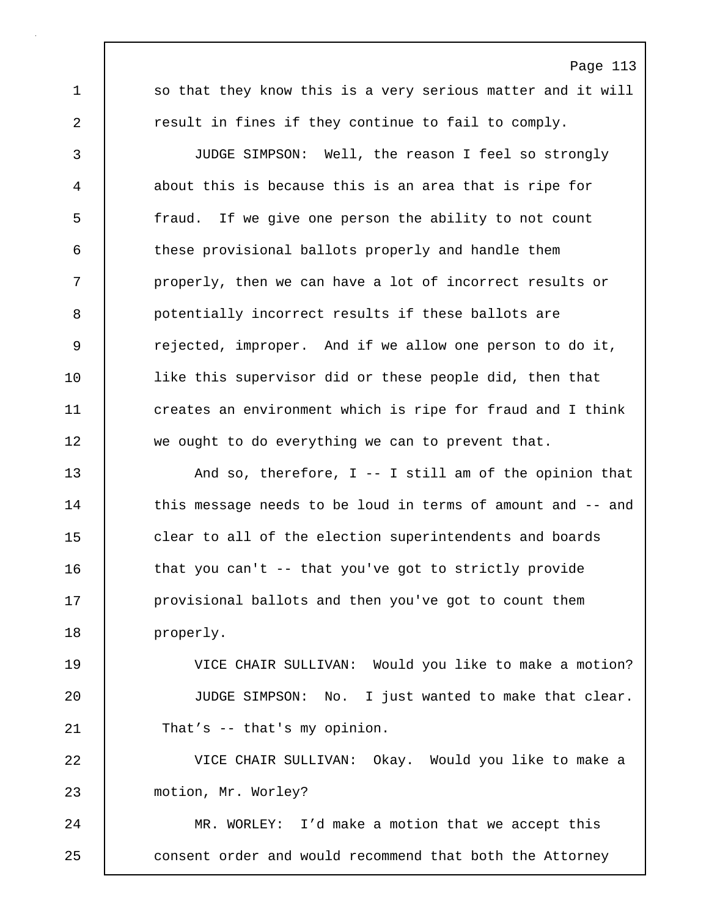so that they know this is a very serious matter and it will result in fines if they continue to fail to comply.

JUDGE SIMPSON: Well, the reason I feel so strongly about this is because this is an area that is ripe for fraud. If we give one person the ability to not count these provisional ballots properly and handle them properly, then we can have a lot of incorrect results or potentially incorrect results if these ballots are rejected, improper. And if we allow one person to do it, like this supervisor did or these people did, then that creates an environment which is ripe for fraud and I think we ought to do everything we can to prevent that.

And so, therefore, I -- I still am of the opinion that this message needs to be loud in terms of amount and -- and clear to all of the election superintendents and boards that you can't -- that you've got to strictly provide provisional ballots and then you've got to count them properly.

VICE CHAIR SULLIVAN: Would you like to make a motion?

JUDGE SIMPSON: No. I just wanted to make that clear. That's -- that's my opinion.

VICE CHAIR SULLIVAN: Okay. Would you like to make a motion, Mr. Worley?

MR. WORLEY: I'd make a motion that we accept this consent order and would recommend that both the Attorney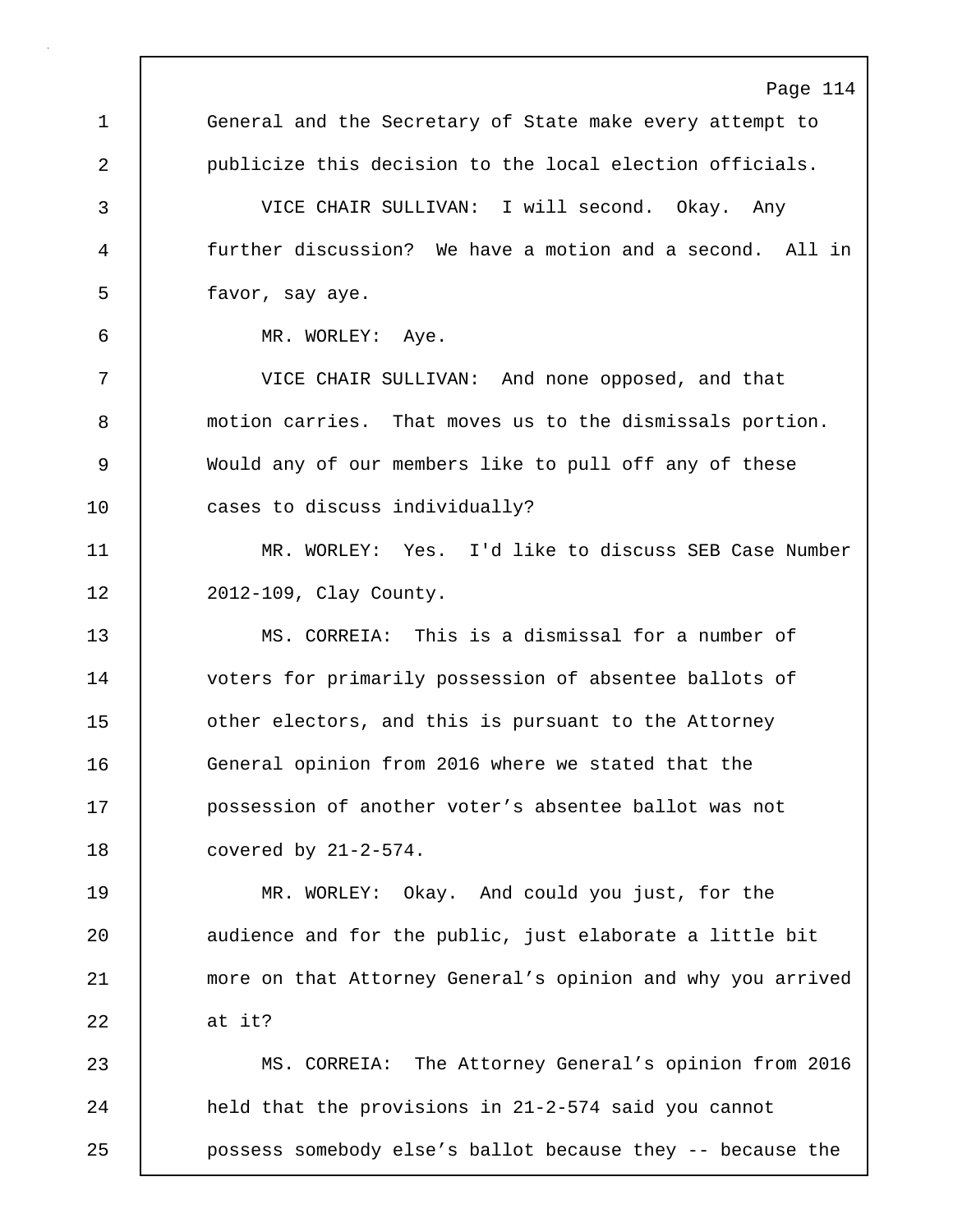General and the Secretary of State make every attempt to publicize this decision to the local election officials.

VICE CHAIR SULLIVAN: I will second. Okay. Any further discussion? We have a motion and a second. All in favor, say aye.

MR. WORLEY: Aye.

VICE CHAIR SULLIVAN: And none opposed, and that motion carries. That moves us to the dismissals portion. Would any of our members like to pull off any of these cases to discuss individually?

MR. WORLEY: Yes. I'd like to discuss SEB Case Number 2012-109, Clay County.

MS. CORREIA: This is a dismissal for a number of voters for primarily possession of absentee ballots of other electors, and this is pursuant to the Attorney General opinion from 2016 where we stated that the possession of another voter's absentee ballot was not covered by 21-2-574.

MR. WORLEY: Okay. And could you just, for the audience and for the public, just elaborate a little bit more on that Attorney General's opinion and why you arrived at it?

MS. CORREIA: The Attorney General's opinion from 2016 held that the provisions in 21-2-574 said you cannot possess somebody else's ballot because they -- because the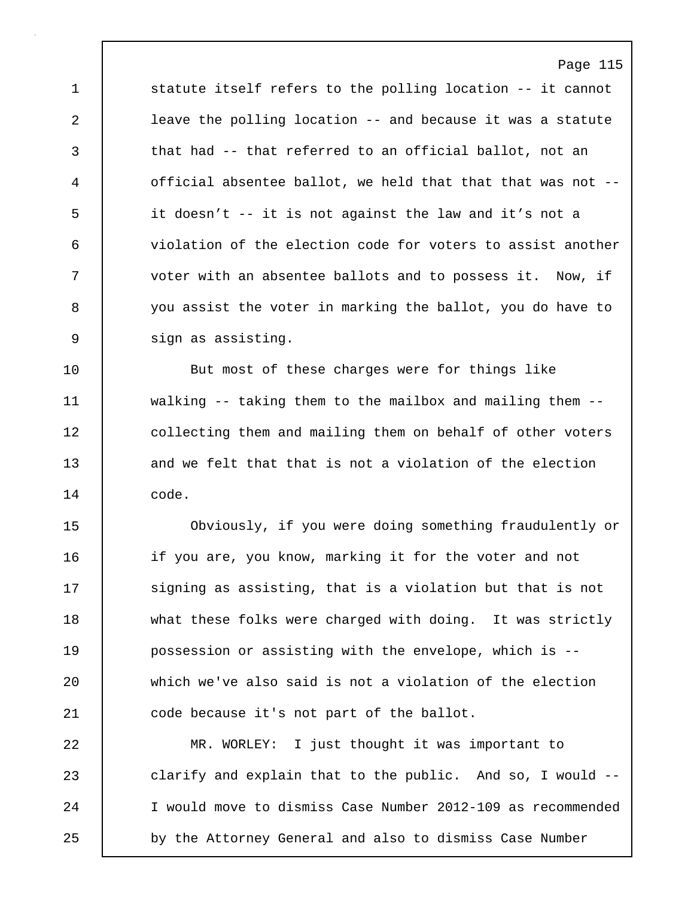statute itself refers to the polling location -- it cannot leave the polling location -- and because it was a statute that had -- that referred to an official ballot, not an official absentee ballot, we held that that that was not -- it doesn’t -- it is not against the law and it’s not a violation of the election code for voters to assist another voter with an absentee ballots and to possess it. Now, if you assist the voter in marking the ballot, you do have to sign as assisting.

But most of these charges were for things like walking -- taking them to the mailbox and mailing them -- collecting them and mailing them on behalf of other voters and we felt that that is not a violation of the election code.

Obviously, if you were doing something fraudulently or if you are, you know, marking it for the voter and not signing as assisting, that is a violation but that is not what these folks were charged with doing. It was strictly possession or assisting with the envelope, which is -- which we've also said is not a violation of the election code because it's not part of the ballot.

MR. WORLEY: I just thought it was important to clarify and explain that to the public. And so, I would -- I would move to dismiss Case Number 2012-109 as recommended by the Attorney General and also to dismiss Case Number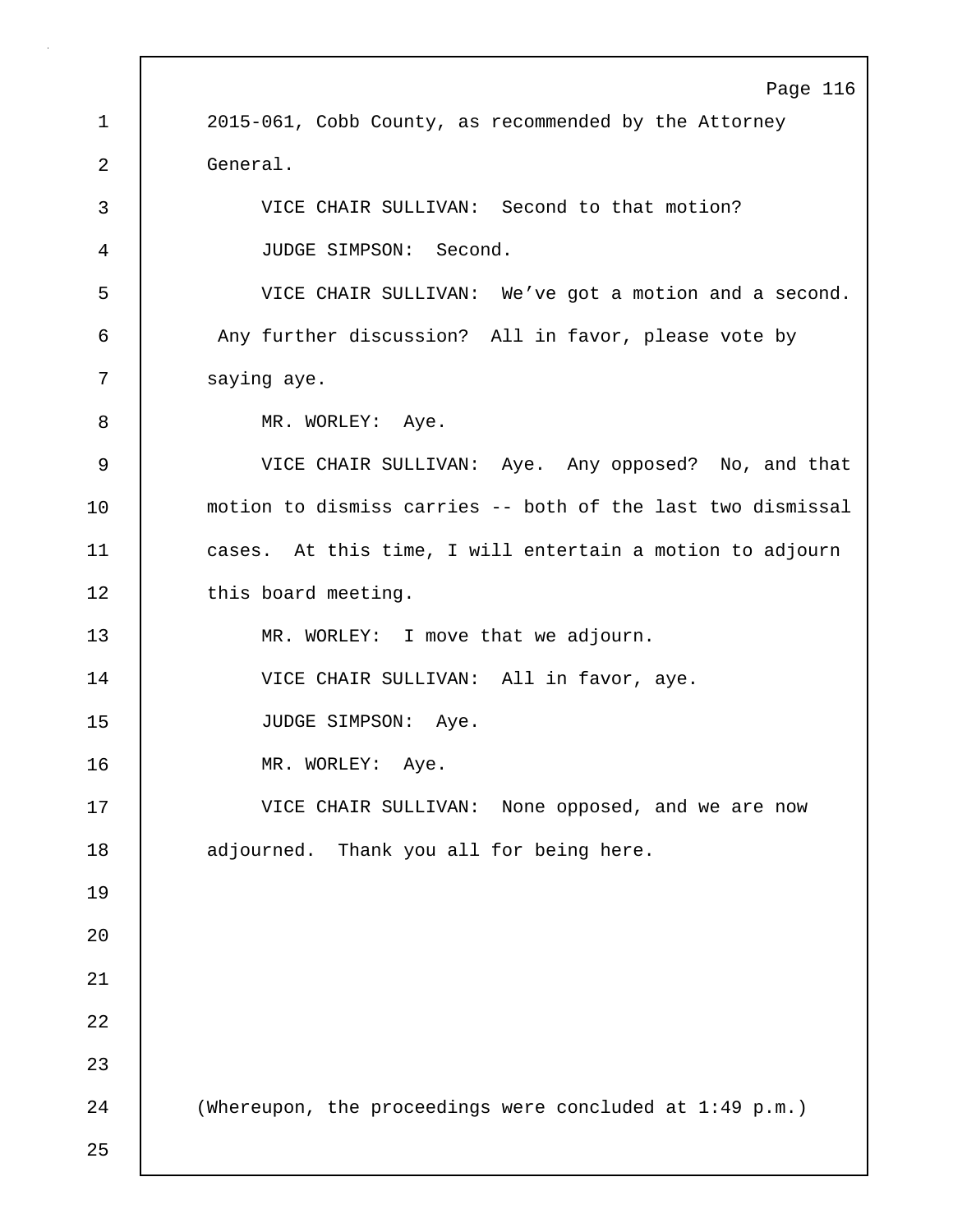2015-061, Cobb County, as recommended by the Attorney General.

VICE CHAIR SULLIVAN: Second to that motion?

JUDGE SIMPSON: Second.

VICE CHAIR SULLIVAN: We've got a motion and a second. Any further discussion? All in favor, please vote by saying aye.

MR. WORLEY: Aye.

VICE CHAIR SULLIVAN: Aye. Any opposed? No, and that motion to dismiss carries -- both of the last two dismissal cases. At this time, I will entertain a motion to adjourn this board meeting.

MR. WORLEY: I move that we adjourn.

VICE CHAIR SULLIVAN: All in favor, aye.

JUDGE SIMPSON: Aye.

MR. WORLEY: Aye.

VICE CHAIR SULLIVAN: None opposed, and we are now adjourned. Thank you all for being here.

(Whereupon, the proceedings were concluded at 1:49 p.m.)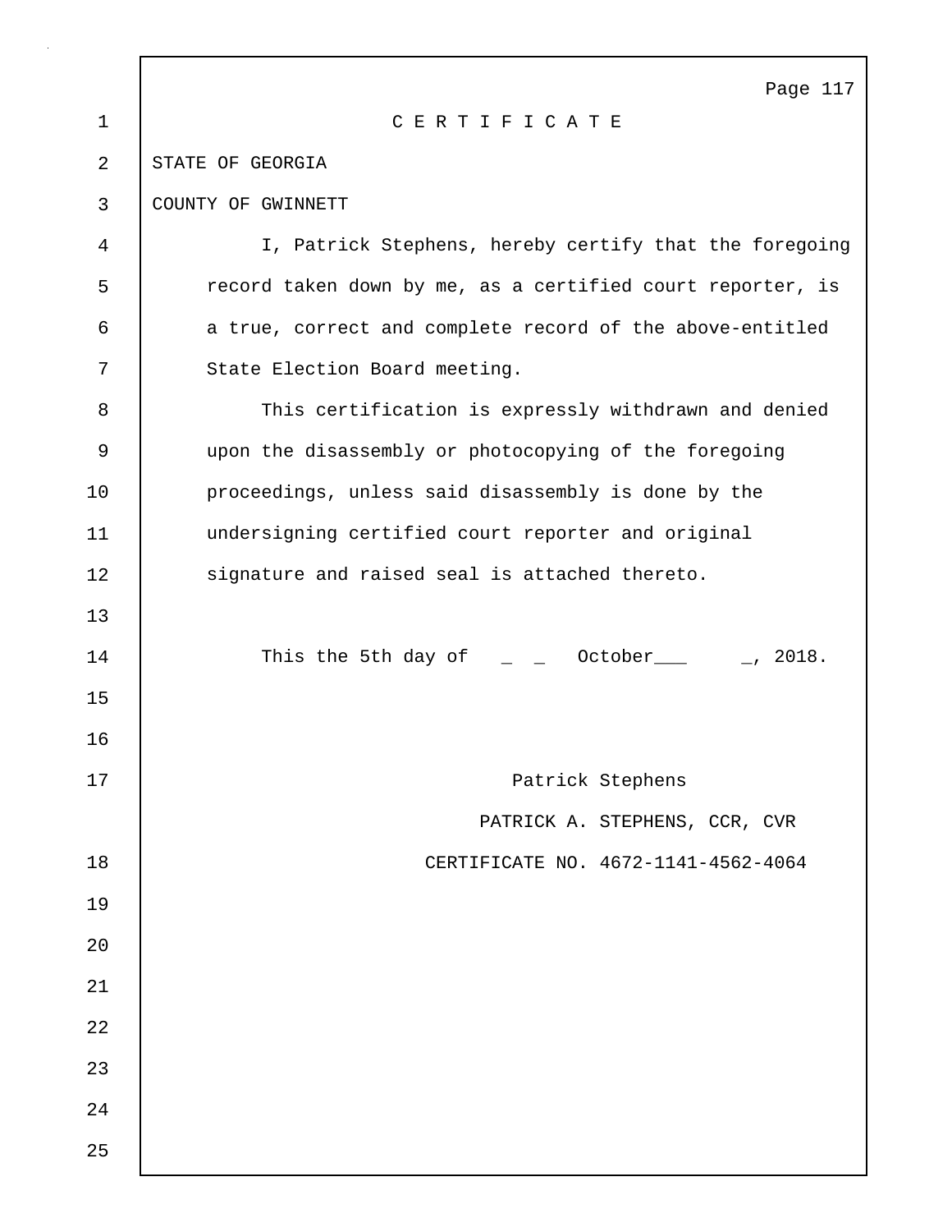# C E R T I F I C A T E

STATE OF GEORGIA

COUNTY OF GWINNETT

I, Patrick Stephens, hereby certify that the foregoing record taken down by me, as a certified court reporter, is a true, correct and complete record of the above-entitled State Election Board meeting.

This certification is expressly withdrawn and denied upon the disassembly or photocopying of the foregoing proceedings, unless said disassembly is done by the undersigning certified court reporter and original signature and raised seal is attached thereto.

This the 5th day of _ _ October___ _, 2018.

Patrick Stephens

PATRICK A. STEPHENS, CCR, CVR

CERTIFICATE NO. 4672-1141-4562-4064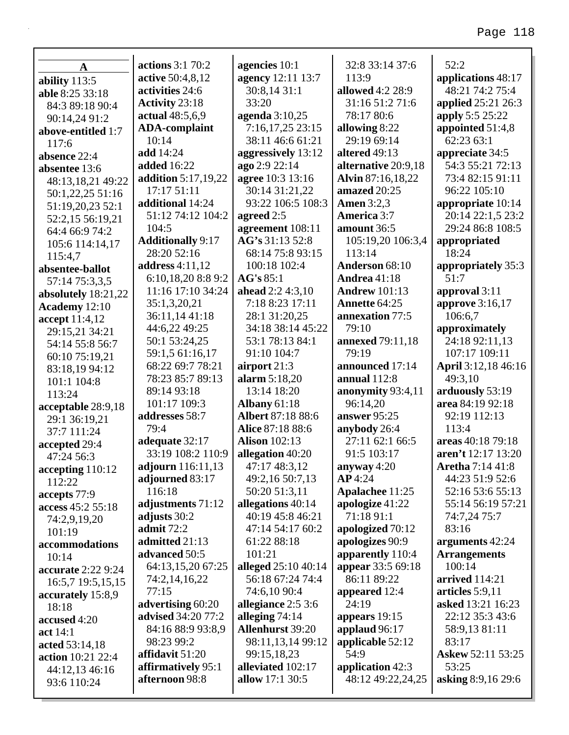## A

**ability** 113:5
**able** 8:25 33:18 84:3 89:18 90:4 90:14,24 91:2
**above-entitled** 1:7 117:6
**absence** 22:4
**absentee** 13:6 48:13,18,21 49:22 50:1,22,25 51:16 51:19,20,23 52:1 52:2,15 56:19,21 64:4 66:9 74:2 105:6 114:14,17 115:4,7
**absentee-ballot** 57:14 75:3,3,5
**absolutely** 18:21,22
**Academy** 12:10
**accept** 11:4,12 29:15,21 34:21 54:14 55:8 56:7 60:10 75:19,21 83:18,19 94:12 101:1 104:8 113:24
**acceptable** 28:9,18 29:1 36:19,21 37:7 111:24
**accepted** 29:4 47:24 56:3
**accepting** 110:12 112:22
**accepts** 77:9
**access** 45:2 55:18 74:2,9,19,20 101:19
**accommodations** 10:14
**accurate** 2:22 9:24 16:5,7 19:5,15,15
**accurately** 15:8,9 18:18
**accused** 4:20
**act** 14:1
**acted** 53:14,18
**action** 10:21 22:4 44:12,13 46:16 93:6 110:24
**actions** 3:1 70:2
**active** 50:4,8,12
**activities** 24:6
**Activity** 23:18
**actual** 48:5,6,9
**ADA-complaint** 10:14
**add** 14:24
**added** 16:22
**addition** 5:17,19,22 17:17 51:11
**additional** 14:24 51:12 74:12 104:2 104:5
**Additionally** 9:17 28:20 52:16
**address** 4:11,12 6:10,18,20 8:8 9:2 11:16 17:10 34:24 35:1,3,20,21 36:11,14 41:18 44:6,22 49:25 50:1 53:24,25 59:1,5 61:16,17 68:22 69:7 78:21 78:23 85:7 89:13 89:14 93:18 101:17 109:3
**addresses** 58:7 79:4
**adequate** 32:17 33:19 108:2 110:9
**adjourn** 116:11,13
**adjourned** 83:17 116:18
**adjustments** 71:12
**adjusts** 30:2
**admit** 72:2
**admitted** 21:13
**advanced** 50:5 64:13,15,20 67:25 74:2,14,16,22 77:15
**advertising** 60:20
**advised** 34:20 77:2 84:16 88:9 93:8,9 98:23 99:2
**affidavit** 51:20
**affirmatively** 95:1
**afternoon** 98:8
**agencies** 10:1
**agency** 12:11 13:7 30:8,14 31:1 33:20
**agenda** 3:10,25 7:16,17,25 23:15 38:11 46:6 61:21
**aggressively** 13:12
**ago** 2:9 22:14
**agree** 10:3 13:16 30:14 31:21,22 93:22 106:5 108:3
**agreed** 2:5
**agreement** 108:11
**AG's** 31:13 52:8 68:14 75:8 93:15 100:18 102:4
**AG's** 85:1
**ahead** 2:2 4:3,10 7:18 8:23 17:11 28:1 31:20,25 34:18 38:14 45:22 53:1 78:13 84:1 91:10 104:7
**airport** 21:3
**alarm** 5:18,20 13:14 18:20
**Albany** 61:18
**Albert** 87:18 88:6
**Alice** 87:18 88:6
**Alison** 102:13
**allegation** 40:20 47:17 48:3,12 49:2,16 50:7,13 50:20 51:3,11
**allegations** 40:14 40:19 45:8 46:21 47:14 54:17 60:2 61:22 88:18 101:21
**alleged** 25:10 40:14 56:18 67:24 74:4 74:6,10 90:4
**allegiance** 2:5 3:6
**alleging** 74:14
**Allenhurst** 39:20 98:11,13,14 99:12 99:15,18,23
**alleviated** 102:17
**allow** 17:1 30:5 32:8 33:14 37:6 113:9
**allowed** 4:2 28:9 31:16 51:2 71:6 78:17 80:6
**allowing** 8:22 29:19 69:14
**altered** 49:13
**alternative** 20:9,18
**Alvin** 87:16,18,22
**amazed** 20:25
**Amen** 3:2,3
**America** 3:7
**amount** 36:5 105:19,20 106:3,4 113:14
**Anderson** 68:10
**Andrea** 41:18
**Andrew** 101:13
**Annette** 64:25
**annexation** 77:5 79:10
**annexed** 79:11,18 79:19
**announced** 17:14
**annual** 112:8
**anonymity** 93:4,11 96:14,20
**answer** 95:25
**anybody** 26:4 27:11 62:1 66:5 91:5 103:17
**anyway** 4:20
**AP** 4:24
**Apalachee** 11:25
**apologize** 41:22 71:18 91:1
**apologized** 70:12
**apologizes** 90:9
**apparently** 110:4
**appear** 33:5 69:18 86:11 89:22
**appeared** 12:4 24:19
**appears** 19:15
**applaud** 96:17
**applicable** 52:12 54:9
**application** 42:3 48:12 49:22,24,25 52:2
**applications** 48:17 48:21 74:2 75:4
**applied** 25:21 26:3
**apply** 5:5 25:22
**appointed** 51:4,8 62:23 63:1
**appreciate** 34:5 54:3 55:21 72:13 73:4 82:15 91:11 96:22 105:10
**appropriate** 10:14 20:14 22:1,5 23:2 29:24 86:8 108:5
**appropriated** 18:24
**appropriately** 35:3 51:7
**approval** 3:11
**approve** 3:16,17 106:6,7
**approximately** 24:18 92:11,13 107:17 109:11
**April** 3:12,18 46:16 49:3,10
**arduously** 53:19
**area** 84:19 92:18 92:19 112:13 113:4
**areas** 40:18 79:18
**aren't** 12:17 13:20
**Aretha** 7:14 41:8 44:23 51:9 52:6 52:16 53:6 55:13 55:14 56:19 57:21 74:7,24 75:7 83:16
**arguments** 42:24
**Arrangements** 100:14
**arrived** 114:21
**articles** 5:9,11
**asked** 13:21 16:23 22:12 35:3 43:6 58:9,13 81:11 83:17
**Askew** 52:11 53:25 53:25
**asking** 8:9,16 29:6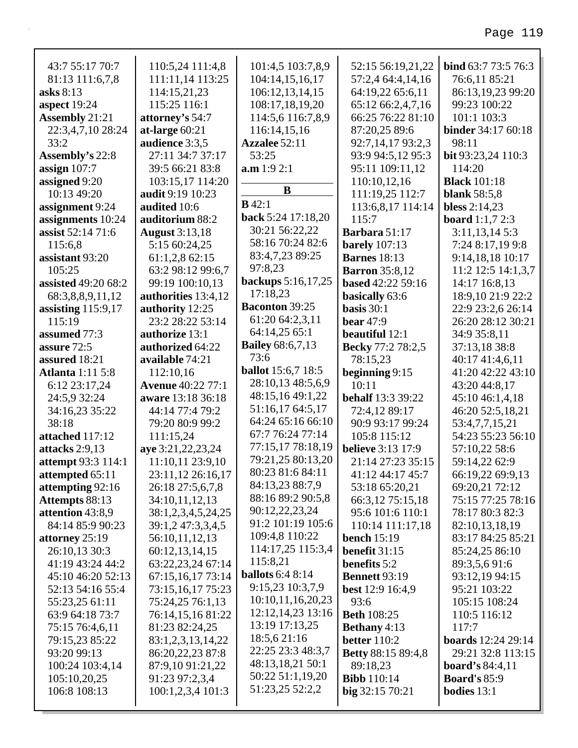43:7 55:17 70:7 81:13 111:6,7,8
**asks** 8:13
**aspect** 19:24
**Assembly** 21:21 22:3,4,7,10 28:24 33:2
**Assembly's** 22:8
**assign** 107:7
**assigned** 9:20 10:13 49:20
**assignment** 9:24
**assignments** 10:24
**assist** 52:14 71:6 115:6,8
**assistant** 93:20 105:25
**assisted** 49:20 68:2 68:3,8,8,9,11,12
**assisting** 115:9,17 115:19
**assumed** 77:3
**assure** 72:5
**assured** 18:21
**Atlanta** 1:11 5:8 6:12 23:17,24 24:5,9 32:24 34:16,23 35:22 38:18
**attached** 117:12
**attacks** 2:9,13
**attempt** 93:3 114:1
**attempted** 65:11
**attempting** 92:16
**Attempts** 88:13
**attention** 43:8,9 84:14 85:9 90:23
**attorney** 25:19 26:10,13 30:3 41:19 43:24 44:2 45:10 46:20 52:13 52:13 54:16 55:4 55:23,25 61:11 63:9 64:18 73:7 75:15 76:4,6,11 79:15,23 85:22 93:20 99:13 100:24 103:4,14 105:10,20,25 106:8 108:13

110:5,24 111:4,8 111:11,14 113:25 114:15,21,23 115:25 116:1
**attorney's** 54:7
**at-large** 60:21
**audience** 3:3,5 27:11 34:7 37:17 39:5 66:21 83:8 103:15,17 114:20
**audit** 9:19 10:23
**audited** 10:6
**auditorium** 88:2
**August** 3:13,18 5:15 60:24,25 61:1,2,8 62:15 63:2 98:12 99:6,7 99:19 100:10,13
**authorities** 13:4,12
**authority** 12:25 23:2 28:22 53:14
**authorize** 13:1
**authorized** 64:22
**available** 74:21 112:10,16
**Avenue** 40:22 77:1
**aware** 13:18 36:18 44:14 77:4 79:2 79:20 80:9 99:2 111:15,24
**aye** 3:21,22,23,24 11:10,11 23:9,10 23:11,12 26:16,17 26:18 27:5,6,7,8 34:10,11,12,13 38:1,2,3,4,5,24,25 39:1,2 47:3,3,4,5 56:10,11,12,13 60:12,13,14,15 63:22,23,24 67:14 67:15,16,17 73:14 73:15,16,17 75:23 75:24,25 76:1,13 76:14,15,16 81:22 81:23 82:24,25 83:1,2,3,13,14,22 86:20,22,23 87:8 87:9,10 91:21,22 91:23 97:2,3,4 100:1,2,3,4 101:3

101:4,5 103:7,8,9 104:14,15,16,17 106:12,13,14,15 108:17,18,19,20 114:5,6 116:7,8,9 116:14,15,16
**Azzalee** 52:11 53:25
**a.m** 1:9 2:1

## B

**B** 42:1
**back** 5:24 17:18,20 30:21 56:22,22 58:16 70:24 82:6 83:4,7,23 89:25 97:8,23
**backups** 5:16,17,25 17:18,23
**Baconton** 39:25 61:20 64:2,3,11 64:14,25 65:1
**Bailey** 68:6,7,13 73:6
**ballot** 15:6,7 18:5 28:10,13 48:5,6,9 48:15,16 49:1,22 51:16,17 64:5,17 64:24 65:16 66:10 67:7 76:24 77:14 77:15,17 78:18,19 79:21,25 80:13,20 80:23 81:6 84:11 84:13,23 88:7,9 88:16 89:2 90:5,8 90:12,22,23,24 91:2 101:19 105:6 109:4,8 110:22 114:17,25 115:3,4 115:8,21
**ballots** 6:4 8:14 9:15,23 10:3,7,9 10:10,11,16,20,23 12:12,14,23 13:16 13:19 17:13,25 18:5,6 21:16 22:25 23:3 48:3,7 48:13,18,21 50:1 50:22 51:1,19,20 51:23,25 52:2,2

52:15 56:19,21,22 57:2,4 64:4,14,16 64:19,22 65:6,11 65:12 66:2,4,7,16 66:25 76:22 81:10 87:20,25 89:6 92:7,14,17 93:2,3 93:9 94:5,12 95:3 95:11 109:11,12 110:10,12,16 111:19,25 112:7 113:6,8,17 114:14 115:7
**Barbara** 51:17
**barely** 107:13
**Barnes** 18:13
**Barron** 35:8,12
**based** 42:22 59:16
**basically** 63:6
**basis** 30:1
**bear** 47:9
**beautiful** 12:1
**Becky** 77:2 78:2,5 78:15,23
**beginning** 9:15 10:11
**behalf** 13:3 39:22 72:4,12 89:17 90:9 93:17 99:24 105:8 115:12
**believe** 3:13 17:9 21:14 27:23 35:15 41:12 44:17 45:7 53:18 65:20,21 66:3,12 75:15,18 95:6 101:6 110:1 110:14 111:17,18
**bench** 15:19
**benefit** 31:15
**benefits** 5:2
**Bennett** 93:19
**best** 12:9 16:4,9 93:6
**Beth** 108:25
**Bethany** 4:13
**better** 110:2
**Betty** 88:15 89:4,8 89:18,23
**Bibb** 110:14
**big** 32:15 70:21

**bind** 63:7 73:5 76:3 76:6,11 85:21 86:13,19,23 99:20 99:23 100:22 101:1 103:3
**binder** 34:17 60:18 98:11
**bit** 93:23,24 110:3 114:20
**Black** 101:18
**blank** 58:5,8
**bless** 2:14,23
**board** 1:1,7 2:3 3:11,13,14 5:3 7:24 8:17,19 9:8 9:14,18,18 10:17 11:2 12:5 14:1,3,7 14:17 16:8,13 18:9,10 21:9 22:2 22:9 23:2,6 26:14 26:20 28:12 30:21 34:9 35:8,11 37:13,18 38:8 40:17 41:4,6,11 41:20 42:22 43:10 43:20 44:8,17 45:10 46:1,4,18 46:20 52:5,18,21 53:4,7,7,15,21 54:23 55:23 56:10 57:10,22 58:6 59:14,22 62:9 66:19,22 69:9,13 69:20,21 72:12 75:15 77:25 78:16 78:17 80:3 82:3 82:10,13,18,19 83:17 84:25 85:21 85:24,25 86:10 89:3,5,6 91:6 93:12,19 94:15 95:21 103:22 105:15 108:24 110:5 116:12 117:7
**boards** 12:24 29:14 29:21 32:8 113:15
**board's** 84:4,11
**Board's** 85:9
**bodies** 13:1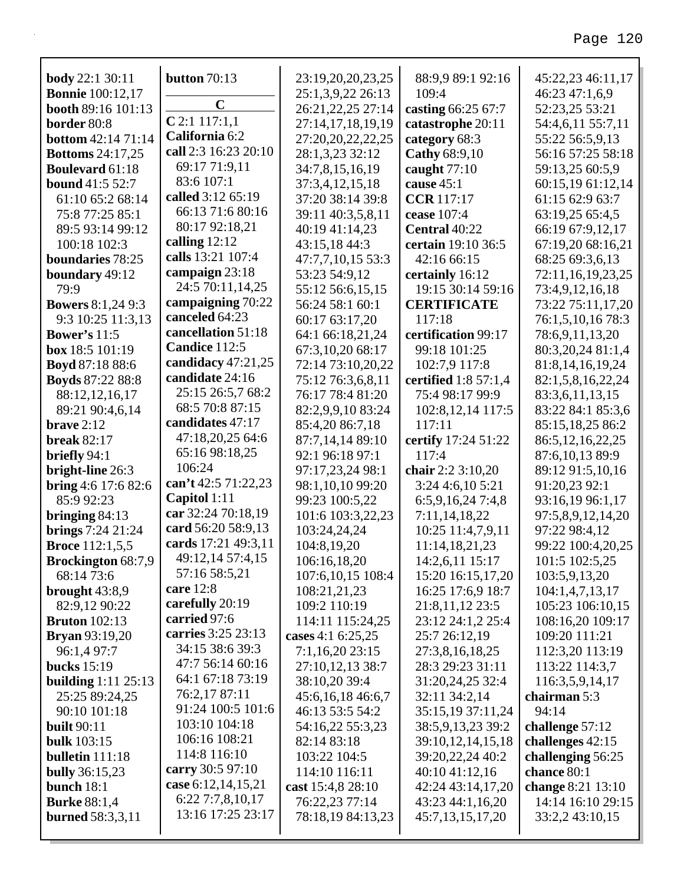**body** 22:1 30:11
**Bonnie** 100:12,17
**booth** 89:16 101:13
**border** 80:8
**bottom** 42:14 71:14
**Bottoms** 24:17,25
**Boulevard** 61:18
**bound** 41:5 52:7 61:10 65:2 68:14 75:8 77:25 85:1 89:5 93:14 99:12 100:18 102:3
**boundaries** 78:25
**boundary** 49:12 79:9
**Bowers** 8:1,24 9:3 9:3 10:25 11:3,13
**Bower's** 11:5
**box** 18:5 101:19
**Boyd** 87:18 88:6
**Boyds** 87:22 88:8 88:12,12,16,17 89:21 90:4,6,14
**brave** 2:12
**break** 82:17
**briefly** 94:1
**bright-line** 26:3
**bring** 4:6 17:6 82:6 85:9 92:23
**bringing** 84:13
**brings** 7:24 21:24
**Broce** 112:1,5,5
**Brockington** 68:7,9 68:14 73:6
**brought** 43:8,9 82:9,12 90:22
**Bruton** 102:13
**Bryan** 93:19,20 96:1,4 97:7
**bucks** 15:19
**building** 1:11 25:13 25:25 89:24,25 90:10 101:18
**built** 90:11
**bulk** 103:15
**bulletin** 111:18
**bully** 36:15,23
**bunch** 18:1
**Burke** 88:1,4
**burned** 58:3,3,11
**button** 70:13

**C**

**C** 2:1 117:1,1
**California** 6:2
**call** 2:3 16:23 20:10 69:17 71:9,11 83:6 107:1
**called** 3:12 65:19 66:13 71:6 80:16 80:17 92:18,21
**calling** 12:12
**calls** 13:21 107:4
**campaign** 23:18 24:5 70:11,14,25
**campaigning** 70:22
**canceled** 64:23
**cancellation** 51:18
**Candice** 112:5
**candidacy** 47:21,25
**candidate** 24:16 25:15 26:5,7 68:2 68:5 70:8 87:15
**candidates** 47:17 47:18,20,25 64:6 65:16 98:18,25 106:24
**can't** 42:5 71:22,23
**Capitol** 1:11
**car** 32:24 70:18,19
**card** 56:20 58:9,13
**cards** 17:21 49:3,11 49:12,14 57:4,15 57:16 58:5,21
**care** 12:8
**carefully** 20:19
**carried** 97:6
**carries** 3:25 23:13 34:15 38:6 39:3 47:7 56:14 60:16 64:1 67:18 73:19 76:2,17 87:11 91:24 100:5 101:6 103:10 104:18 106:16 108:21 114:8 116:10
**carry** 30:5 97:10
**case** 6:12,14,15,21 6:22 7:7,8,10,17 13:16 17:25 23:17 23:19,20,20,23,25 25:1,3,9,22 26:13 26:21,22,25 27:14 27:14,17,18,19,19 27:20,20,22,22,25 28:1,3,23 32:12 34:7,8,15,16,19 37:3,4,12,15,18 37:20 38:14 39:8 39:11 40:3,5,8,11 40:19 41:14,23 43:15,18 44:3 47:7,7,10,15 53:3 53:23 54:9,12 55:12 56:6,15,15 56:24 58:1 60:1 60:17 63:17,20 64:1 66:18,21,24 67:3,10,20 68:17 72:14 73:10,20,22 75:12 76:3,6,8,11 76:17 78:4 81:20 82:2,9,9,10 83:24 85:4,20 86:7,18 87:7,14,14 89:10 92:1 96:18 97:1 97:17,23,24 98:1 98:1,10,10 99:20 99:23 100:5,22 101:6 103:3,22,23 103:24,24,24 104:8,19,20 106:16,18,20 107:6,10,15 108:4 108:21,21,23 109:2 110:19 114:11 115:24,25
**cases** 4:1 6:25,25 7:1,16,20 23:15 27:10,12,13 38:7 38:10,20 39:4 45:6,16,18 46:6,7 46:13 53:5 54:2 54:16,22 55:3,23 82:14 83:18 103:22 104:5 114:10 116:11
**cast** 15:4,8 28:10 76:22,23 77:14 78:18,19 84:13,23 88:9,9 89:1 92:16 109:4
**casting** 66:25 67:7
**catastrophe** 20:11
**category** 68:3
**Cathy** 68:9,10
**caught** 77:10
**cause** 45:1
**CCR** 117:17
**cease** 107:4
**Central** 40:22
**certain** 19:10 36:5 42:16 66:15
**certainly** 16:12 19:15 30:14 59:16
**CERTIFICATE** 117:18
**certification** 99:17 99:18 101:25 102:7,9 117:8
**certified** 1:8 57:1,4 75:4 98:17 99:9 102:8,12,14 117:5 117:11
**certify** 17:24 51:22 117:4
**chair** 2:2 3:10,20 3:24 4:6,10 5:21 6:5,9,16,24 7:4,8 7:11,14,18,22 10:25 11:4,7,9,11 11:14,18,21,23 14:2,6,11 15:17 15:20 16:15,17,20 16:25 17:6,9 18:7 21:8,11,12 23:5 23:12 24:1,2 25:4 25:7 26:12,19 27:3,8,16,18,25 28:3 29:23 31:11 31:20,24,25 32:4 32:11 34:2,14 35:15,19 37:11,24 38:5,9,13,23 39:2 39:10,12,14,15,18 39:20,22,24 40:2 40:10 41:12,16 42:24 43:14,17,20 43:23 44:1,16,20 45:7,13,15,17,20 45:22,23 46:11,17 46:23 47:1,6,9 52:23,25 53:21 54:4,6,11 55:7,11 55:22 56:5,9,13 56:16 57:25 58:18 59:13,25 60:5,9 60:15,19 61:12,14 61:15 62:9 63:7 63:19,25 65:4,5 66:19 67:9,12,17 67:19,20 68:16,21 68:25 69:3,6,13 72:11,16,19,23,25 73:4,9,12,16,18 73:22 75:11,17,20 76:1,5,10,16 78:3 78:6,9,11,13,20 80:3,20,24 81:1,4 81:8,14,16,19,24 82:1,5,8,16,22,24 83:3,6,11,13,15 83:22 84:1 85:3,6 85:15,18,25 86:2 86:5,12,16,22,25 87:6,10,13 89:9 89:12 91:5,10,16 91:20,23 92:1 93:16,19 96:1,17 97:5,8,9,12,14,20 97:22 98:4,12 99:22 100:4,20,25 101:5 102:5,25 103:5,9,13,20 104:1,4,7,13,17 105:23 106:10,15 108:16,20 109:17 109:20 111:21 112:3,20 113:19 113:22 114:3,7 116:3,5,9,14,17
**chairman** 5:3 94:14
**challenge** 57:12
**challenges** 42:15
**challenging** 56:25
**chance** 80:1
**change** 8:21 13:10 14:14 16:10 29:15 33:2,2 43:10,15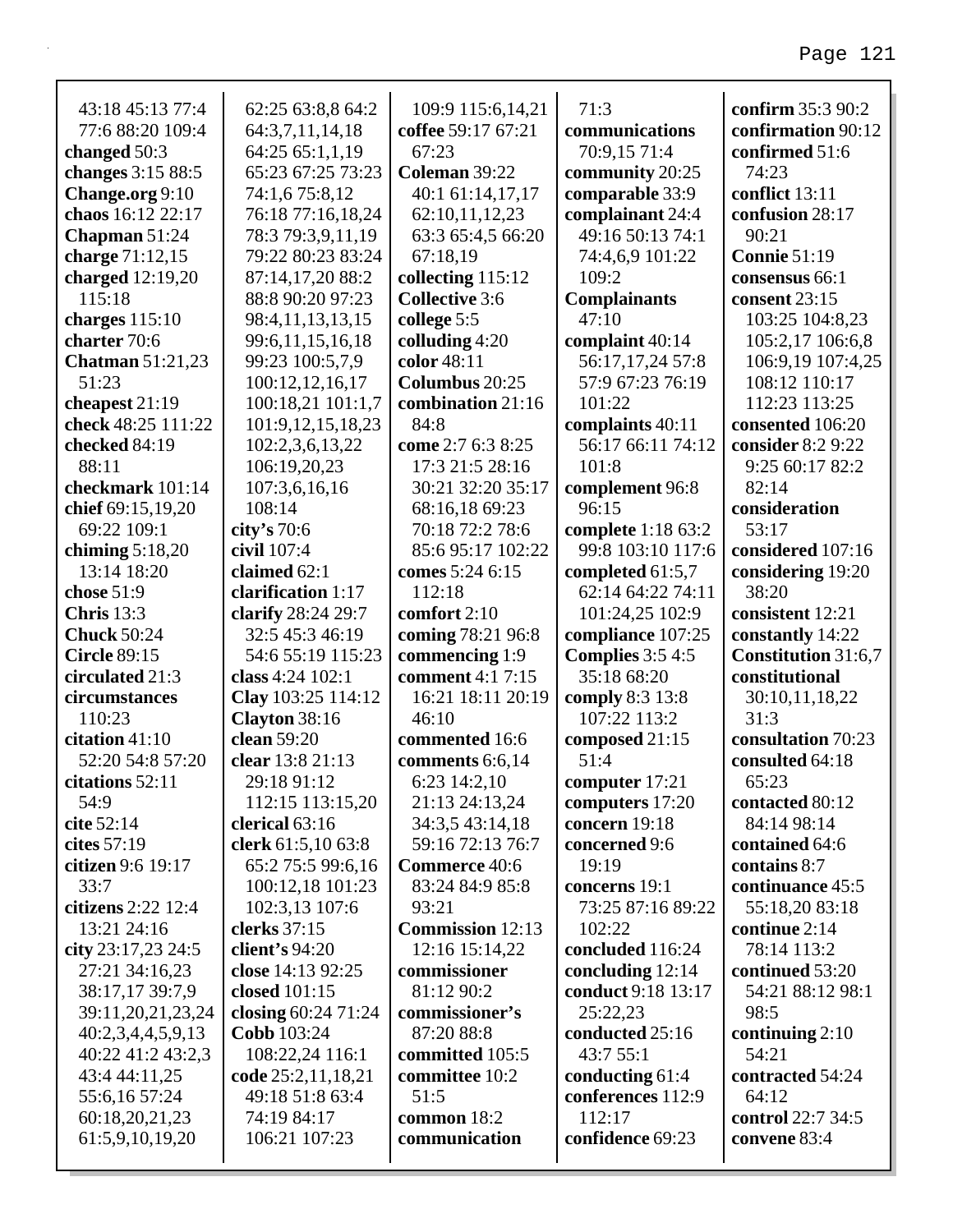43:18 45:13 77:4
77:6 88:20 109:4
**changed** 50:3
**changes** 3:15 88:5
**Change.org** 9:10
**chaos** 16:12 22:17
**Chapman** 51:24
**charge** 71:12,15
**charged** 12:19,20
115:18
**charges** 115:10
**charter** 70:6
**Chatman** 51:21,23
51:23
**cheapest** 21:19
**check** 48:25 111:22
**checked** 84:19
88:11
**checkmark** 101:14
**chief** 69:15,19,20
69:22 109:1
**chiming** 5:18,20
13:14 18:20
**chose** 51:9
**Chris** 13:3
**Chuck** 50:24
**Circle** 89:15
**circulated** 21:3
**circumstances**
110:23
**citation** 41:10
52:20 54:8 57:20
**citations** 52:11
54:9
**cite** 52:14
**cites** 57:19
**citizen** 9:6 19:17
33:7
**citizens** 2:22 12:4
13:21 24:16
**city** 23:17,23 24:5
27:21 34:16,23
38:17,17 39:7,9
39:11,20,21,23,24
40:2,3,4,4,5,9,13
40:22 41:2 43:2,3
43:4 44:11,25
55:6,16 57:24
60:18,20,21,23
61:5,9,10,19,20
62:25 63:8,8 64:2
64:3,7,11,14,18
64:25 65:1,1,19
65:23 67:25 73:23
74:1,6 75:8,12
76:18 77:16,18,24
78:3 79:3,9,11,19
79:22 80:23 83:24
87:14,17,20 88:2
88:8 90:20 97:23
98:4,11,13,13,15
99:6,11,15,16,18
99:23 100:5,7,9
100:12,12,16,17
100:18,21 101:1,7
101:9,12,15,18,23
102:2,3,6,13,22
106:19,20,23
107:3,6,16,16
108:14
**city's** 70:6
**civil** 107:4
**claimed** 62:1
**clarification** 1:17
**clarify** 28:24 29:7
32:5 45:3 46:19
54:6 55:19 115:23
**class** 4:24 102:1
**Clay** 103:25 114:12
**Clayton** 38:16
**clean** 59:20
**clear** 13:8 21:13
29:18 91:12
112:15 113:15,20
**clerical** 63:16
**clerk** 61:5,10 63:8
65:2 75:5 99:6,16
100:12,18 101:23
102:3,13 107:6
**clerks** 37:15
**client's** 94:20
**close** 14:13 92:25
**closed** 101:15
**closing** 60:24 71:24
**Cobb** 103:24
108:22,24 116:1
**code** 25:2,11,18,21
49:18 51:8 63:4
74:19 84:17
106:21 107:23
109:9 115:6,14,21
**coffee** 59:17 67:21
67:23
**Coleman** 39:22
40:1 61:14,17,17
62:10,11,12,23
63:3 65:4,5 66:20
67:18,19
**collecting** 115:12
**Collective** 3:6
**college** 5:5
**colluding** 4:20
**color** 48:11
**Columbus** 20:25
**combination** 21:16
84:8
**come** 2:7 6:3 8:25
17:3 21:5 28:16
30:21 32:20 35:17
68:16,18 69:23
70:18 72:2 78:6
85:6 95:17 102:22
**comes** 5:24 6:15
112:18
**comfort** 2:10
**coming** 78:21 96:8
**commencing** 1:9
**comment** 4:1 7:15
16:21 18:11 20:19
46:10
**commented** 16:6
**comments** 6:6,14
6:23 14:2,10
21:13 24:13,24
34:3,5 43:14,18
59:16 72:13 76:7
**Commerce** 40:6
83:24 84:9 85:8
93:21
**Commission** 12:13
12:16 15:14,22
**commissioner**
81:12 90:2
**commissioner's**
87:20 88:8
**committed** 105:5
**committee** 10:2
51:5
**common** 18:2
**communication**
71:3
**communications**
70:9,15 71:4
**community** 20:25
**comparable** 33:9
**complainant** 24:4
49:16 50:13 74:1
74:4,6,9 101:22
109:2
**Complainants**
47:10
**complaint** 40:14
56:17,17,24 57:8
57:9 67:23 76:19
101:22
**complaints** 40:11
56:17 66:11 74:12
101:8
**complement** 96:8
96:15
**complete** 1:18 63:2
99:8 103:10 117:6
**completed** 61:5,7
62:14 64:22 74:11
101:24,25 102:9
**compliance** 107:25
**Complies** 3:5 4:5
35:18 68:20
**comply** 8:3 13:8
107:22 113:2
**composed** 21:15
51:4
**computer** 17:21
**computers** 17:20
**concern** 19:18
**concerned** 9:6
19:19
**concerns** 19:1
73:25 87:16 89:22
102:22
**concluded** 116:24
**concluding** 12:14
**conduct** 9:18 13:17
25:22,23
**conducted** 25:16
43:7 55:1
**conducting** 61:4
**conferences** 112:9
112:17
**confidence** 69:23
**confirm** 35:3 90:2
**confirmation** 90:12
**confirmed** 51:6
74:23
**conflict** 13:11
**confusion** 28:17
90:21
**Connie** 51:19
**consensus** 66:1
**consent** 23:15
103:25 104:8,23
105:2,17 106:6,8
106:9,19 107:4,25
108:12 110:17
112:23 113:25
**consented** 106:20
**consider** 8:2 9:22
9:25 60:17 82:2
82:14
**consideration**
53:17
**considered** 107:16
**considering** 19:20
38:20
**consistent** 12:21
**constantly** 14:22
**Constitution** 31:6,7
**constitutional**
30:10,11,18,22
31:3
**consultation** 70:23
**consulted** 64:18
65:23
**contacted** 80:12
84:14 98:14
**contained** 64:6
**contains** 8:7
**continuance** 45:5
55:18,20 83:18
**continue** 2:14
78:14 113:2
**continued** 53:20
54:21 88:12 98:1
98:5
**continuing** 2:10
54:21
**contracted** 54:24
64:12
**control** 22:7 34:5
**convene** 83:4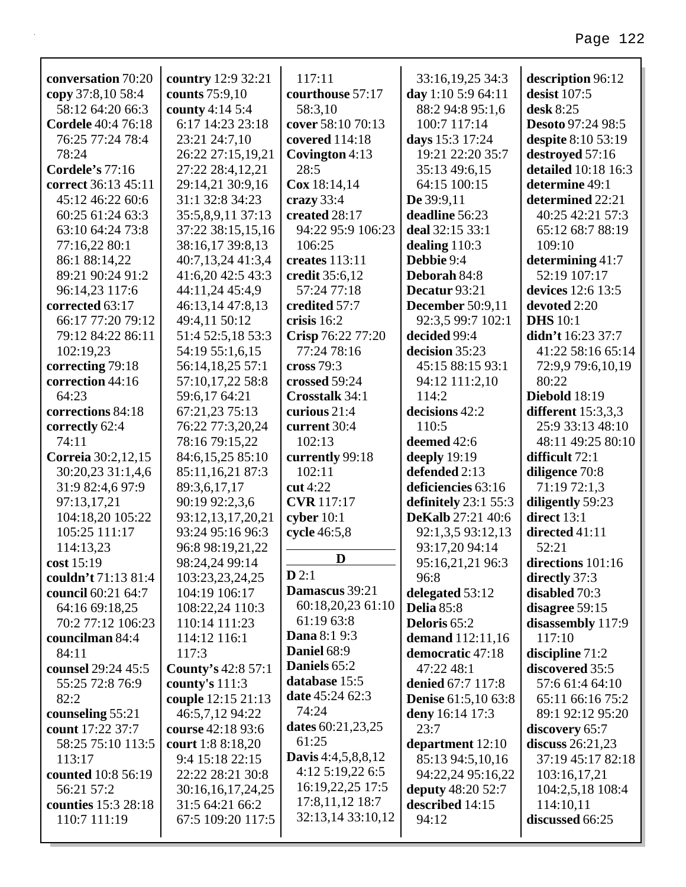**conversation** 70:20
**copy** 37:8,10 58:4 58:12 64:20 66:3
**Cordele** 40:4 76:18 76:25 77:24 78:4 78:24
**Cordele's** 77:16
**correct** 36:13 45:11 45:12 46:22 60:6 60:25 61:24 63:3 63:10 64:24 73:8 77:16,22 80:1 86:1 88:14,22 89:21 90:24 91:2 96:14,23 117:6
**corrected** 63:17 66:17 77:20 79:12 79:12 84:22 86:11 102:19,23
**correcting** 79:18
**correction** 44:16 64:23
**corrections** 84:18
**correctly** 62:4 74:11
**Correia** 30:2,12,15 30:20,23 31:1,4,6 31:9 82:4,6 97:9 97:13,17,21 104:18,20 105:22 105:25 111:17 114:13,23
**cost** 15:19
**couldn't** 71:13 81:4
**council** 60:21 64:7 64:16 69:18,25 70:2 77:12 106:23
**councilman** 84:4 84:11
**counsel** 29:24 45:5 55:25 72:8 76:9 82:2
**counseling** 55:21
**count** 17:22 37:7 58:25 75:10 113:5 113:17
**counted** 10:8 56:19 56:21 57:2
**counties** 15:3 28:18 110:7 111:19
**country** 12:9 32:21
**counts** 75:9,10
**county** 4:14 5:4 6:17 14:23 23:18 23:21 24:7,10 26:22 27:15,19,21 27:22 28:4,12,21 29:14,21 30:9,16 31:1 32:8 34:23 35:5,8,9,11 37:13 37:22 38:15,15,16 38:16,17 39:8,13 40:7,13,24 41:3,4 41:6,20 42:5 43:3 44:11,24 45:4,9 46:13,14 47:8,13 49:4,11 50:12 51:4 52:5,18 53:3 54:19 55:1,6,15 56:14,18,25 57:1 57:10,17,22 58:8 59:6,17 64:21 67:21,23 75:13 76:22 77:3,20,24 78:16 79:15,22 84:6,15,25 85:10 85:11,16,21 87:3 89:3,6,17,17 90:19 92:2,3,6 93:12,13,17,20,21 93:24 95:16 96:3 96:8 98:19,21,22 98:24,24 99:14 103:23,23,24,25 104:19 106:17 108:22,24 110:3 110:14 111:23 114:12 116:1 117:3
**County's** 42:8 57:1
**county's** 111:3
**couple** 12:15 21:13 46:5,7,12 94:22
**course** 42:18 93:6
**court** 1:8 8:18,20 9:4 15:18 22:15 22:22 28:21 30:8 30:16,16,17,24,25 31:5 64:21 66:2 67:5 109:20 117:5 117:11
**courthouse** 57:17 58:3,10
**cover** 58:10 70:13
**covered** 114:18
**Covington** 4:13 28:5
**Cox** 18:14,14
**crazy** 33:4
**created** 28:17 94:22 95:9 106:23 106:25
**creates** 113:11
**credit** 35:6,12 57:24 77:18
**credited** 57:7
**crisis** 16:2
**Crisp** 76:22 77:20 77:24 78:16
**cross** 79:3
**crossed** 59:24
**Crosstalk** 34:1
**curious** 21:4
**current** 30:4 102:13
**currently** 99:18 102:11
**cut** 4:22
**CVR** 117:17
**cyber** 10:1
**cycle** 46:5,8

## D

**D** 2:1
**Damascus** 39:21 60:18,20,23 61:10 61:19 63:8
**Dana** 8:1 9:3
**Daniel** 68:9
**Daniels** 65:2
**database** 15:5
**date** 45:24 62:3 74:24
**dates** 60:21,23,25 61:25
**Davis** 4:4,5,8,8,12 4:12 5:19,22 6:5 16:19,22,25 17:5 17:8,11,12 18:7 32:13,14 33:10,12 33:16,19,25 34:3
**day** 1:10 5:9 64:11 88:2 94:8 95:1,6 100:7 117:14
**days** 15:3 17:24 19:21 22:20 35:7 35:13 49:6,15 64:15 100:15
**De** 39:9,11
**deadline** 56:23
**deal** 32:15 33:1
**dealing** 110:3
**Debbie** 9:4
**Deborah** 84:8
**Decatur** 93:21
**December** 50:9,11 92:3,5 99:7 102:1
**decided** 99:4
**decision** 35:23 45:15 88:15 93:1 94:12 111:2,10 114:2
**decisions** 42:2 110:5
**deemed** 42:6
**deeply** 19:19
**defended** 2:13
**deficiencies** 63:16
**definitely** 23:1 55:3
**DeKalb** 27:21 40:6 92:1,3,5 93:12,13 93:17,20 94:14 95:16,21,21 96:3 96:8
**delegated** 53:12
**Delia** 85:8
**Deloris** 65:2
**demand** 112:11,16
**democratic** 47:18 47:22 48:1
**denied** 67:7 117:8
**Denise** 61:5,10 63:8
**deny** 16:14 17:3 23:7
**department** 12:10 85:13 94:5,10,16 94:22,24 95:16,22
**deputy** 48:20 52:7
**described** 14:15 94:12
**description** 96:12
**desist** 107:5
**desk** 8:25
**Desoto** 97:24 98:5
**despite** 8:10 53:19
**destroyed** 57:16
**detailed** 10:18 16:3
**determine** 49:1
**determined** 22:21 40:25 42:21 57:3 65:12 68:7 88:19 109:10
**determining** 41:7 52:19 107:17
**devices** 12:6 13:5
**devoted** 2:20
**DHS** 10:1
**didn't** 16:23 37:7 41:22 58:16 65:14 72:9,9 79:6,10,19 80:22
**Diebold** 18:19
**different** 15:3,3,3 25:9 33:13 48:10 48:11 49:25 80:10
**difficult** 72:1
**diligence** 70:8 71:19 72:1,3
**diligently** 59:23
**direct** 13:1
**directed** 41:11 52:21
**directions** 101:16
**directly** 37:3
**disabled** 70:3
**disagree** 59:15
**disassembly** 117:9 117:10
**discipline** 71:2
**discovered** 35:5 57:6 61:4 64:10 65:11 66:16 75:2 89:1 92:12 95:20
**discovery** 65:7
**discuss** 26:21,23 37:19 45:17 82:18 103:16,17,21 104:2,5,18 108:4 114:10,11
**discussed** 66:25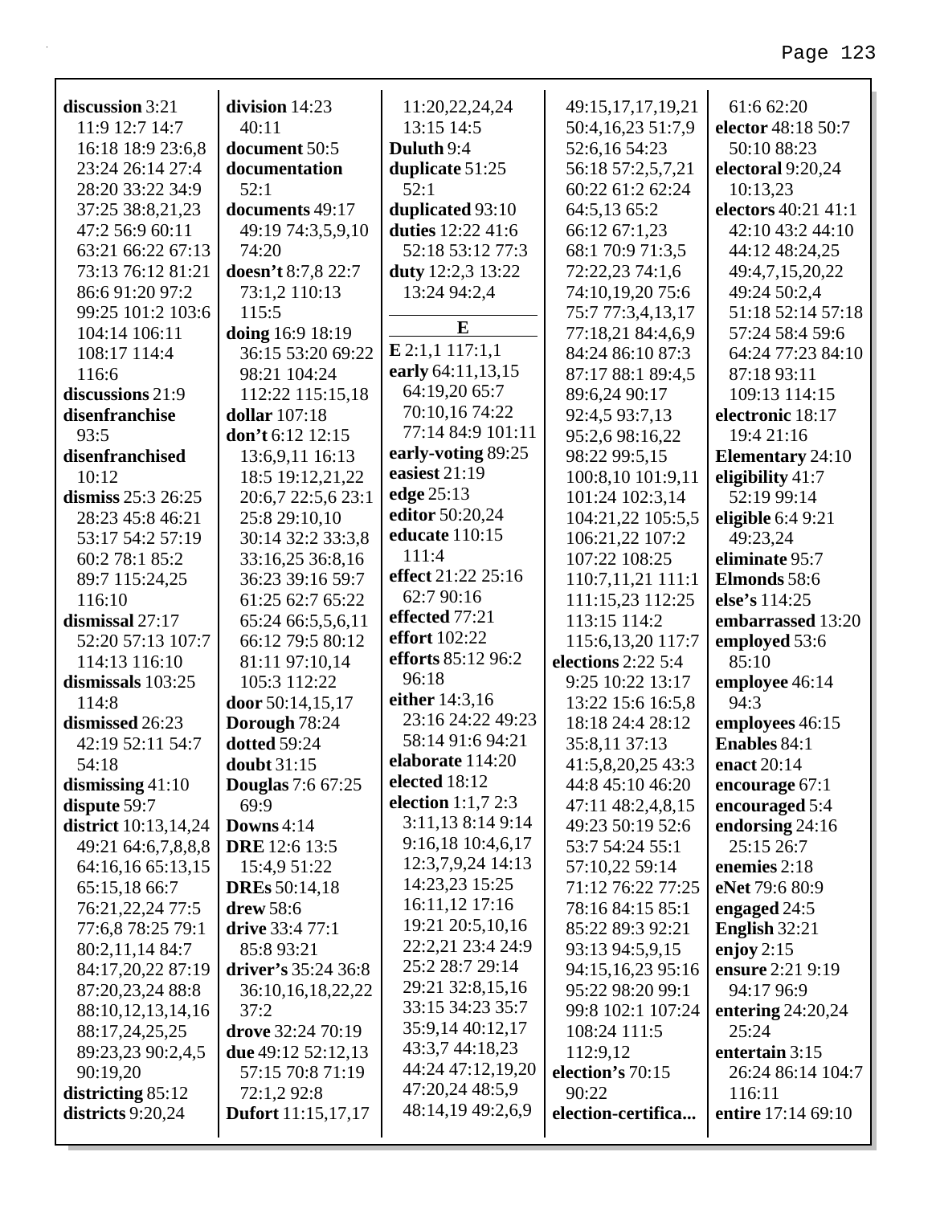**discussion** 3:21 11:9 12:7 14:7 16:18 18:9 23:6,8 23:24 26:14 27:4 28:20 33:22 34:9 37:25 38:8,21,23 47:2 56:9 60:11 63:21 66:22 67:13 73:13 76:12 81:21 86:6 91:20 97:2 99:25 101:2 103:6 104:14 106:11 108:17 114:4 116:6
**discussions** 21:9
**disenfranchise** 93:5
**disenfranchised** 10:12
**dismiss** 25:3 26:25 28:23 45:8 46:21 53:17 54:2 57:19 60:2 78:1 85:2 89:7 115:24,25 116:10
**dismissal** 27:17 52:20 57:13 107:7 114:13 116:10
**dismissals** 103:25 114:8
**dismissed** 26:23 42:19 52:11 54:7 54:18
**dismissing** 41:10
**dispute** 59:7
**district** 10:13,14,24 49:21 64:6,7,8,8,8 64:16,16 65:13,15 65:15,18 66:7 76:21,22,24 77:5 77:6,8 78:25 79:1 80:2,11,14 84:7 84:17,20,22 87:19 87:20,23,24 88:8 88:10,12,13,14,16 88:17,24,25,25 89:23,23 90:2,4,5 90:19,20
**districting** 85:12
**districts** 9:20,24
**division** 14:23 40:11
**document** 50:5
**documentation** 52:1
**documents** 49:17 49:19 74:3,5,9,10 74:20
**doesn't** 8:7,8 22:7 73:1,2 110:13 115:5
**doing** 16:9 18:19 36:15 53:20 69:22 98:21 104:24 112:22 115:15,18
**dollar** 107:18
**don't** 6:12 12:15 13:6,9,11 16:13 18:5 19:12,21,22 20:6,7 22:5,6 23:1 25:8 29:10,10 30:14 32:2 33:3,8 33:16,25 36:8,16 36:23 39:16 59:7 61:25 62:7 65:22 65:24 66:5,5,6,11 66:12 79:5 80:12 81:11 97:10,14 105:3 112:22
**door** 50:14,15,17
**Dorough** 78:24
**dotted** 59:24
**doubt** 31:15
**Douglas** 7:6 67:25 69:9
**Downs** 4:14
**DRE** 12:6 13:5 15:4,9 51:22
**DREs** 50:14,18
**drew** 58:6
**drive** 33:4 77:1 85:8 93:21
**driver's** 35:24 36:8 36:10,16,18,22,22 37:2
**drove** 32:24 70:19
**due** 49:12 52:12,13 57:15 70:8 71:19 72:1,2 92:8
**Dufort** 11:15,17,17 11:20,22,24,24 13:15 14:5
**Duluth** 9:4
**duplicate** 51:25 52:1
**duplicated** 93:10
**duties** 12:22 41:6 52:18 53:12 77:3
**duty** 12:2,3 13:22 13:24 94:2,4

**E**

**E** 2:1,1 117:1,1
**early** 64:11,13,15 64:19,20 65:7 70:10,16 74:22 77:14 84:9 101:11
**early-voting** 89:25
**easiest** 21:19
**edge** 25:13
**editor** 50:20,24
**educate** 110:15 111:4
**effect** 21:22 25:16 62:7 90:16
**effected** 77:21
**effort** 102:22
**efforts** 85:12 96:2 96:18
**either** 14:3,16 23:16 24:22 49:23 58:14 91:6 94:21
**elaborate** 114:20
**elected** 18:12
**election** 1:1,7 2:3 3:11,13 8:14 9:14 9:16,18 10:4,6,17 12:3,7,9,24 14:13 14:23,23 15:25 16:11,12 17:16 19:21 20:5,10,16 22:2,21 23:4 24:9 25:2 28:7 29:14 29:21 32:8,15,16 33:15 34:23 35:7 35:9,14 40:12,17 43:3,7 44:18,23 44:24 47:12,19,20 47:20,24 48:5,9 48:14,19 49:2,6,9 49:15,17,17,19,21 50:4,16,23 51:7,9 52:6,16 54:23 56:18 57:2,5,7,21 60:22 61:2 62:24 64:5,13 65:2 66:12 67:1,23 68:1 70:9 71:3,5 72:22,23 74:1,6 74:10,19,20 75:6 75:7 77:3,4,13,17 77:18,21 84:4,6,9 84:24 86:10 87:3 87:17 88:1 89:4,5 89:6,24 90:17 92:4,5 93:7,13 95:2,6 98:16,22 98:22 99:5,15 100:8,10 101:9,11 101:24 102:3,14 104:21,22 105:5,5 106:21,22 107:2 107:22 108:25 110:7,11,21 111:1 111:15,23 112:25 113:15 114:2 115:6,13,20 117:7
**elections** 2:22 5:4 9:25 10:22 13:17 13:22 15:6 16:5,8 18:18 24:4 28:12 35:8,11 37:13 41:5,8,20,25 43:3 44:8 45:10 46:20 47:11 48:2,4,8,15 49:23 50:19 52:6 53:7 54:24 55:1 57:10,22 59:14 71:12 76:22 77:25 78:16 84:15 85:1 85:22 89:3 92:21 93:13 94:5,9,15 94:15,16,23 95:16 95:22 98:20 99:1 99:8 102:1 107:24 108:24 111:5 112:9,12
**election's** 70:15 90:22
**election-certifica...** 61:6 62:20
**elector** 48:18 50:7 50:10 88:23
**electoral** 9:20,24 10:13,23
**electors** 40:21 41:1 42:10 43:2 44:10 44:12 48:24,25 49:4,7,15,20,22 49:24 50:2,4 51:18 52:14 57:18 57:24 58:4 59:6 64:24 77:23 84:10 87:18 93:11 109:13 114:15
**electronic** 18:17 19:4 21:16
**Elementary** 24:10
**eligibility** 41:7 52:19 99:14
**eligible** 6:4 9:21 49:23,24
**eliminate** 95:7
**Elmonds** 58:6
**else's** 114:25
**embarrassed** 13:20
**employed** 53:6 85:10
**employee** 46:14 94:3
**employees** 46:15
**Enables** 84:1
**enact** 20:14
**encourage** 67:1
**encouraged** 5:4
**endorsing** 24:16 25:15 26:7
**enemies** 2:18
**eNet** 79:6 80:9
**engaged** 24:5
**English** 32:21
**enjoy** 2:15
**ensure** 2:21 9:19 94:17 96:9
**entering** 24:20,24 25:24
**entertain** 3:15 26:24 86:14 104:7 116:11
**entire** 17:14 69:10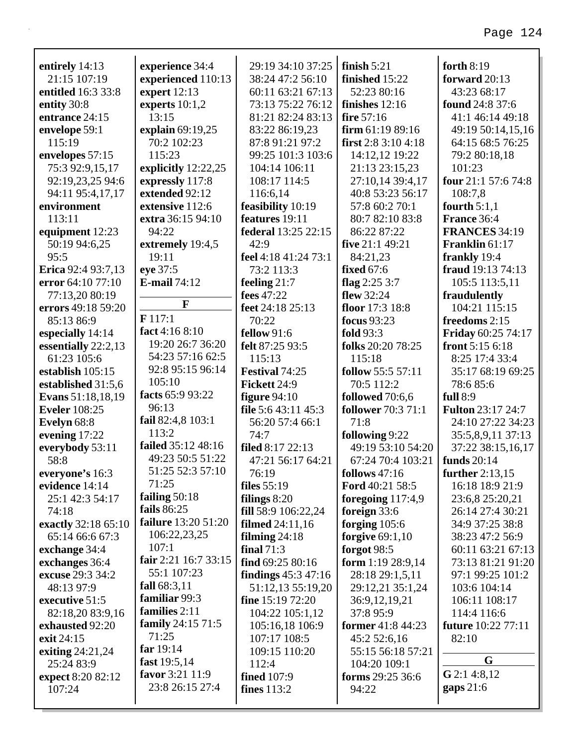**entirely** 14:13 21:15 107:19
**entitled** 16:3 33:8
**entity** 30:8
**entrance** 24:15
**envelope** 59:1 115:19
**envelopes** 57:15 75:3 92:9,15,17 92:19,23,25 94:6 94:11 95:4,17,17
**environment** 113:11
**equipment** 12:23 50:19 94:6,25 95:5
**Erica** 92:4 93:7,13
**error** 64:10 77:10 77:13,20 80:19
**errors** 49:18 59:20 85:13 86:9
**especially** 14:14
**essentially** 22:2,13 61:23 105:6
**establish** 105:15
**established** 31:5,6
**Evans** 51:18,18,19
**Eveler** 108:25
**Evelyn** 68:8
**evening** 17:22
**everybody** 53:11 58:8
**everyone's** 16:3
**evidence** 14:14 25:1 42:3 54:17 74:18
**exactly** 32:18 65:10 65:14 66:6 67:3
**exchange** 34:4
**exchanges** 36:4
**excuse** 29:3 34:2 48:13 97:9
**executive** 51:5 82:18,20 83:9,16
**exhausted** 92:20
**exit** 24:15
**exiting** 24:21,24 25:24 83:9
**expect** 8:20 82:12 107:24
**experience** 34:4
**experienced** 110:13
**expert** 12:13
**experts** 10:1,2 13:15
**explain** 69:19,25 70:2 102:23 115:23
**explicitly** 12:22,25
**expressly** 117:8
**extended** 92:12
**extensive** 112:6
**extra** 36:15 94:10 94:22
**extremely** 19:4,5 19:11
**eye** 37:5
**E-mail** 74:12

## F

**F** 117:1
**fact** 4:16 8:10 19:20 26:7 36:20 54:23 57:16 62:5 92:8 95:15 96:14 105:10
**facts** 65:9 93:22 96:13
**fail** 82:4,8 103:1 113:2
**failed** 35:12 48:16 49:23 50:5 51:22 51:25 52:3 57:10 71:25
**failing** 50:18
**fails** 86:25
**failure** 13:20 51:20 106:22,23,25 107:1
**fair** 2:21 16:7 33:15 55:1 107:23
**fall** 68:3,11
**familiar** 99:3
**families** 2:11
**family** 24:15 71:5 71:25
**far** 19:14
**fast** 19:5,14
**favor** 3:21 11:9 23:8 26:15 27:4 29:19 34:10 37:25 38:24 47:2 56:10 60:11 63:21 67:13 73:13 75:22 76:12 81:21 82:24 83:13 83:22 86:19,23 87:8 91:21 97:2 99:25 101:3 103:6 104:14 106:11 108:17 114:5 116:6,14
**feasibility** 10:19
**features** 19:11
**federal** 13:25 22:15 42:9
**feel** 4:18 41:24 73:1 73:2 113:3
**feeling** 21:7
**fees** 47:22
**feet** 24:18 25:13 70:22
**fellow** 91:6
**felt** 87:25 93:5 115:13
**Festival** 74:25
**Fickett** 24:9
**figure** 94:10
**file** 5:6 43:11 45:3 56:20 57:4 66:1 74:7
**filed** 8:17 22:13 47:21 56:17 64:21 76:19
**files** 55:19
**filings** 8:20
**fill** 58:9 106:22,24
**filmed** 24:11,16
**filming** 24:18
**final** 71:3
**find** 69:25 80:16
**findings** 45:3 47:16 51:12,13 55:19,20
**fine** 15:19 72:20 104:22 105:1,12 105:16,18 106:9 107:17 108:5 109:15 110:20 112:4
**fined** 107:9
**fines** 113:2
**finish** 5:21
**finished** 15:22 52:23 80:16
**finishes** 12:16
**fire** 57:16
**firm** 61:19 89:16
**first** 2:8 3:10 4:18 14:12,12 19:22 21:13 23:15,23 27:10,14 39:4,17 40:8 53:23 56:17 57:8 60:2 70:1 80:7 82:10 83:8 86:22 87:22
**five** 21:1 49:21 84:21,23
**fixed** 67:6
**flag** 2:25 3:7
**flew** 32:24
**floor** 17:3 18:8
**focus** 93:23
**fold** 93:3
**folks** 20:20 78:25 115:18
**follow** 55:5 57:11 70:5 112:2
**followed** 70:6,6
**follower** 70:3 71:1 71:8
**following** 9:22 49:19 53:10 54:20 67:24 70:4 103:21
**follows** 47:16
**Ford** 40:21 58:5
**foregoing** 117:4,9
**foreign** 33:6
**forging** 105:6
**forgive** 69:1,10
**forgot** 98:5
**form** 1:19 28:9,14 28:18 29:1,5,11 29:12,21 35:1,24 36:9,12,19,21 37:8 95:9
**former** 41:8 44:23 45:2 52:6,16 55:15 56:18 57:21 104:20 109:1
**forms** 29:25 36:6 94:22
**forth** 8:19
**forward** 20:13 43:23 68:17
**found** 24:8 37:6 41:1 46:14 49:18 49:19 50:14,15,16 64:15 68:5 76:25 79:2 80:18,18 101:23
**four** 21:1 57:6 74:8 108:7,8
**fourth** 5:1,1
**France** 36:4
**FRANCES** 34:19
**Franklin** 61:17
**frankly** 19:4
**fraud** 19:13 74:13 105:5 113:5,11
**fraudulently** 104:21 115:15
**freedoms** 2:15
**Friday** 60:25 74:17
**front** 5:15 6:18 8:25 17:4 33:4 35:17 68:19 69:25 78:6 85:6
**full** 8:9
**Fulton** 23:17 24:7 24:10 27:22 34:23 35:5,8,9,11 37:13 37:22 38:15,16,17
**funds** 20:14
**further** 2:13,15 16:18 18:9 21:9 23:6,8 25:20,21 26:14 27:4 30:21 34:9 37:25 38:8 38:23 47:2 56:9 60:11 63:21 67:13 73:13 81:21 91:20 97:1 99:25 101:2 103:6 104:14 106:11 108:17 114:4 116:6
**future** 10:22 77:11 82:10

## G

**G** 2:1 4:8,12
**gaps** 21:6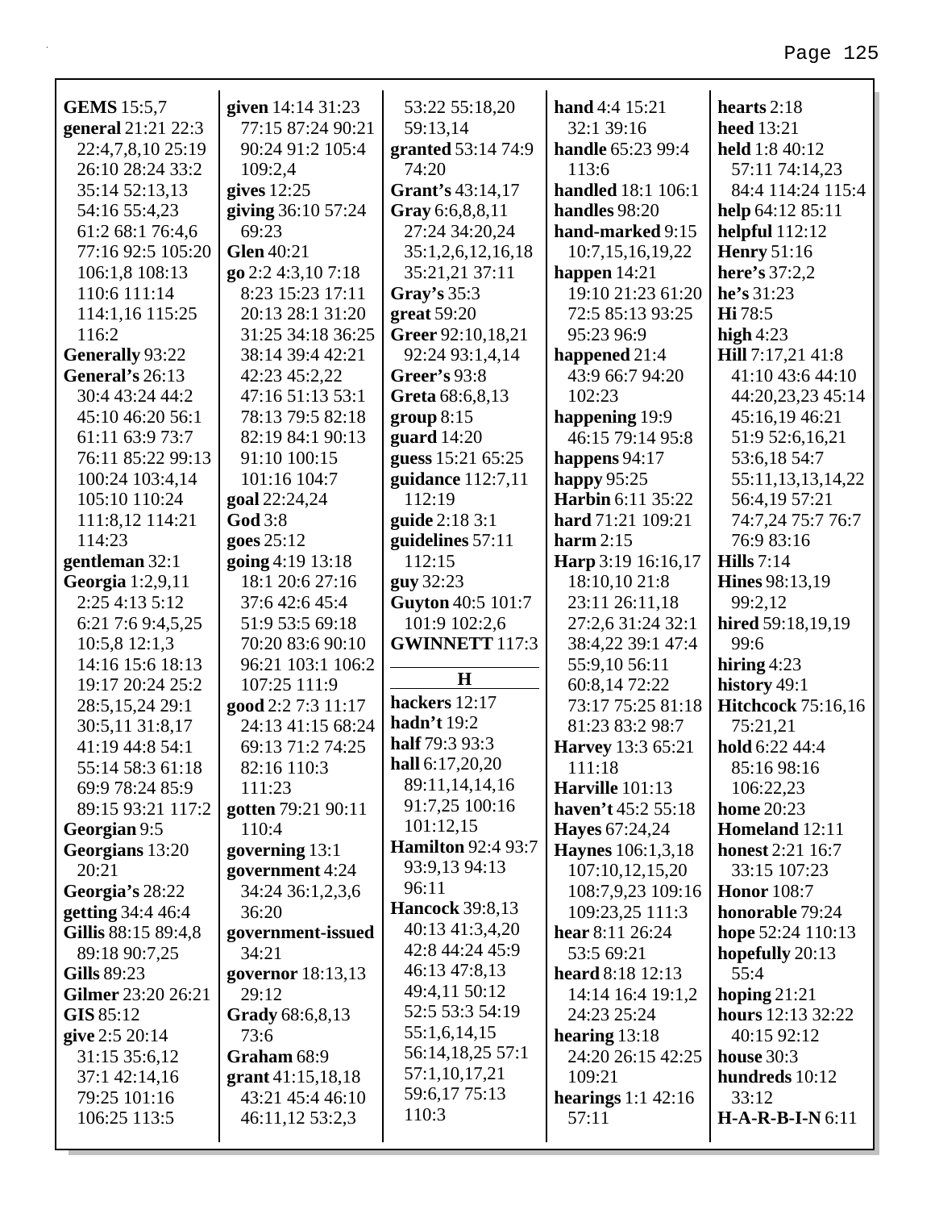**GEMS** 15:5,7
**general** 21:21 22:3 22:4,7,8,10 25:19 26:10 28:24 33:2 35:14 52:13,13 54:16 55:4,23 61:2 68:1 76:4,6 77:16 92:5 105:20 106:1,8 108:13 110:6 111:14 114:1,16 115:25 116:2
**Generally** 93:22
**General's** 26:13 30:4 43:24 44:2 45:10 46:20 56:1 61:11 63:9 73:7 76:11 85:22 99:13 100:24 103:4,14 105:10 110:24 111:8,12 114:21 114:23
**gentleman** 32:1
**Georgia** 1:2,9,11 2:25 4:13 5:12 6:21 7:6 9:4,5,25 10:5,8 12:1,3 14:16 15:6 18:13 19:17 20:24 25:2 28:5,15,24 29:1 30:5,11 31:8,17 41:19 44:8 54:1 55:14 58:3 61:18 69:9 78:24 85:9 89:15 93:21 117:2
**Georgian** 9:5
**Georgians** 13:20 20:21
**Georgia's** 28:22
**getting** 34:4 46:4
**Gillis** 88:15 89:4,8 89:18 90:7,25
**Gills** 89:23
**Gilmer** 23:20 26:21
**GIS** 85:12
**give** 2:5 20:14 31:15 35:6,12 37:1 42:14,16 79:25 101:16 106:25 113:5
**given** 14:14 31:23 77:15 87:24 90:21 90:24 91:2 105:4 109:2,4
**gives** 12:25
**giving** 36:10 57:24 69:23
**Glen** 40:21
**go** 2:2 4:3,10 7:18 8:23 15:23 17:11 20:13 28:1 31:20 31:25 34:18 36:25 38:14 39:4 42:21 42:23 45:2,22 47:16 51:13 53:1 78:13 79:5 82:18 82:19 84:1 90:13 91:10 100:15 101:16 104:7
**goal** 22:24,24
**God** 3:8
**goes** 25:12
**going** 4:19 13:18 18:1 20:6 27:16 37:6 42:6 45:4 51:9 53:5 69:18 70:20 83:6 90:10 96:21 103:1 106:2 107:25 111:9
**good** 2:2 7:3 11:17 24:13 41:15 68:24 69:13 71:2 74:25 82:16 110:3 111:23
**gotten** 79:21 90:11 110:4
**governing** 13:1
**government** 4:24 34:24 36:1,2,3,6 36:20
**government-issued** 34:21
**governor** 18:13,13 29:12
**Grady** 68:6,8,13 73:6
**Graham** 68:9
**grant** 41:15,18,18 43:21 45:4 46:10 46:11,12 53:2,3 53:22 55:18,20 59:13,14
**granted** 53:14 74:9 74:20
**Grant's** 43:14,17
**Gray** 6:6,8,8,11 27:24 34:20,24 35:1,2,6,12,16,18 35:21,21 37:11
**Gray's** 35:3
**great** 59:20
**Greer** 92:10,18,21 92:24 93:1,4,14
**Greer's** 93:8
**Greta** 68:6,8,13
**group** 8:15
**guard** 14:20
**guess** 15:21 65:25
**guidance** 112:7,11 112:19
**guide** 2:18 3:1
**guidelines** 57:11 112:15
**guy** 32:23
**Guyton** 40:5 101:7 101:9 102:2,6
**GWINNETT** 117:3

## H

**hackers** 12:17
**hadn't** 19:2
**half** 79:3 93:3
**hall** 6:17,20,20 89:11,14,14,16 91:7,25 100:16 101:12,15
**Hamilton** 92:4 93:7 93:9,13 94:13 96:11
**Hancock** 39:8,13 40:13 41:3,4,20 42:8 44:24 45:9 46:13 47:8,13 49:4,11 50:12 52:5 53:3 54:19 55:1,6,14,15 56:14,18,25 57:1 57:1,10,17,21 59:6,17 75:13 110:3
**hand** 4:4 15:21 32:1 39:16
**handle** 65:23 99:4 113:6
**handled** 18:1 106:1
**handles** 98:20
**hand-marked** 9:15 10:7,15,16,19,22
**happen** 14:21 19:10 21:23 61:20 72:5 85:13 93:25 95:23 96:9
**happened** 21:4 43:9 66:7 94:20 102:23
**happening** 19:9 46:15 79:14 95:8
**happens** 94:17
**happy** 95:25
**Harbin** 6:11 35:22
**hard** 71:21 109:21
**harm** 2:15
**Harp** 3:19 16:16,17 18:10,10 21:8 23:11 26:11,18 27:2,6 31:24 32:1 38:4,22 39:1 47:4 55:9,10 56:11 60:8,14 72:22 73:17 75:25 81:18 81:23 83:2 98:7
**Harvey** 13:3 65:21 111:18
**Harville** 101:13
**haven't** 45:2 55:18
**Hayes** 67:24,24
**Haynes** 106:1,3,18 107:10,12,15,20 108:7,9,23 109:16 109:23,25 111:3
**hear** 8:11 26:24 53:5 69:21
**heard** 8:18 12:13 14:14 16:4 19:1,2 24:23 25:24
**hearing** 13:18 24:20 26:15 42:25 109:21
**hearings** 1:1 42:16 57:11
**hearts** 2:18
**heed** 13:21
**held** 1:8 40:12 57:11 74:14,23 84:4 114:24 115:4
**help** 64:12 85:11
**helpful** 112:12
**Henry** 51:16
**here's** 37:2,2
**he's** 31:23
**Hi** 78:5
**high** 4:23
**Hill** 7:17,21 41:8 41:10 43:6 44:10 44:20,23,23 45:14 45:16,19 46:21 51:9 52:6,16,21 53:6,18 54:7 55:11,13,13,14,22 56:4,19 57:21 74:7,24 75:7 76:7 76:9 83:16
**Hills** 7:14
**Hines** 98:13,19 99:2,12
**hired** 59:18,19,19 99:6
**hiring** 4:23
**history** 49:1
**Hitchcock** 75:16,16 75:21,21
**hold** 6:22 44:4 85:16 98:16 106:22,23
**home** 20:23
**Homeland** 12:11
**honest** 2:21 16:7 33:15 107:23
**Honor** 108:7
**honorable** 79:24
**hope** 52:24 110:13
**hopefully** 20:13 55:4
**hoping** 21:21
**hours** 12:13 32:22 40:15 92:12
**house** 30:3
**hundreds** 10:12 33:12
**H-A-R-B-I-N** 6:11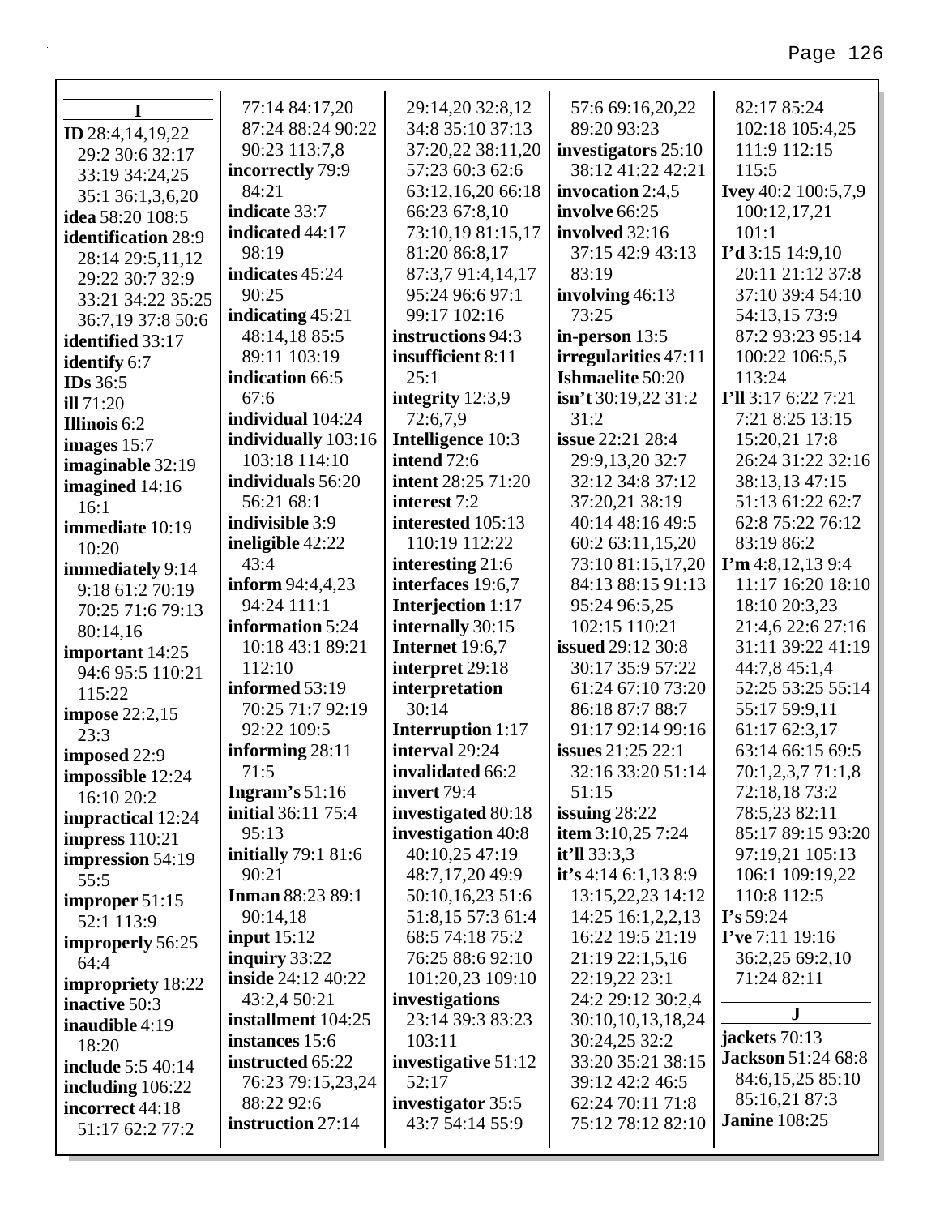## I

**ID** 28:4,14,19,22 29:2 30:6 32:17 33:19 34:24,25 35:1 36:1,3,6,20
**idea** 58:20 108:5
**identification** 28:9 28:14 29:5,11,12 29:22 30:7 32:9 33:21 34:22 35:25 36:7,19 37:8 50:6
**identified** 33:17
**identify** 6:7
**IDs** 36:5
**ill** 71:20
**Illinois** 6:2
**images** 15:7
**imaginable** 32:19
**imagined** 14:16 16:1
**immediate** 10:19 10:20
**immediately** 9:14 9:18 61:2 70:19 70:25 71:6 79:13 80:14,16
**important** 14:25 94:6 95:5 110:21 115:22
**impose** 22:2,15 23:3
**imposed** 22:9
**impossible** 12:24 16:10 20:2
**impractical** 12:24
**impress** 110:21
**impression** 54:19 55:5
**improper** 51:15 52:1 113:9
**improperly** 56:25 64:4
**impropriety** 18:22
**inactive** 50:3
**inaudible** 4:19 18:20
**include** 5:5 40:14
**including** 106:22
**incorrect** 44:18 51:17 62:2 77:2 77:14 84:17,20 87:24 88:24 90:22 90:23 113:7,8
**incorrectly** 79:9 84:21
**indicate** 33:7
**indicated** 44:17 98:19
**indicates** 45:24 90:25
**indicating** 45:21 48:14,18 85:5 89:11 103:19
**indication** 66:5 67:6
**individual** 104:24
**individually** 103:16 103:18 114:10
**individuals** 56:20 56:21 68:1
**indivisible** 3:9
**ineligible** 42:22 43:4
**inform** 94:4,4,23 94:24 111:1
**information** 5:24 10:18 43:1 89:21 112:10
**informed** 53:19 70:25 71:7 92:19 92:22 109:5
**informing** 28:11 71:5
**Ingram's** 51:16
**initial** 36:11 75:4 95:13
**initially** 79:1 81:6 90:21
**Inman** 88:23 89:1 90:14,18
**input** 15:12
**inquiry** 33:22
**inside** 24:12 40:22 43:2,4 50:21
**installment** 104:25
**instances** 15:6
**instructed** 65:22 76:23 79:15,23,24 88:22 92:6
**instruction** 27:14 29:14,20 32:8,12 34:8 35:10 37:13 37:20,22 38:11,20 57:23 60:3 62:6 63:12,16,20 66:18 66:23 67:8,10 73:10,19 81:15,17 81:20 86:8,17 87:3,7 91:4,14,17 95:24 96:6 97:1 99:17 102:16
**instructions** 94:3
**insufficient** 8:11 25:1
**integrity** 12:3,9 72:6,7,9
**Intelligence** 10:3
**intend** 72:6
**intent** 28:25 71:20
**interest** 7:2
**interested** 105:13 110:19 112:22
**interesting** 21:6
**interfaces** 19:6,7
**Interjection** 1:17
**internally** 30:15
**Internet** 19:6,7
**interpret** 29:18
**interpretation** 30:14
**Interruption** 1:17
**interval** 29:24
**invalidated** 66:2
**invert** 79:4
**investigated** 80:18
**investigation** 40:8 40:10,25 47:19 48:7,17,20 49:9 50:10,16,23 51:6 51:8,15 57:3 61:4 68:5 74:18 75:2 76:25 88:6 92:10 101:20,23 109:10
**investigations** 23:14 39:3 83:23 103:11
**investigative** 51:12 52:17
**investigator** 35:5 43:7 54:14 55:9 57:6 69:16,20,22 89:20 93:23
**investigators** 25:10 38:12 41:22 42:21
**invocation** 2:4,5
**involve** 66:25
**involved** 32:16 37:15 42:9 43:13 83:19
**involving** 46:13 73:25
**in-person** 13:5
**irregularities** 47:11
**Ishmaelite** 50:20
**isn't** 30:19,22 31:2 31:2
**issue** 22:21 28:4 29:9,13,20 32:7 32:12 34:8 37:12 37:20,21 38:19 40:14 48:16 49:5 60:2 63:11,15,20 73:10 81:15,17,20 84:13 88:15 91:13 95:24 96:5,25 102:15 110:21
**issued** 29:12 30:8 30:17 35:9 57:22 61:24 67:10 73:20 86:18 87:7 88:7 91:17 92:14 99:16
**issues** 21:25 22:1 32:16 33:20 51:14 51:15
**issuing** 28:22
**item** 3:10,25 7:24
**it'll** 33:3,3
**it's** 4:14 6:1,13 8:9 13:15,22,23 14:12 14:25 16:1,2,2,13 16:22 19:5 21:19 21:19 22:1,5,16 22:19,22 23:1 24:2 29:12 30:2,4 30:10,10,13,18,24 30:24,25 32:2 33:20 35:21 38:15 39:12 42:2 46:5 62:24 70:11 71:8 75:12 78:12 82:10 82:17 85:24 102:18 105:4,25 111:9 112:15 115:5
**Ivey** 40:2 100:5,7,9 100:12,17,21 101:1
**I'd** 3:15 14:9,10 20:11 21:12 37:8 37:10 39:4 54:10 54:13,15 73:9 87:2 93:23 95:14 100:22 106:5,5 113:24
**I'll** 3:17 6:22 7:21 7:21 8:25 13:15 15:20,21 17:8 26:24 31:22 32:16 38:13,13 47:15 51:13 61:22 62:7 62:8 75:22 76:12 83:19 86:2
**I'm** 4:8,12,13 9:4 11:17 16:20 18:10 18:10 20:3,23 21:4,6 22:6 27:16 31:11 39:22 41:19 44:7,8 45:1,4 52:25 53:25 55:14 55:17 59:9,11 61:17 62:3,17 63:14 66:15 69:5 70:1,2,3,7 71:1,8 72:18,18 73:2 78:5,23 82:11 85:17 89:15 93:20 97:19,21 105:13 106:1 109:19,22 110:8 112:5
**I's** 59:24
**I've** 7:11 19:16 36:2,25 69:2,10 71:24 82:11

## J

**jackets** 70:13
**Jackson** 51:24 68:8 84:6,15,25 85:10 85:16,21 87:3
**Janine** 108:25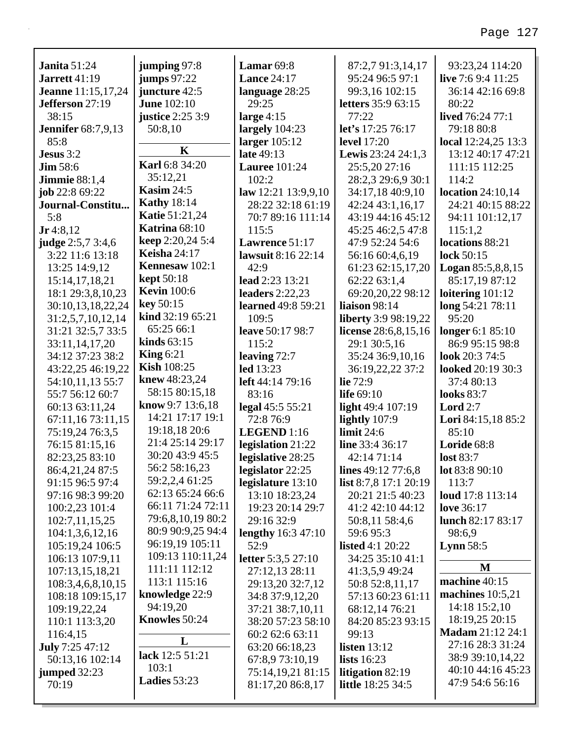**Janita** 51:24
**Jarrett** 41:19
**Jeanne** 11:15,17,24
**Jefferson** 27:19 38:15
**Jennifer** 68:7,9,13 85:8
**Jesus** 3:2
**Jim** 58:6
**Jimmie** 88:1,4
**job** 22:8 69:22
**Journal-Constitu...** 5:8
**Jr** 4:8,12
**judge** 2:5,7 3:4,6 3:22 11:6 13:18 13:25 14:9,12 15:14,17,18,21 18:1 29:3,8,10,23 30:10,13,18,22,24 31:2,5,7,10,12,14 31:21 32:5,7 33:5 33:11,14,17,20 34:12 37:23 38:2 43:22,25 46:19,22 54:10,11,13 55:7 55:7 56:12 60:7 60:13 63:11,24 67:11,16 73:11,15 75:19,24 76:3,5 76:15 81:15,16 82:23,25 83:10 86:4,21,24 87:5 91:15 96:5 97:4 97:16 98:3 99:20 100:2,23 101:4 102:7,11,15,25 104:1,3,6,12,16 105:19,24 106:5 106:13 107:9,11 107:13,15,18,21 108:3,4,6,8,10,15 108:18 109:15,17 109:19,22,24 110:1 113:3,20 116:4,15
**July** 7:25 47:12 50:13,16 102:14
**jumped** 32:23 70:19
**jumping** 97:8
**jumps** 97:22
**juncture** 42:5
**June** 102:10
**justice** 2:25 3:9 50:8,10

**K**

**Karl** 6:8 34:20 35:12,21
**Kasim** 24:5
**Kathy** 18:14
**Katie** 51:21,24
**Katrina** 68:10
**keep** 2:20,24 5:4
**Keisha** 24:17
**Kennesaw** 102:1
**kept** 50:18
**Kevin** 100:6
**key** 50:15
**kind** 32:19 65:21 65:25 66:1
**kinds** 63:15
**King** 6:21
**Kish** 108:25
**knew** 48:23,24 58:15 80:15,18
**know** 9:7 13:6,18 14:21 17:17 19:1 19:18,18 20:6 21:4 25:14 29:17 30:20 43:9 45:5 56:2 58:16,23 59:2,2,4 61:25 62:13 65:24 66:6 66:11 71:24 72:11 79:6,8,10,19 80:2 80:9 90:9,25 94:4 96:19,19 105:11 109:13 110:11,24 111:11 112:12 113:1 115:16
**knowledge** 22:9 94:19,20
**Knowles** 50:24

**L**

**lack** 12:5 51:21 103:1
**Ladies** 53:23
**Lamar** 69:8
**Lance** 24:17
**language** 28:25 29:25
**large** 4:15
**largely** 104:23
**larger** 105:12
**late** 49:13
**Lauree** 101:24 102:2
**law** 12:21 13:9,9,10 28:22 32:18 61:19 70:7 89:16 111:14 115:5
**Lawrence** 51:17
**lawsuit** 8:16 22:14 42:9
**lead** 2:23 13:21
**leaders** 2:22,23
**learned** 49:8 59:21 109:5
**leave** 50:17 98:7 115:2
**leaving** 72:7
**led** 13:23
**left** 44:14 79:16 83:16
**legal** 45:5 55:21 72:8 76:9
**LEGEND** 1:16
**legislation** 21:22
**legislative** 28:25
**legislator** 22:25
**legislature** 13:10 13:10 18:23,24 19:23 20:14 29:7 29:16 32:9
**lengthy** 16:3 47:10 52:9
**letter** 5:3,5 27:10 27:12,13 28:11 29:13,20 32:7,12 34:8 37:9,12,20 37:21 38:7,10,11 38:20 57:23 58:10 60:2 62:6 63:11 63:20 66:18,23 67:8,9 73:10,19 75:14,19,21 81:15 81:17,20 86:8,17 87:2,7 91:3,14,17 95:24 96:5 97:1 99:3,16 102:15
**letters** 35:9 63:15 77:22
**let's** 17:25 76:17
**level** 17:20
**Lewis** 23:24 24:1,3 25:5,20 27:16 28:2,3 29:6,9 30:1 34:17,18 40:9,10 42:24 43:1,16,17 43:19 44:16 45:12 45:25 46:2,5 47:8 47:9 52:24 54:6 56:16 60:4,6,19 61:23 62:15,17,20 62:22 63:1,4 69:20,20,22 98:12
**liaison** 98:14
**liberty** 3:9 98:19,22
**license** 28:6,8,15,16 29:1 30:5,16 35:24 36:9,10,16 36:19,22,22 37:2
**lie** 72:9
**life** 69:10
**light** 49:4 107:19
**lightly** 107:9
**limit** 24:6
**line** 33:4 36:17 42:14 71:14
**lines** 49:12 77:6,8
**list** 8:7,8 17:1 20:19 20:21 21:5 40:23 41:2 42:10 44:12 50:8,11 58:4,6 59:6 95:3
**listed** 4:1 20:22 34:25 35:10 41:1 41:3,5,9 49:24 50:8 52:8,11,17 57:13 60:23 61:11 68:12,14 76:21 84:20 85:23 93:15 99:13
**listen** 13:12
**lists** 16:23
**litigation** 82:19
**little** 18:25 34:5 93:23,24 114:20
**live** 7:6 9:4 11:25 36:14 42:16 69:8 80:22
**lived** 76:24 77:1 79:18 80:8
**local** 12:24,25 13:3 13:12 40:17 47:21 111:15 112:25 114:2
**location** 24:10,14 24:21 40:15 88:22 94:11 101:12,17 115:1,2
**locations** 88:21
**lock** 50:15
**Logan** 85:5,8,8,15 85:17,19 87:12
**loitering** 101:12
**long** 54:21 78:11 95:20
**longer** 6:1 85:10 86:9 95:15 98:8
**look** 20:3 74:5
**looked** 20:19 30:3 37:4 80:13
**looks** 83:7
**Lord** 2:7
**Lori** 84:15,18 85:2 85:10
**Loride** 68:8
**lost** 83:7
**lot** 83:8 90:10 113:7
**loud** 17:8 113:14
**love** 36:17
**lunch** 82:17 83:17 98:6,9
**Lynn** 58:5

**M**

**machine** 40:15
**machines** 10:5,21 14:18 15:2,10 18:19,25 20:15
**Madam** 21:12 24:1 27:16 28:3 31:24 38:9 39:10,14,22 40:10 44:16 45:23 47:9 54:6 56:16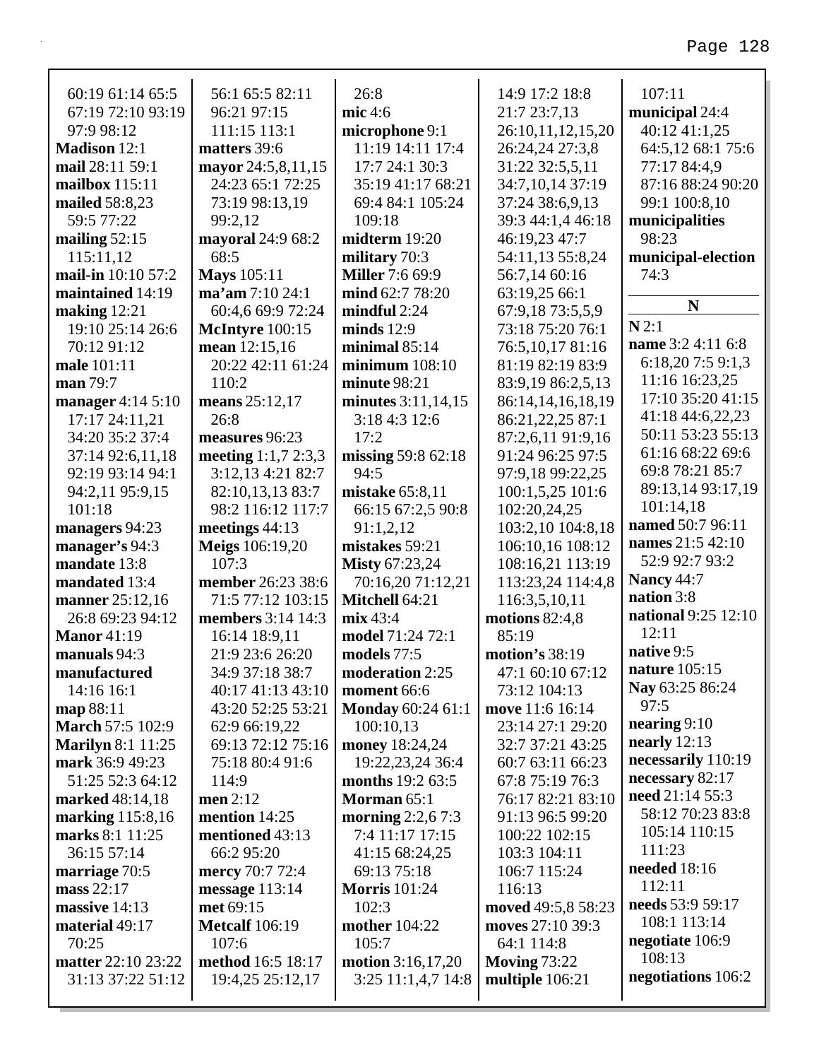60:19 61:14 65:5 67:19 72:10 93:19 97:9 98:12
**Madison** 12:1
**mail** 28:11 59:1
**mailbox** 115:11
**mailed** 58:8,23 59:5 77:22
**mailing** 52:15 115:11,12
**mail-in** 10:10 57:2
**maintained** 14:19
**making** 12:21 19:10 25:14 26:6 70:12 91:12
**male** 101:11
**man** 79:7
**manager** 4:14 5:10 17:17 24:11,21 34:20 35:2 37:4 37:14 92:6,11,18 92:19 93:14 94:1 94:2,11 95:9,15 101:18
**managers** 94:23
**manager's** 94:3
**mandate** 13:8
**mandated** 13:4
**manner** 25:12,16 26:8 69:23 94:12
**Manor** 41:19
**manuals** 94:3
**manufactured** 14:16 16:1
**map** 88:11
**March** 57:5 102:9
**Marilyn** 8:1 11:25
**mark** 36:9 49:23 51:25 52:3 64:12
**marked** 48:14,18
**marking** 115:8,16
**marks** 8:1 11:25 36:15 57:14
**marriage** 70:5
**mass** 22:17
**massive** 14:13
**material** 49:17 70:25
**matter** 22:10 23:22 31:13 37:22 51:12 56:1 65:5 82:11 96:21 97:15 111:15 113:1
**matters** 39:6
**mayor** 24:5,8,11,15 24:23 65:1 72:25 73:19 98:13,19 99:2,12
**mayoral** 24:9 68:2 68:5
**Mays** 105:11
**ma'am** 7:10 24:1 60:4,6 69:9 72:24
**McIntyre** 100:15
**mean** 12:15,16 20:22 42:11 61:24 110:2
**means** 25:12,17 26:8
**measures** 96:23
**meeting** 1:1,7 2:3,3 3:12,13 4:21 82:7 82:10,13,13 83:7 98:2 116:12 117:7
**meetings** 44:13
**Meigs** 106:19,20 107:3
**member** 26:23 38:6 71:5 77:12 103:15
**members** 3:14 14:3 16:14 18:9,11 21:9 23:6 26:20 34:9 37:18 38:7 40:17 41:13 43:10 43:20 52:25 53:21 62:9 66:19,22 69:13 72:12 75:16 75:18 80:4 91:6 114:9
**men** 2:12
**mention** 14:25
**mentioned** 43:13 66:2 95:20
**mercy** 70:7 72:4
**message** 113:14
**met** 69:15
**Metcalf** 106:19 107:6
**method** 16:5 18:17 19:4,25 25:12,17 26:8
**mic** 4:6
**microphone** 9:1 11:19 14:11 17:4 17:7 24:1 30:3 35:19 41:17 68:21 69:4 84:1 105:24 109:18
**midterm** 19:20
**military** 70:3
**Miller** 7:6 69:9
**mind** 62:7 78:20
**mindful** 2:24
**minds** 12:9
**minimal** 85:14
**minimum** 108:10
**minute** 98:21
**minutes** 3:11,14,15 3:18 4:3 12:6 17:2
**missing** 59:8 62:18 94:5
**mistake** 65:8,11 66:15 67:2,5 90:8 91:1,2,12
**mistakes** 59:21
**Misty** 67:23,24 70:16,20 71:12,21
**Mitchell** 64:21
**mix** 43:4
**model** 71:24 72:1
**models** 77:5
**moderation** 2:25
**moment** 66:6
**Monday** 60:24 61:1 100:10,13
**money** 18:24,24 19:22,23,24 36:4
**months** 19:2 63:5
**Morman** 65:1
**morning** 2:2,6 7:3 7:4 11:17 17:15 41:15 68:24,25 69:13 75:18
**Morris** 101:24 102:3
**mother** 104:22 105:7
**motion** 3:16,17,20 3:25 11:1,4,7 14:8 14:9 17:2 18:8 21:7 23:7,13 26:10,11,12,15,20 26:24,24 27:3,8 31:22 32:5,5,11 34:7,10,14 37:19 37:24 38:6,9,13 39:3 44:1,4 46:18 46:19,23 47:7 54:11,13 55:8,24 56:7,14 60:16 63:19,25 66:1 67:9,18 73:5,5,9 73:18 75:20 76:1 76:5,10,17 81:16 81:19 82:19 83:9 83:9,19 86:2,5,13 86:14,14,16,18,19 86:21,22,25 87:1 87:2,6,11 91:9,16 91:24 96:25 97:5 97:9,18 99:22,25 100:1,5,25 101:6 102:20,24,25 103:2,10 104:8,18 106:10,16 108:12 108:16,21 113:19 113:23,24 114:4,8 116:3,5,10,11
**motions** 82:4,8 85:19
**motion's** 38:19 47:1 60:10 67:12 73:12 104:13
**move** 11:6 16:14 23:14 27:1 29:20 32:7 37:21 43:25 60:7 63:11 66:23 67:8 75:19 76:3 76:17 82:21 83:10 91:13 96:5 99:20 100:22 102:15 103:3 104:11 106:7 115:24 116:13
**moved** 49:5,8 58:23
**moves** 27:10 39:3 64:1 114:8
**Moving** 73:22
**multiple** 106:21
107:11
**municipal** 24:4 40:12 41:1,25 64:5,12 68:1 75:6 77:17 84:4,9 87:16 88:24 90:20 99:1 100:8,10
**municipalities** 98:23
**municipal-election** 74:3

## N

**N** 2:1
**name** 3:2 4:11 6:8 6:18,20 7:5 9:1,3 11:16 16:23,25 17:10 35:20 41:15 41:18 44:6,22,23 50:11 53:23 55:13 61:16 68:22 69:6 69:8 78:21 85:7 89:13,14 93:17,19 101:14,18
**named** 50:7 96:11
**names** 21:5 42:10 52:9 92:7 93:2
**Nancy** 44:7
**nation** 3:8
**national** 9:25 12:10 12:11
**native** 9:5
**nature** 105:15
**Nay** 63:25 86:24 97:5
**nearing** 9:10
**nearly** 12:13
**necessarily** 110:19
**necessary** 82:17
**need** 21:14 55:3 58:12 70:23 83:8 105:14 110:15 111:23
**needed** 18:16 112:11
**needs** 53:9 59:17 108:1 113:14
**negotiate** 106:9 108:13
**negotiations** 106:2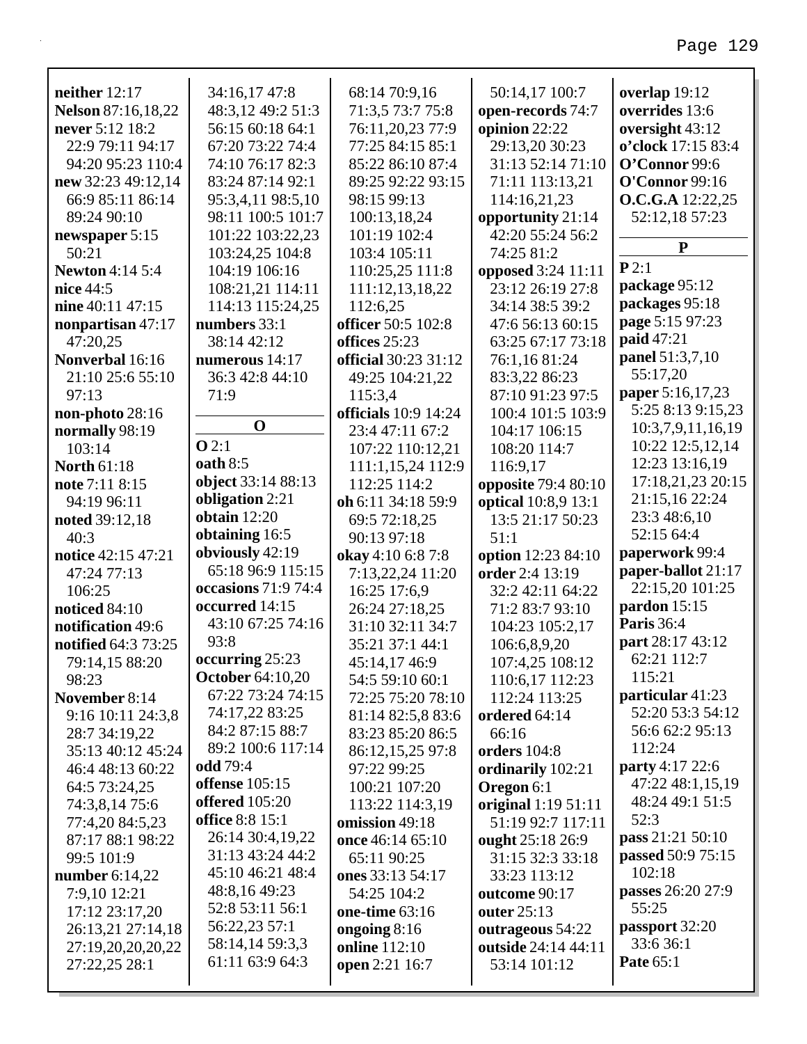**neither** 12:17
**Nelson** 87:16,18,22
**never** 5:12 18:2 22:9 79:11 94:17 94:20 95:23 110:4
**new** 32:23 49:12,14 66:9 85:11 86:14 89:24 90:10
**newspaper** 5:15 50:21
**Newton** 4:14 5:4
**nice** 44:5
**nine** 40:11 47:15
**nonpartisan** 47:17 47:20,25
**Nonverbal** 16:16 21:10 25:6 55:10 97:13
**non-photo** 28:16
**normally** 98:19 103:14
**North** 61:18
**note** 7:11 8:15 94:19 96:11
**noted** 39:12,18 40:3
**notice** 42:15 47:21 47:24 77:13 106:25
**noticed** 84:10
**notification** 49:6
**notified** 64:3 73:25 79:14,15 88:20 98:23
**November** 8:14 9:16 10:11 24:3,8 28:7 34:19,22 35:13 40:12 45:24 46:4 48:13 60:22 64:5 73:24,25 74:3,8,14 75:6 77:4,20 84:5,23 87:17 88:1 98:22 99:5 101:9
**number** 6:14,22 7:9,10 12:21 17:12 23:17,20 26:13,21 27:14,18 27:19,20,20,20,22 27:22,25 28:1 34:16,17 47:8 48:3,12 49:2 51:3 56:15 60:18 64:1 67:20 73:22 74:4 74:10 76:17 82:3 83:24 87:14 92:1 95:3,4,11 98:5,10 98:11 100:5 101:7 101:22 103:22,23 103:24,25 104:8 104:19 106:16 108:21,21 114:11 114:13 115:24,25
**numbers** 33:1 38:14 42:12
**numerous** 14:17 36:3 42:8 44:10 71:9

**O**

**O** 2:1
**oath** 8:5
**object** 33:14 88:13
**obligation** 2:21
**obtain** 12:20
**obtaining** 16:5
**obviously** 42:19 65:18 96:9 115:15
**occasions** 71:9 74:4
**occurred** 14:15 43:10 67:25 74:16 93:8
**occurring** 25:23
**October** 64:10,20 67:22 73:24 74:15 74:17,22 83:25 84:2 87:15 88:7 89:2 100:6 117:14
**odd** 79:4
**offense** 105:15
**offered** 105:20
**office** 8:8 15:1 26:14 30:4,19,22 31:13 43:24 44:2 45:10 46:21 48:4 48:8,16 49:23 52:8 53:11 56:1 56:22,23 57:1 58:14,14 59:3,3 61:11 63:9 64:3 68:14 70:9,16 71:3,5 73:7 75:8 76:11,20,23 77:9 77:25 84:15 85:1 85:22 86:10 87:4 89:25 92:22 93:15 98:15 99:13 100:13,18,24 101:19 102:4 103:4 105:11 110:25,25 111:8 111:12,13,18,22 112:6,25
**officer** 50:5 102:8
**offices** 25:23
**official** 30:23 31:12 49:25 104:21,22 115:3,4
**officials** 10:9 14:24 23:4 47:11 67:2 107:22 110:12,21 111:1,15,24 112:9 112:25 114:2
**oh** 6:11 34:18 59:9 69:5 72:18,25 90:13 97:18
**okay** 4:10 6:8 7:8 7:13,22,24 11:20 16:25 17:6,9 26:24 27:18,25 31:10 32:11 34:7 35:21 37:1 44:1 45:14,17 46:9 54:5 59:10 60:1 72:25 75:20 78:10 81:14 82:5,8 83:6 83:23 85:20 86:5 86:12,15,25 97:8 97:22 99:25 100:21 107:20 113:22 114:3,19
**omission** 49:18
**once** 46:14 65:10 65:11 90:25
**ones** 33:13 54:17 54:25 104:2
**one-time** 63:16
**ongoing** 8:16
**online** 112:10
**open** 2:21 16:7 50:14,17 100:7
**open-records** 74:7
**opinion** 22:22 29:13,20 30:23 31:13 52:14 71:10 71:11 113:13,21 114:16,21,23
**opportunity** 21:14 42:20 55:24 56:2 74:25 81:2
**opposed** 3:24 11:11 23:12 26:19 27:8 34:14 38:5 39:2 47:6 56:13 60:15 63:25 67:17 73:18 76:1,16 81:24 83:3,22 86:23 87:10 91:23 97:5 100:4 101:5 103:9 104:17 106:15 108:20 114:7 116:9,17
**opposite** 79:4 80:10
**optical** 10:8,9 13:1 13:5 21:17 50:23 51:1
**option** 12:23 84:10
**order** 2:4 13:19 32:2 42:11 64:22 71:2 83:7 93:10 104:23 105:2,17 106:6,8,9,20 107:4,25 108:12 110:6,17 112:23 112:24 113:25
**ordered** 64:14 66:16
**orders** 104:8
**ordinarily** 102:21
**Oregon** 6:1
**original** 1:19 51:11 51:19 92:7 117:11
**ought** 25:18 26:9 31:15 32:3 33:18 33:23 113:12
**outcome** 90:17
**outer** 25:13
**outrageous** 54:22
**outside** 24:14 44:11 53:14 101:12
**overlap** 19:12
**overrides** 13:6
**oversight** 43:12
**o'clock** 17:15 83:4
**O'Connor** 99:6
**O'Connor** 99:16
**O.C.G.A** 12:22,25 52:12,18 57:23

**P**

**P** 2:1
**package** 95:12
**packages** 95:18
**page** 5:15 97:23
**paid** 47:21
**panel** 51:3,7,10 55:17,20
**paper** 5:16,17,23 5:25 8:13 9:15,23 10:3,7,9,11,16,19 10:22 12:5,12,14 12:23 13:16,19 17:18,21,23 20:15 21:15,16 22:24 23:3 48:6,10 52:15 64:4
**paperwork** 99:4
**paper-ballot** 21:17 22:15,20 101:25
**pardon** 15:15
**Paris** 36:4
**part** 28:17 43:12 62:21 112:7 115:21
**particular** 41:23 52:20 53:3 54:12 56:6 62:2 95:13 112:24
**party** 4:17 22:6 47:22 48:1,15,19 48:24 49:1 51:5 52:3
**pass** 21:21 50:10
**passed** 50:9 75:15 102:18
**passes** 26:20 27:9 55:25
**passport** 32:20 33:6 36:1
**Pate** 65:1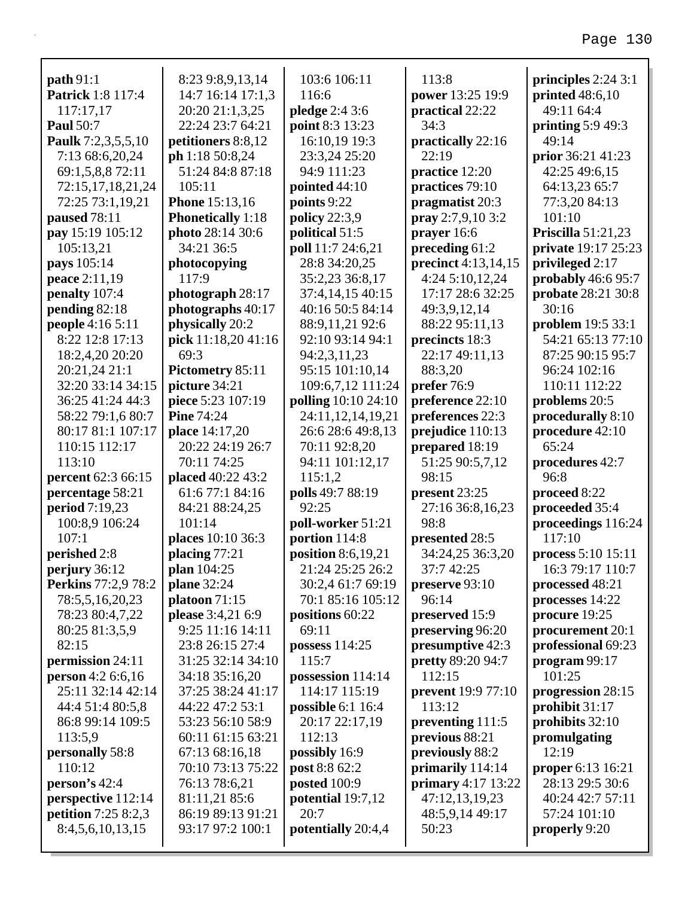**path** 91:1
**Patrick** 1:8 117:4 117:17,17
**Paul** 50:7
**Paulk** 7:2,3,5,5,10 7:13 68:6,20,24 69:1,5,8,8 72:11 72:15,17,18,21,24 72:25 73:1,19,21
**paused** 78:11
**pay** 15:19 105:12 105:13,21
**pays** 105:14
**peace** 2:11,19
**penalty** 107:4
**pending** 82:18
**people** 4:16 5:11 8:22 12:8 17:13 18:2,4,20 20:20 20:21,24 21:1 32:20 33:14 34:15 36:25 41:24 44:3 58:22 79:1,6 80:7 80:17 81:1 107:17 110:15 112:17 113:10
**percent** 62:3 66:15
**percentage** 58:21
**period** 7:19,23 100:8,9 106:24 107:1
**perished** 2:8
**perjury** 36:12
**Perkins** 77:2,9 78:2 78:5,5,16,20,23 78:23 80:4,7,22 80:25 81:3,5,9 82:15
**permission** 24:11
**person** 4:2 6:6,16 25:11 32:14 42:14 44:4 51:4 80:5,8 86:8 99:14 109:5 113:5,9
**personally** 58:8 110:12
**person's** 42:4
**perspective** 112:14
**petition** 7:25 8:2,3 8:4,5,6,10,13,15 8:23 9:8,9,13,14 14:7 16:14 17:1,3 20:20 21:1,3,25 22:24 23:7 64:21
**petitioners** 8:8,12
**ph** 1:18 50:8,24 51:24 84:8 87:18 105:11
**Phone** 15:13,16
**Phonetically** 1:18
**photo** 28:14 30:6 34:21 36:5
**photocopying** 117:9
**photograph** 28:17
**photographs** 40:17
**physically** 20:2
**pick** 11:18,20 41:16 69:3
**Pictometry** 85:11
**picture** 34:21
**piece** 5:23 107:19
**Pine** 74:24
**place** 14:17,20 20:22 24:19 26:7 70:11 74:25
**placed** 40:22 43:2 61:6 77:1 84:16 84:21 88:24,25 101:14
**places** 10:10 36:3
**placing** 77:21
**plan** 104:25
**plane** 32:24
**platoon** 71:15
**please** 3:4,21 6:9 9:25 11:16 14:11 23:8 26:15 27:4 31:25 32:14 34:10 34:18 35:16,20 37:25 38:24 41:17 44:22 47:2 53:1 53:23 56:10 58:9 60:11 61:15 63:21 67:13 68:16,18 70:10 73:13 75:22 76:13 78:6,21 81:11,21 85:6 86:19 89:13 91:21 93:17 97:2 100:1 103:6 106:11 116:6
**pledge** 2:4 3:6
**point** 8:3 13:23 16:10,19 19:3 23:3,24 25:20 94:9 111:23
**pointed** 44:10
**points** 9:22
**policy** 22:3,9
**political** 51:5
**poll** 11:7 24:6,21 28:8 34:20,25 35:2,23 36:8,17 37:4,14,15 40:15 40:16 50:5 84:14 88:9,11,21 92:6 92:10 93:14 94:1 94:2,3,11,23 95:15 101:10,14 109:6,7,12 111:24
**polling** 10:10 24:10 24:11,12,14,19,21 26:6 28:6 49:8,13 70:11 92:8,20 94:11 101:12,17 115:1,2
**polls** 49:7 88:19 92:25
**poll-worker** 51:21
**portion** 114:8
**position** 8:6,19,21 21:24 25:25 26:2 30:2,4 61:7 69:19 70:1 85:16 105:12
**positions** 60:22 69:11
**possess** 114:25 115:7
**possession** 114:14 114:17 115:19
**possible** 6:1 16:4 20:17 22:17,19 112:13
**possibly** 16:9
**post** 8:8 62:2
**posted** 100:9
**potential** 19:7,12 20:7
**potentially** 20:4,4 113:8
**power** 13:25 19:9
**practical** 22:22 34:3
**practically** 22:16 22:19
**practice** 12:20
**practices** 79:10
**pragmatist** 20:3
**pray** 2:7,9,10 3:2
**prayer** 16:6
**preceding** 61:2
**precinct** 4:13,14,15 4:24 5:10,12,24 17:17 28:6 32:25 49:3,9,12,14 88:22 95:11,13
**precincts** 18:3 22:17 49:11,13 88:3,20
**prefer** 76:9
**preference** 22:10
**preferences** 22:3
**prejudice** 110:13
**prepared** 18:19 51:25 90:5,7,12 98:15
**present** 23:25 27:16 36:8,16,23 98:8
**presented** 28:5 34:24,25 36:3,20 37:7 42:25
**preserve** 93:10 96:14
**preserved** 15:9
**preserving** 96:20
**presumptive** 42:3
**pretty** 89:20 94:7 112:15
**prevent** 19:9 77:10 113:12
**preventing** 111:5
**previous** 88:21
**previously** 88:2
**primarily** 114:14
**primary** 4:17 13:22 47:12,13,19,23 48:5,9,14 49:17 50:23
**principles** 2:24 3:1
**printed** 48:6,10 49:11 64:4
**printing** 5:9 49:3 49:14
**prior** 36:21 41:23 42:25 49:6,15 64:13,23 65:7 77:3,20 84:13 101:10
**Priscilla** 51:21,23
**private** 19:17 25:23
**privileged** 2:17
**probably** 46:6 95:7
**probate** 28:21 30:8 30:16
**problem** 19:5 33:1 54:21 65:13 77:10 87:25 90:15 95:7 96:24 102:16 110:11 112:22
**problems** 20:5
**procedurally** 8:10
**procedure** 42:10 65:24
**procedures** 42:7 96:8
**proceed** 8:22
**proceeded** 35:4
**proceedings** 116:24 117:10
**process** 5:10 15:11 16:3 79:17 110:7
**processed** 48:21
**processes** 14:22
**procure** 19:25
**procurement** 20:1
**professional** 69:23
**program** 99:17 101:25
**progression** 28:15
**prohibit** 31:17
**prohibits** 32:10
**promulgating** 12:19
**proper** 6:13 16:21 28:13 29:5 30:6 40:24 42:7 57:11 57:24 101:10
**properly** 9:20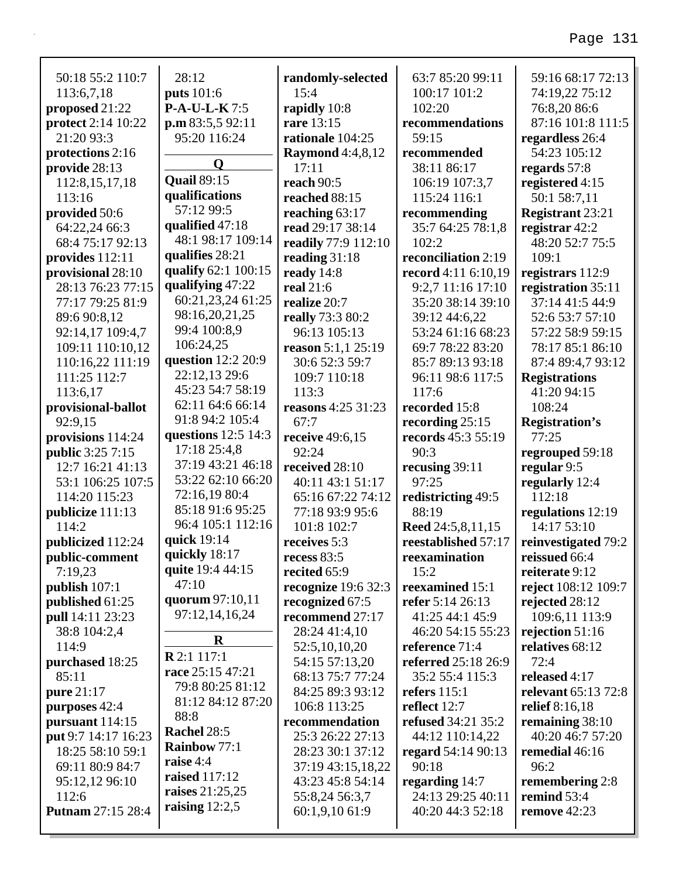50:18 55:2 110:7 113:6,7,18
**proposed** 21:22
**protect** 2:14 10:22 21:20 93:3
**protections** 2:16
**provide** 28:13 112:8,15,17,18 113:16
**provided** 50:6 64:22,24 66:3 68:4 75:17 92:13
**provides** 112:11
**provisional** 28:10 28:13 76:23 77:15 77:17 79:25 81:9 89:6 90:8,12 92:14,17 109:4,7 109:11 110:10,12 110:16,22 111:19 111:25 112:7 113:6,17
**provisional-ballot** 92:9,15
**provisions** 114:24
**public** 3:25 7:15 12:7 16:21 41:13 53:1 106:25 107:5 114:20 115:23
**publicize** 111:13 114:2
**publicized** 112:24
**public-comment** 7:19,23
**publish** 107:1
**published** 61:25
**pull** 14:11 23:23 38:8 104:2,4 114:9
**purchased** 18:25 85:11
**pure** 21:17
**purposes** 42:4
**pursuant** 114:15
**put** 9:7 14:17 16:23 18:25 58:10 59:1 69:11 80:9 84:7 95:12,12 96:10 112:6
**Putnam** 27:15 28:4 28:12
**puts** 101:6
**P-A-U-L-K** 7:5
**p.m** 83:5,5 92:11 95:20 116:24

## Q

**Quail** 89:15
**qualifications** 57:12 99:5
**qualified** 47:18 48:1 98:17 109:14
**qualifies** 28:21
**qualify** 62:1 100:15
**qualifying** 47:22 60:21,23,24 61:25 98:16,20,21,25 99:4 100:8,9 106:24,25
**question** 12:2 20:9 22:12,13 29:6 45:23 54:7 58:19 62:11 64:6 66:14 91:8 94:2 105:4
**questions** 12:5 14:3 17:18 25:4,8 37:19 43:21 46:18 53:22 62:10 66:20 72:16,19 80:4 85:18 91:6 95:25 96:4 105:1 112:16
**quick** 19:14
**quickly** 18:17
**quite** 19:4 44:15 47:10
**quorum** 97:10,11 97:12,14,16,24

## R

**R** 2:1 117:1
**race** 25:15 47:21 79:8 80:25 81:12 81:12 84:12 87:20 88:8
**Rachel** 28:5
**Rainbow** 77:1
**raise** 4:4
**raised** 117:12
**raises** 21:25,25
**raising** 12:2,5
**randomly-selected** 15:4
**rapidly** 10:8
**rare** 13:15
**rationale** 104:25
**Raymond** 4:4,8,12 17:11
**reach** 90:5
**reached** 88:15
**reaching** 63:17
**read** 29:17 38:14
**readily** 77:9 112:10
**reading** 31:18
**ready** 14:8
**real** 21:6
**realize** 20:7
**really** 73:3 80:2 96:13 105:13
**reason** 5:1,1 25:19 30:6 52:3 59:7 109:7 110:18 113:3
**reasons** 4:25 31:23 67:7
**receive** 49:6,15 92:24
**received** 28:10 40:11 43:1 51:17 65:16 67:22 74:12 77:18 93:9 95:6 101:8 102:7
**receives** 5:3
**recess** 83:5
**recited** 65:9
**recognize** 19:6 32:3
**recognized** 67:5
**recommend** 27:17 28:24 41:4,10 52:5,10,10,20 54:15 57:13,20 68:13 75:7 77:24 84:25 89:3 93:12 106:8 113:25
**recommendation** 25:3 26:22 27:13 28:23 30:1 37:12 37:19 43:15,18,22 43:23 45:8 54:14 55:8,24 56:3,7 60:1,9,10 61:9 63:7 85:20 99:11 100:17 101:2 102:20
**recommendations** 59:15
**recommended** 38:11 86:17 106:19 107:3,7 115:24 116:1
**recommending** 35:7 64:25 78:1,8 102:2
**reconciliation** 2:19
**record** 4:11 6:10,19 9:2,7 11:16 17:10 35:20 38:14 39:10 39:12 44:6,22 53:24 61:16 68:23 69:7 78:22 83:20 85:7 89:13 93:18 96:11 98:6 117:5 117:6
**recorded** 15:8
**recording** 25:15
**records** 45:3 55:19 90:3
**recusing** 39:11 97:25
**redistricting** 49:5 88:19
**Reed** 24:5,8,11,15
**reestablished** 57:17
**reexamination** 15:2
**reexamined** 15:1
**refer** 5:14 26:13 41:25 44:1 45:9 46:20 54:15 55:23
**reference** 71:4
**referred** 25:18 26:9 35:2 55:4 115:3
**refers** 115:1
**reflect** 12:7
**refused** 34:21 35:2 44:12 110:14,22
**regard** 54:14 90:13 90:18
**regarding** 14:7 24:13 29:25 40:11 40:20 44:3 52:18 59:16 68:17 72:13 74:19,22 75:12 76:8,20 86:6 87:16 101:8 111:5
**regardless** 26:4 54:23 105:12
**regards** 57:8
**registered** 4:15 50:1 58:7,11
**Registrant** 23:21
**registrar** 42:2 48:20 52:7 75:5 109:1
**registrars** 112:9
**registration** 35:11 37:14 41:5 44:9 52:6 53:7 57:10 57:22 58:9 59:15 78:17 85:1 86:10 87:4 89:4,7 93:12
**Registrations** 41:20 94:15 108:24
**Registration's** 77:25
**regrouped** 59:18
**regular** 9:5
**regularly** 12:4 112:18
**regulations** 12:19 14:17 53:10
**reinvestigated** 79:2
**reissued** 66:4
**reiterate** 9:12
**reject** 108:12 109:7
**rejected** 28:12 109:6,11 113:9
**rejection** 51:16
**relatives** 68:12 72:4
**released** 4:17
**relevant** 65:13 72:8
**relief** 8:16,18
**remaining** 38:10 40:20 46:7 57:20
**remedial** 46:16 96:2
**remembering** 2:8
**remind** 53:4
**remove** 42:23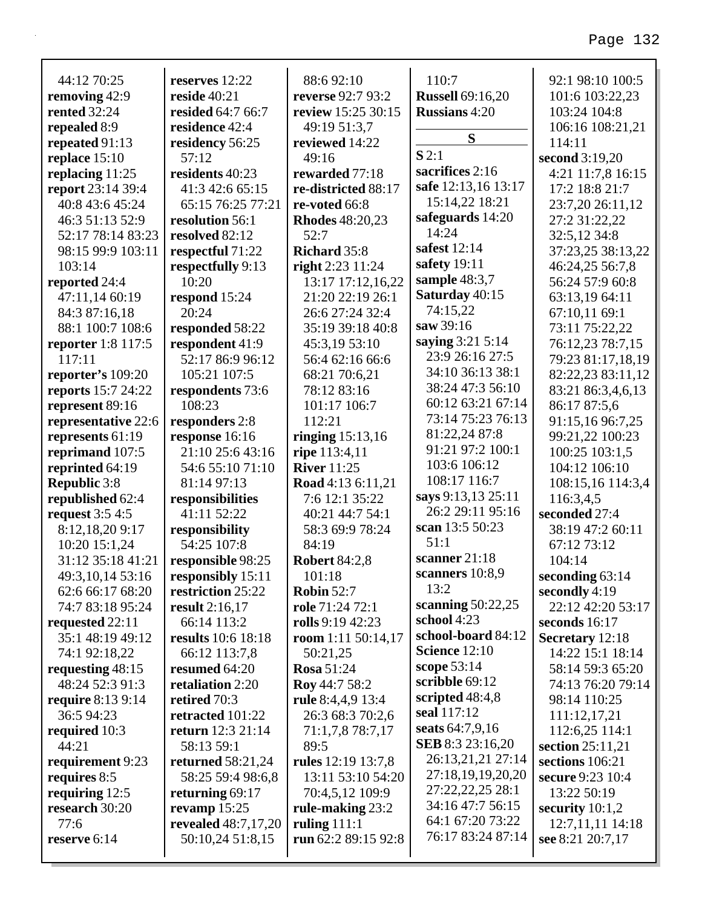44:12 70:25
**removing** 42:9
**rented** 32:24
**repealed** 8:9
**repeated** 91:13
**replace** 15:10
**replacing** 11:25
**report** 23:14 39:4 40:8 43:6 45:24 46:3 51:13 52:9 52:17 78:14 83:23 98:15 99:9 103:11 103:14
**reported** 24:4 47:11,14 60:19 84:3 87:16,18 88:1 100:7 108:6
**reporter** 1:8 117:5 117:11
**reporter's** 109:20
**reports** 15:7 24:22
**represent** 89:16
**representative** 22:6
**represents** 61:19
**reprimand** 107:5
**reprinted** 64:19
**Republic** 3:8
**republished** 62:4
**request** 3:5 4:5 8:12,18,20 9:17 10:20 15:1,24 31:12 35:18 41:21 49:3,10,14 53:16 62:6 66:17 68:20 74:7 83:18 95:24
**requested** 22:11 35:1 48:19 49:12 74:1 92:18,22
**requesting** 48:15 48:24 52:3 91:3
**require** 8:13 9:14 36:5 94:23
**required** 10:3 44:21
**requirement** 9:23
**requires** 8:5
**requiring** 12:5
**research** 30:20 77:6
**reserve** 6:14
**reserves** 12:22
**reside** 40:21
**resided** 64:7 66:7
**residence** 42:4
**residency** 56:25 57:12
**residents** 40:23 41:3 42:6 65:15 65:15 76:25 77:21
**resolution** 56:1
**resolved** 82:12
**respectful** 71:22
**respectfully** 9:13 10:20
**respond** 15:24 20:24
**responded** 58:22
**respondent** 41:9 52:17 86:9 96:12 105:21 107:5
**respondents** 73:6 108:23
**responders** 2:8
**response** 16:16 21:10 25:6 43:16 54:6 55:10 71:10 81:14 97:13
**responsibilities** 41:11 52:22
**responsibility** 54:25 107:8
**responsible** 98:25
**responsibly** 15:11
**restriction** 25:22
**result** 2:16,17 66:14 113:2
**results** 10:6 18:18 66:12 113:7,8
**resumed** 64:20
**retaliation** 2:20
**retired** 70:3
**retracted** 101:22
**return** 12:3 21:14 58:13 59:1
**returned** 58:21,24 58:25 59:4 98:6,8
**returning** 69:17
**revamp** 15:25
**revealed** 48:7,17,20 50:10,24 51:8,15 88:6 92:10
**reverse** 92:7 93:2
**review** 15:25 30:15 49:19 51:3,7
**reviewed** 14:22 49:16
**rewarded** 77:18
**re-districted** 88:17
**re-voted** 66:8
**Rhodes** 48:20,23 52:7
**Richard** 35:8
**right** 2:23 11:24 13:17 17:12,16,22 21:20 22:19 26:1 26:6 27:24 32:4 35:19 39:18 40:8 45:3,19 53:10 56:4 62:16 66:6 68:21 70:6,21 78:12 83:16 101:17 106:7 112:21
**ringing** 15:13,16
**ripe** 113:4,11
**River** 11:25
**Road** 4:13 6:11,21 7:6 12:1 35:22 40:21 44:7 54:1 58:3 69:9 78:24 84:19
**Robert** 84:2,8 101:18
**Robin** 52:7
**role** 71:24 72:1
**rolls** 9:19 42:23
**room** 1:11 50:14,17 50:21,25
**Rosa** 51:24
**Roy** 44:7 58:2
**rule** 8:4,4,9 13:4 26:3 68:3 70:2,6 71:1,7,8 78:7,17 89:5
**rules** 12:19 13:7,8 13:11 53:10 54:20 70:4,5,12 109:9
**rule-making** 23:2
**ruling** 111:1
**run** 62:2 89:15 92:8 110:7
**Russell** 69:16,20
**Russians** 4:20

## S

**S** 2:1
**sacrifices** 2:16
**safe** 12:13,16 13:17 15:14,22 18:21
**safeguards** 14:20 14:24
**safest** 12:14
**safety** 19:11
**sample** 48:3,7
**Saturday** 40:15 74:15,22
**saw** 39:16
**saying** 3:21 5:14 23:9 26:16 27:5 34:10 36:13 38:1 38:24 47:3 56:10 60:12 63:21 67:14 73:14 75:23 76:13 81:22,24 87:8 91:21 97:2 100:1 103:6 106:12 108:17 116:7
**says** 9:13,13 25:11 26:2 29:11 95:16
**scan** 13:5 50:23 51:1
**scanner** 21:18
**scanners** 10:8,9 13:2
**scanning** 50:22,25
**school** 4:23
**school-board** 84:12
**Science** 12:10
**scope** 53:14
**scribble** 69:12
**scripted** 48:4,8
**seal** 117:12
**seats** 64:7,9,16
**SEB** 8:3 23:16,20 26:13,21,21 27:14 27:18,19,19,20,20 27:22,22,25 28:1 34:16 47:7 56:15 64:1 67:20 73:22 76:17 83:24 87:14 92:1 98:10 100:5 101:6 103:22,23 103:24 104:8 106:16 108:21,21 114:11
**second** 3:19,20 4:21 11:7,8 16:15 17:2 18:8 21:7 23:7,20 26:11,12 27:2 31:22,22 32:5,12 34:8 37:23,25 38:13,22 46:24,25 56:7,8 56:24 57:9 60:8 63:13,19 64:11 67:10,11 69:1 73:11 75:22,22 76:12,23 78:7,15 79:23 81:17,18,19 82:22,23 83:11,12 83:21 86:3,4,6,13 86:17 87:5,6 91:15,16 96:7,25 99:21,22 100:23 100:25 103:1,5 104:12 106:10 108:15,16 114:3,4 116:3,4,5
**seconded** 27:4 38:19 47:2 60:11 67:12 73:12 104:14
**seconding** 63:14
**secondly** 4:19 22:12 42:20 53:17
**seconds** 16:17
**Secretary** 12:18 14:22 15:1 18:14 58:14 59:3 65:20 74:13 76:20 79:14 98:14 110:25 111:12,17,21 112:6,25 114:1
**section** 25:11,21
**sections** 106:21
**secure** 9:23 10:4 13:22 50:19
**security** 10:1,2 12:7,11,11 14:18
**see** 8:21 20:7,17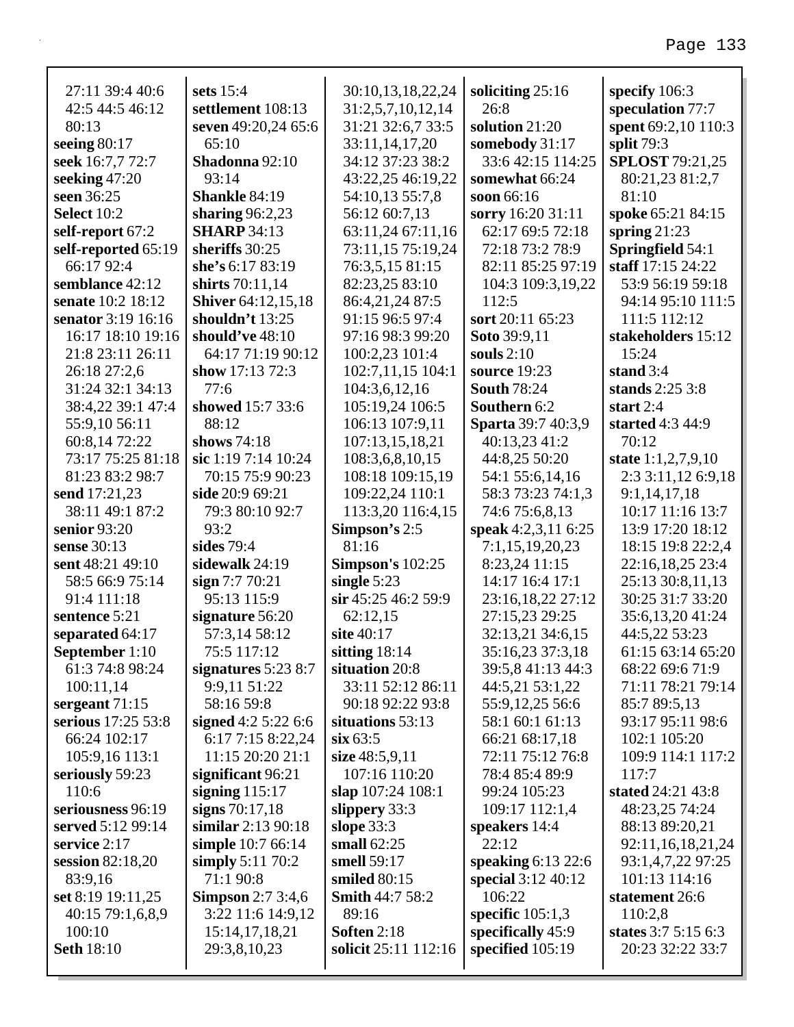27:11 39:4 40:6 42:5 44:5 46:12 80:13
**seeing** 80:17
**seek** 16:7,7 72:7
**seeking** 47:20
**seen** 36:25
**Select** 10:2
**self-report** 67:2
**self-reported** 65:19 66:17 92:4
**semblance** 42:12
**senate** 10:2 18:12
**senator** 3:19 16:16 16:17 18:10 19:16 21:8 23:11 26:11 26:18 27:2,6 31:24 32:1 34:13 38:4,22 39:1 47:4 55:9,10 56:11 60:8,14 72:22 73:17 75:25 81:18 81:23 83:2 98:7
**send** 17:21,23 38:11 49:1 87:2
**senior** 93:20
**sense** 30:13
**sent** 48:21 49:10 58:5 66:9 75:14 91:4 111:18
**sentence** 5:21
**separated** 64:17
**September** 1:10 61:3 74:8 98:24 100:11,14
**sergeant** 71:15
**serious** 17:25 53:8 66:24 102:17 105:9,16 113:1
**seriously** 59:23 110:6
**seriousness** 96:19
**served** 5:12 99:14
**service** 2:17
**session** 82:18,20 83:9,16
**set** 8:19 19:11,25 40:15 79:1,6,8,9 100:10
**Seth** 18:10
**sets** 15:4
**settlement** 108:13
**seven** 49:20,24 65:6 65:10
**Shadonna** 92:10 93:14
**Shankle** 84:19
**sharing** 96:2,23
**SHARP** 34:13
**sheriffs** 30:25
**she's** 6:17 83:19
**shirts** 70:11,14
**Shiver** 64:12,15,18
**shouldn't** 13:25
**should've** 48:10 64:17 71:19 90:12
**show** 17:13 72:3 77:6
**showed** 15:7 33:6 88:12
**shows** 74:18
**sic** 1:19 7:14 10:24 70:15 75:9 90:23
**side** 20:9 69:21 79:3 80:10 92:7 93:2
**sides** 79:4
**sidewalk** 24:19
**sign** 7:7 70:21 95:13 115:9
**signature** 56:20 57:3,14 58:12 75:5 117:12
**signatures** 5:23 8:7 9:9,11 51:22 58:16 59:8
**signed** 4:2 5:22 6:6 6:17 7:15 8:22,24 11:15 20:20 21:1
**significant** 96:21
**signing** 115:17
**signs** 70:17,18
**similar** 2:13 90:18
**simple** 10:7 66:14
**simply** 5:11 70:2 71:1 90:8
**Simpson** 2:7 3:4,6 3:22 11:6 14:9,12 15:14,17,18,21 29:3,8,10,23 30:10,13,18,22,24 31:2,5,7,10,12,14 31:21 32:6,7 33:5 33:11,14,17,20 34:12 37:23 38:2 43:22,25 46:19,22 54:10,13 55:7,8 56:12 60:7,13 63:11,24 67:11,16 73:11,15 75:19,24 76:3,5,15 81:15 82:23,25 83:10 86:4,21,24 87:5 91:15 96:5 97:4 97:16 98:3 99:20 100:2,23 101:4 102:7,11,15 104:1 104:3,6,12,16 105:19,24 106:5 106:13 107:9,11 107:13,15,18,21 108:3,6,8,10,15 108:18 109:15,19 109:22,24 110:1 113:3,20 116:4,15
**Simpson's** 2:5 81:16
**Simpson's** 102:25
**single** 5:23
**sir** 45:25 46:2 59:9 62:12,15
**site** 40:17
**sitting** 18:14
**situation** 20:8 33:11 52:12 86:11 90:18 92:22 93:8
**situations** 53:13
**six** 63:5
**size** 48:5,9,11 107:16 110:20
**slap** 107:24 108:1
**slippery** 33:3
**slope** 33:3
**small** 62:25
**smell** 59:17
**smiled** 80:15
**Smith** 44:7 58:2 89:16
**Soften** 2:18
**solicit** 25:11 112:16
**soliciting** 25:16 26:8
**solution** 21:20
**somebody** 31:17 33:6 42:15 114:25
**somewhat** 66:24
**soon** 66:16
**sorry** 16:20 31:11 62:17 69:5 72:18 72:18 73:2 78:9 82:11 85:25 97:19 104:3 109:3,19,22 112:5
**sort** 20:11 65:23
**Soto** 39:9,11
**souls** 2:10
**source** 19:23
**South** 78:24
**Southern** 6:2
**Sparta** 39:7 40:3,9 40:13,23 41:2 44:8,25 50:20 54:1 55:6,14,16 58:3 73:23 74:1,3 74:6 75:6,8,13
**speak** 4:2,3,11 6:25 7:1,15,19,20,23 8:23,24 11:15 14:17 16:4 17:1 23:16,18,22 27:12 27:15,23 29:25 32:13,21 34:6,15 35:16,23 37:3,18 39:5,8 41:13 44:3 44:5,21 53:1,22 55:9,12,25 56:6 58:1 60:1 61:13 66:21 68:17,18 72:11 75:12 76:8 78:4 85:4 89:9 99:24 105:23 109:17 112:1,4
**speakers** 14:4 22:12
**speaking** 6:13 22:6
**special** 3:12 40:12 106:22
**specific** 105:1,3
**specifically** 45:9
**specified** 105:19
**specify** 106:3
**speculation** 77:7
**spent** 69:2,10 110:3
**split** 79:3
**SPLOST** 79:21,25 80:21,23 81:2,7 81:10
**spoke** 65:21 84:15
**spring** 21:23
**Springfield** 54:1
**staff** 17:15 24:22 53:9 56:19 59:18 94:14 95:10 111:5 111:5 112:12
**stakeholders** 15:12 15:24
**stand** 3:4
**stands** 2:25 3:8
**start** 2:4
**started** 4:3 44:9 70:12
**state** 1:1,2,7,9,10 2:3 3:11,12 6:9,18 9:1,14,17,18 10:17 11:16 13:7 13:9 17:20 18:12 18:15 19:8 22:2,4 22:16,18,25 23:4 25:13 30:8,11,13 30:25 31:7 33:20 35:6,13,20 41:24 44:5,22 53:23 61:15 63:14 65:20 68:22 69:6 71:9 71:11 78:21 79:14 85:7 89:5,13 93:17 95:11 98:6 102:1 105:20 109:9 114:1 117:2 117:7
**stated** 24:21 43:8 48:23,25 74:24 88:13 89:20,21 92:11,16,18,21,24 93:1,4,7,22 97:25 101:13 114:16
**statement** 26:6 110:2,8
**states** 3:7 5:15 6:3 20:23 32:22 33:7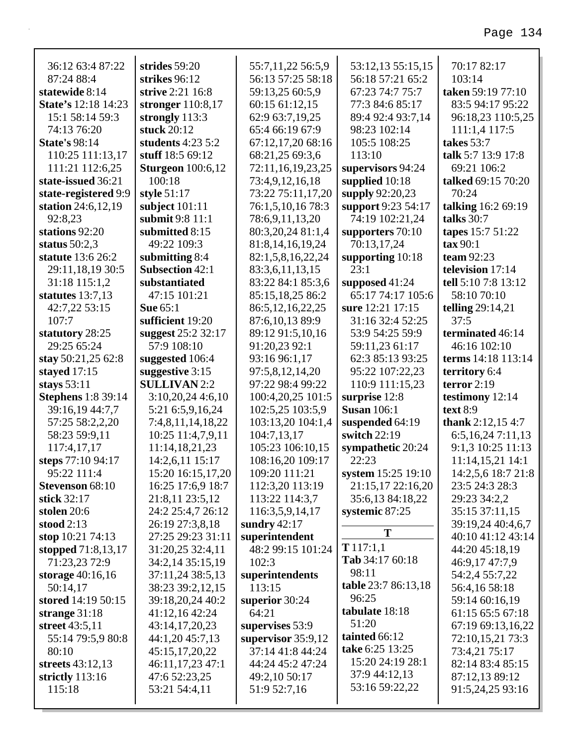36:12 63:4 87:22
87:24 88:4
**statewide** 8:14
**State's** 12:18 14:23
15:1 58:14 59:3
74:13 76:20
**State's** 98:14
110:25 111:13,17
111:21 112:6,25
**state-issued** 36:21
**state-registered** 9:9
**station** 24:6,12,19
92:8,23
**stations** 92:20
**status** 50:2,3
**statute** 13:6 26:2
29:11,18,19 30:5
31:18 115:1,2
**statutes** 13:7,13
42:7,22 53:15
107:7
**statutory** 28:25
29:25 65:24
**stay** 50:21,25 62:8
**stayed** 17:15
**stays** 53:11
**Stephens** 1:8 39:14
39:16,19 44:7,7
57:25 58:2,2,20
58:23 59:9,11
117:4,17,17
**steps** 77:10 94:17
95:22 111:4
**Stevenson** 68:10
**stick** 32:17
**stolen** 20:6
**stood** 2:13
**stop** 10:21 74:13
**stopped** 71:8,13,17
71:23,23 72:9
**storage** 40:16,16
50:14,17
**stored** 14:19 50:15
**strange** 31:18
**street** 43:5,11
55:14 79:5,9 80:8
80:10
**streets** 43:12,13
**strictly** 113:16
115:18
**strides** 59:20
**strikes** 96:12
**strive** 2:21 16:8
**stronger** 110:8,17
**strongly** 113:3
**stuck** 20:12
**students** 4:23 5:2
**stuff** 18:5 69:12
**Sturgeon** 100:6,12
100:18
**style** 51:17
**subject** 101:11
**submit** 9:8 11:1
**submitted** 8:15
49:22 109:3
**submitting** 8:4
**Subsection** 42:1
**substantiated**
47:15 101:21
**Sue** 65:1
**sufficient** 19:20
**suggest** 25:2 32:17
57:9 108:10
**suggested** 106:4
**suggestive** 3:15
**SULLIVAN** 2:2
3:10,20,24 4:6,10
5:21 6:5,9,16,24
7:4,8,11,14,18,22
10:25 11:4,7,9,11
11:14,18,21,23
14:2,6,11 15:17
15:20 16:15,17,20
16:25 17:6,9 18:7
21:8,11 23:5,12
24:2 25:4,7 26:12
26:19 27:3,8,18
27:25 29:23 31:11
31:20,25 32:4,11
34:2,14 35:15,19
37:11,24 38:5,13
38:23 39:2,12,15
39:18,20,24 40:2
41:12,16 42:24
43:14,17,20,23
44:1,20 45:7,13
45:15,17,20,22
46:11,17,23 47:1
47:6 52:23,25
53:21 54:4,11
55:7,11,22 56:5,9
56:13 57:25 58:18
59:13,25 60:5,9
60:15 61:12,15
62:9 63:7,19,25
65:4 66:19 67:9
67:12,17,20 68:16
68:21,25 69:3,6
72:11,16,19,23,25
73:4,9,12,16,18
73:22 75:11,17,20
76:1,5,10,16 78:3
78:6,9,11,13,20
80:3,20,24 81:1,4
81:8,14,16,19,24
82:1,5,8,16,22,24
83:3,6,11,13,15
83:22 84:1 85:3,6
85:15,18,25 86:2
86:5,12,16,22,25
87:6,10,13 89:9
89:12 91:5,10,16
91:20,23 92:1
93:16 96:1,17
97:5,8,12,14,20
97:22 98:4 99:22
100:4,20,25 101:5
102:5,25 103:5,9
103:13,20 104:1,4
104:7,13,17
105:23 106:10,15
108:16,20 109:17
109:20 111:21
112:3,20 113:19
113:22 114:3,7
116:3,5,9,14,17
**sundry** 42:17
**superintendent**
48:2 99:15 101:24
102:3
**superintendents**
113:15
**superior** 30:24
64:21
**supervises** 53:9
**supervisor** 35:9,12
37:14 41:8 44:24
44:24 45:2 47:24
49:2,10 50:17
51:9 52:7,16
53:12,13 55:15,15
56:18 57:21 65:2
67:23 74:7 75:7
77:3 84:6 85:17
89:4 92:4 93:7,14
98:23 102:14
105:5 108:25
113:10
**supervisors** 94:24
**supplied** 10:18
**supply** 92:20,23
**support** 9:23 54:17
74:19 102:21,24
**supporters** 70:10
70:13,17,24
**supporting** 10:18
23:1
**supposed** 41:24
65:17 74:17 105:6
**sure** 12:21 17:15
31:16 32:4 52:25
53:9 54:25 59:9
59:11,23 61:17
62:3 85:13 93:25
95:22 107:22,23
110:9 111:15,23
**surprise** 12:8
**Susan** 106:1
**suspended** 64:19
**switch** 22:19
**sympathetic** 20:24
22:23
**system** 15:25 19:10
21:15,17 22:16,20
35:6,13 84:18,22
**systemic** 87:25

## T

**T** 117:1,1
**Tab** 34:17 60:18
98:11
**table** 23:7 86:13,18
96:25
**tabulate** 18:18
51:20
**tainted** 66:12
**take** 6:25 13:25
15:20 24:19 28:1
37:9 44:12,13
53:16 59:22,22
70:17 82:17
103:14
**taken** 59:19 77:10
83:5 94:17 95:22
96:18,23 110:5,25
111:1,4 117:5
**takes** 53:7
**talk** 5:7 13:9 17:8
69:21 106:2
**talked** 69:15 70:20
70:24
**talking** 16:2 69:19
**talks** 30:7
**tapes** 15:7 51:22
**tax** 90:1
**team** 92:23
**television** 17:14
**tell** 5:10 7:8 13:12
58:10 70:10
**telling** 29:14,21
37:5
**terminated** 46:14
46:16 102:10
**terms** 14:18 113:14
**territory** 6:4
**terror** 2:19
**testimony** 12:14
**text** 8:9
**thank** 2:12,15 4:7
6:5,16,24 7:11,13
9:1,3 10:25 11:13
11:14,15,21 14:1
14:2,5,6 18:7 21:8
23:5 24:3 28:3
29:23 34:2,2
35:15 37:11,15
39:19,24 40:4,6,7
40:10 41:12 43:14
44:20 45:18,19
46:9,17 47:7,9
54:2,4 55:7,22
56:4,16 58:18
59:14 60:16,19
61:15 65:5 67:18
67:19 69:13,16,22
72:10,15,21 73:3
73:4,21 75:17
82:14 83:4 85:15
87:12,13 89:12
91:5,24,25 93:16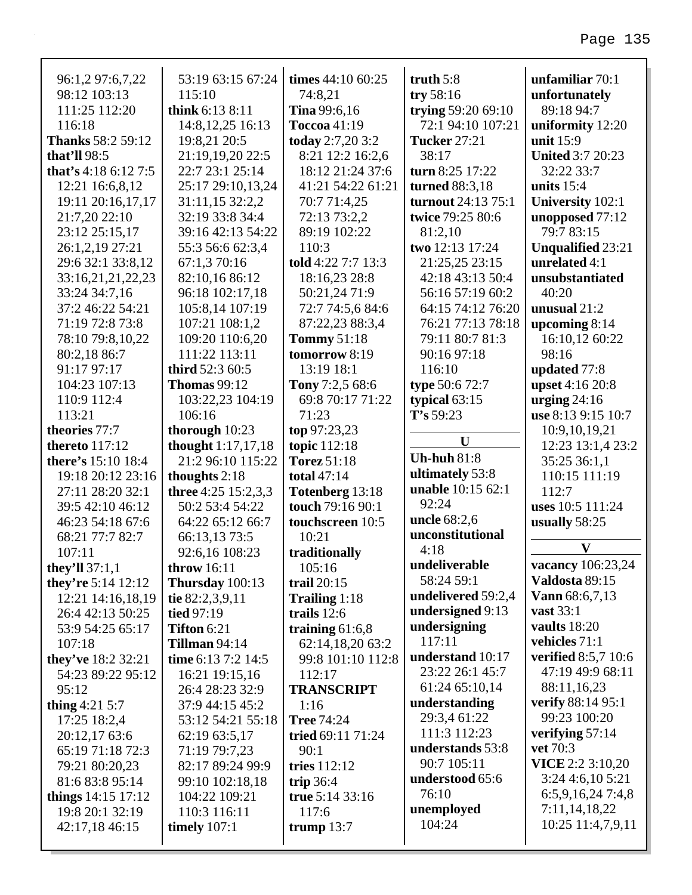96:1,2 97:6,7,22
98:12 103:13
111:25 112:20
116:18
**Thanks** 58:2 59:12
**that'll** 98:5
**that's** 4:18 6:12 7:5
12:21 16:6,8,12
19:11 20:16,17,17
21:7,20 22:10
23:12 25:15,17
26:1,2,19 27:21
29:6 32:1 33:8,12
33:16,21,21,22,23
33:24 34:7,16
37:2 46:22 54:21
71:19 72:8 73:8
78:10 79:8,10,22
80:2,18 86:7
91:17 97:17
104:23 107:13
110:9 112:4
113:21
**theories** 77:7
**thereto** 117:12
**there's** 15:10 18:4
19:18 20:12 23:16
27:11 28:20 32:1
39:5 42:10 46:12
46:23 54:18 67:6
68:21 77:7 82:7
107:11
**they'll** 37:1,1
**they're** 5:14 12:12
12:21 14:16,18,19
26:4 42:13 50:25
53:9 54:25 65:17
107:18
**they've** 18:2 32:21
54:23 89:22 95:12
95:12
**thing** 4:21 5:7
17:25 18:2,4
20:12,17 63:6
65:19 71:18 72:3
79:21 80:20,23
81:6 83:8 95:14
**things** 14:15 17:12
19:8 20:1 32:19
42:17,18 46:15
53:19 63:15 67:24
115:10
**think** 6:13 8:11
14:8,12,25 16:13
19:8,21 20:5
21:19,19,20 22:5
22:7 23:1 25:14
25:17 29:10,13,24
31:11,15 32:2,2
32:19 33:8 34:4
39:16 42:13 54:22
55:3 56:6 62:3,4
67:1,3 70:16
82:10,16 86:12
96:18 102:17,18
105:8,14 107:19
107:21 108:1,2
109:20 110:6,20
111:22 113:11
**third** 52:3 60:5
**Thomas** 99:12
103:22,23 104:19
106:16
**thorough** 10:23
**thought** 1:17,17,18
21:2 96:10 115:22
**thoughts** 2:18
**three** 4:25 15:2,3,3
50:2 53:4 54:22
64:22 65:12 66:7
66:13,13 73:5
92:6,16 108:23
**throw** 16:11
**Thursday** 100:13
**tie** 82:2,3,9,11
**tied** 97:19
**Tifton** 6:21
**Tillman** 94:14
**time** 6:13 7:2 14:5
16:21 19:15,16
26:4 28:23 32:9
37:9 44:15 45:2
53:12 54:21 55:18
62:19 63:5,17
71:19 79:7,23
82:17 89:24 99:9
99:10 102:18,18
104:22 109:21
110:3 116:11
**timely** 107:1
**times** 44:10 60:25
74:8,21
**Tina** 99:6,16
**Toccoa** 41:19
**today** 2:7,20 3:2
8:21 12:2 16:2,6
18:12 21:24 37:6
41:21 54:22 61:21
70:7 71:4,25
72:13 73:2,2
89:19 102:22
110:3
**told** 4:22 7:7 13:3
18:16,23 28:8
50:21,24 71:9
72:7 74:5,6 84:6
87:22,23 88:3,4
**Tommy** 51:18
**tomorrow** 8:19
13:19 18:1
**Tony** 7:2,5 68:6
69:8 70:17 71:22
71:23
**top** 97:23,23
**topic** 112:18
**Torez** 51:18
**total** 47:14
**Totenberg** 13:18
**touch** 79:16 90:1
**touchscreen** 10:5
10:21
**traditionally**
105:16
**trail** 20:15
**Trailing** 1:18
**trails** 12:6
**training** 61:6,8
62:14,18,20 63:2
99:8 101:10 112:8
112:17
**TRANSCRIPT**
1:16
**Tree** 74:24
**tried** 69:11 71:24
90:1
**tries** 112:12
**trip** 36:4
**true** 5:14 33:16
117:6
**trump** 13:7
**truth** 5:8
**try** 58:16
**trying** 59:20 69:10
72:1 94:10 107:21
**Tucker** 27:21
38:17
**turn** 8:25 17:22
**turned** 88:3,18
**turnout** 24:13 75:1
**twice** 79:25 80:6
81:2,10
**two** 12:13 17:24
21:25,25 23:15
42:18 43:13 50:4
56:16 57:19 60:2
64:15 74:12 76:20
76:21 77:13 78:18
79:11 80:7 81:3
90:16 97:18
116:10
**type** 50:6 72:7
**typical** 63:15
**T's** 59:23

## U

**Uh-huh** 81:8
**ultimately** 53:8
**unable** 10:15 62:1
92:24
**uncle** 68:2,6
**unconstitutional**
4:18
**undeliverable**
58:24 59:1
**undelivered** 59:2,4
**undersigned** 9:13
**undersigning**
117:11
**understand** 10:17
23:22 26:1 45:7
61:24 65:10,14
**understanding**
29:3,4 61:22
111:3 112:23
**understands** 53:8
90:7 105:11
**understood** 65:6
76:10
**unemployed**
104:24
**unfamiliar** 70:1
**unfortunately**
89:18 94:7
**uniformity** 12:20
**unit** 15:9
**United** 3:7 20:23
32:22 33:7
**units** 15:4
**University** 102:1
**unopposed** 77:12
79:7 83:15
**Unqualified** 23:21
**unrelated** 4:1
**unsubstantiated**
40:20
**unusual** 21:2
**upcoming** 8:14
16:10,12 60:22
98:16
**updated** 77:8
**upset** 4:16 20:8
**urging** 24:16
**use** 8:13 9:15 10:7
10:9,10,19,21
12:23 13:1,4 23:2
35:25 36:1,1
110:15 111:19
112:7
**uses** 10:5 111:24
**usually** 58:25

## V

**vacancy** 106:23,24
**Valdosta** 89:15
**Vann** 68:6,7,13
**vast** 33:1
**vaults** 18:20
**vehicles** 71:1
**verified** 8:5,7 10:6
47:19 49:9 68:11
88:11,16,23
**verify** 88:14 95:1
99:23 100:20
**verifying** 57:14
**vet** 70:3
**VICE** 2:2 3:10,20
3:24 4:6,10 5:21
6:5,9,16,24 7:4,8
7:11,14,18,22
10:25 11:4,7,9,11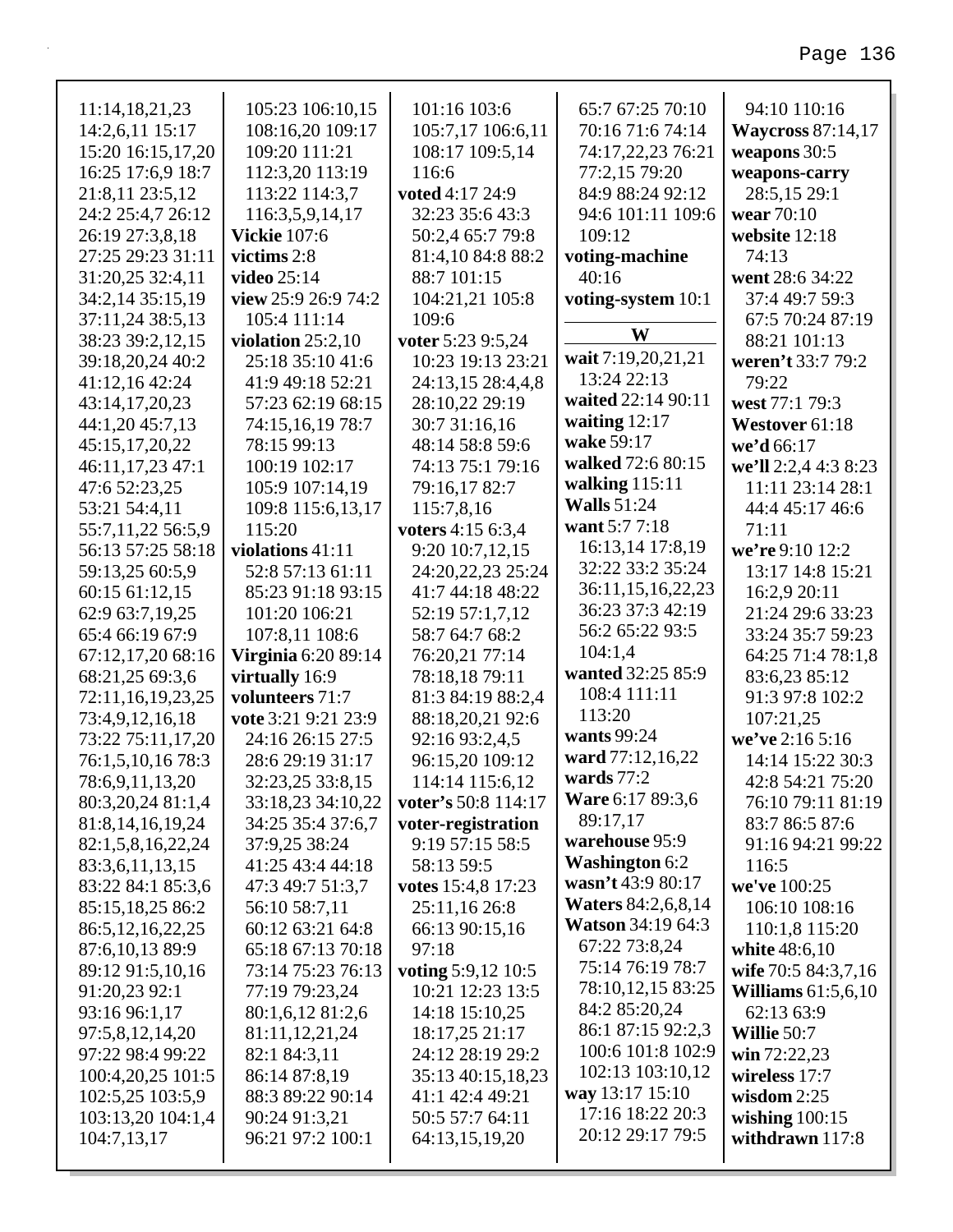11:14,18,21,23
14:2,6,11 15:17
15:20 16:15,17,20
16:25 17:6,9 18:7
21:8,11 23:5,12
24:2 25:4,7 26:12
26:19 27:3,8,18
27:25 29:23 31:11
31:20,25 32:4,11
34:2,14 35:15,19
37:11,24 38:5,13
38:23 39:2,12,15
39:18,20,24 40:2
41:12,16 42:24
43:14,17,20,23
44:1,20 45:7,13
45:15,17,20,22
46:11,17,23 47:1
47:6 52:23,25
53:21 54:4,11
55:7,11,22 56:5,9
56:13 57:25 58:18
59:13,25 60:5,9
60:15 61:12,15
62:9 63:7,19,25
65:4 66:19 67:9
67:12,17,20 68:16
68:21,25 69:3,6
72:11,16,19,23,25
73:4,9,12,16,18
73:22 75:11,17,20
76:1,5,10,16 78:3
78:6,9,11,13,20
80:3,20,24 81:1,4
81:8,14,16,19,24
82:1,5,8,16,22,24
83:3,6,11,13,15
83:22 84:1 85:3,6
85:15,18,25 86:2
86:5,12,16,22,25
87:6,10,13 89:9
89:12 91:5,10,16
91:20,23 92:1
93:16 96:1,17
97:5,8,12,14,20
97:22 98:4 99:22
100:4,20,25 101:5
102:5,25 103:5,9
103:13,20 104:1,4
104:7,13,17
105:23 106:10,15
108:16,20 109:17
109:20 111:21
112:3,20 113:19
113:22 114:3,7
116:3,5,9,14,17

**Vickie** 107:6
**victims** 2:8
**video** 25:14
**view** 25:9 26:9 74:2
105:4 111:14
**violation** 25:2,10
25:18 35:10 41:6
41:9 49:18 52:21
57:23 62:19 68:15
74:15,16,19 78:7
78:15 99:13
100:19 102:17
105:9 107:14,19
109:8 115:6,13,17
115:20
**violations** 41:11
52:8 57:13 61:11
85:23 91:18 93:15
101:20 106:21
107:8,11 108:6
**Virginia** 6:20 89:14
**virtually** 16:9
**volunteers** 71:7
**vote** 3:21 9:21 23:9
24:16 26:15 27:5
28:6 29:19 31:17
32:23,25 33:8,15
33:18,23 34:10,22
34:25 35:4 37:6,7
37:9,25 38:24
41:25 43:4 44:18
47:3 49:7 51:3,7
56:10 58:7,11
60:12 63:21 64:8
65:18 67:13 70:18
73:14 75:23 76:13
77:19 79:23,24
80:1,6,12 81:2,6
81:11,12,21,24
82:1 84:3,11
86:14 87:8,19
88:3 89:22 90:14
90:24 91:3,21
96:21 97:2 100:1
101:16 103:6
105:7,17 106:6,11
108:17 109:5,14
116:6
**voted** 4:17 24:9
32:23 35:6 43:3
50:2,4 65:7 79:8
81:4,10 84:8 88:2
88:7 101:15
104:21,21 105:8
109:6
**voter** 5:23 9:5,24
10:23 19:13 23:21
24:13,15 28:4,4,8
28:10,22 29:19
30:7 31:16,16
48:14 58:8 59:6
74:13 75:1 79:16
79:16,17 82:7
115:7,8,16
**voters** 4:15 6:3,4
9:20 10:7,12,15
24:20,22,23 25:24
41:7 44:18 48:22
52:19 57:1,7,12
58:7 64:7 68:2
76:20,21 77:14
78:18,18 79:11
81:3 84:19 88:2,4
88:18,20,21 92:6
92:16 93:2,4,5
96:15,20 109:12
114:14 115:6,12
**voter's** 50:8 114:17
**voter-registration**
9:19 57:15 58:5
58:13 59:5
**votes** 15:4,8 17:23
25:11,16 26:8
66:13 90:15,16
97:18
**voting** 5:9,12 10:5
10:21 12:23 13:5
14:18 15:10,25
18:17,25 21:17
24:12 28:19 29:2
35:13 40:15,18,23
41:1 42:4 49:21
50:5 57:7 64:11
64:13,15,19,20
65:7 67:25 70:10
70:16 71:6 74:14
74:17,22,23 76:21
77:2,15 79:20
84:9 88:24 92:12
94:6 101:11 109:6
109:12
**voting-machine**
40:16
**voting-system** 10:1

## W

**wait** 7:19,20,21,21
13:24 22:13
**waited** 22:14 90:11
**waiting** 12:17
**wake** 59:17
**walked** 72:6 80:15
**walking** 115:11
**Walls** 51:24
**want** 5:7 7:18
16:13,14 17:8,19
32:22 33:2 35:24
36:11,15,16,22,23
36:23 37:3 42:19
56:2 65:22 93:5
104:1,4
**wanted** 32:25 85:9
108:4 111:11
113:20
**wants** 99:24
**ward** 77:12,16,22
**wards** 77:2
**Ware** 6:17 89:3,6
89:17,17
**warehouse** 95:9
**Washington** 6:2
**wasn't** 43:9 80:17
**Waters** 84:2,6,8,14
**Watson** 34:19 64:3
67:22 73:8,24
75:14 76:19 78:7
78:10,12,15 83:25
84:2 85:20,24
86:1 87:15 92:2,3
100:6 101:8 102:9
102:13 103:10,12
**way** 13:17 15:10
17:16 18:22 20:3
20:12 29:17 79:5
94:10 110:16
**Waycross** 87:14,17
**weapons** 30:5
**weapons-carry**
28:5,15 29:1
**wear** 70:10
**website** 12:18
74:13
**went** 28:6 34:22
37:4 49:7 59:3
67:5 70:24 87:19
88:21 101:13
**weren't** 33:7 79:2
79:22
**west** 77:1 79:3
**Westover** 61:18
**we'd** 66:17
**we'll** 2:2,4 4:3 8:23
11:11 23:14 28:1
44:4 45:17 46:6
71:11
**we're** 9:10 12:2
13:17 14:8 15:21
16:2,9 20:11
21:24 29:6 33:23
33:24 35:7 59:23
64:25 71:4 78:1,8
83:6,23 85:12
91:3 97:8 102:2
107:21,25
**we've** 2:16 5:16
14:14 15:22 30:3
42:8 54:21 75:20
76:10 79:11 81:19
83:7 86:5 87:6
91:16 94:21 99:22
116:5
**we've** 100:25
106:10 108:16
110:1,8 115:20
**white** 48:6,10
**wife** 70:5 84:3,7,16
**Williams** 61:5,6,10
62:13 63:9
**Willie** 50:7
**win** 72:22,23
**wireless** 17:7
**wisdom** 2:25
**wishing** 100:15
**withdrawn** 117:8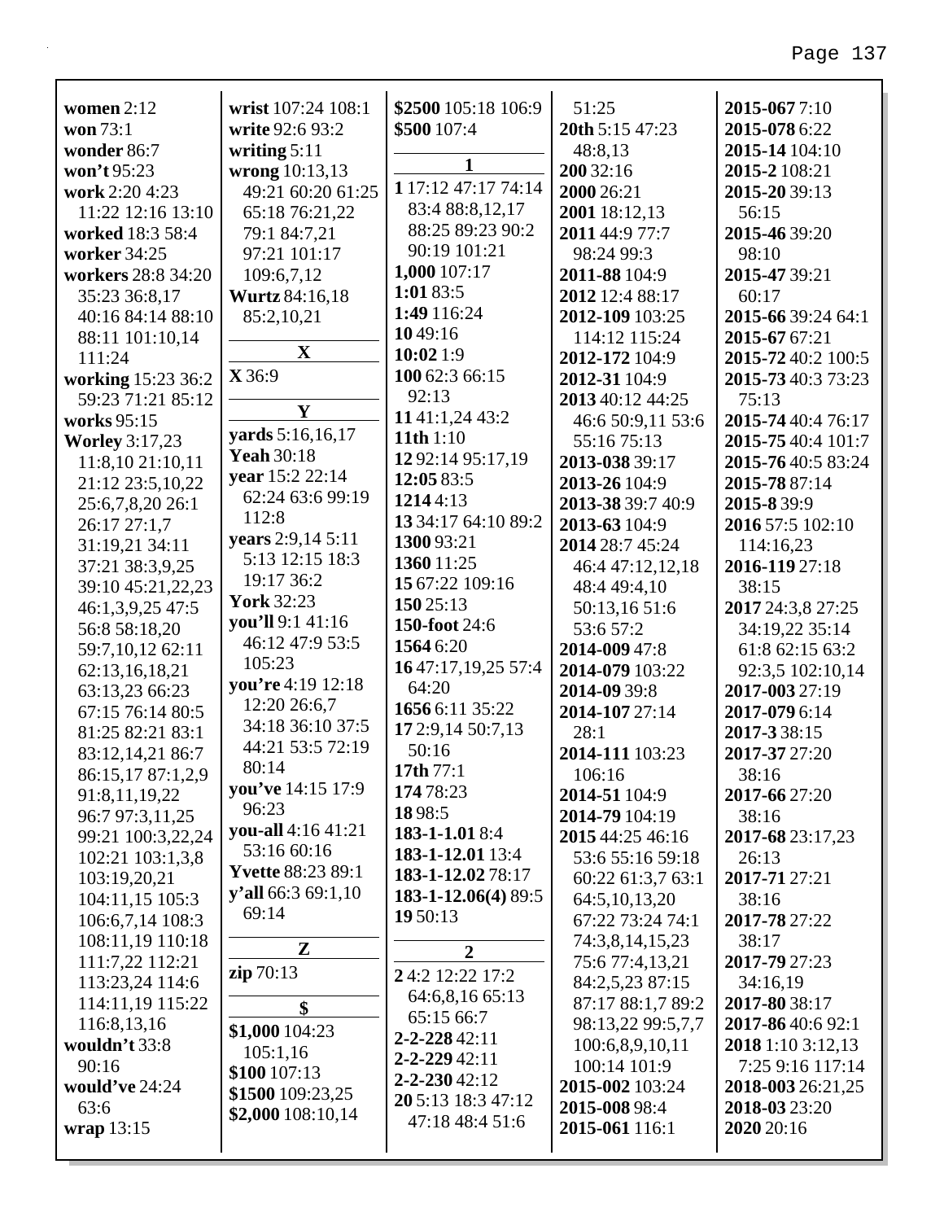**women** 2:12
**won** 73:1
**wonder** 86:7
**won't** 95:23
**work** 2:20 4:23 11:22 12:16 13:10
**worked** 18:3 58:4
**worker** 34:25
**workers** 28:8 34:20 35:23 36:8,17 40:16 84:14 88:10 88:11 101:10,14 111:24
**working** 15:23 36:2 59:23 71:21 85:12
**works** 95:15
**Worley** 3:17,23 11:8,10 21:10,11 21:12 23:5,10,22 25:6,7,8,20 26:1 26:17 27:1,7 31:19,21 34:11 37:21 38:3,9,25 39:10 45:21,22,23 46:1,3,9,25 47:5 56:8 58:18,20 59:7,10,12 62:11 62:13,16,18,21 63:13,23 66:23 67:15 76:14 80:5 81:25 82:21 83:1 83:12,14,21 86:7 86:15,17 87:1,2,9 91:8,11,19,22 96:7 97:3,11,25 99:21 100:3,22,24 102:21 103:1,3,8 103:19,20,21 104:11,15 105:3 106:6,7,14 108:3 108:11,19 110:18 111:7,22 112:21 113:23,24 114:6 114:11,19 115:22 116:8,13,16
**wouldn't** 33:8 90:16
**would've** 24:24 63:6
**wrap** 13:15

**wrist** 107:24 108:1
**write** 92:6 93:2
**writing** 5:11
**wrong** 10:13,13 49:21 60:20 61:25 65:18 76:21,22 79:1 84:7,21 97:21 101:17 109:6,7,12
**Wurtz** 84:16,18 85:2,10,21

**X**

**X** 36:9

**Y**

**yards** 5:16,16,17
**Yeah** 30:18
**year** 15:2 22:14 62:24 63:6 99:19 112:8
**years** 2:9,14 5:11 5:13 12:15 18:3 19:17 36:2
**York** 32:23
**you'll** 9:1 41:16 46:12 47:9 53:5 105:23
**you're** 4:19 12:18 12:20 26:6,7 34:18 36:10 37:5 44:21 53:5 72:19 80:14
**you've** 14:15 17:9 96:23
**you-all** 4:16 41:21 53:16 60:16
**Yvette** 88:23 89:1
**y'all** 66:3 69:1,10 69:14

**Z**

**zip** 70:13

**$**

**$1,000** 104:23 105:1,16
**$100** 107:13
**$1500** 109:23,25
**$2,000** 108:10,14
**$2500** 105:18 106:9
**$500** 107:4

**1**

**1** 17:12 47:17 74:14 83:4 88:8,12,17 88:25 89:23 90:2 90:19 101:21
**1,000** 107:17
**1:01** 83:5
**1:49** 116:24
**10** 49:16
**10:02** 1:9
**100** 62:3 66:15 92:13
**11** 41:1,24 43:2
**11th** 1:10
**12** 92:14 95:17,19
**12:05** 83:5
**1214** 4:13
**13** 34:17 64:10 89:2
**1300** 93:21
**1360** 11:25
**15** 67:22 109:16
**150** 25:13
**150-foot** 24:6
**1564** 6:20
**16** 47:17,19,25 57:4 64:20
**1656** 6:11 35:22
**17** 2:9,14 50:7,13 50:16
**17th** 77:1
**174** 78:23
**18** 98:5
**183-1-1.01** 8:4
**183-1-12.01** 13:4
**183-1-12.02** 78:17
**183-1-12.06(4)** 89:5
**19** 50:13

**2**

**2** 4:2 12:22 17:2 64:6,8,16 65:13 65:15 66:7
**2-2-228** 42:11
**2-2-229** 42:11
**2-2-230** 42:12
**20** 5:13 18:3 47:12 47:18 48:4 51:6 51:25
**20th** 5:15 47:23 48:8,13
**200** 32:16
**2000** 26:21
**2001** 18:12,13
**2011** 44:9 77:7 98:24 99:3
**2011-88** 104:9
**2012** 12:4 88:17
**2012-109** 103:25 114:12 115:24
**2012-172** 104:9
**2012-31** 104:9
**2013** 40:12 44:25 46:6 50:9,11 53:6 55:16 75:13
**2013-038** 39:17
**2013-26** 104:9
**2013-38** 39:7 40:9
**2013-63** 104:9
**2014** 28:7 45:24 46:4 47:12,12,18 48:4 49:4,10 50:13,16 51:6 53:6 57:2
**2014-009** 47:8
**2014-079** 103:22
**2014-09** 39:8
**2014-107** 27:14 28:1
**2014-111** 103:23 106:16
**2014-51** 104:9
**2014-79** 104:19
**2015** 44:25 46:16 53:6 55:16 59:18 60:22 61:3,7 63:1 64:5,10,13,20 67:22 73:24 74:1 74:3,8,14,15,23 75:6 77:4,13,21 84:2,5,23 87:15 87:17 88:1,7 89:2 98:13,22 99:5,7,7 100:6,8,9,10,11 100:14 101:9
**2015-002** 103:24
**2015-008** 98:4
**2015-061** 116:1
**2015-067** 7:10
**2015-078** 6:22
**2015-14** 104:10
**2015-2** 108:21
**2015-20** 39:13 56:15
**2015-46** 39:20 98:10
**2015-47** 39:21 60:17
**2015-66** 39:24 64:1
**2015-67** 67:21
**2015-72** 40:2 100:5
**2015-73** 40:3 73:23 75:13
**2015-74** 40:4 76:17
**2015-75** 40:4 101:7
**2015-76** 40:5 83:24
**2015-78** 87:14
**2015-8** 39:9
**2016** 57:5 102:10 114:16,23
**2016-119** 27:18 38:15
**2017** 24:3,8 27:25 34:19,22 35:14 61:8 62:15 63:2 92:3,5 102:10,14
**2017-003** 27:19
**2017-079** 6:14
**2017-3** 38:15
**2017-37** 27:20 38:16
**2017-66** 27:20 38:16
**2017-68** 23:17,23 26:13
**2017-71** 27:21 38:16
**2017-78** 27:22 38:17
**2017-79** 27:23 34:16,19
**2017-80** 38:17
**2017-86** 40:6 92:1
**2018** 1:10 3:12,13 7:25 9:16 117:14
**2018-003** 26:21,25
**2018-03** 23:20
**2020** 20:16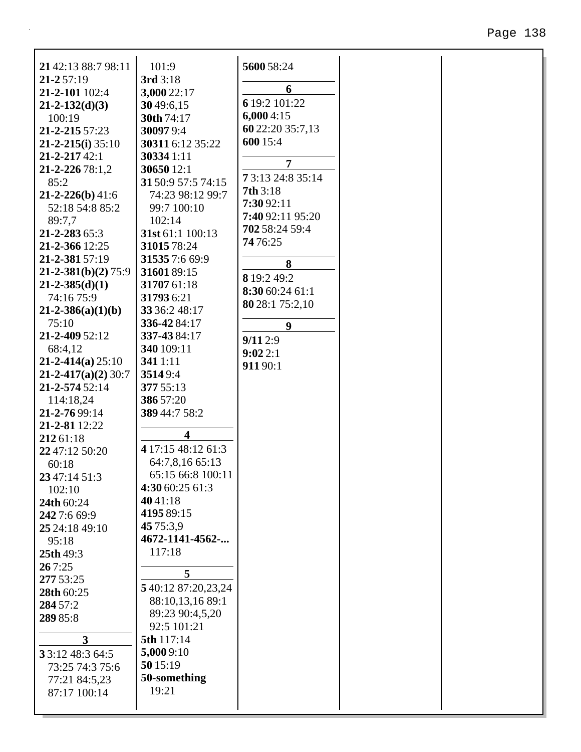**21** 42:13 88:7 98:11 101:9
**21-2** 57:19
**21-2-101** 102:4
**21-2-132(d)(3)** 100:19
**21-2-215** 57:23
**21-2-215(i)** 35:10
**21-2-217** 42:1
**21-2-226** 78:1,2 85:2
**21-2-226(b)** 41:6 52:18 54:8 85:2 89:7,7
**21-2-283** 65:3
**21-2-366** 12:25
**21-2-381** 57:19
**21-2-381(b)(2)** 75:9
**21-2-385(d)(1)** 74:16 75:9
**21-2-386(a)(1)(b)** 75:10
**21-2-409** 52:12 68:4,12
**21-2-414(a)** 25:10
**21-2-417(a)(2)** 30:7
**21-2-574** 52:14 114:18,24
**21-2-76** 99:14
**21-2-81** 12:22
**212** 61:18
**22** 47:12 50:20 60:18
**23** 47:14 51:3 102:10
**24th** 60:24
**242** 7:6 69:9
**25** 24:18 49:10 95:18
**25th** 49:3
**26** 7:25
**277** 53:25
**28th** 60:25
**284** 57:2
**289** 85:8

**3**

**3** 3:12 48:3 64:5 73:25 74:3 75:6 77:21 84:5,23 87:17 100:14
**3rd** 3:18
**3,000** 22:17
**30** 49:6,15
**30th** 74:17
**30097** 9:4
**30311** 6:12 35:22
**30334** 1:11
**30650** 12:1
**31** 50:9 57:5 74:15 74:23 98:12 99:7 99:7 100:10 102:14
**31st** 61:1 100:13
**31015** 78:24
**31535** 7:6 69:9
**31601** 89:15
**31707** 61:18
**31793** 6:21
**33** 36:2 48:17
**336-42** 84:17
**337-43** 84:17
**340** 109:11
**341** 1:11
**3514** 9:4
**377** 55:13
**386** 57:20
**389** 44:7 58:2

**4**

**4** 17:15 48:12 61:3 64:7,8,16 65:13 65:15 66:8 100:11
**4:30** 60:25 61:3
**40** 41:18
**4195** 89:15
**45** 75:3,9
**4672-1141-4562-...** 117:18

**5**

**5** 40:12 87:20,23,24 88:10,13,16 89:1 89:23 90:4,5,20 92:5 101:21
**5th** 117:14
**5,000** 9:10
**50** 15:19
**50-something** 19:21
**5600** 58:24

**6**

**6** 19:2 101:22
**6,000** 4:15
**60** 22:20 35:7,13
**600** 15:4

**7**

**7** 3:13 24:8 35:14
**7th** 3:18
**7:30** 92:11
**7:40** 92:11 95:20
**702** 58:24 59:4
**74** 76:25

**8**

**8** 19:2 49:2
**8:30** 60:24 61:1
**80** 28:1 75:2,10

**9**

**9/11** 2:9
**9:02** 2:1
**911** 90:1